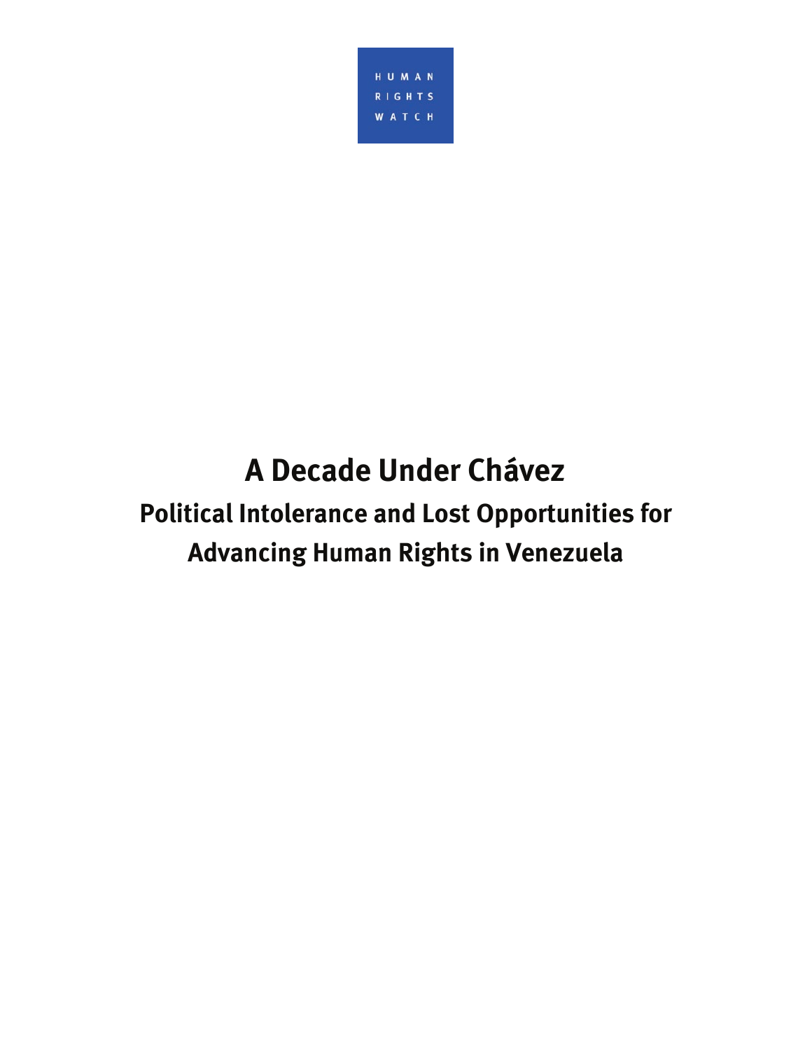HUMAN RIGHTS WATCH

# A Decade Under Chávez

## Political Intolerance and Lost Opportunities for Advancing Human Rights in Venezuela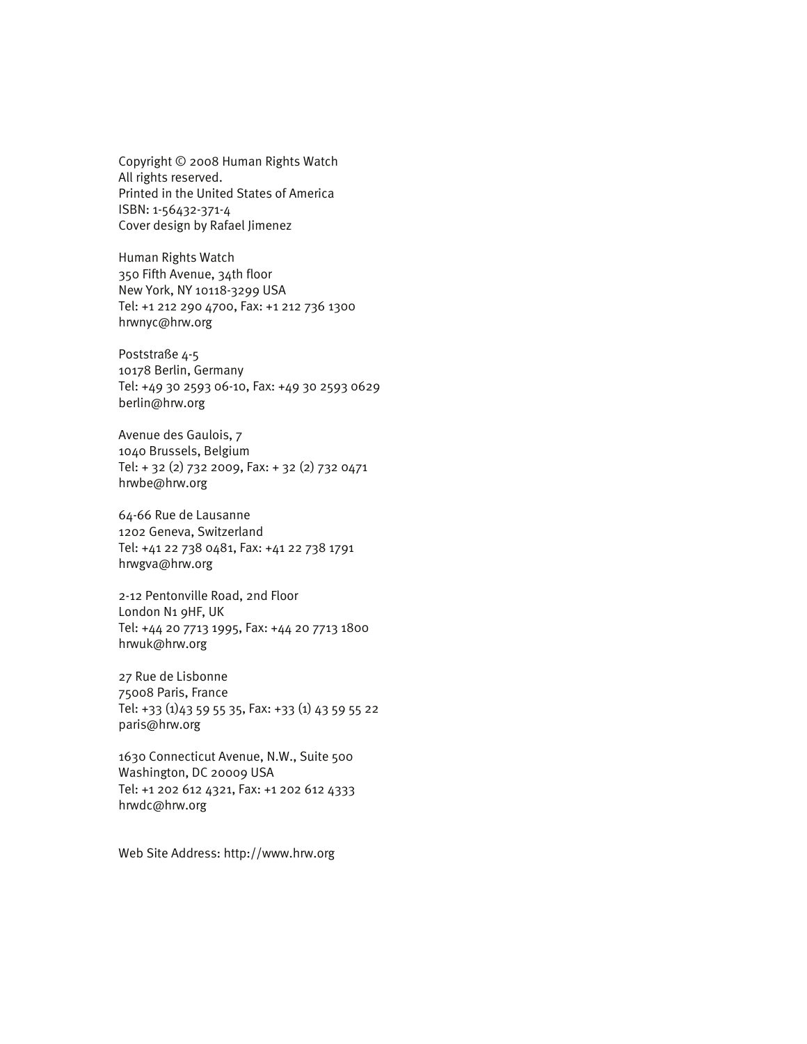Copyright © 2008 Human Rights Watch
All rights reserved.
Printed in the United States of America
ISBN: 1-56432-371-4
Cover design by Rafael Jimenez

Human Rights Watch
350 Fifth Avenue, 34th floor
New York, NY 10118-3299 USA
Tel: +1 212 290 4700, Fax: +1 212 736 1300
hrwnyc@hrw.org

Poststraße 4-5
10178 Berlin, Germany
Tel: +49 30 2593 06-10, Fax: +49 30 2593 0629
berlin@hrw.org

Avenue des Gaulois, 7
1040 Brussels, Belgium
Tel: + 32 (2) 732 2009, Fax: + 32 (2) 732 0471
hrwbe@hrw.org

64-66 Rue de Lausanne
1202 Geneva, Switzerland
Tel: +41 22 738 0481, Fax: +41 22 738 1791
hrwgva@hrw.org

2-12 Pentonville Road, 2nd Floor
London N1 9HF, UK
Tel: +44 20 7713 1995, Fax: +44 20 7713 1800
hrwuk@hrw.org

27 Rue de Lisbonne
75008 Paris, France
Tel: +33 (1)43 59 55 35, Fax: +33 (1) 43 59 55 22
paris@hrw.org

1630 Connecticut Avenue, N.W., Suite 500
Washington, DC 20009 USA
Tel: +1 202 612 4321, Fax: +1 202 612 4333
hrwdc@hrw.org

Web Site Address: http://www.hrw.org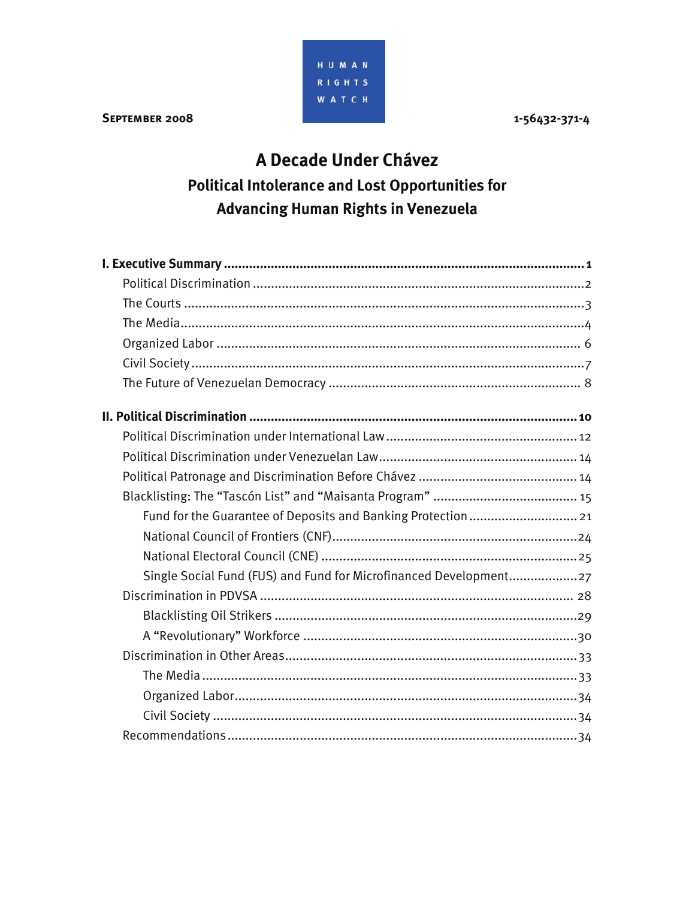Human Rights Watch

September 2008

1-56432-371-4

# A Decade Under Chávez

## Political Intolerance and Lost Opportunities for Advancing Human Rights in Venezuela

**I. Executive Summary** .......... **1**

- Political Discrimination .......... 2
- The Courts .......... 3
- The Media .......... 4
- Organized Labor .......... 6
- Civil Society .......... 7
- The Future of Venezuelan Democracy .......... 8

**II. Political Discrimination** .......... **10**

- Political Discrimination under International Law .......... 12
- Political Discrimination under Venezuelan Law .......... 14
- Political Patronage and Discrimination Before Chávez .......... 14
- Blacklisting: The "Tascón List" and "Maisanta Program" .......... 15
  - Fund for the Guarantee of Deposits and Banking Protection .......... 21
  - National Council of Frontiers (CNF) .......... 24
  - National Electoral Council (CNE) .......... 25
  - Single Social Fund (FUS) and Fund for Microfinanced Development .......... 27
- Discrimination in PDVSA .......... 28
  - Blacklisting Oil Strikers .......... 29
  - A "Revolutionary" Workforce .......... 30
- Discrimination in Other Areas .......... 33
  - The Media .......... 33
  - Organized Labor .......... 34
  - Civil Society .......... 34
- Recommendations .......... 34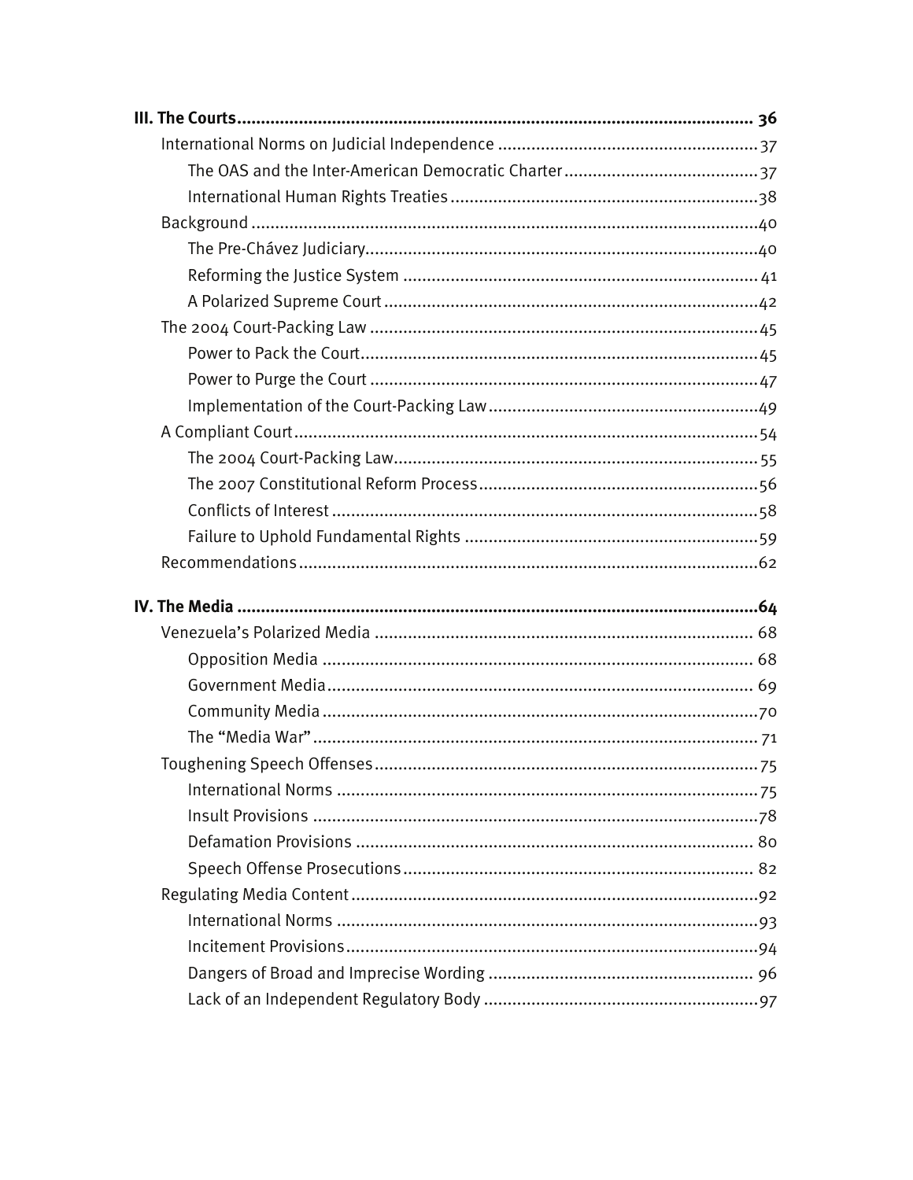**III. The Courts** ........................................................................................................ **36**

International Norms on Judicial Independence ........................................................ 37

The OAS and the Inter-American Democratic Charter ........................................ 37

International Human Rights Treaties ................................................................ 38

Background ........................................................................................................ 40

The Pre-Chávez Judiciary .................................................................................. 40

Reforming the Justice System .......................................................................... 41

A Polarized Supreme Court .............................................................................. 42

The 2004 Court-Packing Law .................................................................................. 45

Power to Pack the Court .................................................................................... 45

Power to Purge the Court .................................................................................. 47

Implementation of the Court-Packing Law ......................................................... 49

A Compliant Court ................................................................................................ 54

The 2004 Court-Packing Law ............................................................................. 55

The 2007 Constitutional Reform Process ........................................................... 56

Conflicts of Interest .......................................................................................... 58

Failure to Uphold Fundamental Rights .............................................................. 59

Recommendations ............................................................................................... 62

**IV. The Media** ........................................................................................................ **64**

Venezuela's Polarized Media ............................................................................... 68

Opposition Media ............................................................................................. 68

Government Media ........................................................................................... 69

Community Media ............................................................................................ 70

The "Media War" ............................................................................................... 71

Toughening Speech Offenses ............................................................................... 75

International Norms ......................................................................................... 75

Insult Provisions .............................................................................................. 78

Defamation Provisions ..................................................................................... 80

Speech Offense Prosecutions ........................................................................... 82

Regulating Media Content .................................................................................... 92

International Norms ......................................................................................... 93

Incitement Provisions ....................................................................................... 94

Dangers of Broad and Imprecise Wording ......................................................... 96

Lack of an Independent Regulatory Body .......................................................... 97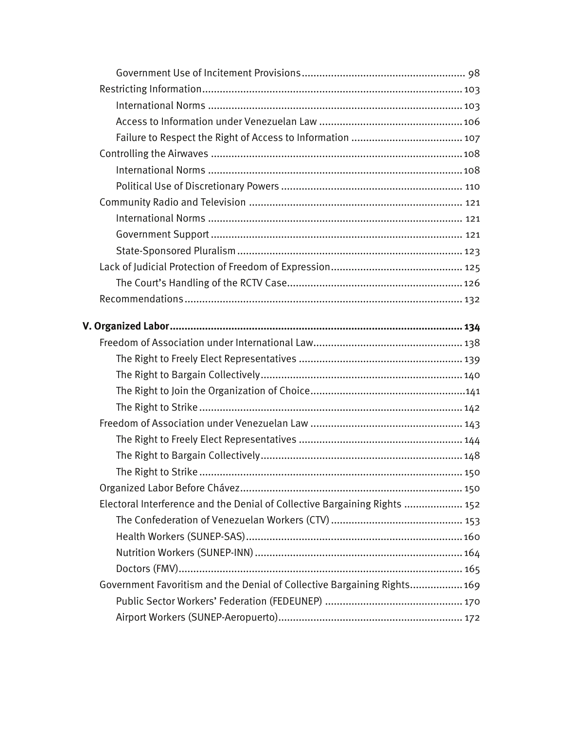Government Use of Incitement Provisions ........................................................ 98

Restricting Information ........................................................................................ 103

International Norms ....................................................................................... 103

Access to Information under Venezuelan Law ................................................. 106

Failure to Respect the Right of Access to Information ...................................... 107

Controlling the Airwaves ...................................................................................... 108

International Norms ....................................................................................... 108

Political Use of Discretionary Powers .............................................................. 110

Community Radio and Television ......................................................................... 121

International Norms ....................................................................................... 121

Government Support ...................................................................................... 121

State-Sponsored Pluralism ............................................................................. 123

Lack of Judicial Protection of Freedom of Expression ............................................ 125

The Court's Handling of the RCTV Case ............................................................ 126

Recommendations ............................................................................................... 132

**V. Organized Labor ................................................................................................ 134**

Freedom of Association under International Law ................................................... 138

The Right to Freely Elect Representatives ........................................................ 139

The Right to Bargain Collectively ..................................................................... 140

The Right to Join the Organization of Choice ..................................................... 141

The Right to Strike .......................................................................................... 142

Freedom of Association under Venezuelan Law .................................................... 143

The Right to Freely Elect Representatives ........................................................ 144

The Right to Bargain Collectively ..................................................................... 148

The Right to Strike .......................................................................................... 150

Organized Labor Before Chávez ............................................................................ 150

Electoral Interference and the Denial of Collective Bargaining Rights .................... 152

The Confederation of Venezuelan Workers (CTV) ............................................. 153

Health Workers (SUNEP-SAS) .......................................................................... 160

Nutrition Workers (SUNEP-INN) ....................................................................... 164

Doctors (FMV) ................................................................................................. 165

Government Favoritism and the Denial of Collective Bargaining Rights .................. 169

Public Sector Workers' Federation (FEDEUNEP) ............................................... 170

Airport Workers (SUNEP-Aeropuerto) ............................................................... 172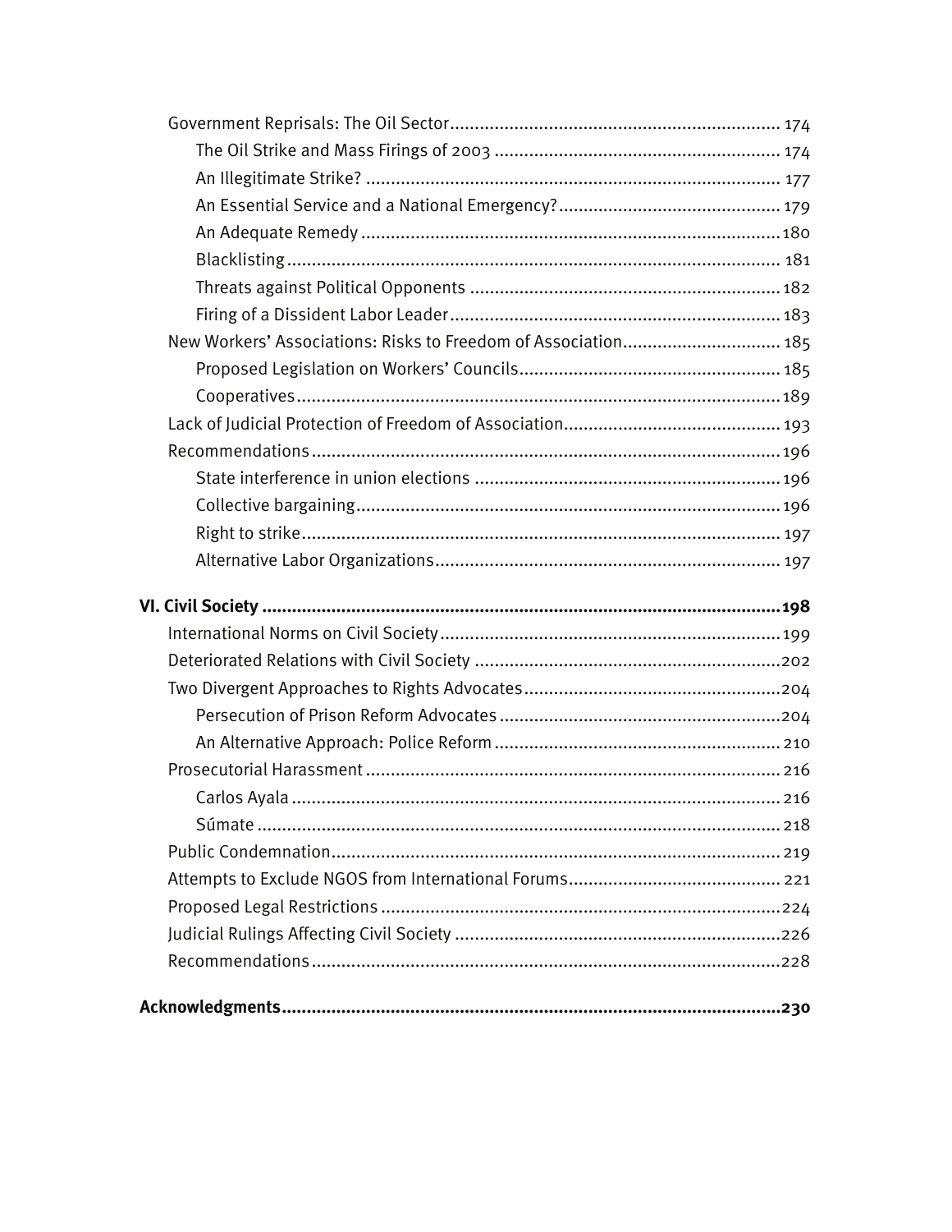Government Reprisals: The Oil Sector .................................................................. 174

The Oil Strike and Mass Firings of 2003 ......................................................... 174

An Illegitimate Strike? ................................................................................... 177

An Essential Service and a National Emergency? ............................................ 179

An Adequate Remedy ..................................................................................... 180

Blacklisting ..................................................................................................... 181

Threats against Political Opponents .............................................................. 182

Firing of a Dissident Labor Leader .................................................................. 183

New Workers' Associations: Risks to Freedom of Association ................................ 185

Proposed Legislation on Workers' Councils .................................................... 185

Cooperatives .................................................................................................. 189

Lack of Judicial Protection of Freedom of Association ............................................ 193

Recommendations ................................................................................................ 196

State interference in union elections .............................................................. 196

Collective bargaining ...................................................................................... 196

Right to strike ................................................................................................. 197

Alternative Labor Organizations ..................................................................... 197

**VI. Civil Society ........................................................................................................ 198**

International Norms on Civil Society .................................................................... 199

Deteriorated Relations with Civil Society .............................................................. 202

Two Divergent Approaches to Rights Advocates .................................................... 204

Persecution of Prison Reform Advocates ......................................................... 204

An Alternative Approach: Police Reform .......................................................... 210

Prosecutorial Harassment .................................................................................... 216

Carlos Ayala ................................................................................................... 216

Súmate ........................................................................................................... 218

Public Condemnation ........................................................................................... 219

Attempts to Exclude NGOS from International Forums ........................................... 221

Proposed Legal Restrictions ................................................................................. 224

Judicial Rulings Affecting Civil Society .................................................................. 226

Recommendations ................................................................................................ 228

**Acknowledgments ..................................................................................................... 230**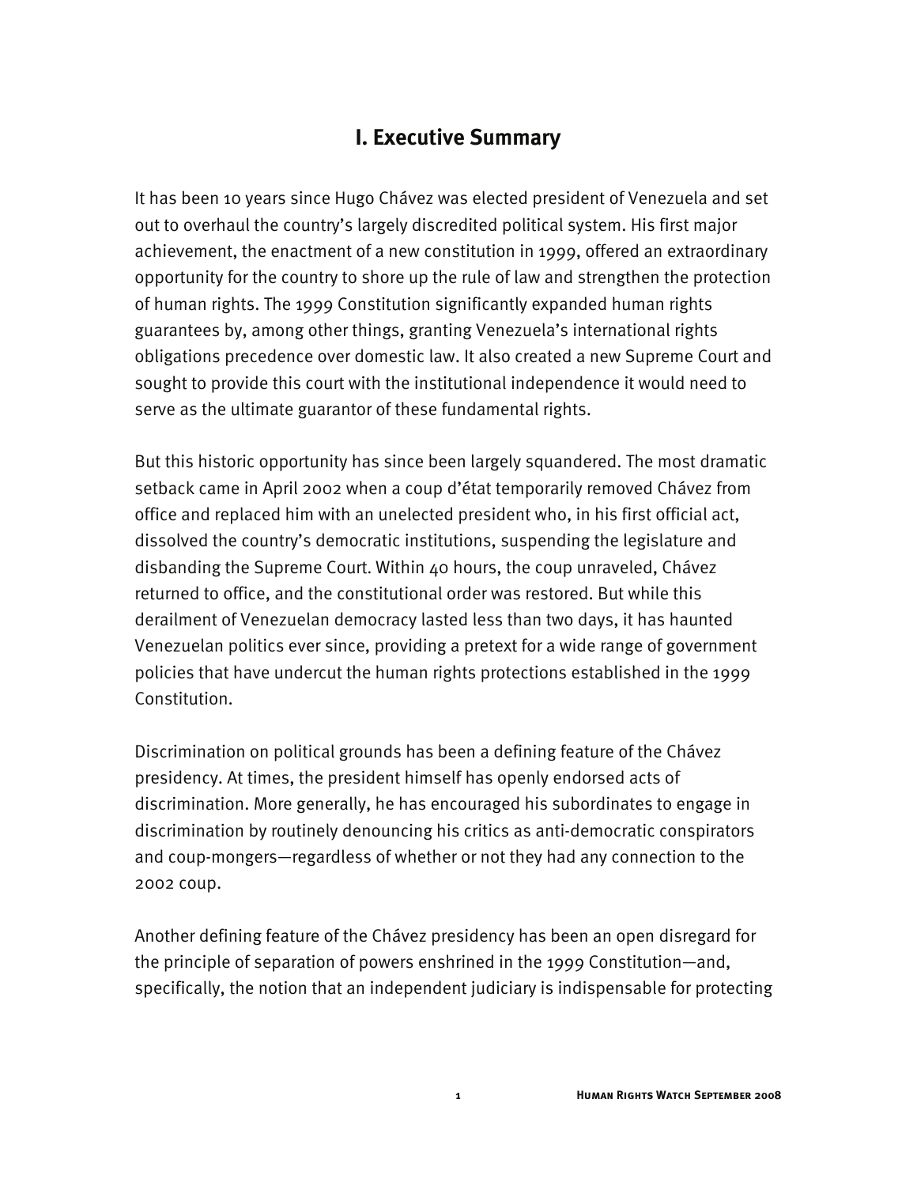## I. Executive Summary

It has been 10 years since Hugo Chávez was elected president of Venezuela and set out to overhaul the country's largely discredited political system. His first major achievement, the enactment of a new constitution in 1999, offered an extraordinary opportunity for the country to shore up the rule of law and strengthen the protection of human rights. The 1999 Constitution significantly expanded human rights guarantees by, among other things, granting Venezuela's international rights obligations precedence over domestic law. It also created a new Supreme Court and sought to provide this court with the institutional independence it would need to serve as the ultimate guarantor of these fundamental rights.

But this historic opportunity has since been largely squandered. The most dramatic setback came in April 2002 when a coup d'état temporarily removed Chávez from office and replaced him with an unelected president who, in his first official act, dissolved the country's democratic institutions, suspending the legislature and disbanding the Supreme Court. Within 40 hours, the coup unraveled, Chávez returned to office, and the constitutional order was restored. But while this derailment of Venezuelan democracy lasted less than two days, it has haunted Venezuelan politics ever since, providing a pretext for a wide range of government policies that have undercut the human rights protections established in the 1999 Constitution.

Discrimination on political grounds has been a defining feature of the Chávez presidency. At times, the president himself has openly endorsed acts of discrimination. More generally, he has encouraged his subordinates to engage in discrimination by routinely denouncing his critics as anti-democratic conspirators and coup-mongers—regardless of whether or not they had any connection to the 2002 coup.

Another defining feature of the Chávez presidency has been an open disregard for the principle of separation of powers enshrined in the 1999 Constitution—and, specifically, the notion that an independent judiciary is indispensable for protecting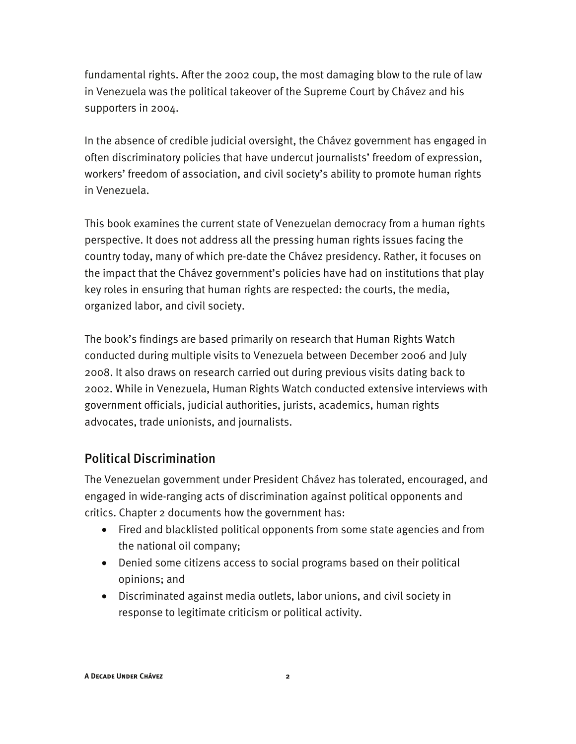fundamental rights. After the 2002 coup, the most damaging blow to the rule of law in Venezuela was the political takeover of the Supreme Court by Chávez and his supporters in 2004.

In the absence of credible judicial oversight, the Chávez government has engaged in often discriminatory policies that have undercut journalists' freedom of expression, workers' freedom of association, and civil society's ability to promote human rights in Venezuela.

This book examines the current state of Venezuelan democracy from a human rights perspective. It does not address all the pressing human rights issues facing the country today, many of which pre-date the Chávez presidency. Rather, it focuses on the impact that the Chávez government's policies have had on institutions that play key roles in ensuring that human rights are respected: the courts, the media, organized labor, and civil society.

The book's findings are based primarily on research that Human Rights Watch conducted during multiple visits to Venezuela between December 2006 and July 2008. It also draws on research carried out during previous visits dating back to 2002. While in Venezuela, Human Rights Watch conducted extensive interviews with government officials, judicial authorities, jurists, academics, human rights advocates, trade unionists, and journalists.

## Political Discrimination

The Venezuelan government under President Chávez has tolerated, encouraged, and engaged in wide-ranging acts of discrimination against political opponents and critics. Chapter 2 documents how the government has:

- Fired and blacklisted political opponents from some state agencies and from the national oil company;
- Denied some citizens access to social programs based on their political opinions; and
- Discriminated against media outlets, labor unions, and civil society in response to legitimate criticism or political activity.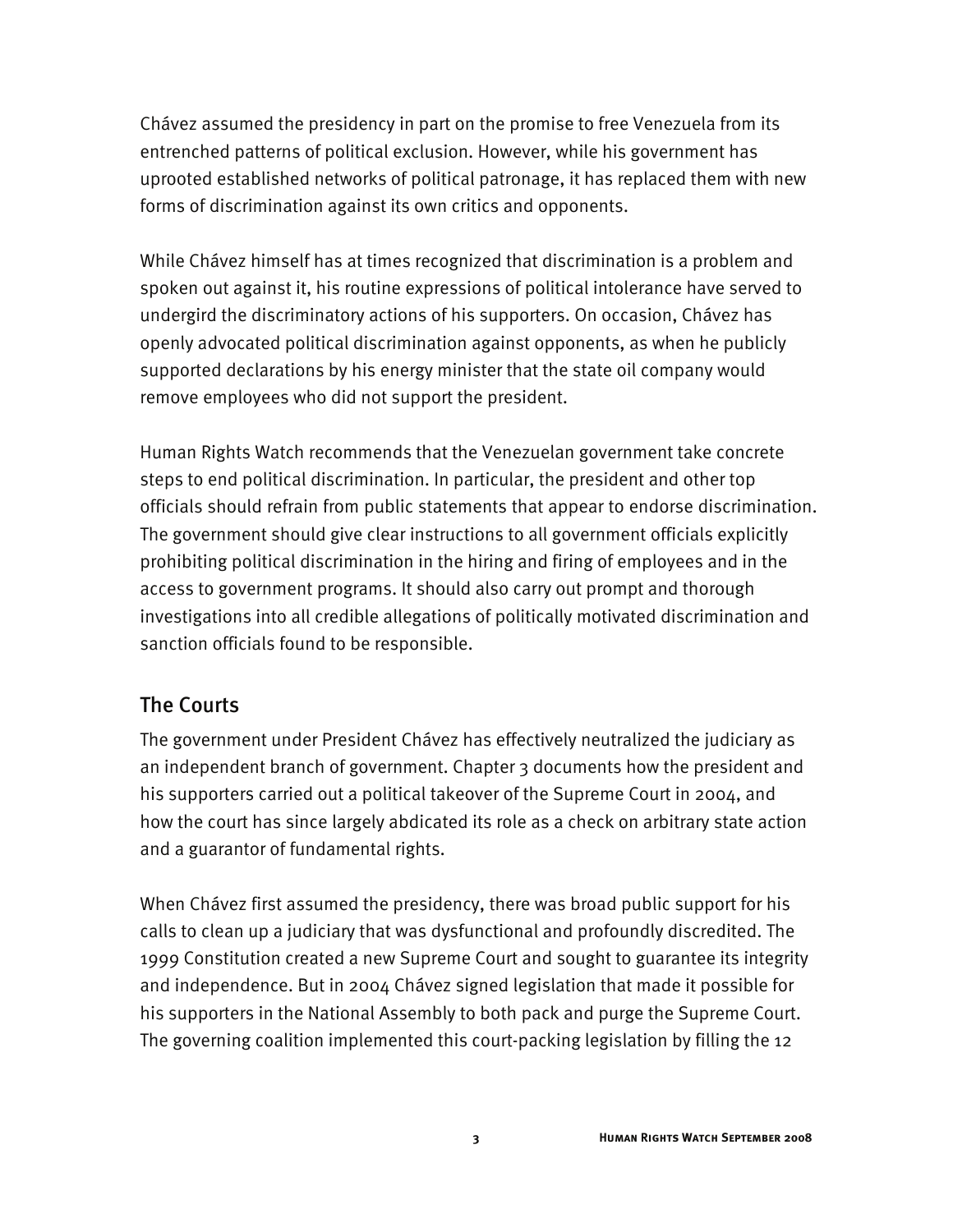Chávez assumed the presidency in part on the promise to free Venezuela from its entrenched patterns of political exclusion. However, while his government has uprooted established networks of political patronage, it has replaced them with new forms of discrimination against its own critics and opponents.

While Chávez himself has at times recognized that discrimination is a problem and spoken out against it, his routine expressions of political intolerance have served to undergird the discriminatory actions of his supporters. On occasion, Chávez has openly advocated political discrimination against opponents, as when he publicly supported declarations by his energy minister that the state oil company would remove employees who did not support the president.

Human Rights Watch recommends that the Venezuelan government take concrete steps to end political discrimination. In particular, the president and other top officials should refrain from public statements that appear to endorse discrimination. The government should give clear instructions to all government officials explicitly prohibiting political discrimination in the hiring and firing of employees and in the access to government programs. It should also carry out prompt and thorough investigations into all credible allegations of politically motivated discrimination and sanction officials found to be responsible.

## The Courts

The government under President Chávez has effectively neutralized the judiciary as an independent branch of government. Chapter 3 documents how the president and his supporters carried out a political takeover of the Supreme Court in 2004, and how the court has since largely abdicated its role as a check on arbitrary state action and a guarantor of fundamental rights.

When Chávez first assumed the presidency, there was broad public support for his calls to clean up a judiciary that was dysfunctional and profoundly discredited. The 1999 Constitution created a new Supreme Court and sought to guarantee its integrity and independence. But in 2004 Chávez signed legislation that made it possible for his supporters in the National Assembly to both pack and purge the Supreme Court. The governing coalition implemented this court-packing legislation by filling the 12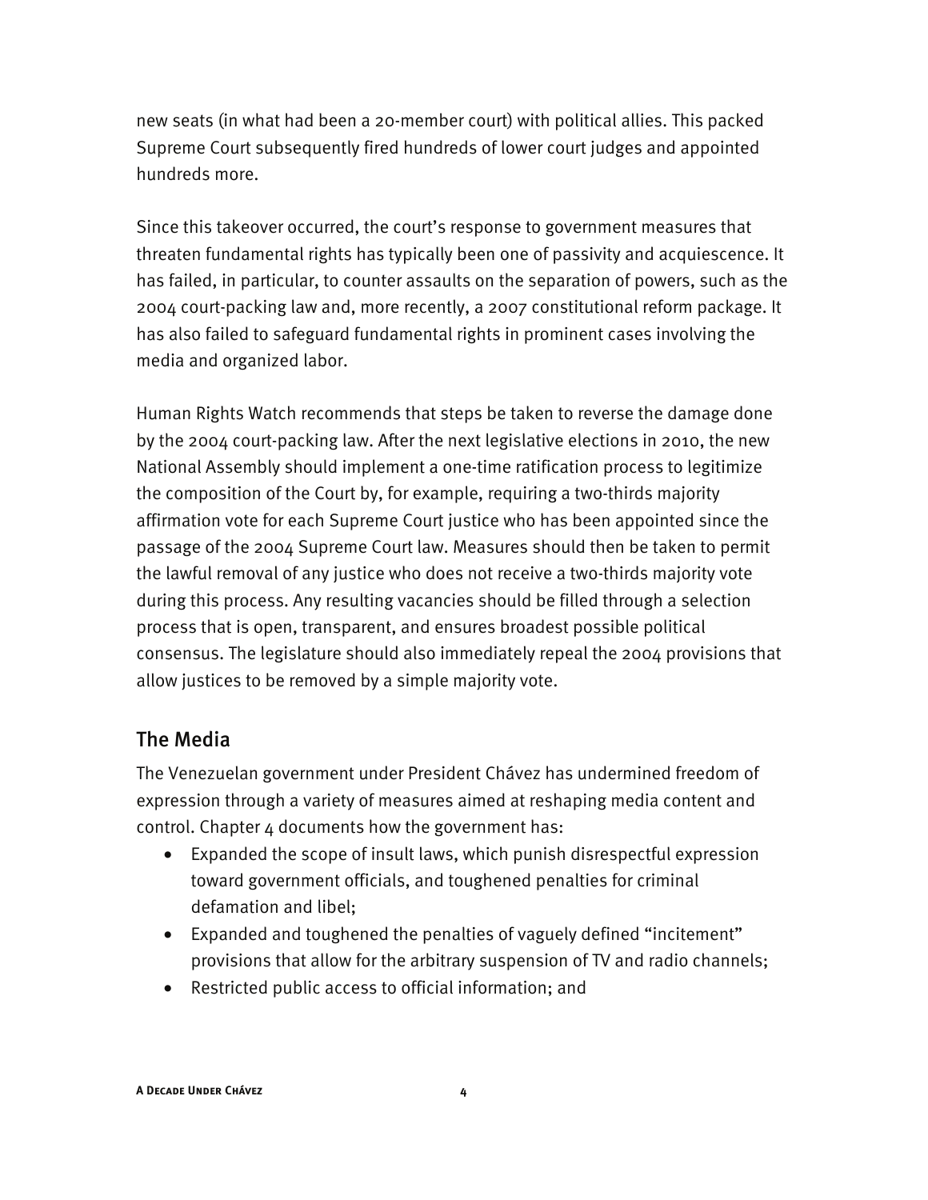new seats (in what had been a 20-member court) with political allies. This packed Supreme Court subsequently fired hundreds of lower court judges and appointed hundreds more.

Since this takeover occurred, the court's response to government measures that threaten fundamental rights has typically been one of passivity and acquiescence. It has failed, in particular, to counter assaults on the separation of powers, such as the 2004 court-packing law and, more recently, a 2007 constitutional reform package. It has also failed to safeguard fundamental rights in prominent cases involving the media and organized labor.

Human Rights Watch recommends that steps be taken to reverse the damage done by the 2004 court-packing law. After the next legislative elections in 2010, the new National Assembly should implement a one-time ratification process to legitimize the composition of the Court by, for example, requiring a two-thirds majority affirmation vote for each Supreme Court justice who has been appointed since the passage of the 2004 Supreme Court law. Measures should then be taken to permit the lawful removal of any justice who does not receive a two-thirds majority vote during this process. Any resulting vacancies should be filled through a selection process that is open, transparent, and ensures broadest possible political consensus. The legislature should also immediately repeal the 2004 provisions that allow justices to be removed by a simple majority vote.

## The Media

The Venezuelan government under President Chávez has undermined freedom of expression through a variety of measures aimed at reshaping media content and control. Chapter 4 documents how the government has:

- Expanded the scope of insult laws, which punish disrespectful expression toward government officials, and toughened penalties for criminal defamation and libel;
- Expanded and toughened the penalties of vaguely defined "incitement" provisions that allow for the arbitrary suspension of TV and radio channels;
- Restricted public access to official information; and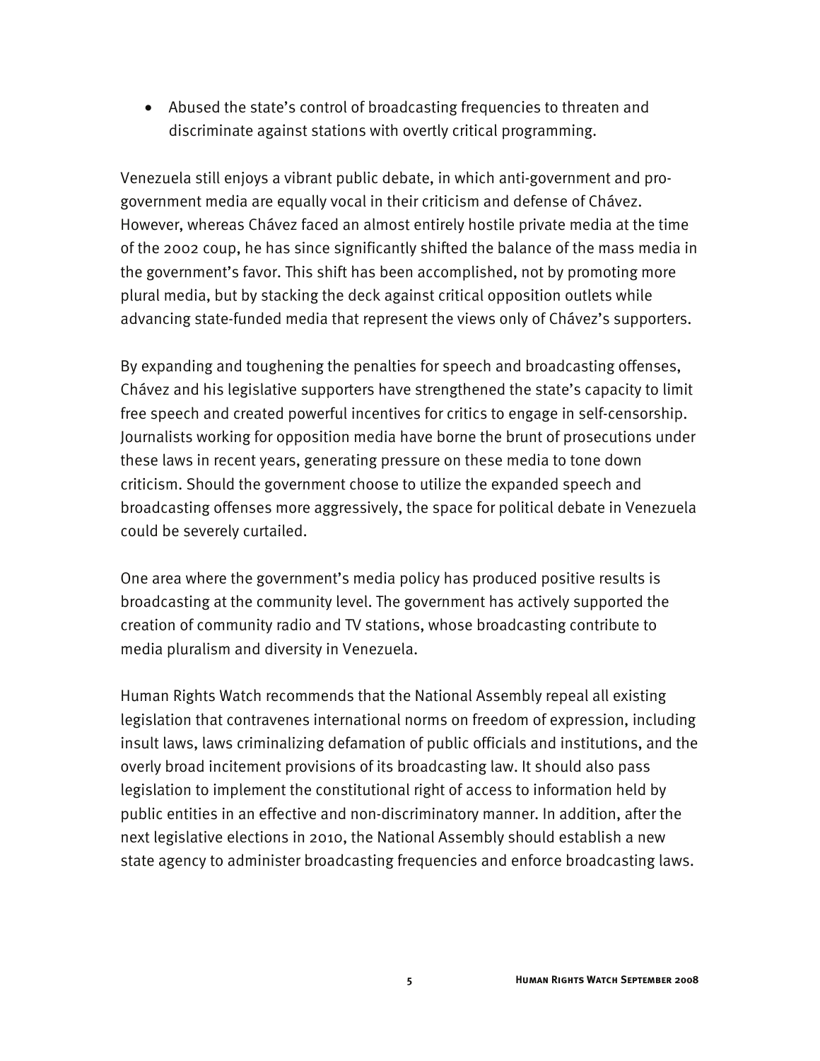- Abused the state's control of broadcasting frequencies to threaten and discriminate against stations with overtly critical programming.

Venezuela still enjoys a vibrant public debate, in which anti-government and pro-government media are equally vocal in their criticism and defense of Chávez. However, whereas Chávez faced an almost entirely hostile private media at the time of the 2002 coup, he has since significantly shifted the balance of the mass media in the government's favor. This shift has been accomplished, not by promoting more plural media, but by stacking the deck against critical opposition outlets while advancing state-funded media that represent the views only of Chávez's supporters.

By expanding and toughening the penalties for speech and broadcasting offenses, Chávez and his legislative supporters have strengthened the state's capacity to limit free speech and created powerful incentives for critics to engage in self-censorship. Journalists working for opposition media have borne the brunt of prosecutions under these laws in recent years, generating pressure on these media to tone down criticism. Should the government choose to utilize the expanded speech and broadcasting offenses more aggressively, the space for political debate in Venezuela could be severely curtailed.

One area where the government's media policy has produced positive results is broadcasting at the community level. The government has actively supported the creation of community radio and TV stations, whose broadcasting contribute to media pluralism and diversity in Venezuela.

Human Rights Watch recommends that the National Assembly repeal all existing legislation that contravenes international norms on freedom of expression, including insult laws, laws criminalizing defamation of public officials and institutions, and the overly broad incitement provisions of its broadcasting law. It should also pass legislation to implement the constitutional right of access to information held by public entities in an effective and non-discriminatory manner. In addition, after the next legislative elections in 2010, the National Assembly should establish a new state agency to administer broadcasting frequencies and enforce broadcasting laws.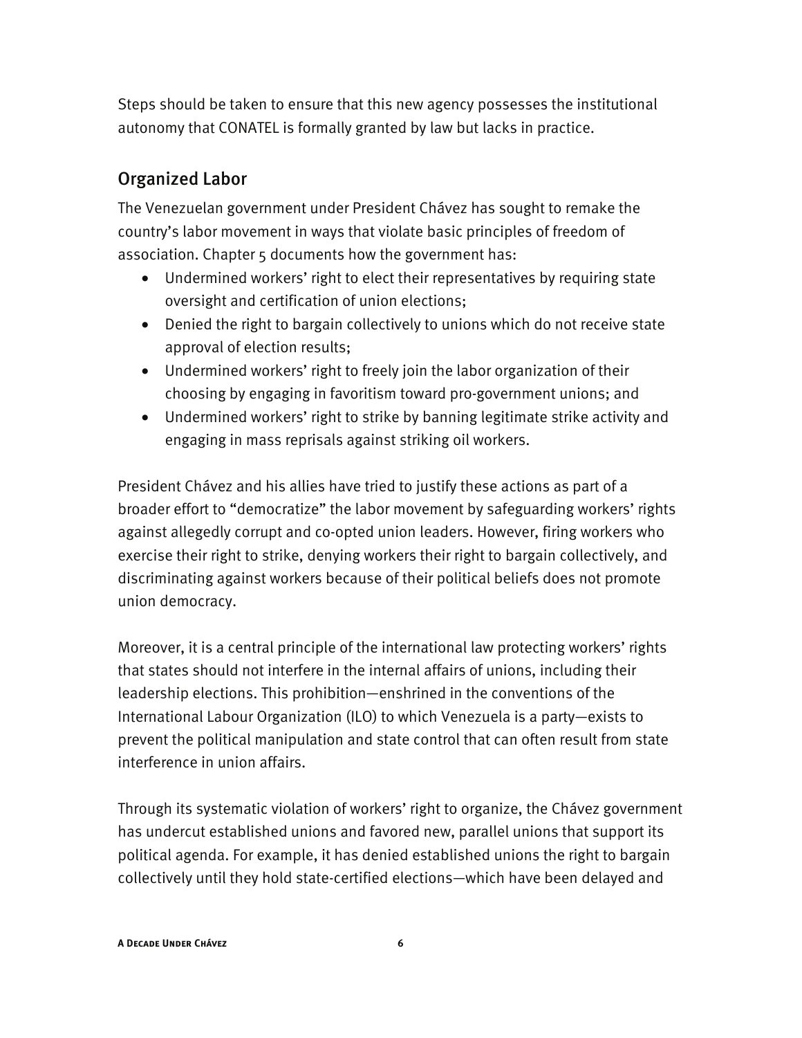Steps should be taken to ensure that this new agency possesses the institutional autonomy that CONATEL is formally granted by law but lacks in practice.

## Organized Labor

The Venezuelan government under President Chávez has sought to remake the country's labor movement in ways that violate basic principles of freedom of association. Chapter 5 documents how the government has:

- Undermined workers' right to elect their representatives by requiring state oversight and certification of union elections;
- Denied the right to bargain collectively to unions which do not receive state approval of election results;
- Undermined workers' right to freely join the labor organization of their choosing by engaging in favoritism toward pro-government unions; and
- Undermined workers' right to strike by banning legitimate strike activity and engaging in mass reprisals against striking oil workers.

President Chávez and his allies have tried to justify these actions as part of a broader effort to "democratize" the labor movement by safeguarding workers' rights against allegedly corrupt and co-opted union leaders. However, firing workers who exercise their right to strike, denying workers their right to bargain collectively, and discriminating against workers because of their political beliefs does not promote union democracy.

Moreover, it is a central principle of the international law protecting workers' rights that states should not interfere in the internal affairs of unions, including their leadership elections. This prohibition—enshrined in the conventions of the International Labour Organization (ILO) to which Venezuela is a party—exists to prevent the political manipulation and state control that can often result from state interference in union affairs.

Through its systematic violation of workers' right to organize, the Chávez government has undercut established unions and favored new, parallel unions that support its political agenda. For example, it has denied established unions the right to bargain collectively until they hold state-certified elections—which have been delayed and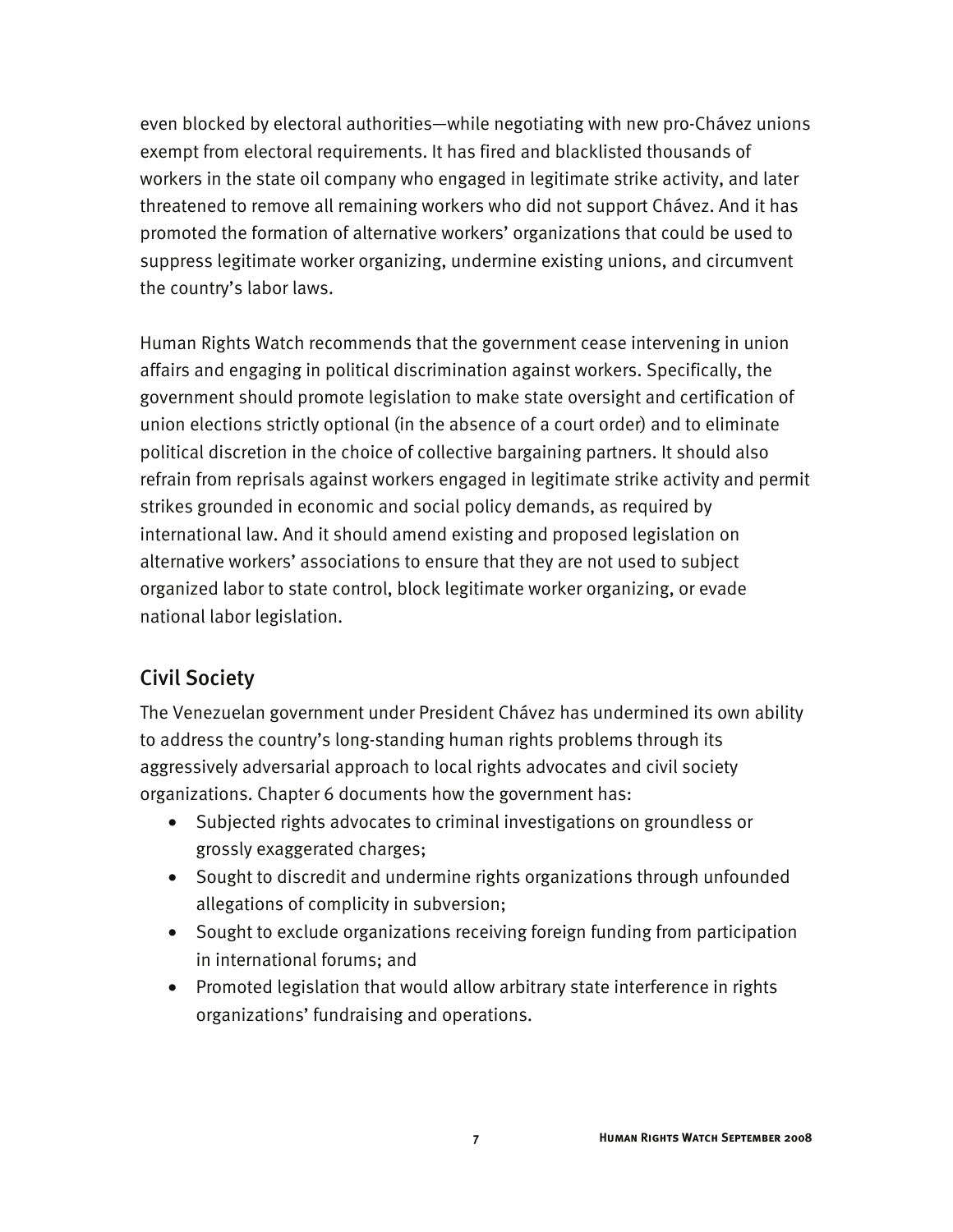even blocked by electoral authorities—while negotiating with new pro-Chávez unions exempt from electoral requirements. It has fired and blacklisted thousands of workers in the state oil company who engaged in legitimate strike activity, and later threatened to remove all remaining workers who did not support Chávez. And it has promoted the formation of alternative workers' organizations that could be used to suppress legitimate worker organizing, undermine existing unions, and circumvent the country's labor laws.

Human Rights Watch recommends that the government cease intervening in union affairs and engaging in political discrimination against workers. Specifically, the government should promote legislation to make state oversight and certification of union elections strictly optional (in the absence of a court order) and to eliminate political discretion in the choice of collective bargaining partners. It should also refrain from reprisals against workers engaged in legitimate strike activity and permit strikes grounded in economic and social policy demands, as required by international law. And it should amend existing and proposed legislation on alternative workers' associations to ensure that they are not used to subject organized labor to state control, block legitimate worker organizing, or evade national labor legislation.

## Civil Society

The Venezuelan government under President Chávez has undermined its own ability to address the country's long-standing human rights problems through its aggressively adversarial approach to local rights advocates and civil society organizations. Chapter 6 documents how the government has:

- Subjected rights advocates to criminal investigations on groundless or grossly exaggerated charges;
- Sought to discredit and undermine rights organizations through unfounded allegations of complicity in subversion;
- Sought to exclude organizations receiving foreign funding from participation in international forums; and
- Promoted legislation that would allow arbitrary state interference in rights organizations' fundraising and operations.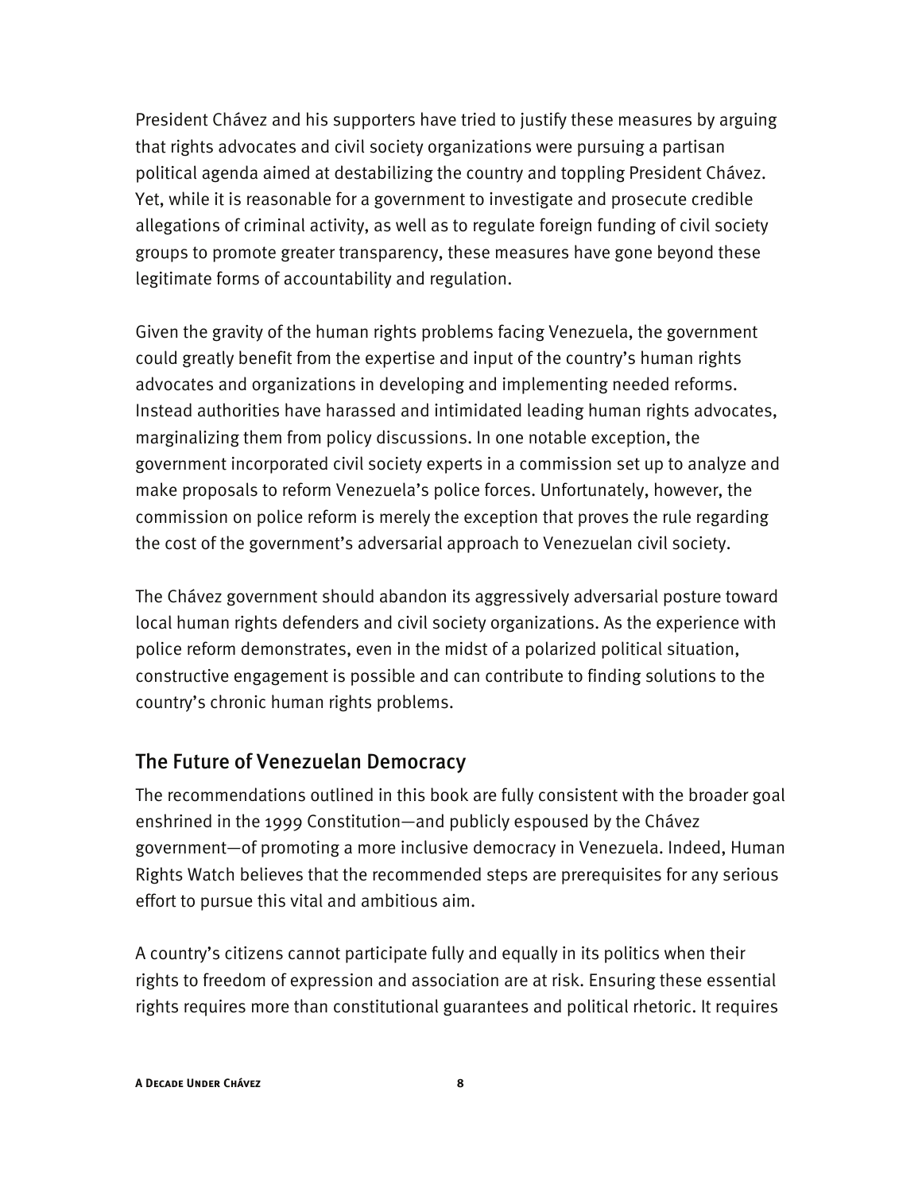President Chávez and his supporters have tried to justify these measures by arguing that rights advocates and civil society organizations were pursuing a partisan political agenda aimed at destabilizing the country and toppling President Chávez. Yet, while it is reasonable for a government to investigate and prosecute credible allegations of criminal activity, as well as to regulate foreign funding of civil society groups to promote greater transparency, these measures have gone beyond these legitimate forms of accountability and regulation.

Given the gravity of the human rights problems facing Venezuela, the government could greatly benefit from the expertise and input of the country's human rights advocates and organizations in developing and implementing needed reforms. Instead authorities have harassed and intimidated leading human rights advocates, marginalizing them from policy discussions. In one notable exception, the government incorporated civil society experts in a commission set up to analyze and make proposals to reform Venezuela's police forces. Unfortunately, however, the commission on police reform is merely the exception that proves the rule regarding the cost of the government's adversarial approach to Venezuelan civil society.

The Chávez government should abandon its aggressively adversarial posture toward local human rights defenders and civil society organizations. As the experience with police reform demonstrates, even in the midst of a polarized political situation, constructive engagement is possible and can contribute to finding solutions to the country's chronic human rights problems.

## The Future of Venezuelan Democracy

The recommendations outlined in this book are fully consistent with the broader goal enshrined in the 1999 Constitution—and publicly espoused by the Chávez government—of promoting a more inclusive democracy in Venezuela. Indeed, Human Rights Watch believes that the recommended steps are prerequisites for any serious effort to pursue this vital and ambitious aim.

A country's citizens cannot participate fully and equally in its politics when their rights to freedom of expression and association are at risk. Ensuring these essential rights requires more than constitutional guarantees and political rhetoric. It requires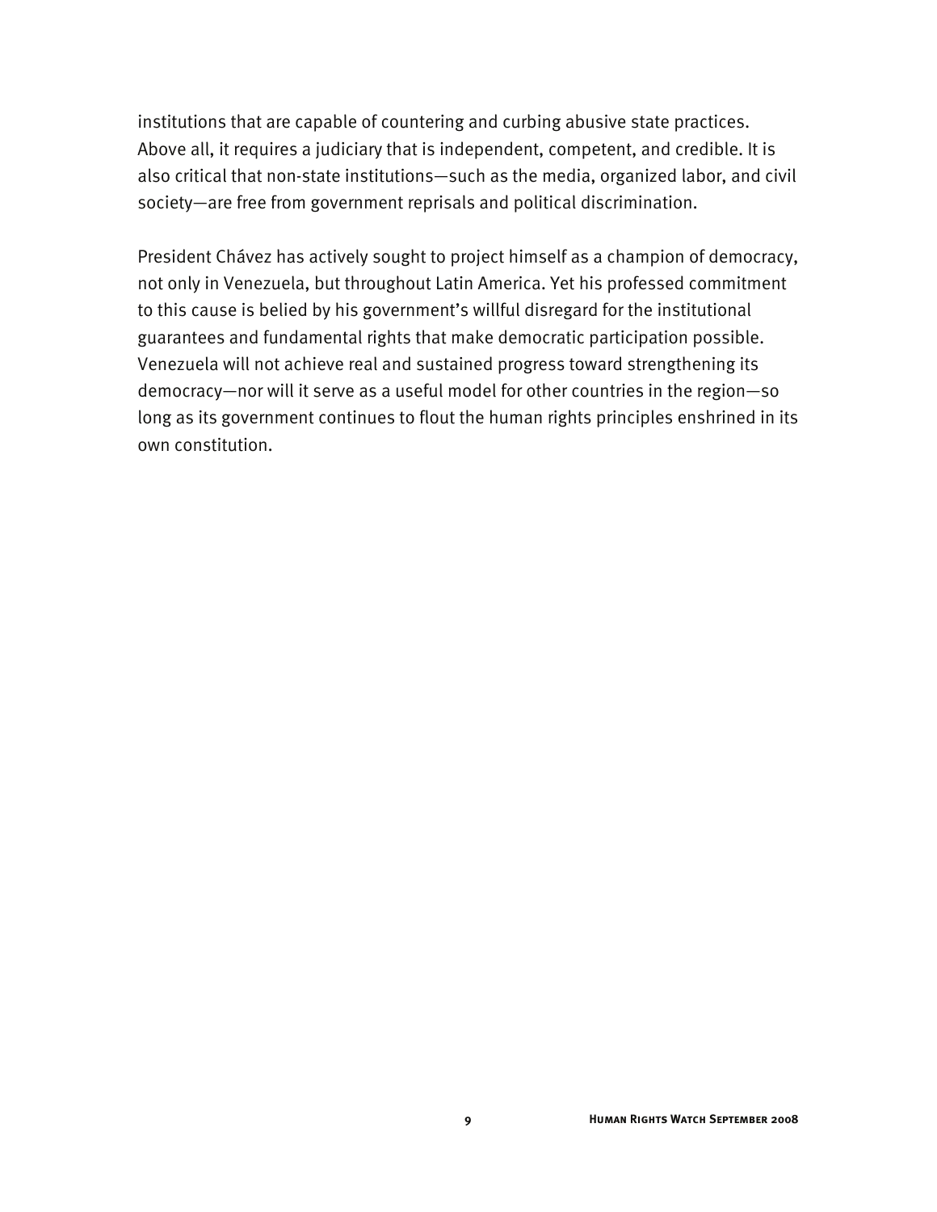institutions that are capable of countering and curbing abusive state practices. Above all, it requires a judiciary that is independent, competent, and credible. It is also critical that non-state institutions—such as the media, organized labor, and civil society—are free from government reprisals and political discrimination.

President Chávez has actively sought to project himself as a champion of democracy, not only in Venezuela, but throughout Latin America. Yet his professed commitment to this cause is belied by his government's willful disregard for the institutional guarantees and fundamental rights that make democratic participation possible. Venezuela will not achieve real and sustained progress toward strengthening its democracy—nor will it serve as a useful model for other countries in the region—so long as its government continues to flout the human rights principles enshrined in its own constitution.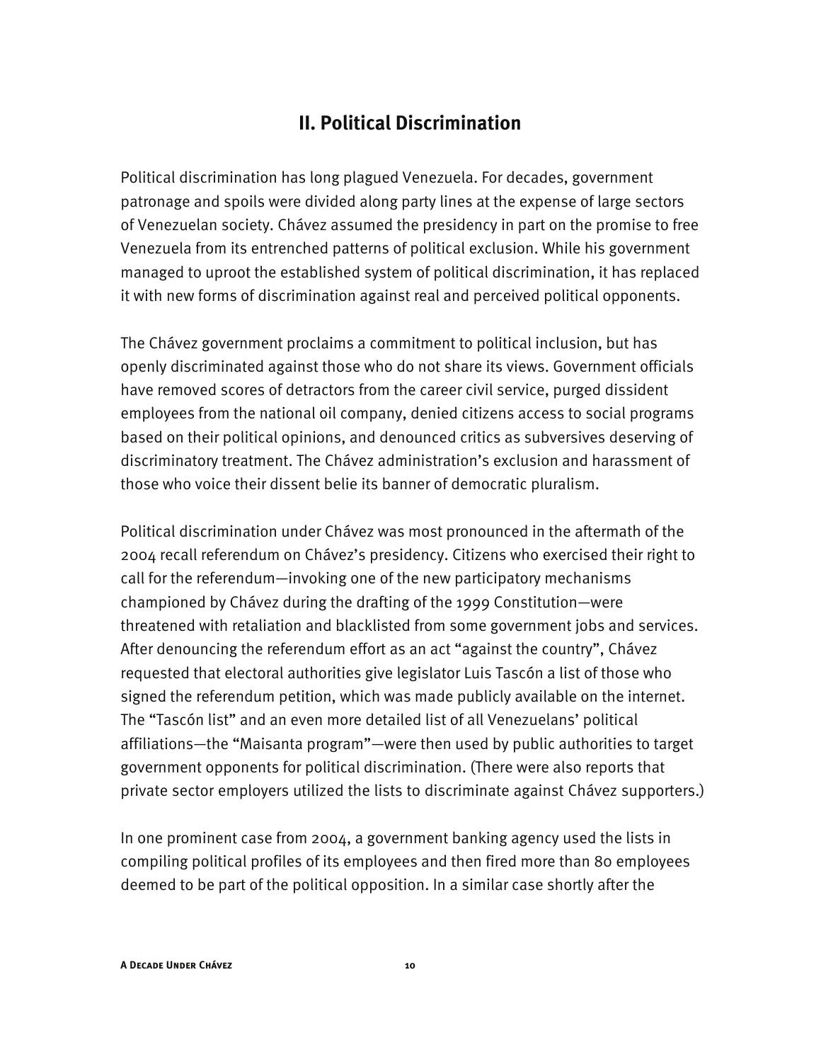## II. Political Discrimination

Political discrimination has long plagued Venezuela. For decades, government patronage and spoils were divided along party lines at the expense of large sectors of Venezuelan society. Chávez assumed the presidency in part on the promise to free Venezuela from its entrenched patterns of political exclusion. While his government managed to uproot the established system of political discrimination, it has replaced it with new forms of discrimination against real and perceived political opponents.

The Chávez government proclaims a commitment to political inclusion, but has openly discriminated against those who do not share its views. Government officials have removed scores of detractors from the career civil service, purged dissident employees from the national oil company, denied citizens access to social programs based on their political opinions, and denounced critics as subversives deserving of discriminatory treatment. The Chávez administration's exclusion and harassment of those who voice their dissent belie its banner of democratic pluralism.

Political discrimination under Chávez was most pronounced in the aftermath of the 2004 recall referendum on Chávez's presidency. Citizens who exercised their right to call for the referendum—invoking one of the new participatory mechanisms championed by Chávez during the drafting of the 1999 Constitution—were threatened with retaliation and blacklisted from some government jobs and services. After denouncing the referendum effort as an act "against the country", Chávez requested that electoral authorities give legislator Luis Tascón a list of those who signed the referendum petition, which was made publicly available on the internet. The "Tascón list" and an even more detailed list of all Venezuelans' political affiliations—the "Maisanta program"—were then used by public authorities to target government opponents for political discrimination. (There were also reports that private sector employers utilized the lists to discriminate against Chávez supporters.)

In one prominent case from 2004, a government banking agency used the lists in compiling political profiles of its employees and then fired more than 80 employees deemed to be part of the political opposition. In a similar case shortly after the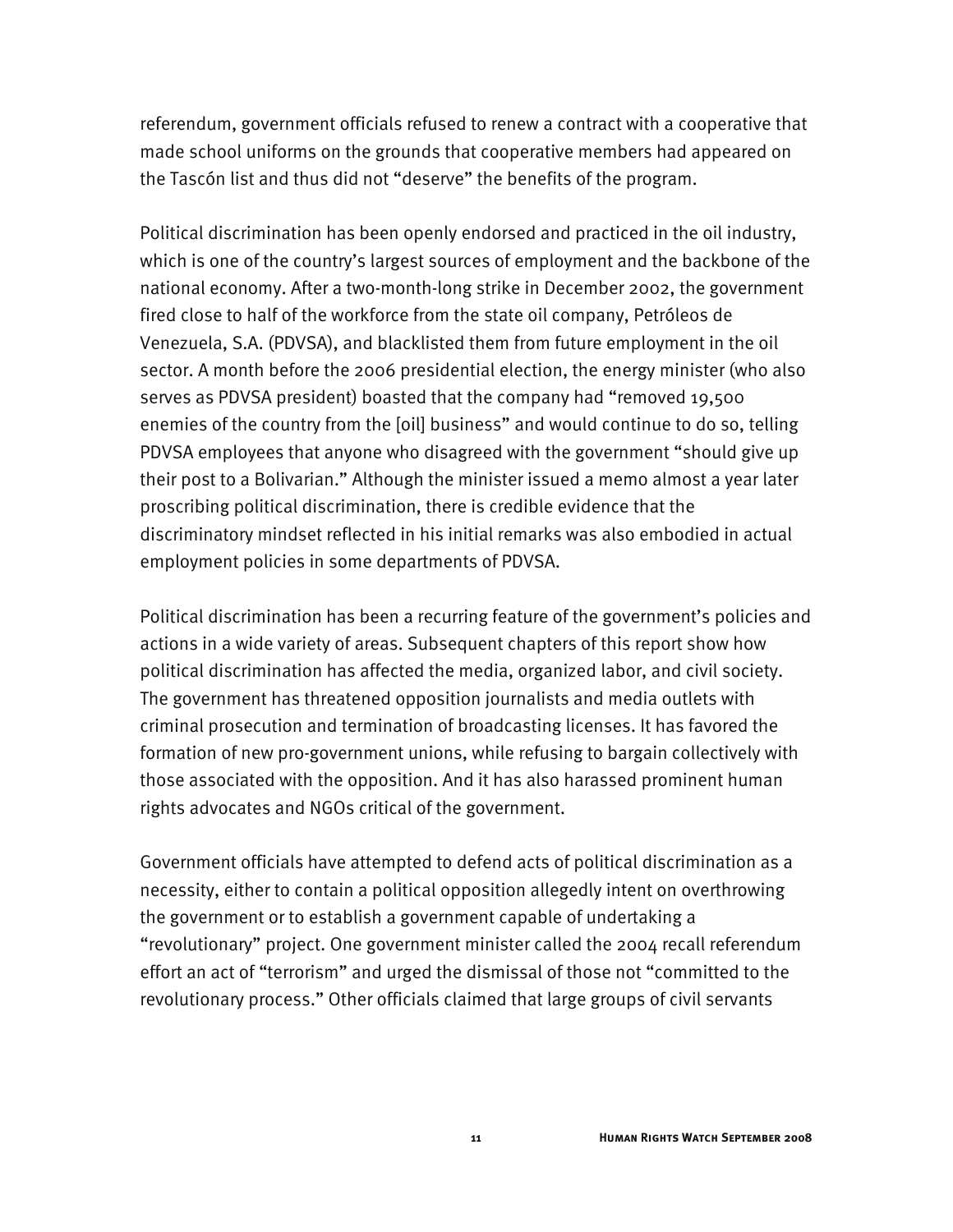referendum, government officials refused to renew a contract with a cooperative that made school uniforms on the grounds that cooperative members had appeared on the Tascón list and thus did not "deserve" the benefits of the program.

Political discrimination has been openly endorsed and practiced in the oil industry, which is one of the country's largest sources of employment and the backbone of the national economy. After a two-month-long strike in December 2002, the government fired close to half of the workforce from the state oil company, Petróleos de Venezuela, S.A. (PDVSA), and blacklisted them from future employment in the oil sector. A month before the 2006 presidential election, the energy minister (who also serves as PDVSA president) boasted that the company had "removed 19,500 enemies of the country from the [oil] business" and would continue to do so, telling PDVSA employees that anyone who disagreed with the government "should give up their post to a Bolivarian." Although the minister issued a memo almost a year later proscribing political discrimination, there is credible evidence that the discriminatory mindset reflected in his initial remarks was also embodied in actual employment policies in some departments of PDVSA.

Political discrimination has been a recurring feature of the government's policies and actions in a wide variety of areas. Subsequent chapters of this report show how political discrimination has affected the media, organized labor, and civil society. The government has threatened opposition journalists and media outlets with criminal prosecution and termination of broadcasting licenses. It has favored the formation of new pro-government unions, while refusing to bargain collectively with those associated with the opposition. And it has also harassed prominent human rights advocates and NGOs critical of the government.

Government officials have attempted to defend acts of political discrimination as a necessity, either to contain a political opposition allegedly intent on overthrowing the government or to establish a government capable of undertaking a "revolutionary" project. One government minister called the 2004 recall referendum effort an act of "terrorism" and urged the dismissal of those not "committed to the revolutionary process." Other officials claimed that large groups of civil servants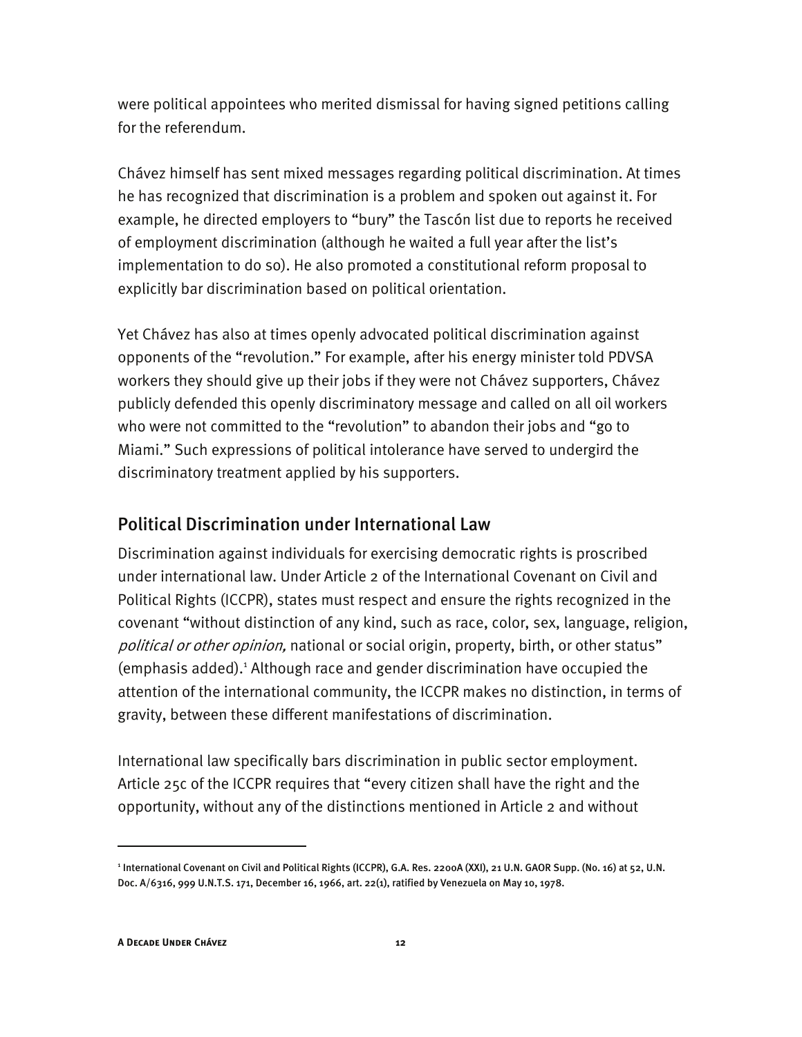were political appointees who merited dismissal for having signed petitions calling for the referendum.

Chávez himself has sent mixed messages regarding political discrimination. At times he has recognized that discrimination is a problem and spoken out against it. For example, he directed employers to "bury" the Tascón list due to reports he received of employment discrimination (although he waited a full year after the list's implementation to do so). He also promoted a constitutional reform proposal to explicitly bar discrimination based on political orientation.

Yet Chávez has also at times openly advocated political discrimination against opponents of the "revolution." For example, after his energy minister told PDVSA workers they should give up their jobs if they were not Chávez supporters, Chávez publicly defended this openly discriminatory message and called on all oil workers who were not committed to the "revolution" to abandon their jobs and "go to Miami." Such expressions of political intolerance have served to undergird the discriminatory treatment applied by his supporters.

## Political Discrimination under International Law

Discrimination against individuals for exercising democratic rights is proscribed under international law. Under Article 2 of the International Covenant on Civil and Political Rights (ICCPR), states must respect and ensure the rights recognized in the covenant "without distinction of any kind, such as race, color, sex, language, religion, *political or other opinion,* national or social origin, property, birth, or other status" (emphasis added).[1] Although race and gender discrimination have occupied the attention of the international community, the ICCPR makes no distinction, in terms of gravity, between these different manifestations of discrimination.

International law specifically bars discrimination in public sector employment. Article 25c of the ICCPR requires that "every citizen shall have the right and the opportunity, without any of the distinctions mentioned in Article 2 and without

---

[1] International Covenant on Civil and Political Rights (ICCPR), G.A. Res. 2200A (XXI), 21 U.N. GAOR Supp. (No. 16) at 52, U.N. Doc. A/6316, 999 U.N.T.S. 171, December 16, 1966, art. 22(1), ratified by Venezuela on May 10, 1978.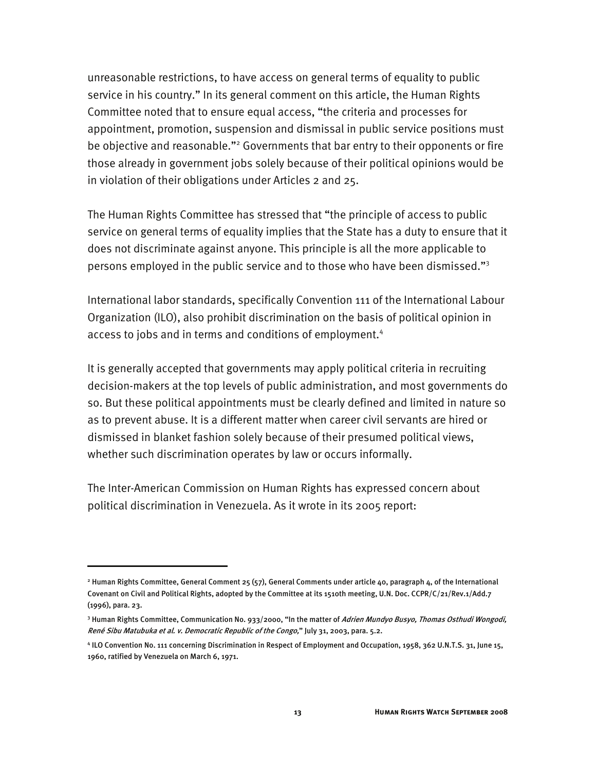unreasonable restrictions, to have access on general terms of equality to public service in his country." In its general comment on this article, the Human Rights Committee noted that to ensure equal access, "the criteria and processes for appointment, promotion, suspension and dismissal in public service positions must be objective and reasonable."[2] Governments that bar entry to their opponents or fire those already in government jobs solely because of their political opinions would be in violation of their obligations under Articles 2 and 25.

The Human Rights Committee has stressed that "the principle of access to public service on general terms of equality implies that the State has a duty to ensure that it does not discriminate against anyone. This principle is all the more applicable to persons employed in the public service and to those who have been dismissed."[3]

International labor standards, specifically Convention 111 of the International Labour Organization (ILO), also prohibit discrimination on the basis of political opinion in access to jobs and in terms and conditions of employment.[4]

It is generally accepted that governments may apply political criteria in recruiting decision-makers at the top levels of public administration, and most governments do so. But these political appointments must be clearly defined and limited in nature so as to prevent abuse. It is a different matter when career civil servants are hired or dismissed in blanket fashion solely because of their presumed political views, whether such discrimination operates by law or occurs informally.

The Inter-American Commission on Human Rights has expressed concern about political discrimination in Venezuela. As it wrote in its 2005 report:

---

[2] Human Rights Committee, General Comment 25 (57), General Comments under article 40, paragraph 4, of the International Covenant on Civil and Political Rights, adopted by the Committee at its 1510th meeting, U.N. Doc. CCPR/C/21/Rev.1/Add.7 (1996), para. 23.

[3] Human Rights Committee, Communication No. 933/2000, "In the matter of *Adrien Mundyo Busyo, Thomas Osthudi Wongodi, René Sibu Matubuka et al. v. Democratic Republic of the Congo*," July 31, 2003, para. 5.2.

[4] ILO Convention No. 111 concerning Discrimination in Respect of Employment and Occupation, 1958, 362 U.N.T.S. 31, June 15, 1960, ratified by Venezuela on March 6, 1971.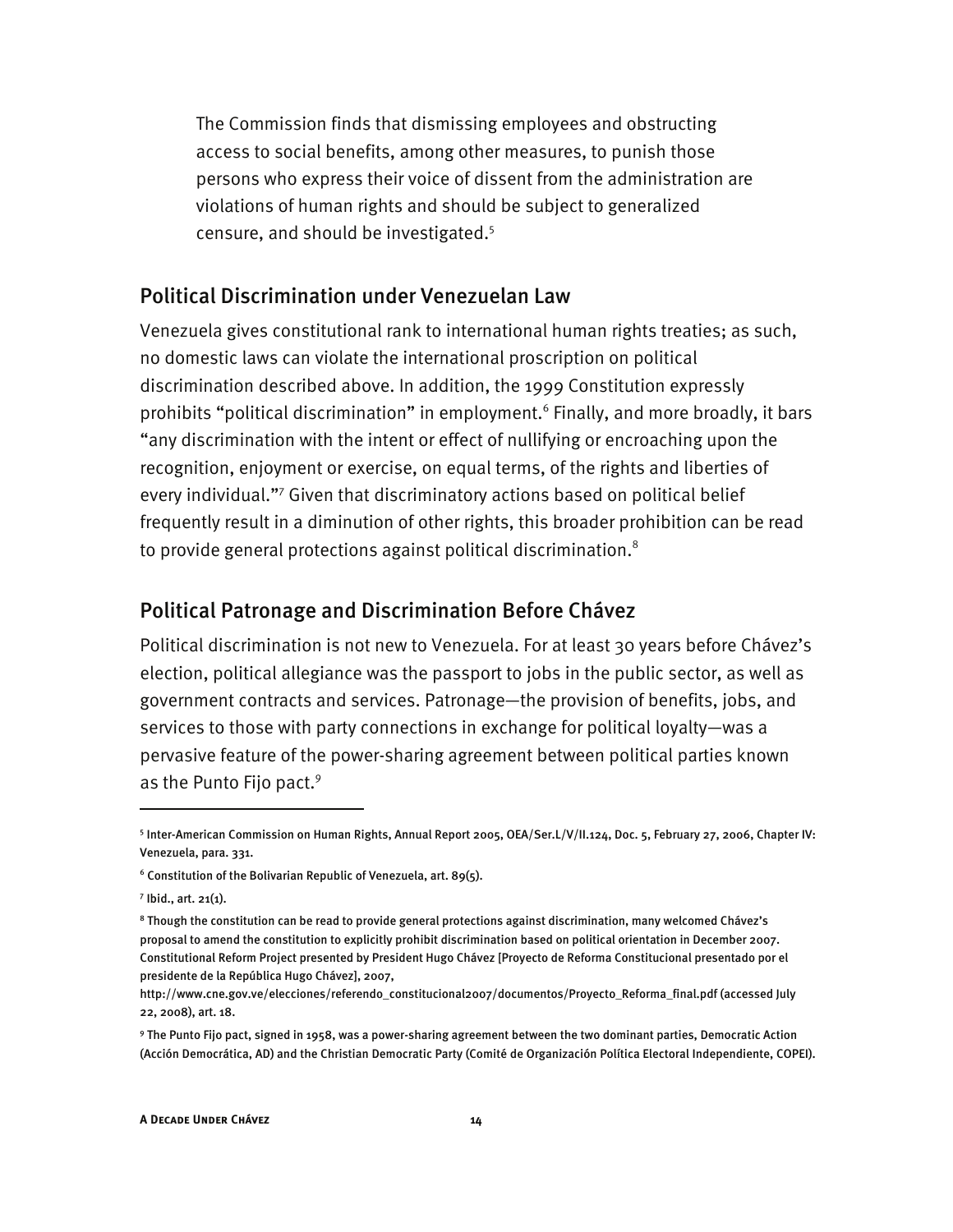> The Commission finds that dismissing employees and obstructing access to social benefits, among other measures, to punish those persons who express their voice of dissent from the administration are violations of human rights and should be subject to generalized censure, and should be investigated.[5]

## Political Discrimination under Venezuelan Law

Venezuela gives constitutional rank to international human rights treaties; as such, no domestic laws can violate the international proscription on political discrimination described above. In addition, the 1999 Constitution expressly prohibits "political discrimination" in employment.[6] Finally, and more broadly, it bars "any discrimination with the intent or effect of nullifying or encroaching upon the recognition, enjoyment or exercise, on equal terms, of the rights and liberties of every individual."[7] Given that discriminatory actions based on political belief frequently result in a diminution of other rights, this broader prohibition can be read to provide general protections against political discrimination.[8]

## Political Patronage and Discrimination Before Chávez

Political discrimination is not new to Venezuela. For at least 30 years before Chávez's election, political allegiance was the passport to jobs in the public sector, as well as government contracts and services. Patronage—the provision of benefits, jobs, and services to those with party connections in exchange for political loyalty—was a pervasive feature of the power-sharing agreement between political parties known as the Punto Fijo pact.[9]

---

[5] Inter-American Commission on Human Rights, Annual Report 2005, OEA/Ser.L/V/II.124, Doc. 5, February 27, 2006, Chapter IV: Venezuela, para. 331.

[6] Constitution of the Bolivarian Republic of Venezuela, art. 89(5).

[7] Ibid., art. 21(1).

[8] Though the constitution can be read to provide general protections against discrimination, many welcomed Chávez's proposal to amend the constitution to explicitly prohibit discrimination based on political orientation in December 2007. Constitutional Reform Project presented by President Hugo Chávez [Proyecto de Reforma Constitucional presentado por el presidente de la República Hugo Chávez], 2007, http://www.cne.gov.ve/elecciones/referendo_constitucional2007/documentos/Proyecto_Reforma_final.pdf (accessed July 22, 2008), art. 18.

[9] The Punto Fijo pact, signed in 1958, was a power-sharing agreement between the two dominant parties, Democratic Action (Acción Democrática, AD) and the Christian Democratic Party (Comité de Organización Política Electoral Independiente, COPEI).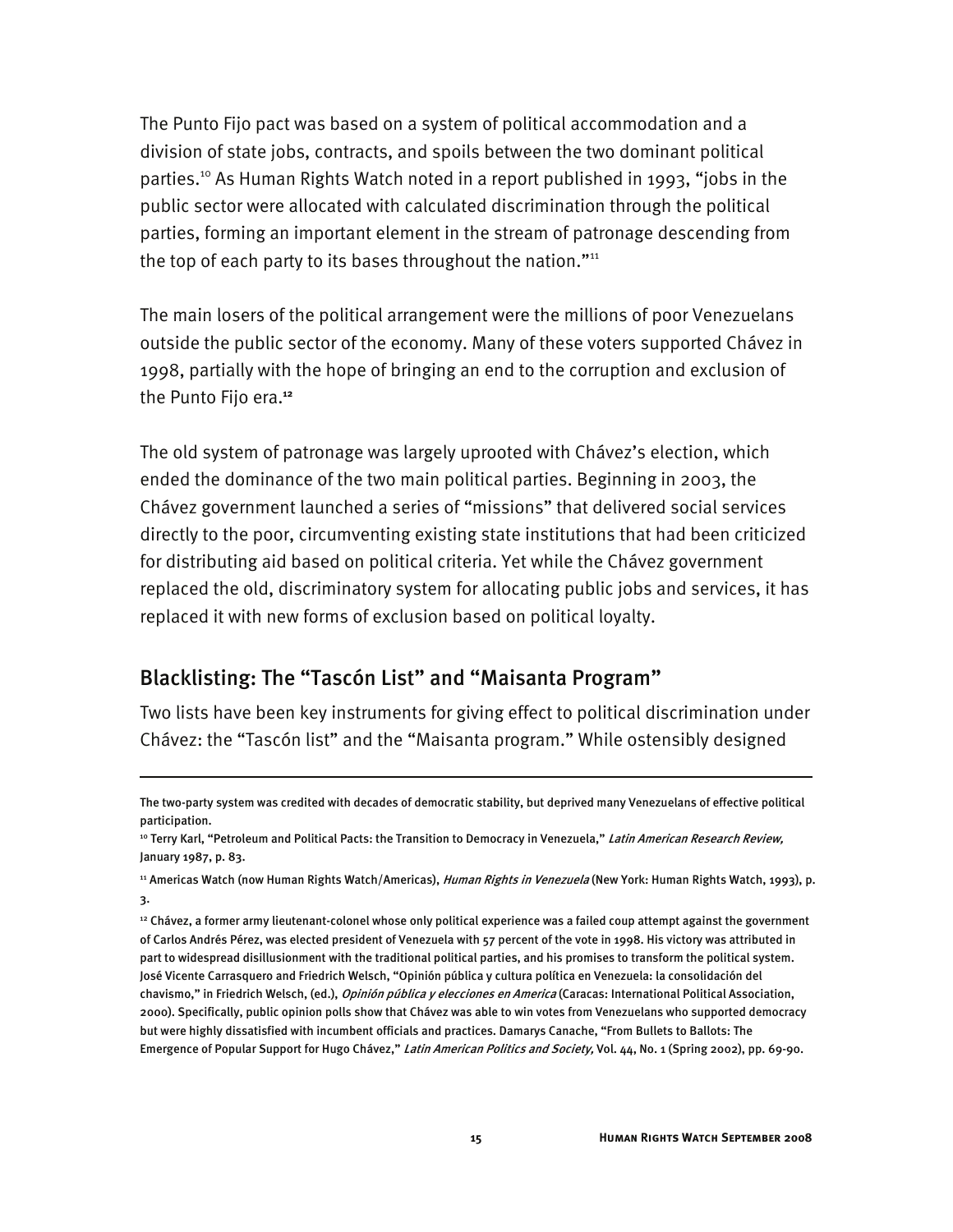The Punto Fijo pact was based on a system of political accommodation and a division of state jobs, contracts, and spoils between the two dominant political parties.[10] As Human Rights Watch noted in a report published in 1993, "jobs in the public sector were allocated with calculated discrimination through the political parties, forming an important element in the stream of patronage descending from the top of each party to its bases throughout the nation."[11]

The main losers of the political arrangement were the millions of poor Venezuelans outside the public sector of the economy. Many of these voters supported Chávez in 1998, partially with the hope of bringing an end to the corruption and exclusion of the Punto Fijo era.[12]

The old system of patronage was largely uprooted with Chávez's election, which ended the dominance of the two main political parties. Beginning in 2003, the Chávez government launched a series of "missions" that delivered social services directly to the poor, circumventing existing state institutions that had been criticized for distributing aid based on political criteria. Yet while the Chávez government replaced the old, discriminatory system for allocating public jobs and services, it has replaced it with new forms of exclusion based on political loyalty.

## Blacklisting: The "Tascón List" and "Maisanta Program"

Two lists have been key instruments for giving effect to political discrimination under Chávez: the "Tascón list" and the "Maisanta program." While ostensibly designed

---

The two-party system was credited with decades of democratic stability, but deprived many Venezuelans of effective political participation.

[10] Terry Karl, "Petroleum and Political Pacts: the Transition to Democracy in Venezuela," *Latin American Research Review,* January 1987, p. 83.

[11] Americas Watch (now Human Rights Watch/Americas), *Human Rights in Venezuela* (New York: Human Rights Watch, 1993), p. 3.

[12] Chávez, a former army lieutenant-colonel whose only political experience was a failed coup attempt against the government of Carlos Andrés Pérez, was elected president of Venezuela with 57 percent of the vote in 1998. His victory was attributed in part to widespread disillusionment with the traditional political parties, and his promises to transform the political system. José Vicente Carrasquero and Friedrich Welsch, "Opinión pública y cultura política en Venezuela: la consolidación del chavismo," in Friedrich Welsch, (ed.), *Opinión pública y elecciones en America* (Caracas: International Political Association, 2000). Specifically, public opinion polls show that Chávez was able to win votes from Venezuelans who supported democracy but were highly dissatisfied with incumbent officials and practices. Damarys Canache, "From Bullets to Ballots: The Emergence of Popular Support for Hugo Chávez," *Latin American Politics and Society,* Vol. 44, No. 1 (Spring 2002), pp. 69-90.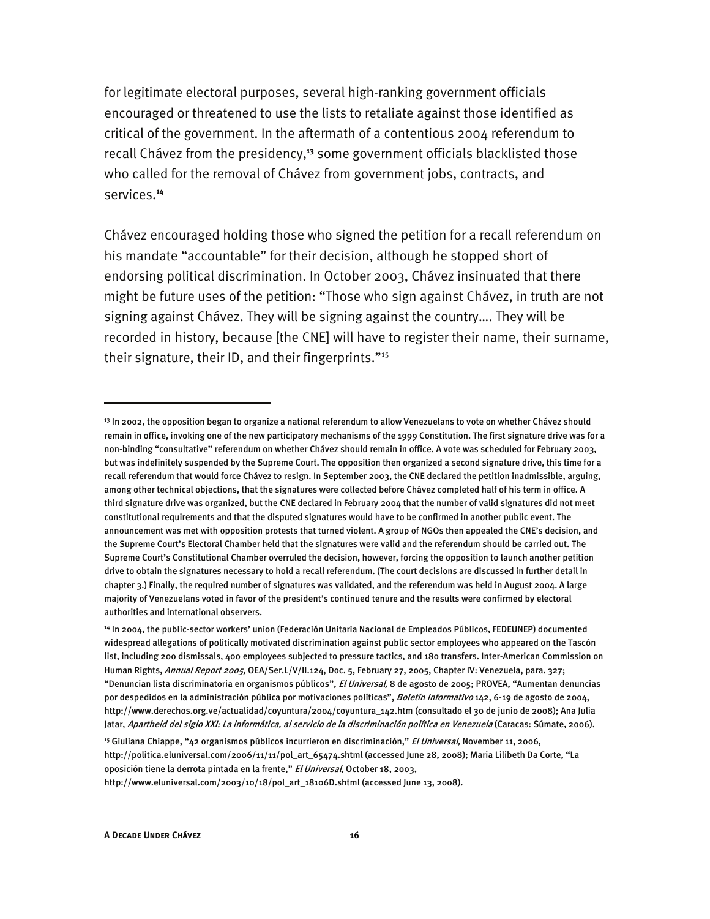for legitimate electoral purposes, several high-ranking government officials encouraged or threatened to use the lists to retaliate against those identified as critical of the government. In the aftermath of a contentious 2004 referendum to recall Chávez from the presidency,[13] some government officials blacklisted those who called for the removal of Chávez from government jobs, contracts, and services.[14]

Chávez encouraged holding those who signed the petition for a recall referendum on his mandate "accountable" for their decision, although he stopped short of endorsing political discrimination. In October 2003, Chávez insinuated that there might be future uses of the petition: "Those who sign against Chávez, in truth are not signing against Chávez. They will be signing against the country…. They will be recorded in history, because [the CNE] will have to register their name, their surname, their signature, their ID, and their fingerprints."[15]

---

[13] In 2002, the opposition began to organize a national referendum to allow Venezuelans to vote on whether Chávez should remain in office, invoking one of the new participatory mechanisms of the 1999 Constitution. The first signature drive was for a non-binding "consultative" referendum on whether Chávez should remain in office. A vote was scheduled for February 2003, but was indefinitely suspended by the Supreme Court. The opposition then organized a second signature drive, this time for a recall referendum that would force Chávez to resign. In September 2003, the CNE declared the petition inadmissible, arguing, among other technical objections, that the signatures were collected before Chávez completed half of his term in office. A third signature drive was organized, but the CNE declared in February 2004 that the number of valid signatures did not meet constitutional requirements and that the disputed signatures would have to be confirmed in another public event. The announcement was met with opposition protests that turned violent. A group of NGOs then appealed the CNE's decision, and the Supreme Court's Electoral Chamber held that the signatures were valid and the referendum should be carried out. The Supreme Court's Constitutional Chamber overruled the decision, however, forcing the opposition to launch another petition drive to obtain the signatures necessary to hold a recall referendum. (The court decisions are discussed in further detail in chapter 3.) Finally, the required number of signatures was validated, and the referendum was held in August 2004. A large majority of Venezuelans voted in favor of the president's continued tenure and the results were confirmed by electoral authorities and international observers.

[14] In 2004, the public-sector workers' union (Federación Unitaria Nacional de Empleados Públicos, FEDEUNEP) documented widespread allegations of politically motivated discrimination against public sector employees who appeared on the Tascón list, including 200 dismissals, 400 employees subjected to pressure tactics, and 180 transfers. Inter-American Commission on Human Rights, *Annual Report 2005,* OEA/Ser.L/V/II.124, Doc. 5, February 27, 2005, Chapter IV: Venezuela, para. 327; "Denuncian lista discriminatoria en organismos públicos", *El Universal,* 8 de agosto de 2005; PROVEA, "Aumentan denuncias por despedidos en la administración pública por motivaciones políticas", *Boletín Informativo* 142, 6-19 de agosto de 2004, http://www.derechos.org.ve/actualidad/coyuntura/2004/coyuntura_142.htm (consultado el 30 de junio de 2008); Ana Julia Jatar, *Apartheid del siglo XXI: La informática, al servicio de la discriminación política en Venezuela* (Caracas: Súmate, 2006).

[15] Giuliana Chiappe, "42 organismos públicos incurrieron en discriminación," *El Universal,* November 11, 2006, http://politica.eluniversal.com/2006/11/11/pol_art_65474.shtml (accessed June 28, 2008); Maria Lilibeth Da Corte, "La oposición tiene la derrota pintada en la frente," *El Universal,* October 18, 2003, http://www.eluniversal.com/2003/10/18/pol_art_18106D.shtml (accessed June 13, 2008).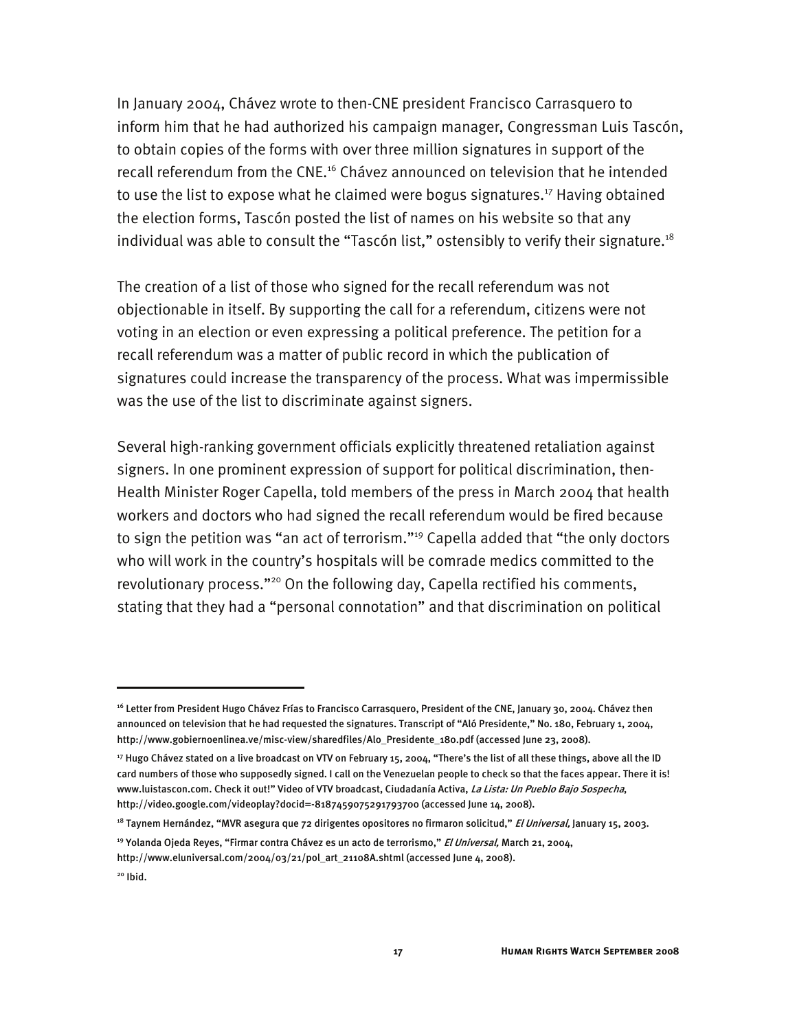In January 2004, Chávez wrote to then-CNE president Francisco Carrasquero to inform him that he had authorized his campaign manager, Congressman Luis Tascón, to obtain copies of the forms with over three million signatures in support of the recall referendum from the CNE.[16] Chávez announced on television that he intended to use the list to expose what he claimed were bogus signatures.[17] Having obtained the election forms, Tascón posted the list of names on his website so that any individual was able to consult the "Tascón list," ostensibly to verify their signature.[18]

The creation of a list of those who signed for the recall referendum was not objectionable in itself. By supporting the call for a referendum, citizens were not voting in an election or even expressing a political preference. The petition for a recall referendum was a matter of public record in which the publication of signatures could increase the transparency of the process. What was impermissible was the use of the list to discriminate against signers.

Several high-ranking government officials explicitly threatened retaliation against signers. In one prominent expression of support for political discrimination, then-Health Minister Roger Capella, told members of the press in March 2004 that health workers and doctors who had signed the recall referendum would be fired because to sign the petition was "an act of terrorism."[19] Capella added that "the only doctors who will work in the country's hospitals will be comrade medics committed to the revolutionary process."[20] On the following day, Capella rectified his comments, stating that they had a "personal connotation" and that discrimination on political

---

[16] Letter from President Hugo Chávez Frías to Francisco Carrasquero, President of the CNE, January 30, 2004. Chávez then announced on television that he had requested the signatures. Transcript of "Aló Presidente," No. 180, February 1, 2004, http://www.gobiernoenlinea.ve/misc-view/sharedfiles/Alo_Presidente_180.pdf (accessed June 23, 2008).

[17] Hugo Chávez stated on a live broadcast on VTV on February 15, 2004, "There's the list of all these things, above all the ID card numbers of those who supposedly signed. I call on the Venezuelan people to check so that the faces appear. There it is! www.luistascon.com. Check it out!" Video of VTV broadcast, Ciudadanía Activa, *La Lista: Un Pueblo Bajo Sospecha*, http://video.google.com/videoplay?docid=-8187459075291793700 (accessed June 14, 2008).

[18] Taynem Hernández, "MVR asegura que 72 dirigentes opositores no firmaron solicitud," *El Universal,* January 15, 2003.

[19] Yolanda Ojeda Reyes, "Firmar contra Chávez es un acto de terrorismo," *El Universal,* March 21, 2004, http://www.eluniversal.com/2004/03/21/pol_art_21108A.shtml (accessed June 4, 2008).

[20] Ibid.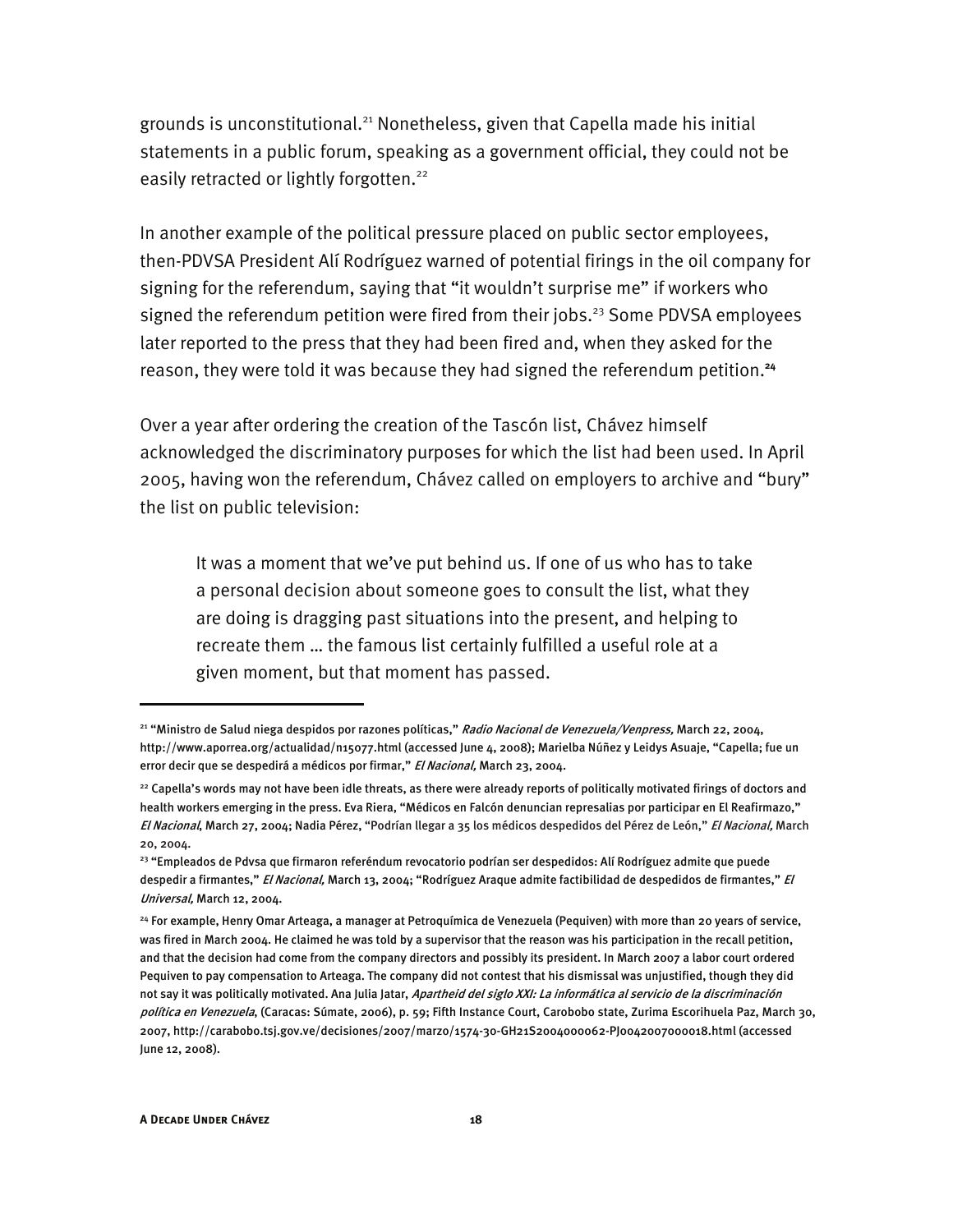grounds is unconstitutional.[21] Nonetheless, given that Capella made his initial statements in a public forum, speaking as a government official, they could not be easily retracted or lightly forgotten.[22]

In another example of the political pressure placed on public sector employees, then-PDVSA President Alí Rodríguez warned of potential firings in the oil company for signing for the referendum, saying that "it wouldn't surprise me" if workers who signed the referendum petition were fired from their jobs.[23] Some PDVSA employees later reported to the press that they had been fired and, when they asked for the reason, they were told it was because they had signed the referendum petition.[24]

Over a year after ordering the creation of the Tascón list, Chávez himself acknowledged the discriminatory purposes for which the list had been used. In April 2005, having won the referendum, Chávez called on employers to archive and "bury" the list on public television:

> It was a moment that we've put behind us. If one of us who has to take a personal decision about someone goes to consult the list, what they are doing is dragging past situations into the present, and helping to recreate them … the famous list certainly fulfilled a useful role at a given moment, but that moment has passed.

---

[21] "Ministro de Salud niega despidos por razones políticas," *Radio Nacional de Venezuela/Venpress,* March 22, 2004, http://www.aporrea.org/actualidad/n15077.html (accessed June 4, 2008); Marielba Núñez y Leidys Asuaje, "Capella; fue un error decir que se despedirá a médicos por firmar," *El Nacional,* March 23, 2004.

[22] Capella's words may not have been idle threats, as there were already reports of politically motivated firings of doctors and health workers emerging in the press. Eva Riera, "Médicos en Falcón denuncian represalias por participar en El Reafirmazo," *El Nacional*, March 27, 2004; Nadia Pérez, "Podrían llegar a 35 los médicos despedidos del Pérez de León," *El Nacional,* March 20, 2004.

[23] "Empleados de Pdvsa que firmaron referéndum revocatorio podrían ser despedidos: Alí Rodríguez admite que puede despedir a firmantes," *El Nacional,* March 13, 2004; "Rodríguez Araque admite factibilidad de despedidos de firmantes," *El Universal,* March 12, 2004.

[24] For example, Henry Omar Arteaga, a manager at Petroquímica de Venezuela (Pequiven) with more than 20 years of service, was fired in March 2004. He claimed he was told by a supervisor that the reason was his participation in the recall petition, and that the decision had come from the company directors and possibly its president. In March 2007 a labor court ordered Pequiven to pay compensation to Arteaga. The company did not contest that his dismissal was unjustified, though they did not say it was politically motivated. Ana Julia Jatar, *Apartheid del siglo XXI: La informática al servicio de la discriminación política en Venezuela*, (Caracas: Súmate, 2006), p. 59; Fifth Instance Court, Carobobo state, Zurima Escorihuela Paz, March 30, 2007, http://carabobo.tsj.gov.ve/decisiones/2007/marzo/1574-30-GH21S2004000062-PJ0042007000018.html (accessed June 12, 2008).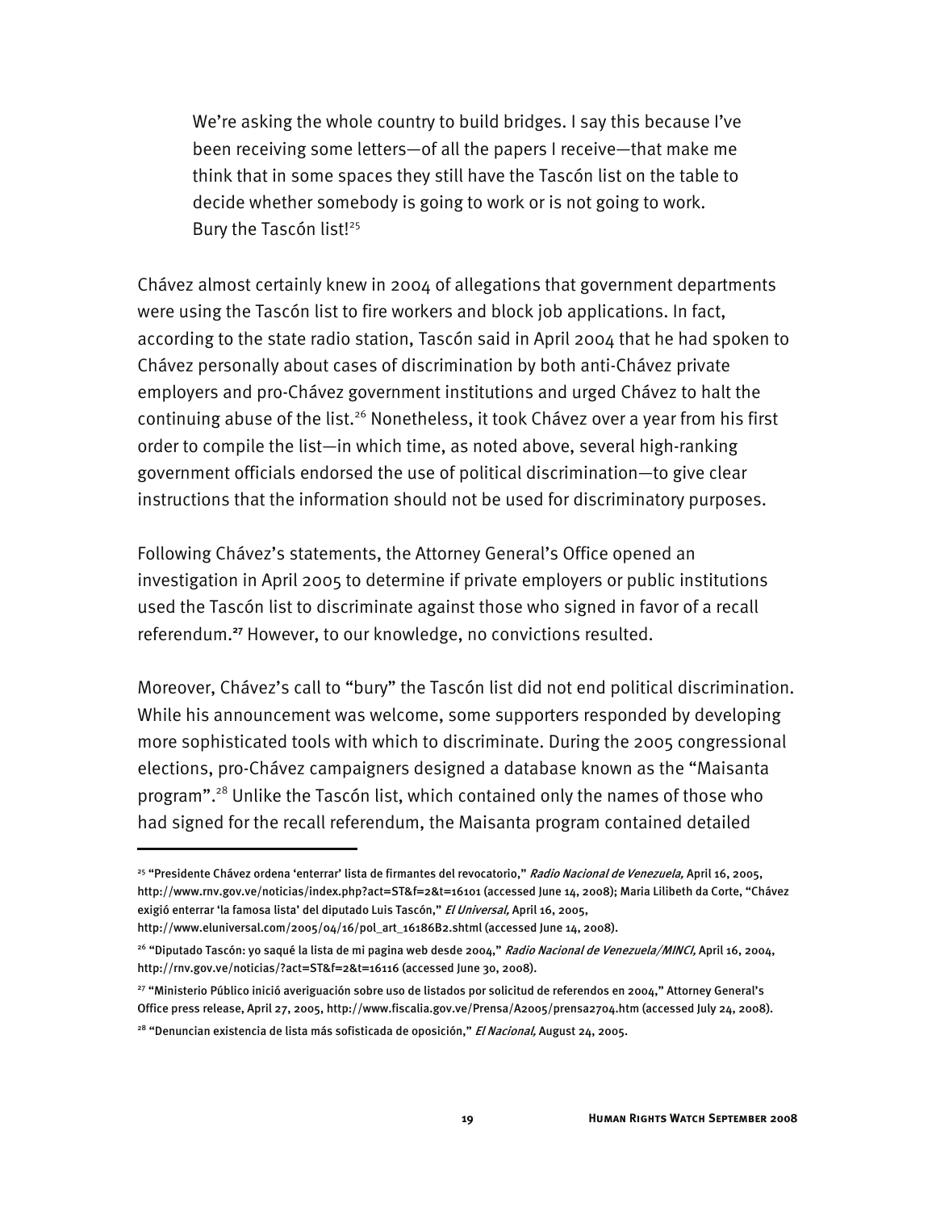> We're asking the whole country to build bridges. I say this because I've been receiving some letters—of all the papers I receive—that make me think that in some spaces they still have the Tascón list on the table to decide whether somebody is going to work or is not going to work. Bury the Tascón list![25]

Chávez almost certainly knew in 2004 of allegations that government departments were using the Tascón list to fire workers and block job applications. In fact, according to the state radio station, Tascón said in April 2004 that he had spoken to Chávez personally about cases of discrimination by both anti-Chávez private employers and pro-Chávez government institutions and urged Chávez to halt the continuing abuse of the list.[26] Nonetheless, it took Chávez over a year from his first order to compile the list—in which time, as noted above, several high-ranking government officials endorsed the use of political discrimination—to give clear instructions that the information should not be used for discriminatory purposes.

Following Chávez's statements, the Attorney General's Office opened an investigation in April 2005 to determine if private employers or public institutions used the Tascón list to discriminate against those who signed in favor of a recall referendum.[27] However, to our knowledge, no convictions resulted.

Moreover, Chávez's call to "bury" the Tascón list did not end political discrimination. While his announcement was welcome, some supporters responded by developing more sophisticated tools with which to discriminate. During the 2005 congressional elections, pro-Chávez campaigners designed a database known as the "Maisanta program".[28] Unlike the Tascón list, which contained only the names of those who had signed for the recall referendum, the Maisanta program contained detailed

---

[25] "Presidente Chávez ordena 'enterrar' lista de firmantes del revocatorio," *Radio Nacional de Venezuela,* April 16, 2005, http://www.rnv.gov.ve/noticias/index.php?act=ST&f=2&t=16101 (accessed June 14, 2008); Maria Lilibeth da Corte, "Chávez exigió enterrar 'la famosa lista' del diputado Luis Tascón," *El Universal,* April 16, 2005, http://www.eluniversal.com/2005/04/16/pol_art_16186B2.shtml (accessed June 14, 2008).

[26] "Diputado Tascón: yo saqué la lista de mi pagina web desde 2004," *Radio Nacional de Venezuela/MINCI,* April 16, 2004, http://rnv.gov.ve/noticias/?act=ST&f=2&t=16116 (accessed June 30, 2008).

[27] "Ministerio Público inició averiguación sobre uso de listados por solicitud de referendos en 2004," Attorney General's Office press release, April 27, 2005, http://www.fiscalia.gov.ve/Prensa/A2005/prensa2704.htm (accessed July 24, 2008).

[28] "Denuncian existencia de lista más sofisticada de oposición," *El Nacional,* August 24, 2005.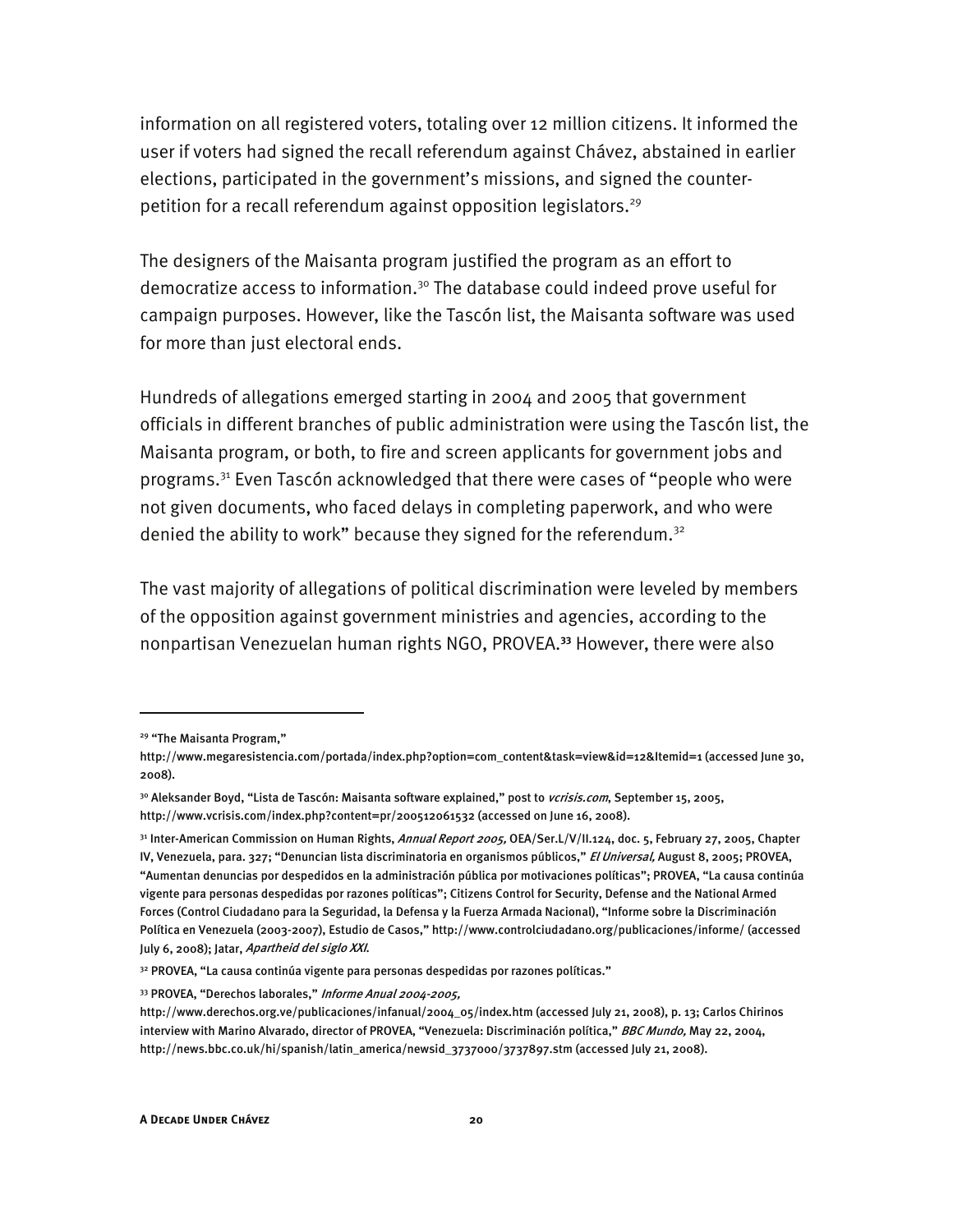information on all registered voters, totaling over 12 million citizens. It informed the user if voters had signed the recall referendum against Chávez, abstained in earlier elections, participated in the government's missions, and signed the counter-petition for a recall referendum against opposition legislators.[29]

The designers of the Maisanta program justified the program as an effort to democratize access to information.[30] The database could indeed prove useful for campaign purposes. However, like the Tascón list, the Maisanta software was used for more than just electoral ends.

Hundreds of allegations emerged starting in 2004 and 2005 that government officials in different branches of public administration were using the Tascón list, the Maisanta program, or both, to fire and screen applicants for government jobs and programs.[31] Even Tascón acknowledged that there were cases of "people who were not given documents, who faced delays in completing paperwork, and who were denied the ability to work" because they signed for the referendum.[32]

The vast majority of allegations of political discrimination were leveled by members of the opposition against government ministries and agencies, according to the nonpartisan Venezuelan human rights NGO, PROVEA.[33] However, there were also

---

[29] "The Maisanta Program," http://www.megaresistencia.com/portada/index.php?option=com_content&task=view&id=12&Itemid=1 (accessed June 30, 2008).

[30] Aleksander Boyd, "Lista de Tascón: Maisanta software explained," post to *vcrisis.com*, September 15, 2005, http://www.vcrisis.com/index.php?content=pr/200512061532 (accessed on June 16, 2008).

[31] Inter-American Commission on Human Rights, *Annual Report 2005*, OEA/Ser.L/V/II.124, doc. 5, February 27, 2005, Chapter IV, Venezuela, para. 327; "Denuncian lista discriminatoria en organismos públicos," *El Universal*, August 8, 2005; PROVEA, "Aumentan denuncias por despedidos en la administración pública por motivaciones políticas"; PROVEA, "La causa continúa vigente para personas despedidas por razones políticas"; Citizens Control for Security, Defense and the National Armed Forces (Control Ciudadano para la Seguridad, la Defensa y la Fuerza Armada Nacional), "Informe sobre la Discriminación Política en Venezuela (2003-2007), Estudio de Casos," http://www.controlciudadano.org/publicaciones/informe/ (accessed July 6, 2008); Jatar, *Apartheid del siglo XXI*.

[32] PROVEA, "La causa continúa vigente para personas despedidas por razones políticas."

[33] PROVEA, "Derechos laborales," *Informe Anual 2004-2005*, http://www.derechos.org.ve/publicaciones/infanual/2004_05/index.htm (accessed July 21, 2008), p. 13; Carlos Chirinos interview with Marino Alvarado, director of PROVEA, "Venezuela: Discriminación política," *BBC Mundo*, May 22, 2004, http://news.bbc.co.uk/hi/spanish/latin_america/newsid_3737000/3737897.stm (accessed July 21, 2008).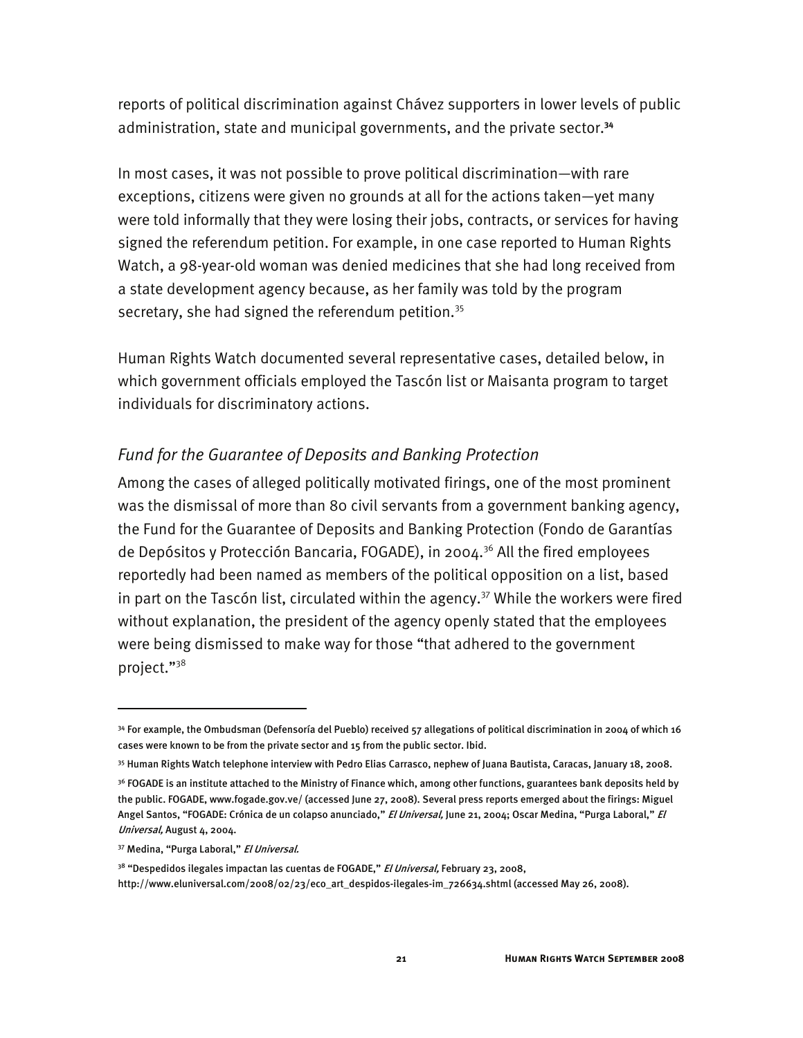reports of political discrimination against Chávez supporters in lower levels of public administration, state and municipal governments, and the private sector.[34]

In most cases, it was not possible to prove political discrimination—with rare exceptions, citizens were given no grounds at all for the actions taken—yet many were told informally that they were losing their jobs, contracts, or services for having signed the referendum petition. For example, in one case reported to Human Rights Watch, a 98-year-old woman was denied medicines that she had long received from a state development agency because, as her family was told by the program secretary, she had signed the referendum petition.[35]

Human Rights Watch documented several representative cases, detailed below, in which government officials employed the Tascón list or Maisanta program to target individuals for discriminatory actions.

### *Fund for the Guarantee of Deposits and Banking Protection*

Among the cases of alleged politically motivated firings, one of the most prominent was the dismissal of more than 80 civil servants from a government banking agency, the Fund for the Guarantee of Deposits and Banking Protection (Fondo de Garantías de Depósitos y Protección Bancaria, FOGADE), in 2004.[36] All the fired employees reportedly had been named as members of the political opposition on a list, based in part on the Tascón list, circulated within the agency.[37] While the workers were fired without explanation, the president of the agency openly stated that the employees were being dismissed to make way for those "that adhered to the government project."[38]

---

[34] For example, the Ombudsman (Defensoría del Pueblo) received 57 allegations of political discrimination in 2004 of which 16 cases were known to be from the private sector and 15 from the public sector. Ibid.

[35] Human Rights Watch telephone interview with Pedro Elias Carrasco, nephew of Juana Bautista, Caracas, January 18, 2008.

[36] FOGADE is an institute attached to the Ministry of Finance which, among other functions, guarantees bank deposits held by the public. FOGADE, www.fogade.gov.ve/ (accessed June 27, 2008). Several press reports emerged about the firings: Miguel Angel Santos, "FOGADE: Crónica de un colapso anunciado," *El Universal,* June 21, 2004; Oscar Medina, "Purga Laboral," *El Universal,* August 4, 2004.

[37] Medina, "Purga Laboral," *El Universal.*

[38] "Despedidos ilegales impactan las cuentas de FOGADE," *El Universal,* February 23, 2008, http://www.eluniversal.com/2008/02/23/eco_art_despidos-ilegales-im_726634.shtml (accessed May 26, 2008).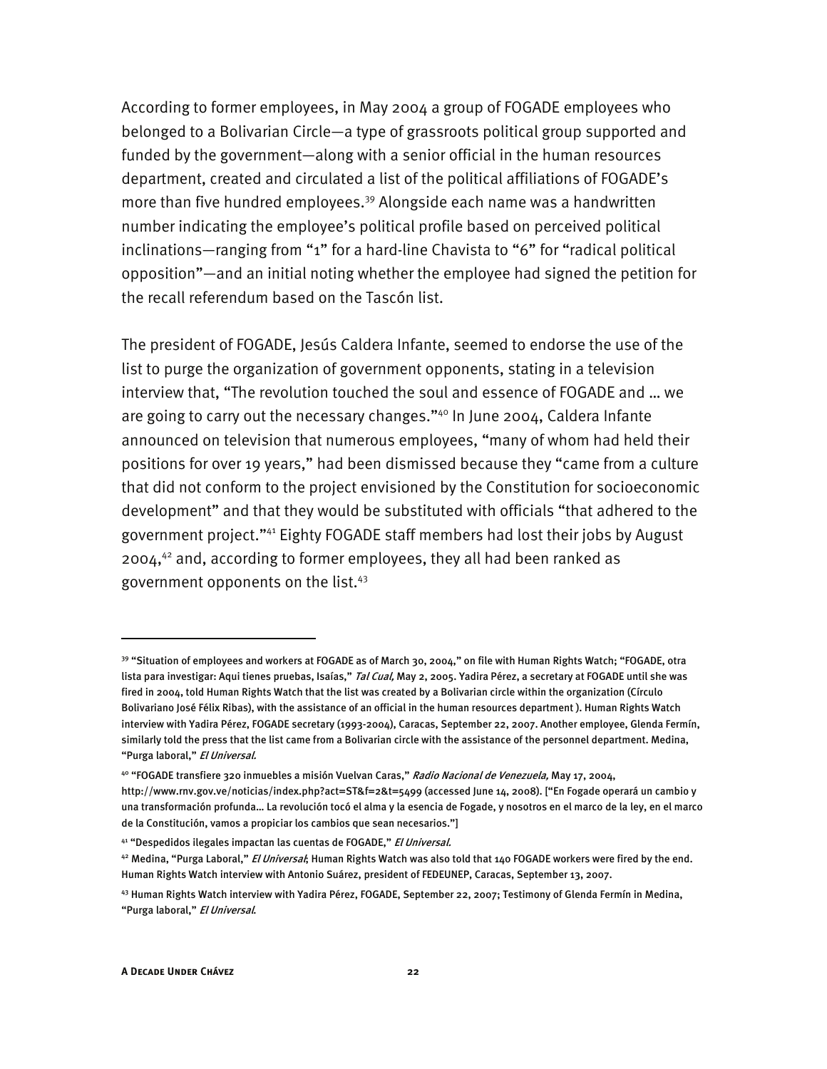According to former employees, in May 2004 a group of FOGADE employees who belonged to a Bolivarian Circle—a type of grassroots political group supported and funded by the government—along with a senior official in the human resources department, created and circulated a list of the political affiliations of FOGADE's more than five hundred employees.[39] Alongside each name was a handwritten number indicating the employee's political profile based on perceived political inclinations—ranging from "1" for a hard-line Chavista to "6" for "radical political opposition"—and an initial noting whether the employee had signed the petition for the recall referendum based on the Tascón list.

The president of FOGADE, Jesús Caldera Infante, seemed to endorse the use of the list to purge the organization of government opponents, stating in a television interview that, "The revolution touched the soul and essence of FOGADE and … we are going to carry out the necessary changes."[40] In June 2004, Caldera Infante announced on television that numerous employees, "many of whom had held their positions for over 19 years," had been dismissed because they "came from a culture that did not conform to the project envisioned by the Constitution for socioeconomic development" and that they would be substituted with officials "that adhered to the government project."[41] Eighty FOGADE staff members had lost their jobs by August 2004,[42] and, according to former employees, they all had been ranked as government opponents on the list.[43]

---

[39] "Situation of employees and workers at FOGADE as of March 30, 2004," on file with Human Rights Watch; "FOGADE, otra lista para investigar: Aqui tienes pruebas, Isaías," *Tal Cual,* May 2, 2005. Yadira Pérez, a secretary at FOGADE until she was fired in 2004, told Human Rights Watch that the list was created by a Bolivarian circle within the organization (Círculo Bolivariano José Félix Ribas), with the assistance of an official in the human resources department ). Human Rights Watch interview with Yadira Pérez, FOGADE secretary (1993-2004), Caracas, September 22, 2007. Another employee, Glenda Fermín, similarly told the press that the list came from a Bolivarian circle with the assistance of the personnel department. Medina, "Purga laboral," *El Universal.*

[40] "FOGADE transfiere 320 inmuebles a misión Vuelvan Caras," *Radio Nacional de Venezuela,* May 17, 2004, http://www.rnv.gov.ve/noticias/index.php?act=ST&f=2&t=5499 (accessed June 14, 2008). ["En Fogade operará un cambio y una transformación profunda… La revolución tocó el alma y la esencia de Fogade, y nosotros en el marco de la ley, en el marco de la Constitución, vamos a propiciar los cambios que sean necesarios."]

[41] "Despedidos ilegales impactan las cuentas de FOGADE," *El Universal.*

[42] Medina, "Purga Laboral," *El Universal*; Human Rights Watch was also told that 140 FOGADE workers were fired by the end. Human Rights Watch interview with Antonio Suárez, president of FEDEUNEP, Caracas, September 13, 2007.

[43] Human Rights Watch interview with Yadira Pérez, FOGADE, September 22, 2007; Testimony of Glenda Fermín in Medina, "Purga laboral," *El Universal*.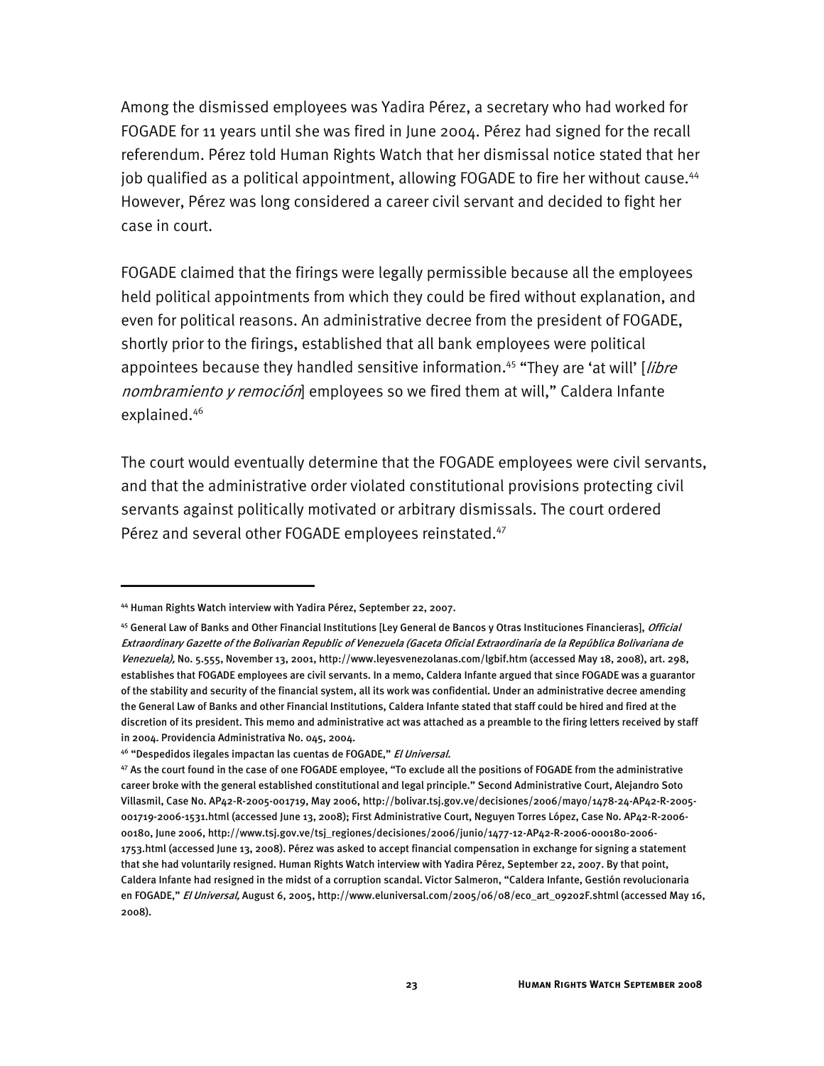Among the dismissed employees was Yadira Pérez, a secretary who had worked for FOGADE for 11 years until she was fired in June 2004. Pérez had signed for the recall referendum. Pérez told Human Rights Watch that her dismissal notice stated that her job qualified as a political appointment, allowing FOGADE to fire her without cause.[44] However, Pérez was long considered a career civil servant and decided to fight her case in court.

FOGADE claimed that the firings were legally permissible because all the employees held political appointments from which they could be fired without explanation, and even for political reasons. An administrative decree from the president of FOGADE, shortly prior to the firings, established that all bank employees were political appointees because they handled sensitive information.[45] "They are 'at will' [*libre nombramiento y remoción*] employees so we fired them at will," Caldera Infante explained.[46]

The court would eventually determine that the FOGADE employees were civil servants, and that the administrative order violated constitutional provisions protecting civil servants against politically motivated or arbitrary dismissals. The court ordered Pérez and several other FOGADE employees reinstated.[47]

---

[44] Human Rights Watch interview with Yadira Pérez, September 22, 2007.

[45] General Law of Banks and Other Financial Institutions [Ley General de Bancos y Otras Instituciones Financieras], *Official Extraordinary Gazette of the Bolivarian Republic of Venezuela (Gaceta Oficial Extraordinaria de la República Bolivariana de Venezuela),* No. 5.555, November 13, 2001, http://www.leyesvenezolanas.com/lgbif.htm (accessed May 18, 2008), art. 298, establishes that FOGADE employees are civil servants. In a memo, Caldera Infante argued that since FOGADE was a guarantor of the stability and security of the financial system, all its work was confidential. Under an administrative decree amending the General Law of Banks and other Financial Institutions, Caldera Infante stated that staff could be hired and fired at the discretion of its president. This memo and administrative act was attached as a preamble to the firing letters received by staff in 2004. Providencia Administrativa No. 045, 2004.

[46] "Despedidos ilegales impactan las cuentas de FOGADE," *El Universal.*

[47] As the court found in the case of one FOGADE employee, "To exclude all the positions of FOGADE from the administrative career broke with the general established constitutional and legal principle." Second Administrative Court, Alejandro Soto Villasmil, Case No. AP42-R-2005-001719, May 2006, http://bolivar.tsj.gov.ve/decisiones/2006/mayo/1478-24-AP42-R-2005-001719-2006-1531.html (accessed June 13, 2008); First Administrative Court, Neguyen Torres López, Case No. AP42-R-2006-00180, June 2006, http://www.tsj.gov.ve/tsj_regiones/decisiones/2006/junio/1477-12-AP42-R-2006-000180-2006-1753.html (accessed June 13, 2008). Pérez was asked to accept financial compensation in exchange for signing a statement that she had voluntarily resigned. Human Rights Watch interview with Yadira Pérez, September 22, 2007. By that point, Caldera Infante had resigned in the midst of a corruption scandal. Victor Salmeron, "Caldera Infante, Gestión revolucionaria en FOGADE," *El Universal,* August 6, 2005, http://www.eluniversal.com/2005/06/08/eco_art_09202F.shtml (accessed May 16, 2008).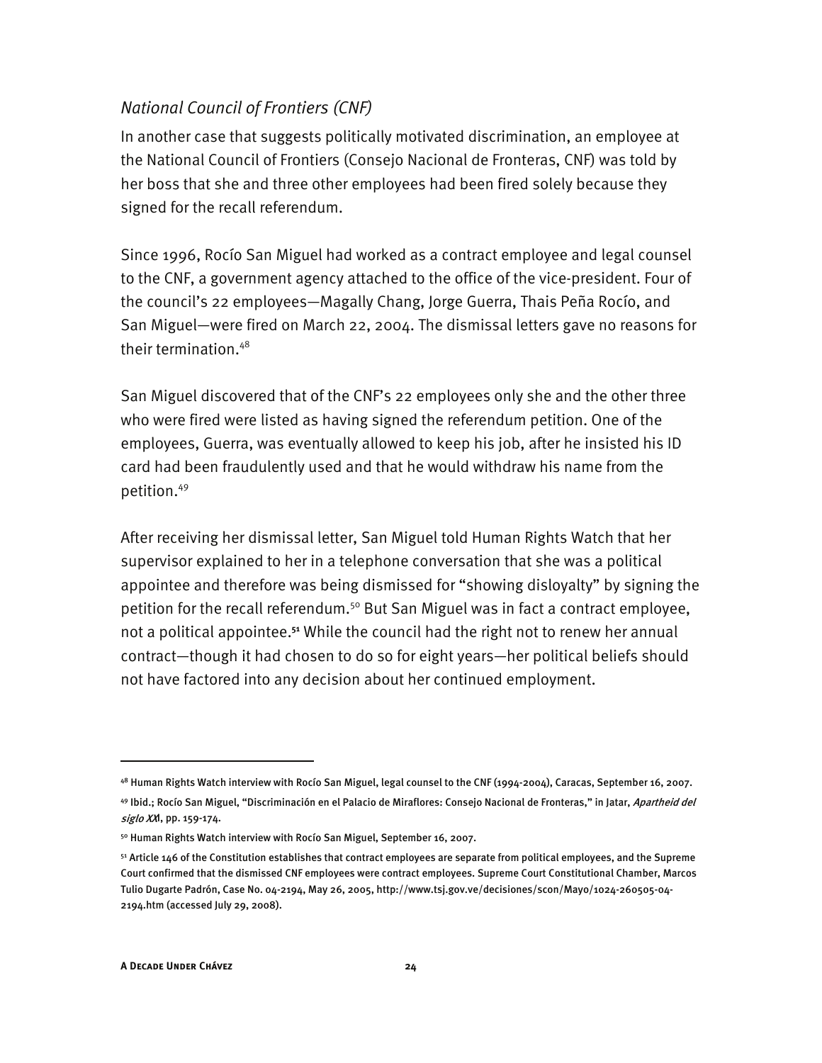### *National Council of Frontiers (CNF)*

In another case that suggests politically motivated discrimination, an employee at the National Council of Frontiers (Consejo Nacional de Fronteras, CNF) was told by her boss that she and three other employees had been fired solely because they signed for the recall referendum.

Since 1996, Rocío San Miguel had worked as a contract employee and legal counsel to the CNF, a government agency attached to the office of the vice-president. Four of the council's 22 employees—Magally Chang, Jorge Guerra, Thais Peña Rocío, and San Miguel—were fired on March 22, 2004. The dismissal letters gave no reasons for their termination.[48]

San Miguel discovered that of the CNF's 22 employees only she and the other three who were fired were listed as having signed the referendum petition. One of the employees, Guerra, was eventually allowed to keep his job, after he insisted his ID card had been fraudulently used and that he would withdraw his name from the petition.[49]

After receiving her dismissal letter, San Miguel told Human Rights Watch that her supervisor explained to her in a telephone conversation that she was a political appointee and therefore was being dismissed for "showing disloyalty" by signing the petition for the recall referendum.[50] But San Miguel was in fact a contract employee, not a political appointee.[51] While the council had the right not to renew her annual contract—though it had chosen to do so for eight years—her political beliefs should not have factored into any decision about her continued employment.

---

[48] Human Rights Watch interview with Rocío San Miguel, legal counsel to the CNF (1994-2004), Caracas, September 16, 2007.

[49] Ibid.; Rocío San Miguel, "Discriminación en el Palacio de Miraflores: Consejo Nacional de Fronteras," in Jatar, *Apartheid del siglo XXI*, pp. 159-174.

[50] Human Rights Watch interview with Rocío San Miguel, September 16, 2007.

[51] Article 146 of the Constitution establishes that contract employees are separate from political employees, and the Supreme Court confirmed that the dismissed CNF employees were contract employees. Supreme Court Constitutional Chamber, Marcos Tulio Dugarte Padrón, Case No. 04-2194, May 26, 2005, http://www.tsj.gov.ve/decisiones/scon/Mayo/1024-260505-04-2194.htm (accessed July 29, 2008).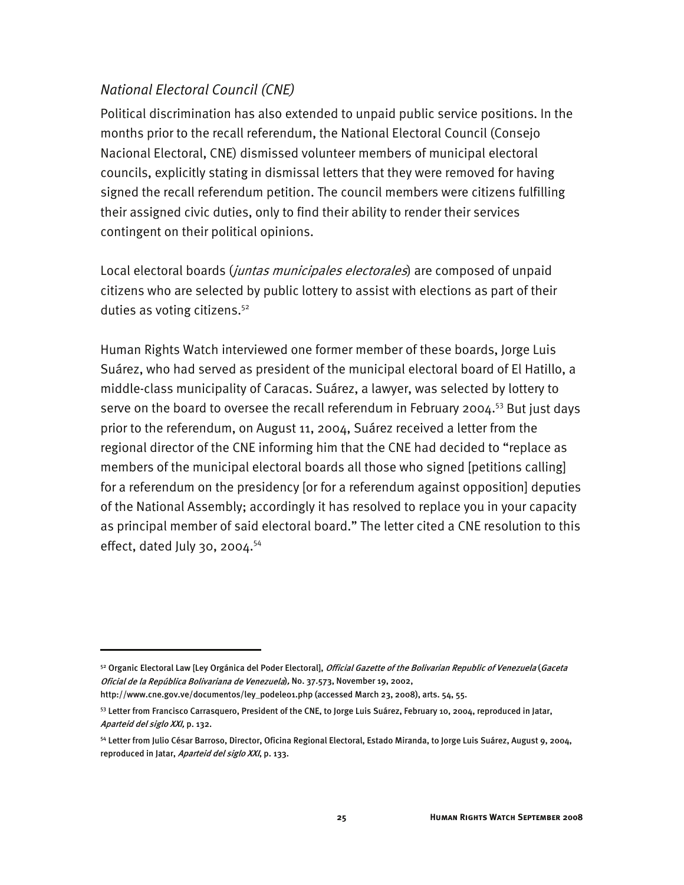### *National Electoral Council (CNE)*

Political discrimination has also extended to unpaid public service positions. In the months prior to the recall referendum, the National Electoral Council (Consejo Nacional Electoral, CNE) dismissed volunteer members of municipal electoral councils, explicitly stating in dismissal letters that they were removed for having signed the recall referendum petition. The council members were citizens fulfilling their assigned civic duties, only to find their ability to render their services contingent on their political opinions.

Local electoral boards (*juntas municipales electorales*) are composed of unpaid citizens who are selected by public lottery to assist with elections as part of their duties as voting citizens.[52]

Human Rights Watch interviewed one former member of these boards, Jorge Luis Suárez, who had served as president of the municipal electoral board of El Hatillo, a middle-class municipality of Caracas. Suárez, a lawyer, was selected by lottery to serve on the board to oversee the recall referendum in February 2004.[53] But just days prior to the referendum, on August 11, 2004, Suárez received a letter from the regional director of the CNE informing him that the CNE had decided to "replace as members of the municipal electoral boards all those who signed [petitions calling] for a referendum on the presidency [or for a referendum against opposition] deputies of the National Assembly; accordingly it has resolved to replace you in your capacity as principal member of said electoral board." The letter cited a CNE resolution to this effect, dated July 30, 2004.[54]

---

[52] Organic Electoral Law [Ley Orgánica del Poder Electoral], *Official Gazette of the Bolivarian Republic of Venezuela* (*Gaceta Oficial de la República Bolivariana de Venezuela*), No. 37.573, November 19, 2002, http://www.cne.gov.ve/documentos/ley_podele01.php (accessed March 23, 2008), arts. 54, 55.

[53] Letter from Francisco Carrasquero, President of the CNE, to Jorge Luis Suárez, February 10, 2004, reproduced in Jatar, *Aparteid del siglo XXI*, p. 132.

[54] Letter from Julio César Barroso, Director, Oficina Regional Electoral, Estado Miranda, to Jorge Luis Suárez, August 9, 2004, reproduced in Jatar, *Aparteid del siglo XXI*, p. 133.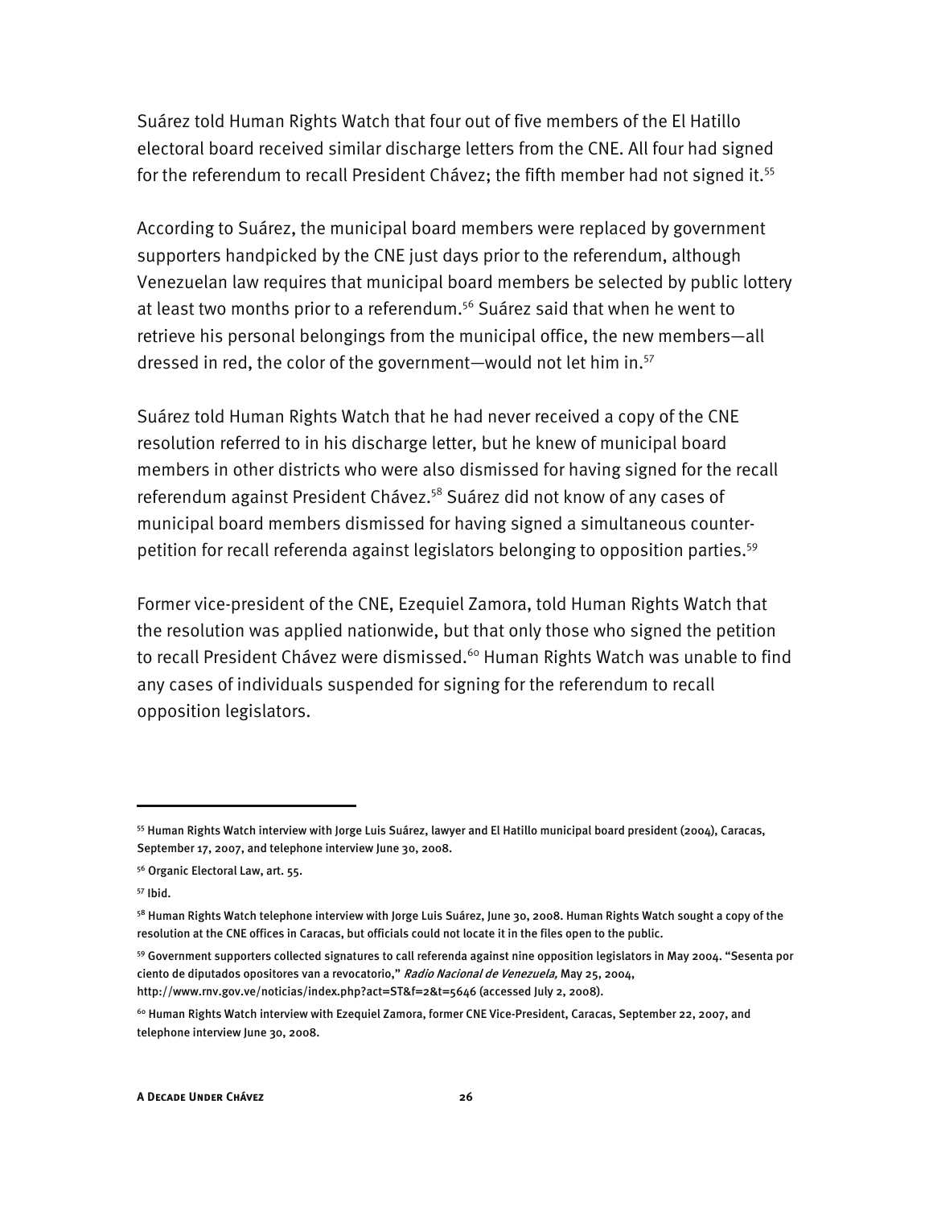Suárez told Human Rights Watch that four out of five members of the El Hatillo electoral board received similar discharge letters from the CNE. All four had signed for the referendum to recall President Chávez; the fifth member had not signed it.[55]

According to Suárez, the municipal board members were replaced by government supporters handpicked by the CNE just days prior to the referendum, although Venezuelan law requires that municipal board members be selected by public lottery at least two months prior to a referendum.[56] Suárez said that when he went to retrieve his personal belongings from the municipal office, the new members—all dressed in red, the color of the government—would not let him in.[57]

Suárez told Human Rights Watch that he had never received a copy of the CNE resolution referred to in his discharge letter, but he knew of municipal board members in other districts who were also dismissed for having signed for the recall referendum against President Chávez.[58] Suárez did not know of any cases of municipal board members dismissed for having signed a simultaneous counter-petition for recall referenda against legislators belonging to opposition parties.[59]

Former vice-president of the CNE, Ezequiel Zamora, told Human Rights Watch that the resolution was applied nationwide, but that only those who signed the petition to recall President Chávez were dismissed.[60] Human Rights Watch was unable to find any cases of individuals suspended for signing for the referendum to recall opposition legislators.

---

[55] Human Rights Watch interview with Jorge Luis Suárez, lawyer and El Hatillo municipal board president (2004), Caracas, September 17, 2007, and telephone interview June 30, 2008.

[56] Organic Electoral Law, art. 55.

[57] Ibid.

[58] Human Rights Watch telephone interview with Jorge Luis Suárez, June 30, 2008. Human Rights Watch sought a copy of the resolution at the CNE offices in Caracas, but officials could not locate it in the files open to the public.

[59] Government supporters collected signatures to call referenda against nine opposition legislators in May 2004. "Sesenta por ciento de diputados opositores van a revocatorio," *Radio Nacional de Venezuela,* May 25, 2004, http://www.rnv.gov.ve/noticias/index.php?act=ST&f=2&t=5646 (accessed July 2, 2008).

[60] Human Rights Watch interview with Ezequiel Zamora, former CNE Vice-President, Caracas, September 22, 2007, and telephone interview June 30, 2008.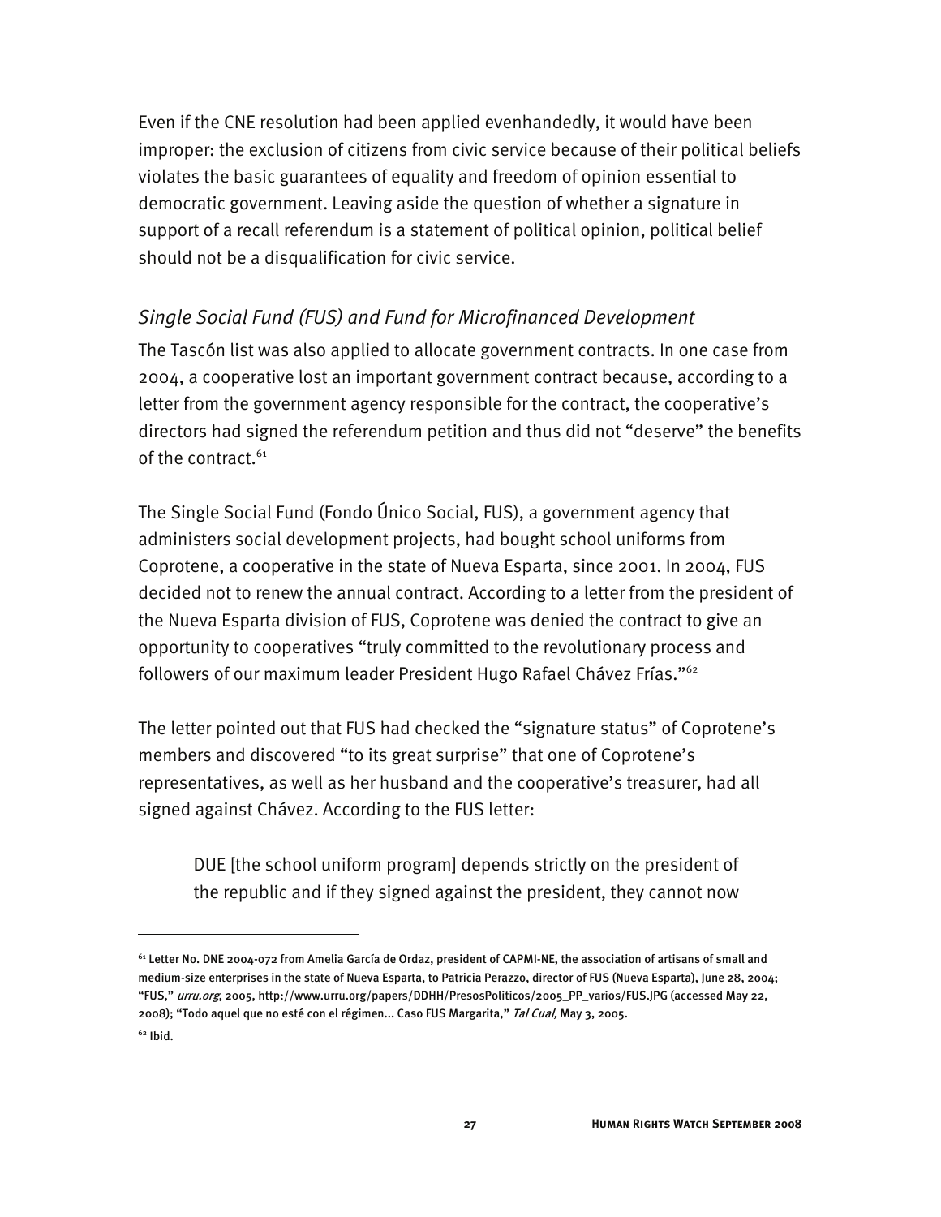Even if the CNE resolution had been applied evenhandedly, it would have been improper: the exclusion of citizens from civic service because of their political beliefs violates the basic guarantees of equality and freedom of opinion essential to democratic government. Leaving aside the question of whether a signature in support of a recall referendum is a statement of political opinion, political belief should not be a disqualification for civic service.

### *Single Social Fund (FUS) and Fund for Microfinanced Development*

The Tascón list was also applied to allocate government contracts. In one case from 2004, a cooperative lost an important government contract because, according to a letter from the government agency responsible for the contract, the cooperative's directors had signed the referendum petition and thus did not "deserve" the benefits of the contract.[61]

The Single Social Fund (Fondo Único Social, FUS), a government agency that administers social development projects, had bought school uniforms from Coprotene, a cooperative in the state of Nueva Esparta, since 2001. In 2004, FUS decided not to renew the annual contract. According to a letter from the president of the Nueva Esparta division of FUS, Coprotene was denied the contract to give an opportunity to cooperatives "truly committed to the revolutionary process and followers of our maximum leader President Hugo Rafael Chávez Frías."[62]

The letter pointed out that FUS had checked the "signature status" of Coprotene's members and discovered "to its great surprise" that one of Coprotene's representatives, as well as her husband and the cooperative's treasurer, had all signed against Chávez. According to the FUS letter:

> DUE [the school uniform program] depends strictly on the president of the republic and if they signed against the president, they cannot now

---

[61] Letter No. DNE 2004-072 from Amelia García de Ordaz, president of CAPMI-NE, the association of artisans of small and medium-size enterprises in the state of Nueva Esparta, to Patricia Perazzo, director of FUS (Nueva Esparta), June 28, 2004; "FUS," *urru.org*, 2005, http://www.urru.org/papers/DDHH/PresosPoliticos/2005_PP_varios/FUS.JPG (accessed May 22, 2008); "Todo aquel que no esté con el régimen... Caso FUS Margarita," *Tal Cual*, May 3, 2005.

[62] Ibid.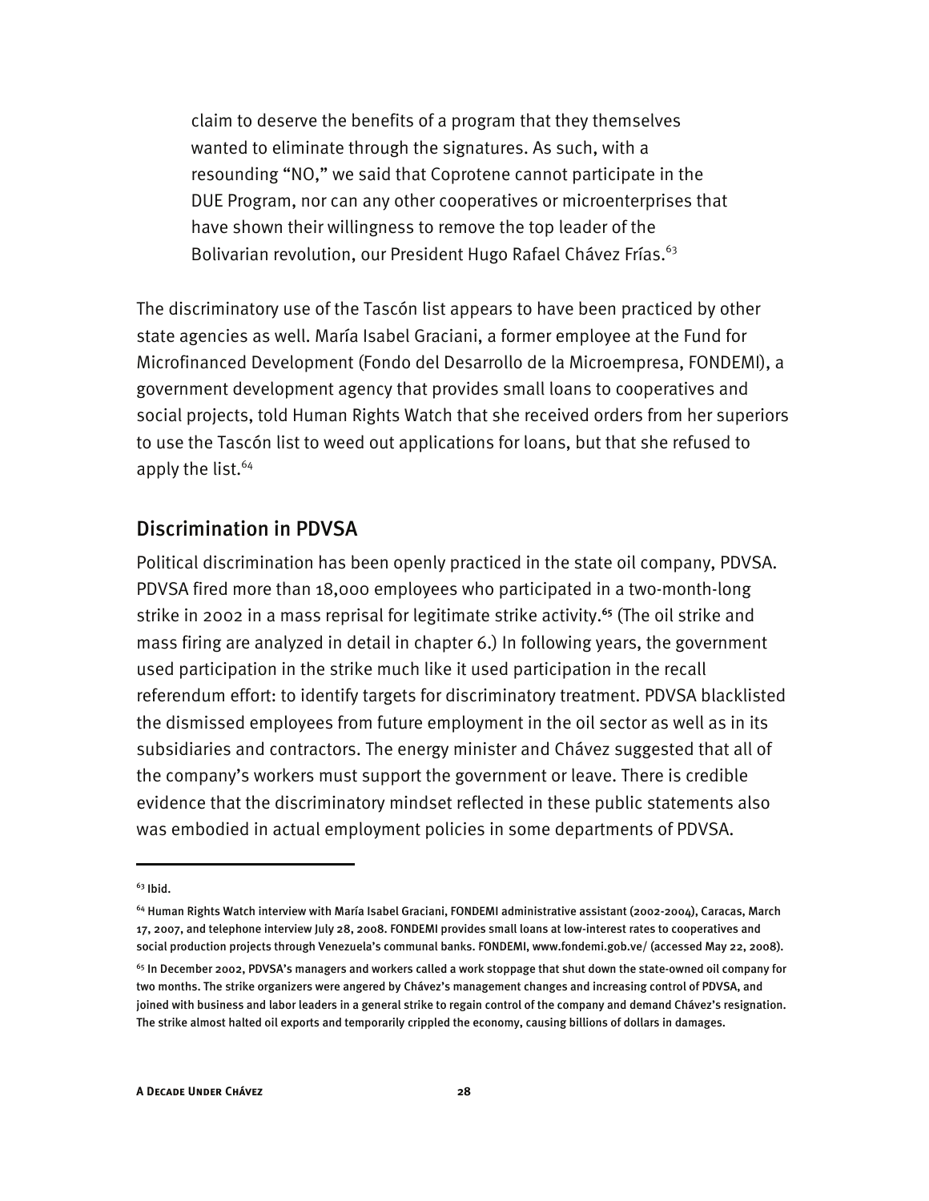> claim to deserve the benefits of a program that they themselves wanted to eliminate through the signatures. As such, with a resounding "NO," we said that Coprotene cannot participate in the DUE Program, nor can any other cooperatives or microenterprises that have shown their willingness to remove the top leader of the Bolivarian revolution, our President Hugo Rafael Chávez Frías.[63]

The discriminatory use of the Tascón list appears to have been practiced by other state agencies as well. María Isabel Graciani, a former employee at the Fund for Microfinanced Development (Fondo del Desarrollo de la Microempresa, FONDEMI), a government development agency that provides small loans to cooperatives and social projects, told Human Rights Watch that she received orders from her superiors to use the Tascón list to weed out applications for loans, but that she refused to apply the list.[64]

## Discrimination in PDVSA

Political discrimination has been openly practiced in the state oil company, PDVSA. PDVSA fired more than 18,000 employees who participated in a two-month-long strike in 2002 in a mass reprisal for legitimate strike activity.[65] (The oil strike and mass firing are analyzed in detail in chapter 6.) In following years, the government used participation in the strike much like it used participation in the recall referendum effort: to identify targets for discriminatory treatment. PDVSA blacklisted the dismissed employees from future employment in the oil sector as well as in its subsidiaries and contractors. The energy minister and Chávez suggested that all of the company's workers must support the government or leave. There is credible evidence that the discriminatory mindset reflected in these public statements also was embodied in actual employment policies in some departments of PDVSA.

---

[63] Ibid.

[64] Human Rights Watch interview with María Isabel Graciani, FONDEMI administrative assistant (2002-2004), Caracas, March 17, 2007, and telephone interview July 28, 2008. FONDEMI provides small loans at low-interest rates to cooperatives and social production projects through Venezuela's communal banks. FONDEMI, www.fondemi.gob.ve/ (accessed May 22, 2008).

[65] In December 2002, PDVSA's managers and workers called a work stoppage that shut down the state-owned oil company for two months. The strike organizers were angered by Chávez's management changes and increasing control of PDVSA, and joined with business and labor leaders in a general strike to regain control of the company and demand Chávez's resignation. The strike almost halted oil exports and temporarily crippled the economy, causing billions of dollars in damages.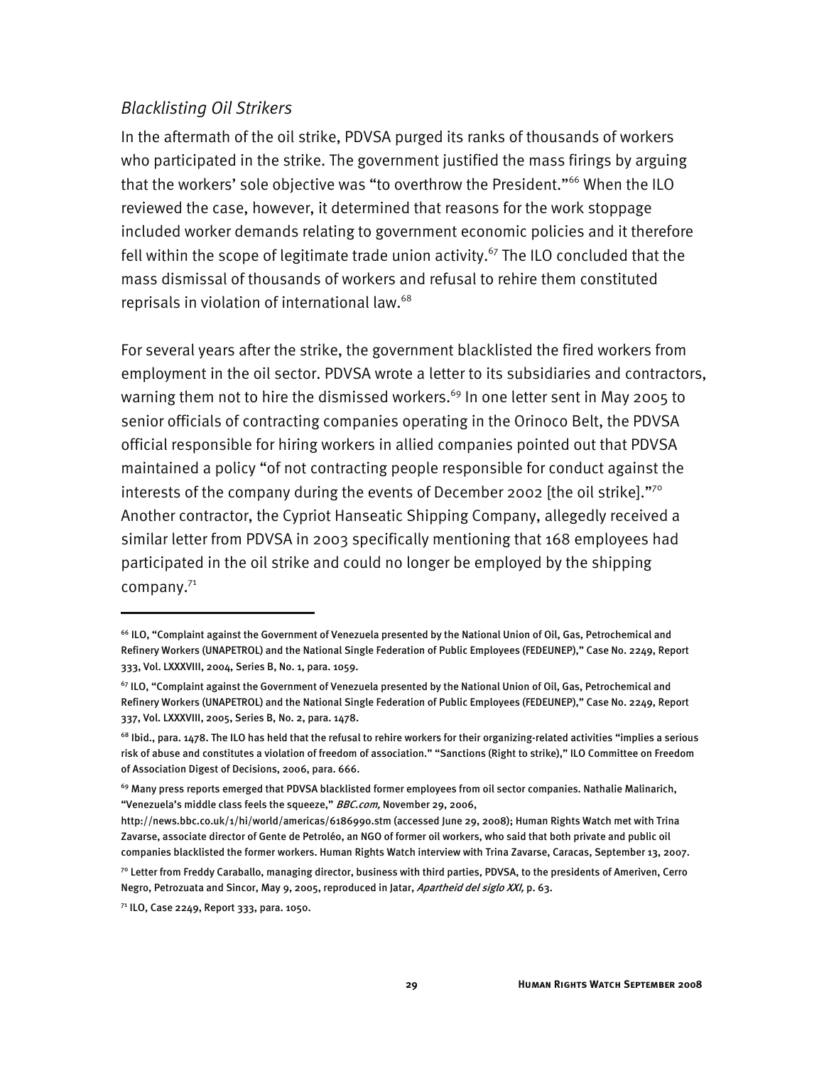### *Blacklisting Oil Strikers*

In the aftermath of the oil strike, PDVSA purged its ranks of thousands of workers who participated in the strike. The government justified the mass firings by arguing that the workers' sole objective was "to overthrow the President."[66] When the ILO reviewed the case, however, it determined that reasons for the work stoppage included worker demands relating to government economic policies and it therefore fell within the scope of legitimate trade union activity.[67] The ILO concluded that the mass dismissal of thousands of workers and refusal to rehire them constituted reprisals in violation of international law.[68]

For several years after the strike, the government blacklisted the fired workers from employment in the oil sector. PDVSA wrote a letter to its subsidiaries and contractors, warning them not to hire the dismissed workers.[69] In one letter sent in May 2005 to senior officials of contracting companies operating in the Orinoco Belt, the PDVSA official responsible for hiring workers in allied companies pointed out that PDVSA maintained a policy "of not contracting people responsible for conduct against the interests of the company during the events of December 2002 [the oil strike]."[70] Another contractor, the Cypriot Hanseatic Shipping Company, allegedly received a similar letter from PDVSA in 2003 specifically mentioning that 168 employees had participated in the oil strike and could no longer be employed by the shipping company.[71]

---

[66] ILO, "Complaint against the Government of Venezuela presented by the National Union of Oil, Gas, Petrochemical and Refinery Workers (UNAPETROL) and the National Single Federation of Public Employees (FEDEUNEP)," Case No. 2249, Report 333, Vol. LXXXVIII, 2004, Series B, No. 1, para. 1059.

[67] ILO, "Complaint against the Government of Venezuela presented by the National Union of Oil, Gas, Petrochemical and Refinery Workers (UNAPETROL) and the National Single Federation of Public Employees (FEDEUNEP)," Case No. 2249, Report 337, Vol. LXXXVIII, 2005, Series B, No. 2, para. 1478.

[68] Ibid., para. 1478. The ILO has held that the refusal to rehire workers for their organizing-related activities "implies a serious risk of abuse and constitutes a violation of freedom of association." "Sanctions (Right to strike)," ILO Committee on Freedom of Association Digest of Decisions, 2006, para. 666.

[69] Many press reports emerged that PDVSA blacklisted former employees from oil sector companies. Nathalie Malinarich, "Venezuela's middle class feels the squeeze," *BBC.com,* November 29, 2006, http://news.bbc.co.uk/1/hi/world/americas/6186990.stm (accessed June 29, 2008); Human Rights Watch met with Trina Zavarse, associate director of Gente de Petroléo, an NGO of former oil workers, who said that both private and public oil companies blacklisted the former workers. Human Rights Watch interview with Trina Zavarse, Caracas, September 13, 2007.

[70] Letter from Freddy Caraballo, managing director, business with third parties, PDVSA, to the presidents of Ameriven, Cerro Negro, Petrozuata and Sincor, May 9, 2005, reproduced in Jatar, *Apartheid del siglo XXI,* p. 63.

[71] ILO, Case 2249, Report 333, para. 1050.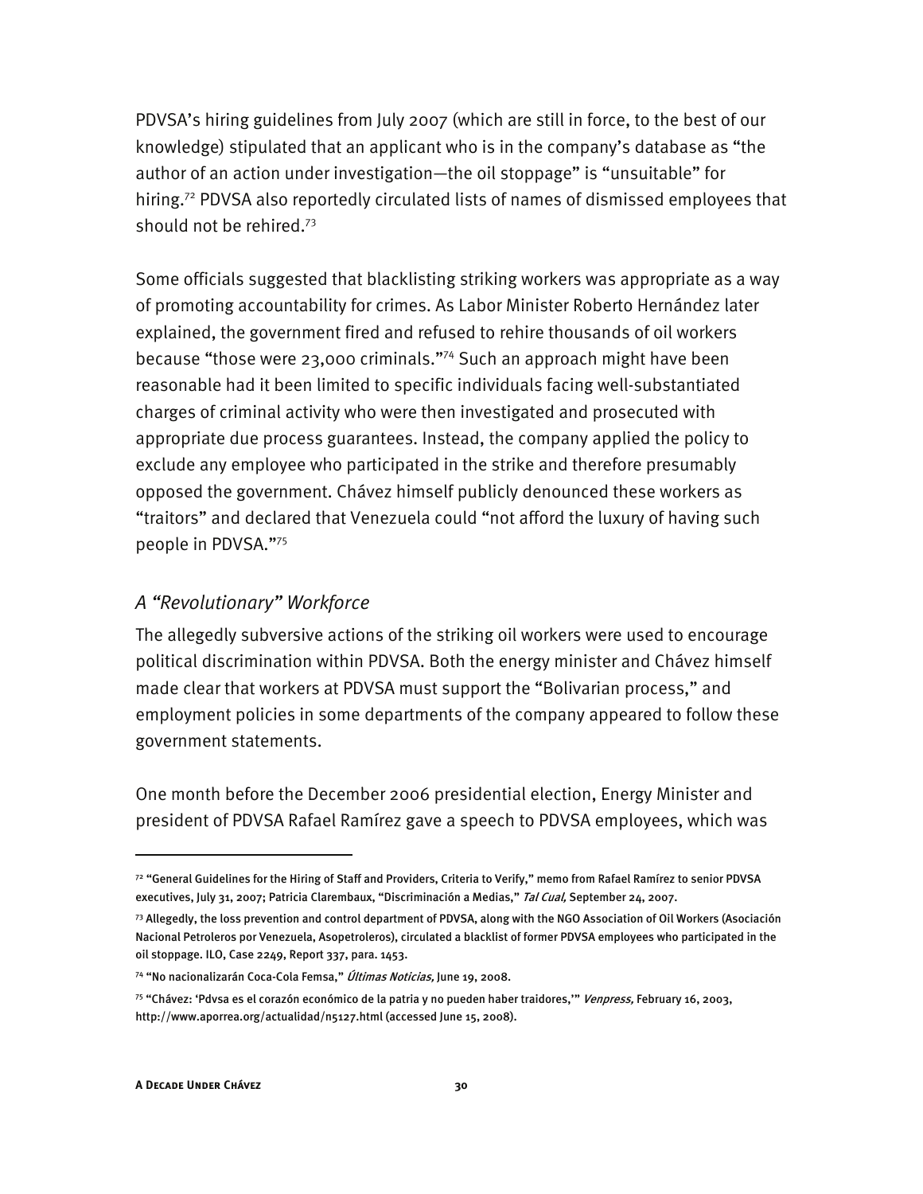PDVSA's hiring guidelines from July 2007 (which are still in force, to the best of our knowledge) stipulated that an applicant who is in the company's database as "the author of an action under investigation—the oil stoppage" is "unsuitable" for hiring.[72] PDVSA also reportedly circulated lists of names of dismissed employees that should not be rehired.[73]

Some officials suggested that blacklisting striking workers was appropriate as a way of promoting accountability for crimes. As Labor Minister Roberto Hernández later explained, the government fired and refused to rehire thousands of oil workers because "those were 23,000 criminals."[74] Such an approach might have been reasonable had it been limited to specific individuals facing well-substantiated charges of criminal activity who were then investigated and prosecuted with appropriate due process guarantees. Instead, the company applied the policy to exclude any employee who participated in the strike and therefore presumably opposed the government. Chávez himself publicly denounced these workers as "traitors" and declared that Venezuela could "not afford the luxury of having such people in PDVSA."[75]

### *A "Revolutionary" Workforce*

The allegedly subversive actions of the striking oil workers were used to encourage political discrimination within PDVSA. Both the energy minister and Chávez himself made clear that workers at PDVSA must support the "Bolivarian process," and employment policies in some departments of the company appeared to follow these government statements.

One month before the December 2006 presidential election, Energy Minister and president of PDVSA Rafael Ramírez gave a speech to PDVSA employees, which was

---

[72] "General Guidelines for the Hiring of Staff and Providers, Criteria to Verify," memo from Rafael Ramírez to senior PDVSA executives, July 31, 2007; Patricia Clarembaux, "Discriminación a Medias," *Tal Cual,* September 24, 2007.

[73] Allegedly, the loss prevention and control department of PDVSA, along with the NGO Association of Oil Workers (Asociación Nacional Petroleros por Venezuela, Asopetroleros), circulated a blacklist of former PDVSA employees who participated in the oil stoppage. ILO, Case 2249, Report 337, para. 1453.

[74] "No nacionalizarán Coca-Cola Femsa," *Últimas Noticias,* June 19, 2008.

[75] "Chávez: 'Pdvsa es el corazón económico de la patria y no pueden haber traidores,'" *Venpress,* February 16, 2003, http://www.aporrea.org/actualidad/n5127.html (accessed June 15, 2008).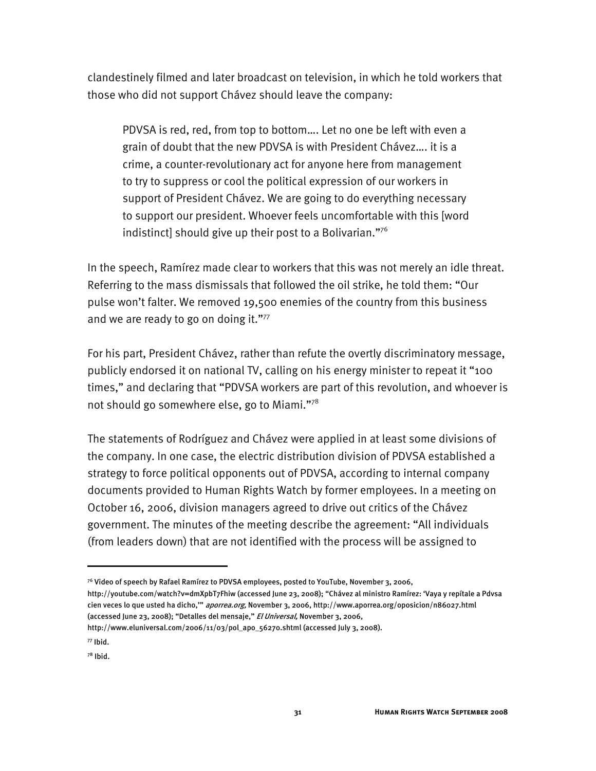clandestinely filmed and later broadcast on television, in which he told workers that those who did not support Chávez should leave the company:

> PDVSA is red, red, from top to bottom…. Let no one be left with even a grain of doubt that the new PDVSA is with President Chávez…. it is a crime, a counter-revolutionary act for anyone here from management to try to suppress or cool the political expression of our workers in support of President Chávez. We are going to do everything necessary to support our president. Whoever feels uncomfortable with this [word indistinct] should give up their post to a Bolivarian."[76]

In the speech, Ramírez made clear to workers that this was not merely an idle threat. Referring to the mass dismissals that followed the oil strike, he told them: "Our pulse won't falter. We removed 19,500 enemies of the country from this business and we are ready to go on doing it."[77]

For his part, President Chávez, rather than refute the overtly discriminatory message, publicly endorsed it on national TV, calling on his energy minister to repeat it "100 times," and declaring that "PDVSA workers are part of this revolution, and whoever is not should go somewhere else, go to Miami."[78]

The statements of Rodríguez and Chávez were applied in at least some divisions of the company. In one case, the electric distribution division of PDVSA established a strategy to force political opponents out of PDVSA, according to internal company documents provided to Human Rights Watch by former employees. In a meeting on October 16, 2006, division managers agreed to drive out critics of the Chávez government. The minutes of the meeting describe the agreement: "All individuals (from leaders down) that are not identified with the process will be assigned to

---

[76] Video of speech by Rafael Ramírez to PDVSA employees, posted to YouTube, November 3, 2006, http://youtube.com/watch?v=dmXpbT7Fhiw (accessed June 23, 2008); "Chávez al ministro Ramírez: 'Vaya y repítale a Pdvsa cien veces lo que usted ha dicho,'" *aporrea.org*, November 3, 2006, http://www.aporrea.org/oposicion/n86027.html (accessed June 23, 2008); "Detalles del mensaje," *El Universal*, November 3, 2006, http://www.eluniversal.com/2006/11/03/pol_apo_56270.shtml (accessed July 3, 2008).

[77] Ibid.

[78] Ibid.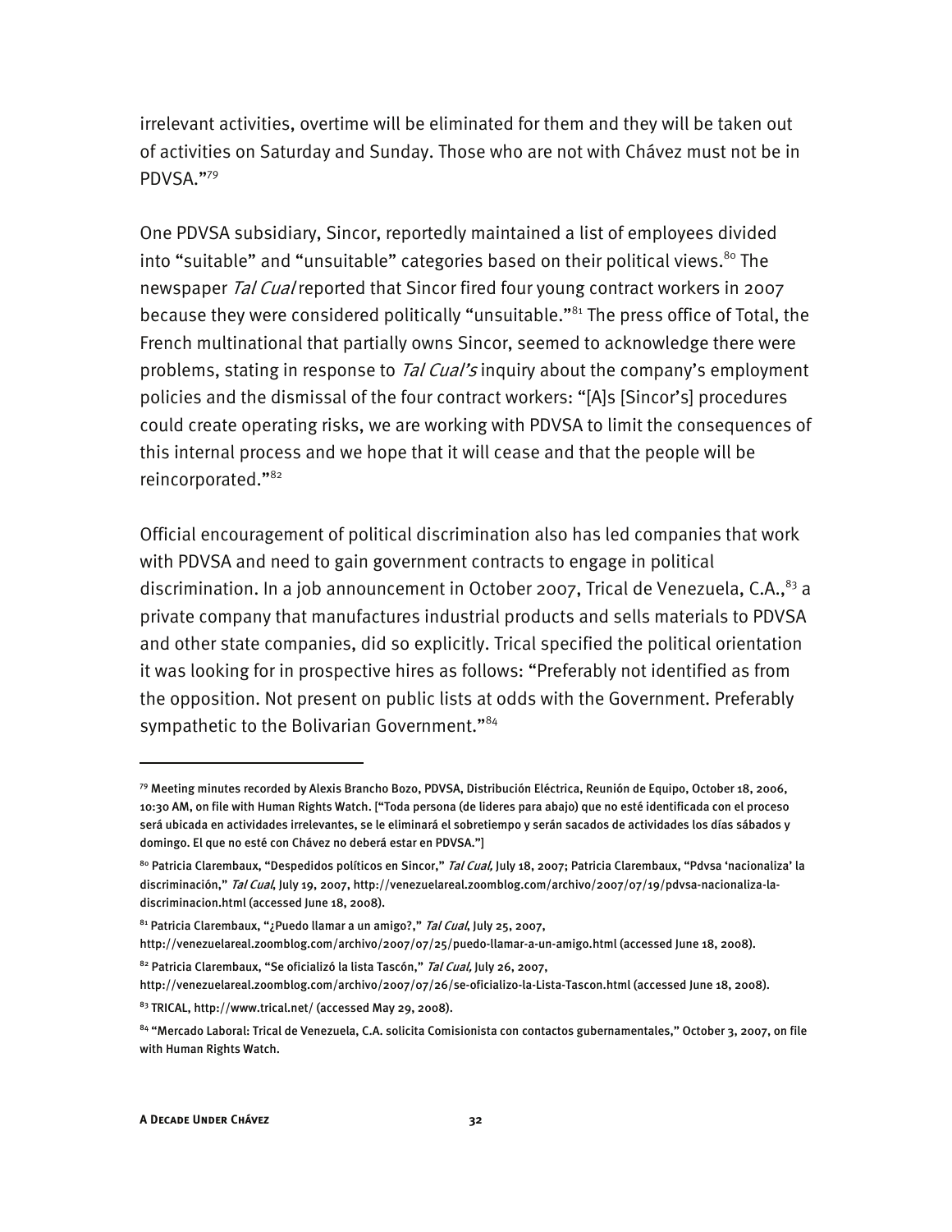irrelevant activities, overtime will be eliminated for them and they will be taken out of activities on Saturday and Sunday. Those who are not with Chávez must not be in PDVSA."[79]

One PDVSA subsidiary, Sincor, reportedly maintained a list of employees divided into "suitable" and "unsuitable" categories based on their political views.[80] The newspaper *Tal Cual* reported that Sincor fired four young contract workers in 2007 because they were considered politically "unsuitable."[81] The press office of Total, the French multinational that partially owns Sincor, seemed to acknowledge there were problems, stating in response to *Tal Cual's* inquiry about the company's employment policies and the dismissal of the four contract workers: "[A]s [Sincor's] procedures could create operating risks, we are working with PDVSA to limit the consequences of this internal process and we hope that it will cease and that the people will be reincorporated."[82]

Official encouragement of political discrimination also has led companies that work with PDVSA and need to gain government contracts to engage in political discrimination. In a job announcement in October 2007, Trical de Venezuela, C.A.,[83] a private company that manufactures industrial products and sells materials to PDVSA and other state companies, did so explicitly. Trical specified the political orientation it was looking for in prospective hires as follows: "Preferably not identified as from the opposition. Not present on public lists at odds with the Government. Preferably sympathetic to the Bolivarian Government."[84]

---

[79] Meeting minutes recorded by Alexis Brancho Bozo, PDVSA, Distribución Eléctrica, Reunión de Equipo, October 18, 2006, 10:30 AM, on file with Human Rights Watch. ["Toda persona (de lideres para abajo) que no esté identificada con el proceso será ubicada en actividades irrelevantes, se le eliminará el sobretiempo y serán sacados de actividades los días sábados y domingo. El que no esté con Chávez no deberá estar en PDVSA."]

[80] Patricia Clarembaux, "Despedidos políticos en Sincor," *Tal Cual,* July 18, 2007; Patricia Clarembaux, "Pdvsa 'nacionaliza' la discriminación," *Tal Cual*, July 19, 2007, http://venezuelareal.zoomblog.com/archivo/2007/07/19/pdvsa-nacionaliza-la-discriminacion.html (accessed June 18, 2008).

[81] Patricia Clarembaux, "¿Puedo llamar a un amigo?," *Tal Cual*, July 25, 2007, http://venezuelareal.zoomblog.com/archivo/2007/07/25/puedo-llamar-a-un-amigo.html (accessed June 18, 2008).

[82] Patricia Clarembaux, "Se oficializó la lista Tascón," *Tal Cual,* July 26, 2007, http://venezuelareal.zoomblog.com/archivo/2007/07/26/se-oficializo-la-Lista-Tascon.html (accessed June 18, 2008).

[83] TRICAL, http://www.trical.net/ (accessed May 29, 2008).

[84] "Mercado Laboral: Trical de Venezuela, C.A. solicita Comisionista con contactos gubernamentales," October 3, 2007, on file with Human Rights Watch.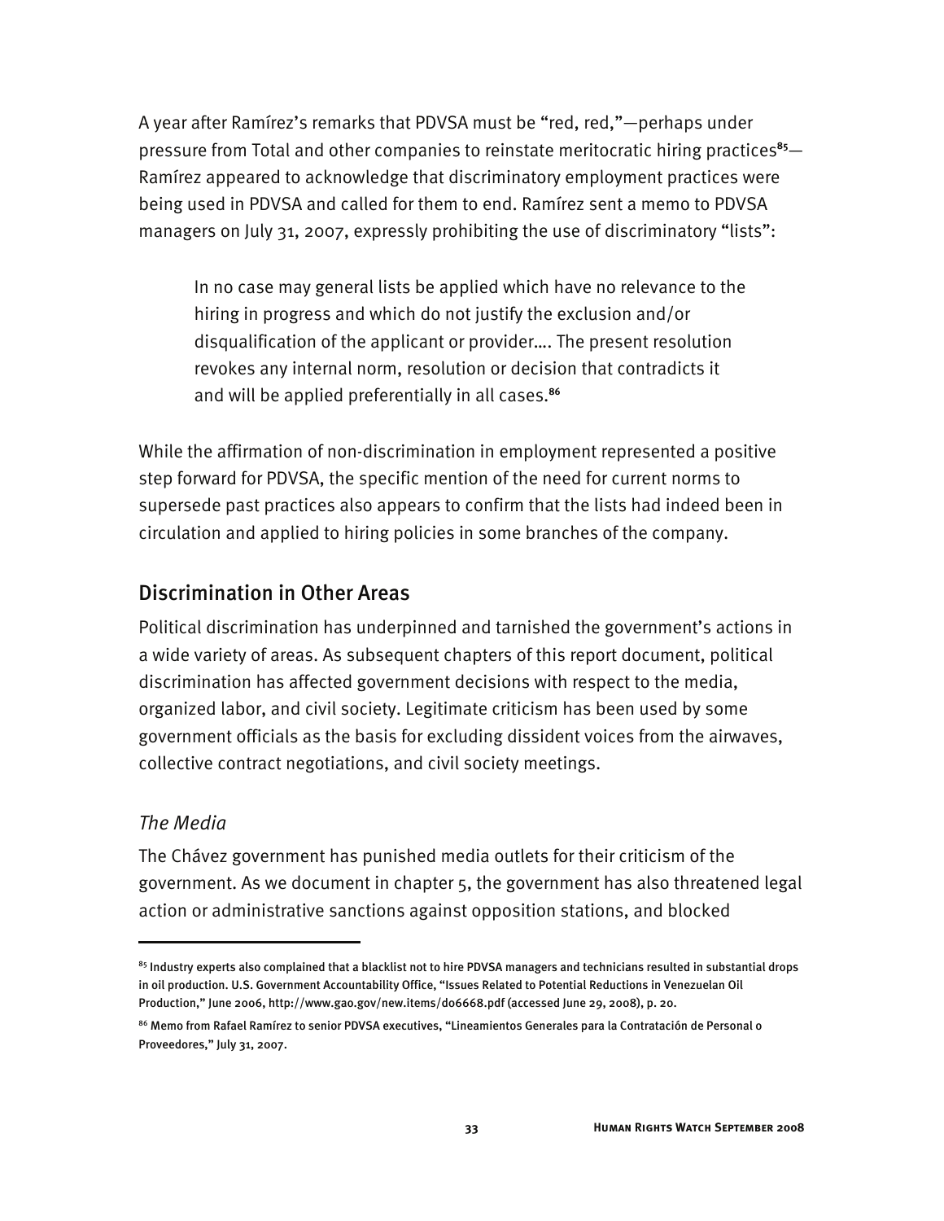A year after Ramírez's remarks that PDVSA must be "red, red,"—perhaps under pressure from Total and other companies to reinstate meritocratic hiring practices[85]—Ramírez appeared to acknowledge that discriminatory employment practices were being used in PDVSA and called for them to end. Ramírez sent a memo to PDVSA managers on July 31, 2007, expressly prohibiting the use of discriminatory "lists":

> In no case may general lists be applied which have no relevance to the hiring in progress and which do not justify the exclusion and/or disqualification of the applicant or provider…. The present resolution revokes any internal norm, resolution or decision that contradicts it and will be applied preferentially in all cases.[86]

While the affirmation of non-discrimination in employment represented a positive step forward for PDVSA, the specific mention of the need for current norms to supersede past practices also appears to confirm that the lists had indeed been in circulation and applied to hiring policies in some branches of the company.

## Discrimination in Other Areas

Political discrimination has underpinned and tarnished the government's actions in a wide variety of areas. As subsequent chapters of this report document, political discrimination has affected government decisions with respect to the media, organized labor, and civil society. Legitimate criticism has been used by some government officials as the basis for excluding dissident voices from the airwaves, collective contract negotiations, and civil society meetings.

### *The Media*

The Chávez government has punished media outlets for their criticism of the government. As we document in chapter 5, the government has also threatened legal action or administrative sanctions against opposition stations, and blocked

---

[85] Industry experts also complained that a blacklist not to hire PDVSA managers and technicians resulted in substantial drops in oil production. U.S. Government Accountability Office, "Issues Related to Potential Reductions in Venezuelan Oil Production," June 2006, http://www.gao.gov/new.items/d06668.pdf (accessed June 29, 2008), p. 20.

[86] Memo from Rafael Ramírez to senior PDVSA executives, "Lineamientos Generales para la Contratación de Personal o Proveedores," July 31, 2007.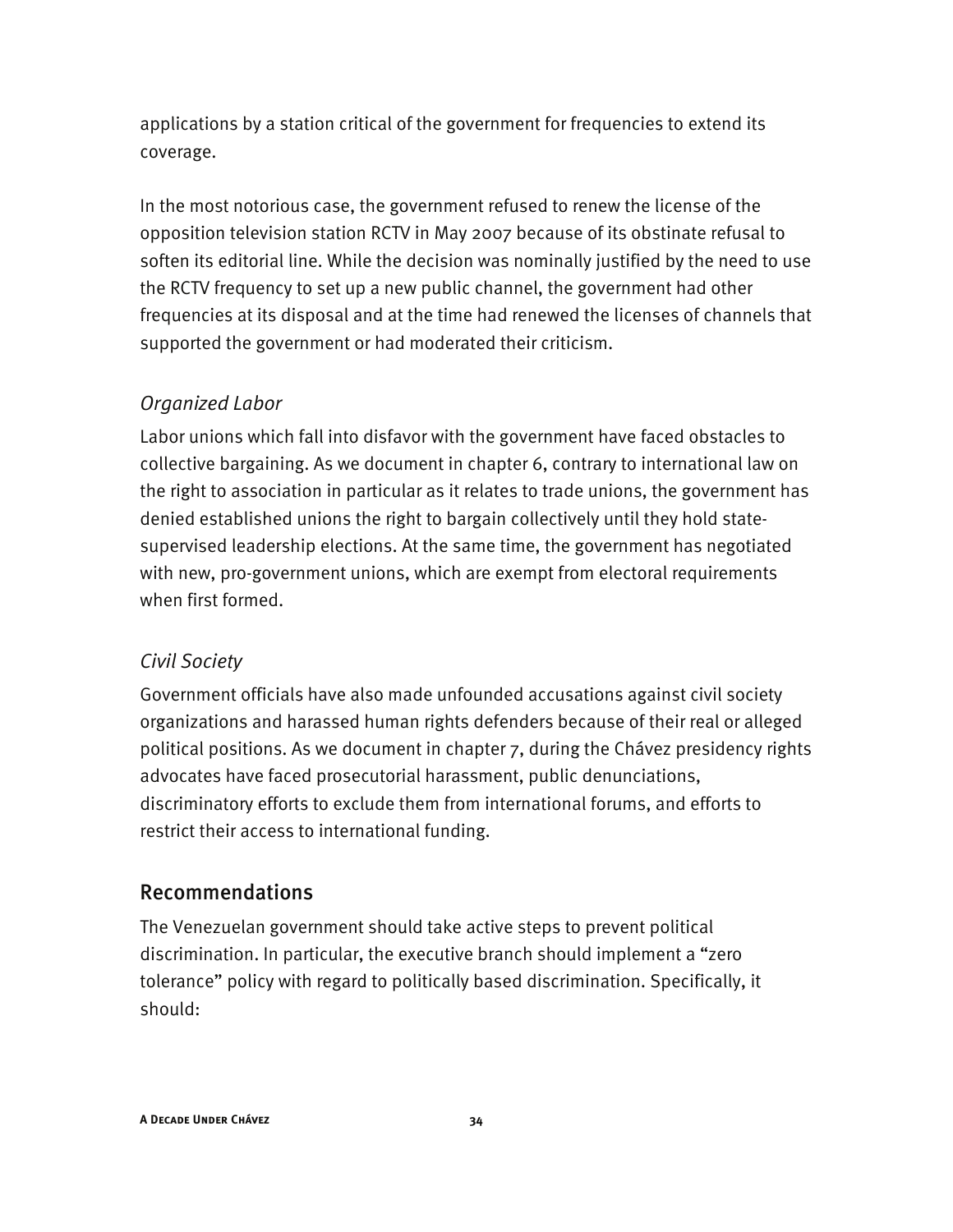applications by a station critical of the government for frequencies to extend its coverage.

In the most notorious case, the government refused to renew the license of the opposition television station RCTV in May 2007 because of its obstinate refusal to soften its editorial line. While the decision was nominally justified by the need to use the RCTV frequency to set up a new public channel, the government had other frequencies at its disposal and at the time had renewed the licenses of channels that supported the government or had moderated their criticism.

### *Organized Labor*

Labor unions which fall into disfavor with the government have faced obstacles to collective bargaining. As we document in chapter 6, contrary to international law on the right to association in particular as it relates to trade unions, the government has denied established unions the right to bargain collectively until they hold state-supervised leadership elections. At the same time, the government has negotiated with new, pro-government unions, which are exempt from electoral requirements when first formed.

### *Civil Society*

Government officials have also made unfounded accusations against civil society organizations and harassed human rights defenders because of their real or alleged political positions. As we document in chapter 7, during the Chávez presidency rights advocates have faced prosecutorial harassment, public denunciations, discriminatory efforts to exclude them from international forums, and efforts to restrict their access to international funding.

## Recommendations

The Venezuelan government should take active steps to prevent political discrimination. In particular, the executive branch should implement a "zero tolerance" policy with regard to politically based discrimination. Specifically, it should: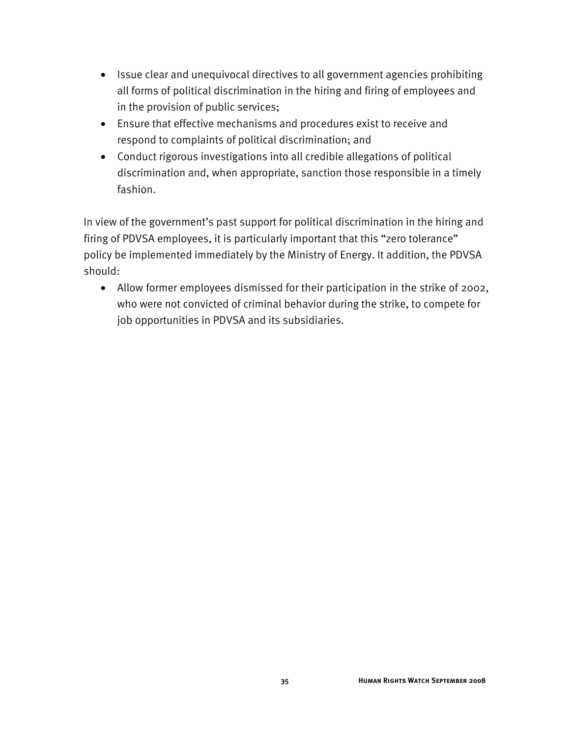- Issue clear and unequivocal directives to all government agencies prohibiting all forms of political discrimination in the hiring and firing of employees and in the provision of public services;
- Ensure that effective mechanisms and procedures exist to receive and respond to complaints of political discrimination; and
- Conduct rigorous investigations into all credible allegations of political discrimination and, when appropriate, sanction those responsible in a timely fashion.

In view of the government's past support for political discrimination in the hiring and firing of PDVSA employees, it is particularly important that this "zero tolerance" policy be implemented immediately by the Ministry of Energy. It addition, the PDVSA should:

- Allow former employees dismissed for their participation in the strike of 2002, who were not convicted of criminal behavior during the strike, to compete for job opportunities in PDVSA and its subsidiaries.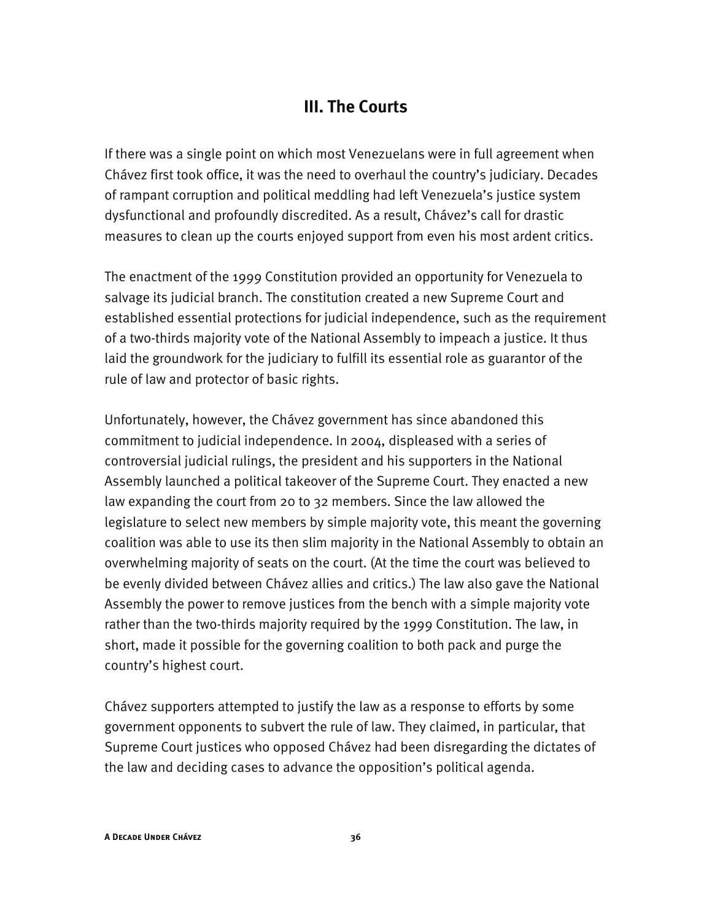## III. The Courts

If there was a single point on which most Venezuelans were in full agreement when Chávez first took office, it was the need to overhaul the country's judiciary. Decades of rampant corruption and political meddling had left Venezuela's justice system dysfunctional and profoundly discredited. As a result, Chávez's call for drastic measures to clean up the courts enjoyed support from even his most ardent critics.

The enactment of the 1999 Constitution provided an opportunity for Venezuela to salvage its judicial branch. The constitution created a new Supreme Court and established essential protections for judicial independence, such as the requirement of a two-thirds majority vote of the National Assembly to impeach a justice. It thus laid the groundwork for the judiciary to fulfill its essential role as guarantor of the rule of law and protector of basic rights.

Unfortunately, however, the Chávez government has since abandoned this commitment to judicial independence. In 2004, displeased with a series of controversial judicial rulings, the president and his supporters in the National Assembly launched a political takeover of the Supreme Court. They enacted a new law expanding the court from 20 to 32 members. Since the law allowed the legislature to select new members by simple majority vote, this meant the governing coalition was able to use its then slim majority in the National Assembly to obtain an overwhelming majority of seats on the court. (At the time the court was believed to be evenly divided between Chávez allies and critics.) The law also gave the National Assembly the power to remove justices from the bench with a simple majority vote rather than the two-thirds majority required by the 1999 Constitution. The law, in short, made it possible for the governing coalition to both pack and purge the country's highest court.

Chávez supporters attempted to justify the law as a response to efforts by some government opponents to subvert the rule of law. They claimed, in particular, that Supreme Court justices who opposed Chávez had been disregarding the dictates of the law and deciding cases to advance the opposition's political agenda.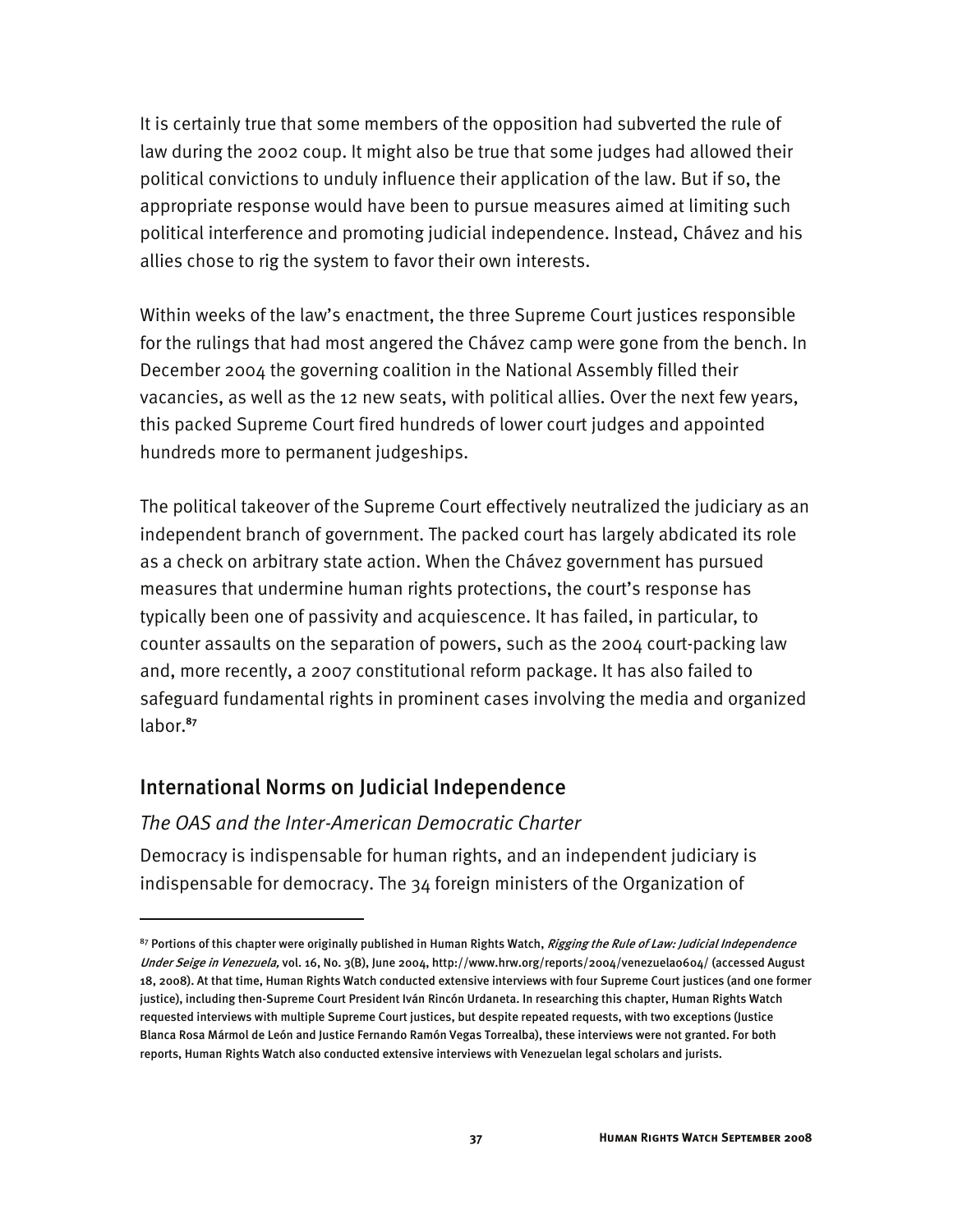It is certainly true that some members of the opposition had subverted the rule of law during the 2002 coup. It might also be true that some judges had allowed their political convictions to unduly influence their application of the law. But if so, the appropriate response would have been to pursue measures aimed at limiting such political interference and promoting judicial independence. Instead, Chávez and his allies chose to rig the system to favor their own interests.

Within weeks of the law's enactment, the three Supreme Court justices responsible for the rulings that had most angered the Chávez camp were gone from the bench. In December 2004 the governing coalition in the National Assembly filled their vacancies, as well as the 12 new seats, with political allies. Over the next few years, this packed Supreme Court fired hundreds of lower court judges and appointed hundreds more to permanent judgeships.

The political takeover of the Supreme Court effectively neutralized the judiciary as an independent branch of government. The packed court has largely abdicated its role as a check on arbitrary state action. When the Chávez government has pursued measures that undermine human rights protections, the court's response has typically been one of passivity and acquiescence. It has failed, in particular, to counter assaults on the separation of powers, such as the 2004 court-packing law and, more recently, a 2007 constitutional reform package. It has also failed to safeguard fundamental rights in prominent cases involving the media and organized labor.[87]

## International Norms on Judicial Independence

### *The OAS and the Inter-American Democratic Charter*

Democracy is indispensable for human rights, and an independent judiciary is indispensable for democracy. The 34 foreign ministers of the Organization of

---

[87] Portions of this chapter were originally published in Human Rights Watch, *Rigging the Rule of Law: Judicial Independence Under Seige in Venezuela,* vol. 16, No. 3(B), June 2004, http://www.hrw.org/reports/2004/venezuela0604/ (accessed August 18, 2008). At that time, Human Rights Watch conducted extensive interviews with four Supreme Court justices (and one former justice), including then-Supreme Court President Iván Rincón Urdaneta. In researching this chapter, Human Rights Watch requested interviews with multiple Supreme Court justices, but despite repeated requests, with two exceptions (Justice Blanca Rosa Mármol de León and Justice Fernando Ramón Vegas Torrealba), these interviews were not granted. For both reports, Human Rights Watch also conducted extensive interviews with Venezuelan legal scholars and jurists.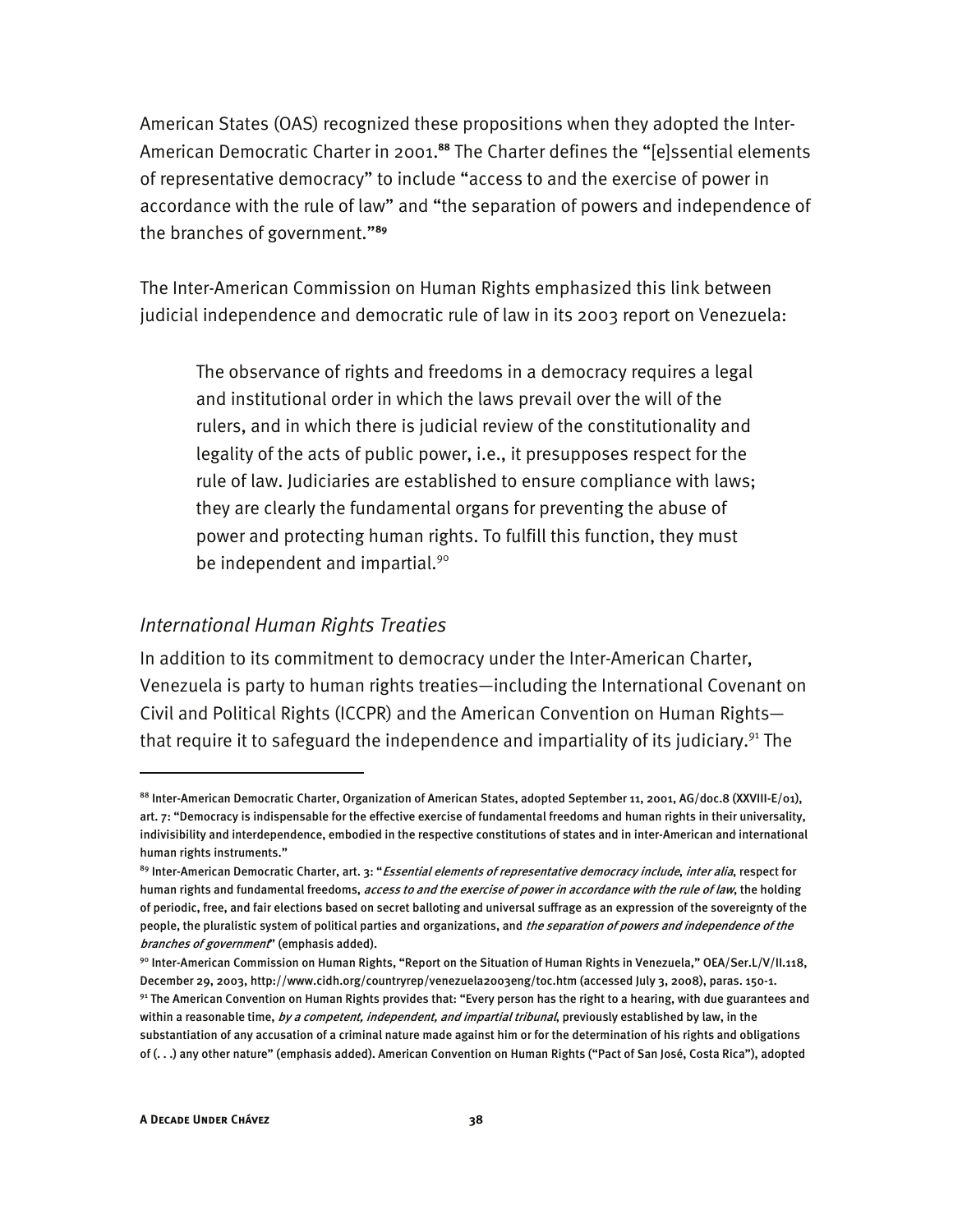American States (OAS) recognized these propositions when they adopted the Inter-American Democratic Charter in 2001.[88] The Charter defines the "[e]ssential elements of representative democracy" to include "access to and the exercise of power in accordance with the rule of law" and "the separation of powers and independence of the branches of government."[89]

The Inter-American Commission on Human Rights emphasized this link between judicial independence and democratic rule of law in its 2003 report on Venezuela:

> The observance of rights and freedoms in a democracy requires a legal and institutional order in which the laws prevail over the will of the rulers, and in which there is judicial review of the constitutionality and legality of the acts of public power, i.e., it presupposes respect for the rule of law. Judiciaries are established to ensure compliance with laws; they are clearly the fundamental organs for preventing the abuse of power and protecting human rights. To fulfill this function, they must be independent and impartial.[90]

### *International Human Rights Treaties*

In addition to its commitment to democracy under the Inter-American Charter, Venezuela is party to human rights treaties—including the International Covenant on Civil and Political Rights (ICCPR) and the American Convention on Human Rights—that require it to safeguard the independence and impartiality of its judiciary.[91] The

---

[88] Inter-American Democratic Charter, Organization of American States, adopted September 11, 2001, AG/doc.8 (XXVIII-E/01), art. 7: "Democracy is indispensable for the effective exercise of fundamental freedoms and human rights in their universality, indivisibility and interdependence, embodied in the respective constitutions of states and in inter-American and international human rights instruments."

[89] Inter-American Democratic Charter, art. 3: "*Essential elements of representative democracy include*, *inter alia*, respect for human rights and fundamental freedoms, *access to and the exercise of power in accordance with the rule of law*, the holding of periodic, free, and fair elections based on secret balloting and universal suffrage as an expression of the sovereignty of the people, the pluralistic system of political parties and organizations, and *the separation of powers and independence of the branches of government*" (emphasis added).

[90] Inter-American Commission on Human Rights, "Report on the Situation of Human Rights in Venezuela," OEA/Ser.L/V/II.118, December 29, 2003, http://www.cidh.org/countryrep/venezuela2003eng/toc.htm (accessed July 3, 2008), paras. 150-1.

[91] The American Convention on Human Rights provides that: "Every person has the right to a hearing, with due guarantees and within a reasonable time, *by a competent, independent, and impartial tribunal*, previously established by law, in the substantiation of any accusation of a criminal nature made against him or for the determination of his rights and obligations of (. . .) any other nature" (emphasis added). American Convention on Human Rights ("Pact of San José, Costa Rica"), adopted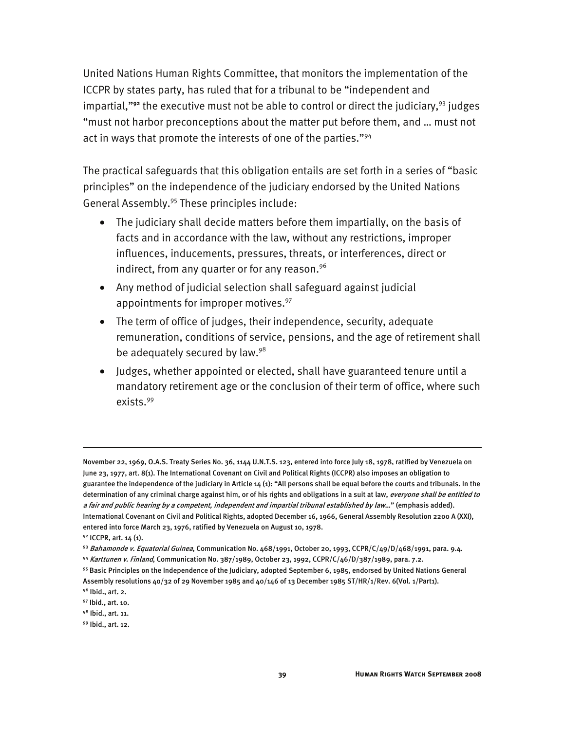United Nations Human Rights Committee, that monitors the implementation of the ICCPR by states party, has ruled that for a tribunal to be "independent and impartial,"[92] the executive must not be able to control or direct the judiciary,[93] judges "must not harbor preconceptions about the matter put before them, and … must not act in ways that promote the interests of one of the parties."[94]

The practical safeguards that this obligation entails are set forth in a series of "basic principles" on the independence of the judiciary endorsed by the United Nations General Assembly.[95] These principles include:

- The judiciary shall decide matters before them impartially, on the basis of facts and in accordance with the law, without any restrictions, improper influences, inducements, pressures, threats, or interferences, direct or indirect, from any quarter or for any reason.[96]
- Any method of judicial selection shall safeguard against judicial appointments for improper motives.[97]
- The term of office of judges, their independence, security, adequate remuneration, conditions of service, pensions, and the age of retirement shall be adequately secured by law.[98]
- Judges, whether appointed or elected, shall have guaranteed tenure until a mandatory retirement age or the conclusion of their term of office, where such exists.[99]

---

November 22, 1969, O.A.S. Treaty Series No. 36, 1144 U.N.T.S. 123, entered into force July 18, 1978, ratified by Venezuela on June 23, 1977, art. 8(1). The International Covenant on Civil and Political Rights (ICCPR) also imposes an obligation to guarantee the independence of the judiciary in Article 14 (1): "All persons shall be equal before the courts and tribunals. In the determination of any criminal charge against him, or of his rights and obligations in a suit at law, *everyone shall be entitled to a fair and public hearing by a competent, independent and impartial tribunal established by law*…" (emphasis added). International Covenant on Civil and Political Rights, adopted December 16, 1966, General Assembly Resolution 2200 A (XXI), entered into force March 23, 1976, ratified by Venezuela on August 10, 1978.

[92] ICCPR, art. 14 (1).

[93] *Bahamonde v. Equatorial Guinea*, Communication No. 468/1991, October 20, 1993, CCPR/C/49/D/468/1991, para. 9.4.

[94] *Karttunen v. Finland*, Communication No. 387/1989, October 23, 1992, CCPR/C/46/D/387/1989, para. 7.2.

[95] Basic Principles on the Independence of the Judiciary, adopted September 6, 1985, endorsed by United Nations General Assembly resolutions 40/32 of 29 November 1985 and 40/146 of 13 December 1985 ST/HR/1/Rev. 6(Vol. 1/Part1).

[96] Ibid., art. 2.

[97] Ibid., art. 10.

[98] Ibid., art. 11.

[99] Ibid., art. 12.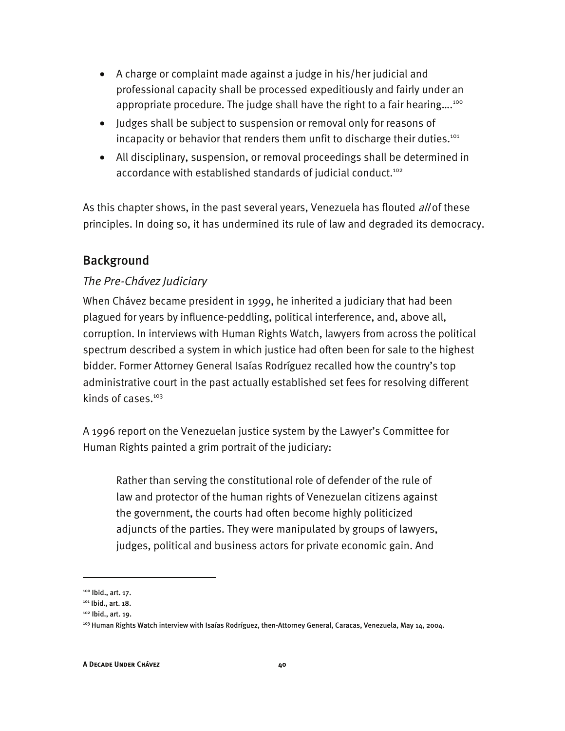- A charge or complaint made against a judge in his/her judicial and professional capacity shall be processed expeditiously and fairly under an appropriate procedure. The judge shall have the right to a fair hearing….[100]
- Judges shall be subject to suspension or removal only for reasons of incapacity or behavior that renders them unfit to discharge their duties.[101]
- All disciplinary, suspension, or removal proceedings shall be determined in accordance with established standards of judicial conduct.[102]

As this chapter shows, in the past several years, Venezuela has flouted *all* of these principles. In doing so, it has undermined its rule of law and degraded its democracy.

## Background

### *The Pre-Chávez Judiciary*

When Chávez became president in 1999, he inherited a judiciary that had been plagued for years by influence-peddling, political interference, and, above all, corruption. In interviews with Human Rights Watch, lawyers from across the political spectrum described a system in which justice had often been for sale to the highest bidder. Former Attorney General Isaías Rodríguez recalled how the country's top administrative court in the past actually established set fees for resolving different kinds of cases.[103]

A 1996 report on the Venezuelan justice system by the Lawyer's Committee for Human Rights painted a grim portrait of the judiciary:

> Rather than serving the constitutional role of defender of the rule of law and protector of the human rights of Venezuelan citizens against the government, the courts had often become highly politicized adjuncts of the parties. They were manipulated by groups of lawyers, judges, political and business actors for private economic gain. And

---

[100] Ibid., art. 17.

[101] Ibid., art. 18.

[102] Ibid., art. 19.

[103] Human Rights Watch interview with Isaías Rodríguez, then-Attorney General, Caracas, Venezuela, May 14, 2004.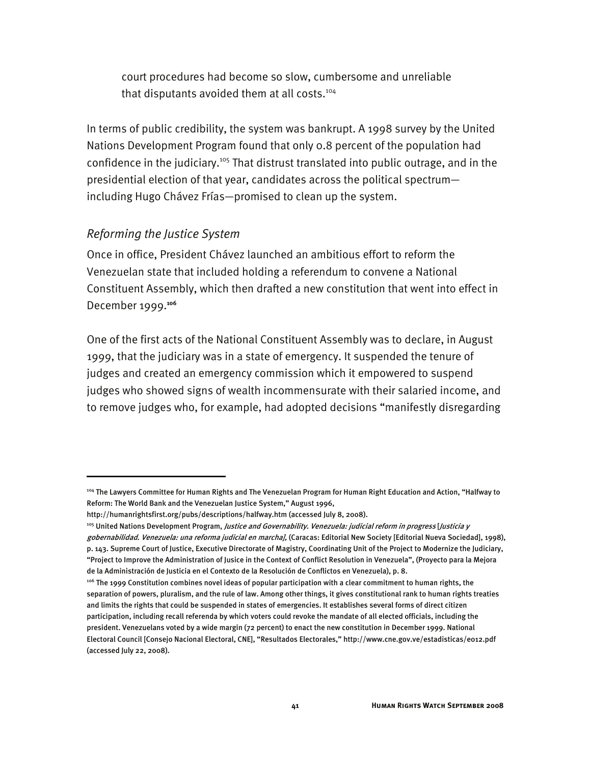court procedures had become so slow, cumbersome and unreliable that disputants avoided them at all costs.[104]

In terms of public credibility, the system was bankrupt. A 1998 survey by the United Nations Development Program found that only 0.8 percent of the population had confidence in the judiciary.[105] That distrust translated into public outrage, and in the presidential election of that year, candidates across the political spectrum—including Hugo Chávez Frías—promised to clean up the system.

### *Reforming the Justice System*

Once in office, President Chávez launched an ambitious effort to reform the Venezuelan state that included holding a referendum to convene a National Constituent Assembly, which then drafted a new constitution that went into effect in December 1999.[106]

One of the first acts of the National Constituent Assembly was to declare, in August 1999, that the judiciary was in a state of emergency. It suspended the tenure of judges and created an emergency commission which it empowered to suspend judges who showed signs of wealth incommensurate with their salaried income, and to remove judges who, for example, had adopted decisions "manifestly disregarding

---

[104] The Lawyers Committee for Human Rights and The Venezuelan Program for Human Right Education and Action, "Halfway to Reform: The World Bank and the Venezuelan Justice System," August 1996, http://humanrightsfirst.org/pubs/descriptions/halfway.htm (accessed July 8, 2008).

[105] United Nations Development Program, *Justice and Governability. Venezuela: judicial reform in progress* [*Justicia y gobernabilidad. Venezuela: una reforma judicial en marcha]*, (Caracas: Editorial New Society [Editorial Nueva Sociedad], 1998), p. 143. Supreme Court of Justice, Executive Directorate of Magistry, Coordinating Unit of the Project to Modernize the Judiciary, "Project to Improve the Administration of Jusice in the Context of Conflict Resolution in Venezuela", (Proyecto para la Mejora de la Administración de Justicia en el Contexto de la Resolución de Conflictos en Venezuela), p. 8.

[106] The 1999 Constitution combines novel ideas of popular participation with a clear commitment to human rights, the separation of powers, pluralism, and the rule of law. Among other things, it gives constitutional rank to human rights treaties and limits the rights that could be suspended in states of emergencies. It establishes several forms of direct citizen participation, including recall referenda by which voters could revoke the mandate of all elected officials, including the president. Venezuelans voted by a wide margin (72 percent) to enact the new constitution in December 1999. National Electoral Council [Consejo Nacional Electoral, CNE], "Resultados Electorales," http://www.cne.gov.ve/estadisticas/e012.pdf (accessed July 22, 2008).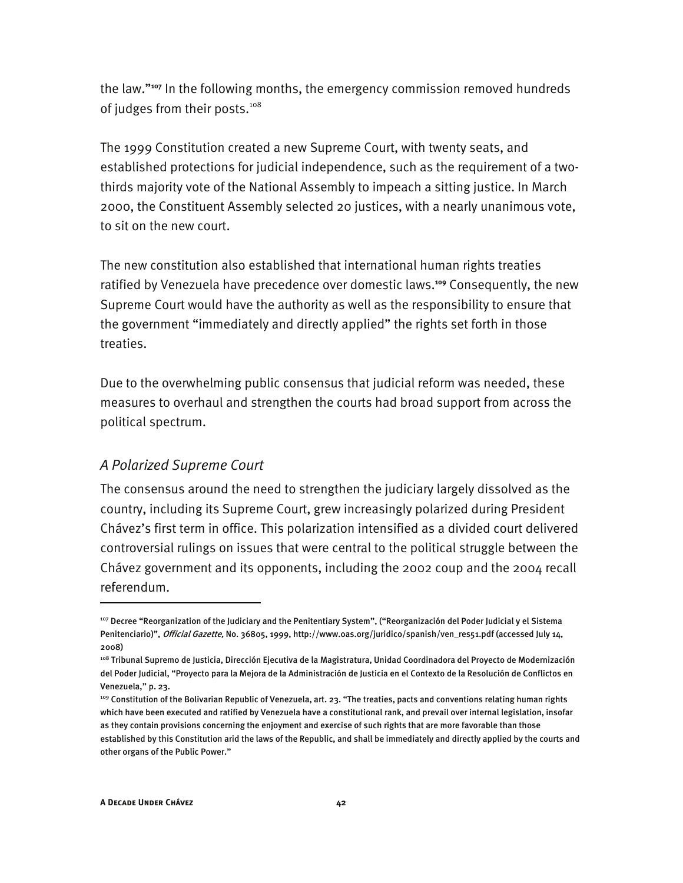the law."[107] In the following months, the emergency commission removed hundreds of judges from their posts.[108]

The 1999 Constitution created a new Supreme Court, with twenty seats, and established protections for judicial independence, such as the requirement of a two-thirds majority vote of the National Assembly to impeach a sitting justice. In March 2000, the Constituent Assembly selected 20 justices, with a nearly unanimous vote, to sit on the new court.

The new constitution also established that international human rights treaties ratified by Venezuela have precedence over domestic laws.[109] Consequently, the new Supreme Court would have the authority as well as the responsibility to ensure that the government "immediately and directly applied" the rights set forth in those treaties.

Due to the overwhelming public consensus that judicial reform was needed, these measures to overhaul and strengthen the courts had broad support from across the political spectrum.

### *A Polarized Supreme Court*

The consensus around the need to strengthen the judiciary largely dissolved as the country, including its Supreme Court, grew increasingly polarized during President Chávez's first term in office. This polarization intensified as a divided court delivered controversial rulings on issues that were central to the political struggle between the Chávez government and its opponents, including the 2002 coup and the 2004 recall referendum.

---

[107] Decree "Reorganization of the Judiciary and the Penitentiary System", ("Reorganización del Poder Judicial y el Sistema Penitenciario)", *Official Gazette,* No. 36805, 1999, http://www.oas.org/juridico/spanish/ven_res51.pdf (accessed July 14, 2008)

[108] Tribunal Supremo de Justicia, Dirección Ejecutiva de la Magistratura, Unidad Coordinadora del Proyecto de Modernización del Poder Judicial, "Proyecto para la Mejora de la Administración de Justicia en el Contexto de la Resolución de Conflictos en Venezuela," p. 23.

[109] Constitution of the Bolivarian Republic of Venezuela, art. 23. "The treaties, pacts and conventions relating human rights which have been executed and ratified by Venezuela have a constitutional rank, and prevail over internal legislation, insofar as they contain provisions concerning the enjoyment and exercise of such rights that are more favorable than those established by this Constitution arid the laws of the Republic, and shall be immediately and directly applied by the courts and other organs of the Public Power."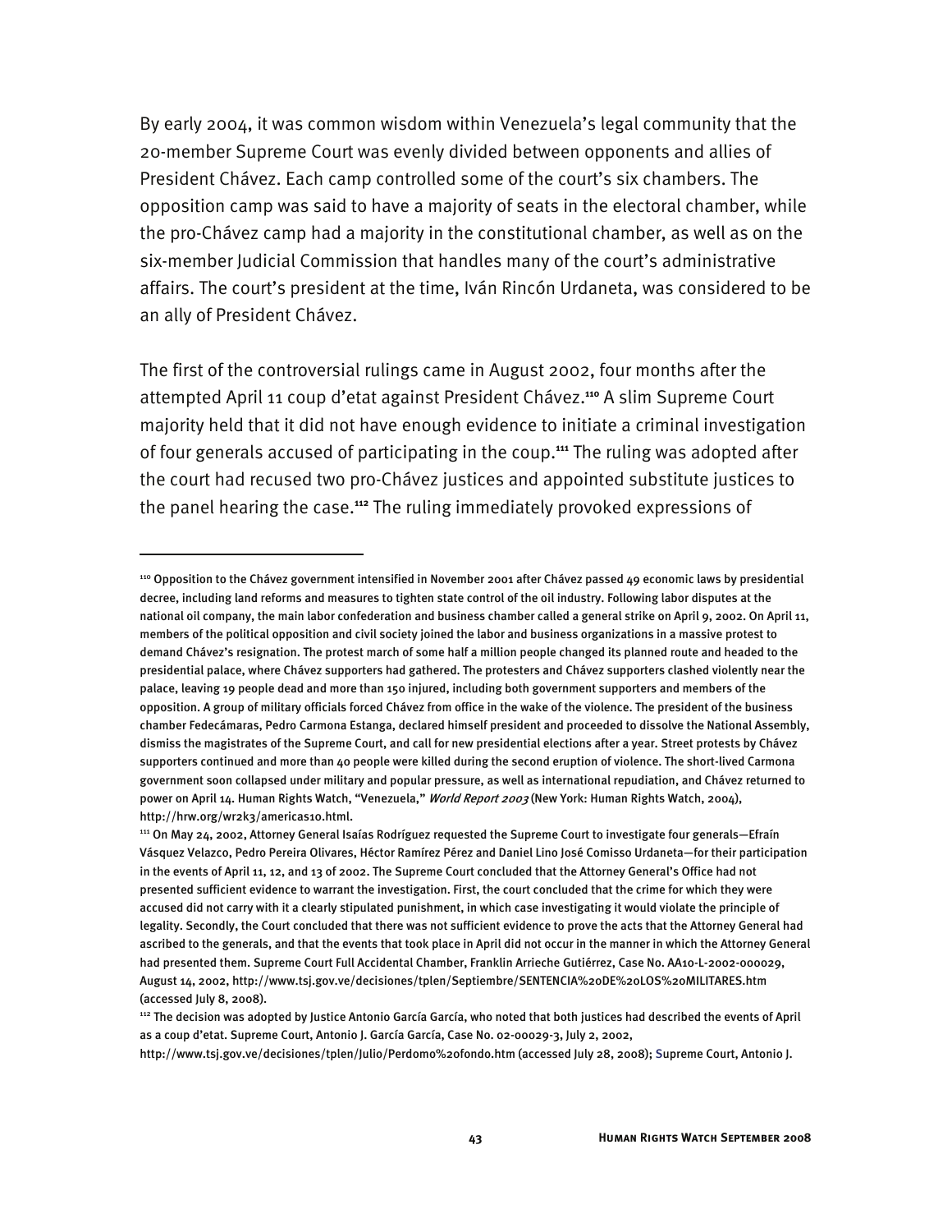By early 2004, it was common wisdom within Venezuela's legal community that the 20-member Supreme Court was evenly divided between opponents and allies of President Chávez. Each camp controlled some of the court's six chambers. The opposition camp was said to have a majority of seats in the electoral chamber, while the pro-Chávez camp had a majority in the constitutional chamber, as well as on the six-member Judicial Commission that handles many of the court's administrative affairs. The court's president at the time, Iván Rincón Urdaneta, was considered to be an ally of President Chávez.

The first of the controversial rulings came in August 2002, four months after the attempted April 11 coup d'etat against President Chávez.[110] A slim Supreme Court majority held that it did not have enough evidence to initiate a criminal investigation of four generals accused of participating in the coup.[111] The ruling was adopted after the court had recused two pro-Chávez justices and appointed substitute justices to the panel hearing the case.[112] The ruling immediately provoked expressions of

---

[110] Opposition to the Chávez government intensified in November 2001 after Chávez passed 49 economic laws by presidential decree, including land reforms and measures to tighten state control of the oil industry. Following labor disputes at the national oil company, the main labor confederation and business chamber called a general strike on April 9, 2002. On April 11, members of the political opposition and civil society joined the labor and business organizations in a massive protest to demand Chávez's resignation. The protest march of some half a million people changed its planned route and headed to the presidential palace, where Chávez supporters had gathered. The protesters and Chávez supporters clashed violently near the palace, leaving 19 people dead and more than 150 injured, including both government supporters and members of the opposition. A group of military officials forced Chávez from office in the wake of the violence. The president of the business chamber Fedecámaras, Pedro Carmona Estanga, declared himself president and proceeded to dissolve the National Assembly, dismiss the magistrates of the Supreme Court, and call for new presidential elections after a year. Street protests by Chávez supporters continued and more than 40 people were killed during the second eruption of violence. The short-lived Carmona government soon collapsed under military and popular pressure, as well as international repudiation, and Chávez returned to power on April 14. Human Rights Watch, "Venezuela," *World Report 2003* (New York: Human Rights Watch, 2004), http://hrw.org/wr2k3/americas10.html.

[111] On May 24, 2002, Attorney General Isaías Rodríguez requested the Supreme Court to investigate four generals—Efraín Vásquez Velazco, Pedro Pereira Olivares, Héctor Ramírez Pérez and Daniel Lino José Comisso Urdaneta—for their participation in the events of April 11, 12, and 13 of 2002. The Supreme Court concluded that the Attorney General's Office had not presented sufficient evidence to warrant the investigation. First, the court concluded that the crime for which they were accused did not carry with it a clearly stipulated punishment, in which case investigating it would violate the principle of legality. Secondly, the Court concluded that there was not sufficient evidence to prove the acts that the Attorney General had ascribed to the generals, and that the events that took place in April did not occur in the manner in which the Attorney General had presented them. Supreme Court Full Accidental Chamber, Franklin Arrieche Gutiérrez, Case No. AA10-L-2002-000029, August 14, 2002, http://www.tsj.gov.ve/decisiones/tplen/Septiembre/SENTENCIA%20DE%20LOS%20MILITARES.htm (accessed July 8, 2008).

[112] The decision was adopted by Justice Antonio García García, who noted that both justices had described the events of April as a coup d'etat. Supreme Court, Antonio J. García García, Case No. 02-00029-3, July 2, 2002, http://www.tsj.gov.ve/decisiones/tplen/Julio/Perdomo%20fondo.htm (accessed July 28, 2008); Supreme Court, Antonio J.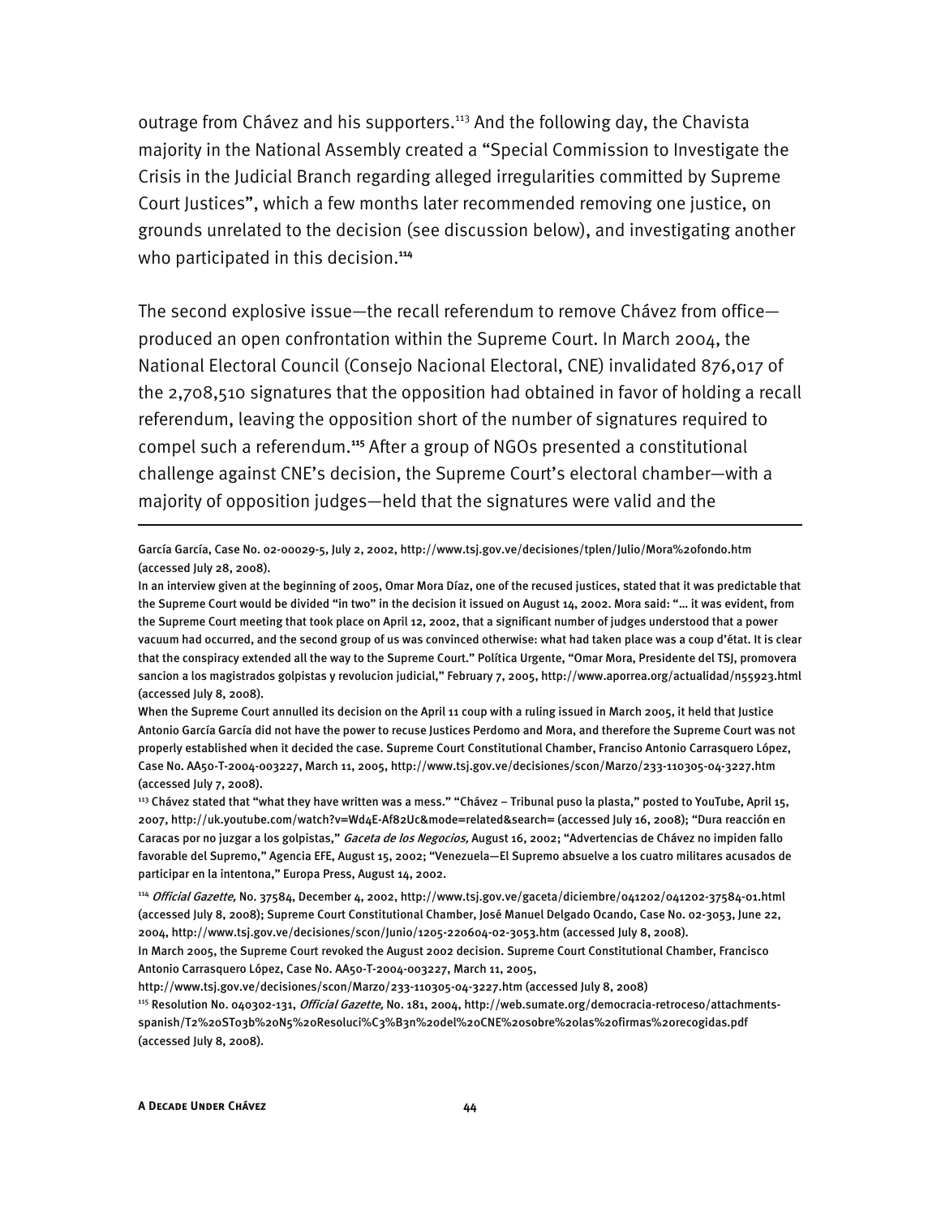outrage from Chávez and his supporters.[113] And the following day, the Chavista majority in the National Assembly created a "Special Commission to Investigate the Crisis in the Judicial Branch regarding alleged irregularities committed by Supreme Court Justices", which a few months later recommended removing one justice, on grounds unrelated to the decision (see discussion below), and investigating another who participated in this decision.[114]

The second explosive issue—the recall referendum to remove Chávez from office—produced an open confrontation within the Supreme Court. In March 2004, the National Electoral Council (Consejo Nacional Electoral, CNE) invalidated 876,017 of the 2,708,510 signatures that the opposition had obtained in favor of holding a recall referendum, leaving the opposition short of the number of signatures required to compel such a referendum.[115] After a group of NGOs presented a constitutional challenge against CNE's decision, the Supreme Court's electoral chamber—with a majority of opposition judges—held that the signatures were valid and the

---

García García, Case No. 02-00029-5, July 2, 2002, http://www.tsj.gov.ve/decisiones/tplen/Julio/Mora%20fondo.htm (accessed July 28, 2008).

In an interview given at the beginning of 2005, Omar Mora Díaz, one of the recused justices, stated that it was predictable that the Supreme Court would be divided "in two" in the decision it issued on August 14, 2002. Mora said: "… it was evident, from the Supreme Court meeting that took place on April 12, 2002, that a significant number of judges understood that a power vacuum had occurred, and the second group of us was convinced otherwise: what had taken place was a coup d'état. It is clear that the conspiracy extended all the way to the Supreme Court." Política Urgente, "Omar Mora, Presidente del TSJ, promovera sancion a los magistrados golpistas y revolucion judicial," February 7, 2005, http://www.aporrea.org/actualidad/n55923.html (accessed July 8, 2008).

When the Supreme Court annulled its decision on the April 11 coup with a ruling issued in March 2005, it held that Justice Antonio García García did not have the power to recuse Justices Perdomo and Mora, and therefore the Supreme Court was not properly established when it decided the case. Supreme Court Constitutional Chamber, Francisco Antonio Carrasquero López, Case No. AA50-T-2004-003227, March 11, 2005, http://www.tsj.gov.ve/decisiones/scon/Marzo/233-110305-04-3227.htm (accessed July 7, 2008).

[113] Chávez stated that "what they have written was a mess." "Chávez – Tribunal puso la plasta," posted to YouTube, April 15, 2007, http://uk.youtube.com/watch?v=Wd4E-Af82Uc&mode=related&search= (accessed July 16, 2008); "Dura reacción en Caracas por no juzgar a los golpistas," *Gaceta de los Negocios,* August 16, 2002; "Advertencias de Chávez no impiden fallo favorable del Supremo," Agencia EFE, August 15, 2002; "Venezuela—El Supremo absuelve a los cuatro militares acusados de participar en la intentona," Europa Press, August 14, 2002.

[114] *Official Gazette,* No. 37584, December 4, 2002, http://www.tsj.gov.ve/gaceta/diciembre/041202/041202-37584-01.html (accessed July 8, 2008); Supreme Court Constitutional Chamber, José Manuel Delgado Ocando, Case No. 02-3053, June 22, 2004, http://www.tsj.gov.ve/decisiones/scon/Junio/1205-220604-02-3053.htm (accessed July 8, 2008).

In March 2005, the Supreme Court revoked the August 2002 decision. Supreme Court Constitutional Chamber, Francisco Antonio Carrasquero López, Case No. AA50-T-2004-003227, March 11, 2005, http://www.tsj.gov.ve/decisiones/scon/Marzo/233-110305-04-3227.htm (accessed July 8, 2008)

[115] Resolution No. 040302-131, *Official Gazette,* No. 181, 2004, http://web.sumate.org/democracia-retroceso/attachments-spanish/T2%20ST03b%20N5%20Resoluci%C3%B3n%20del%20CNE%20sobre%20las%20firmas%20recogidas.pdf (accessed July 8, 2008).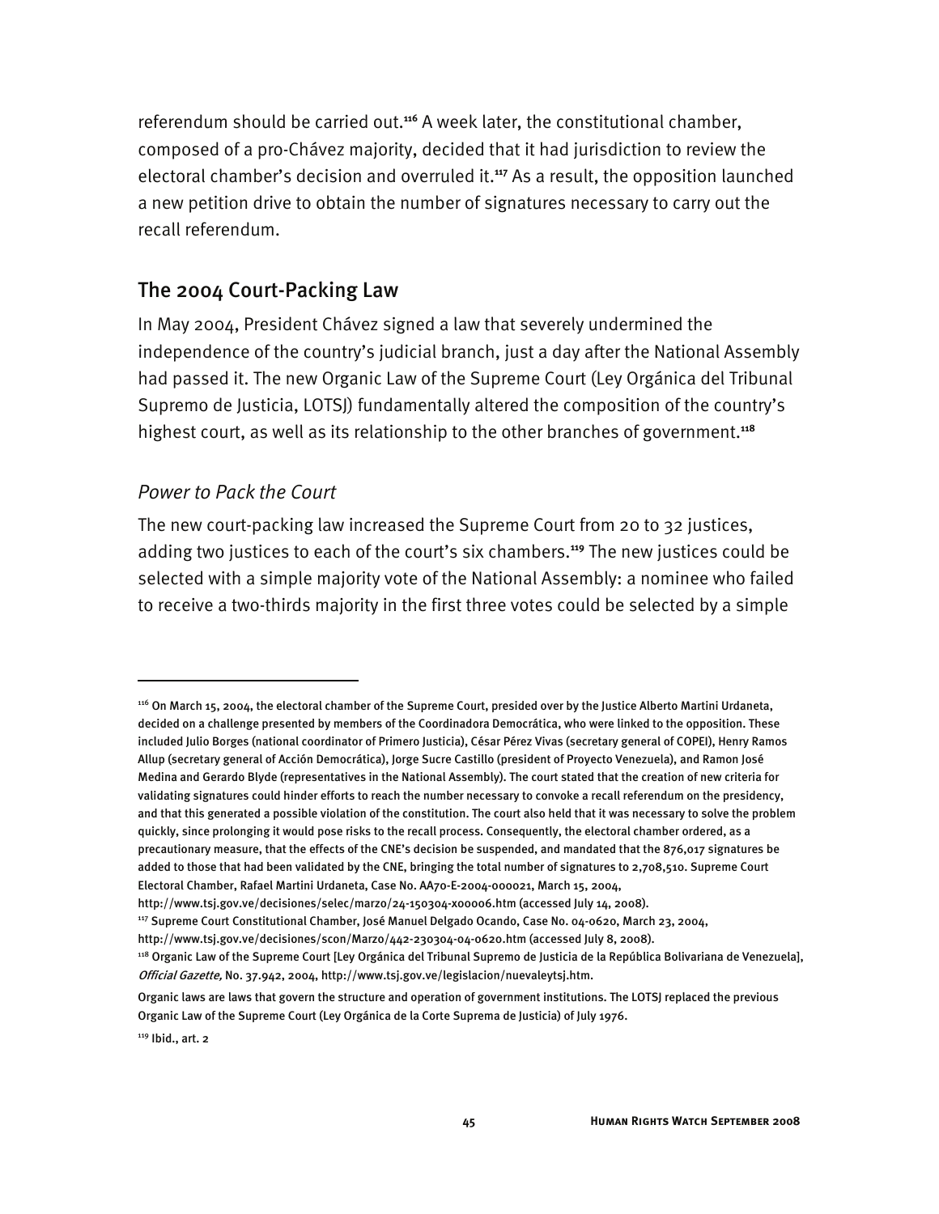referendum should be carried out.[116] A week later, the constitutional chamber, composed of a pro-Chávez majority, decided that it had jurisdiction to review the electoral chamber's decision and overruled it.[117] As a result, the opposition launched a new petition drive to obtain the number of signatures necessary to carry out the recall referendum.

## The 2004 Court-Packing Law

In May 2004, President Chávez signed a law that severely undermined the independence of the country's judicial branch, just a day after the National Assembly had passed it. The new Organic Law of the Supreme Court (Ley Orgánica del Tribunal Supremo de Justicia, LOTSJ) fundamentally altered the composition of the country's highest court, as well as its relationship to the other branches of government.[118]

### *Power to Pack the Court*

The new court-packing law increased the Supreme Court from 20 to 32 justices, adding two justices to each of the court's six chambers.[119] The new justices could be selected with a simple majority vote of the National Assembly: a nominee who failed to receive a two-thirds majority in the first three votes could be selected by a simple

---

[116] On March 15, 2004, the electoral chamber of the Supreme Court, presided over by the Justice Alberto Martini Urdaneta, decided on a challenge presented by members of the Coordinadora Democrática, who were linked to the opposition. These included Julio Borges (national coordinator of Primero Justicia), César Pérez Vivas (secretary general of COPEI), Henry Ramos Allup (secretary general of Acción Democrática), Jorge Sucre Castillo (president of Proyecto Venezuela), and Ramon José Medina and Gerardo Blyde (representatives in the National Assembly). The court stated that the creation of new criteria for validating signatures could hinder efforts to reach the number necessary to convoke a recall referendum on the presidency, and that this generated a possible violation of the constitution. The court also held that it was necessary to solve the problem quickly, since prolonging it would pose risks to the recall process. Consequently, the electoral chamber ordered, as a precautionary measure, that the effects of the CNE's decision be suspended, and mandated that the 876,017 signatures be added to those that had been validated by the CNE, bringing the total number of signatures to 2,708,510. Supreme Court Electoral Chamber, Rafael Martini Urdaneta, Case No. AA70-E-2004-000021, March 15, 2004, http://www.tsj.gov.ve/decisiones/selec/marzo/24-150304-x00006.htm (accessed July 14, 2008).

[117] Supreme Court Constitutional Chamber, José Manuel Delgado Ocando, Case No. 04-0620, March 23, 2004, http://www.tsj.gov.ve/decisiones/scon/Marzo/442-230304-04-0620.htm (accessed July 8, 2008).

[118] Organic Law of the Supreme Court [Ley Orgánica del Tribunal Supremo de Justicia de la República Bolivariana de Venezuela], *Official Gazette,* No. 37.942, 2004, http://www.tsj.gov.ve/legislacion/nuevaleytsj.htm.

Organic laws are laws that govern the structure and operation of government institutions. The LOTSJ replaced the previous Organic Law of the Supreme Court (Ley Orgánica de la Corte Suprema de Justicia) of July 1976.

[119] Ibid., art. 2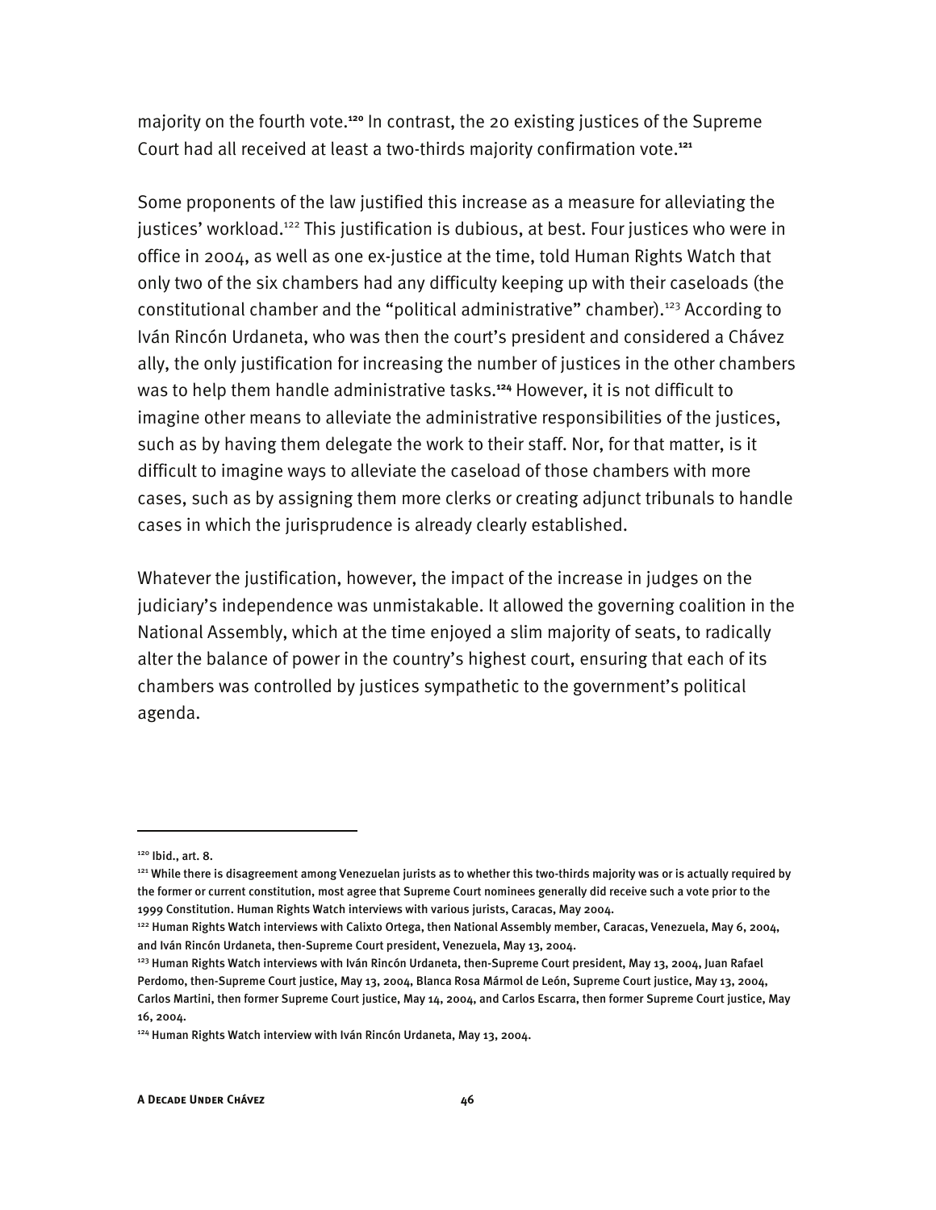majority on the fourth vote.[120] In contrast, the 20 existing justices of the Supreme Court had all received at least a two-thirds majority confirmation vote.[121]

Some proponents of the law justified this increase as a measure for alleviating the justices' workload.[122] This justification is dubious, at best. Four justices who were in office in 2004, as well as one ex-justice at the time, told Human Rights Watch that only two of the six chambers had any difficulty keeping up with their caseloads (the constitutional chamber and the "political administrative" chamber).[123] According to Iván Rincón Urdaneta, who was then the court's president and considered a Chávez ally, the only justification for increasing the number of justices in the other chambers was to help them handle administrative tasks.[124] However, it is not difficult to imagine other means to alleviate the administrative responsibilities of the justices, such as by having them delegate the work to their staff. Nor, for that matter, is it difficult to imagine ways to alleviate the caseload of those chambers with more cases, such as by assigning them more clerks or creating adjunct tribunals to handle cases in which the jurisprudence is already clearly established.

Whatever the justification, however, the impact of the increase in judges on the judiciary's independence was unmistakable. It allowed the governing coalition in the National Assembly, which at the time enjoyed a slim majority of seats, to radically alter the balance of power in the country's highest court, ensuring that each of its chambers was controlled by justices sympathetic to the government's political agenda.

---

[120] Ibid., art. 8.

[121] While there is disagreement among Venezuelan jurists as to whether this two-thirds majority was or is actually required by the former or current constitution, most agree that Supreme Court nominees generally did receive such a vote prior to the 1999 Constitution. Human Rights Watch interviews with various jurists, Caracas, May 2004.

[122] Human Rights Watch interviews with Calixto Ortega, then National Assembly member, Caracas, Venezuela, May 6, 2004, and Iván Rincón Urdaneta, then-Supreme Court president, Venezuela, May 13, 2004.

[123] Human Rights Watch interviews with Iván Rincón Urdaneta, then-Supreme Court president, May 13, 2004, Juan Rafael Perdomo, then-Supreme Court justice, May 13, 2004, Blanca Rosa Mármol de León, Supreme Court justice, May 13, 2004, Carlos Martini, then former Supreme Court justice, May 14, 2004, and Carlos Escarra, then former Supreme Court justice, May 16, 2004.

[124] Human Rights Watch interview with Iván Rincón Urdaneta, May 13, 2004.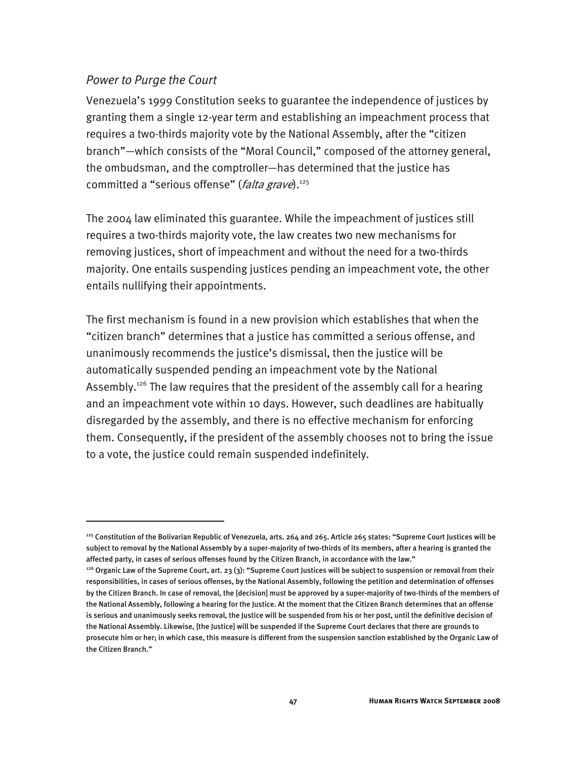### *Power to Purge the Court*

Venezuela's 1999 Constitution seeks to guarantee the independence of justices by granting them a single 12-year term and establishing an impeachment process that requires a two-thirds majority vote by the National Assembly, after the "citizen branch"—which consists of the "Moral Council," composed of the attorney general, the ombudsman, and the comptroller—has determined that the justice has committed a "serious offense" (*falta grave*).[125]

The 2004 law eliminated this guarantee. While the impeachment of justices still requires a two-thirds majority vote, the law creates two new mechanisms for removing justices, short of impeachment and without the need for a two-thirds majority. One entails suspending justices pending an impeachment vote, the other entails nullifying their appointments.

The first mechanism is found in a new provision which establishes that when the "citizen branch" determines that a justice has committed a serious offense, and unanimously recommends the justice's dismissal, then the justice will be automatically suspended pending an impeachment vote by the National Assembly.[126] The law requires that the president of the assembly call for a hearing and an impeachment vote within 10 days. However, such deadlines are habitually disregarded by the assembly, and there is no effective mechanism for enforcing them. Consequently, if the president of the assembly chooses not to bring the issue to a vote, the justice could remain suspended indefinitely.

---

[125] Constitution of the Bolivarian Republic of Venezuela, arts. 264 and 265. Article 265 states: "Supreme Court Justices will be subject to removal by the National Assembly by a super-majority of two-thirds of its members, after a hearing is granted the affected party, in cases of serious offenses found by the Citizen Branch, in accordance with the law."

[126] Organic Law of the Supreme Court, art. 23 (3): "Supreme Court Justices will be subject to suspension or removal from their responsibilities, in cases of serious offenses, by the National Assembly, following the petition and determination of offenses by the Citizen Branch. In case of removal, the [decision] must be approved by a super-majority of two-thirds of the members of the National Assembly, following a hearing for the Justice. At the moment that the Citizen Branch determines that an offense is serious and unanimously seeks removal, the Justice will be suspended from his or her post, until the definitive decision of the National Assembly. Likewise, [the Justice] will be suspended if the Supreme Court declares that there are grounds to prosecute him or her; in which case, this measure is different from the suspension sanction established by the Organic Law of the Citizen Branch."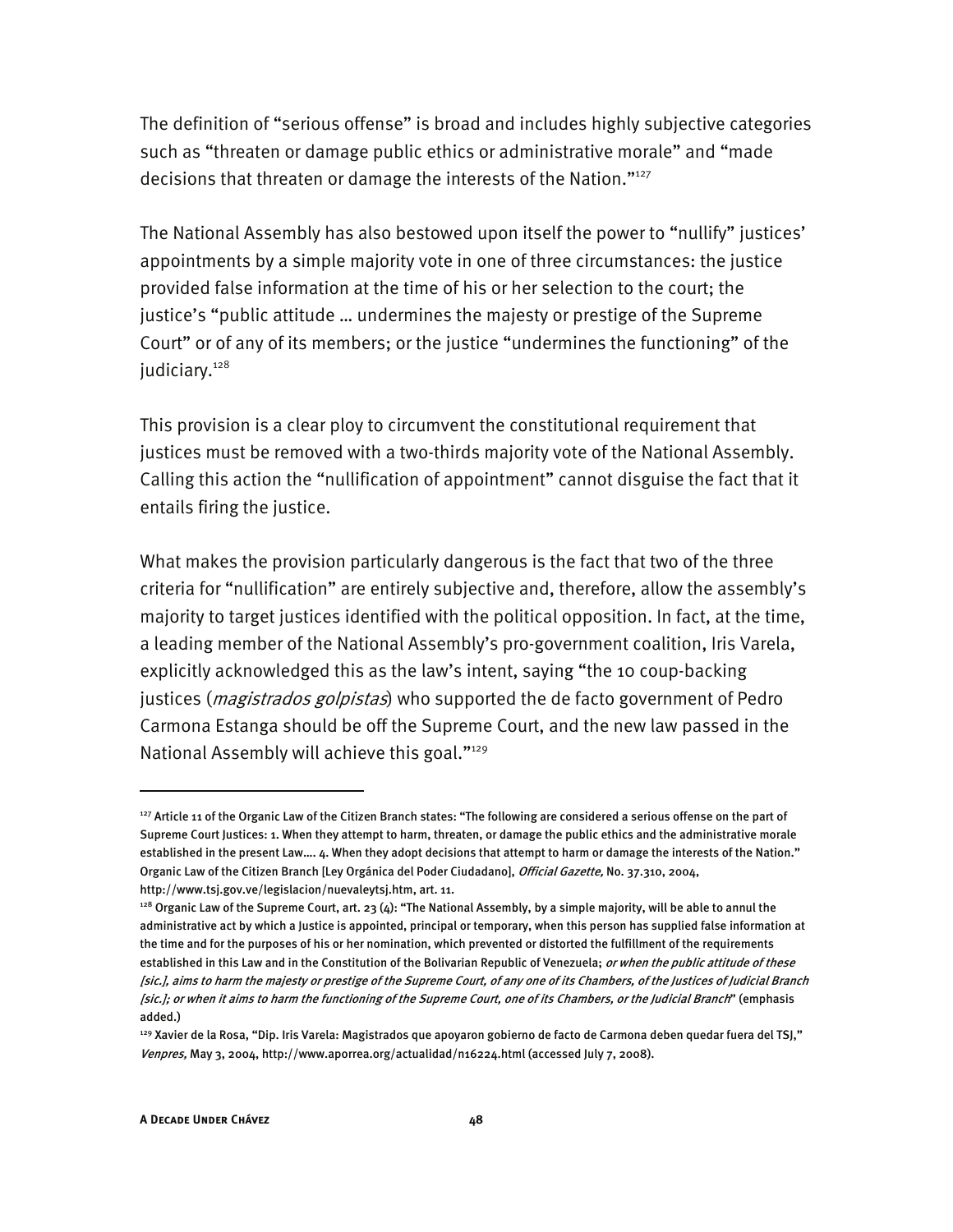The definition of "serious offense" is broad and includes highly subjective categories such as "threaten or damage public ethics or administrative morale" and "made decisions that threaten or damage the interests of the Nation."[127]

The National Assembly has also bestowed upon itself the power to "nullify" justices' appointments by a simple majority vote in one of three circumstances: the justice provided false information at the time of his or her selection to the court; the justice's "public attitude … undermines the majesty or prestige of the Supreme Court" or of any of its members; or the justice "undermines the functioning" of the judiciary.[128]

This provision is a clear ploy to circumvent the constitutional requirement that justices must be removed with a two-thirds majority vote of the National Assembly. Calling this action the "nullification of appointment" cannot disguise the fact that it entails firing the justice.

What makes the provision particularly dangerous is the fact that two of the three criteria for "nullification" are entirely subjective and, therefore, allow the assembly's majority to target justices identified with the political opposition. In fact, at the time, a leading member of the National Assembly's pro-government coalition, Iris Varela, explicitly acknowledged this as the law's intent, saying "the 10 coup-backing justices (*magistrados golpistas*) who supported the de facto government of Pedro Carmona Estanga should be off the Supreme Court, and the new law passed in the National Assembly will achieve this goal."[129]

---

[127] Article 11 of the Organic Law of the Citizen Branch states: "The following are considered a serious offense on the part of Supreme Court Justices: 1. When they attempt to harm, threaten, or damage the public ethics and the administrative morale established in the present Law…. 4. When they adopt decisions that attempt to harm or damage the interests of the Nation." Organic Law of the Citizen Branch [Ley Orgánica del Poder Ciudadano], *Official Gazette,* No. 37.310, 2004, http://www.tsj.gov.ve/legislacion/nuevaleytsj.htm, art. 11.

[128] Organic Law of the Supreme Court, art. 23 (4): "The National Assembly, by a simple majority, will be able to annul the administrative act by which a Justice is appointed, principal or temporary, when this person has supplied false information at the time and for the purposes of his or her nomination, which prevented or distorted the fulfillment of the requirements established in this Law and in the Constitution of the Bolivarian Republic of Venezuela; *or when the public attitude of these [sic.], aims to harm the majesty or prestige of the Supreme Court, of any one of its Chambers, of the Justices of Judicial Branch [sic.]; or when it aims to harm the functioning of the Supreme Court, one of its Chambers, or the Judicial Branch*" (emphasis added.)

[129] Xavier de la Rosa, "Dip. Iris Varela: Magistrados que apoyaron gobierno de facto de Carmona deben quedar fuera del TSJ," *Venpres,* May 3, 2004, http://www.aporrea.org/actualidad/n16224.html (accessed July 7, 2008).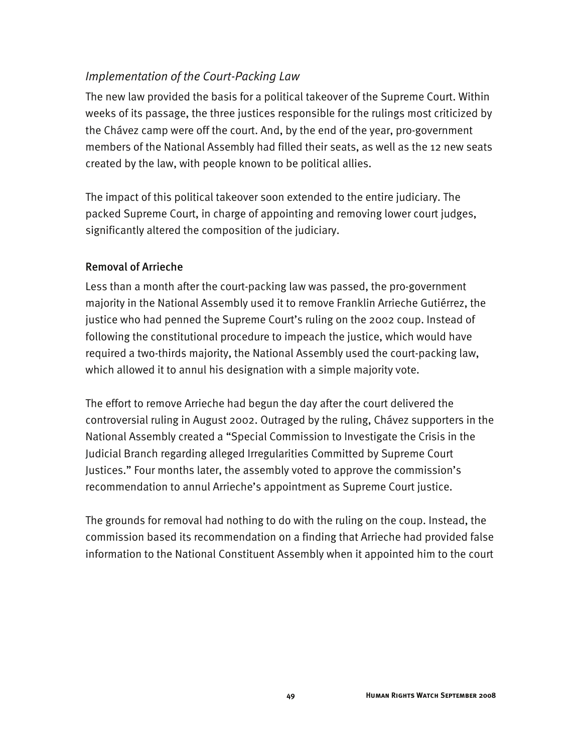### *Implementation of the Court-Packing Law*

The new law provided the basis for a political takeover of the Supreme Court. Within weeks of its passage, the three justices responsible for the rulings most criticized by the Chávez camp were off the court. And, by the end of the year, pro-government members of the National Assembly had filled their seats, as well as the 12 new seats created by the law, with people known to be political allies.

The impact of this political takeover soon extended to the entire judiciary. The packed Supreme Court, in charge of appointing and removing lower court judges, significantly altered the composition of the judiciary.

#### Removal of Arrieche

Less than a month after the court-packing law was passed, the pro-government majority in the National Assembly used it to remove Franklin Arrieche Gutiérrez, the justice who had penned the Supreme Court's ruling on the 2002 coup. Instead of following the constitutional procedure to impeach the justice, which would have required a two-thirds majority, the National Assembly used the court-packing law, which allowed it to annul his designation with a simple majority vote.

The effort to remove Arrieche had begun the day after the court delivered the controversial ruling in August 2002. Outraged by the ruling, Chávez supporters in the National Assembly created a "Special Commission to Investigate the Crisis in the Judicial Branch regarding alleged Irregularities Committed by Supreme Court Justices." Four months later, the assembly voted to approve the commission's recommendation to annul Arrieche's appointment as Supreme Court justice.

The grounds for removal had nothing to do with the ruling on the coup. Instead, the commission based its recommendation on a finding that Arrieche had provided false information to the National Constituent Assembly when it appointed him to the court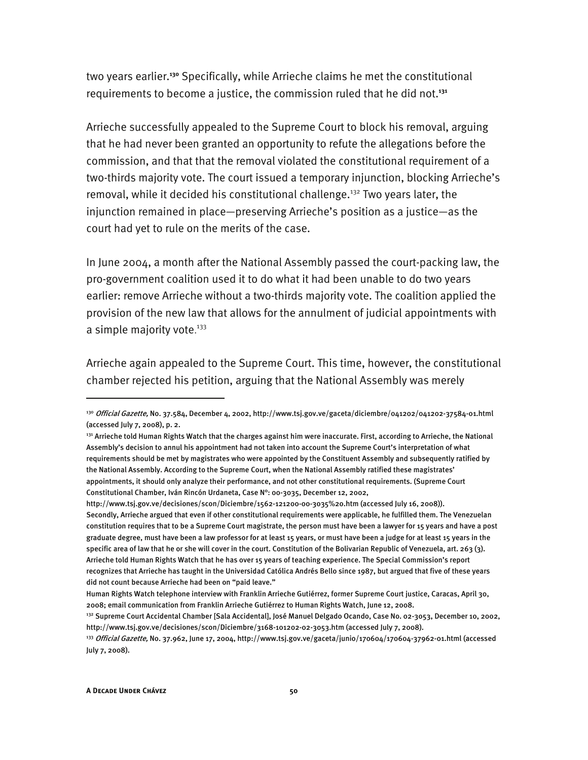two years earlier.[130] Specifically, while Arrieche claims he met the constitutional requirements to become a justice, the commission ruled that he did not.[131]

Arrieche successfully appealed to the Supreme Court to block his removal, arguing that he had never been granted an opportunity to refute the allegations before the commission, and that that the removal violated the constitutional requirement of a two-thirds majority vote. The court issued a temporary injunction, blocking Arrieche's removal, while it decided his constitutional challenge.[132] Two years later, the injunction remained in place—preserving Arrieche's position as a justice—as the court had yet to rule on the merits of the case.

In June 2004, a month after the National Assembly passed the court-packing law, the pro-government coalition used it to do what it had been unable to do two years earlier: remove Arrieche without a two-thirds majority vote. The coalition applied the provision of the new law that allows for the annulment of judicial appointments with a simple majority vote.[133]

Arrieche again appealed to the Supreme Court. This time, however, the constitutional chamber rejected his petition, arguing that the National Assembly was merely

---

[130] *Official Gazette,* No. 37.584, December 4, 2002, http://www.tsj.gov.ve/gaceta/diciembre/041202/041202-37584-01.html (accessed July 7, 2008), p. 2.

[131] Arrieche told Human Rights Watch that the charges against him were inaccurate. First, according to Arrieche, the National Assembly's decision to annul his appointment had not taken into account the Supreme Court's interpretation of what requirements should be met by magistrates who were appointed by the Constituent Assembly and subsequently ratified by the National Assembly. According to the Supreme Court, when the National Assembly ratified these magistrates' appointments, it should only analyze their performance, and not other constitutional requirements. (Supreme Court Constitutional Chamber, Iván Rincón Urdaneta, Case Nº: 00-3035, December 12, 2002, http://www.tsj.gov.ve/decisiones/scon/Diciembre/1562-121200-00-3035%20.htm (accessed July 16, 2008)). Secondly, Arrieche argued that even if other constitutional requirements were applicable, he fulfilled them. The Venezuelan constitution requires that to be a Supreme Court magistrate, the person must have been a lawyer for 15 years and have a post graduate degree, must have been a law professor for at least 15 years, or must have been a judge for at least 15 years in the specific area of law that he or she will cover in the court. Constitution of the Bolivarian Republic of Venezuela, art. 263 (3). Arrieche told Human Rights Watch that he has over 15 years of teaching experience. The Special Commission's report recognizes that Arrieche has taught in the Universidad Católica Andrés Bello since 1987, but argued that five of these years did not count because Arrieche had been on "paid leave."

Human Rights Watch telephone interview with Franklin Arrieche Gutiérrez, former Supreme Court justice, Caracas, April 30, 2008; email communication from Franklin Arrieche Gutiérrez to Human Rights Watch, June 12, 2008.

[132] Supreme Court Accidental Chamber [Sala Accidental], José Manuel Delgado Ocando, Case No. 02-3053, December 10, 2002, http://www.tsj.gov.ve/decisiones/scon/Diciembre/3168-101202-02-3053.htm (accessed July 7, 2008).

[133] *Official Gazette,* No. 37.962, June 17, 2004, http://www.tsj.gov.ve/gaceta/junio/170604/170604-37962-01.html (accessed July 7, 2008).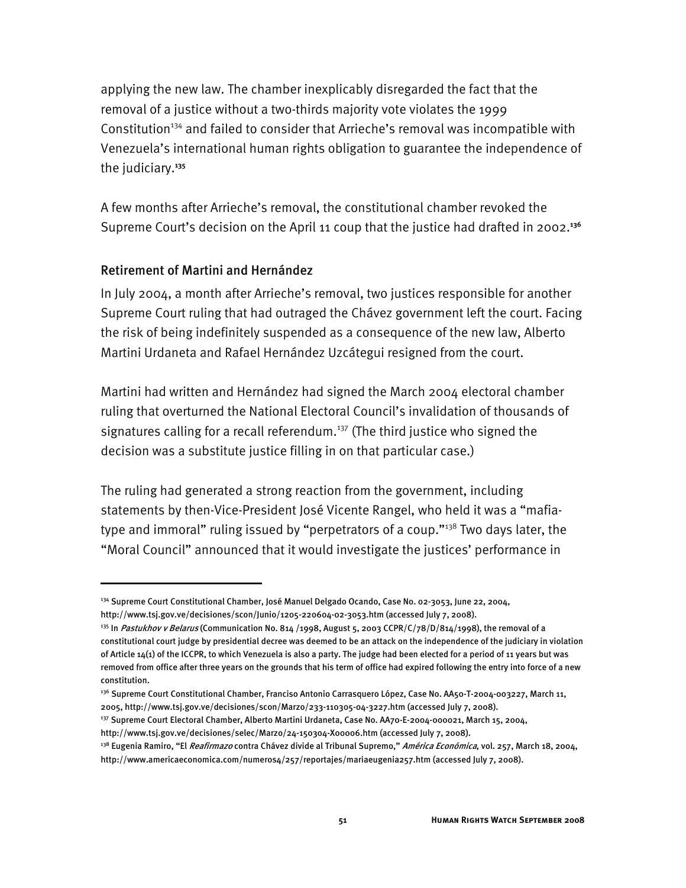applying the new law. The chamber inexplicably disregarded the fact that the removal of a justice without a two-thirds majority vote violates the 1999 Constitution[134] and failed to consider that Arrieche's removal was incompatible with Venezuela's international human rights obligation to guarantee the independence of the judiciary.[135]

A few months after Arrieche's removal, the constitutional chamber revoked the Supreme Court's decision on the April 11 coup that the justice had drafted in 2002.[136]

### Retirement of Martini and Hernández

In July 2004, a month after Arrieche's removal, two justices responsible for another Supreme Court ruling that had outraged the Chávez government left the court. Facing the risk of being indefinitely suspended as a consequence of the new law, Alberto Martini Urdaneta and Rafael Hernández Uzcátegui resigned from the court.

Martini had written and Hernández had signed the March 2004 electoral chamber ruling that overturned the National Electoral Council's invalidation of thousands of signatures calling for a recall referendum.[137] (The third justice who signed the decision was a substitute justice filling in on that particular case.)

The ruling had generated a strong reaction from the government, including statements by then-Vice-President José Vicente Rangel, who held it was a "mafia-type and immoral" ruling issued by "perpetrators of a coup."[138] Two days later, the "Moral Council" announced that it would investigate the justices' performance in

---

[134] Supreme Court Constitutional Chamber, José Manuel Delgado Ocando, Case No. 02-3053, June 22, 2004, http://www.tsj.gov.ve/decisiones/scon/Junio/1205-220604-02-3053.htm (accessed July 7, 2008).

[135] In *Pastukhov v Belarus* (Communication No. 814 /1998, August 5, 2003 CCPR/C/78/D/814/1998), the removal of a constitutional court judge by presidential decree was deemed to be an attack on the independence of the judiciary in violation of Article 14(1) of the ICCPR, to which Venezuela is also a party. The judge had been elected for a period of 11 years but was removed from office after three years on the grounds that his term of office had expired following the entry into force of a new constitution.

[136] Supreme Court Constitutional Chamber, Francisco Antonio Carrasquero López, Case No. AA50-T-2004-003227, March 11, 2005, http://www.tsj.gov.ve/decisiones/scon/Marzo/233-110305-04-3227.htm (accessed July 7, 2008).

[137] Supreme Court Electoral Chamber, Alberto Martini Urdaneta, Case No. AA70-E-2004-000021, March 15, 2004, http://www.tsj.gov.ve/decisiones/selec/Marzo/24-150304-X00006.htm (accessed July 7, 2008).

[138] Eugenia Ramiro, "El *Reafirmazo* contra Chávez divide al Tribunal Supremo," *América Económica*, vol. 257, March 18, 2004, http://www.americaeconomica.com/numeros4/257/reportajes/mariaeugenia257.htm (accessed July 7, 2008).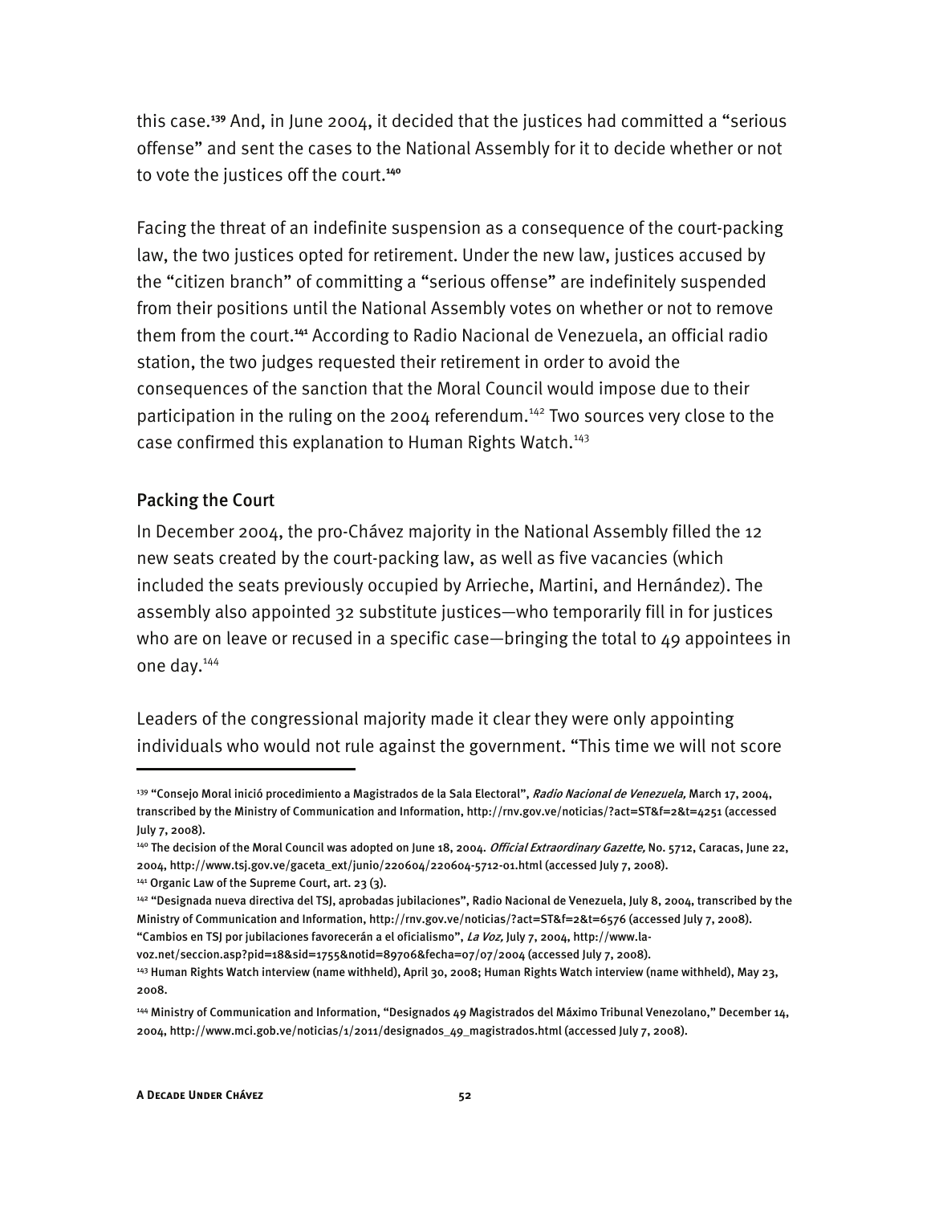this case.[139] And, in June 2004, it decided that the justices had committed a "serious offense" and sent the cases to the National Assembly for it to decide whether or not to vote the justices off the court.[140]

Facing the threat of an indefinite suspension as a consequence of the court-packing law, the two justices opted for retirement. Under the new law, justices accused by the "citizen branch" of committing a "serious offense" are indefinitely suspended from their positions until the National Assembly votes on whether or not to remove them from the court.[141] According to Radio Nacional de Venezuela, an official radio station, the two judges requested their retirement in order to avoid the consequences of the sanction that the Moral Council would impose due to their participation in the ruling on the 2004 referendum.[142] Two sources very close to the case confirmed this explanation to Human Rights Watch.[143]

## Packing the Court

In December 2004, the pro-Chávez majority in the National Assembly filled the 12 new seats created by the court-packing law, as well as five vacancies (which included the seats previously occupied by Arrieche, Martini, and Hernández). The assembly also appointed 32 substitute justices—who temporarily fill in for justices who are on leave or recused in a specific case—bringing the total to 49 appointees in one day.[144]

Leaders of the congressional majority made it clear they were only appointing individuals who would not rule against the government. "This time we will not score

---

[139] "Consejo Moral inició procedimiento a Magistrados de la Sala Electoral", *Radio Nacional de Venezuela,* March 17, 2004, transcribed by the Ministry of Communication and Information, http://rnv.gov.ve/noticias/?act=ST&f=2&t=4251 (accessed July 7, 2008).

[140] The decision of the Moral Council was adopted on June 18, 2004. *Official Extraordinary Gazette,* No. 5712, Caracas, June 22, 2004, http://www.tsj.gov.ve/gaceta_ext/junio/220604/220604-5712-01.html (accessed July 7, 2008).

[141] Organic Law of the Supreme Court, art. 23 (3).

[142] "Designada nueva directiva del TSJ, aprobadas jubilaciones", Radio Nacional de Venezuela, July 8, 2004, transcribed by the Ministry of Communication and Information, http://rnv.gov.ve/noticias/?act=ST&f=2&t=6576 (accessed July 7, 2008). "Cambios en TSJ por jubilaciones favorecerán a el oficialismo", *La Voz,* July 7, 2004, http://www.la-voz.net/seccion.asp?pid=18&sid=1755&notid=89706&fecha=07/07/2004 (accessed July 7, 2008).

[143] Human Rights Watch interview (name withheld), April 30, 2008; Human Rights Watch interview (name withheld), May 23, 2008.

[144] Ministry of Communication and Information, "Designados 49 Magistrados del Máximo Tribunal Venezolano," December 14, 2004, http://www.mci.gob.ve/noticias/1/2011/designados_49_magistrados.html (accessed July 7, 2008).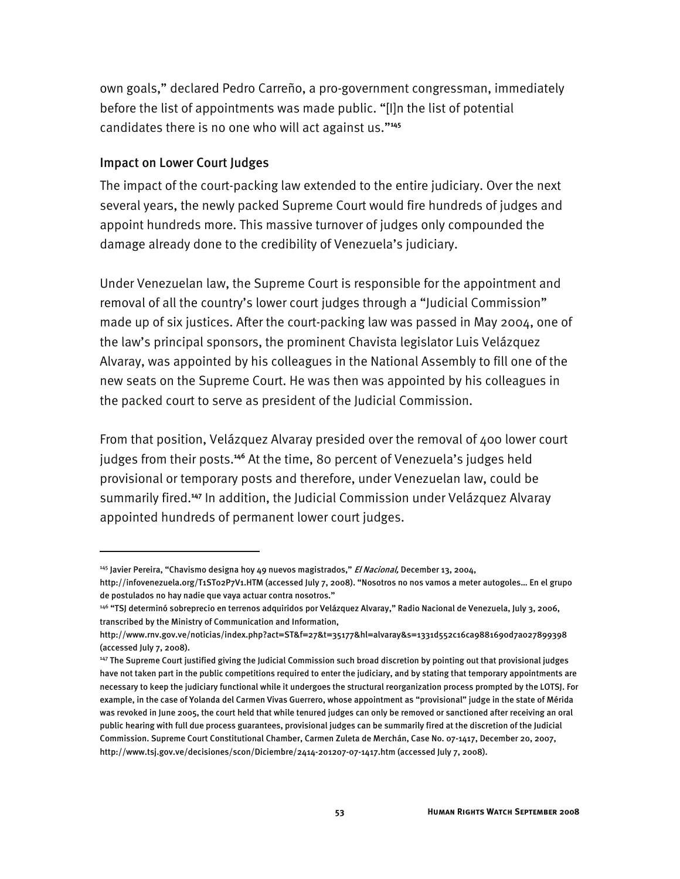own goals," declared Pedro Carreño, a pro-government congressman, immediately before the list of appointments was made public. "[I]n the list of potential candidates there is no one who will act against us."[145]

## Impact on Lower Court Judges

The impact of the court-packing law extended to the entire judiciary. Over the next several years, the newly packed Supreme Court would fire hundreds of judges and appoint hundreds more. This massive turnover of judges only compounded the damage already done to the credibility of Venezuela's judiciary.

Under Venezuelan law, the Supreme Court is responsible for the appointment and removal of all the country's lower court judges through a "Judicial Commission" made up of six justices. After the court-packing law was passed in May 2004, one of the law's principal sponsors, the prominent Chavista legislator Luis Velázquez Alvaray, was appointed by his colleagues in the National Assembly to fill one of the new seats on the Supreme Court. He was then was appointed by his colleagues in the packed court to serve as president of the Judicial Commission.

From that position, Velázquez Alvaray presided over the removal of 400 lower court judges from their posts.[146] At the time, 80 percent of Venezuela's judges held provisional or temporary posts and therefore, under Venezuelan law, could be summarily fired.[147] In addition, the Judicial Commission under Velázquez Alvaray appointed hundreds of permanent lower court judges.

---

[145] Javier Pereira, "Chavismo designa hoy 49 nuevos magistrados," *El Nacional,* December 13, 2004, http://infovenezuela.org/T1ST02P7V1.HTM (accessed July 7, 2008). "Nosotros no nos vamos a meter autogoles… En el grupo de postulados no hay nadie que vaya actuar contra nosotros."

[146] "TSJ determinó sobreprecio en terrenos adquiridos por Velázquez Alvaray," Radio Nacional de Venezuela, July 3, 2006, transcribed by the Ministry of Communication and Information, http://www.rnv.gov.ve/noticias/index.php?act=ST&f=27&t=35177&hl=alvaray&s=1331d552c16ca9881690d7a027899398 (accessed July 7, 2008).

[147] The Supreme Court justified giving the Judicial Commission such broad discretion by pointing out that provisional judges have not taken part in the public competitions required to enter the judiciary, and by stating that temporary appointments are necessary to keep the judiciary functional while it undergoes the structural reorganization process prompted by the LOTSJ. For example, in the case of Yolanda del Carmen Vivas Guerrero, whose appointment as "provisional" judge in the state of Mérida was revoked in June 2005, the court held that while tenured judges can only be removed or sanctioned after receiving an oral public hearing with full due process guarantees, provisional judges can be summarily fired at the discretion of the Judicial Commission. Supreme Court Constitutional Chamber, Carmen Zuleta de Merchán, Case No. 07-1417, December 20, 2007, http://www.tsj.gov.ve/decisiones/scon/Diciembre/2414-201207-07-1417.htm (accessed July 7, 2008).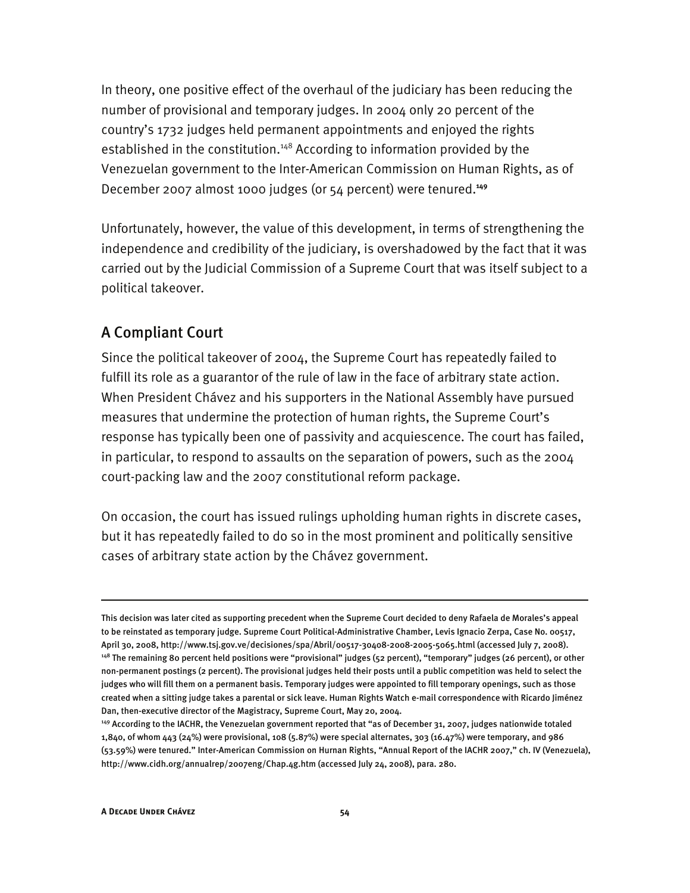In theory, one positive effect of the overhaul of the judiciary has been reducing the number of provisional and temporary judges. In 2004 only 20 percent of the country's 1732 judges held permanent appointments and enjoyed the rights established in the constitution.[148] According to information provided by the Venezuelan government to the Inter-American Commission on Human Rights, as of December 2007 almost 1000 judges (or 54 percent) were tenured.[149]

Unfortunately, however, the value of this development, in terms of strengthening the independence and credibility of the judiciary, is overshadowed by the fact that it was carried out by the Judicial Commission of a Supreme Court that was itself subject to a political takeover.

## A Compliant Court

Since the political takeover of 2004, the Supreme Court has repeatedly failed to fulfill its role as a guarantor of the rule of law in the face of arbitrary state action. When President Chávez and his supporters in the National Assembly have pursued measures that undermine the protection of human rights, the Supreme Court's response has typically been one of passivity and acquiescence. The court has failed, in particular, to respond to assaults on the separation of powers, such as the 2004 court-packing law and the 2007 constitutional reform package.

On occasion, the court has issued rulings upholding human rights in discrete cases, but it has repeatedly failed to do so in the most prominent and politically sensitive cases of arbitrary state action by the Chávez government.

---

This decision was later cited as supporting precedent when the Supreme Court decided to deny Rafaela de Morales's appeal to be reinstated as temporary judge. Supreme Court Political-Administrative Chamber, Levis Ignacio Zerpa, Case No. 00517, April 30, 2008, http://www.tsj.gov.ve/decisiones/spa/Abril/00517-30408-2008-2005-5065.html (accessed July 7, 2008).

[148] The remaining 80 percent held positions were "provisional" judges (52 percent), "temporary" judges (26 percent), or other non-permanent postings (2 percent). The provisional judges held their posts until a public competition was held to select the judges who will fill them on a permanent basis. Temporary judges were appointed to fill temporary openings, such as those created when a sitting judge takes a parental or sick leave. Human Rights Watch e-mail correspondence with Ricardo Jiménez Dan, then-executive director of the Magistracy, Supreme Court, May 20, 2004.

[149] According to the IACHR, the Venezuelan government reported that "as of December 31, 2007, judges nationwide totaled 1,840, of whom 443 (24%) were provisional, 108 (5.87%) were special alternates, 303 (16.47%) were temporary, and 986 (53.59%) were tenured." Inter-American Commission on Hurnan Rights, "Annual Report of the IACHR 2007," ch. IV (Venezuela), http://www.cidh.org/annualrep/2007eng/Chap.4g.htm (accessed July 24, 2008), para. 280.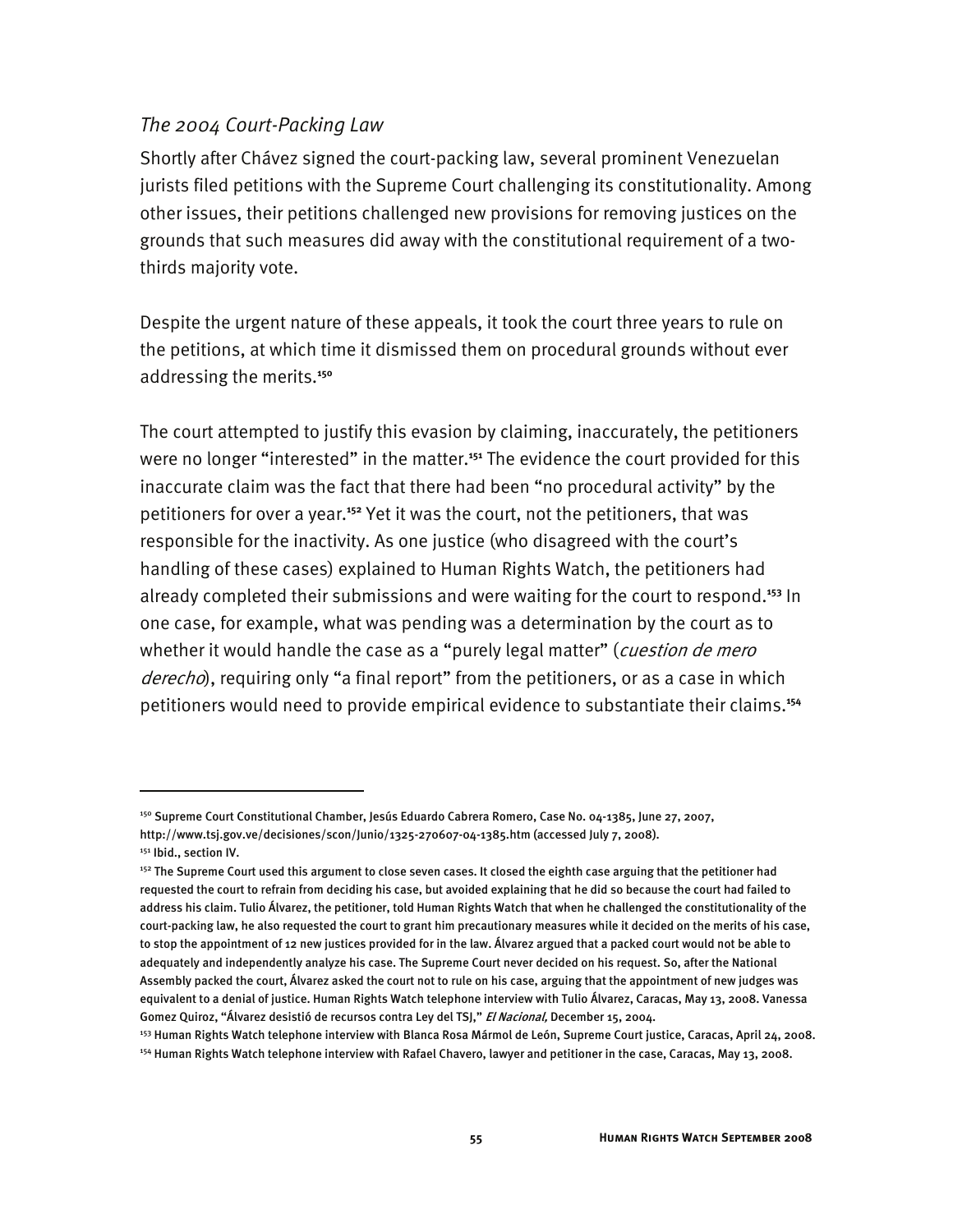### *The 2004 Court-Packing Law*

Shortly after Chávez signed the court-packing law, several prominent Venezuelan jurists filed petitions with the Supreme Court challenging its constitutionality. Among other issues, their petitions challenged new provisions for removing justices on the grounds that such measures did away with the constitutional requirement of a two-thirds majority vote.

Despite the urgent nature of these appeals, it took the court three years to rule on the petitions, at which time it dismissed them on procedural grounds without ever addressing the merits.[150]

The court attempted to justify this evasion by claiming, inaccurately, the petitioners were no longer "interested" in the matter.[151] The evidence the court provided for this inaccurate claim was the fact that there had been "no procedural activity" by the petitioners for over a year.[152] Yet it was the court, not the petitioners, that was responsible for the inactivity. As one justice (who disagreed with the court's handling of these cases) explained to Human Rights Watch, the petitioners had already completed their submissions and were waiting for the court to respond.[153] In one case, for example, what was pending was a determination by the court as to whether it would handle the case as a "purely legal matter" (*cuestion de mero derecho*), requiring only "a final report" from the petitioners, or as a case in which petitioners would need to provide empirical evidence to substantiate their claims.[154]

---

[150] Supreme Court Constitutional Chamber, Jesús Eduardo Cabrera Romero, Case No. 04-1385, June 27, 2007, http://www.tsj.gov.ve/decisiones/scon/Junio/1325-270607-04-1385.htm (accessed July 7, 2008).

[151] Ibid., section IV.

[152] The Supreme Court used this argument to close seven cases. It closed the eighth case arguing that the petitioner had requested the court to refrain from deciding his case, but avoided explaining that he did so because the court had failed to address his claim. Tulio Álvarez, the petitioner, told Human Rights Watch that when he challenged the constitutionality of the court-packing law, he also requested the court to grant him precautionary measures while it decided on the merits of his case, to stop the appointment of 12 new justices provided for in the law. Álvarez argued that a packed court would not be able to adequately and independently analyze his case. The Supreme Court never decided on his request. So, after the National Assembly packed the court, Álvarez asked the court not to rule on his case, arguing that the appointment of new judges was equivalent to a denial of justice. Human Rights Watch telephone interview with Tulio Álvarez, Caracas, May 13, 2008. Vanessa Gomez Quiroz, "Álvarez desistió de recursos contra Ley del TSJ," *El Nacional,* December 15, 2004.

[153] Human Rights Watch telephone interview with Blanca Rosa Mármol de León, Supreme Court justice, Caracas, April 24, 2008.

[154] Human Rights Watch telephone interview with Rafael Chavero, lawyer and petitioner in the case, Caracas, May 13, 2008.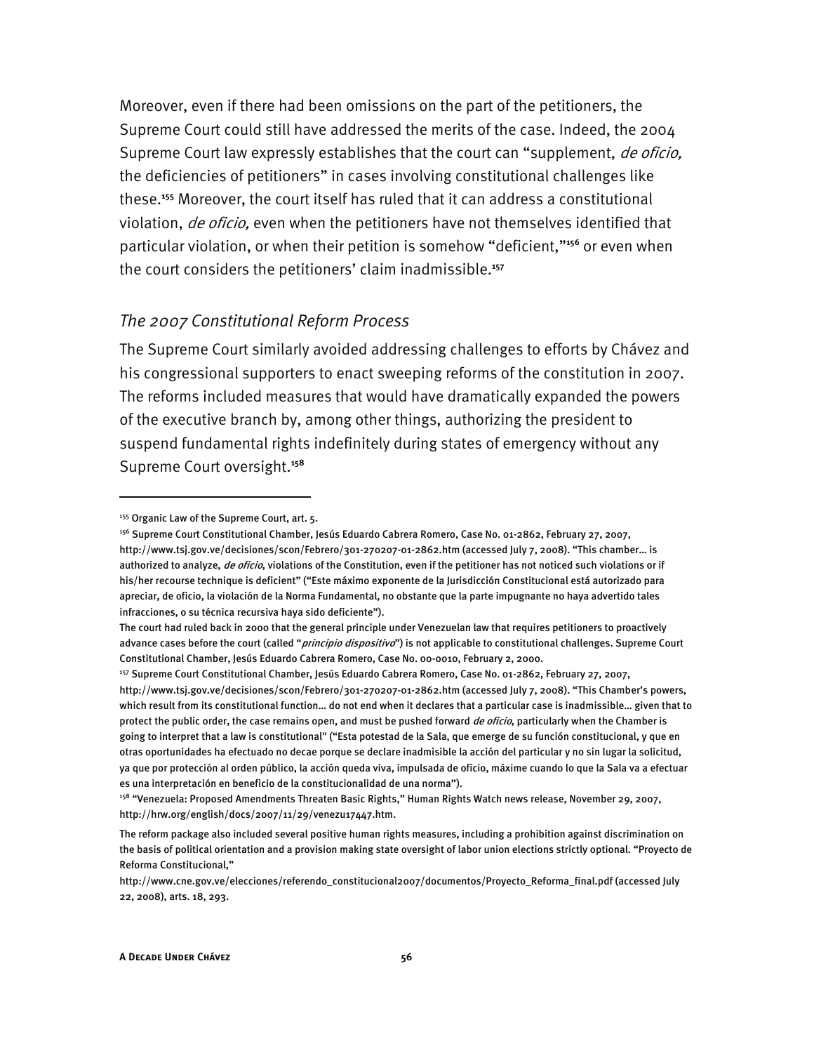Moreover, even if there had been omissions on the part of the petitioners, the Supreme Court could still have addressed the merits of the case. Indeed, the 2004 Supreme Court law expressly establishes that the court can "supplement, *de oficio,* the deficiencies of petitioners" in cases involving constitutional challenges like these.[155] Moreover, the court itself has ruled that it can address a constitutional violation, *de oficio,* even when the petitioners have not themselves identified that particular violation, or when their petition is somehow "deficient,"[156] or even when the court considers the petitioners' claim inadmissible.[157]

### *The 2007 Constitutional Reform Process*

The Supreme Court similarly avoided addressing challenges to efforts by Chávez and his congressional supporters to enact sweeping reforms of the constitution in 2007. The reforms included measures that would have dramatically expanded the powers of the executive branch by, among other things, authorizing the president to suspend fundamental rights indefinitely during states of emergency without any Supreme Court oversight.[158]

---

[155] Organic Law of the Supreme Court, art. 5.

[156] Supreme Court Constitutional Chamber, Jesús Eduardo Cabrera Romero, Case No. 01-2862, February 27, 2007, http://www.tsj.gov.ve/decisiones/scon/Febrero/301-270207-01-2862.htm (accessed July 7, 2008). "This chamber… is authorized to analyze, *de oficio*, violations of the Constitution, even if the petitioner has not noticed such violations or if his/her recourse technique is deficient" ("Este máximo exponente de la Jurisdicción Constitucional está autorizado para apreciar, de oficio, la violación de la Norma Fundamental, no obstante que la parte impugnante no haya advertido tales infracciones, o su técnica recursiva haya sido deficiente").

The court had ruled back in 2000 that the general principle under Venezuelan law that requires petitioners to proactively advance cases before the court (called "*principio dispositivo*") is not applicable to constitutional challenges. Supreme Court Constitutional Chamber, Jesús Eduardo Cabrera Romero, Case No. 00-0010, February 2, 2000.

[157] Supreme Court Constitutional Chamber, Jesús Eduardo Cabrera Romero, Case No. 01-2862, February 27, 2007, http://www.tsj.gov.ve/decisiones/scon/Febrero/301-270207-01-2862.htm (accessed July 7, 2008). "This Chamber's powers, which result from its constitutional function… do not end when it declares that a particular case is inadmissible… given that to protect the public order, the case remains open, and must be pushed forward *de oficio*, particularly when the Chamber is going to interpret that a law is constitutional" ("Esta potestad de la Sala, que emerge de su función constitucional, y que en otras oportunidades ha efectuado no decae porque se declare inadmisible la acción del particular y no sin lugar la solicitud, ya que por protección al orden público, la acción queda viva, impulsada de oficio, máxime cuando lo que la Sala va a efectuar es una interpretación en beneficio de la constitucionalidad de una norma").

[158] "Venezuela: Proposed Amendments Threaten Basic Rights," Human Rights Watch news release, November 29, 2007, http://hrw.org/english/docs/2007/11/29/venezu17447.htm.

The reform package also included several positive human rights measures, including a prohibition against discrimination on the basis of political orientation and a provision making state oversight of labor union elections strictly optional. "Proyecto de Reforma Constitucional,"

http://www.cne.gov.ve/elecciones/referendo_constitucional2007/documentos/Proyecto_Reforma_final.pdf (accessed July 22, 2008), arts. 18, 293.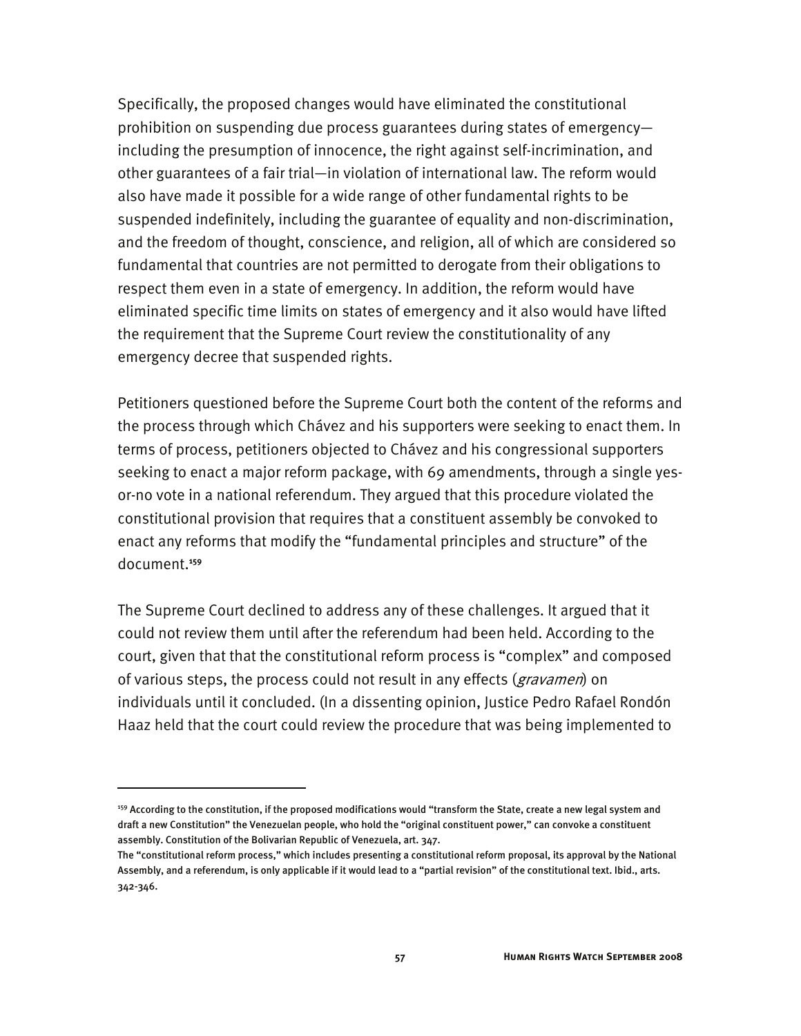Specifically, the proposed changes would have eliminated the constitutional prohibition on suspending due process guarantees during states of emergency—including the presumption of innocence, the right against self-incrimination, and other guarantees of a fair trial—in violation of international law. The reform would also have made it possible for a wide range of other fundamental rights to be suspended indefinitely, including the guarantee of equality and non-discrimination, and the freedom of thought, conscience, and religion, all of which are considered so fundamental that countries are not permitted to derogate from their obligations to respect them even in a state of emergency. In addition, the reform would have eliminated specific time limits on states of emergency and it also would have lifted the requirement that the Supreme Court review the constitutionality of any emergency decree that suspended rights.

Petitioners questioned before the Supreme Court both the content of the reforms and the process through which Chávez and his supporters were seeking to enact them. In terms of process, petitioners objected to Chávez and his congressional supporters seeking to enact a major reform package, with 69 amendments, through a single yes-or-no vote in a national referendum. They argued that this procedure violated the constitutional provision that requires that a constituent assembly be convoked to enact any reforms that modify the "fundamental principles and structure" of the document.[159]

The Supreme Court declined to address any of these challenges. It argued that it could not review them until after the referendum had been held. According to the court, given that that the constitutional reform process is "complex" and composed of various steps, the process could not result in any effects (*gravamen*) on individuals until it concluded. (In a dissenting opinion, Justice Pedro Rafael Rondón Haaz held that the court could review the procedure that was being implemented to

---

[159] According to the constitution, if the proposed modifications would "transform the State, create a new legal system and draft a new Constitution" the Venezuelan people, who hold the "original constituent power," can convoke a constituent assembly. Constitution of the Bolivarian Republic of Venezuela, art. 347.

The "constitutional reform process," which includes presenting a constitutional reform proposal, its approval by the National Assembly, and a referendum, is only applicable if it would lead to a "partial revision" of the constitutional text. Ibid., arts. 342-346.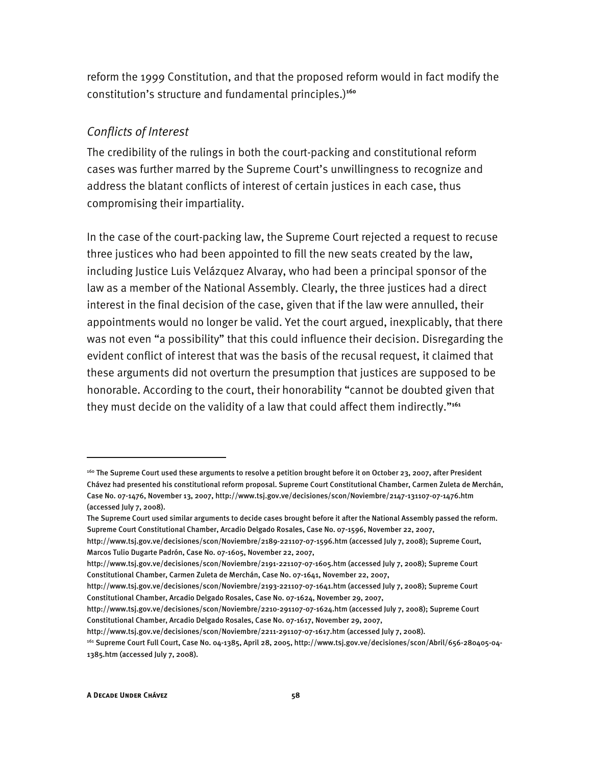reform the 1999 Constitution, and that the proposed reform would in fact modify the constitution's structure and fundamental principles.)[160]

### *Conflicts of Interest*

The credibility of the rulings in both the court-packing and constitutional reform cases was further marred by the Supreme Court's unwillingness to recognize and address the blatant conflicts of interest of certain justices in each case, thus compromising their impartiality.

In the case of the court-packing law, the Supreme Court rejected a request to recuse three justices who had been appointed to fill the new seats created by the law, including Justice Luis Velázquez Alvaray, who had been a principal sponsor of the law as a member of the National Assembly. Clearly, the three justices had a direct interest in the final decision of the case, given that if the law were annulled, their appointments would no longer be valid. Yet the court argued, inexplicably, that there was not even "a possibility" that this could influence their decision. Disregarding the evident conflict of interest that was the basis of the recusal request, it claimed that these arguments did not overturn the presumption that justices are supposed to be honorable. According to the court, their honorability "cannot be doubted given that they must decide on the validity of a law that could affect them indirectly."[161]

---

[160] The Supreme Court used these arguments to resolve a petition brought before it on October 23, 2007, after President Chávez had presented his constitutional reform proposal. Supreme Court Constitutional Chamber, Carmen Zuleta de Merchán, Case No. 07-1476, November 13, 2007, http://www.tsj.gov.ve/decisiones/scon/Noviembre/2147-131107-07-1476.htm (accessed July 7, 2008).

The Supreme Court used similar arguments to decide cases brought before it after the National Assembly passed the reform. Supreme Court Constitutional Chamber, Arcadio Delgado Rosales, Case No. 07-1596, November 22, 2007, http://www.tsj.gov.ve/decisiones/scon/Noviembre/2189-221107-07-1596.htm (accessed July 7, 2008); Supreme Court, Marcos Tulio Dugarte Padrón, Case No. 07-1605, November 22, 2007, http://www.tsj.gov.ve/decisiones/scon/Noviembre/2191-221107-07-1605.htm (accessed July 7, 2008); Supreme Court Constitutional Chamber, Carmen Zuleta de Merchán, Case No. 07-1641, November 22, 2007, http://www.tsj.gov.ve/decisiones/scon/Noviembre/2193-221107-07-1641.htm (accessed July 7, 2008); Supreme Court Constitutional Chamber, Arcadio Delgado Rosales, Case No. 07-1624, November 29, 2007, http://www.tsj.gov.ve/decisiones/scon/Noviembre/2210-291107-07-1624.htm (accessed July 7, 2008); Supreme Court Constitutional Chamber, Arcadio Delgado Rosales, Case No. 07-1617, November 29, 2007, http://www.tsj.gov.ve/decisiones/scon/Noviembre/2211-291107-07-1617.htm (accessed July 7, 2008).

[161] Supreme Court Full Court, Case No. 04-1385, April 28, 2005, http://www.tsj.gov.ve/decisiones/scon/Abril/656-280405-04-1385.htm (accessed July 7, 2008).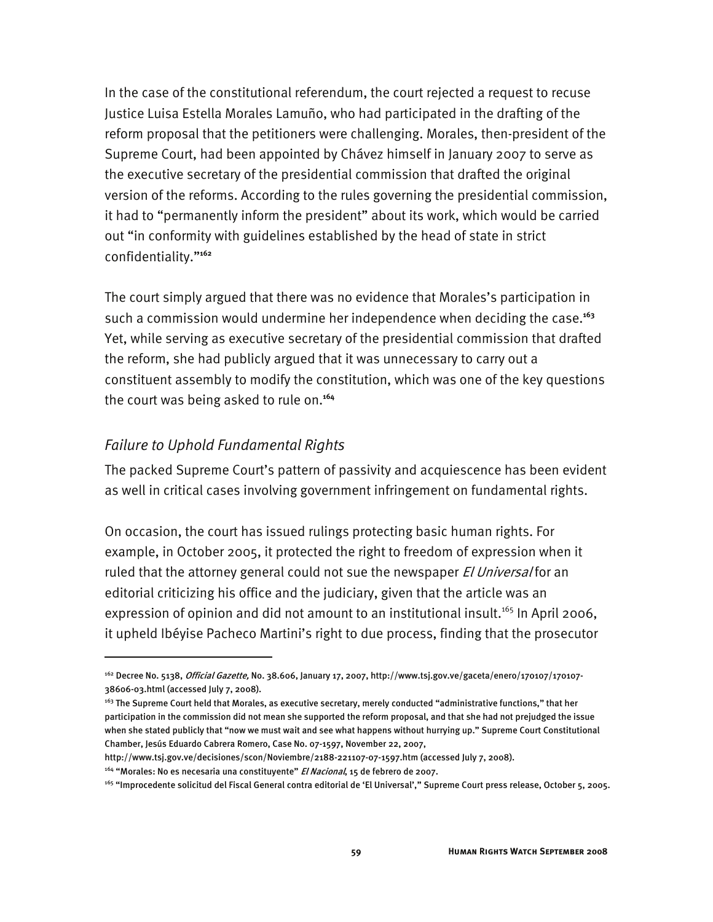In the case of the constitutional referendum, the court rejected a request to recuse Justice Luisa Estella Morales Lamuño, who had participated in the drafting of the reform proposal that the petitioners were challenging. Morales, then-president of the Supreme Court, had been appointed by Chávez himself in January 2007 to serve as the executive secretary of the presidential commission that drafted the original version of the reforms. According to the rules governing the presidential commission, it had to "permanently inform the president" about its work, which would be carried out "in conformity with guidelines established by the head of state in strict confidentiality."[162]

The court simply argued that there was no evidence that Morales's participation in such a commission would undermine her independence when deciding the case.[163] Yet, while serving as executive secretary of the presidential commission that drafted the reform, she had publicly argued that it was unnecessary to carry out a constituent assembly to modify the constitution, which was one of the key questions the court was being asked to rule on.[164]

### *Failure to Uphold Fundamental Rights*

The packed Supreme Court's pattern of passivity and acquiescence has been evident as well in critical cases involving government infringement on fundamental rights.

On occasion, the court has issued rulings protecting basic human rights. For example, in October 2005, it protected the right to freedom of expression when it ruled that the attorney general could not sue the newspaper *El Universal* for an editorial criticizing his office and the judiciary, given that the article was an expression of opinion and did not amount to an institutional insult.[165] In April 2006, it upheld Ibéyise Pacheco Martini's right to due process, finding that the prosecutor

---

[162] Decree No. 5138, *Official Gazette,* No. 38.606, January 17, 2007, http://www.tsj.gov.ve/gaceta/enero/170107/170107-38606-03.html (accessed July 7, 2008).

[163] The Supreme Court held that Morales, as executive secretary, merely conducted "administrative functions," that her participation in the commission did not mean she supported the reform proposal, and that she had not prejudged the issue when she stated publicly that "now we must wait and see what happens without hurrying up." Supreme Court Constitutional Chamber, Jesús Eduardo Cabrera Romero, Case No. 07-1597, November 22, 2007, http://www.tsj.gov.ve/decisiones/scon/Noviembre/2188-221107-07-1597.htm (accessed July 7, 2008).

[164] "Morales: No es necesaria una constituyente" *El Nacional*, 15 de febrero de 2007.

[165] "Improcedente solicitud del Fiscal General contra editorial de 'El Universal'," Supreme Court press release, October 5, 2005.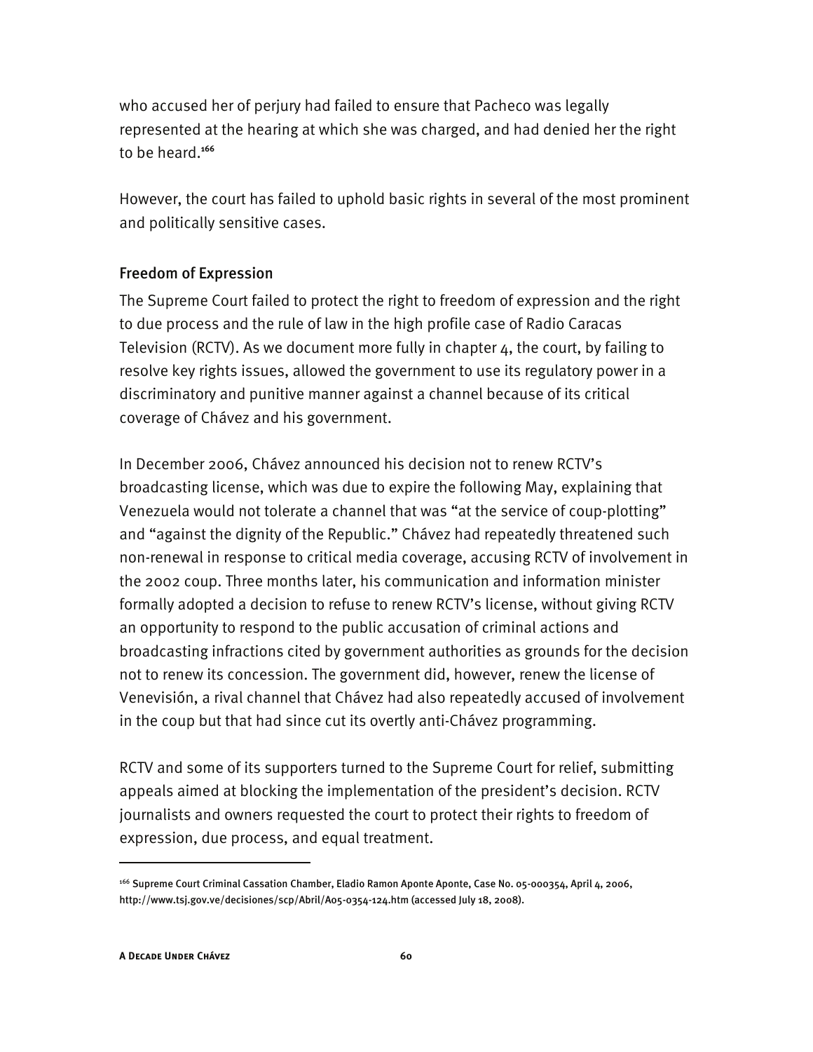who accused her of perjury had failed to ensure that Pacheco was legally represented at the hearing at which she was charged, and had denied her the right to be heard.[166]

However, the court has failed to uphold basic rights in several of the most prominent and politically sensitive cases.

### Freedom of Expression

The Supreme Court failed to protect the right to freedom of expression and the right to due process and the rule of law in the high profile case of Radio Caracas Television (RCTV). As we document more fully in chapter 4, the court, by failing to resolve key rights issues, allowed the government to use its regulatory power in a discriminatory and punitive manner against a channel because of its critical coverage of Chávez and his government.

In December 2006, Chávez announced his decision not to renew RCTV's broadcasting license, which was due to expire the following May, explaining that Venezuela would not tolerate a channel that was "at the service of coup-plotting" and "against the dignity of the Republic." Chávez had repeatedly threatened such non-renewal in response to critical media coverage, accusing RCTV of involvement in the 2002 coup. Three months later, his communication and information minister formally adopted a decision to refuse to renew RCTV's license, without giving RCTV an opportunity to respond to the public accusation of criminal actions and broadcasting infractions cited by government authorities as grounds for the decision not to renew its concession. The government did, however, renew the license of Venevisión, a rival channel that Chávez had also repeatedly accused of involvement in the coup but that had since cut its overtly anti-Chávez programming.

RCTV and some of its supporters turned to the Supreme Court for relief, submitting appeals aimed at blocking the implementation of the president's decision. RCTV journalists and owners requested the court to protect their rights to freedom of expression, due process, and equal treatment.

---

[166] Supreme Court Criminal Cassation Chamber, Eladio Ramon Aponte Aponte, Case No. 05-000354, April 4, 2006, http://www.tsj.gov.ve/decisiones/scp/Abril/A05-0354-124.htm (accessed July 18, 2008).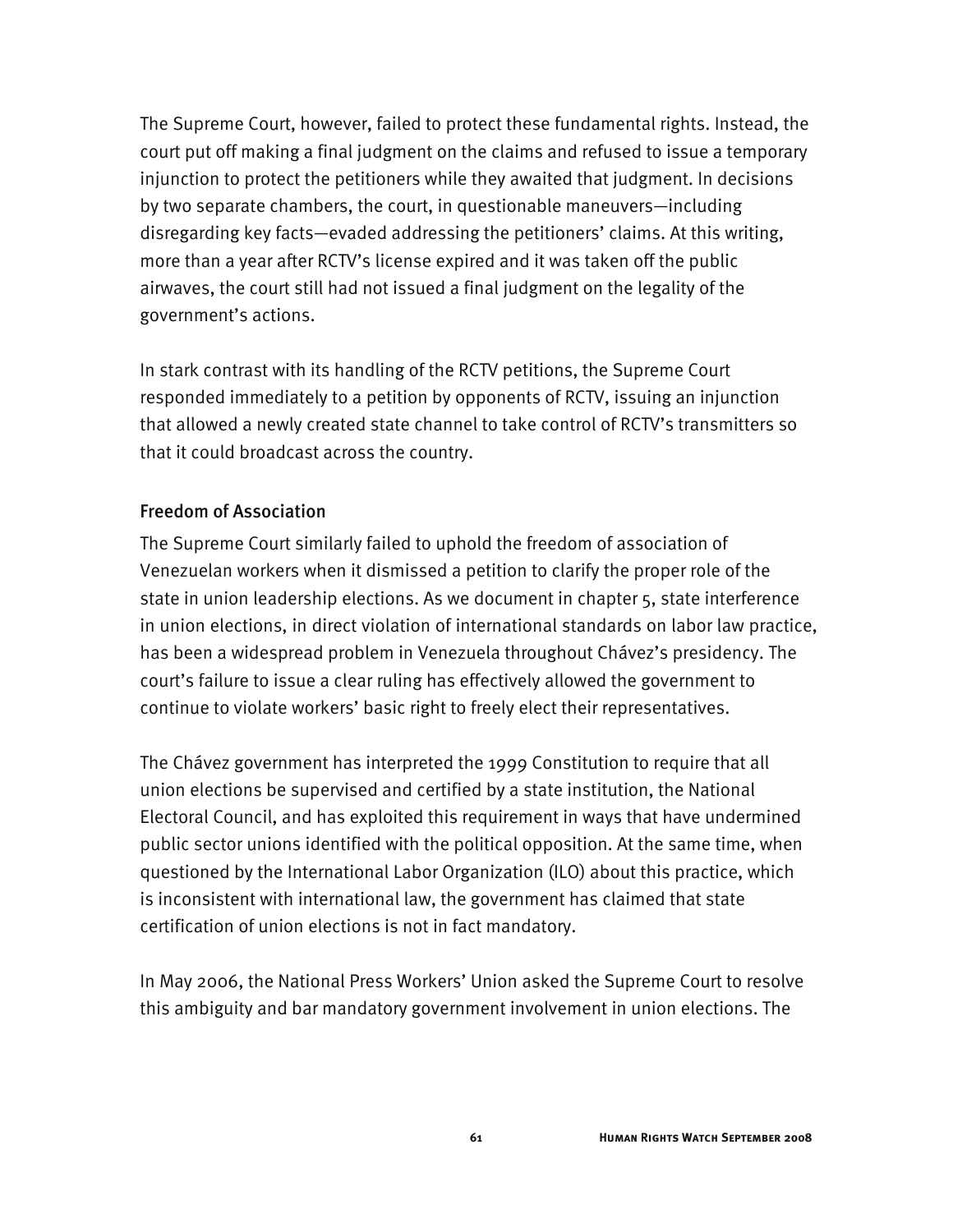The Supreme Court, however, failed to protect these fundamental rights. Instead, the court put off making a final judgment on the claims and refused to issue a temporary injunction to protect the petitioners while they awaited that judgment. In decisions by two separate chambers, the court, in questionable maneuvers—including disregarding key facts—evaded addressing the petitioners' claims. At this writing, more than a year after RCTV's license expired and it was taken off the public airwaves, the court still had not issued a final judgment on the legality of the government's actions.

In stark contrast with its handling of the RCTV petitions, the Supreme Court responded immediately to a petition by opponents of RCTV, issuing an injunction that allowed a newly created state channel to take control of RCTV's transmitters so that it could broadcast across the country.

### Freedom of Association

The Supreme Court similarly failed to uphold the freedom of association of Venezuelan workers when it dismissed a petition to clarify the proper role of the state in union leadership elections. As we document in chapter 5, state interference in union elections, in direct violation of international standards on labor law practice, has been a widespread problem in Venezuela throughout Chávez's presidency. The court's failure to issue a clear ruling has effectively allowed the government to continue to violate workers' basic right to freely elect their representatives.

The Chávez government has interpreted the 1999 Constitution to require that all union elections be supervised and certified by a state institution, the National Electoral Council, and has exploited this requirement in ways that have undermined public sector unions identified with the political opposition. At the same time, when questioned by the International Labor Organization (ILO) about this practice, which is inconsistent with international law, the government has claimed that state certification of union elections is not in fact mandatory.

In May 2006, the National Press Workers' Union asked the Supreme Court to resolve this ambiguity and bar mandatory government involvement in union elections. The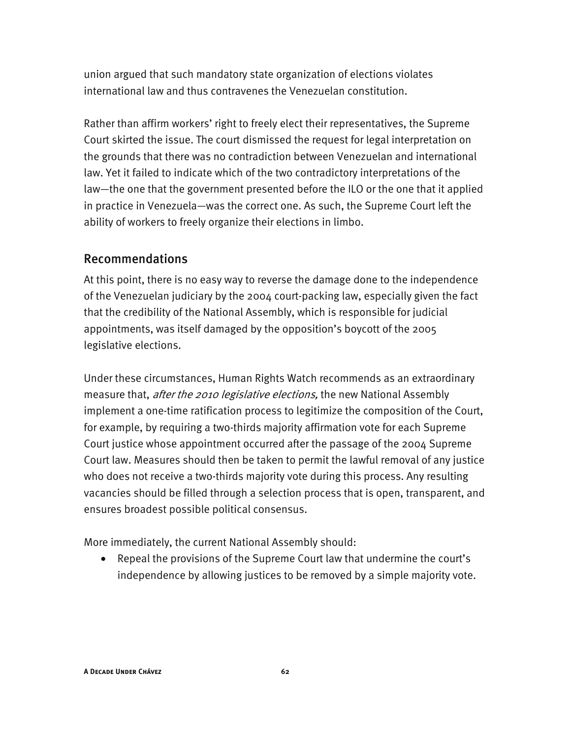union argued that such mandatory state organization of elections violates international law and thus contravenes the Venezuelan constitution.

Rather than affirm workers' right to freely elect their representatives, the Supreme Court skirted the issue. The court dismissed the request for legal interpretation on the grounds that there was no contradiction between Venezuelan and international law. Yet it failed to indicate which of the two contradictory interpretations of the law—the one that the government presented before the ILO or the one that it applied in practice in Venezuela—was the correct one. As such, the Supreme Court left the ability of workers to freely organize their elections in limbo.

## Recommendations

At this point, there is no easy way to reverse the damage done to the independence of the Venezuelan judiciary by the 2004 court-packing law, especially given the fact that the credibility of the National Assembly, which is responsible for judicial appointments, was itself damaged by the opposition's boycott of the 2005 legislative elections.

Under these circumstances, Human Rights Watch recommends as an extraordinary measure that, *after the 2010 legislative elections,* the new National Assembly implement a one-time ratification process to legitimize the composition of the Court, for example, by requiring a two-thirds majority affirmation vote for each Supreme Court justice whose appointment occurred after the passage of the 2004 Supreme Court law. Measures should then be taken to permit the lawful removal of any justice who does not receive a two-thirds majority vote during this process. Any resulting vacancies should be filled through a selection process that is open, transparent, and ensures broadest possible political consensus.

More immediately, the current National Assembly should:

- Repeal the provisions of the Supreme Court law that undermine the court's independence by allowing justices to be removed by a simple majority vote.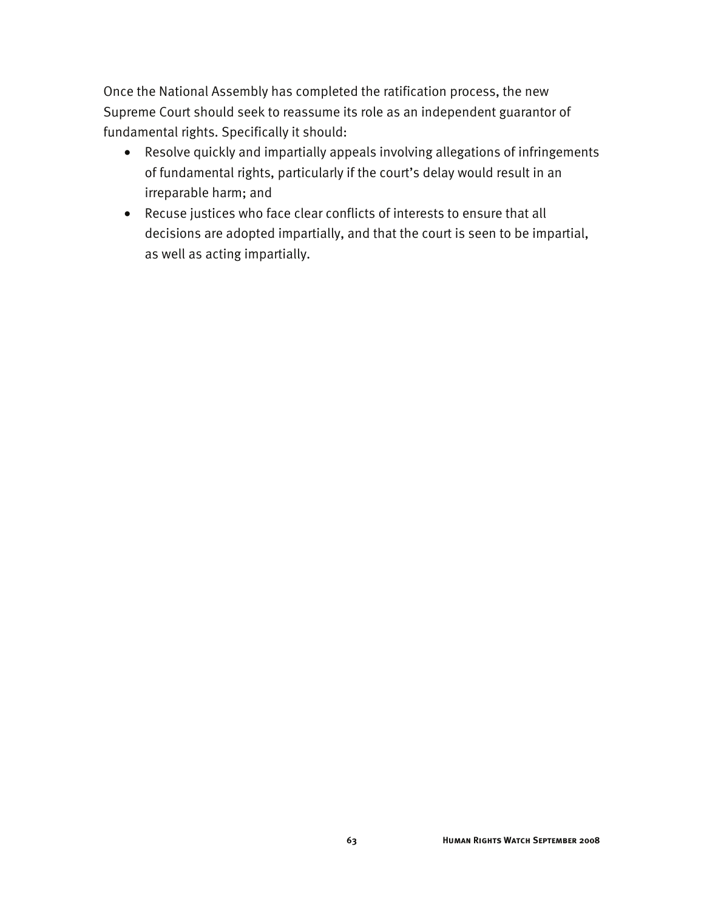Once the National Assembly has completed the ratification process, the new Supreme Court should seek to reassume its role as an independent guarantor of fundamental rights. Specifically it should:

- Resolve quickly and impartially appeals involving allegations of infringements of fundamental rights, particularly if the court's delay would result in an irreparable harm; and
- Recuse justices who face clear conflicts of interests to ensure that all decisions are adopted impartially, and that the court is seen to be impartial, as well as acting impartially.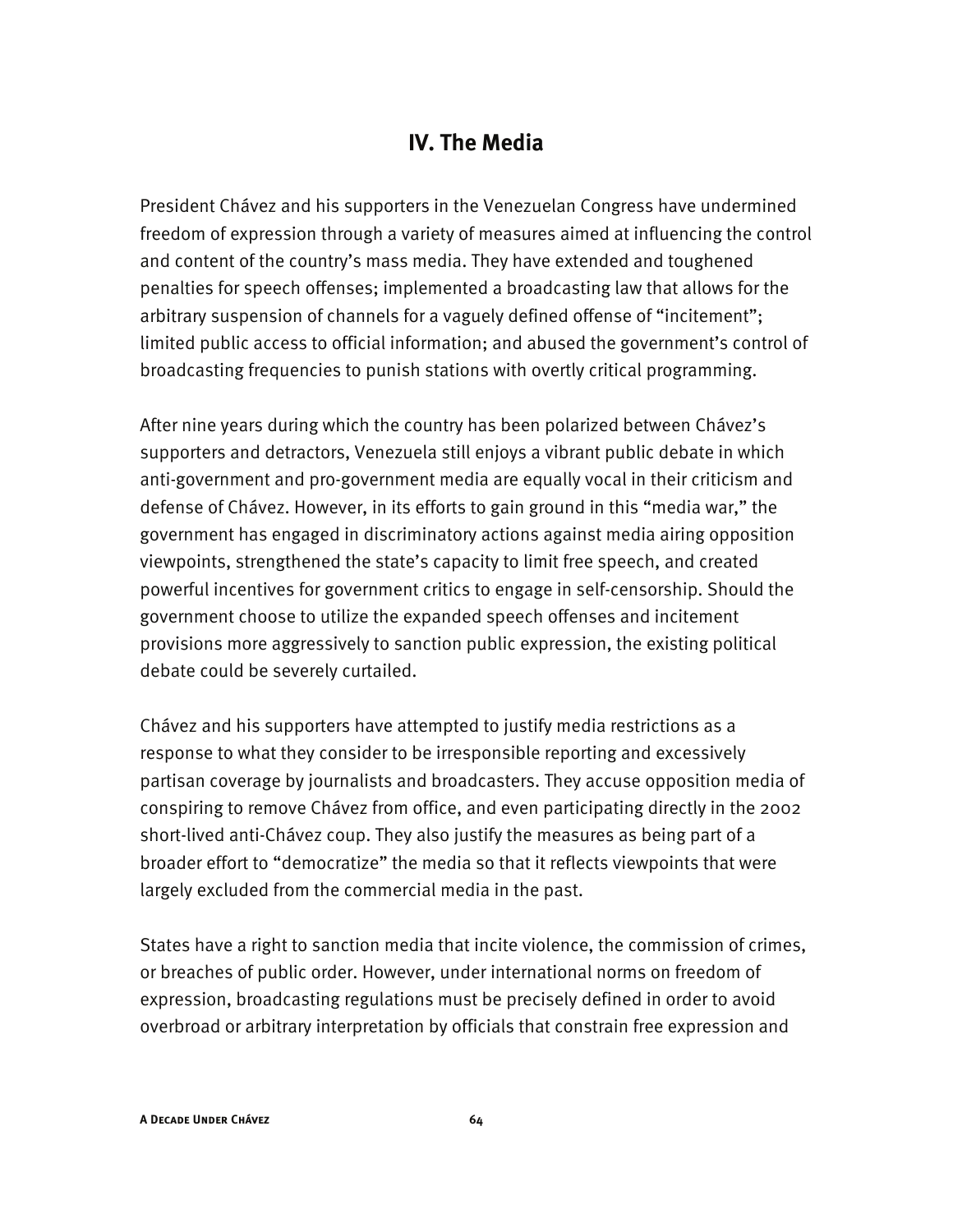## IV. The Media

President Chávez and his supporters in the Venezuelan Congress have undermined freedom of expression through a variety of measures aimed at influencing the control and content of the country's mass media. They have extended and toughened penalties for speech offenses; implemented a broadcasting law that allows for the arbitrary suspension of channels for a vaguely defined offense of "incitement"; limited public access to official information; and abused the government's control of broadcasting frequencies to punish stations with overtly critical programming.

After nine years during which the country has been polarized between Chávez's supporters and detractors, Venezuela still enjoys a vibrant public debate in which anti-government and pro-government media are equally vocal in their criticism and defense of Chávez. However, in its efforts to gain ground in this "media war," the government has engaged in discriminatory actions against media airing opposition viewpoints, strengthened the state's capacity to limit free speech, and created powerful incentives for government critics to engage in self-censorship. Should the government choose to utilize the expanded speech offenses and incitement provisions more aggressively to sanction public expression, the existing political debate could be severely curtailed.

Chávez and his supporters have attempted to justify media restrictions as a response to what they consider to be irresponsible reporting and excessively partisan coverage by journalists and broadcasters. They accuse opposition media of conspiring to remove Chávez from office, and even participating directly in the 2002 short-lived anti-Chávez coup. They also justify the measures as being part of a broader effort to "democratize" the media so that it reflects viewpoints that were largely excluded from the commercial media in the past.

States have a right to sanction media that incite violence, the commission of crimes, or breaches of public order. However, under international norms on freedom of expression, broadcasting regulations must be precisely defined in order to avoid overbroad or arbitrary interpretation by officials that constrain free expression and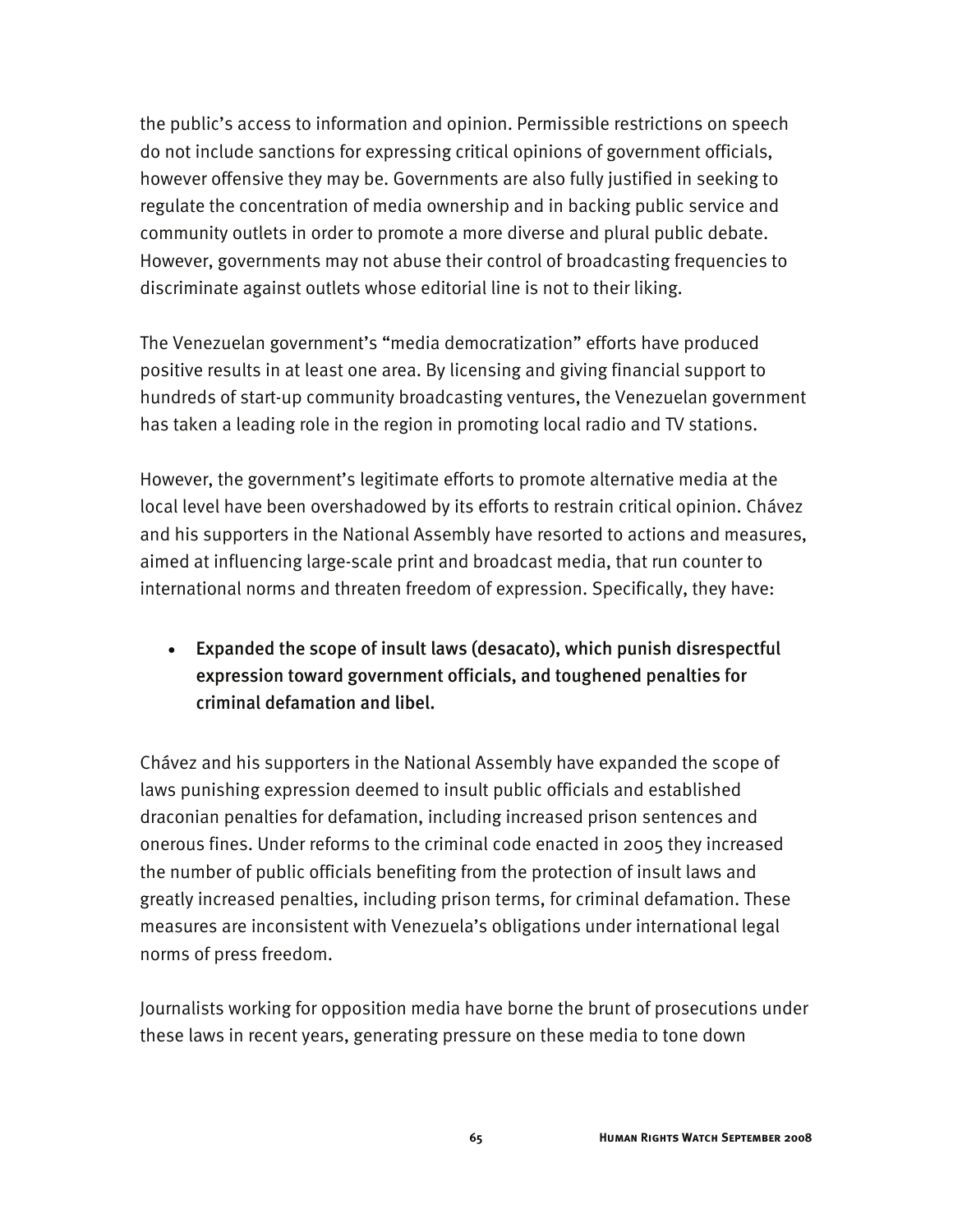the public's access to information and opinion. Permissible restrictions on speech do not include sanctions for expressing critical opinions of government officials, however offensive they may be. Governments are also fully justified in seeking to regulate the concentration of media ownership and in backing public service and community outlets in order to promote a more diverse and plural public debate. However, governments may not abuse their control of broadcasting frequencies to discriminate against outlets whose editorial line is not to their liking.

The Venezuelan government's "media democratization" efforts have produced positive results in at least one area. By licensing and giving financial support to hundreds of start-up community broadcasting ventures, the Venezuelan government has taken a leading role in the region in promoting local radio and TV stations.

However, the government's legitimate efforts to promote alternative media at the local level have been overshadowed by its efforts to restrain critical opinion. Chávez and his supporters in the National Assembly have resorted to actions and measures, aimed at influencing large-scale print and broadcast media, that run counter to international norms and threaten freedom of expression. Specifically, they have:

- Expanded the scope of insult laws (desacato), which punish disrespectful expression toward government officials, and toughened penalties for criminal defamation and libel.

Chávez and his supporters in the National Assembly have expanded the scope of laws punishing expression deemed to insult public officials and established draconian penalties for defamation, including increased prison sentences and onerous fines. Under reforms to the criminal code enacted in 2005 they increased the number of public officials benefiting from the protection of insult laws and greatly increased penalties, including prison terms, for criminal defamation. These measures are inconsistent with Venezuela's obligations under international legal norms of press freedom.

Journalists working for opposition media have borne the brunt of prosecutions under these laws in recent years, generating pressure on these media to tone down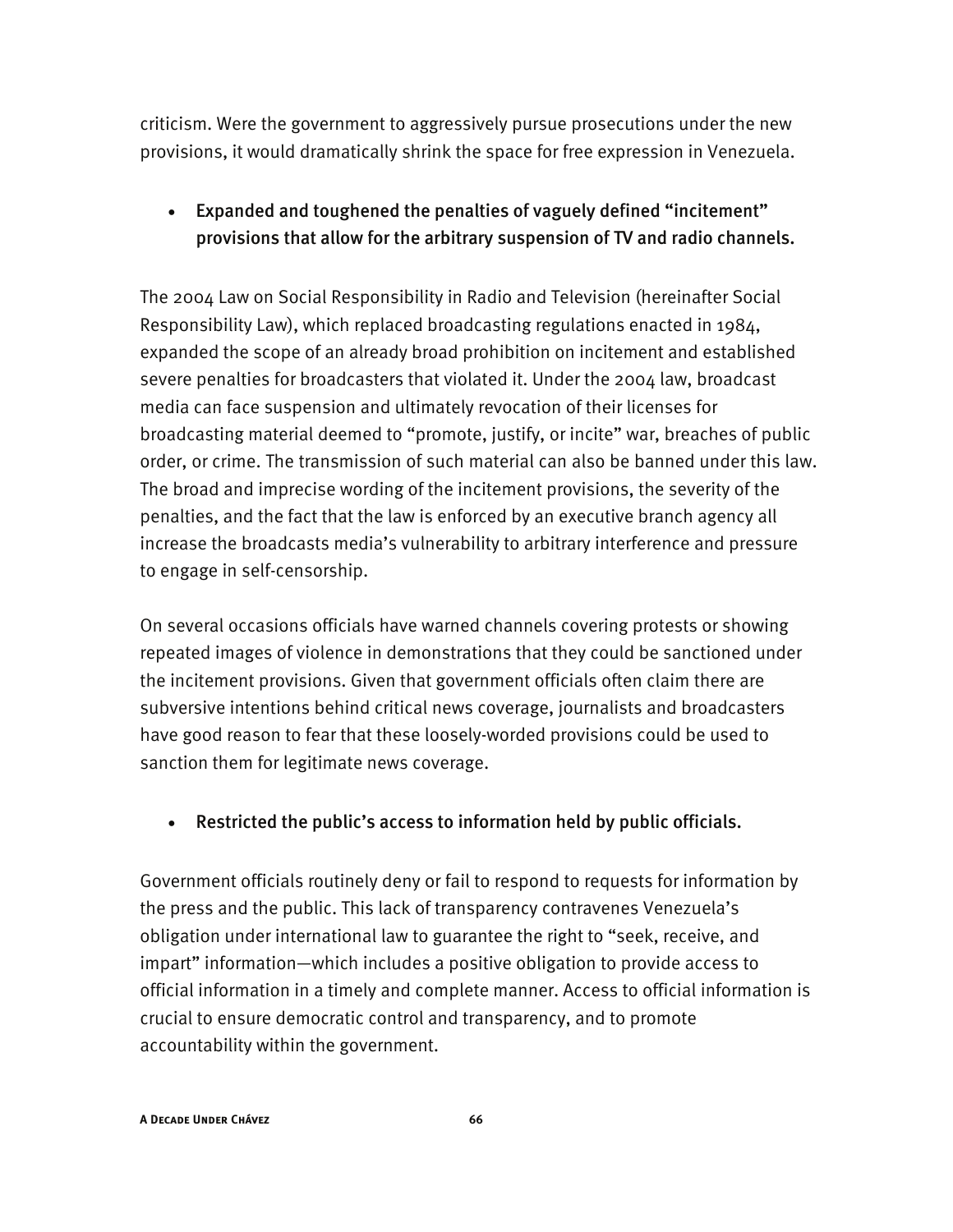criticism. Were the government to aggressively pursue prosecutions under the new provisions, it would dramatically shrink the space for free expression in Venezuela.

- **Expanded and toughened the penalties of vaguely defined "incitement" provisions that allow for the arbitrary suspension of TV and radio channels.**

The 2004 Law on Social Responsibility in Radio and Television (hereinafter Social Responsibility Law), which replaced broadcasting regulations enacted in 1984, expanded the scope of an already broad prohibition on incitement and established severe penalties for broadcasters that violated it. Under the 2004 law, broadcast media can face suspension and ultimately revocation of their licenses for broadcasting material deemed to "promote, justify, or incite" war, breaches of public order, or crime. The transmission of such material can also be banned under this law. The broad and imprecise wording of the incitement provisions, the severity of the penalties, and the fact that the law is enforced by an executive branch agency all increase the broadcasts media's vulnerability to arbitrary interference and pressure to engage in self-censorship.

On several occasions officials have warned channels covering protests or showing repeated images of violence in demonstrations that they could be sanctioned under the incitement provisions. Given that government officials often claim there are subversive intentions behind critical news coverage, journalists and broadcasters have good reason to fear that these loosely-worded provisions could be used to sanction them for legitimate news coverage.

- **Restricted the public's access to information held by public officials.**

Government officials routinely deny or fail to respond to requests for information by the press and the public. This lack of transparency contravenes Venezuela's obligation under international law to guarantee the right to "seek, receive, and impart" information—which includes a positive obligation to provide access to official information in a timely and complete manner. Access to official information is crucial to ensure democratic control and transparency, and to promote accountability within the government.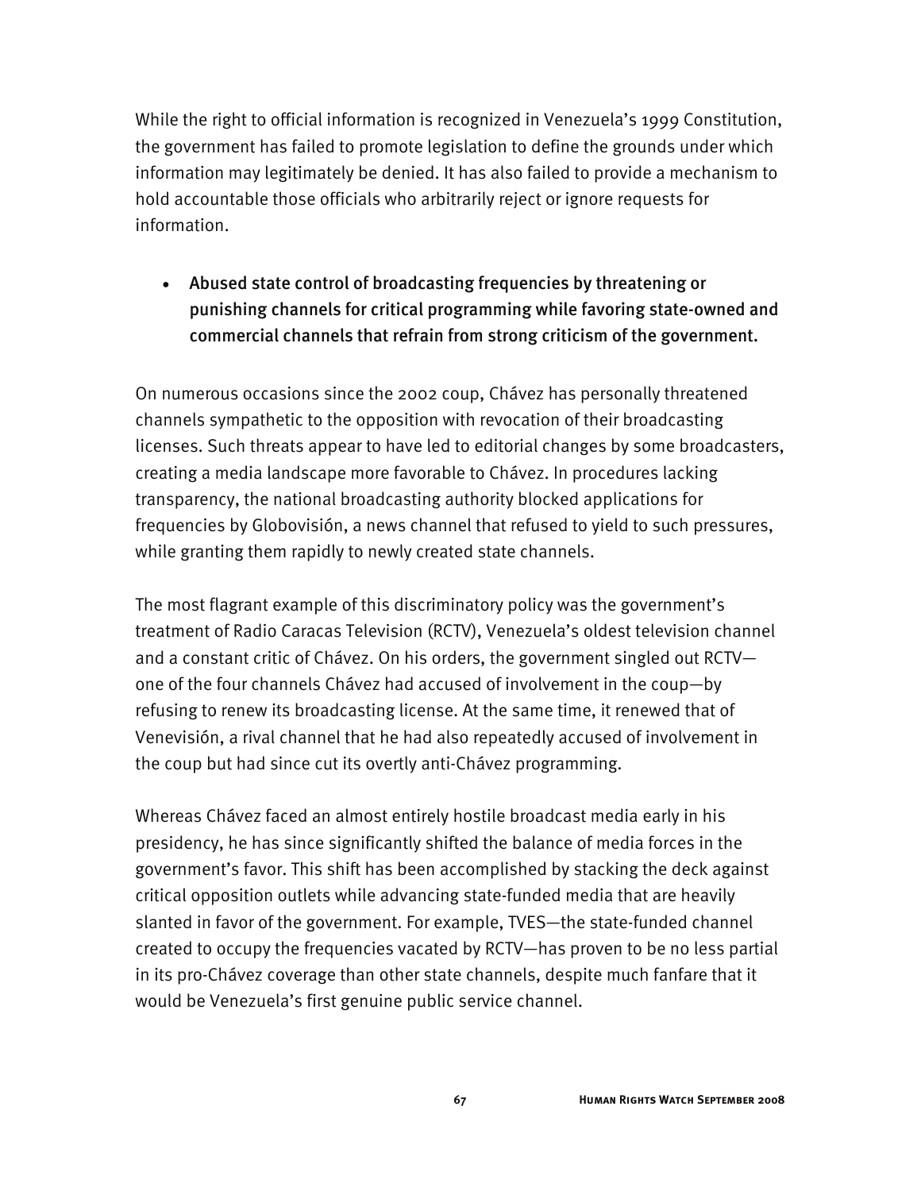While the right to official information is recognized in Venezuela's 1999 Constitution, the government has failed to promote legislation to define the grounds under which information may legitimately be denied. It has also failed to provide a mechanism to hold accountable those officials who arbitrarily reject or ignore requests for information.

- **Abused state control of broadcasting frequencies by threatening or punishing channels for critical programming while favoring state-owned and commercial channels that refrain from strong criticism of the government.**

On numerous occasions since the 2002 coup, Chávez has personally threatened channels sympathetic to the opposition with revocation of their broadcasting licenses. Such threats appear to have led to editorial changes by some broadcasters, creating a media landscape more favorable to Chávez. In procedures lacking transparency, the national broadcasting authority blocked applications for frequencies by Globovisión, a news channel that refused to yield to such pressures, while granting them rapidly to newly created state channels.

The most flagrant example of this discriminatory policy was the government's treatment of Radio Caracas Television (RCTV), Venezuela's oldest television channel and a constant critic of Chávez. On his orders, the government singled out RCTV—one of the four channels Chávez had accused of involvement in the coup—by refusing to renew its broadcasting license. At the same time, it renewed that of Venevisión, a rival channel that he had also repeatedly accused of involvement in the coup but had since cut its overtly anti-Chávez programming.

Whereas Chávez faced an almost entirely hostile broadcast media early in his presidency, he has since significantly shifted the balance of media forces in the government's favor. This shift has been accomplished by stacking the deck against critical opposition outlets while advancing state-funded media that are heavily slanted in favor of the government. For example, TVES—the state-funded channel created to occupy the frequencies vacated by RCTV—has proven to be no less partial in its pro-Chávez coverage than other state channels, despite much fanfare that it would be Venezuela's first genuine public service channel.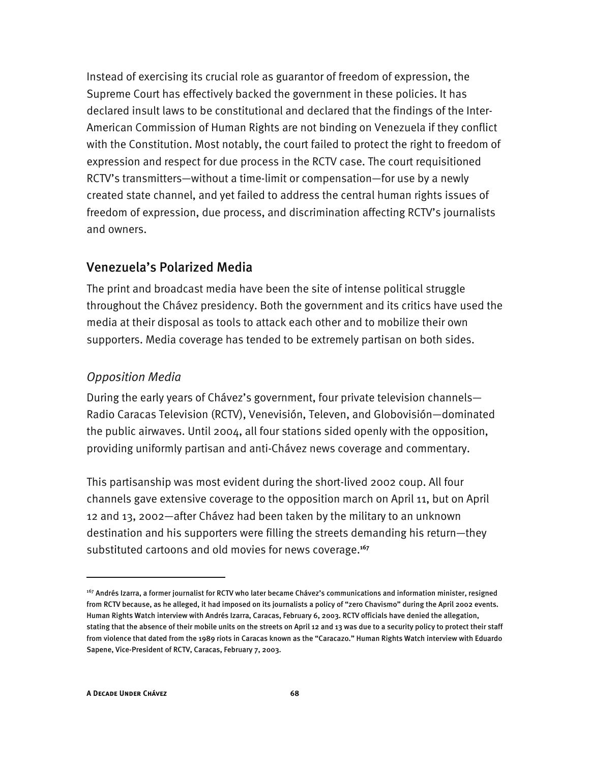Instead of exercising its crucial role as guarantor of freedom of expression, the Supreme Court has effectively backed the government in these policies. It has declared insult laws to be constitutional and declared that the findings of the Inter-American Commission of Human Rights are not binding on Venezuela if they conflict with the Constitution. Most notably, the court failed to protect the right to freedom of expression and respect for due process in the RCTV case. The court requisitioned RCTV's transmitters—without a time-limit or compensation—for use by a newly created state channel, and yet failed to address the central human rights issues of freedom of expression, due process, and discrimination affecting RCTV's journalists and owners.

## Venezuela's Polarized Media

The print and broadcast media have been the site of intense political struggle throughout the Chávez presidency. Both the government and its critics have used the media at their disposal as tools to attack each other and to mobilize their own supporters. Media coverage has tended to be extremely partisan on both sides.

### *Opposition Media*

During the early years of Chávez's government, four private television channels—Radio Caracas Television (RCTV), Venevisión, Televen, and Globovisión—dominated the public airwaves. Until 2004, all four stations sided openly with the opposition, providing uniformly partisan and anti-Chávez news coverage and commentary.

This partisanship was most evident during the short-lived 2002 coup. All four channels gave extensive coverage to the opposition march on April 11, but on April 12 and 13, 2002—after Chávez had been taken by the military to an unknown destination and his supporters were filling the streets demanding his return—they substituted cartoons and old movies for news coverage.[167]

---

[167] Andrés Izarra, a former journalist for RCTV who later became Chávez's communications and information minister, resigned from RCTV because, as he alleged, it had imposed on its journalists a policy of "zero Chavismo" during the April 2002 events. Human Rights Watch interview with Andrés Izarra, Caracas, February 6, 2003. RCTV officials have denied the allegation, stating that the absence of their mobile units on the streets on April 12 and 13 was due to a security policy to protect their staff from violence that dated from the 1989 riots in Caracas known as the "Caracazo." Human Rights Watch interview with Eduardo Sapene, Vice-President of RCTV, Caracas, February 7, 2003.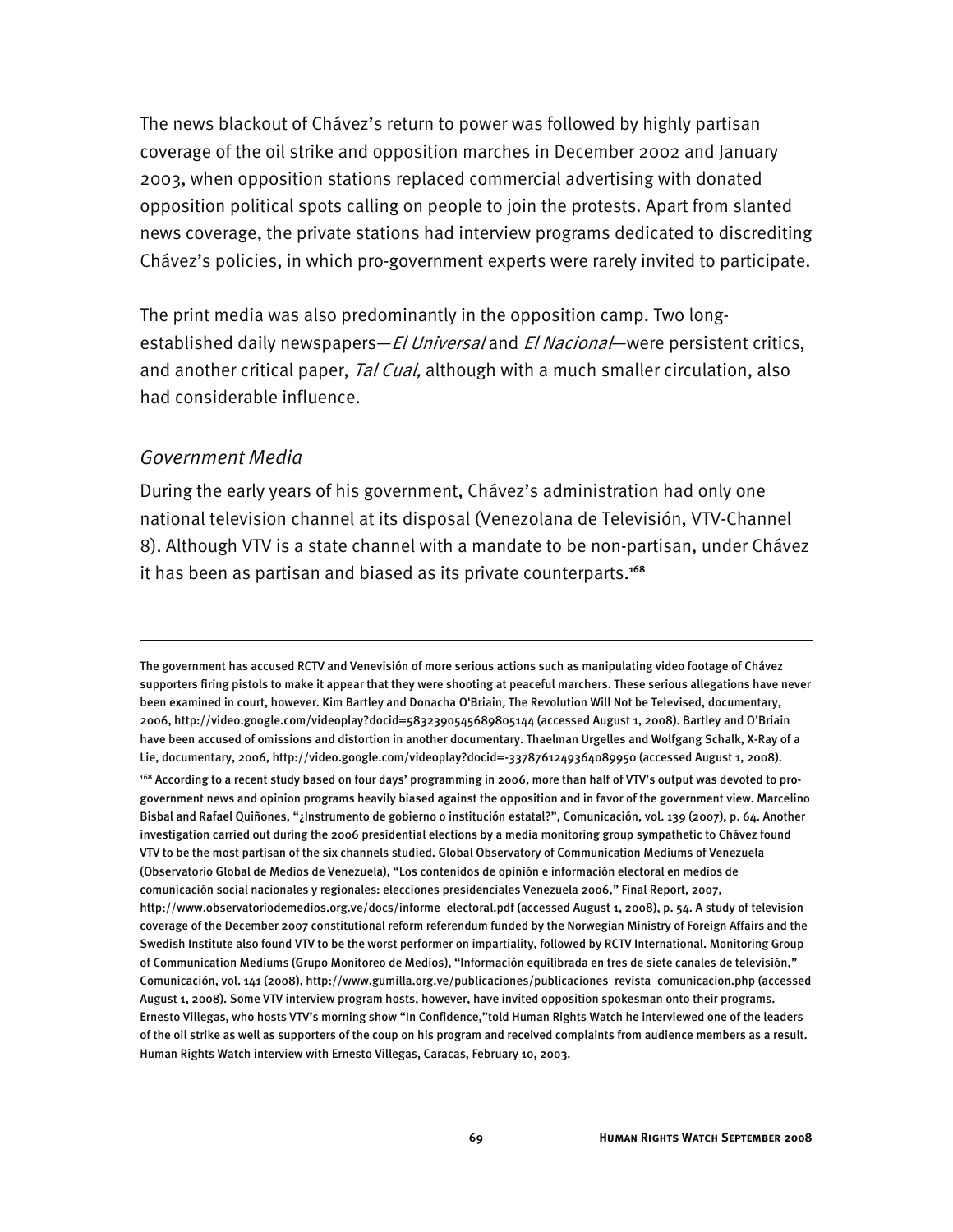The news blackout of Chávez's return to power was followed by highly partisan coverage of the oil strike and opposition marches in December 2002 and January 2003, when opposition stations replaced commercial advertising with donated opposition political spots calling on people to join the protests. Apart from slanted news coverage, the private stations had interview programs dedicated to discrediting Chávez's policies, in which pro-government experts were rarely invited to participate.

The print media was also predominantly in the opposition camp. Two long-established daily newspapers—*El Universal* and *El Nacional*—were persistent critics, and another critical paper, *Tal Cual,* although with a much smaller circulation, also had considerable influence.

### *Government Media*

During the early years of his government, Chávez's administration had only one national television channel at its disposal (Venezolana de Televisión, VTV-Channel 8). Although VTV is a state channel with a mandate to be non-partisan, under Chávez it has been as partisan and biased as its private counterparts.[168]

---

The government has accused RCTV and Venevisión of more serious actions such as manipulating video footage of Chávez supporters firing pistols to make it appear that they were shooting at peaceful marchers. These serious allegations have never been examined in court, however. Kim Bartley and Donacha O'Briain, The Revolution Will Not be Televised, documentary, 2006, http://video.google.com/videoplay?docid=5832390545689805144 (accessed August 1, 2008). Bartley and O'Briain have been accused of omissions and distortion in another documentary. Thaelman Urgelles and Wolfgang Schalk, X-Ray of a Lie, documentary, 2006, http://video.google.com/videoplay?docid=-3378761249364089950 (accessed August 1, 2008).

[168] According to a recent study based on four days' programming in 2006, more than half of VTV's output was devoted to pro-government news and opinion programs heavily biased against the opposition and in favor of the government view. Marcelino Bisbal and Rafael Quiñones, "¿Instrumento de gobierno o institución estatal?", Comunicación, vol. 139 (2007), p. 64. Another investigation carried out during the 2006 presidential elections by a media monitoring group sympathetic to Chávez found VTV to be the most partisan of the six channels studied. Global Observatory of Communication Mediums of Venezuela (Observatorio Global de Medios de Venezuela), "Los contenidos de opinión e información electoral en medios de comunicación social nacionales y regionales: elecciones presidenciales Venezuela 2006," Final Report, 2007, http://www.observatoriodemedios.org.ve/docs/informe_electoral.pdf (accessed August 1, 2008), p. 54. A study of television coverage of the December 2007 constitutional reform referendum funded by the Norwegian Ministry of Foreign Affairs and the Swedish Institute also found VTV to be the worst performer on impartiality, followed by RCTV International. Monitoring Group of Communication Mediums (Grupo Monitoreo de Medios), "Información equilibrada en tres de siete canales de televisión," Comunicación, vol. 141 (2008), http://www.gumilla.org.ve/publicaciones/publicaciones_revista_comunicacion.php (accessed August 1, 2008). Some VTV interview program hosts, however, have invited opposition spokesman onto their programs. Ernesto Villegas, who hosts VTV's morning show "In Confidence,"told Human Rights Watch he interviewed one of the leaders of the oil strike as well as supporters of the coup on his program and received complaints from audience members as a result. Human Rights Watch interview with Ernesto Villegas, Caracas, February 10, 2003.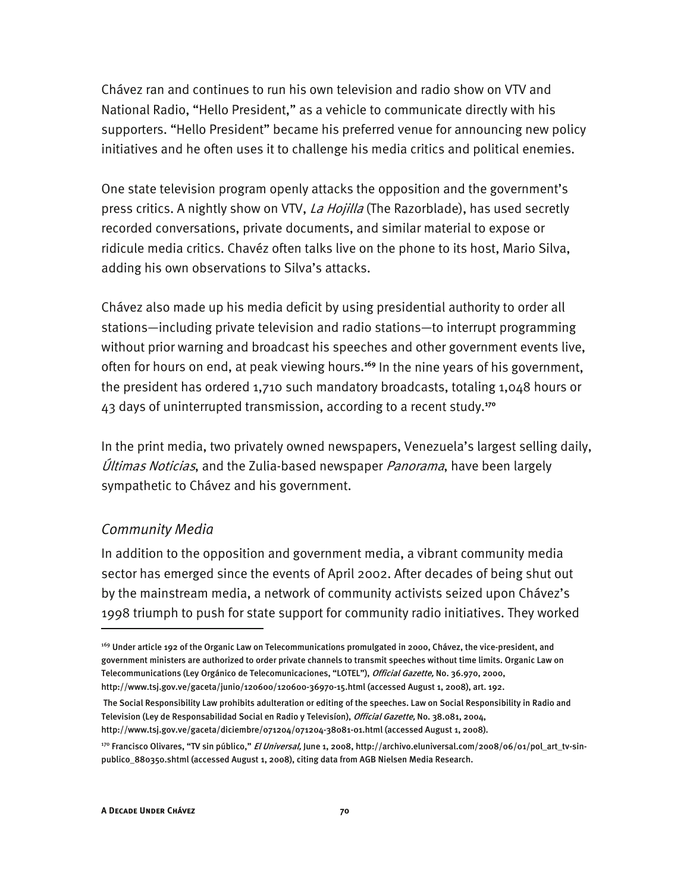Chávez ran and continues to run his own television and radio show on VTV and National Radio, "Hello President," as a vehicle to communicate directly with his supporters. "Hello President" became his preferred venue for announcing new policy initiatives and he often uses it to challenge his media critics and political enemies.

One state television program openly attacks the opposition and the government's press critics. A nightly show on VTV, *La Hojilla* (The Razorblade), has used secretly recorded conversations, private documents, and similar material to expose or ridicule media critics. Chavéz often talks live on the phone to its host, Mario Silva, adding his own observations to Silva's attacks.

Chávez also made up his media deficit by using presidential authority to order all stations—including private television and radio stations—to interrupt programming without prior warning and broadcast his speeches and other government events live, often for hours on end, at peak viewing hours.[169] In the nine years of his government, the president has ordered 1,710 such mandatory broadcasts, totaling 1,048 hours or 43 days of uninterrupted transmission, according to a recent study.[170]

In the print media, two privately owned newspapers, Venezuela's largest selling daily, *Últimas Noticias*, and the Zulia-based newspaper *Panorama*, have been largely sympathetic to Chávez and his government.

### *Community Media*

In addition to the opposition and government media, a vibrant community media sector has emerged since the events of April 2002. After decades of being shut out by the mainstream media, a network of community activists seized upon Chávez's 1998 triumph to push for state support for community radio initiatives. They worked

---

[169] Under article 192 of the Organic Law on Telecommunications promulgated in 2000, Chávez, the vice-president, and government ministers are authorized to order private channels to transmit speeches without time limits. Organic Law on Telecommunications (Ley Orgánico de Telecomunicaciones, "LOTEL"), *Official Gazette,* No. 36.970, 2000, http://www.tsj.gov.ve/gaceta/junio/120600/120600-36970-15.html (accessed August 1, 2008), art. 192.

The Social Responsibility Law prohibits adulteration or editing of the speeches. Law on Social Responsibility in Radio and Television (Ley de Responsabilidad Social en Radio y Televisíon), *Official Gazette,* No. 38.081, 2004, http://www.tsj.gov.ve/gaceta/diciembre/071204/071204-38081-01.html (accessed August 1, 2008).

[170] Francisco Olivares, "TV sin público," *El Universal,* June 1, 2008, http://archivo.eluniversal.com/2008/06/01/pol_art_tv-sin-publico_880350.shtml (accessed August 1, 2008), citing data from AGB Nielsen Media Research.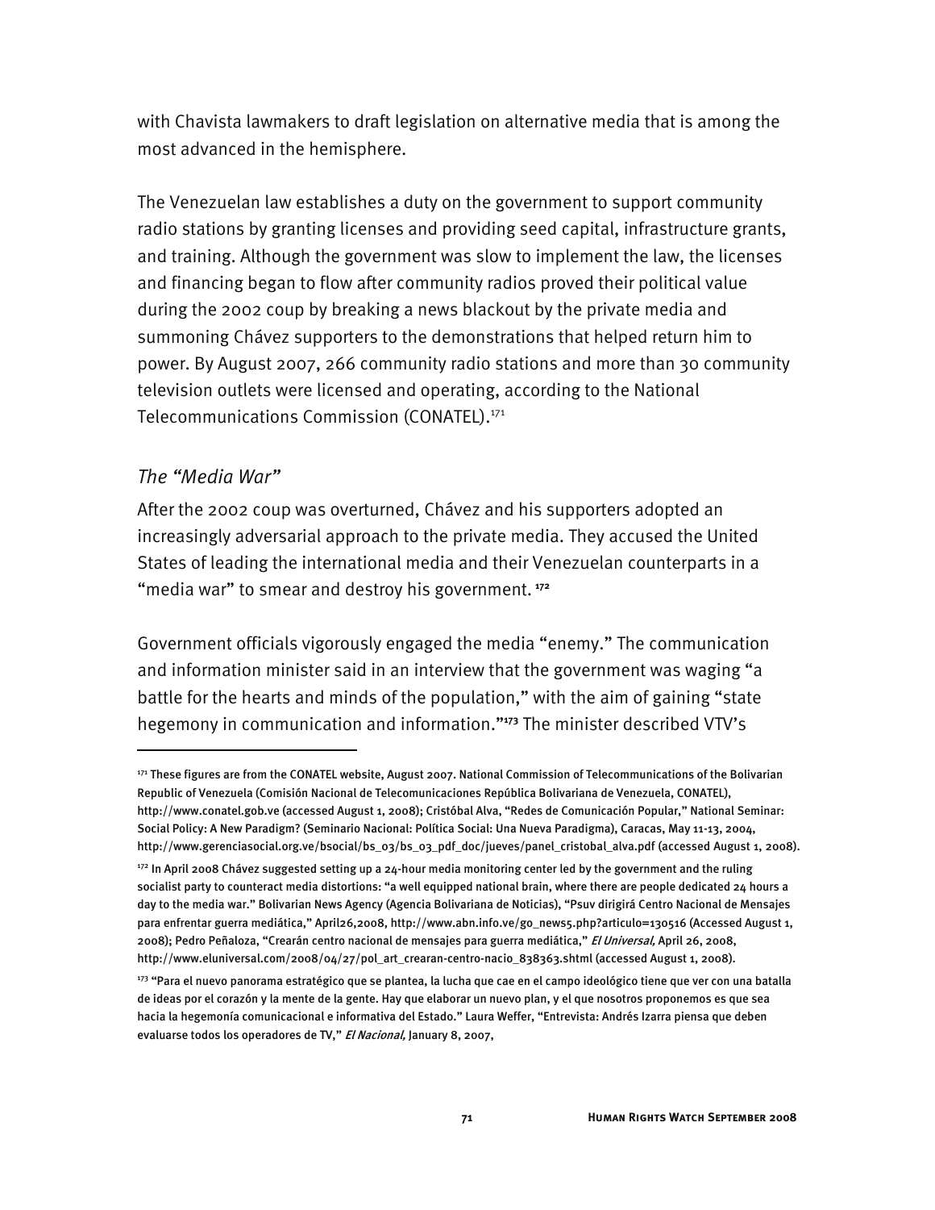with Chavista lawmakers to draft legislation on alternative media that is among the most advanced in the hemisphere.

The Venezuelan law establishes a duty on the government to support community radio stations by granting licenses and providing seed capital, infrastructure grants, and training. Although the government was slow to implement the law, the licenses and financing began to flow after community radios proved their political value during the 2002 coup by breaking a news blackout by the private media and summoning Chávez supporters to the demonstrations that helped return him to power. By August 2007, 266 community radio stations and more than 30 community television outlets were licensed and operating, according to the National Telecommunications Commission (CONATEL).[171]

### *The "Media War"*

After the 2002 coup was overturned, Chávez and his supporters adopted an increasingly adversarial approach to the private media. They accused the United States of leading the international media and their Venezuelan counterparts in a "media war" to smear and destroy his government.[172]

Government officials vigorously engaged the media "enemy." The communication and information minister said in an interview that the government was waging "a battle for the hearts and minds of the population," with the aim of gaining "state hegemony in communication and information."[173] The minister described VTV's

---

[171] These figures are from the CONATEL website, August 2007. National Commission of Telecommunications of the Bolivarian Republic of Venezuela (Comisión Nacional de Telecomunicaciones República Bolivariana de Venezuela, CONATEL), http://www.conatel.gob.ve (accessed August 1, 2008); Cristóbal Alva, "Redes de Comunicación Popular," National Seminar: Social Policy: A New Paradigm? (Seminario Nacional: Política Social: Una Nueva Paradigma), Caracas, May 11-13, 2004, http://www.gerenciasocial.org.ve/bsocial/bs_03/bs_03_pdf_doc/jueves/panel_cristobal_alva.pdf (accessed August 1, 2008).

[172] In April 2008 Chávez suggested setting up a 24-hour media monitoring center led by the government and the ruling socialist party to counteract media distortions: "a well equipped national brain, where there are people dedicated 24 hours a day to the media war." Bolivarian News Agency (Agencia Bolivariana de Noticias), "Psuv dirigirá Centro Nacional de Mensajes para enfrentar guerra mediática," April26,2008, http://www.abn.info.ve/go_news5.php?articulo=130516 (Accessed August 1, 2008); Pedro Peñaloza, "Crearán centro nacional de mensajes para guerra mediática," *El Universal*, April 26, 2008, http://www.eluniversal.com/2008/04/27/pol_art_crearan-centro-nacio_838363.shtml (accessed August 1, 2008).

[173] "Para el nuevo panorama estratégico que se plantea, la lucha que cae en el campo ideológico tiene que ver con una batalla de ideas por el corazón y la mente de la gente. Hay que elaborar un nuevo plan, y el que nosotros proponemos es que sea hacia la hegemonía comunicacional e informativa del Estado." Laura Weffer, "Entrevista: Andrés Izarra piensa que deben evaluarse todos los operadores de TV," *El Nacional*, January 8, 2007,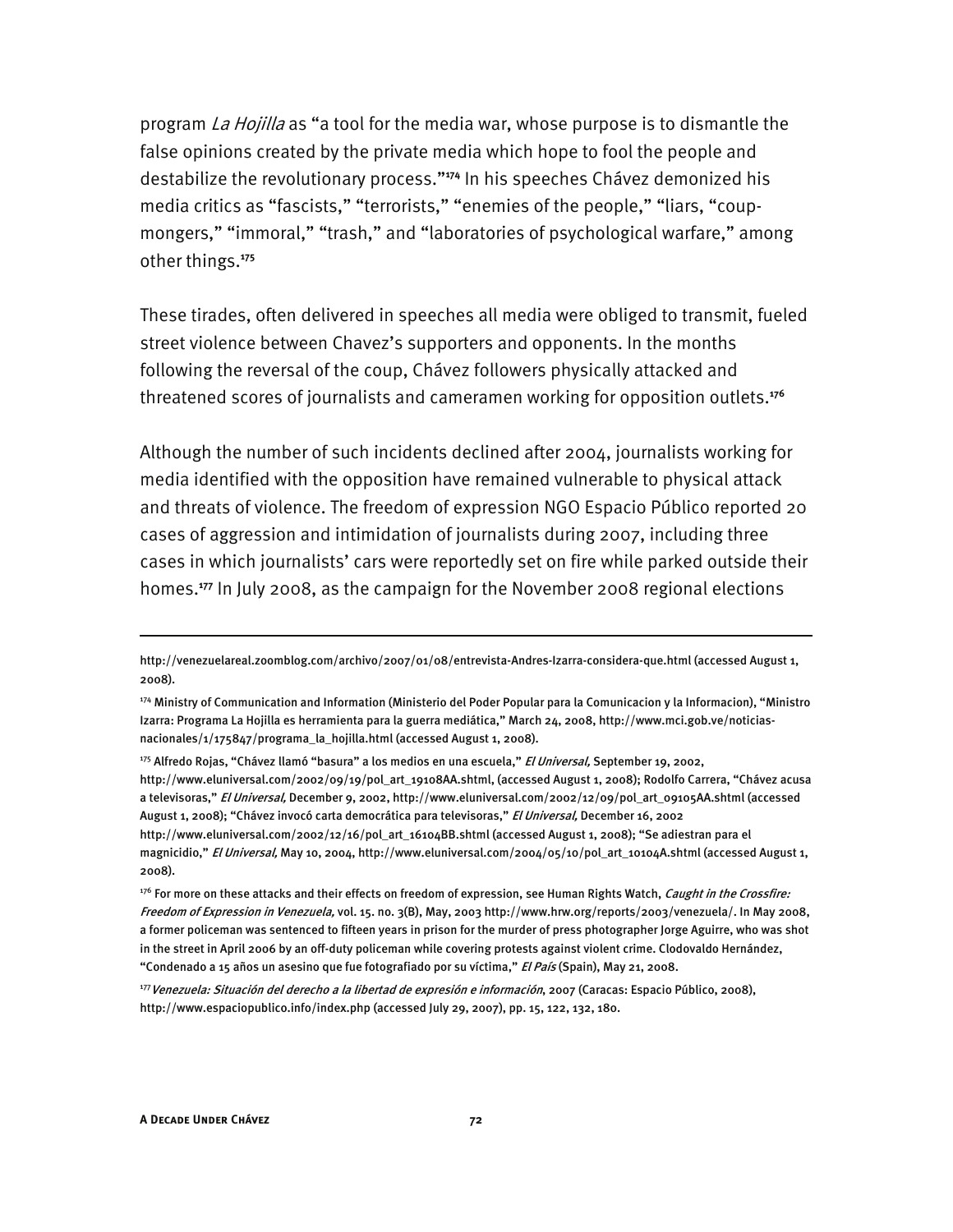program *La Hojilla* as "a tool for the media war, whose purpose is to dismantle the false opinions created by the private media which hope to fool the people and destabilize the revolutionary process."[174] In his speeches Chávez demonized his media critics as "fascists," "terrorists," "enemies of the people," "liars, "coup-mongers," "immoral," "trash," and "laboratories of psychological warfare," among other things.[175]

These tirades, often delivered in speeches all media were obliged to transmit, fueled street violence between Chavez's supporters and opponents. In the months following the reversal of the coup, Chávez followers physically attacked and threatened scores of journalists and cameramen working for opposition outlets.[176]

Although the number of such incidents declined after 2004, journalists working for media identified with the opposition have remained vulnerable to physical attack and threats of violence. The freedom of expression NGO Espacio Público reported 20 cases of aggression and intimidation of journalists during 2007, including three cases in which journalists' cars were reportedly set on fire while parked outside their homes.[177] In July 2008, as the campaign for the November 2008 regional elections

---

http://venezuelareal.zoomblog.com/archivo/2007/01/08/entrevista-Andres-Izarra-considera-que.html (accessed August 1, 2008).

[174] Ministry of Communication and Information (Ministerio del Poder Popular para la Comunicacion y la Informacion), "Ministro Izarra: Programa La Hojilla es herramienta para la guerra mediática," March 24, 2008, http://www.mci.gob.ve/noticias-nacionales/1/175847/programa_la_hojilla.html (accessed August 1, 2008).

[175] Alfredo Rojas, "Chávez llamó "basura" a los medios en una escuela," *El Universal,* September 19, 2002, http://www.eluniversal.com/2002/09/19/pol_art_19108AA.shtml, (accessed August 1, 2008); Rodolfo Carrera, "Chávez acusa a televisoras," *El Universal,* December 9, 2002, http://www.eluniversal.com/2002/12/09/pol_art_09105AA.shtml (accessed August 1, 2008); "Chávez invocó carta democrática para televisoras," *El Universal,* December 16, 2002 http://www.eluniversal.com/2002/12/16/pol_art_16104BB.shtml (accessed August 1, 2008); "Se adiestran para el magnicidio," *El Universal,* May 10, 2004, http://www.eluniversal.com/2004/05/10/pol_art_10104A.shtml (accessed August 1, 2008).

[176] For more on these attacks and their effects on freedom of expression, see Human Rights Watch, *Caught in the Crossfire: Freedom of Expression in Venezuela,* vol. 15. no. 3(B), May, 2003 http://www.hrw.org/reports/2003/venezuela/. In May 2008, a former policeman was sentenced to fifteen years in prison for the murder of press photographer Jorge Aguirre, who was shot in the street in April 2006 by an off-duty policeman while covering protests against violent crime. Clodovaldo Hernández, "Condenado a 15 años un asesino que fue fotografiado por su víctima," *El País* (Spain), May 21, 2008.

[177] *Venezuela: Situación del derecho a la libertad de expresión e información*, 2007 (Caracas: Espacio Público, 2008), http://www.espaciopublico.info/index.php (accessed July 29, 2007), pp. 15, 122, 132, 180.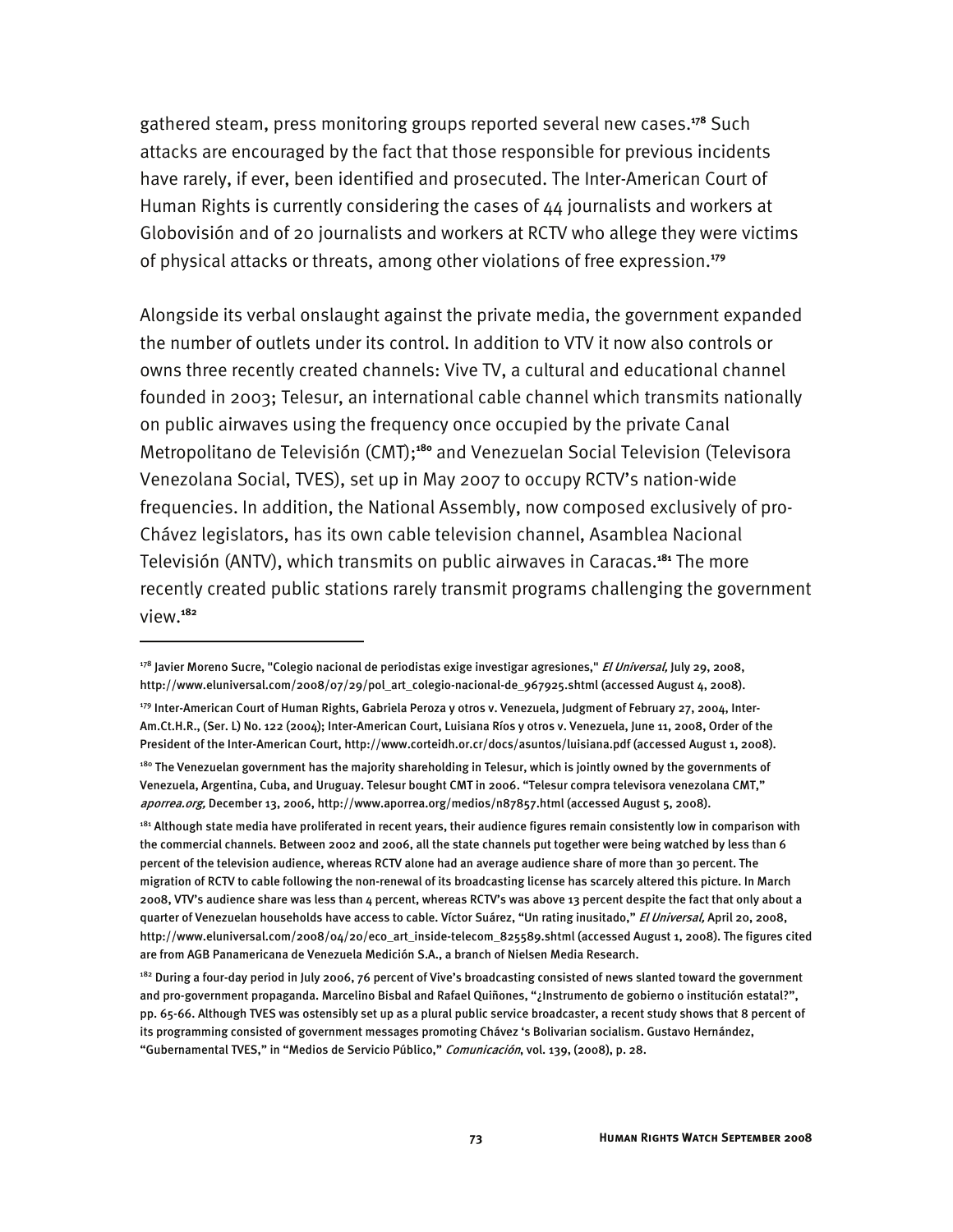gathered steam, press monitoring groups reported several new cases.[178] Such attacks are encouraged by the fact that those responsible for previous incidents have rarely, if ever, been identified and prosecuted. The Inter-American Court of Human Rights is currently considering the cases of 44 journalists and workers at Globovisión and of 20 journalists and workers at RCTV who allege they were victims of physical attacks or threats, among other violations of free expression.[179]

Alongside its verbal onslaught against the private media, the government expanded the number of outlets under its control. In addition to VTV it now also controls or owns three recently created channels: Vive TV, a cultural and educational channel founded in 2003; Telesur, an international cable channel which transmits nationally on public airwaves using the frequency once occupied by the private Canal Metropolitano de Televisión (CMT);[180] and Venezuelan Social Television (Televisora Venezolana Social, TVES), set up in May 2007 to occupy RCTV's nation-wide frequencies. In addition, the National Assembly, now composed exclusively of pro-Chávez legislators, has its own cable television channel, Asamblea Nacional Televisión (ANTV), which transmits on public airwaves in Caracas.[181] The more recently created public stations rarely transmit programs challenging the government view.[182]

---

[178] Javier Moreno Sucre, "Colegio nacional de periodistas exige investigar agresiones," *El Universal,* July 29, 2008, http://www.eluniversal.com/2008/07/29/pol_art_colegio-nacional-de_967925.shtml (accessed August 4, 2008).

[179] Inter-American Court of Human Rights, Gabriela Peroza y otros v. Venezuela, Judgment of February 27, 2004, Inter-Am.Ct.H.R., (Ser. L) No. 122 (2004); Inter-American Court, Luisiana Ríos y otros v. Venezuela, June 11, 2008, Order of the President of the Inter-American Court, http://www.corteidh.or.cr/docs/asuntos/luisiana.pdf (accessed August 1, 2008).

[180] The Venezuelan government has the majority shareholding in Telesur, which is jointly owned by the governments of Venezuela, Argentina, Cuba, and Uruguay. Telesur bought CMT in 2006. "Telesur compra televisora venezolana CMT," *aporrea.org,* December 13, 2006, http://www.aporrea.org/medios/n87857.html (accessed August 5, 2008).

[181] Although state media have proliferated in recent years, their audience figures remain consistently low in comparison with the commercial channels. Between 2002 and 2006, all the state channels put together were being watched by less than 6 percent of the television audience, whereas RCTV alone had an average audience share of more than 30 percent. The migration of RCTV to cable following the non-renewal of its broadcasting license has scarcely altered this picture. In March 2008, VTV's audience share was less than 4 percent, whereas RCTV's was above 13 percent despite the fact that only about a quarter of Venezuelan households have access to cable. Víctor Suárez, "Un rating inusitado," *El Universal,* April 20, 2008, http://www.eluniversal.com/2008/04/20/eco_art_inside-telecom_825589.shtml (accessed August 1, 2008). The figures cited are from AGB Panamericana de Venezuela Medición S.A., a branch of Nielsen Media Research.

[182] During a four-day period in July 2006, 76 percent of Vive's broadcasting consisted of news slanted toward the government and pro-government propaganda. Marcelino Bisbal and Rafael Quiñones, "¿Instrumento de gobierno o institución estatal?", pp. 65-66. Although TVES was ostensibly set up as a plural public service broadcaster, a recent study shows that 8 percent of its programming consisted of government messages promoting Chávez 's Bolivarian socialism. Gustavo Hernández, "Gubernamental TVES," in "Medios de Servicio Público," *Comunicación*, vol. 139, (2008), p. 28.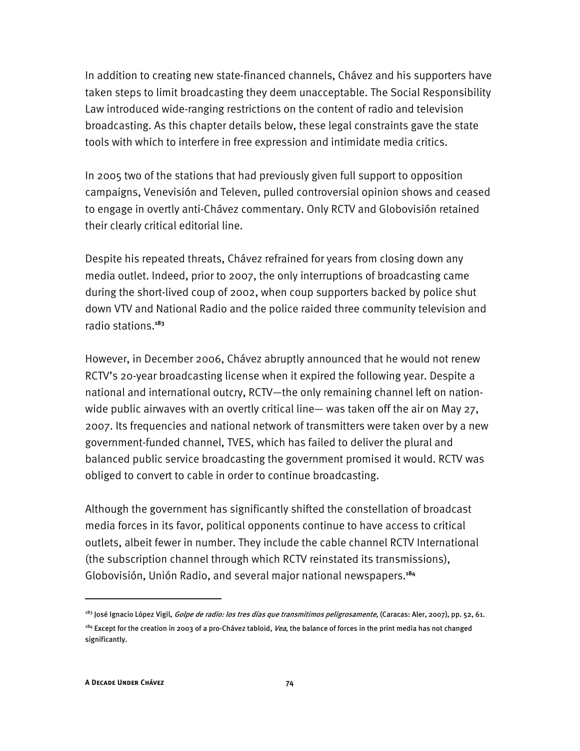In addition to creating new state-financed channels, Chávez and his supporters have taken steps to limit broadcasting they deem unacceptable. The Social Responsibility Law introduced wide-ranging restrictions on the content of radio and television broadcasting. As this chapter details below, these legal constraints gave the state tools with which to interfere in free expression and intimidate media critics.

In 2005 two of the stations that had previously given full support to opposition campaigns, Venevisión and Televen, pulled controversial opinion shows and ceased to engage in overtly anti-Chávez commentary. Only RCTV and Globovisión retained their clearly critical editorial line.

Despite his repeated threats, Chávez refrained for years from closing down any media outlet. Indeed, prior to 2007, the only interruptions of broadcasting came during the short-lived coup of 2002, when coup supporters backed by police shut down VTV and National Radio and the police raided three community television and radio stations.[183]

However, in December 2006, Chávez abruptly announced that he would not renew RCTV's 20-year broadcasting license when it expired the following year. Despite a national and international outcry, RCTV—the only remaining channel left on nation-wide public airwaves with an overtly critical line— was taken off the air on May 27, 2007. Its frequencies and national network of transmitters were taken over by a new government-funded channel, TVES, which has failed to deliver the plural and balanced public service broadcasting the government promised it would. RCTV was obliged to convert to cable in order to continue broadcasting.

Although the government has significantly shifted the constellation of broadcast media forces in its favor, political opponents continue to have access to critical outlets, albeit fewer in number. They include the cable channel RCTV International (the subscription channel through which RCTV reinstated its transmissions), Globovisión, Unión Radio, and several major national newspapers.[184]

---

[183] José Ignacio López Vigil, *Golpe de radio: los tres días que transmitimos peligrosamente,* (Caracas: Aler, 2007), pp. 52, 61.

[184] Except for the creation in 2003 of a pro-Chávez tabloid, *Vea*, the balance of forces in the print media has not changed significantly.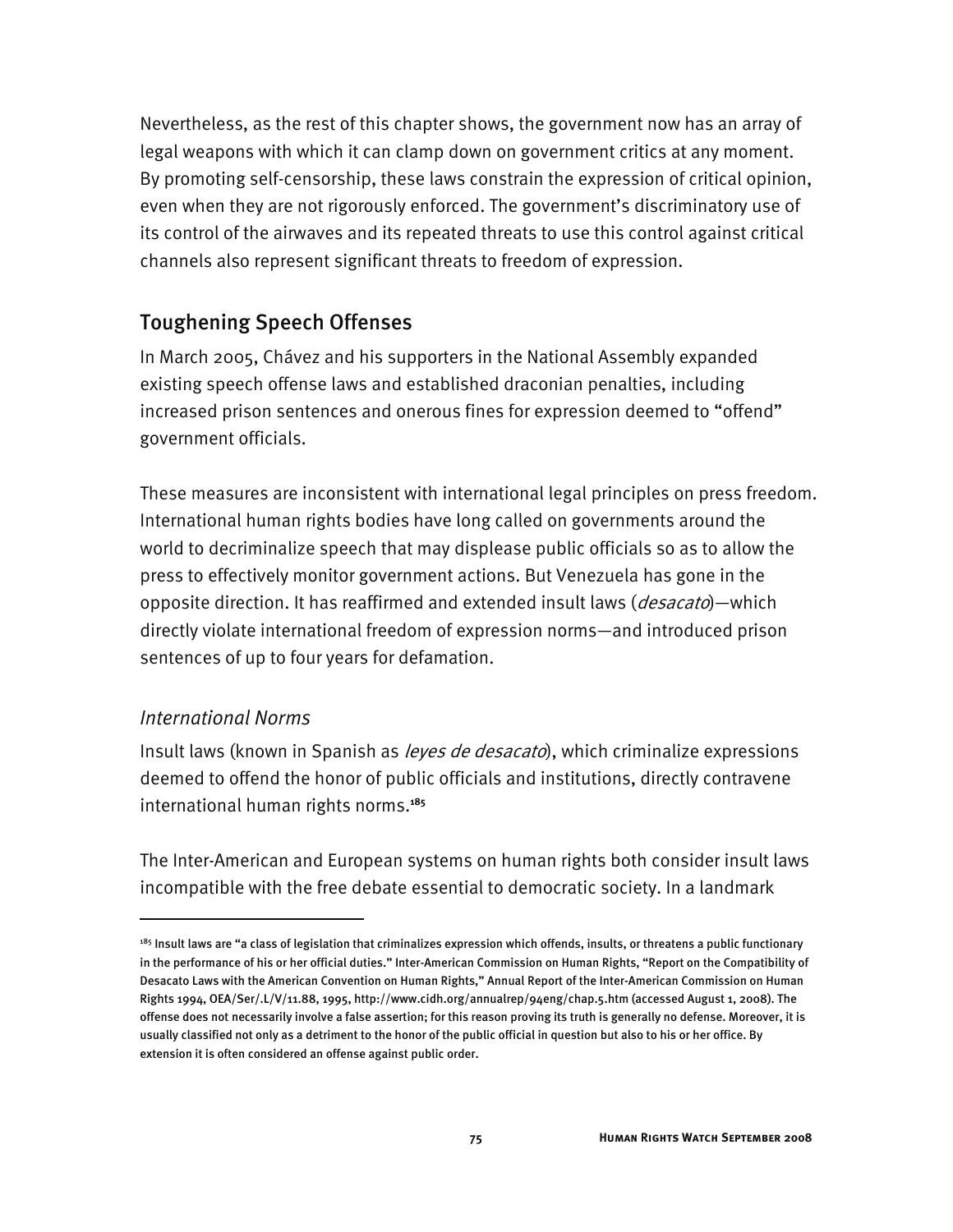Nevertheless, as the rest of this chapter shows, the government now has an array of legal weapons with which it can clamp down on government critics at any moment. By promoting self-censorship, these laws constrain the expression of critical opinion, even when they are not rigorously enforced. The government's discriminatory use of its control of the airwaves and its repeated threats to use this control against critical channels also represent significant threats to freedom of expression.

## Toughening Speech Offenses

In March 2005, Chávez and his supporters in the National Assembly expanded existing speech offense laws and established draconian penalties, including increased prison sentences and onerous fines for expression deemed to "offend" government officials.

These measures are inconsistent with international legal principles on press freedom. International human rights bodies have long called on governments around the world to decriminalize speech that may displease public officials so as to allow the press to effectively monitor government actions. But Venezuela has gone in the opposite direction. It has reaffirmed and extended insult laws (*desacato*)—which directly violate international freedom of expression norms—and introduced prison sentences of up to four years for defamation.

### *International Norms*

Insult laws (known in Spanish as *leyes de desacato*), which criminalize expressions deemed to offend the honor of public officials and institutions, directly contravene international human rights norms.[185]

The Inter-American and European systems on human rights both consider insult laws incompatible with the free debate essential to democratic society. In a landmark

---

[185] Insult laws are "a class of legislation that criminalizes expression which offends, insults, or threatens a public functionary in the performance of his or her official duties." Inter-American Commission on Human Rights, "Report on the Compatibility of Desacato Laws with the American Convention on Human Rights," Annual Report of the Inter-American Commission on Human Rights 1994, OEA/Ser/.L/V/11.88, 1995, http://www.cidh.org/annualrep/94eng/chap.5.htm (accessed August 1, 2008). The offense does not necessarily involve a false assertion; for this reason proving its truth is generally no defense. Moreover, it is usually classified not only as a detriment to the honor of the public official in question but also to his or her office. By extension it is often considered an offense against public order.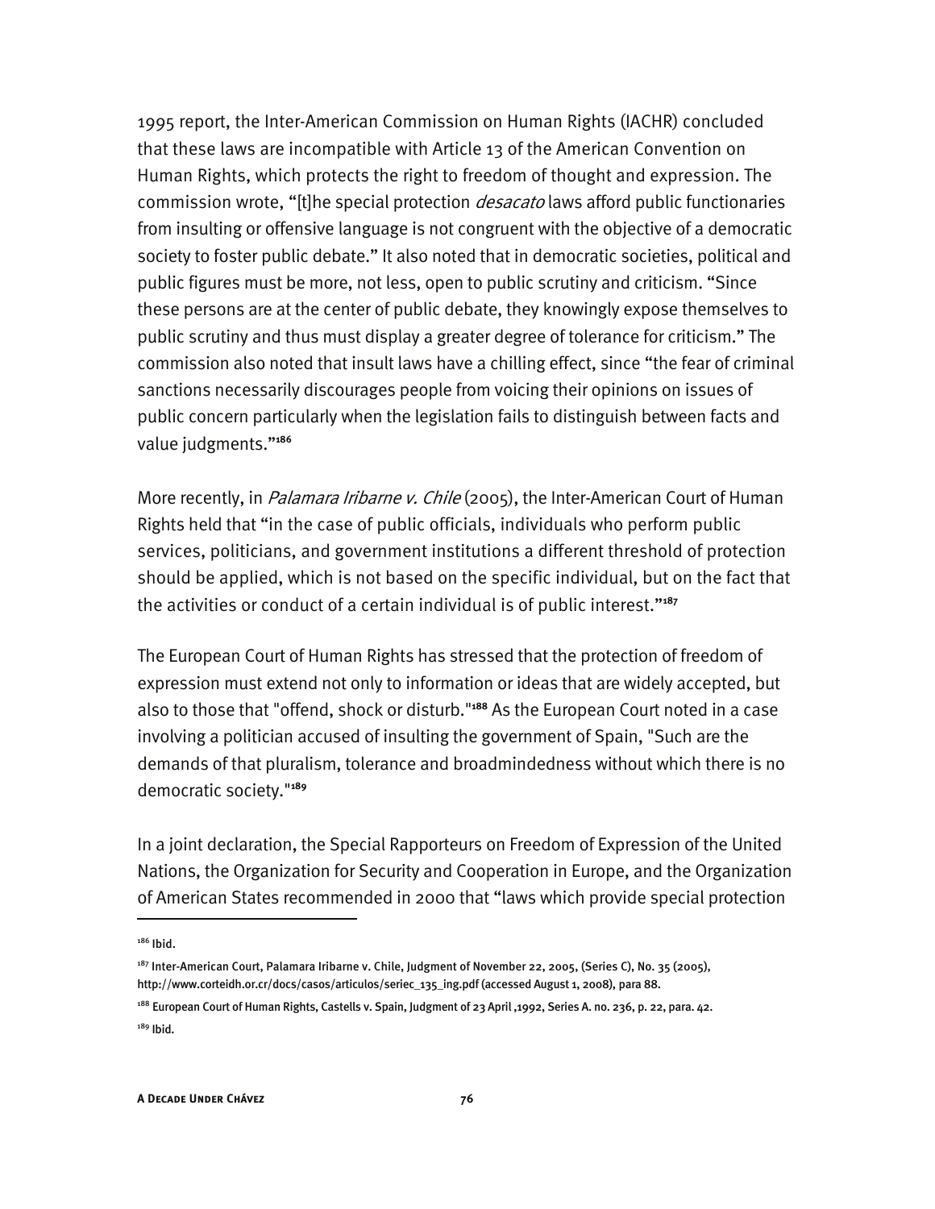1995 report, the Inter-American Commission on Human Rights (IACHR) concluded that these laws are incompatible with Article 13 of the American Convention on Human Rights, which protects the right to freedom of thought and expression. The commission wrote, "[t]he special protection *desacato* laws afford public functionaries from insulting or offensive language is not congruent with the objective of a democratic society to foster public debate." It also noted that in democratic societies, political and public figures must be more, not less, open to public scrutiny and criticism. "Since these persons are at the center of public debate, they knowingly expose themselves to public scrutiny and thus must display a greater degree of tolerance for criticism." The commission also noted that insult laws have a chilling effect, since "the fear of criminal sanctions necessarily discourages people from voicing their opinions on issues of public concern particularly when the legislation fails to distinguish between facts and value judgments."[186]

More recently, in *Palamara Iribarne v. Chile* (2005), the Inter-American Court of Human Rights held that "in the case of public officials, individuals who perform public services, politicians, and government institutions a different threshold of protection should be applied, which is not based on the specific individual, but on the fact that the activities or conduct of a certain individual is of public interest."[187]

The European Court of Human Rights has stressed that the protection of freedom of expression must extend not only to information or ideas that are widely accepted, but also to those that "offend, shock or disturb."[188] As the European Court noted in a case involving a politician accused of insulting the government of Spain, "Such are the demands of that pluralism, tolerance and broadmindedness without which there is no democratic society."[189]

In a joint declaration, the Special Rapporteurs on Freedom of Expression of the United Nations, the Organization for Security and Cooperation in Europe, and the Organization of American States recommended in 2000 that "laws which provide special protection

---

[186] Ibid.

[187] Inter-American Court, Palamara Iribarne v. Chile, Judgment of November 22, 2005, (Series C), No. 35 (2005), http://www.corteidh.or.cr/docs/casos/articulos/seriec_135_ing.pdf (accessed August 1, 2008), para 88.

[188] European Court of Human Rights, Castells v. Spain, Judgment of 23 April ,1992, Series A. no. 236, p. 22, para. 42.

[189] Ibid.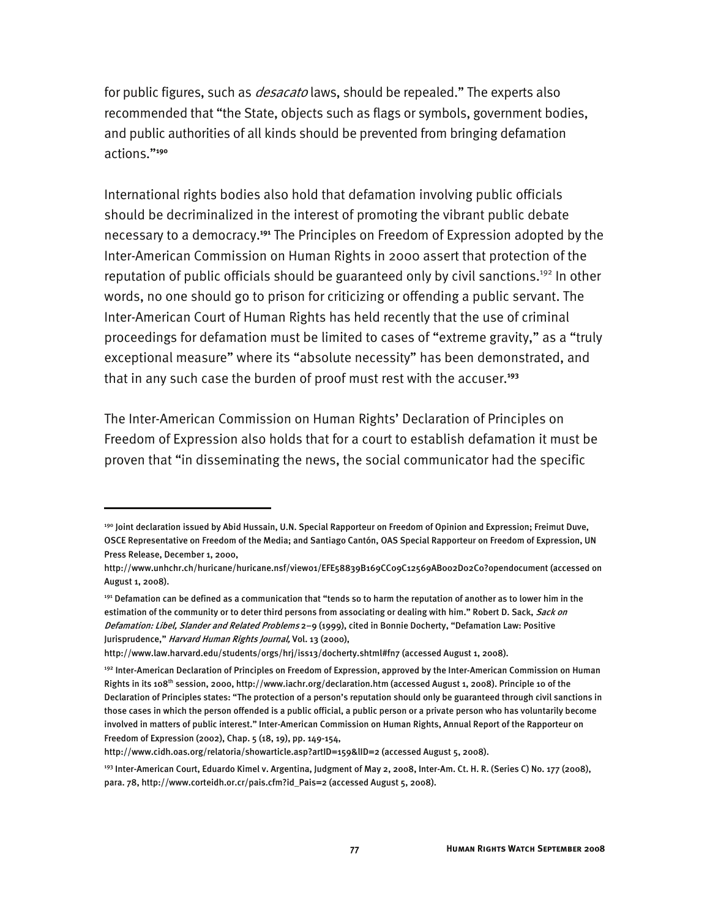for public figures, such as *desacato* laws, should be repealed." The experts also recommended that "the State, objects such as flags or symbols, government bodies, and public authorities of all kinds should be prevented from bringing defamation actions."[190]

International rights bodies also hold that defamation involving public officials should be decriminalized in the interest of promoting the vibrant public debate necessary to a democracy.[191] The Principles on Freedom of Expression adopted by the Inter-American Commission on Human Rights in 2000 assert that protection of the reputation of public officials should be guaranteed only by civil sanctions.[192] In other words, no one should go to prison for criticizing or offending a public servant. The Inter-American Court of Human Rights has held recently that the use of criminal proceedings for defamation must be limited to cases of "extreme gravity," as a "truly exceptional measure" where its "absolute necessity" has been demonstrated, and that in any such case the burden of proof must rest with the accuser.[193]

The Inter-American Commission on Human Rights' Declaration of Principles on Freedom of Expression also holds that for a court to establish defamation it must be proven that "in disseminating the news, the social communicator had the specific

---

[190] Joint declaration issued by Abid Hussain, U.N. Special Rapporteur on Freedom of Opinion and Expression; Freimut Duve, OSCE Representative on Freedom of the Media; and Santiago Cantón, OAS Special Rapporteur on Freedom of Expression, UN Press Release, December 1, 2000, http://www.unhchr.ch/huricane/huricane.nsf/view01/EFE58839B169CC09C12569AB002D02C0?opendocument (accessed on August 1, 2008).

[191] Defamation can be defined as a communication that "tends so to harm the reputation of another as to lower him in the estimation of the community or to deter third persons from associating or dealing with him." Robert D. Sack, *Sack on Defamation: Libel, Slander and Related Problems* 2–9 (1999), cited in Bonnie Docherty, "Defamation Law: Positive Jurisprudence," *Harvard Human Rights Journal*, Vol. 13 (2000), http://www.law.harvard.edu/students/orgs/hrj/iss13/docherty.shtml#fn7 (accessed August 1, 2008).

[192] Inter-American Declaration of Principles on Freedom of Expression, approved by the Inter-American Commission on Human Rights in its 108th session, 2000, http://www.iachr.org/declaration.htm (accessed August 1, 2008). Principle 10 of the Declaration of Principles states: "The protection of a person's reputation should only be guaranteed through civil sanctions in those cases in which the person offended is a public official, a public person or a private person who has voluntarily become involved in matters of public interest." Inter-American Commission on Human Rights, Annual Report of the Rapporteur on Freedom of Expression (2002), Chap. 5 (18, 19), pp. 149-154, http://www.cidh.oas.org/relatoria/showarticle.asp?artID=159&lID=2 (accessed August 5, 2008).

[193] Inter-American Court, Eduardo Kimel v. Argentina, Judgment of May 2, 2008, Inter-Am. Ct. H. R. (Series C) No. 177 (2008), para. 78, http://www.corteidh.or.cr/pais.cfm?id_Pais=2 (accessed August 5, 2008).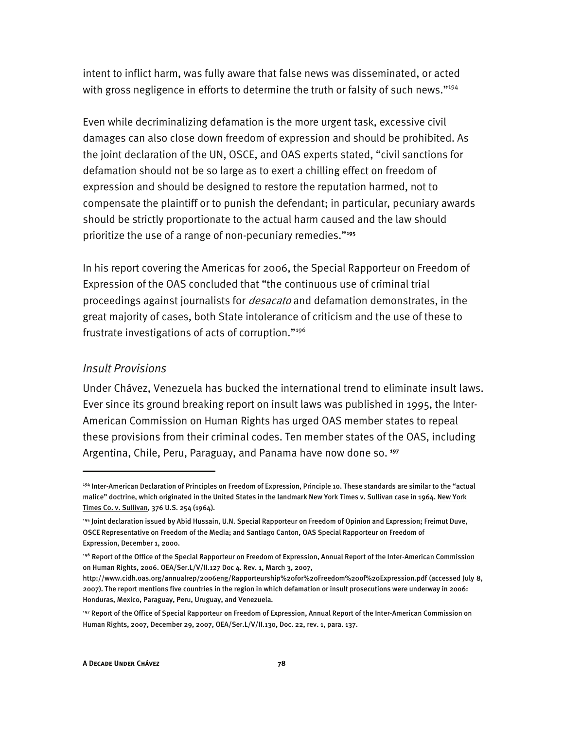intent to inflict harm, was fully aware that false news was disseminated, or acted with gross negligence in efforts to determine the truth or falsity of such news."[194]

Even while decriminalizing defamation is the more urgent task, excessive civil damages can also close down freedom of expression and should be prohibited. As the joint declaration of the UN, OSCE, and OAS experts stated, "civil sanctions for defamation should not be so large as to exert a chilling effect on freedom of expression and should be designed to restore the reputation harmed, not to compensate the plaintiff or to punish the defendant; in particular, pecuniary awards should be strictly proportionate to the actual harm caused and the law should prioritize the use of a range of non-pecuniary remedies."[195]

In his report covering the Americas for 2006, the Special Rapporteur on Freedom of Expression of the OAS concluded that "the continuous use of criminal trial proceedings against journalists for *desacato* and defamation demonstrates, in the great majority of cases, both State intolerance of criticism and the use of these to frustrate investigations of acts of corruption."[196]

### *Insult Provisions*

Under Chávez, Venezuela has bucked the international trend to eliminate insult laws. Ever since its ground breaking report on insult laws was published in 1995, the Inter-American Commission on Human Rights has urged OAS member states to repeal these provisions from their criminal codes. Ten member states of the OAS, including Argentina, Chile, Peru, Paraguay, and Panama have now done so. [197]

---

[194] Inter-American Declaration of Principles on Freedom of Expression, Principle 10. These standards are similar to the "actual malice" doctrine, which originated in the United States in the landmark New York Times v. Sullivan case in 1964. New York Times Co. v. Sullivan, 376 U.S. 254 (1964).

[195] Joint declaration issued by Abid Hussain, U.N. Special Rapporteur on Freedom of Opinion and Expression; Freimut Duve, OSCE Representative on Freedom of the Media; and Santiago Canton, OAS Special Rapporteur on Freedom of Expression, December 1, 2000.

[196] Report of the Office of the Special Rapporteur on Freedom of Expression, Annual Report of the Inter-American Commission on Human Rights, 2006. OEA/Ser.L/V/II.127 Doc 4. Rev. 1, March 3, 2007, http://www.cidh.oas.org/annualrep/2006eng/Rapporteurship%20for%20Freedom%20of%20Expression.pdf (accessed July 8, 2007). The report mentions five countries in the region in which defamation or insult prosecutions were underway in 2006: Honduras, Mexico, Paraguay, Peru, Uruguay, and Venezuela.

[197] Report of the Office of Special Rapporteur on Freedom of Expression, Annual Report of the Inter-American Commission on Human Rights, 2007, December 29, 2007, OEA/Ser.L/V/II.130, Doc. 22, rev. 1, para. 137.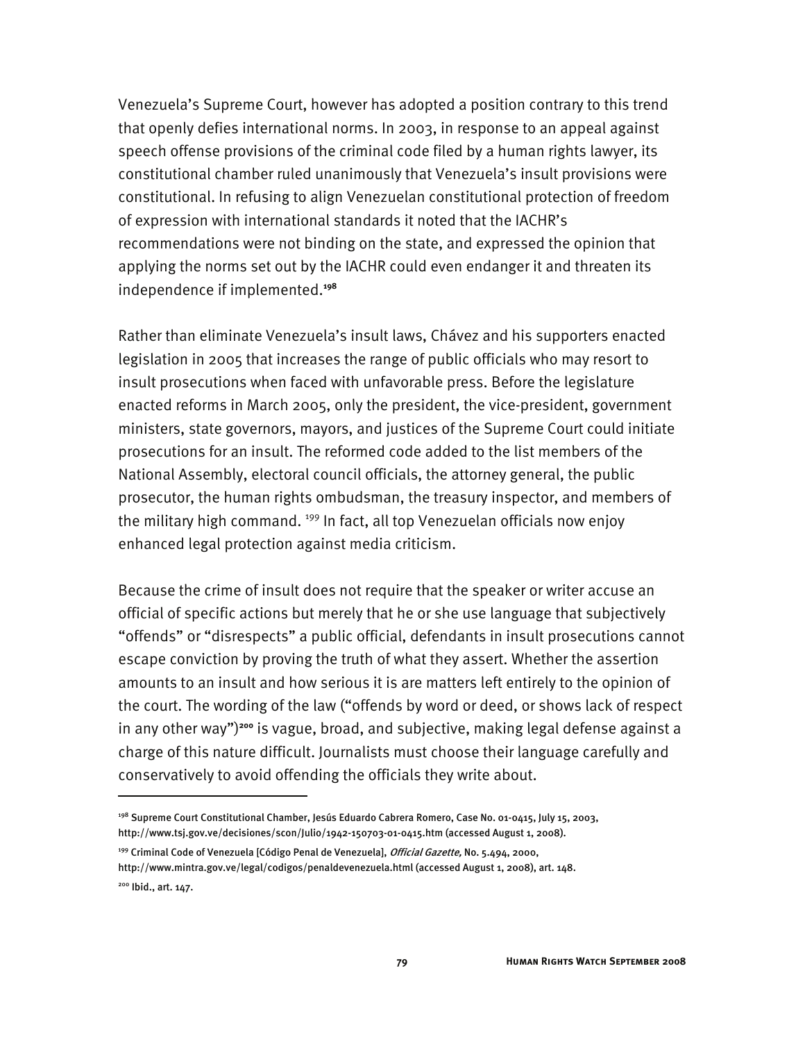Venezuela's Supreme Court, however has adopted a position contrary to this trend that openly defies international norms. In 2003, in response to an appeal against speech offense provisions of the criminal code filed by a human rights lawyer, its constitutional chamber ruled unanimously that Venezuela's insult provisions were constitutional. In refusing to align Venezuelan constitutional protection of freedom of expression with international standards it noted that the IACHR's recommendations were not binding on the state, and expressed the opinion that applying the norms set out by the IACHR could even endanger it and threaten its independence if implemented.[198]

Rather than eliminate Venezuela's insult laws, Chávez and his supporters enacted legislation in 2005 that increases the range of public officials who may resort to insult prosecutions when faced with unfavorable press. Before the legislature enacted reforms in March 2005, only the president, the vice-president, government ministers, state governors, mayors, and justices of the Supreme Court could initiate prosecutions for an insult. The reformed code added to the list members of the National Assembly, electoral council officials, the attorney general, the public prosecutor, the human rights ombudsman, the treasury inspector, and members of the military high command. [199] In fact, all top Venezuelan officials now enjoy enhanced legal protection against media criticism.

Because the crime of insult does not require that the speaker or writer accuse an official of specific actions but merely that he or she use language that subjectively "offends" or "disrespects" a public official, defendants in insult prosecutions cannot escape conviction by proving the truth of what they assert. Whether the assertion amounts to an insult and how serious it is are matters left entirely to the opinion of the court. The wording of the law ("offends by word or deed, or shows lack of respect in any other way")[200] is vague, broad, and subjective, making legal defense against a charge of this nature difficult. Journalists must choose their language carefully and conservatively to avoid offending the officials they write about.

---

[198] Supreme Court Constitutional Chamber, Jesús Eduardo Cabrera Romero, Case No. 01-0415, July 15, 2003, http://www.tsj.gov.ve/decisiones/scon/Julio/1942-150703-01-0415.htm (accessed August 1, 2008).

[199] Criminal Code of Venezuela [Código Penal de Venezuela], *Official Gazette,* No. 5.494, 2000, http://www.mintra.gov.ve/legal/codigos/penaldevenezuela.html (accessed August 1, 2008), art. 148.

[200] Ibid., art. 147.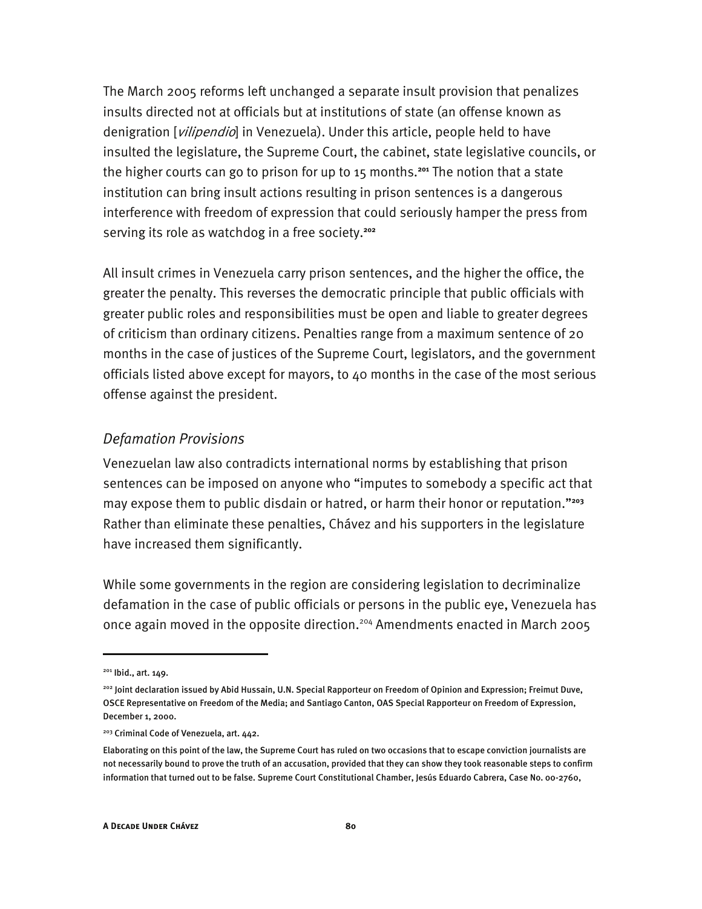The March 2005 reforms left unchanged a separate insult provision that penalizes insults directed not at officials but at institutions of state (an offense known as denigration [*vilipendio*] in Venezuela). Under this article, people held to have insulted the legislature, the Supreme Court, the cabinet, state legislative councils, or the higher courts can go to prison for up to 15 months.[201] The notion that a state institution can bring insult actions resulting in prison sentences is a dangerous interference with freedom of expression that could seriously hamper the press from serving its role as watchdog in a free society.[202]

All insult crimes in Venezuela carry prison sentences, and the higher the office, the greater the penalty. This reverses the democratic principle that public officials with greater public roles and responsibilities must be open and liable to greater degrees of criticism than ordinary citizens. Penalties range from a maximum sentence of 20 months in the case of justices of the Supreme Court, legislators, and the government officials listed above except for mayors, to 40 months in the case of the most serious offense against the president.

### *Defamation Provisions*

Venezuelan law also contradicts international norms by establishing that prison sentences can be imposed on anyone who "imputes to somebody a specific act that may expose them to public disdain or hatred, or harm their honor or reputation."[203] Rather than eliminate these penalties, Chávez and his supporters in the legislature have increased them significantly.

While some governments in the region are considering legislation to decriminalize defamation in the case of public officials or persons in the public eye, Venezuela has once again moved in the opposite direction.[204] Amendments enacted in March 2005

---

[201] Ibid., art. 149.

[202] Joint declaration issued by Abid Hussain, U.N. Special Rapporteur on Freedom of Opinion and Expression; Freimut Duve, OSCE Representative on Freedom of the Media; and Santiago Canton, OAS Special Rapporteur on Freedom of Expression, December 1, 2000.

[203] Criminal Code of Venezuela, art. 442.

Elaborating on this point of the law, the Supreme Court has ruled on two occasions that to escape conviction journalists are not necessarily bound to prove the truth of an accusation, provided that they can show they took reasonable steps to confirm information that turned out to be false. Supreme Court Constitutional Chamber, Jesús Eduardo Cabrera, Case No. 00-2760,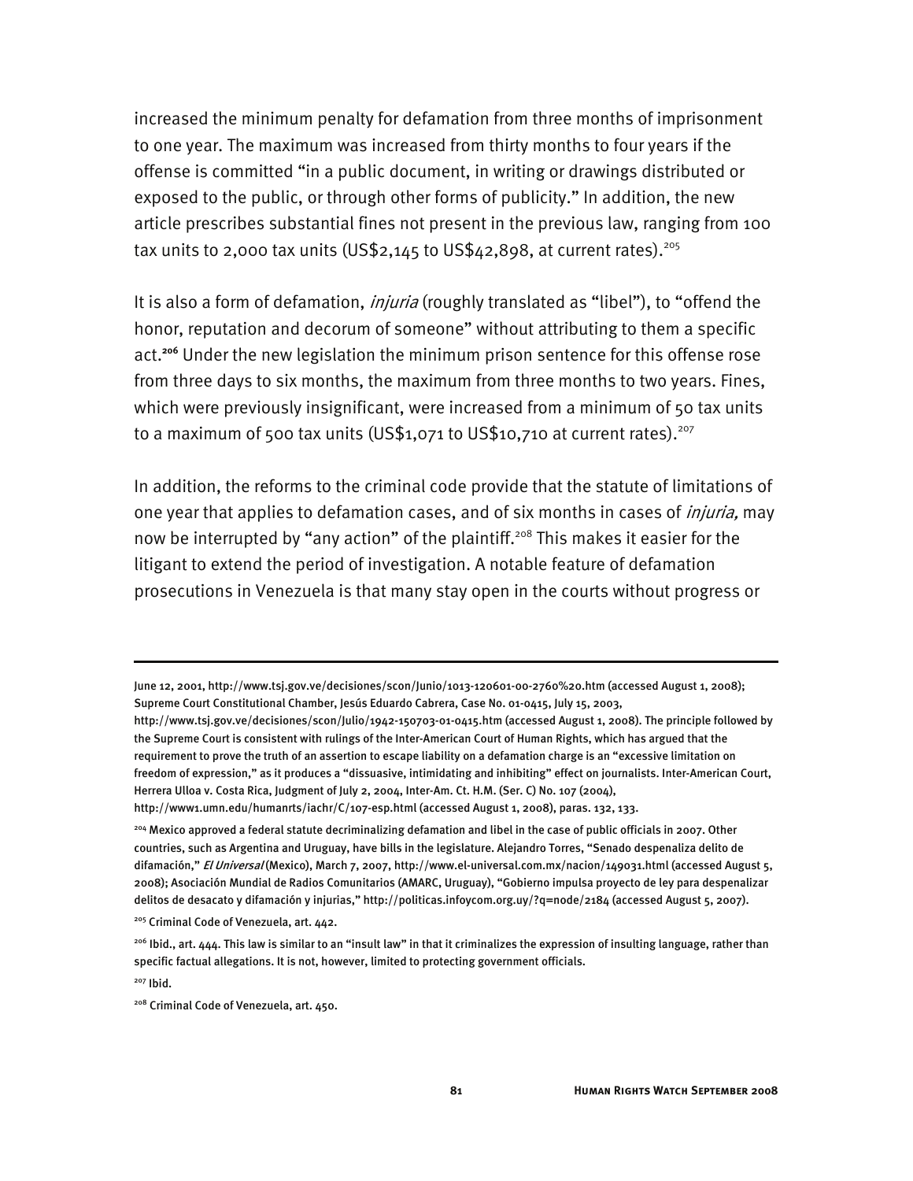increased the minimum penalty for defamation from three months of imprisonment to one year. The maximum was increased from thirty months to four years if the offense is committed "in a public document, in writing or drawings distributed or exposed to the public, or through other forms of publicity." In addition, the new article prescribes substantial fines not present in the previous law, ranging from 100 tax units to 2,000 tax units (US$2,145 to US$42,898, at current rates).[205]

It is also a form of defamation, *injuria* (roughly translated as "libel"), to "offend the honor, reputation and decorum of someone" without attributing to them a specific act.[206] Under the new legislation the minimum prison sentence for this offense rose from three days to six months, the maximum from three months to two years. Fines, which were previously insignificant, were increased from a minimum of 50 tax units to a maximum of 500 tax units (US$1,071 to US$10,710 at current rates).[207]

In addition, the reforms to the criminal code provide that the statute of limitations of one year that applies to defamation cases, and of six months in cases of *injuria,* may now be interrupted by "any action" of the plaintiff.[208] This makes it easier for the litigant to extend the period of investigation. A notable feature of defamation prosecutions in Venezuela is that many stay open in the courts without progress or

---

June 12, 2001, http://www.tsj.gov.ve/decisiones/scon/Junio/1013-120601-00-2760%20.htm (accessed August 1, 2008); Supreme Court Constitutional Chamber, Jesús Eduardo Cabrera, Case No. 01-0415, July 15, 2003, http://www.tsj.gov.ve/decisiones/scon/Julio/1942-150703-01-0415.htm (accessed August 1, 2008). The principle followed by the Supreme Court is consistent with rulings of the Inter-American Court of Human Rights, which has argued that the requirement to prove the truth of an assertion to escape liability on a defamation charge is an "excessive limitation on freedom of expression," as it produces a "dissuasive, intimidating and inhibiting" effect on journalists. Inter-American Court, Herrera Ulloa v. Costa Rica, Judgment of July 2, 2004, Inter-Am. Ct. H.M. (Ser. C) No. 107 (2004), http://www1.umn.edu/humanrts/iachr/C/107-esp.html (accessed August 1, 2008), paras. 132, 133.

[204] Mexico approved a federal statute decriminalizing defamation and libel in the case of public officials in 2007. Other countries, such as Argentina and Uruguay, have bills in the legislature. Alejandro Torres, "Senado despenaliza delito de difamación," *El Universal* (Mexico), March 7, 2007, http://www.el-universal.com.mx/nacion/149031.html (accessed August 5, 2008); Asociación Mundial de Radios Comunitarios (AMARC, Uruguay), "Gobierno impulsa proyecto de ley para despenalizar delitos de desacato y difamación y injurias," http://politicas.infoycom.org.uy/?q=node/2184 (accessed August 5, 2007).

[205] Criminal Code of Venezuela, art. 442.

[206] Ibid., art. 444. This law is similar to an "insult law" in that it criminalizes the expression of insulting language, rather than specific factual allegations. It is not, however, limited to protecting government officials.

[207] Ibid.

[208] Criminal Code of Venezuela, art. 450.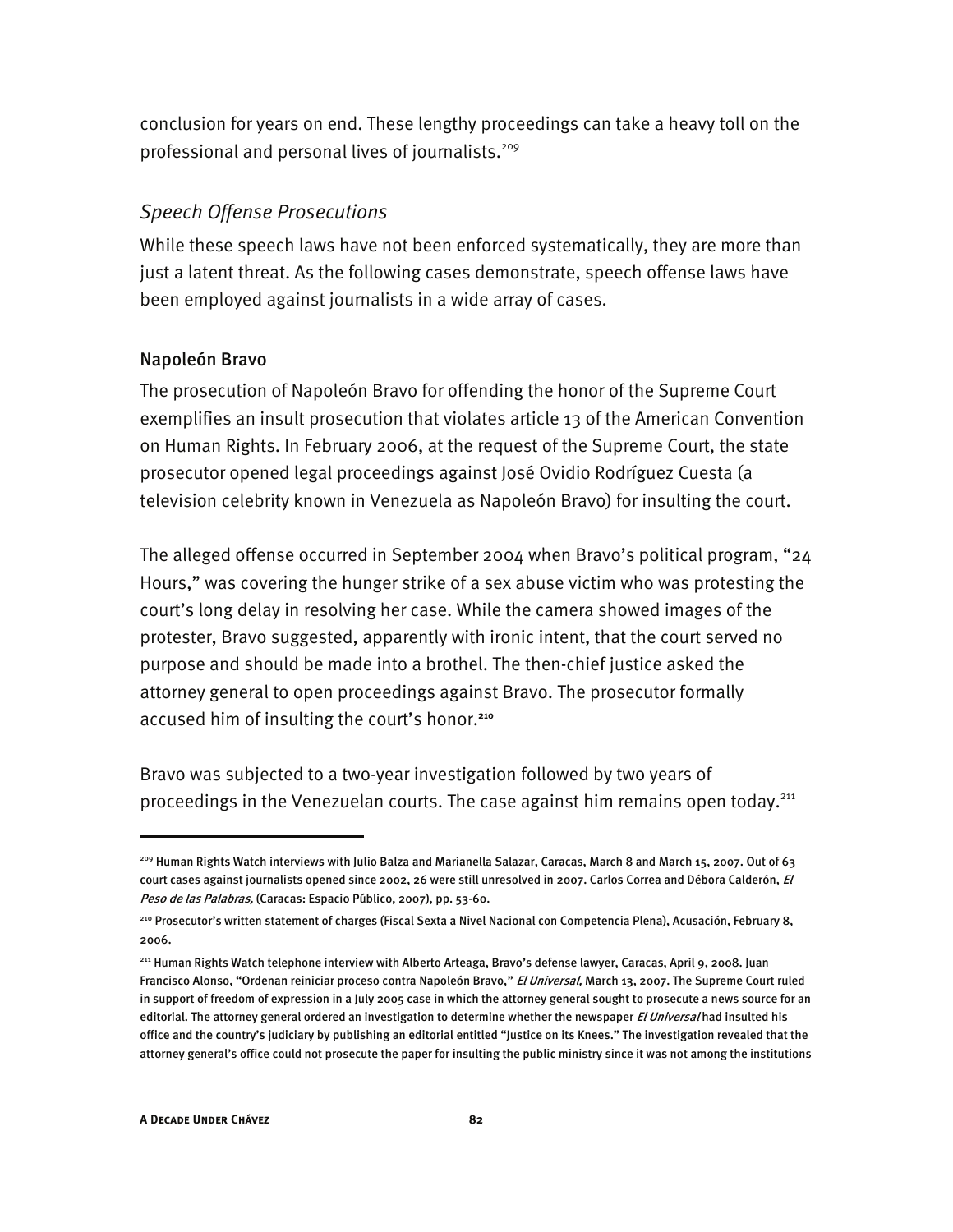conclusion for years on end. These lengthy proceedings can take a heavy toll on the professional and personal lives of journalists.[209]

### *Speech Offense Prosecutions*

While these speech laws have not been enforced systematically, they are more than just a latent threat. As the following cases demonstrate, speech offense laws have been employed against journalists in a wide array of cases.

#### Napoleón Bravo

The prosecution of Napoleón Bravo for offending the honor of the Supreme Court exemplifies an insult prosecution that violates article 13 of the American Convention on Human Rights. In February 2006, at the request of the Supreme Court, the state prosecutor opened legal proceedings against José Ovidio Rodríguez Cuesta (a television celebrity known in Venezuela as Napoleón Bravo) for insulting the court.

The alleged offense occurred in September 2004 when Bravo's political program, "24 Hours," was covering the hunger strike of a sex abuse victim who was protesting the court's long delay in resolving her case. While the camera showed images of the protester, Bravo suggested, apparently with ironic intent, that the court served no purpose and should be made into a brothel. The then-chief justice asked the attorney general to open proceedings against Bravo. The prosecutor formally accused him of insulting the court's honor.[210]

Bravo was subjected to a two-year investigation followed by two years of proceedings in the Venezuelan courts. The case against him remains open today.[211]

---

[209] Human Rights Watch interviews with Julio Balza and Marianella Salazar, Caracas, March 8 and March 15, 2007. Out of 63 court cases against journalists opened since 2002, 26 were still unresolved in 2007. Carlos Correa and Débora Calderón, *El Peso de las Palabras,* (Caracas: Espacio Público, 2007), pp. 53-60.

[210] Prosecutor's written statement of charges (Fiscal Sexta a Nivel Nacional con Competencia Plena), Acusación, February 8, 2006.

[211] Human Rights Watch telephone interview with Alberto Arteaga, Bravo's defense lawyer, Caracas, April 9, 2008. Juan Francisco Alonso, "Ordenan reiniciar proceso contra Napoleón Bravo," *El Universal,* March 13, 2007. The Supreme Court ruled in support of freedom of expression in a July 2005 case in which the attorney general sought to prosecute a news source for an editorial. The attorney general ordered an investigation to determine whether the newspaper *El Universal* had insulted his office and the country's judiciary by publishing an editorial entitled "Justice on its Knees." The investigation revealed that the attorney general's office could not prosecute the paper for insulting the public ministry since it was not among the institutions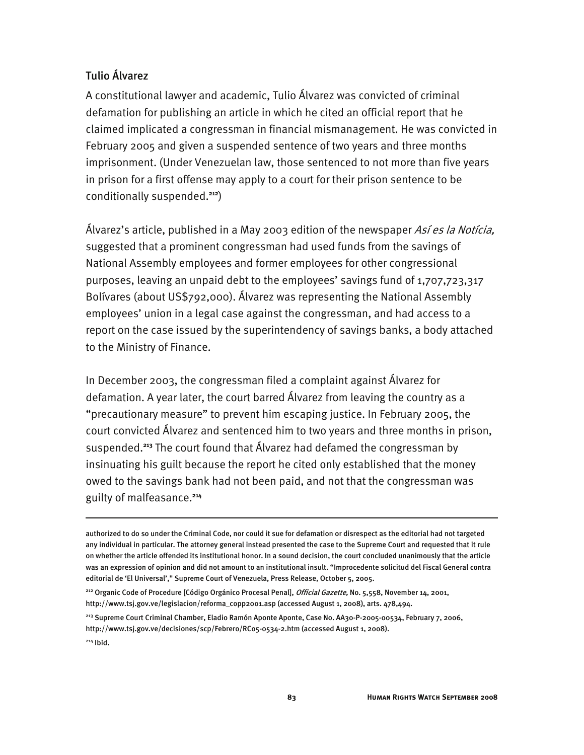### Tulio Álvarez

A constitutional lawyer and academic, Tulio Álvarez was convicted of criminal defamation for publishing an article in which he cited an official report that he claimed implicated a congressman in financial mismanagement. He was convicted in February 2005 and given a suspended sentence of two years and three months imprisonment. (Under Venezuelan law, those sentenced to not more than five years in prison for a first offense may apply to a court for their prison sentence to be conditionally suspended.[212])

Álvarez's article, published in a May 2003 edition of the newspaper *Así es la Notícia,* suggested that a prominent congressman had used funds from the savings of National Assembly employees and former employees for other congressional purposes, leaving an unpaid debt to the employees' savings fund of 1,707,723,317 Bolívares (about US$792,000). Álvarez was representing the National Assembly employees' union in a legal case against the congressman, and had access to a report on the case issued by the superintendency of savings banks, a body attached to the Ministry of Finance.

In December 2003, the congressman filed a complaint against Álvarez for defamation. A year later, the court barred Álvarez from leaving the country as a "precautionary measure" to prevent him escaping justice. In February 2005, the court convicted Álvarez and sentenced him to two years and three months in prison, suspended.[213] The court found that Álvarez had defamed the congressman by insinuating his guilt because the report he cited only established that the money owed to the savings bank had not been paid, and not that the congressman was guilty of malfeasance.[214]

---

authorized to do so under the Criminal Code, nor could it sue for defamation or disrespect as the editorial had not targeted any individual in particular. The attorney general instead presented the case to the Supreme Court and requested that it rule on whether the article offended its institutional honor. In a sound decision, the court concluded unanimously that the article was an expression of opinion and did not amount to an institutional insult. "Improcedente solicitud del Fiscal General contra editorial de 'El Universal'," Supreme Court of Venezuela, Press Release, October 5, 2005.

[212] Organic Code of Procedure [Código Orgánico Procesal Penal], *Official Gazette,* No. 5,558, November 14, 2001, http://www.tsj.gov.ve/legislacion/reforma_copp2001.asp (accessed August 1, 2008), arts. 478,494.

[213] Supreme Court Criminal Chamber, Eladio Ramón Aponte Aponte, Case No. AA30-P-2005-00534, February 7, 2006, http://www.tsj.gov.ve/decisiones/scp/Febrero/RC05-0534-2.htm (accessed August 1, 2008).

[214] Ibid.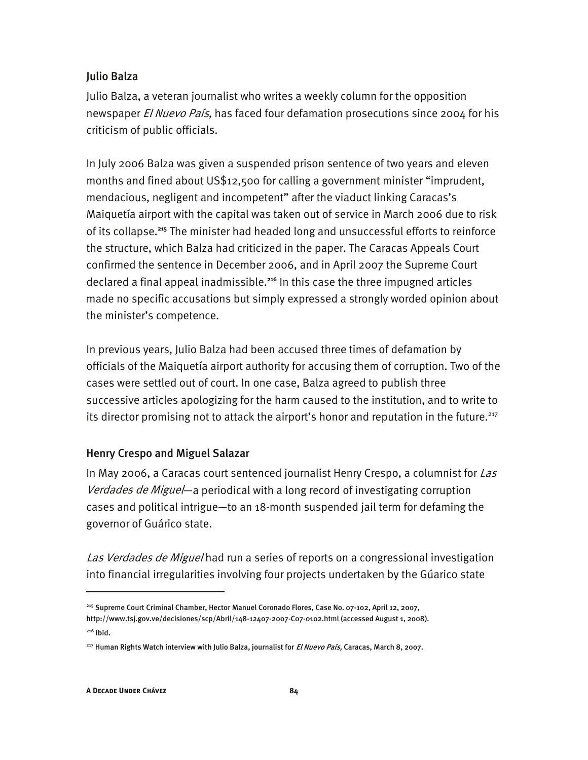### Julio Balza

Julio Balza, a veteran journalist who writes a weekly column for the opposition newspaper *El Nuevo País,* has faced four defamation prosecutions since 2004 for his criticism of public officials.

In July 2006 Balza was given a suspended prison sentence of two years and eleven months and fined about US$12,500 for calling a government minister "imprudent, mendacious, negligent and incompetent" after the viaduct linking Caracas's Maiquetía airport with the capital was taken out of service in March 2006 due to risk of its collapse.[215] The minister had headed long and unsuccessful efforts to reinforce the structure, which Balza had criticized in the paper. The Caracas Appeals Court confirmed the sentence in December 2006, and in April 2007 the Supreme Court declared a final appeal inadmissible.[216] In this case the three impugned articles made no specific accusations but simply expressed a strongly worded opinion about the minister's competence.

In previous years, Julio Balza had been accused three times of defamation by officials of the Maiquetía airport authority for accusing them of corruption. Two of the cases were settled out of court. In one case, Balza agreed to publish three successive articles apologizing for the harm caused to the institution, and to write to its director promising not to attack the airport's honor and reputation in the future.[217]

### Henry Crespo and Miguel Salazar

In May 2006, a Caracas court sentenced journalist Henry Crespo, a columnist for *Las Verdades de Miguel*—a periodical with a long record of investigating corruption cases and political intrigue—to an 18-month suspended jail term for defaming the governor of Guárico state.

*Las Verdades de Miguel* had run a series of reports on a congressional investigation into financial irregularities involving four projects undertaken by the Gúarico state

---

[215] Supreme Court Criminal Chamber, Hector Manuel Coronado Flores, Case No. 07-102, April 12, 2007, http://www.tsj.gov.ve/decisiones/scp/Abril/148-12407-2007-C07-0102.html (accessed August 1, 2008).

[216] Ibid.

[217] Human Rights Watch interview with Julio Balza, journalist for *El Nuevo País,* Caracas, March 8, 2007.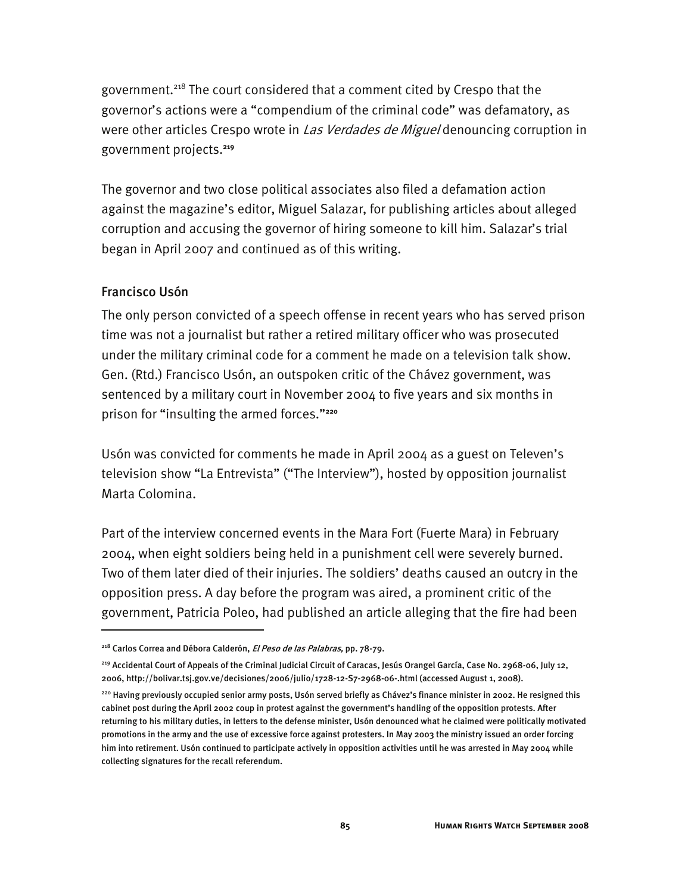government.[218] The court considered that a comment cited by Crespo that the governor's actions were a "compendium of the criminal code" was defamatory, as were other articles Crespo wrote in *Las Verdades de Miguel* denouncing corruption in government projects.[219]

The governor and two close political associates also filed a defamation action against the magazine's editor, Miguel Salazar, for publishing articles about alleged corruption and accusing the governor of hiring someone to kill him. Salazar's trial began in April 2007 and continued as of this writing.

### Francisco Usón

The only person convicted of a speech offense in recent years who has served prison time was not a journalist but rather a retired military officer who was prosecuted under the military criminal code for a comment he made on a television talk show. Gen. (Rtd.) Francisco Usón, an outspoken critic of the Chávez government, was sentenced by a military court in November 2004 to five years and six months in prison for "insulting the armed forces."[220]

Usón was convicted for comments he made in April 2004 as a guest on Televen's television show "La Entrevista" ("The Interview"), hosted by opposition journalist Marta Colomina.

Part of the interview concerned events in the Mara Fort (Fuerte Mara) in February 2004, when eight soldiers being held in a punishment cell were severely burned. Two of them later died of their injuries. The soldiers' deaths caused an outcry in the opposition press. A day before the program was aired, a prominent critic of the government, Patricia Poleo, had published an article alleging that the fire had been

---

[218] Carlos Correa and Débora Calderón, *El Peso de las Palabras,* pp. 78-79.

[219] Accidental Court of Appeals of the Criminal Judicial Circuit of Caracas, Jesús Orangel García, Case No. 2968-06, July 12, 2006, http://bolivar.tsj.gov.ve/decisiones/2006/julio/1728-12-S7-2968-06-.html (accessed August 1, 2008).

[220] Having previously occupied senior army posts, Usón served briefly as Chávez's finance minister in 2002. He resigned this cabinet post during the April 2002 coup in protest against the government's handling of the opposition protests. After returning to his military duties, in letters to the defense minister, Usón denounced what he claimed were politically motivated promotions in the army and the use of excessive force against protesters. In May 2003 the ministry issued an order forcing him into retirement. Usón continued to participate actively in opposition activities until he was arrested in May 2004 while collecting signatures for the recall referendum.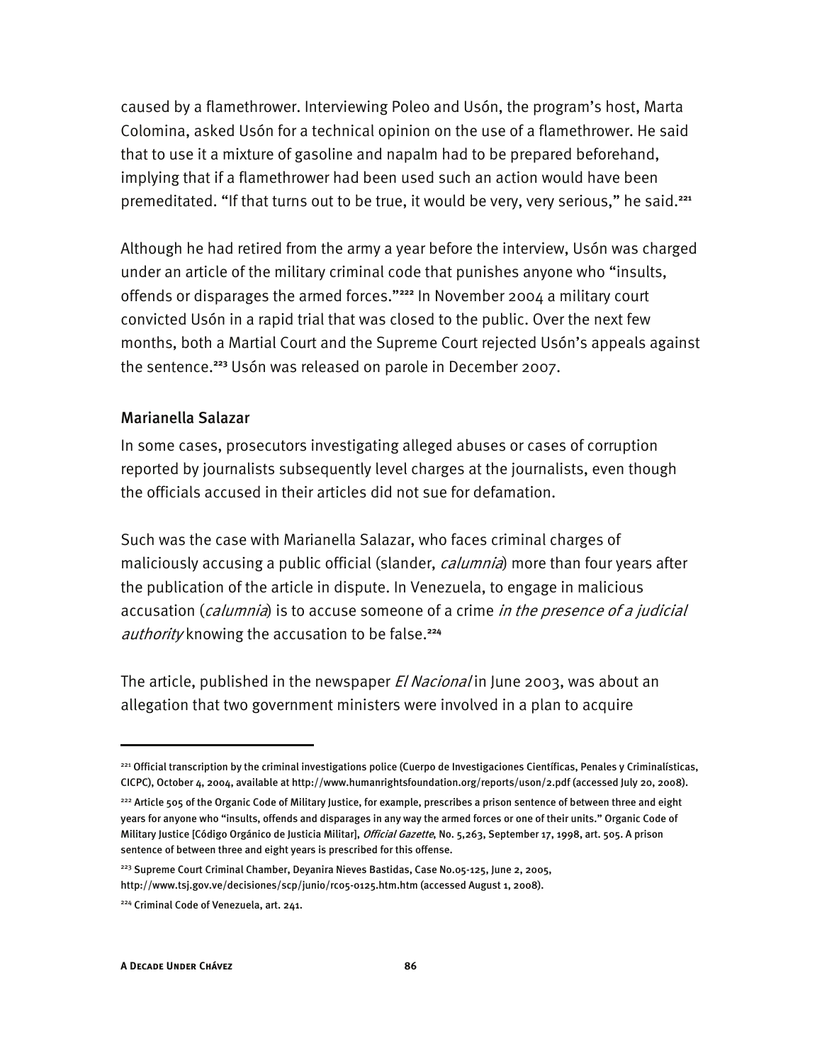caused by a flamethrower. Interviewing Poleo and Usón, the program's host, Marta Colomina, asked Usón for a technical opinion on the use of a flamethrower. He said that to use it a mixture of gasoline and napalm had to be prepared beforehand, implying that if a flamethrower had been used such an action would have been premeditated. "If that turns out to be true, it would be very, very serious," he said.[221]

Although he had retired from the army a year before the interview, Usón was charged under an article of the military criminal code that punishes anyone who "insults, offends or disparages the armed forces."[222] In November 2004 a military court convicted Usón in a rapid trial that was closed to the public. Over the next few months, both a Martial Court and the Supreme Court rejected Usón's appeals against the sentence.[223] Usón was released on parole in December 2007.

### Marianella Salazar

In some cases, prosecutors investigating alleged abuses or cases of corruption reported by journalists subsequently level charges at the journalists, even though the officials accused in their articles did not sue for defamation.

Such was the case with Marianella Salazar, who faces criminal charges of maliciously accusing a public official (slander, *calumnia*) more than four years after the publication of the article in dispute. In Venezuela, to engage in malicious accusation (*calumnia*) is to accuse someone of a crime *in the presence of a judicial authority* knowing the accusation to be false.[224]

The article, published in the newspaper *El Nacional* in June 2003, was about an allegation that two government ministers were involved in a plan to acquire

---

[221] Official transcription by the criminal investigations police (Cuerpo de Investigaciones Científicas, Penales y Criminalísticas, CICPC), October 4, 2004, available at http://www.humanrightsfoundation.org/reports/uson/2.pdf (accessed July 20, 2008).

[222] Article 505 of the Organic Code of Military Justice, for example, prescribes a prison sentence of between three and eight years for anyone who "insults, offends and disparages in any way the armed forces or one of their units." Organic Code of Military Justice [Código Orgánico de Justicia Militar], *Official Gazette*, No. 5,263, September 17, 1998, art. 505. A prison sentence of between three and eight years is prescribed for this offense.

[223] Supreme Court Criminal Chamber, Deyanira Nieves Bastidas, Case No.05-125, June 2, 2005, http://www.tsj.gov.ve/decisiones/scp/junio/rc05-0125.htm.htm (accessed August 1, 2008).

[224] Criminal Code of Venezuela, art. 241.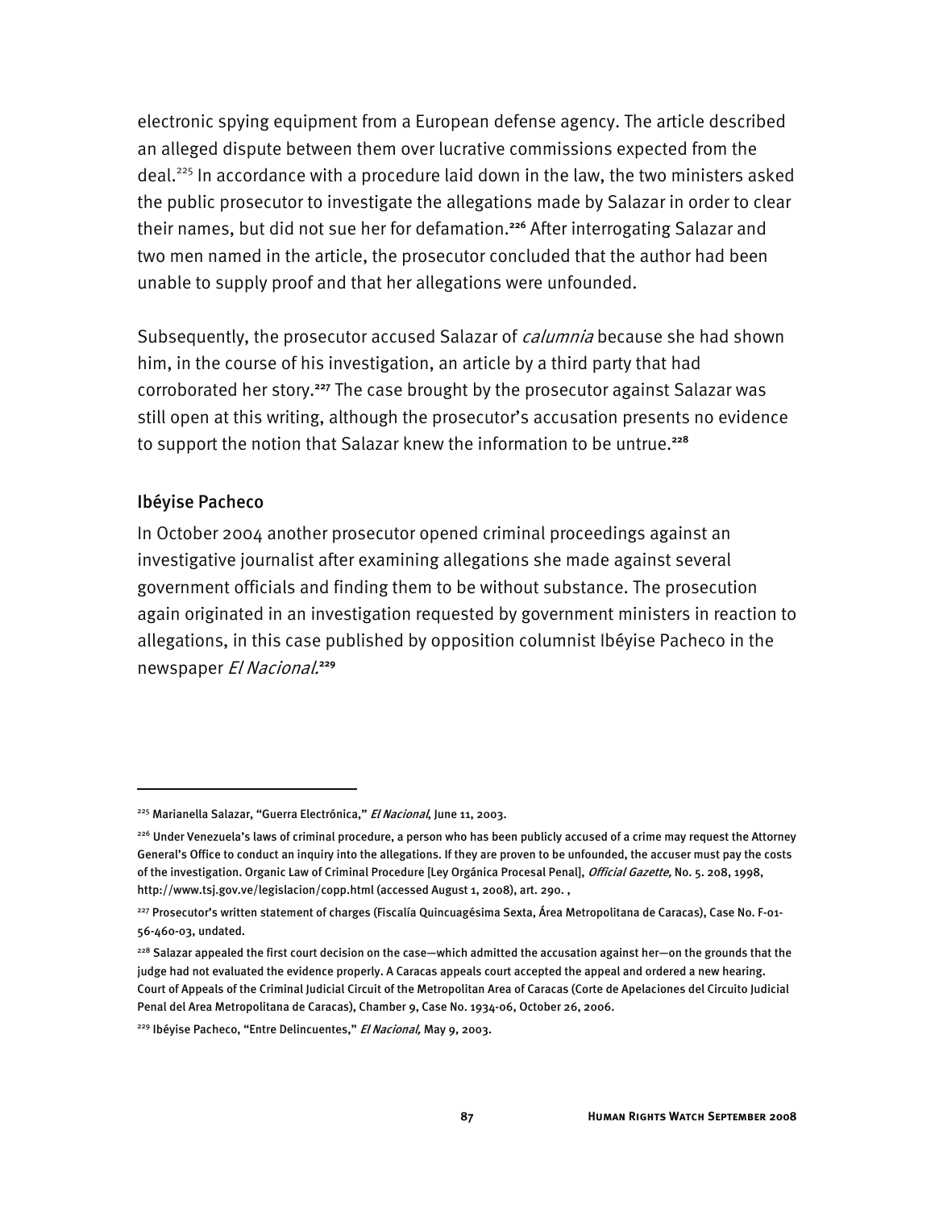electronic spying equipment from a European defense agency. The article described an alleged dispute between them over lucrative commissions expected from the deal.[225] In accordance with a procedure laid down in the law, the two ministers asked the public prosecutor to investigate the allegations made by Salazar in order to clear their names, but did not sue her for defamation.[226] After interrogating Salazar and two men named in the article, the prosecutor concluded that the author had been unable to supply proof and that her allegations were unfounded.

Subsequently, the prosecutor accused Salazar of *calumnia* because she had shown him, in the course of his investigation, an article by a third party that had corroborated her story.[227] The case brought by the prosecutor against Salazar was still open at this writing, although the prosecutor's accusation presents no evidence to support the notion that Salazar knew the information to be untrue.[228]

### Ibéyise Pacheco

In October 2004 another prosecutor opened criminal proceedings against an investigative journalist after examining allegations she made against several government officials and finding them to be without substance. The prosecution again originated in an investigation requested by government ministers in reaction to allegations, in this case published by opposition columnist Ibéyise Pacheco in the newspaper *El Nacional*.[229]

---

[225] Marianella Salazar, "Guerra Electrónica," *El Nacional*, June 11, 2003.

[226] Under Venezuela's laws of criminal procedure, a person who has been publicly accused of a crime may request the Attorney General's Office to conduct an inquiry into the allegations. If they are proven to be unfounded, the accuser must pay the costs of the investigation. Organic Law of Criminal Procedure [Ley Orgánica Procesal Penal], *Official Gazette*, No. 5. 208, 1998, http://www.tsj.gov.ve/legislacion/copp.html (accessed August 1, 2008), art. 290. ,

[227] Prosecutor's written statement of charges (Fiscalía Quincuagésima Sexta, Área Metropolitana de Caracas), Case No. F-01-56-460-03, undated.

[228] Salazar appealed the first court decision on the case—which admitted the accusation against her—on the grounds that the judge had not evaluated the evidence properly. A Caracas appeals court accepted the appeal and ordered a new hearing. Court of Appeals of the Criminal Judicial Circuit of the Metropolitan Area of Caracas (Corte de Apelaciones del Circuito Judicial Penal del Area Metropolitana de Caracas), Chamber 9, Case No. 1934-06, October 26, 2006.

[229] Ibéyise Pacheco, "Entre Delincuentes," *El Nacional*, May 9, 2003.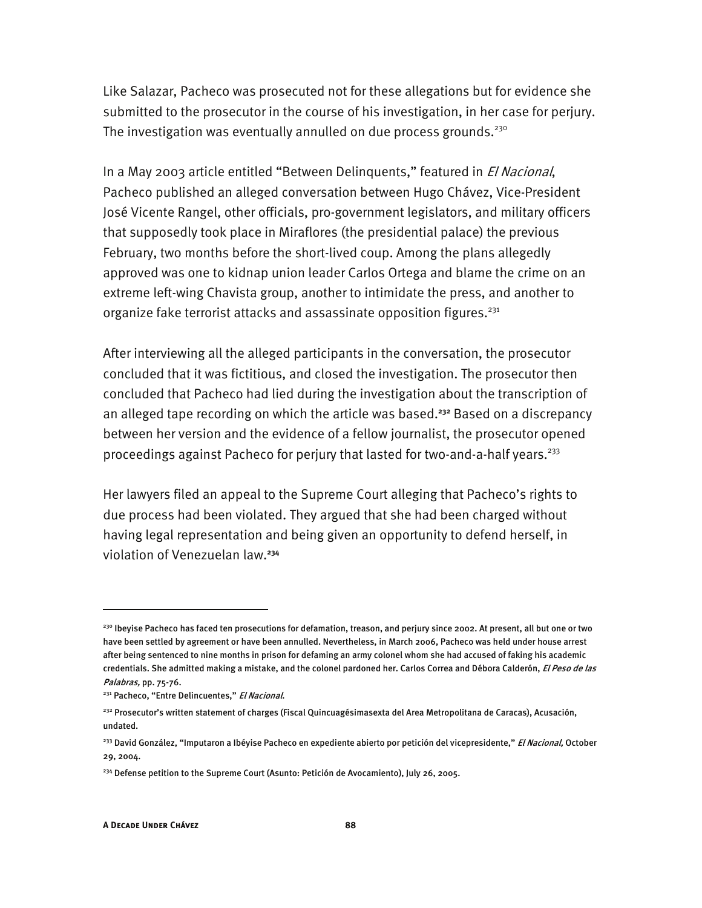Like Salazar, Pacheco was prosecuted not for these allegations but for evidence she submitted to the prosecutor in the course of his investigation, in her case for perjury. The investigation was eventually annulled on due process grounds.[230]

In a May 2003 article entitled "Between Delinquents," featured in *El Nacional*, Pacheco published an alleged conversation between Hugo Chávez, Vice-President José Vicente Rangel, other officials, pro-government legislators, and military officers that supposedly took place in Miraflores (the presidential palace) the previous February, two months before the short-lived coup. Among the plans allegedly approved was one to kidnap union leader Carlos Ortega and blame the crime on an extreme left-wing Chavista group, another to intimidate the press, and another to organize fake terrorist attacks and assassinate opposition figures.[231]

After interviewing all the alleged participants in the conversation, the prosecutor concluded that it was fictitious, and closed the investigation. The prosecutor then concluded that Pacheco had lied during the investigation about the transcription of an alleged tape recording on which the article was based.[232] Based on a discrepancy between her version and the evidence of a fellow journalist, the prosecutor opened proceedings against Pacheco for perjury that lasted for two-and-a-half years.[233]

Her lawyers filed an appeal to the Supreme Court alleging that Pacheco's rights to due process had been violated. They argued that she had been charged without having legal representation and being given an opportunity to defend herself, in violation of Venezuelan law.[234]

---

[230] Ibeyise Pacheco has faced ten prosecutions for defamation, treason, and perjury since 2002. At present, all but one or two have been settled by agreement or have been annulled. Nevertheless, in March 2006, Pacheco was held under house arrest after being sentenced to nine months in prison for defaming an army colonel whom she had accused of faking his academic credentials. She admitted making a mistake, and the colonel pardoned her. Carlos Correa and Débora Calderón, *El Peso de las Palabras*, pp. 75-76.

[231] Pacheco, "Entre Delincuentes," *El Nacional*.

[232] Prosecutor's written statement of charges (Fiscal Quincuagésimasexta del Area Metropolitana de Caracas), Acusación, undated.

[233] David González, "Imputaron a Ibéyise Pacheco en expediente abierto por petición del vicepresidente," *El Nacional*, October 29, 2004.

[234] Defense petition to the Supreme Court (Asunto: Petición de Avocamiento), July 26, 2005.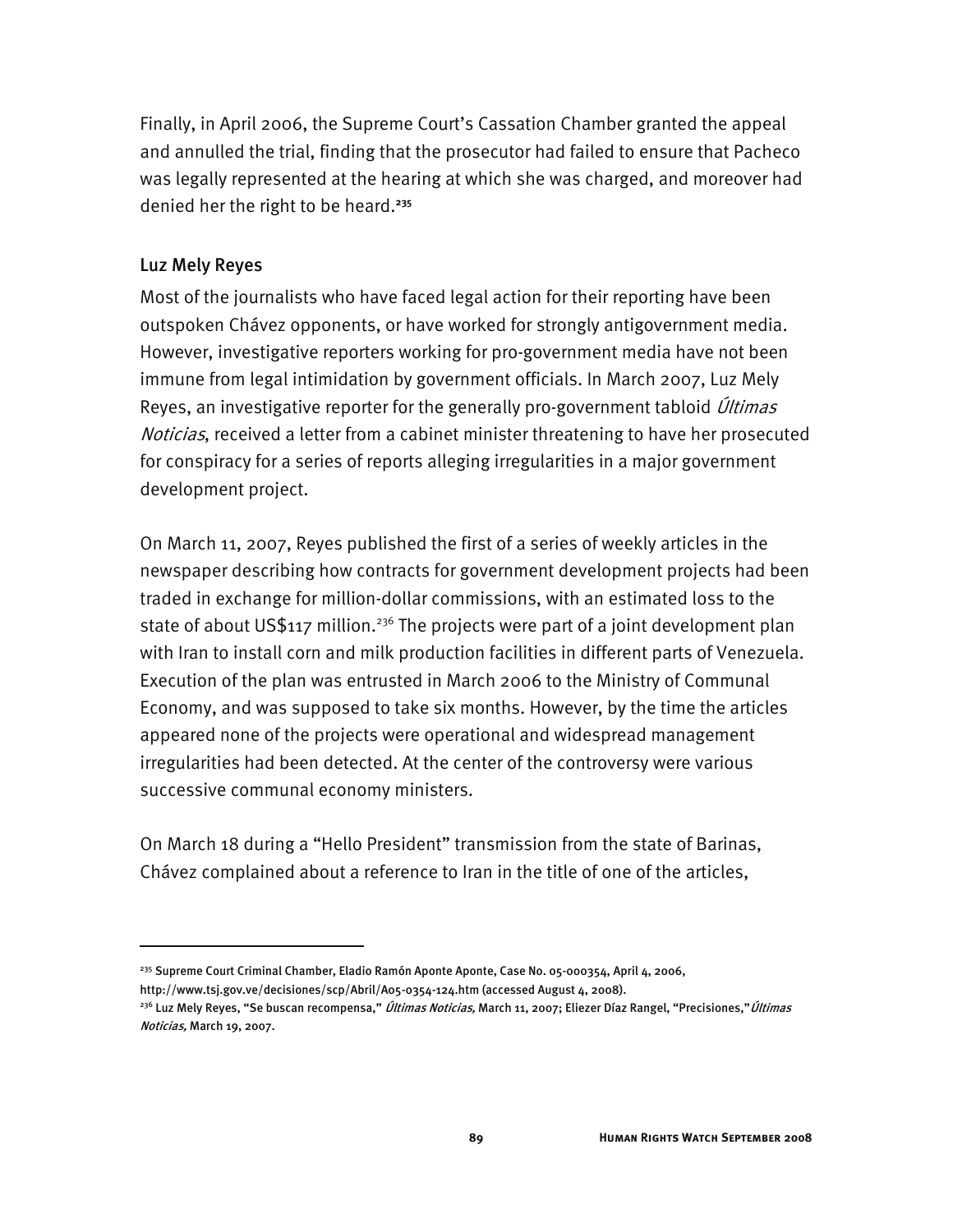Finally, in April 2006, the Supreme Court's Cassation Chamber granted the appeal and annulled the trial, finding that the prosecutor had failed to ensure that Pacheco was legally represented at the hearing at which she was charged, and moreover had denied her the right to be heard.[235]

### Luz Mely Reyes

Most of the journalists who have faced legal action for their reporting have been outspoken Chávez opponents, or have worked for strongly antigovernment media. However, investigative reporters working for pro-government media have not been immune from legal intimidation by government officials. In March 2007, Luz Mely Reyes, an investigative reporter for the generally pro-government tabloid *Últimas Noticias*, received a letter from a cabinet minister threatening to have her prosecuted for conspiracy for a series of reports alleging irregularities in a major government development project.

On March 11, 2007, Reyes published the first of a series of weekly articles in the newspaper describing how contracts for government development projects had been traded in exchange for million-dollar commissions, with an estimated loss to the state of about US$117 million.[236] The projects were part of a joint development plan with Iran to install corn and milk production facilities in different parts of Venezuela. Execution of the plan was entrusted in March 2006 to the Ministry of Communal Economy, and was supposed to take six months. However, by the time the articles appeared none of the projects were operational and widespread management irregularities had been detected. At the center of the controversy were various successive communal economy ministers.

On March 18 during a "Hello President" transmission from the state of Barinas, Chávez complained about a reference to Iran in the title of one of the articles,

---

[235] Supreme Court Criminal Chamber, Eladio Ramón Aponte Aponte, Case No. 05-000354, April 4, 2006, http://www.tsj.gov.ve/decisiones/scp/Abril/A05-0354-124.htm (accessed August 4, 2008).

[236] Luz Mely Reyes, "Se buscan recompensa," *Últimas Noticias,* March 11, 2007; Eliezer Díaz Rangel, "Precisiones," *Últimas Noticias,* March 19, 2007.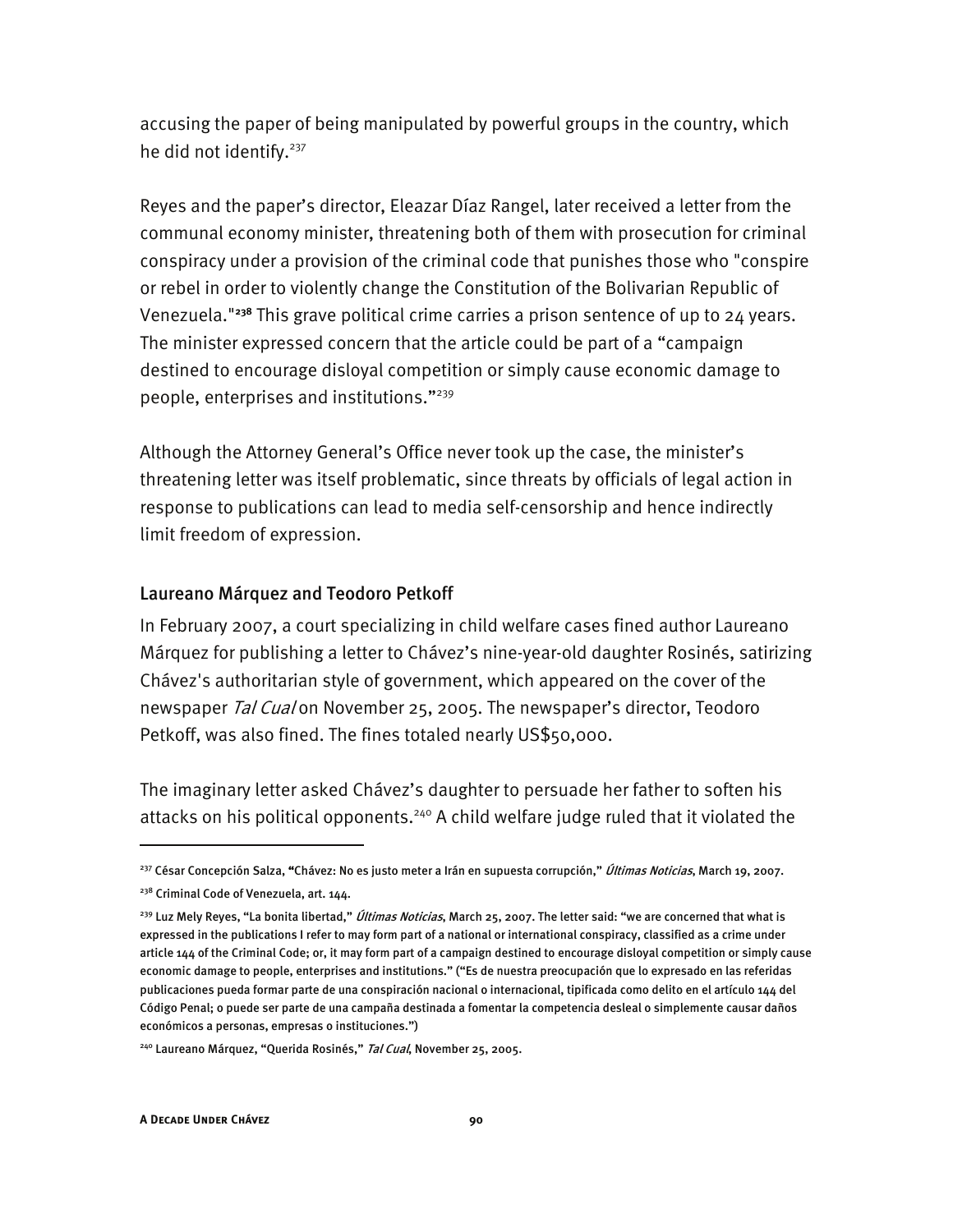accusing the paper of being manipulated by powerful groups in the country, which he did not identify.[237]

Reyes and the paper's director, Eleazar Díaz Rangel, later received a letter from the communal economy minister, threatening both of them with prosecution for criminal conspiracy under a provision of the criminal code that punishes those who "conspire or rebel in order to violently change the Constitution of the Bolivarian Republic of Venezuela."[238] This grave political crime carries a prison sentence of up to 24 years. The minister expressed concern that the article could be part of a "campaign destined to encourage disloyal competition or simply cause economic damage to people, enterprises and institutions."[239]

Although the Attorney General's Office never took up the case, the minister's threatening letter was itself problematic, since threats by officials of legal action in response to publications can lead to media self-censorship and hence indirectly limit freedom of expression.

### Laureano Márquez and Teodoro Petkoff

In February 2007, a court specializing in child welfare cases fined author Laureano Márquez for publishing a letter to Chávez's nine-year-old daughter Rosinés, satirizing Chávez's authoritarian style of government, which appeared on the cover of the newspaper *Tal Cual* on November 25, 2005. The newspaper's director, Teodoro Petkoff, was also fined. The fines totaled nearly US$50,000.

The imaginary letter asked Chávez's daughter to persuade her father to soften his attacks on his political opponents.[240] A child welfare judge ruled that it violated the

---

[237] César Concepción Salza, "Chávez: No es justo meter a Irán en supuesta corrupción," *Últimas Noticias*, March 19, 2007.

[238] Criminal Code of Venezuela, art. 144.

[239] Luz Mely Reyes, "La bonita libertad," *Últimas Noticias*, March 25, 2007. The letter said: "we are concerned that what is expressed in the publications I refer to may form part of a national or international conspiracy, classified as a crime under article 144 of the Criminal Code; or, it may form part of a campaign destined to encourage disloyal competition or simply cause economic damage to people, enterprises and institutions." ("Es de nuestra preocupación que lo expresado en las referidas publicaciones pueda formar parte de una conspiración nacional o internacional, tipificada como delito en el artículo 144 del Código Penal; o puede ser parte de una campaña destinada a fomentar la competencia desleal o simplemente causar daños económicos a personas, empresas o instituciones.")

[240] Laureano Márquez, "Querida Rosinés," *Tal Cual*, November 25, 2005.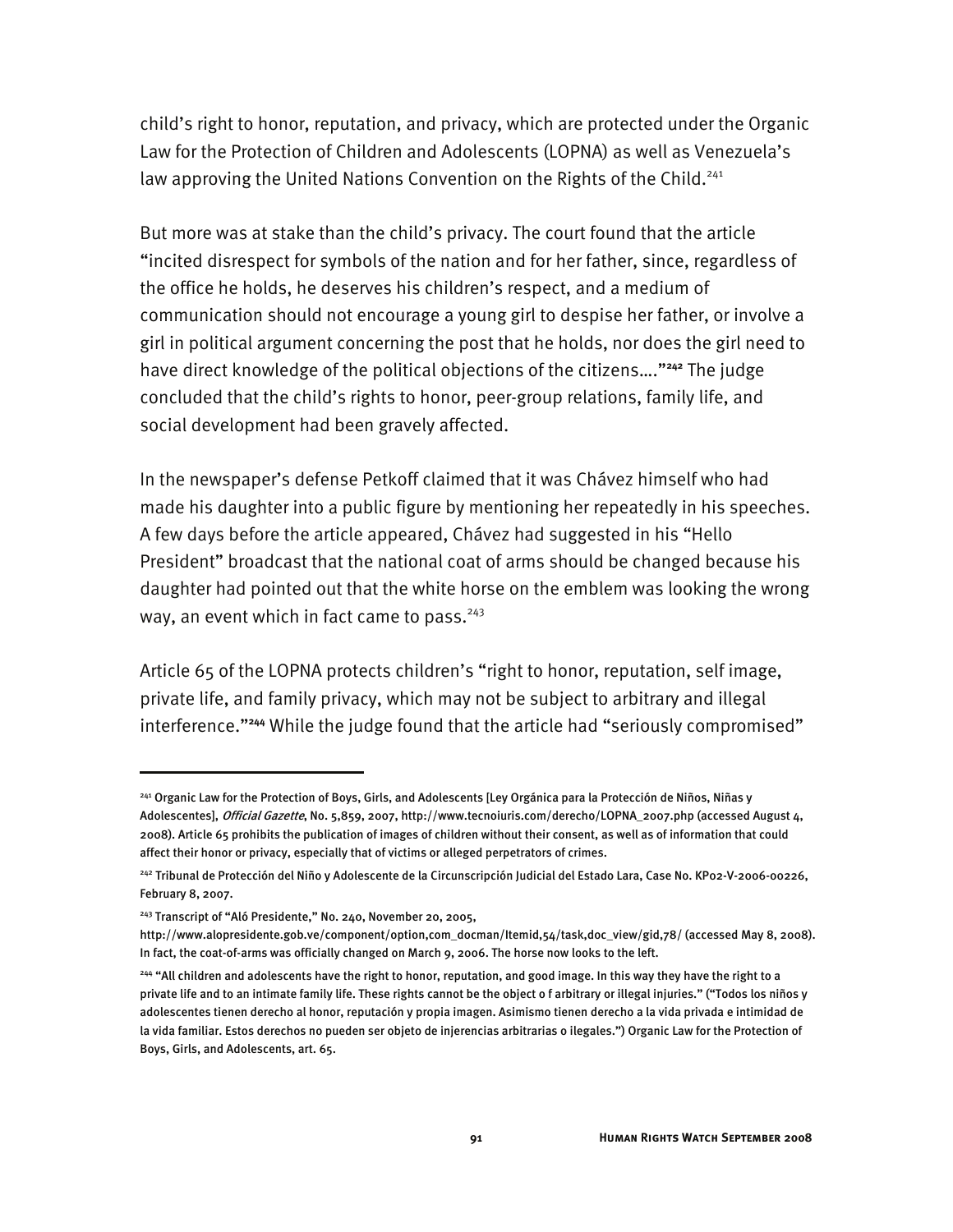child's right to honor, reputation, and privacy, which are protected under the Organic Law for the Protection of Children and Adolescents (LOPNA) as well as Venezuela's law approving the United Nations Convention on the Rights of the Child.[241]

But more was at stake than the child's privacy. The court found that the article "incited disrespect for symbols of the nation and for her father, since, regardless of the office he holds, he deserves his children's respect, and a medium of communication should not encourage a young girl to despise her father, or involve a girl in political argument concerning the post that he holds, nor does the girl need to have direct knowledge of the political objections of the citizens…."[242] The judge concluded that the child's rights to honor, peer-group relations, family life, and social development had been gravely affected.

In the newspaper's defense Petkoff claimed that it was Chávez himself who had made his daughter into a public figure by mentioning her repeatedly in his speeches. A few days before the article appeared, Chávez had suggested in his "Hello President" broadcast that the national coat of arms should be changed because his daughter had pointed out that the white horse on the emblem was looking the wrong way, an event which in fact came to pass.[243]

Article 65 of the LOPNA protects children's "right to honor, reputation, self image, private life, and family privacy, which may not be subject to arbitrary and illegal interference."[244] While the judge found that the article had "seriously compromised"

---

[241] Organic Law for the Protection of Boys, Girls, and Adolescents [Ley Orgánica para la Protección de Niños, Niñas y Adolescentes], *Official Gazette*, No. 5,859, 2007, http://www.tecnoiuris.com/derecho/LOPNA_2007.php (accessed August 4, 2008). Article 65 prohibits the publication of images of children without their consent, as well as of information that could affect their honor or privacy, especially that of victims or alleged perpetrators of crimes.

[242] Tribunal de Protección del Niño y Adolescente de la Circunscripción Judicial del Estado Lara, Case No. KP02-V-2006-00226, February 8, 2007.

[243] Transcript of "Aló Presidente," No. 240, November 20, 2005, http://www.alopresidente.gob.ve/component/option,com_docman/Itemid,54/task,doc_view/gid,78/ (accessed May 8, 2008). In fact, the coat-of-arms was officially changed on March 9, 2006. The horse now looks to the left.

[244] "All children and adolescents have the right to honor, reputation, and good image. In this way they have the right to a private life and to an intimate family life. These rights cannot be the object o f arbitrary or illegal injuries." ("Todos los niños y adolescentes tienen derecho al honor, reputación y propia imagen. Asimismo tienen derecho a la vida privada e intimidad de la vida familiar. Estos derechos no pueden ser objeto de injerencias arbitrarias o ilegales.") Organic Law for the Protection of Boys, Girls, and Adolescents, art. 65.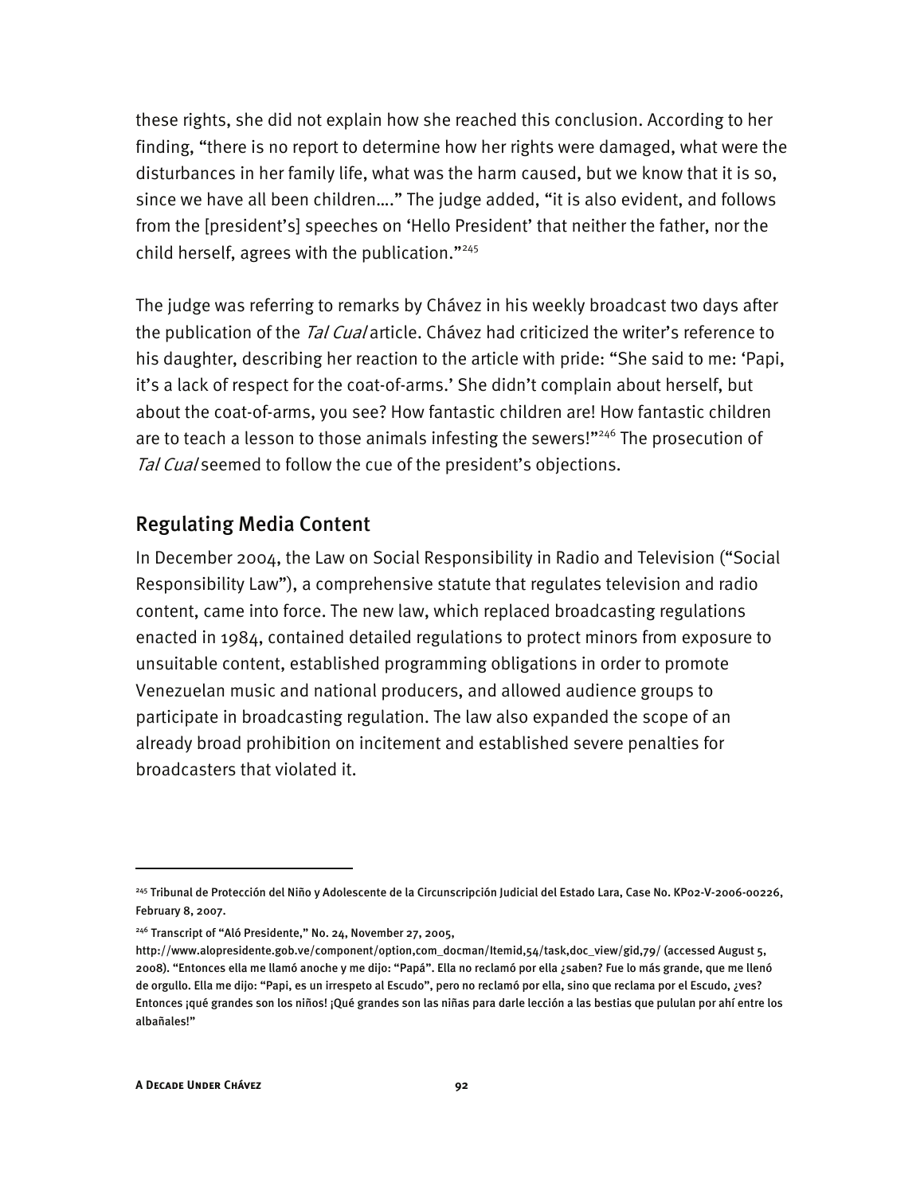these rights, she did not explain how she reached this conclusion. According to her finding, "there is no report to determine how her rights were damaged, what were the disturbances in her family life, what was the harm caused, but we know that it is so, since we have all been children…." The judge added, "it is also evident, and follows from the [president's] speeches on 'Hello President' that neither the father, nor the child herself, agrees with the publication."[245]

The judge was referring to remarks by Chávez in his weekly broadcast two days after the publication of the *Tal Cual* article. Chávez had criticized the writer's reference to his daughter, describing her reaction to the article with pride: "She said to me: 'Papi, it's a lack of respect for the coat-of-arms.' She didn't complain about herself, but about the coat-of-arms, you see? How fantastic children are! How fantastic children are to teach a lesson to those animals infesting the sewers!"[246] The prosecution of *Tal Cual* seemed to follow the cue of the president's objections.

## Regulating Media Content

In December 2004, the Law on Social Responsibility in Radio and Television ("Social Responsibility Law"), a comprehensive statute that regulates television and radio content, came into force. The new law, which replaced broadcasting regulations enacted in 1984, contained detailed regulations to protect minors from exposure to unsuitable content, established programming obligations in order to promote Venezuelan music and national producers, and allowed audience groups to participate in broadcasting regulation. The law also expanded the scope of an already broad prohibition on incitement and established severe penalties for broadcasters that violated it.

---

[245] Tribunal de Protección del Niño y Adolescente de la Circunscripción Judicial del Estado Lara, Case No. KP02-V-2006-00226, February 8, 2007.

[246] Transcript of "Aló Presidente," No. 24, November 27, 2005, http://www.alopresidente.gob.ve/component/option,com_docman/Itemid,54/task,doc_view/gid,79/ (accessed August 5, 2008). "Entonces ella me llamó anoche y me dijo: "Papá". Ella no reclamó por ella ¿saben? Fue lo más grande, que me llenó de orgullo. Ella me dijo: "Papi, es un irrespeto al Escudo", pero no reclamó por ella, sino que reclama por el Escudo, ¿ves? Entonces ¡qué grandes son los niños! ¡Qué grandes son las niñas para darle lección a las bestias que pululan por ahí entre los albañales!"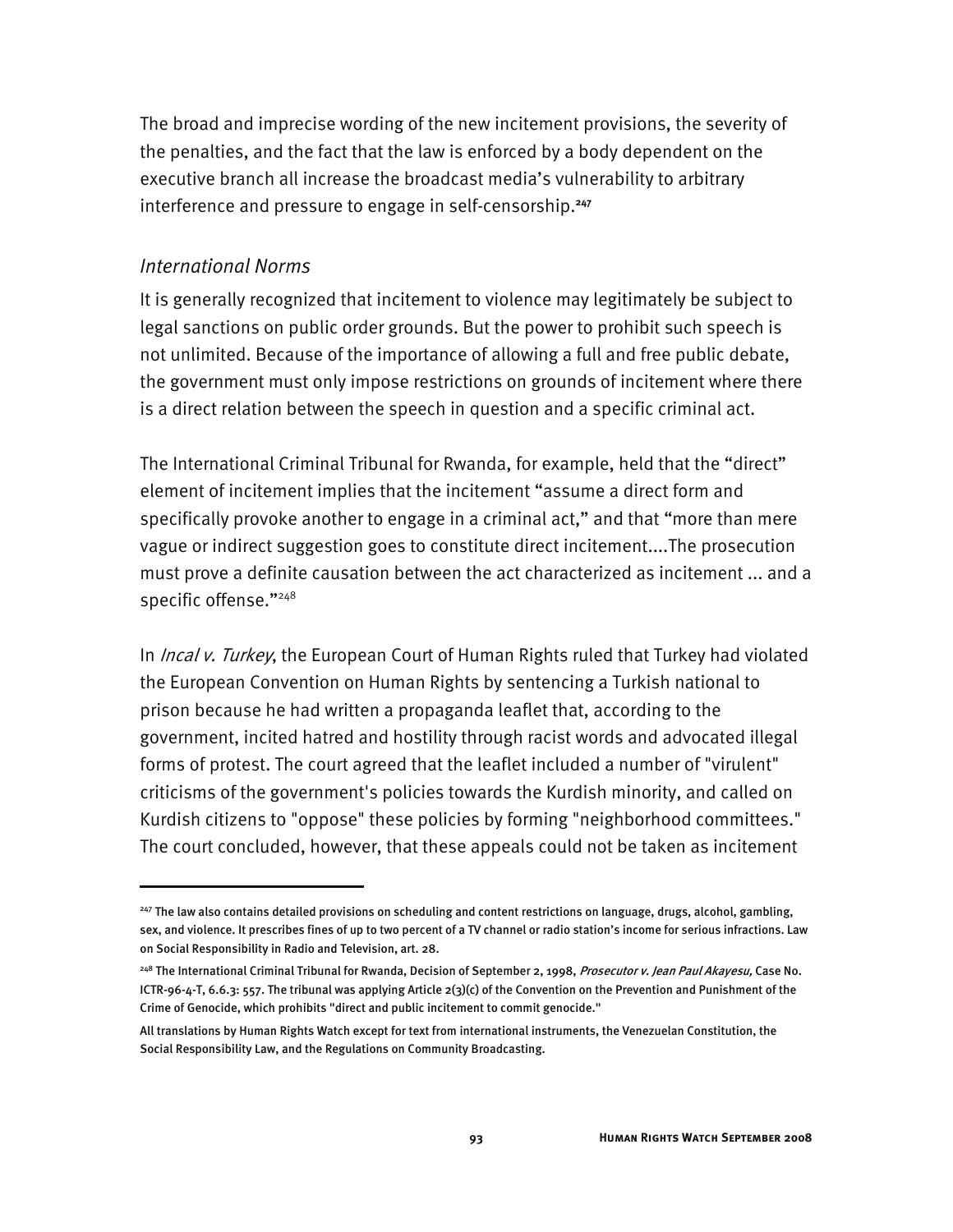The broad and imprecise wording of the new incitement provisions, the severity of the penalties, and the fact that the law is enforced by a body dependent on the executive branch all increase the broadcast media's vulnerability to arbitrary interference and pressure to engage in self-censorship.[247]

### *International Norms*

It is generally recognized that incitement to violence may legitimately be subject to legal sanctions on public order grounds. But the power to prohibit such speech is not unlimited. Because of the importance of allowing a full and free public debate, the government must only impose restrictions on grounds of incitement where there is a direct relation between the speech in question and a specific criminal act.

The International Criminal Tribunal for Rwanda, for example, held that the "direct" element of incitement implies that the incitement "assume a direct form and specifically provoke another to engage in a criminal act," and that "more than mere vague or indirect suggestion goes to constitute direct incitement....The prosecution must prove a definite causation between the act characterized as incitement ... and a specific offense."[248]

In *Incal v. Turkey*, the European Court of Human Rights ruled that Turkey had violated the European Convention on Human Rights by sentencing a Turkish national to prison because he had written a propaganda leaflet that, according to the government, incited hatred and hostility through racist words and advocated illegal forms of protest. The court agreed that the leaflet included a number of "virulent" criticisms of the government's policies towards the Kurdish minority, and called on Kurdish citizens to "oppose" these policies by forming "neighborhood committees." The court concluded, however, that these appeals could not be taken as incitement

---

[247] The law also contains detailed provisions on scheduling and content restrictions on language, drugs, alcohol, gambling, sex, and violence. It prescribes fines of up to two percent of a TV channel or radio station's income for serious infractions. Law on Social Responsibility in Radio and Television, art. 28.

[248] The International Criminal Tribunal for Rwanda, Decision of September 2, 1998, *Prosecutor v. Jean Paul Akayesu,* Case No. ICTR-96-4-T, 6.6.3: 557. The tribunal was applying Article 2(3)(c) of the Convention on the Prevention and Punishment of the Crime of Genocide, which prohibits "direct and public incitement to commit genocide."

All translations by Human Rights Watch except for text from international instruments, the Venezuelan Constitution, the Social Responsibility Law, and the Regulations on Community Broadcasting.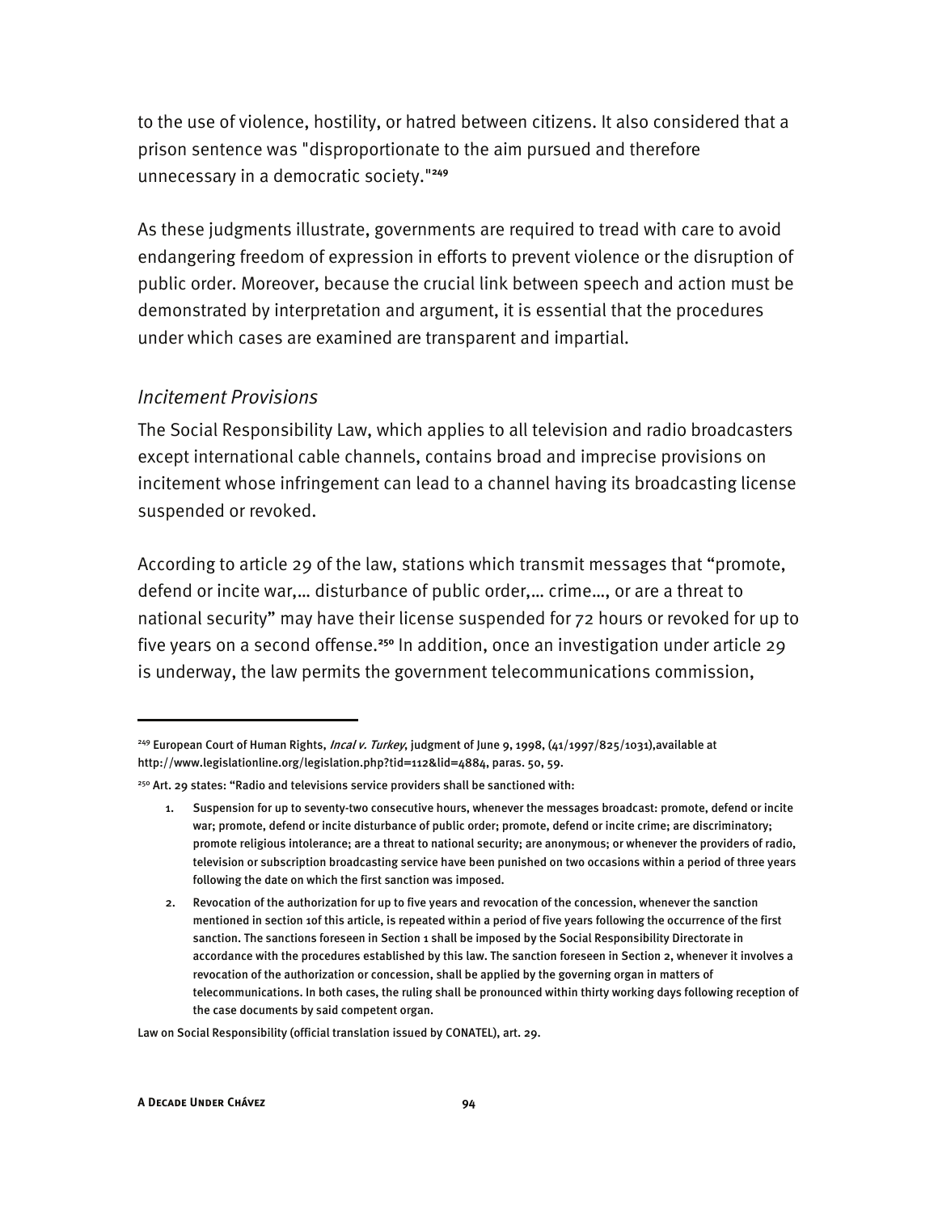to the use of violence, hostility, or hatred between citizens. It also considered that a prison sentence was "disproportionate to the aim pursued and therefore unnecessary in a democratic society."[249]

As these judgments illustrate, governments are required to tread with care to avoid endangering freedom of expression in efforts to prevent violence or the disruption of public order. Moreover, because the crucial link between speech and action must be demonstrated by interpretation and argument, it is essential that the procedures under which cases are examined are transparent and impartial.

### *Incitement Provisions*

The Social Responsibility Law, which applies to all television and radio broadcasters except international cable channels, contains broad and imprecise provisions on incitement whose infringement can lead to a channel having its broadcasting license suspended or revoked.

According to article 29 of the law, stations which transmit messages that "promote, defend or incite war,… disturbance of public order,… crime…, or are a threat to national security" may have their license suspended for 72 hours or revoked for up to five years on a second offense.[250] In addition, once an investigation under article 29 is underway, the law permits the government telecommunications commission,

---

[249] European Court of Human Rights, *Incal v. Turkey*, judgment of June 9, 1998, (41/1997/825/1031),available at http://www.legislationline.org/legislation.php?tid=112&lid=4884, paras. 50, 59.

[250] Art. 29 states: "Radio and televisions service providers shall be sanctioned with:

1. Suspension for up to seventy-two consecutive hours, whenever the messages broadcast: promote, defend or incite war; promote, defend or incite disturbance of public order; promote, defend or incite crime; are discriminatory; promote religious intolerance; are a threat to national security; are anonymous; or whenever the providers of radio, television or subscription broadcasting service have been punished on two occasions within a period of three years following the date on which the first sanction was imposed.
2. Revocation of the authorization for up to five years and revocation of the concession, whenever the sanction mentioned in section 1of this article, is repeated within a period of five years following the occurrence of the first sanction. The sanctions foreseen in Section 1 shall be imposed by the Social Responsibility Directorate in accordance with the procedures established by this law. The sanction foreseen in Section 2, whenever it involves a revocation of the authorization or concession, shall be applied by the governing organ in matters of telecommunications. In both cases, the ruling shall be pronounced within thirty working days following reception of the case documents by said competent organ.

Law on Social Responsibility (official translation issued by CONATEL), art. 29.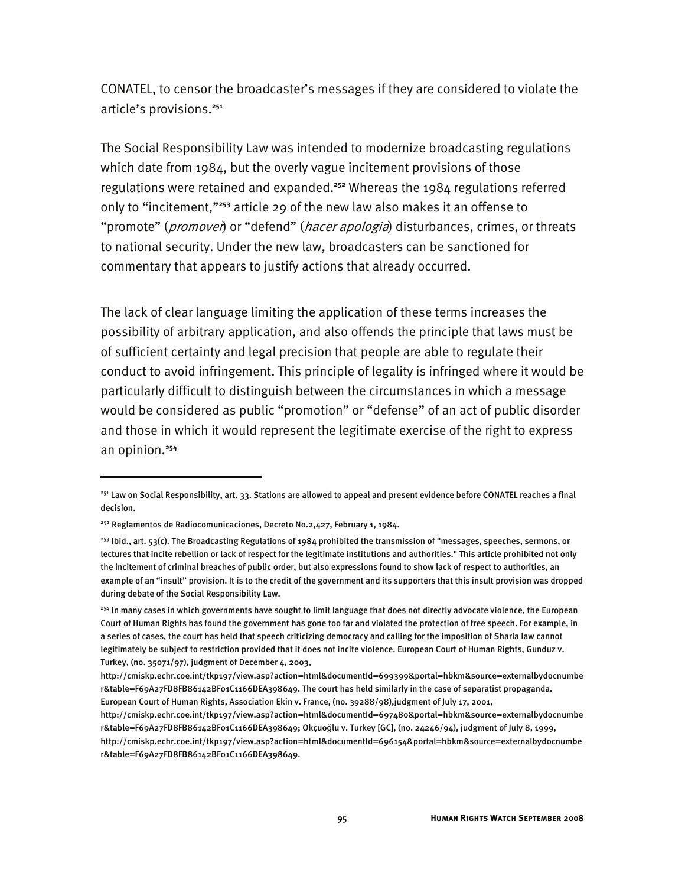CONATEL, to censor the broadcaster's messages if they are considered to violate the article's provisions.[251]

The Social Responsibility Law was intended to modernize broadcasting regulations which date from 1984, but the overly vague incitement provisions of those regulations were retained and expanded.[252] Whereas the 1984 regulations referred only to "incitement,"[253] article 29 of the new law also makes it an offense to "promote" (*promover*) or "defend" (*hacer apologia*) disturbances, crimes, or threats to national security. Under the new law, broadcasters can be sanctioned for commentary that appears to justify actions that already occurred.

The lack of clear language limiting the application of these terms increases the possibility of arbitrary application, and also offends the principle that laws must be of sufficient certainty and legal precision that people are able to regulate their conduct to avoid infringement. This principle of legality is infringed where it would be particularly difficult to distinguish between the circumstances in which a message would be considered as public "promotion" or "defense" of an act of public disorder and those in which it would represent the legitimate exercise of the right to express an opinion.[254]

---

[251] Law on Social Responsibility, art. 33. Stations are allowed to appeal and present evidence before CONATEL reaches a final decision.

[252] Reglamentos de Radiocomunicaciones, Decreto No.2,427, February 1, 1984.

[253] Ibid., art. 53(c). The Broadcasting Regulations of 1984 prohibited the transmission of "messages, speeches, sermons, or lectures that incite rebellion or lack of respect for the legitimate institutions and authorities." This article prohibited not only the incitement of criminal breaches of public order, but also expressions found to show lack of respect to authorities, an example of an "insult" provision. It is to the credit of the government and its supporters that this insult provision was dropped during debate of the Social Responsibility Law.

[254] In many cases in which governments have sought to limit language that does not directly advocate violence, the European Court of Human Rights has found the government has gone too far and violated the protection of free speech. For example, in a series of cases, the court has held that speech criticizing democracy and calling for the imposition of Sharia law cannot legitimately be subject to restriction provided that it does not incite violence. European Court of Human Rights, Gunduz v. Turkey, (no. 35071/97), judgment of December 4, 2003, http://cmiskp.echr.coe.int/tkp197/view.asp?action=html&documentId=699399&portal=hbkm&source=externalbydocnumber&table=F69A27FD8FB86142BF01C1166DEA398649. The court has held similarly in the case of separatist propaganda. European Court of Human Rights, Association Ekin v. France, (no. 39288/98),judgment of July 17, 2001, http://cmiskp.echr.coe.int/tkp197/view.asp?action=html&documentId=697480&portal=hbkm&source=externalbydocnumber&table=F69A27FD8FB86142BF01C1166DEA398649; Okçuoğlu v. Turkey [GC], (no. 24246/94), judgment of July 8, 1999, http://cmiskp.echr.coe.int/tkp197/view.asp?action=html&documentId=696154&portal=hbkm&source=externalbydocnumber&table=F69A27FD8FB86142BF01C1166DEA398649.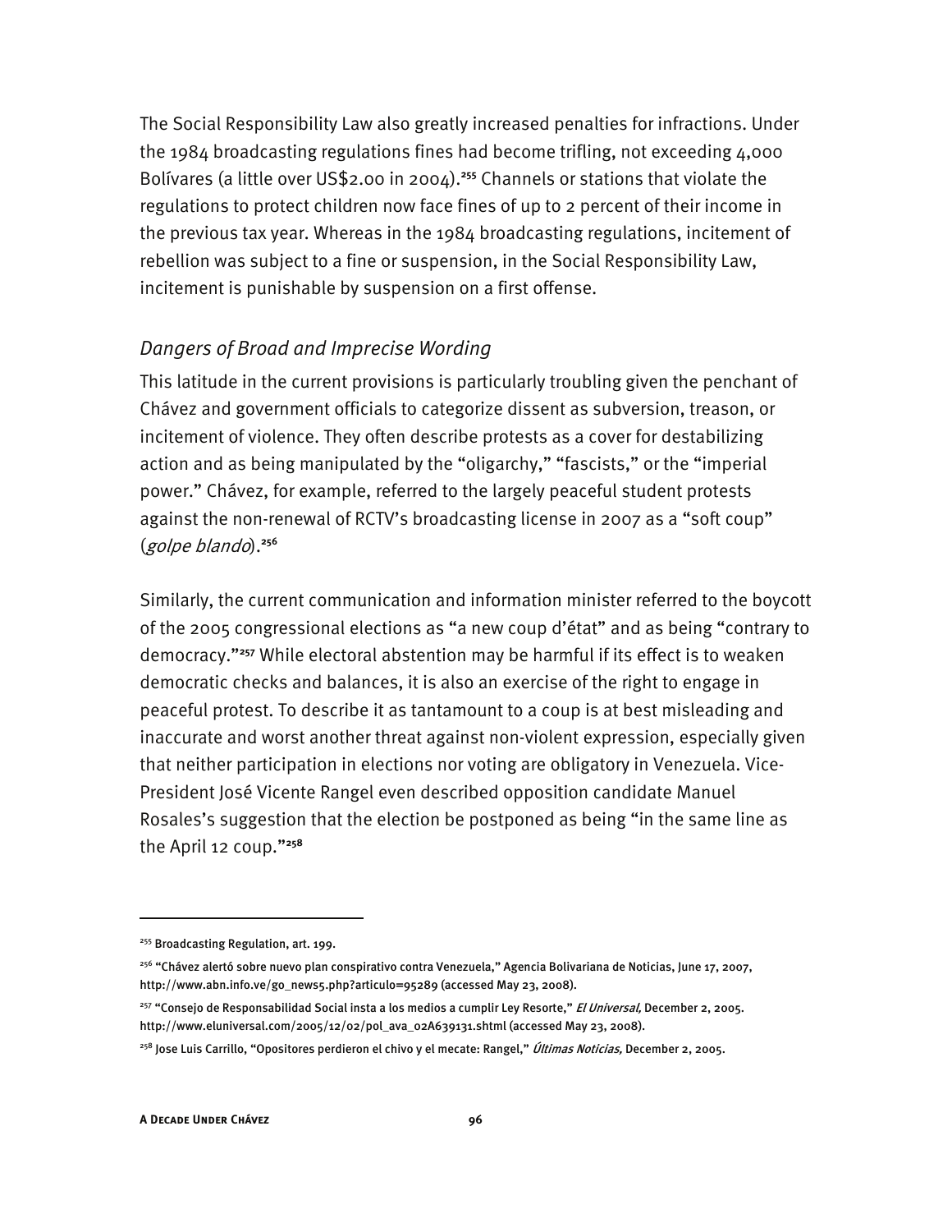The Social Responsibility Law also greatly increased penalties for infractions. Under the 1984 broadcasting regulations fines had become trifling, not exceeding 4,000 Bolívares (a little over US$2.00 in 2004).[255] Channels or stations that violate the regulations to protect children now face fines of up to 2 percent of their income in the previous tax year. Whereas in the 1984 broadcasting regulations, incitement of rebellion was subject to a fine or suspension, in the Social Responsibility Law, incitement is punishable by suspension on a first offense.

### *Dangers of Broad and Imprecise Wording*

This latitude in the current provisions is particularly troubling given the penchant of Chávez and government officials to categorize dissent as subversion, treason, or incitement of violence. They often describe protests as a cover for destabilizing action and as being manipulated by the "oligarchy," "fascists," or the "imperial power." Chávez, for example, referred to the largely peaceful student protests against the non-renewal of RCTV's broadcasting license in 2007 as a "soft coup" (*golpe blando*).[256]

Similarly, the current communication and information minister referred to the boycott of the 2005 congressional elections as "a new coup d'état" and as being "contrary to democracy."[257] While electoral abstention may be harmful if its effect is to weaken democratic checks and balances, it is also an exercise of the right to engage in peaceful protest. To describe it as tantamount to a coup is at best misleading and inaccurate and worst another threat against non-violent expression, especially given that neither participation in elections nor voting are obligatory in Venezuela. Vice-President José Vicente Rangel even described opposition candidate Manuel Rosales's suggestion that the election be postponed as being "in the same line as the April 12 coup."[258]

---

[255] Broadcasting Regulation, art. 199.

[256] "Chávez alertó sobre nuevo plan conspirativo contra Venezuela," Agencia Bolivariana de Noticias, June 17, 2007, http://www.abn.info.ve/go_news5.php?articulo=95289 (accessed May 23, 2008).

[257] "Consejo de Responsabilidad Social insta a los medios a cumplir Ley Resorte," *El Universal*, December 2, 2005. http://www.eluniversal.com/2005/12/02/pol_ava_02A639131.shtml (accessed May 23, 2008).

[258] Jose Luis Carrillo, "Opositores perdieron el chivo y el mecate: Rangel," *Últimas Noticias*, December 2, 2005.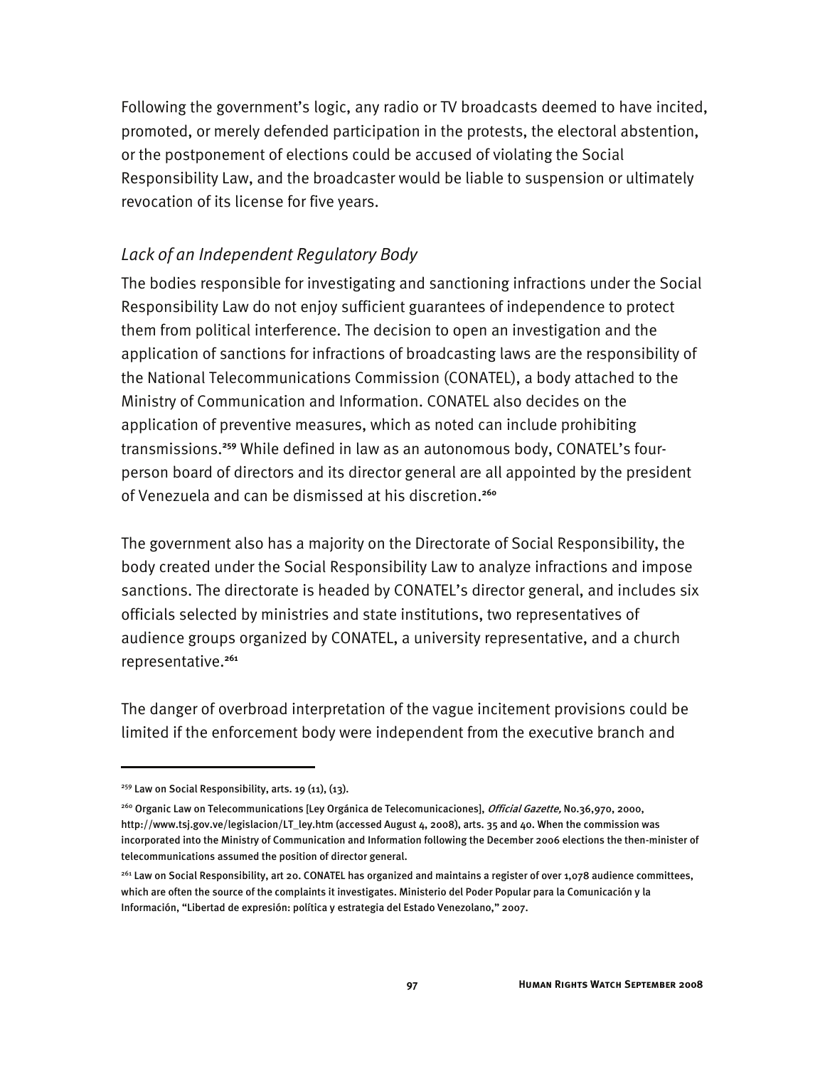Following the government's logic, any radio or TV broadcasts deemed to have incited, promoted, or merely defended participation in the protests, the electoral abstention, or the postponement of elections could be accused of violating the Social Responsibility Law, and the broadcaster would be liable to suspension or ultimately revocation of its license for five years.

### *Lack of an Independent Regulatory Body*

The bodies responsible for investigating and sanctioning infractions under the Social Responsibility Law do not enjoy sufficient guarantees of independence to protect them from political interference. The decision to open an investigation and the application of sanctions for infractions of broadcasting laws are the responsibility of the National Telecommunications Commission (CONATEL), a body attached to the Ministry of Communication and Information. CONATEL also decides on the application of preventive measures, which as noted can include prohibiting transmissions.[259] While defined in law as an autonomous body, CONATEL's four-person board of directors and its director general are all appointed by the president of Venezuela and can be dismissed at his discretion.[260]

The government also has a majority on the Directorate of Social Responsibility, the body created under the Social Responsibility Law to analyze infractions and impose sanctions. The directorate is headed by CONATEL's director general, and includes six officials selected by ministries and state institutions, two representatives of audience groups organized by CONATEL, a university representative, and a church representative.[261]

The danger of overbroad interpretation of the vague incitement provisions could be limited if the enforcement body were independent from the executive branch and

---

[259] Law on Social Responsibility, arts. 19 (11), (13).

[260] Organic Law on Telecommunications [Ley Orgánica de Telecomunicaciones], *Official Gazette*, No.36,970, 2000, http://www.tsj.gov.ve/legislacion/LT_ley.htm (accessed August 4, 2008), arts. 35 and 40. When the commission was incorporated into the Ministry of Communication and Information following the December 2006 elections the then-minister of telecommunications assumed the position of director general.

[261] Law on Social Responsibility, art 20. CONATEL has organized and maintains a register of over 1,078 audience committees, which are often the source of the complaints it investigates. Ministerio del Poder Popular para la Comunicación y la Información, "Libertad de expresión: política y estrategia del Estado Venezolano," 2007.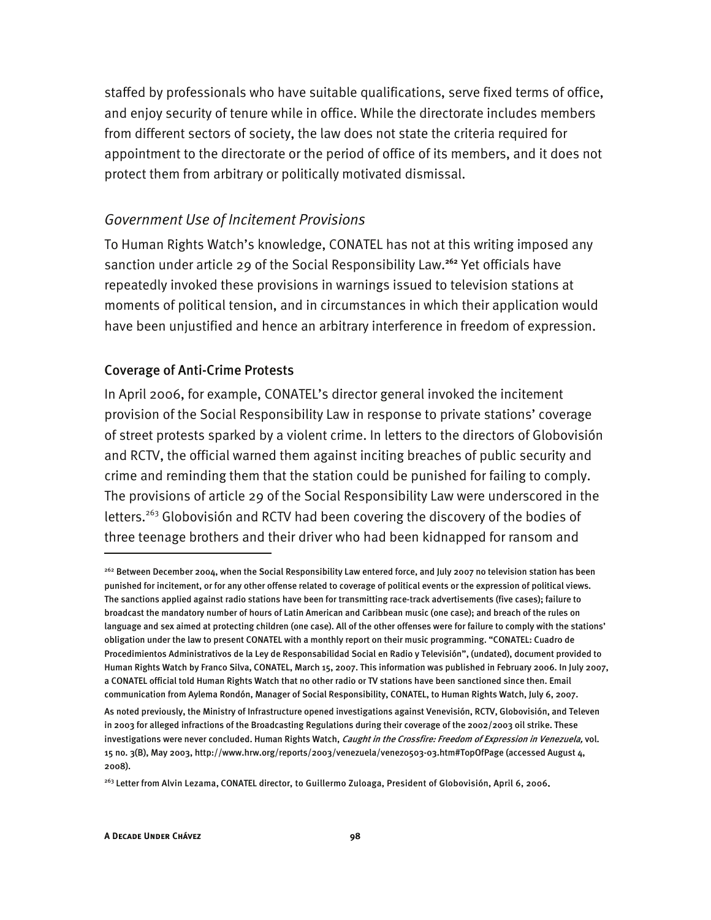staffed by professionals who have suitable qualifications, serve fixed terms of office, and enjoy security of tenure while in office. While the directorate includes members from different sectors of society, the law does not state the criteria required for appointment to the directorate or the period of office of its members, and it does not protect them from arbitrary or politically motivated dismissal.

### *Government Use of Incitement Provisions*

To Human Rights Watch's knowledge, CONATEL has not at this writing imposed any sanction under article 29 of the Social Responsibility Law.[262] Yet officials have repeatedly invoked these provisions in warnings issued to television stations at moments of political tension, and in circumstances in which their application would have been unjustified and hence an arbitrary interference in freedom of expression.

#### Coverage of Anti-Crime Protests

In April 2006, for example, CONATEL's director general invoked the incitement provision of the Social Responsibility Law in response to private stations' coverage of street protests sparked by a violent crime. In letters to the directors of Globovisión and RCTV, the official warned them against inciting breaches of public security and crime and reminding them that the station could be punished for failing to comply. The provisions of article 29 of the Social Responsibility Law were underscored in the letters.[263] Globovisión and RCTV had been covering the discovery of the bodies of three teenage brothers and their driver who had been kidnapped for ransom and

---

[262] Between December 2004, when the Social Responsibility Law entered force, and July 2007 no television station has been punished for incitement, or for any other offense related to coverage of political events or the expression of political views. The sanctions applied against radio stations have been for transmitting race-track advertisements (five cases); failure to broadcast the mandatory number of hours of Latin American and Caribbean music (one case); and breach of the rules on language and sex aimed at protecting children (one case). All of the other offenses were for failure to comply with the stations' obligation under the law to present CONATEL with a monthly report on their music programming. "CONATEL: Cuadro de Procedimientos Administrativos de la Ley de Responsabilidad Social en Radio y Televisión", (undated), document provided to Human Rights Watch by Franco Silva, CONATEL, March 15, 2007. This information was published in February 2006. In July 2007, a CONATEL official told Human Rights Watch that no other radio or TV stations have been sanctioned since then. Email communication from Aylema Rondón, Manager of Social Responsibility, CONATEL, to Human Rights Watch, July 6, 2007.

As noted previously, the Ministry of Infrastructure opened investigations against Venevisión, RCTV, Globovisión, and Televen in 2003 for alleged infractions of the Broadcasting Regulations during their coverage of the 2002/2003 oil strike. These investigations were never concluded. Human Rights Watch, *Caught in the Crossfire: Freedom of Expression in Venezuela,* vol. 15 no. 3(B), May 2003, http://www.hrw.org/reports/2003/venezuela/venez0503-03.htm#TopOfPage (accessed August 4, 2008).

[263] Letter from Alvin Lezama, CONATEL director, to Guillermo Zuloaga, President of Globovisión, April 6, 2006.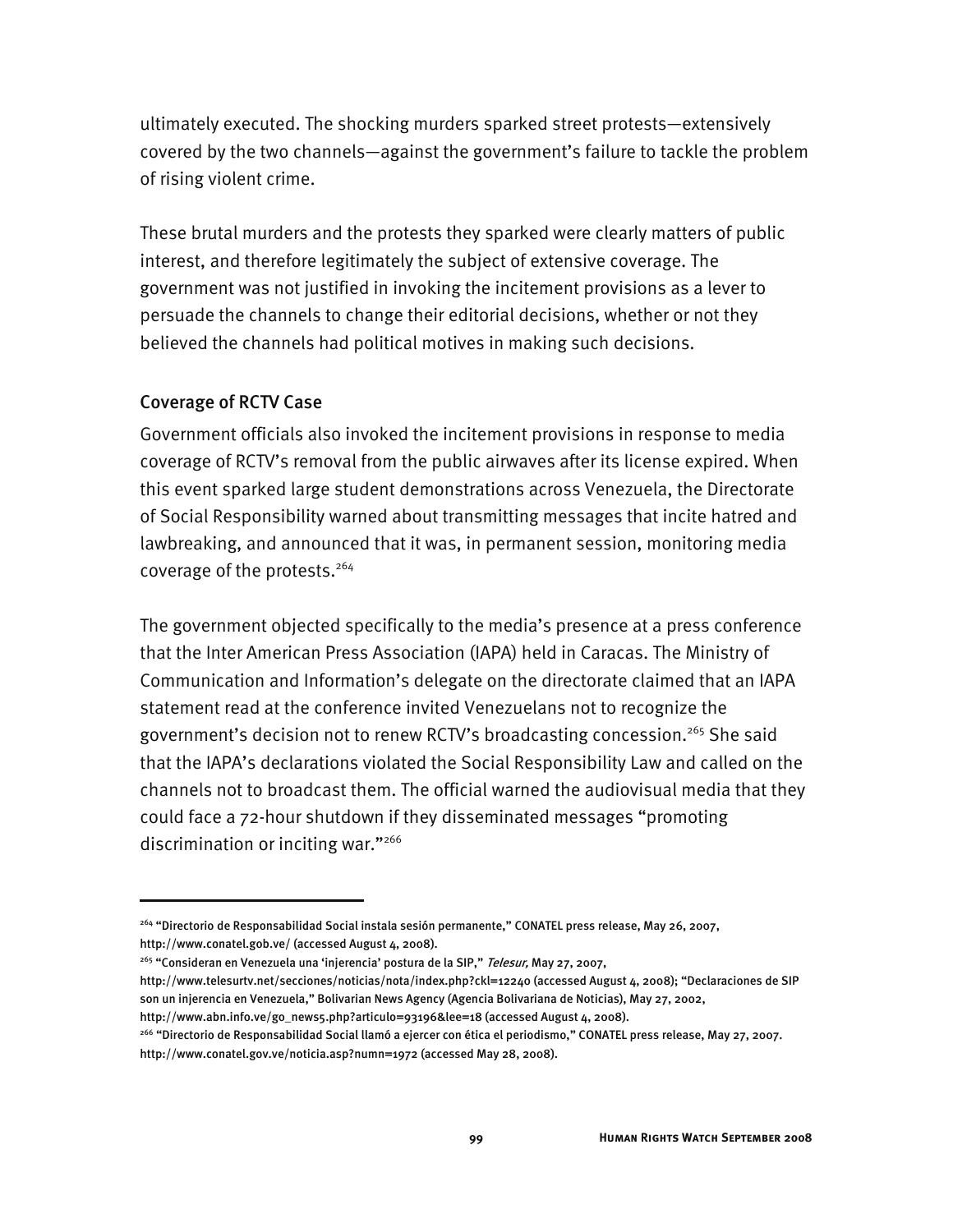ultimately executed. The shocking murders sparked street protests—extensively covered by the two channels—against the government's failure to tackle the problem of rising violent crime.

These brutal murders and the protests they sparked were clearly matters of public interest, and therefore legitimately the subject of extensive coverage. The government was not justified in invoking the incitement provisions as a lever to persuade the channels to change their editorial decisions, whether or not they believed the channels had political motives in making such decisions.

### Coverage of RCTV Case

Government officials also invoked the incitement provisions in response to media coverage of RCTV's removal from the public airwaves after its license expired. When this event sparked large student demonstrations across Venezuela, the Directorate of Social Responsibility warned about transmitting messages that incite hatred and lawbreaking, and announced that it was, in permanent session, monitoring media coverage of the protests.[264]

The government objected specifically to the media's presence at a press conference that the Inter American Press Association (IAPA) held in Caracas. The Ministry of Communication and Information's delegate on the directorate claimed that an IAPA statement read at the conference invited Venezuelans not to recognize the government's decision not to renew RCTV's broadcasting concession.[265] She said that the IAPA's declarations violated the Social Responsibility Law and called on the channels not to broadcast them. The official warned the audiovisual media that they could face a 72-hour shutdown if they disseminated messages "promoting discrimination or inciting war."[266]

---

[264] "Directorio de Responsabilidad Social instala sesión permanente," CONATEL press release, May 26, 2007, http://www.conatel.gob.ve/ (accessed August 4, 2008).

[265] "Consideran en Venezuela una 'injerencia' postura de la SIP," *Telesur,* May 27, 2007, http://www.telesurtv.net/secciones/noticias/nota/index.php?ckl=12240 (accessed August 4, 2008); "Declaraciones de SIP son un injerencia en Venezuela," Bolivarian News Agency (Agencia Bolivariana de Noticias), May 27, 2002, http://www.abn.info.ve/go_news5.php?articulo=93196&lee=18 (accessed August 4, 2008).

[266] "Directorio de Responsabilidad Social llamó a ejercer con ética el periodismo," CONATEL press release, May 27, 2007. http://www.conatel.gov.ve/noticia.asp?numn=1972 (accessed May 28, 2008).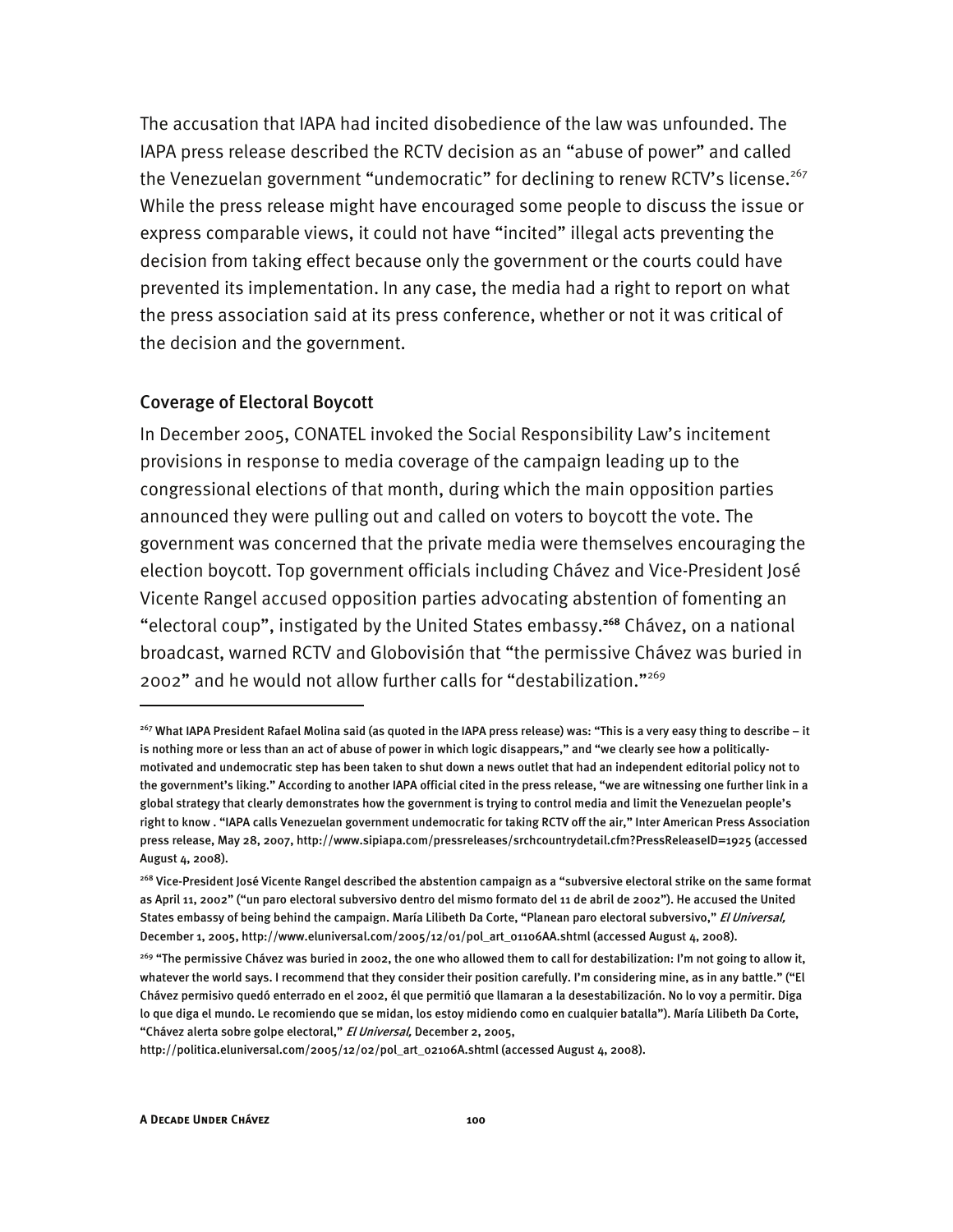The accusation that IAPA had incited disobedience of the law was unfounded. The IAPA press release described the RCTV decision as an "abuse of power" and called the Venezuelan government "undemocratic" for declining to renew RCTV's license.[267] While the press release might have encouraged some people to discuss the issue or express comparable views, it could not have "incited" illegal acts preventing the decision from taking effect because only the government or the courts could have prevented its implementation. In any case, the media had a right to report on what the press association said at its press conference, whether or not it was critical of the decision and the government.

### Coverage of Electoral Boycott

In December 2005, CONATEL invoked the Social Responsibility Law's incitement provisions in response to media coverage of the campaign leading up to the congressional elections of that month, during which the main opposition parties announced they were pulling out and called on voters to boycott the vote. The government was concerned that the private media were themselves encouraging the election boycott. Top government officials including Chávez and Vice-President José Vicente Rangel accused opposition parties advocating abstention of fomenting an "electoral coup", instigated by the United States embassy.[268] Chávez, on a national broadcast, warned RCTV and Globovisión that "the permissive Chávez was buried in 2002" and he would not allow further calls for "destabilization."[269]

---

[267] What IAPA President Rafael Molina said (as quoted in the IAPA press release) was: "This is a very easy thing to describe – it is nothing more or less than an act of abuse of power in which logic disappears," and "we clearly see how a politically-motivated and undemocratic step has been taken to shut down a news outlet that had an independent editorial policy not to the government's liking." According to another IAPA official cited in the press release, "we are witnessing one further link in a global strategy that clearly demonstrates how the government is trying to control media and limit the Venezuelan people's right to know . "IAPA calls Venezuelan government undemocratic for taking RCTV off the air," Inter American Press Association press release, May 28, 2007, http://www.sipiapa.com/pressreleases/srchcountrydetail.cfm?PressReleaseID=1925 (accessed August 4, 2008).

[268] Vice-President José Vicente Rangel described the abstention campaign as a "subversive electoral strike on the same format as April 11, 2002" ("un paro electoral subversivo dentro del mismo formato del 11 de abril de 2002"). He accused the United States embassy of being behind the campaign. María Lilibeth Da Corte, "Planean paro electoral subversivo," *El Universal,* December 1, 2005, http://www.eluniversal.com/2005/12/01/pol_art_01106AA.shtml (accessed August 4, 2008).

[269] "The permissive Chávez was buried in 2002, the one who allowed them to call for destabilization: I'm not going to allow it, whatever the world says. I recommend that they consider their position carefully. I'm considering mine, as in any battle." ("El Chávez permisivo quedó enterrado en el 2002, él que permitió que llamaran a la desestabilización. No lo voy a permitir. Diga lo que diga el mundo. Le recomiendo que se midan, los estoy midiendo como en cualquier batalla"). María Lilibeth Da Corte, "Chávez alerta sobre golpe electoral," *El Universal,* December 2, 2005, http://politica.eluniversal.com/2005/12/02/pol_art_02106A.shtml (accessed August 4, 2008).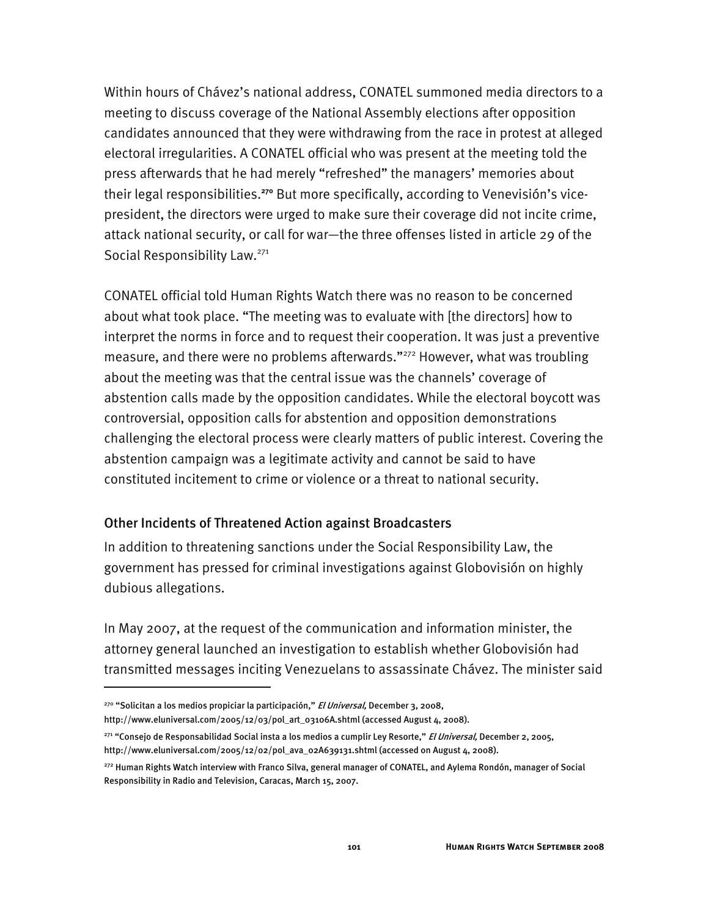Within hours of Chávez's national address, CONATEL summoned media directors to a meeting to discuss coverage of the National Assembly elections after opposition candidates announced that they were withdrawing from the race in protest at alleged electoral irregularities. A CONATEL official who was present at the meeting told the press afterwards that he had merely "refreshed" the managers' memories about their legal responsibilities.[270] But more specifically, according to Venevisión's vice-president, the directors were urged to make sure their coverage did not incite crime, attack national security, or call for war—the three offenses listed in article 29 of the Social Responsibility Law.[271]

CONATEL official told Human Rights Watch there was no reason to be concerned about what took place. "The meeting was to evaluate with [the directors] how to interpret the norms in force and to request their cooperation. It was just a preventive measure, and there were no problems afterwards."[272] However, what was troubling about the meeting was that the central issue was the channels' coverage of abstention calls made by the opposition candidates. While the electoral boycott was controversial, opposition calls for abstention and opposition demonstrations challenging the electoral process were clearly matters of public interest. Covering the abstention campaign was a legitimate activity and cannot be said to have constituted incitement to crime or violence or a threat to national security.

### Other Incidents of Threatened Action against Broadcasters

In addition to threatening sanctions under the Social Responsibility Law, the government has pressed for criminal investigations against Globovisión on highly dubious allegations.

In May 2007, at the request of the communication and information minister, the attorney general launched an investigation to establish whether Globovisión had transmitted messages inciting Venezuelans to assassinate Chávez. The minister said

---

[270] "Solicitan a los medios propiciar la participación," *El Universal,* December 3, 2008, http://www.eluniversal.com/2005/12/03/pol_art_03106A.shtml (accessed August 4, 2008).

[271] "Consejo de Responsabilidad Social insta a los medios a cumplir Ley Resorte," *El Universal,* December 2, 2005, http://www.eluniversal.com/2005/12/02/pol_ava_02A639131.shtml (accessed on August 4, 2008).

[272] Human Rights Watch interview with Franco Silva, general manager of CONATEL, and Aylema Rondón, manager of Social Responsibility in Radio and Television, Caracas, March 15, 2007.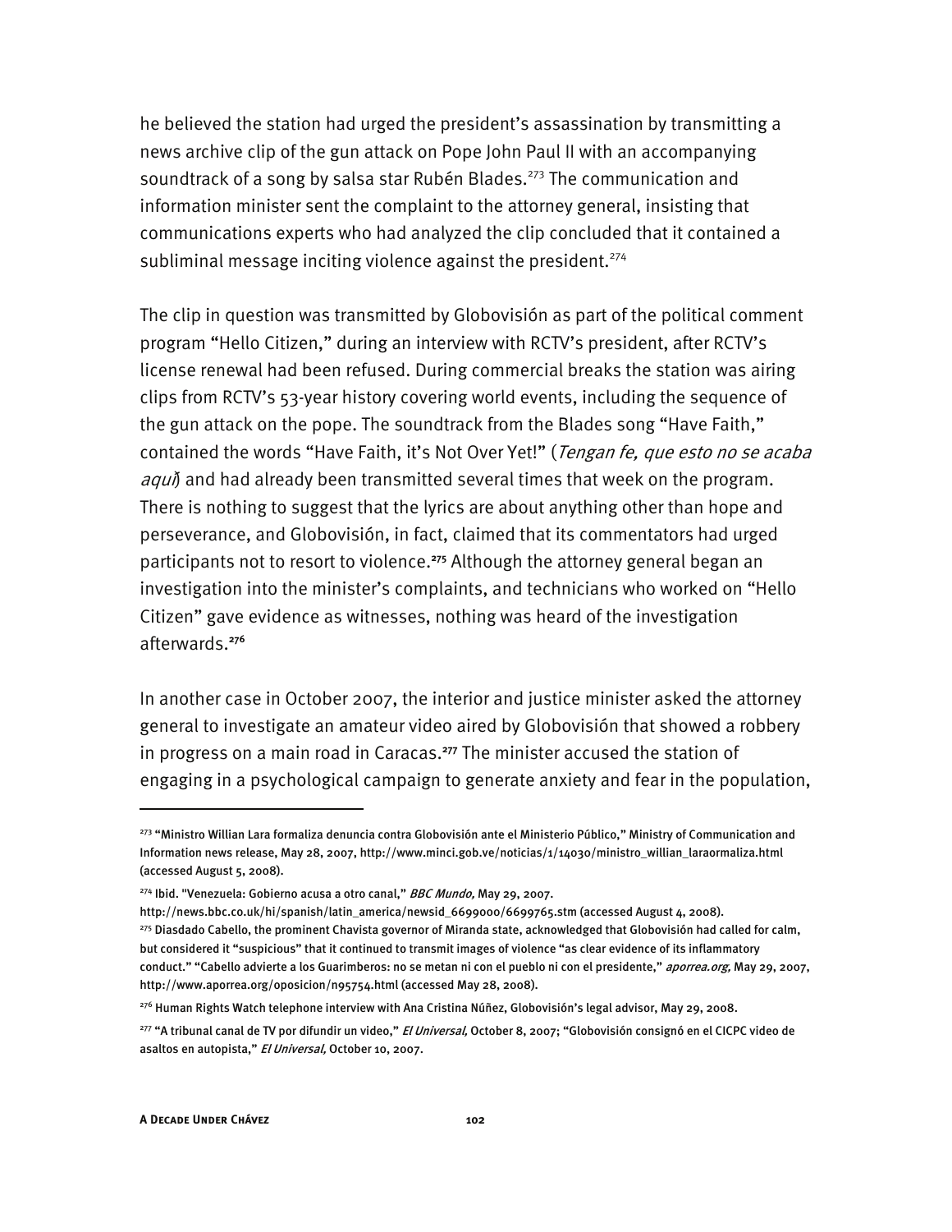he believed the station had urged the president's assassination by transmitting a news archive clip of the gun attack on Pope John Paul II with an accompanying soundtrack of a song by salsa star Rubén Blades.[273] The communication and information minister sent the complaint to the attorney general, insisting that communications experts who had analyzed the clip concluded that it contained a subliminal message inciting violence against the president.[274]

The clip in question was transmitted by Globovisión as part of the political comment program "Hello Citizen," during an interview with RCTV's president, after RCTV's license renewal had been refused. During commercial breaks the station was airing clips from RCTV's 53-year history covering world events, including the sequence of the gun attack on the pope. The soundtrack from the Blades song "Have Faith," contained the words "Have Faith, it's Not Over Yet!" (*Tengan fe, que esto no se acaba aquí*) and had already been transmitted several times that week on the program. There is nothing to suggest that the lyrics are about anything other than hope and perseverance, and Globovisión, in fact, claimed that its commentators had urged participants not to resort to violence.[275] Although the attorney general began an investigation into the minister's complaints, and technicians who worked on "Hello Citizen" gave evidence as witnesses, nothing was heard of the investigation afterwards.[276]

In another case in October 2007, the interior and justice minister asked the attorney general to investigate an amateur video aired by Globovisión that showed a robbery in progress on a main road in Caracas.[277] The minister accused the station of engaging in a psychological campaign to generate anxiety and fear in the population,

---

[273] "Ministro Willian Lara formaliza denuncia contra Globovisión ante el Ministerio Público," Ministry of Communication and Information news release, May 28, 2007, http://www.minci.gob.ve/noticias/1/14030/ministro_willian_laraormaliza.html (accessed August 5, 2008).

[274] Ibid. "Venezuela: Gobierno acusa a otro canal," *BBC Mundo,* May 29, 2007. http://news.bbc.co.uk/hi/spanish/latin_america/newsid_6699000/6699765.stm (accessed August 4, 2008).

[275] Diasdado Cabello, the prominent Chavista governor of Miranda state, acknowledged that Globovisión had called for calm, but considered it "suspicious" that it continued to transmit images of violence "as clear evidence of its inflammatory conduct." "Cabello advierte a los Guarimberos: no se metan ni con el pueblo ni con el presidente," *aporrea.org,* May 29, 2007, http://www.aporrea.org/oposicion/n95754.html (accessed May 28, 2008).

[276] Human Rights Watch telephone interview with Ana Cristina Núñez, Globovisión's legal advisor, May 29, 2008.

[277] "A tribunal canal de TV por difundir un video," *El Universal,* October 8, 2007; "Globovisión consignó en el CICPC video de asaltos en autopista," *El Universal,* October 10, 2007.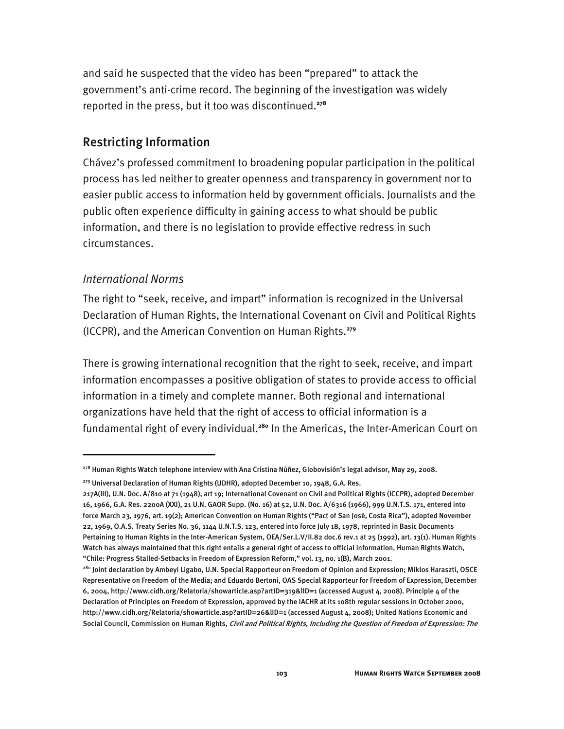and said he suspected that the video has been "prepared" to attack the government's anti-crime record. The beginning of the investigation was widely reported in the press, but it too was discontinued.[278]

## Restricting Information

Chávez's professed commitment to broadening popular participation in the political process has led neither to greater openness and transparency in government nor to easier public access to information held by government officials. Journalists and the public often experience difficulty in gaining access to what should be public information, and there is no legislation to provide effective redress in such circumstances.

### *International Norms*

The right to "seek, receive, and impart" information is recognized in the Universal Declaration of Human Rights, the International Covenant on Civil and Political Rights (ICCPR), and the American Convention on Human Rights.[279]

There is growing international recognition that the right to seek, receive, and impart information encompasses a positive obligation of states to provide access to official information in a timely and complete manner. Both regional and international organizations have held that the right of access to official information is a fundamental right of every individual.[280] In the Americas, the Inter-American Court on

---

[278] Human Rights Watch telephone interview with Ana Cristina Núñez, Globovisión's legal advisor, May 29, 2008.

[279] Universal Declaration of Human Rights (UDHR), adopted December 10, 1948, G.A. Res. 217A(III), U.N. Doc. A/810 at 71 (1948), art 19; International Covenant on Civil and Political Rights (ICCPR), adopted December 16, 1966, G.A. Res. 2200A (XXI), 21 U.N. GAOR Supp. (No. 16) at 52, U.N. Doc. A/6316 (1966), 999 U.N.T.S. 171, entered into force March 23, 1976, art. 19(2); American Convention on Human Rights ("Pact of San José, Costa Rica"), adopted November 22, 1969, O.A.S. Treaty Series No. 36, 1144 U.N.T.S. 123, entered into force July 18, 1978, reprinted in Basic Documents Pertaining to Human Rights in the Inter-American System, OEA/Ser.L.V/II.82 doc.6 rev.1 at 25 (1992), art. 13(1). Human Rights Watch has always maintained that this right entails a general right of access to official information. Human Rights Watch, "Chile: Progress Stalled-Setbacks in Freedom of Expression Reform," vol. 13, no. 1(B), March 2001.

[280] Joint declaration by Ambeyi Ligabo, U.N. Special Rapporteur on Freedom of Opinion and Expression; Miklos Haraszti, OSCE Representative on Freedom of the Media; and Eduardo Bertoni, OAS Special Rapporteur for Freedom of Expression, December 6, 2004, http://www.cidh.org/Relatoria/showarticle.asp?artID=319&lID=1 (accessed August 4, 2008). Principle 4 of the Declaration of Principles on Freedom of Expression, approved by the IACHR at its 108th regular sessions in October 2000, http://www.cidh.org/Relatoria/showarticle.asp?artID=26&lID=1 (accessed August 4, 2008); United Nations Economic and Social Council, Commission on Human Rights, *Civil and Political Rights, Including the Question of Freedom of Expression: The*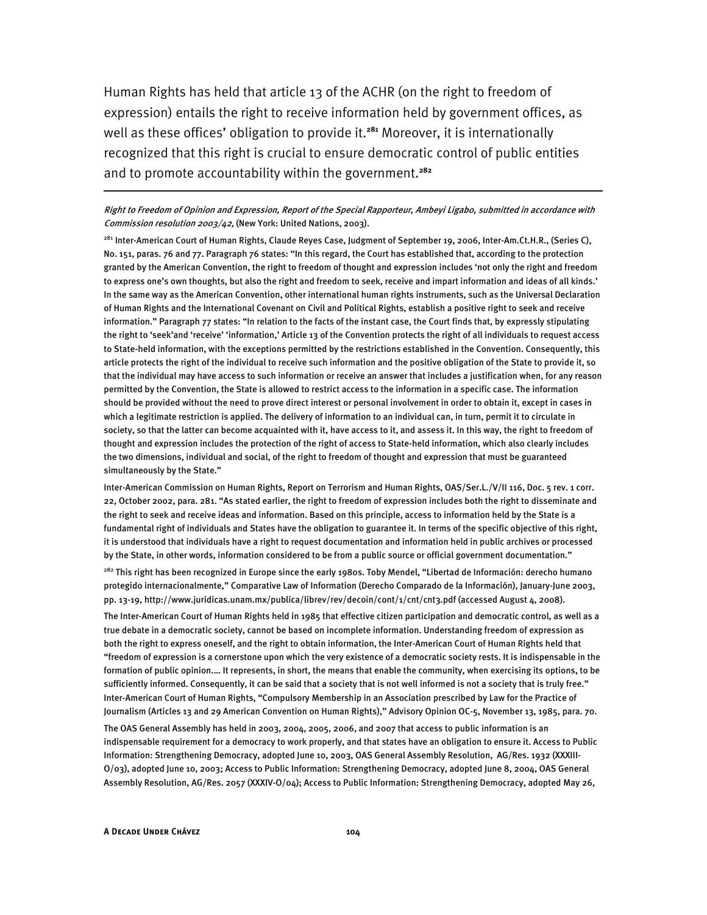Human Rights has held that article 13 of the ACHR (on the right to freedom of expression) entails the right to receive information held by government offices, as well as these offices' obligation to provide it.[281] Moreover, it is internationally recognized that this right is crucial to ensure democratic control of public entities and to promote accountability within the government.[282]

---

*Right to Freedom of Opinion and Expression, Report of the Special Rapporteur, Ambeyi Ligabo, submitted in accordance with Commission resolution 2003/42,* (New York: United Nations, 2003).

[281] Inter-American Court of Human Rights, Claude Reyes Case, Judgment of September 19, 2006, Inter-Am.Ct.H.R., (Series C), No. 151, paras. 76 and 77. Paragraph 76 states: "In this regard, the Court has established that, according to the protection granted by the American Convention, the right to freedom of thought and expression includes 'not only the right and freedom to express one's own thoughts, but also the right and freedom to seek, receive and impart information and ideas of all kinds.' In the same way as the American Convention, other international human rights instruments, such as the Universal Declaration of Human Rights and the International Covenant on Civil and Political Rights, establish a positive right to seek and receive information." Paragraph 77 states: "In relation to the facts of the instant case, the Court finds that, by expressly stipulating the right to 'seek'and 'receive' 'information,' Article 13 of the Convention protects the right of all individuals to request access to State-held information, with the exceptions permitted by the restrictions established in the Convention. Consequently, this article protects the right of the individual to receive such information and the positive obligation of the State to provide it, so that the individual may have access to such information or receive an answer that includes a justification when, for any reason permitted by the Convention, the State is allowed to restrict access to the information in a specific case. The information should be provided without the need to prove direct interest or personal involvement in order to obtain it, except in cases in which a legitimate restriction is applied. The delivery of information to an individual can, in turn, permit it to circulate in society, so that the latter can become acquainted with it, have access to it, and assess it. In this way, the right to freedom of thought and expression includes the protection of the right of access to State-held information, which also clearly includes the two dimensions, individual and social, of the right to freedom of thought and expression that must be guaranteed simultaneously by the State."

Inter-American Commission on Human Rights, Report on Terrorism and Human Rights, OAS/Ser.L./V/II 116, Doc. 5 rev. 1 corr. 22, October 2002, para. 281. "As stated earlier, the right to freedom of expression includes both the right to disseminate and the right to seek and receive ideas and information. Based on this principle, access to information held by the State is a fundamental right of individuals and States have the obligation to guarantee it. In terms of the specific objective of this right, it is understood that individuals have a right to request documentation and information held in public archives or processed by the State, in other words, information considered to be from a public source or official government documentation."

[282] This right has been recognized in Europe since the early 1980s. Toby Mendel, "Libertad de Información: derecho humano protegido internacionalmente," Comparative Law of Information (Derecho Comparado de la Información), January-June 2003, pp. 13-19, http://www.juridicas.unam.mx/publica/librev/rev/decoin/cont/1/cnt/cnt3.pdf (accessed August 4, 2008).

The Inter-American Court of Human Rights held in 1985 that effective citizen participation and democratic control, as well as a true debate in a democratic society, cannot be based on incomplete information. Understanding freedom of expression as both the right to express oneself, and the right to obtain information, the Inter-American Court of Human Rights held that "freedom of expression is a cornerstone upon which the very existence of a democratic society rests. It is indispensable in the formation of public opinion.... It represents, in short, the means that enable the community, when exercising its options, to be sufficiently informed. Consequently, it can be said that a society that is not well informed is not a society that is truly free." Inter-American Court of Human Rights, "Compulsory Membership in an Association prescribed by Law for the Practice of Journalism (Articles 13 and 29 American Convention on Human Rights)," Advisory Opinion OC-5, November 13, 1985, para. 70.

The OAS General Assembly has held in 2003, 2004, 2005, 2006, and 2007 that access to public information is an indispensable requirement for a democracy to work properly, and that states have an obligation to ensure it. Access to Public Information: Strengthening Democracy, adopted June 10, 2003, OAS General Assembly Resolution, AG/Res. 1932 (XXXIII-O/03), adopted June 10, 2003; Access to Public Information: Strengthening Democracy, adopted June 8, 2004, OAS General Assembly Resolution, AG/Res. 2057 (XXXIV-O/04); Access to Public Information: Strengthening Democracy, adopted May 26,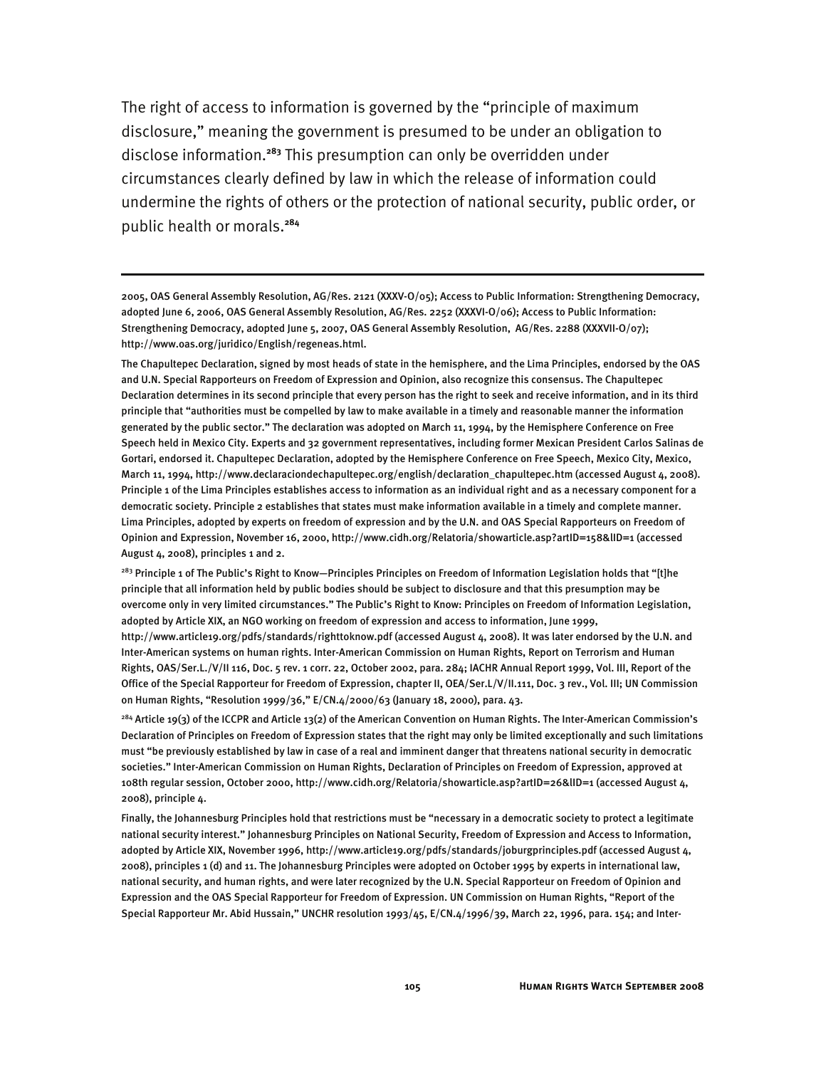The right of access to information is governed by the "principle of maximum disclosure," meaning the government is presumed to be under an obligation to disclose information.[283] This presumption can only be overridden under circumstances clearly defined by law in which the release of information could undermine the rights of others or the protection of national security, public order, or public health or morals.[284]

---

2005, OAS General Assembly Resolution, AG/Res. 2121 (XXXV-O/05); Access to Public Information: Strengthening Democracy, adopted June 6, 2006, OAS General Assembly Resolution, AG/Res. 2252 (XXXVI-O/06); Access to Public Information: Strengthening Democracy, adopted June 5, 2007, OAS General Assembly Resolution, AG/Res. 2288 (XXXVII-O/07); http://www.oas.org/juridico/English/regeneas.html.

The Chapultepec Declaration, signed by most heads of state in the hemisphere, and the Lima Principles, endorsed by the OAS and U.N. Special Rapporteurs on Freedom of Expression and Opinion, also recognize this consensus. The Chapultepec Declaration determines in its second principle that every person has the right to seek and receive information, and in its third principle that "authorities must be compelled by law to make available in a timely and reasonable manner the information generated by the public sector." The declaration was adopted on March 11, 1994, by the Hemisphere Conference on Free Speech held in Mexico City. Experts and 32 government representatives, including former Mexican President Carlos Salinas de Gortari, endorsed it. Chapultepec Declaration, adopted by the Hemisphere Conference on Free Speech, Mexico City, Mexico, March 11, 1994, http://www.declaraciondechapultepec.org/english/declaration_chapultepec.htm (accessed August 4, 2008). Principle 1 of the Lima Principles establishes access to information as an individual right and as a necessary component for a democratic society. Principle 2 establishes that states must make information available in a timely and complete manner. Lima Principles, adopted by experts on freedom of expression and by the U.N. and OAS Special Rapporteurs on Freedom of Opinion and Expression, November 16, 2000, http://www.cidh.org/Relatoria/showarticle.asp?artID=158&lID=1 (accessed August 4, 2008), principles 1 and 2.

[283] Principle 1 of The Public's Right to Know—Principles Principles on Freedom of Information Legislation holds that "[t]he principle that all information held by public bodies should be subject to disclosure and that this presumption may be overcome only in very limited circumstances." The Public's Right to Know: Principles on Freedom of Information Legislation, adopted by Article XIX, an NGO working on freedom of expression and access to information, June 1999, http://www.article19.org/pdfs/standards/righttoknow.pdf (accessed August 4, 2008). It was later endorsed by the U.N. and Inter-American systems on human rights. Inter-American Commission on Human Rights, Report on Terrorism and Human Rights, OAS/Ser.L./V/II 116, Doc. 5 rev. 1 corr. 22, October 2002, para. 284; IACHR Annual Report 1999, Vol. III, Report of the Office of the Special Rapporteur for Freedom of Expression, chapter II, OEA/Ser.L/V/II.111, Doc. 3 rev., Vol. III; UN Commission on Human Rights, "Resolution 1999/36," E/CN.4/2000/63 (January 18, 2000), para. 43.

[284] Article 19(3) of the ICCPR and Article 13(2) of the American Convention on Human Rights. The Inter-American Commission's Declaration of Principles on Freedom of Expression states that the right may only be limited exceptionally and such limitations must "be previously established by law in case of a real and imminent danger that threatens national security in democratic societies." Inter-American Commission on Human Rights, Declaration of Principles on Freedom of Expression, approved at 108th regular session, October 2000, http://www.cidh.org/Relatoria/showarticle.asp?artID=26&lID=1 (accessed August 4, 2008), principle 4.

Finally, the Johannesburg Principles hold that restrictions must be "necessary in a democratic society to protect a legitimate national security interest." Johannesburg Principles on National Security, Freedom of Expression and Access to Information, adopted by Article XIX, November 1996, http://www.article19.org/pdfs/standards/joburgprinciples.pdf (accessed August 4, 2008), principles 1 (d) and 11. The Johannesburg Principles were adopted on October 1995 by experts in international law, national security, and human rights, and were later recognized by the U.N. Special Rapporteur on Freedom of Opinion and Expression and the OAS Special Rapporteur for Freedom of Expression. UN Commission on Human Rights, "Report of the Special Rapporteur Mr. Abid Hussain," UNCHR resolution 1993/45, E/CN.4/1996/39, March 22, 1996, para. 154; and Inter-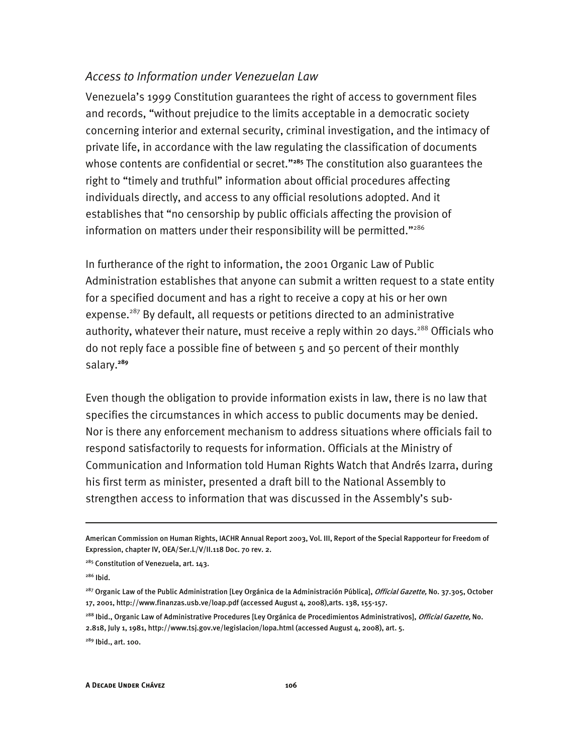### *Access to Information under Venezuelan Law*

Venezuela's 1999 Constitution guarantees the right of access to government files and records, "without prejudice to the limits acceptable in a democratic society concerning interior and external security, criminal investigation, and the intimacy of private life, in accordance with the law regulating the classification of documents whose contents are confidential or secret."[285] The constitution also guarantees the right to "timely and truthful" information about official procedures affecting individuals directly, and access to any official resolutions adopted. And it establishes that "no censorship by public officials affecting the provision of information on matters under their responsibility will be permitted."[286]

In furtherance of the right to information, the 2001 Organic Law of Public Administration establishes that anyone can submit a written request to a state entity for a specified document and has a right to receive a copy at his or her own expense.[287] By default, all requests or petitions directed to an administrative authority, whatever their nature, must receive a reply within 20 days.[288] Officials who do not reply face a possible fine of between 5 and 50 percent of their monthly salary.[289]

Even though the obligation to provide information exists in law, there is no law that specifies the circumstances in which access to public documents may be denied. Nor is there any enforcement mechanism to address situations where officials fail to respond satisfactorily to requests for information. Officials at the Ministry of Communication and Information told Human Rights Watch that Andrés Izarra, during his first term as minister, presented a draft bill to the National Assembly to strengthen access to information that was discussed in the Assembly's sub-

---

American Commission on Human Rights, IACHR Annual Report 2003, Vol. III, Report of the Special Rapporteur for Freedom of Expression, chapter IV, OEA/Ser.L/V/II.118 Doc. 70 rev. 2.

[285] Constitution of Venezuela, art. 143.

[286] Ibid.

[287] Organic Law of the Public Administration [Ley Orgánica de la Administración Pública], *Official Gazette,* No. 37.305, October 17, 2001, http://www.finanzas.usb.ve/loap.pdf (accessed August 4, 2008),arts. 138, 155-157.

[288] Ibid., Organic Law of Administrative Procedures [Ley Orgánica de Procedimientos Administrativos], *Official Gazette,* No. 2.818, July 1, 1981, http://www.tsj.gov.ve/legislacion/lopa.html (accessed August 4, 2008), art. 5.

[289] Ibid., art. 100.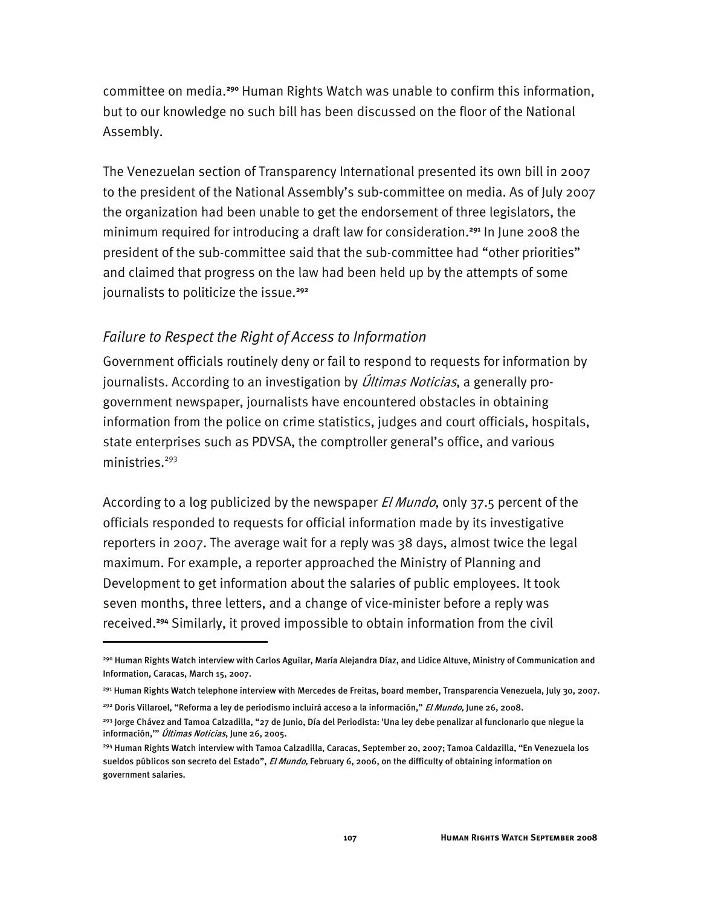committee on media.[290] Human Rights Watch was unable to confirm this information, but to our knowledge no such bill has been discussed on the floor of the National Assembly.

The Venezuelan section of Transparency International presented its own bill in 2007 to the president of the National Assembly's sub-committee on media. As of July 2007 the organization had been unable to get the endorsement of three legislators, the minimum required for introducing a draft law for consideration.[291] In June 2008 the president of the sub-committee said that the sub-committee had "other priorities" and claimed that progress on the law had been held up by the attempts of some journalists to politicize the issue.[292]

### *Failure to Respect the Right of Access to Information*

Government officials routinely deny or fail to respond to requests for information by journalists. According to an investigation by *Últimas Noticias*, a generally pro-government newspaper, journalists have encountered obstacles in obtaining information from the police on crime statistics, judges and court officials, hospitals, state enterprises such as PDVSA, the comptroller general's office, and various ministries.[293]

According to a log publicized by the newspaper *El Mundo*, only 37.5 percent of the officials responded to requests for official information made by its investigative reporters in 2007. The average wait for a reply was 38 days, almost twice the legal maximum. For example, a reporter approached the Ministry of Planning and Development to get information about the salaries of public employees. It took seven months, three letters, and a change of vice-minister before a reply was received.[294] Similarly, it proved impossible to obtain information from the civil

---

[290] Human Rights Watch interview with Carlos Aguilar, María Alejandra Díaz, and Lidice Altuve, Ministry of Communication and Information, Caracas, March 15, 2007.

[291] Human Rights Watch telephone interview with Mercedes de Freitas, board member, Transparencia Venezuela, July 30, 2007.

[292] Doris Villaroel, "Reforma a ley de periodismo incluirá acceso a la información," *El Mundo,* June 26, 2008.

[293] Jorge Chávez and Tamoa Calzadilla, "27 de Junio, Día del Periodista: 'Una ley debe penalizar al funcionario que niegue la información,'" *Últimas Noticias*, June 26, 2005.

[294] Human Rights Watch interview with Tamoa Calzadilla, Caracas, September 20, 2007; Tamoa Caldazilla, "En Venezuela los sueldos públicos son secreto del Estado", *El Mundo,* February 6, 2006, on the difficulty of obtaining information on government salaries.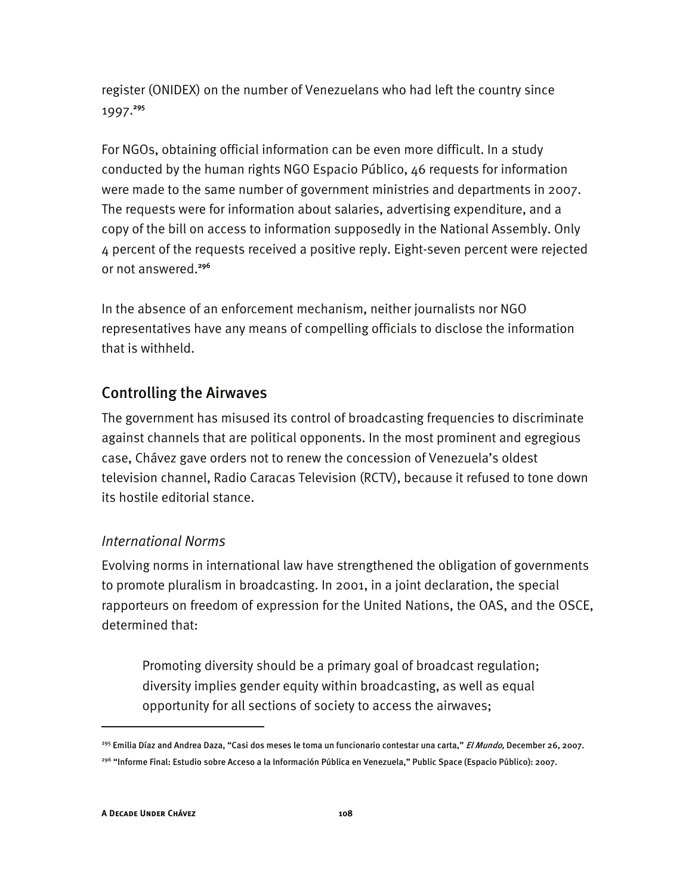register (ONIDEX) on the number of Venezuelans who had left the country since 1997.[295]

For NGOs, obtaining official information can be even more difficult. In a study conducted by the human rights NGO Espacio Público, 46 requests for information were made to the same number of government ministries and departments in 2007. The requests were for information about salaries, advertising expenditure, and a copy of the bill on access to information supposedly in the National Assembly. Only 4 percent of the requests received a positive reply. Eight-seven percent were rejected or not answered.[296]

In the absence of an enforcement mechanism, neither journalists nor NGO representatives have any means of compelling officials to disclose the information that is withheld.

## Controlling the Airwaves

The government has misused its control of broadcasting frequencies to discriminate against channels that are political opponents. In the most prominent and egregious case, Chávez gave orders not to renew the concession of Venezuela's oldest television channel, Radio Caracas Television (RCTV), because it refused to tone down its hostile editorial stance.

### *International Norms*

Evolving norms in international law have strengthened the obligation of governments to promote pluralism in broadcasting. In 2001, in a joint declaration, the special rapporteurs on freedom of expression for the United Nations, the OAS, and the OSCE, determined that:

> Promoting diversity should be a primary goal of broadcast regulation; diversity implies gender equity within broadcasting, as well as equal opportunity for all sections of society to access the airwaves;

---

[295] Emilia Díaz and Andrea Daza, "Casi dos meses le toma un funcionario contestar una carta," *El Mundo,* December 26, 2007.

[296] "Informe Final: Estudio sobre Acceso a la Información Pública en Venezuela," Public Space (Espacio Público): 2007.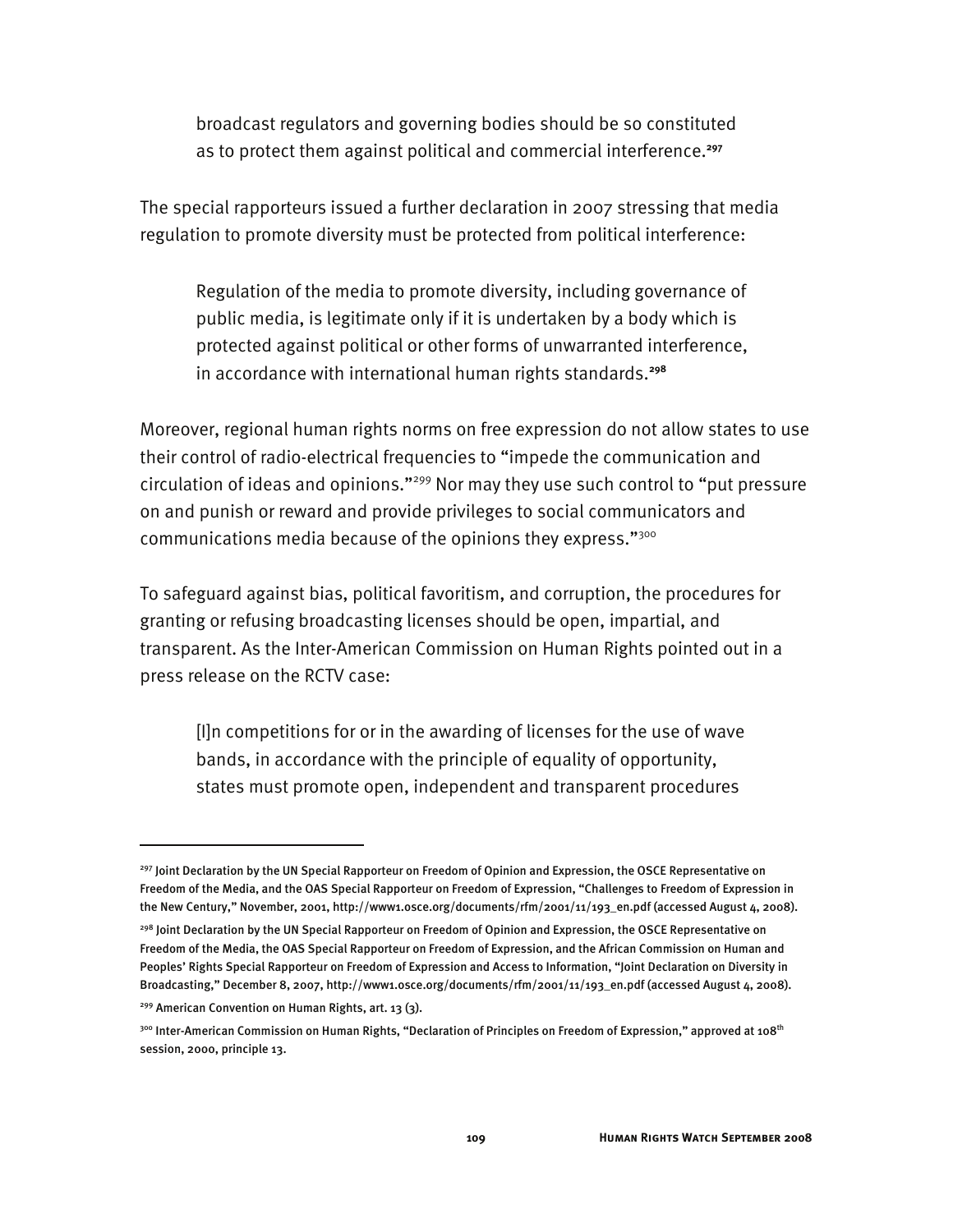> broadcast regulators and governing bodies should be so constituted as to protect them against political and commercial interference.[297]

The special rapporteurs issued a further declaration in 2007 stressing that media regulation to promote diversity must be protected from political interference:

> Regulation of the media to promote diversity, including governance of public media, is legitimate only if it is undertaken by a body which is protected against political or other forms of unwarranted interference, in accordance with international human rights standards.[298]

Moreover, regional human rights norms on free expression do not allow states to use their control of radio-electrical frequencies to "impede the communication and circulation of ideas and opinions."[299] Nor may they use such control to "put pressure on and punish or reward and provide privileges to social communicators and communications media because of the opinions they express."[300]

To safeguard against bias, political favoritism, and corruption, the procedures for granting or refusing broadcasting licenses should be open, impartial, and transparent. As the Inter-American Commission on Human Rights pointed out in a press release on the RCTV case:

> [I]n competitions for or in the awarding of licenses for the use of wave bands, in accordance with the principle of equality of opportunity, states must promote open, independent and transparent procedures

---

[297] Joint Declaration by the UN Special Rapporteur on Freedom of Opinion and Expression, the OSCE Representative on Freedom of the Media, and the OAS Special Rapporteur on Freedom of Expression, "Challenges to Freedom of Expression in the New Century," November, 2001, http://www1.osce.org/documents/rfm/2001/11/193_en.pdf (accessed August 4, 2008).

[298] Joint Declaration by the UN Special Rapporteur on Freedom of Opinion and Expression, the OSCE Representative on Freedom of the Media, the OAS Special Rapporteur on Freedom of Expression, and the African Commission on Human and Peoples' Rights Special Rapporteur on Freedom of Expression and Access to Information, "Joint Declaration on Diversity in Broadcasting," December 8, 2007, http://www1.osce.org/documents/rfm/2001/11/193_en.pdf (accessed August 4, 2008).

[299] American Convention on Human Rights, art. 13 (3).

[300] Inter-American Commission on Human Rights, "Declaration of Principles on Freedom of Expression," approved at 108th session, 2000, principle 13.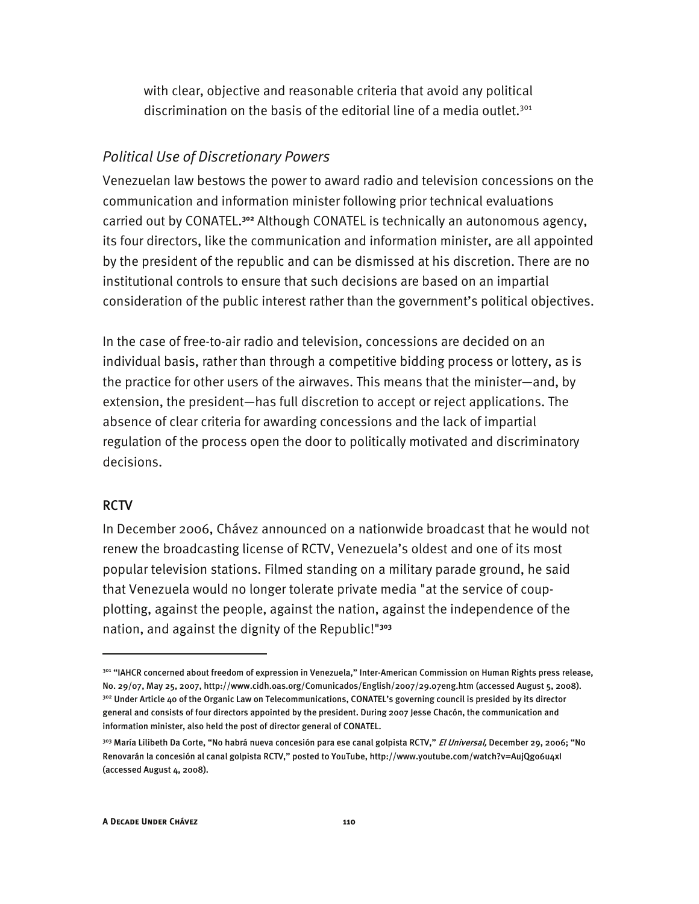with clear, objective and reasonable criteria that avoid any political discrimination on the basis of the editorial line of a media outlet.[301]

### *Political Use of Discretionary Powers*

Venezuelan law bestows the power to award radio and television concessions on the communication and information minister following prior technical evaluations carried out by CONATEL.[302] Although CONATEL is technically an autonomous agency, its four directors, like the communication and information minister, are all appointed by the president of the republic and can be dismissed at his discretion. There are no institutional controls to ensure that such decisions are based on an impartial consideration of the public interest rather than the government's political objectives.

In the case of free-to-air radio and television, concessions are decided on an individual basis, rather than through a competitive bidding process or lottery, as is the practice for other users of the airwaves. This means that the minister—and, by extension, the president—has full discretion to accept or reject applications. The absence of clear criteria for awarding concessions and the lack of impartial regulation of the process open the door to politically motivated and discriminatory decisions.

#### RCTV

In December 2006, Chávez announced on a nationwide broadcast that he would not renew the broadcasting license of RCTV, Venezuela's oldest and one of its most popular television stations. Filmed standing on a military parade ground, he said that Venezuela would no longer tolerate private media "at the service of coup-plotting, against the people, against the nation, against the independence of the nation, and against the dignity of the Republic!"[303]

---

[301] "IAHCR concerned about freedom of expression in Venezuela," Inter-American Commission on Human Rights press release, No. 29/07, May 25, 2007, http://www.cidh.oas.org/Comunicados/English/2007/29.07eng.htm (accessed August 5, 2008).

[302] Under Article 40 of the Organic Law on Telecommunications, CONATEL's governing council is presided by its director general and consists of four directors appointed by the president. During 2007 Jesse Chacón, the communication and information minister, also held the post of director general of CONATEL.

[303] María Lilibeth Da Corte, "No habrá nueva concesión para ese canal golpista RCTV," *El Universal,* December 29, 2006; "No Renovarán la concesión al canal golpista RCTV," posted to YouTube, http://www.youtube.com/watch?v=AujQgo6u4xl (accessed August 4, 2008).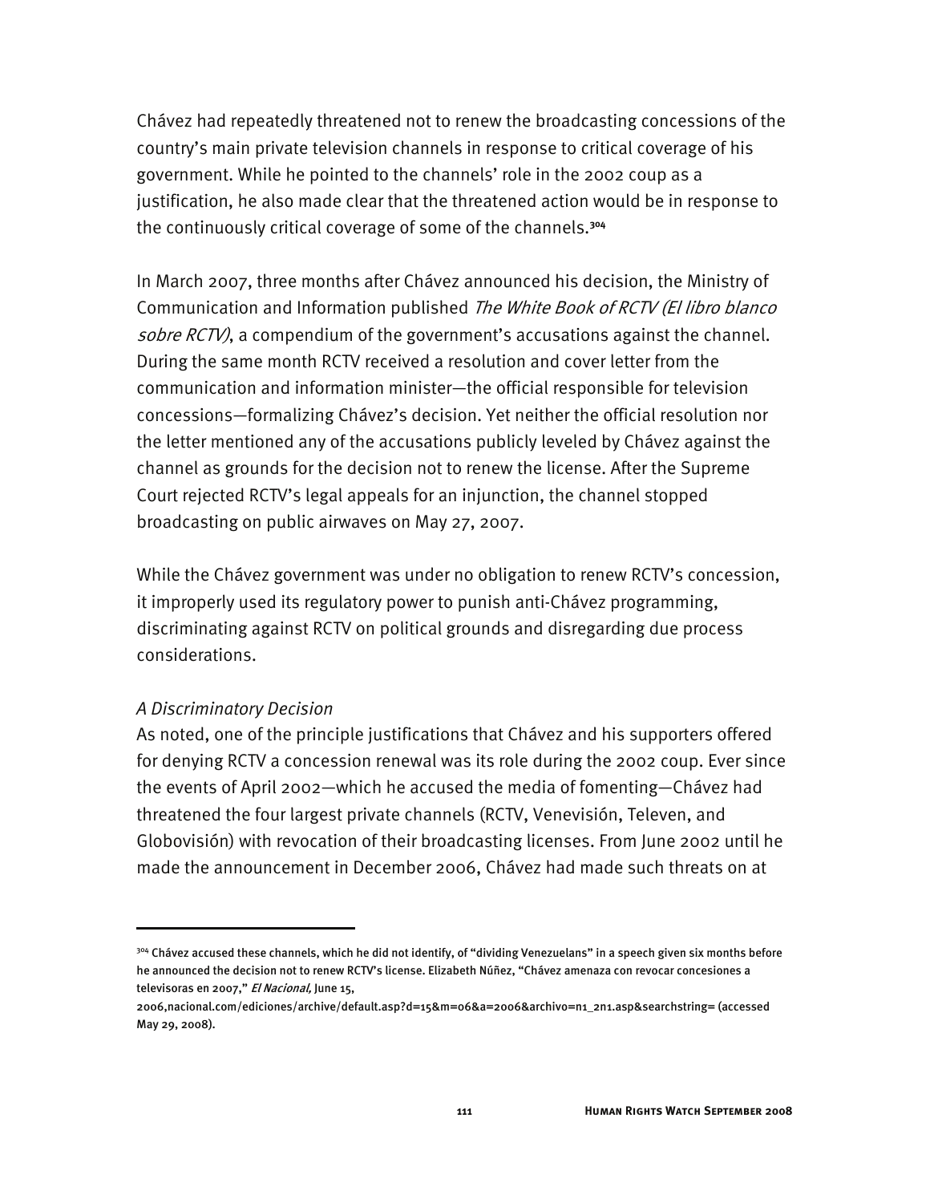Chávez had repeatedly threatened not to renew the broadcasting concessions of the country's main private television channels in response to critical coverage of his government. While he pointed to the channels' role in the 2002 coup as a justification, he also made clear that the threatened action would be in response to the continuously critical coverage of some of the channels.[304]

In March 2007, three months after Chávez announced his decision, the Ministry of Communication and Information published *The White Book of RCTV (El libro blanco sobre RCTV)*, a compendium of the government's accusations against the channel. During the same month RCTV received a resolution and cover letter from the communication and information minister—the official responsible for television concessions—formalizing Chávez's decision. Yet neither the official resolution nor the letter mentioned any of the accusations publicly leveled by Chávez against the channel as grounds for the decision not to renew the license. After the Supreme Court rejected RCTV's legal appeals for an injunction, the channel stopped broadcasting on public airwaves on May 27, 2007.

While the Chávez government was under no obligation to renew RCTV's concession, it improperly used its regulatory power to punish anti-Chávez programming, discriminating against RCTV on political grounds and disregarding due process considerations.

*A Discriminatory Decision*

As noted, one of the principle justifications that Chávez and his supporters offered for denying RCTV a concession renewal was its role during the 2002 coup. Ever since the events of April 2002—which he accused the media of fomenting—Chávez had threatened the four largest private channels (RCTV, Venevisión, Televen, and Globovisión) with revocation of their broadcasting licenses. From June 2002 until he made the announcement in December 2006, Chávez had made such threats on at

---

[304] Chávez accused these channels, which he did not identify, of "dividing Venezuelans" in a speech given six months before he announced the decision not to renew RCTV's license. Elizabeth Núñez, "Chávez amenaza con revocar concesiones a televisoras en 2007," *El Nacional*, June 15, 2006,nacional.com/ediciones/archive/default.asp?d=15&m=06&a=2006&archivo=n1_2n1.asp&searchstring= (accessed May 29, 2008).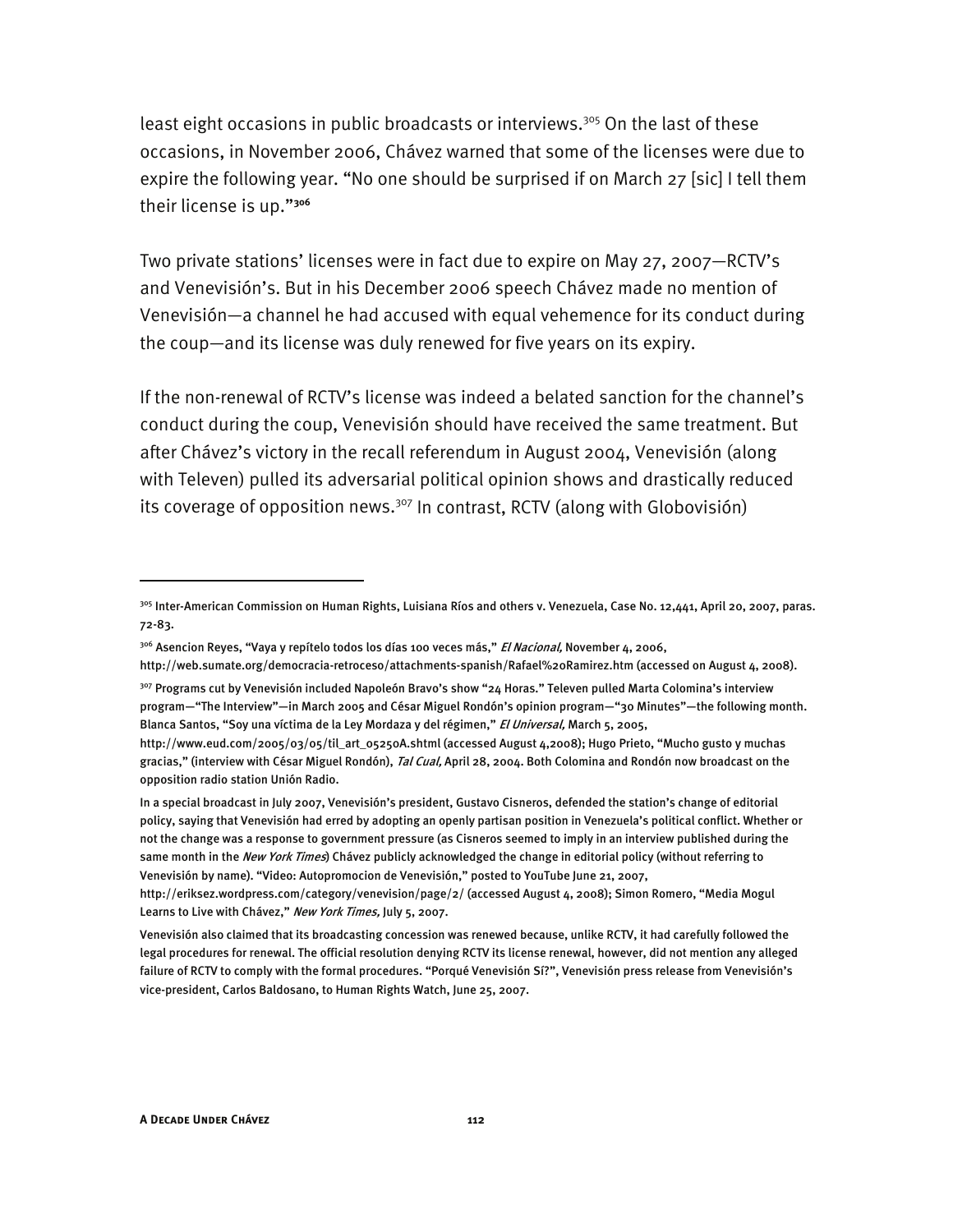least eight occasions in public broadcasts or interviews.[305] On the last of these occasions, in November 2006, Chávez warned that some of the licenses were due to expire the following year. "No one should be surprised if on March 27 [sic] I tell them their license is up."[306]

Two private stations' licenses were in fact due to expire on May 27, 2007—RCTV's and Venevisión's. But in his December 2006 speech Chávez made no mention of Venevisión—a channel he had accused with equal vehemence for its conduct during the coup—and its license was duly renewed for five years on its expiry.

If the non-renewal of RCTV's license was indeed a belated sanction for the channel's conduct during the coup, Venevisión should have received the same treatment. But after Chávez's victory in the recall referendum in August 2004, Venevisión (along with Televen) pulled its adversarial political opinion shows and drastically reduced its coverage of opposition news.[307] In contrast, RCTV (along with Globovisión)

---

[305] Inter-American Commission on Human Rights, Luisiana Ríos and others v. Venezuela, Case No. 12,441, April 20, 2007, paras. 72-83.

[306] Asencion Reyes, "Vaya y repítelo todos los días 100 veces más," *El Nacional,* November 4, 2006, http://web.sumate.org/democracia-retroceso/attachments-spanish/Rafael%20Ramirez.htm (accessed on August 4, 2008).

[307] Programs cut by Venevisión included Napoleón Bravo's show "24 Horas." Televen pulled Marta Colomina's interview program—"The Interview"—in March 2005 and César Miguel Rondón's opinion program—"30 Minutes"—the following month. Blanca Santos, "Soy una víctima de la Ley Mordaza y del régimen," *El Universal,* March 5, 2005, http://www.eud.com/2005/03/05/til_art_05250A.shtml (accessed August 4,2008); Hugo Prieto, "Mucho gusto y muchas gracias," (interview with César Miguel Rondón), *Tal Cual,* April 28, 2004. Both Colomina and Rondón now broadcast on the opposition radio station Unión Radio.

In a special broadcast in July 2007, Venevisión's president, Gustavo Cisneros, defended the station's change of editorial policy, saying that Venevisión had erred by adopting an openly partisan position in Venezuela's political conflict. Whether or not the change was a response to government pressure (as Cisneros seemed to imply in an interview published during the same month in the *New York Times*) Chávez publicly acknowledged the change in editorial policy (without referring to Venevisión by name). "Video: Autopromocion de Venevisión," posted to YouTube June 21, 2007, http://eriksez.wordpress.com/category/venevision/page/2/ (accessed August 4, 2008); Simon Romero, "Media Mogul Learns to Live with Chávez," *New York Times,* July 5, 2007.

Venevisión also claimed that its broadcasting concession was renewed because, unlike RCTV, it had carefully followed the legal procedures for renewal. The official resolution denying RCTV its license renewal, however, did not mention any alleged failure of RCTV to comply with the formal procedures. "Porqué Venevisión Sí?", Venevisión press release from Venevisión's vice-president, Carlos Baldosano, to Human Rights Watch, June 25, 2007.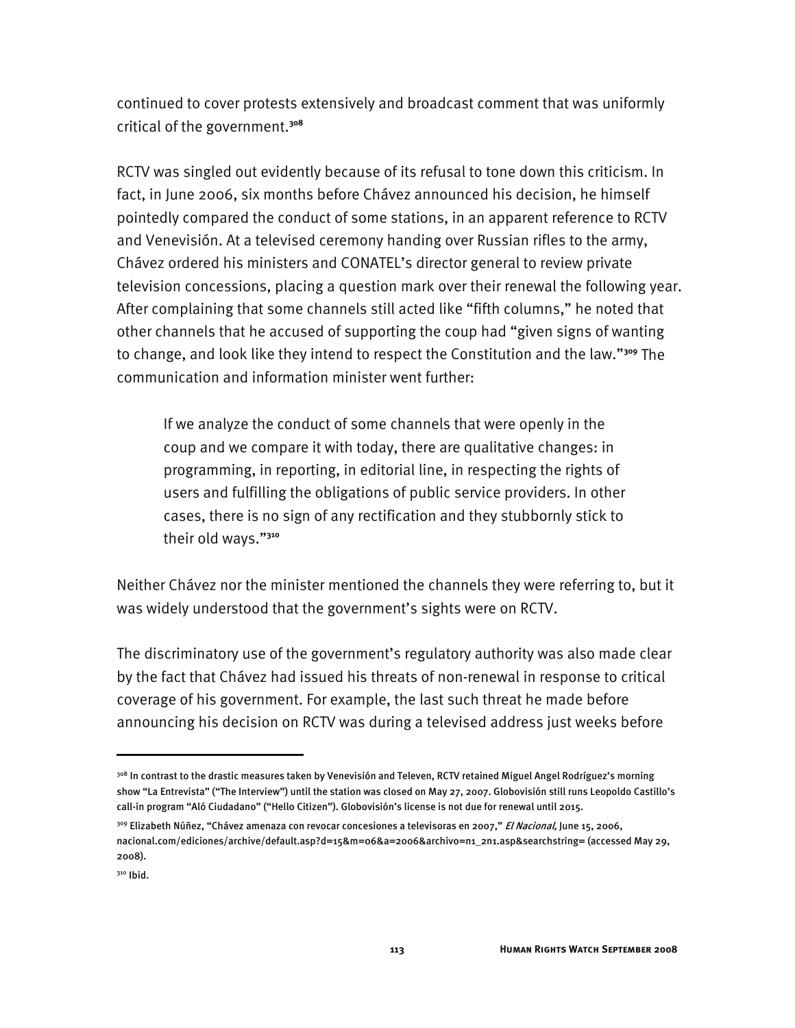continued to cover protests extensively and broadcast comment that was uniformly critical of the government.[308]

RCTV was singled out evidently because of its refusal to tone down this criticism. In fact, in June 2006, six months before Chávez announced his decision, he himself pointedly compared the conduct of some stations, in an apparent reference to RCTV and Venevisión. At a televised ceremony handing over Russian rifles to the army, Chávez ordered his ministers and CONATEL's director general to review private television concessions, placing a question mark over their renewal the following year. After complaining that some channels still acted like "fifth columns," he noted that other channels that he accused of supporting the coup had "given signs of wanting to change, and look like they intend to respect the Constitution and the law."[309] The communication and information minister went further:

> If we analyze the conduct of some channels that were openly in the coup and we compare it with today, there are qualitative changes: in programming, in reporting, in editorial line, in respecting the rights of users and fulfilling the obligations of public service providers. In other cases, there is no sign of any rectification and they stubbornly stick to their old ways."[310]

Neither Chávez nor the minister mentioned the channels they were referring to, but it was widely understood that the government's sights were on RCTV.

The discriminatory use of the government's regulatory authority was also made clear by the fact that Chávez had issued his threats of non-renewal in response to critical coverage of his government. For example, the last such threat he made before announcing his decision on RCTV was during a televised address just weeks before

---

[308] In contrast to the drastic measures taken by Venevisión and Televen, RCTV retained Miguel Angel Rodríguez's morning show "La Entrevista" ("The Interview") until the station was closed on May 27, 2007. Globovisión still runs Leopoldo Castillo's call-in program "Aló Ciudadano" ("Hello Citizen"). Globovisión's license is not due for renewal until 2015.

[309] Elizabeth Núñez, "Chávez amenaza con revocar concesiones a televisoras en 2007," *El Nacional,* June 15, 2006, nacional.com/ediciones/archive/default.asp?d=15&m=06&a=2006&archivo=n1_2n1.asp&searchstring= (accessed May 29, 2008).

[310] Ibid.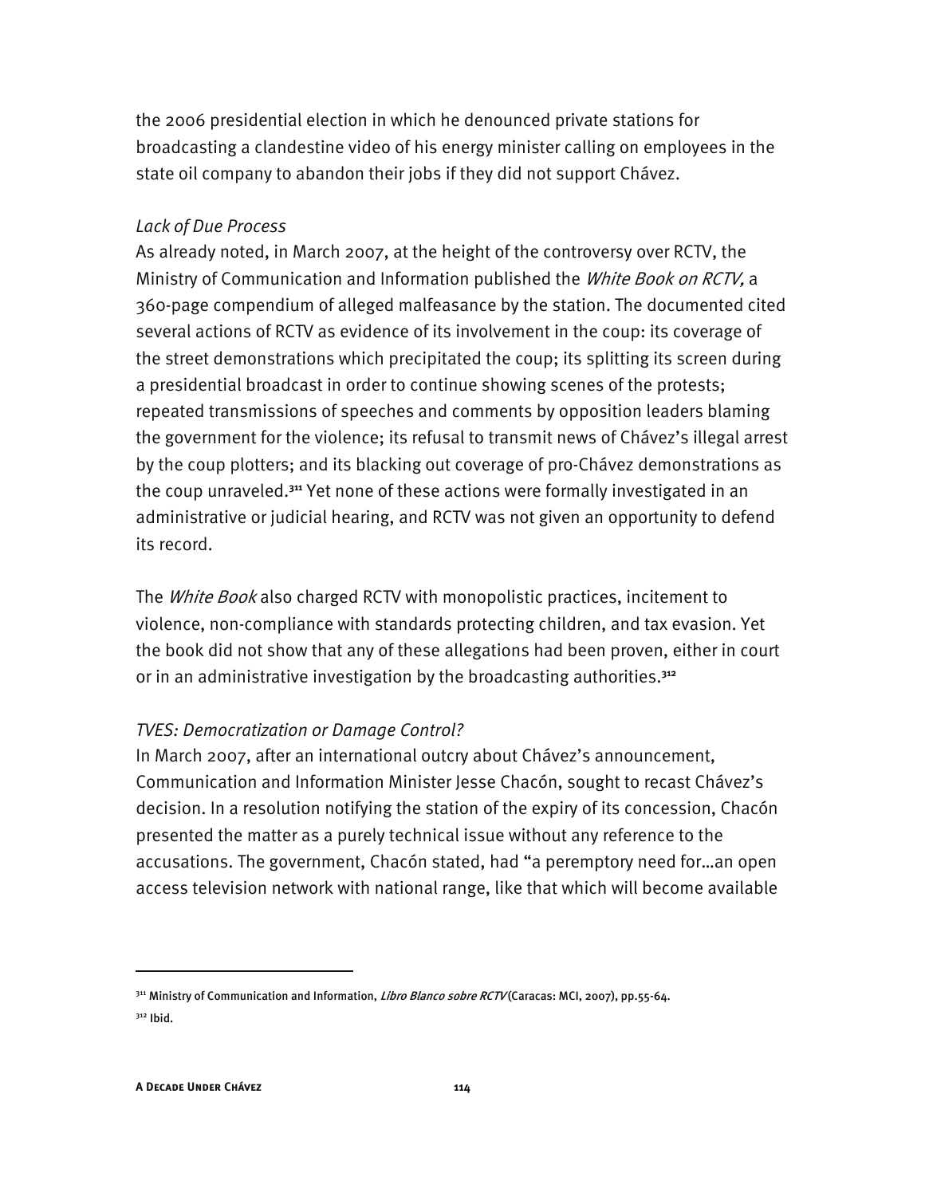the 2006 presidential election in which he denounced private stations for broadcasting a clandestine video of his energy minister calling on employees in the state oil company to abandon their jobs if they did not support Chávez.

*Lack of Due Process*

As already noted, in March 2007, at the height of the controversy over RCTV, the Ministry of Communication and Information published the *White Book on RCTV,* a 360-page compendium of alleged malfeasance by the station. The documented cited several actions of RCTV as evidence of its involvement in the coup: its coverage of the street demonstrations which precipitated the coup; its splitting its screen during a presidential broadcast in order to continue showing scenes of the protests; repeated transmissions of speeches and comments by opposition leaders blaming the government for the violence; its refusal to transmit news of Chávez's illegal arrest by the coup plotters; and its blacking out coverage of pro-Chávez demonstrations as the coup unraveled.[311] Yet none of these actions were formally investigated in an administrative or judicial hearing, and RCTV was not given an opportunity to defend its record.

The *White Book* also charged RCTV with monopolistic practices, incitement to violence, non-compliance with standards protecting children, and tax evasion. Yet the book did not show that any of these allegations had been proven, either in court or in an administrative investigation by the broadcasting authorities.[312]

*TVES: Democratization or Damage Control?*

In March 2007, after an international outcry about Chávez's announcement, Communication and Information Minister Jesse Chacón, sought to recast Chávez's decision. In a resolution notifying the station of the expiry of its concession, Chacón presented the matter as a purely technical issue without any reference to the accusations. The government, Chacón stated, had "a peremptory need for…an open access television network with national range, like that which will become available

---

[311] Ministry of Communication and Information, *Libro Blanco sobre RCTV* (Caracas: MCI, 2007), pp.55-64.

[312] Ibid.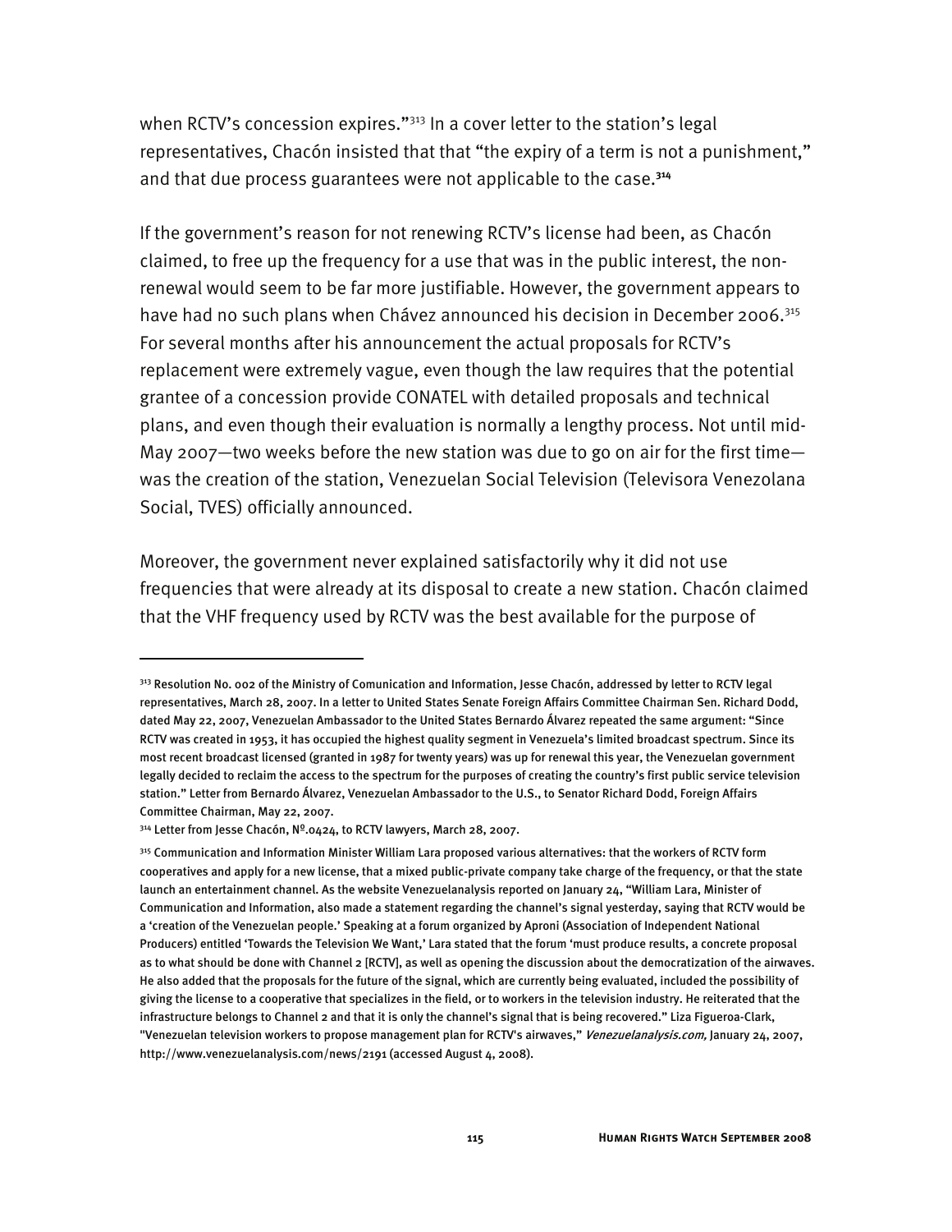when RCTV's concession expires."[313] In a cover letter to the station's legal representatives, Chacón insisted that that "the expiry of a term is not a punishment," and that due process guarantees were not applicable to the case.[314]

If the government's reason for not renewing RCTV's license had been, as Chacón claimed, to free up the frequency for a use that was in the public interest, the non-renewal would seem to be far more justifiable. However, the government appears to have had no such plans when Chávez announced his decision in December 2006.[315] For several months after his announcement the actual proposals for RCTV's replacement were extremely vague, even though the law requires that the potential grantee of a concession provide CONATEL with detailed proposals and technical plans, and even though their evaluation is normally a lengthy process. Not until mid-May 2007—two weeks before the new station was due to go on air for the first time—was the creation of the station, Venezuelan Social Television (Televisora Venezolana Social, TVES) officially announced.

Moreover, the government never explained satisfactorily why it did not use frequencies that were already at its disposal to create a new station. Chacón claimed that the VHF frequency used by RCTV was the best available for the purpose of

---

[313] Resolution No. 002 of the Ministry of Comunication and Information, Jesse Chacón, addressed by letter to RCTV legal representatives, March 28, 2007. In a letter to United States Senate Foreign Affairs Committee Chairman Sen. Richard Dodd, dated May 22, 2007, Venezuelan Ambassador to the United States Bernardo Álvarez repeated the same argument: "Since RCTV was created in 1953, it has occupied the highest quality segment in Venezuela's limited broadcast spectrum. Since its most recent broadcast licensed (granted in 1987 for twenty years) was up for renewal this year, the Venezuelan government legally decided to reclaim the access to the spectrum for the purposes of creating the country's first public service television station." Letter from Bernardo Álvarez, Venezuelan Ambassador to the U.S., to Senator Richard Dodd, Foreign Affairs Committee Chairman, May 22, 2007.

[314] Letter from Jesse Chacón, Nº.0424, to RCTV lawyers, March 28, 2007.

[315] Communication and Information Minister William Lara proposed various alternatives: that the workers of RCTV form cooperatives and apply for a new license, that a mixed public-private company take charge of the frequency, or that the state launch an entertainment channel. As the website Venezuelanalysis reported on January 24, "William Lara, Minister of Communication and Information, also made a statement regarding the channel's signal yesterday, saying that RCTV would be a 'creation of the Venezuelan people.' Speaking at a forum organized by Aproni (Association of Independent National Producers) entitled 'Towards the Television We Want,' Lara stated that the forum 'must produce results, a concrete proposal as to what should be done with Channel 2 [RCTV], as well as opening the discussion about the democratization of the airwaves. He also added that the proposals for the future of the signal, which are currently being evaluated, included the possibility of giving the license to a cooperative that specializes in the field, or to workers in the television industry. He reiterated that the infrastructure belongs to Channel 2 and that it is only the channel's signal that is being recovered." Liza Figueroa-Clark, "Venezuelan television workers to propose management plan for RCTV's airwaves," *Venezuelanalysis.com,* January 24, 2007, http://www.venezuelanalysis.com/news/2191 (accessed August 4, 2008).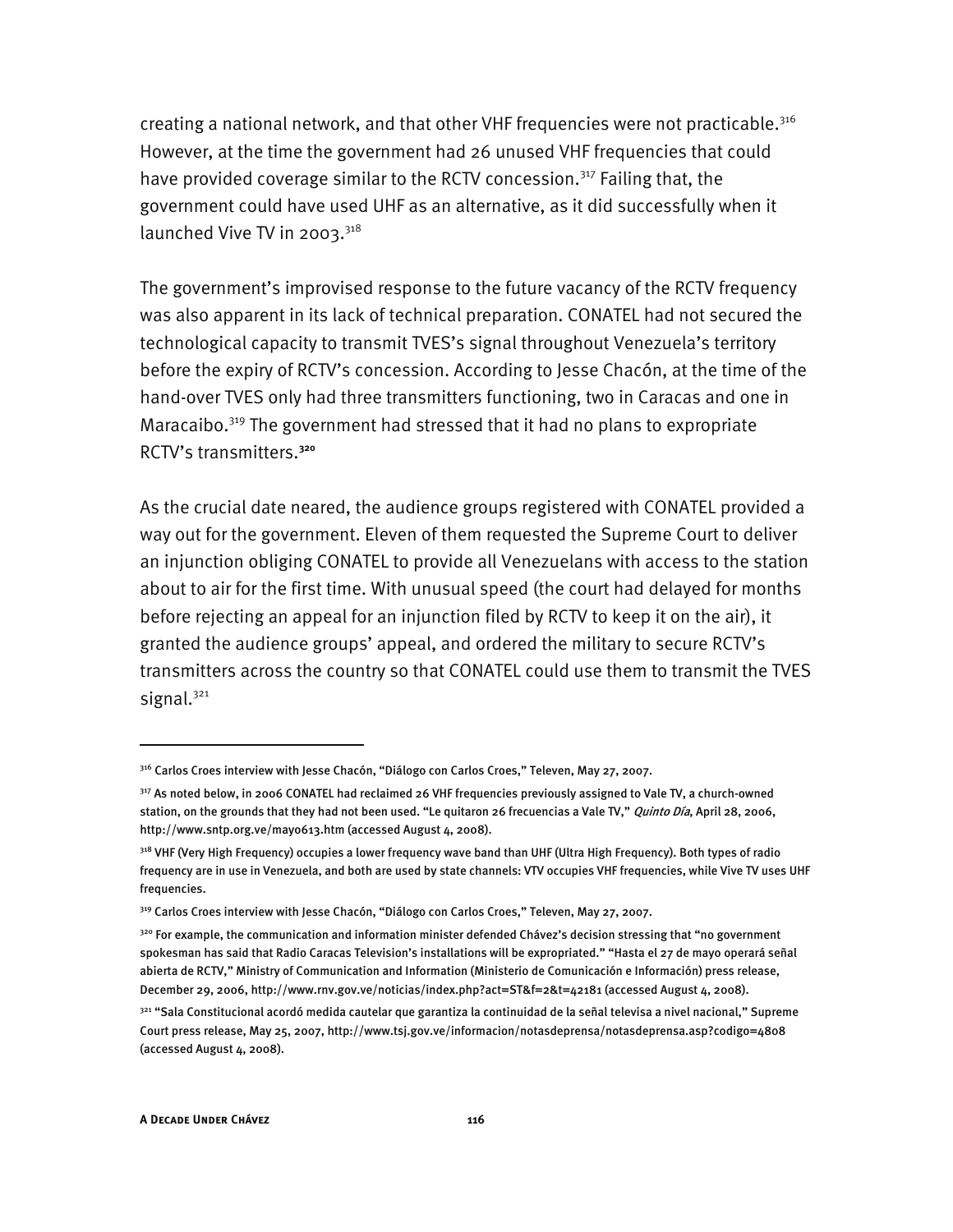creating a national network, and that other VHF frequencies were not practicable.[316] However, at the time the government had 26 unused VHF frequencies that could have provided coverage similar to the RCTV concession.[317] Failing that, the government could have used UHF as an alternative, as it did successfully when it launched Vive TV in 2003.[318]

The government's improvised response to the future vacancy of the RCTV frequency was also apparent in its lack of technical preparation. CONATEL had not secured the technological capacity to transmit TVES's signal throughout Venezuela's territory before the expiry of RCTV's concession. According to Jesse Chacón, at the time of the hand-over TVES only had three transmitters functioning, two in Caracas and one in Maracaibo.[319] The government had stressed that it had no plans to expropriate RCTV's transmitters.[320]

As the crucial date neared, the audience groups registered with CONATEL provided a way out for the government. Eleven of them requested the Supreme Court to deliver an injunction obliging CONATEL to provide all Venezuelans with access to the station about to air for the first time. With unusual speed (the court had delayed for months before rejecting an appeal for an injunction filed by RCTV to keep it on the air), it granted the audience groups' appeal, and ordered the military to secure RCTV's transmitters across the country so that CONATEL could use them to transmit the TVES signal.[321]

---

[316] Carlos Croes interview with Jesse Chacón, "Diálogo con Carlos Croes," Televen, May 27, 2007.

[317] As noted below, in 2006 CONATEL had reclaimed 26 VHF frequencies previously assigned to Vale TV, a church-owned station, on the grounds that they had not been used. "Le quitaron 26 frecuencias a Vale TV," *Quinto Día*, April 28, 2006, http://www.sntp.org.ve/mayo613.htm (accessed August 4, 2008).

[318] VHF (Very High Frequency) occupies a lower frequency wave band than UHF (Ultra High Frequency). Both types of radio frequency are in use in Venezuela, and both are used by state channels: VTV occupies VHF frequencies, while Vive TV uses UHF frequencies.

[319] Carlos Croes interview with Jesse Chacón, "Diálogo con Carlos Croes," Televen, May 27, 2007.

[320] For example, the communication and information minister defended Chávez's decision stressing that "no government spokesman has said that Radio Caracas Televisión's installations will be expropriated." "Hasta el 27 de mayo operará señal abierta de RCTV," Ministry of Communication and Information (Ministerio de Comunicación e Información) press release, December 29, 2006, http://www.rnv.gov.ve/noticias/index.php?act=ST&f=2&t=42181 (accessed August 4, 2008).

[321] "Sala Constitucional acordó medida cautelar que garantiza la continuidad de la señal televisa a nivel nacional," Supreme Court press release, May 25, 2007, http://www.tsj.gov.ve/informacion/notasdeprensa/notasdeprensa.asp?codigo=4808 (accessed August 4, 2008).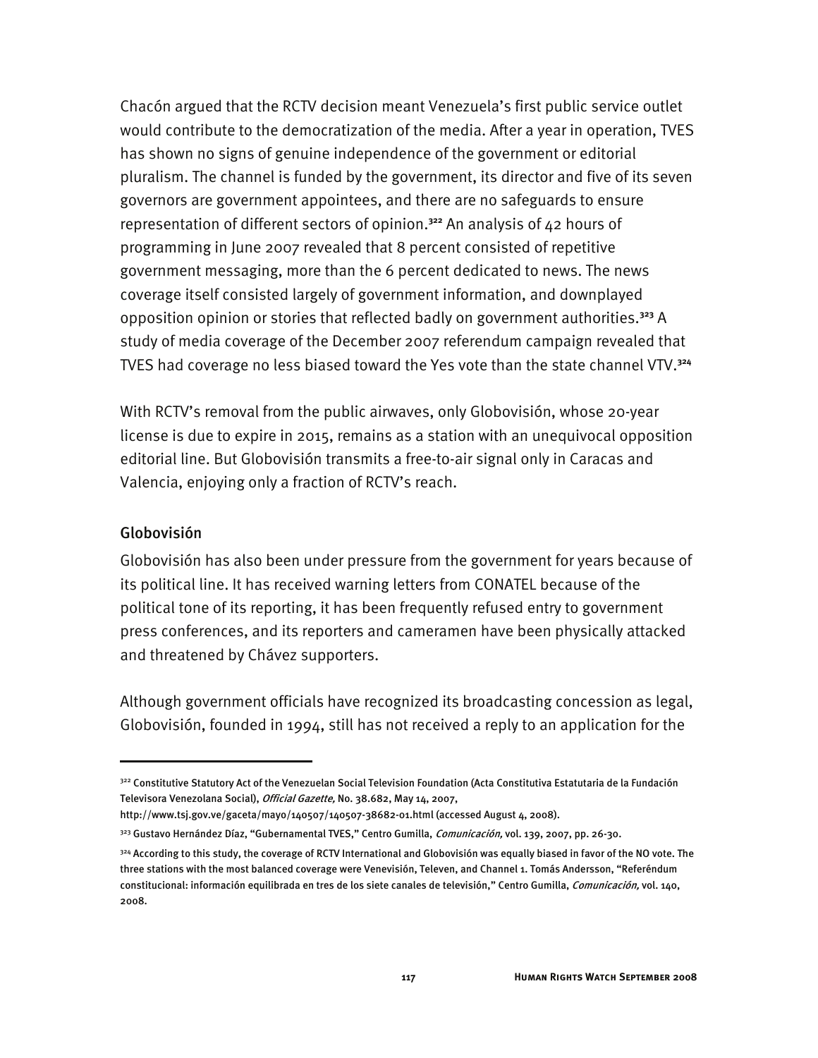Chacón argued that the RCTV decision meant Venezuela's first public service outlet would contribute to the democratization of the media. After a year in operation, TVES has shown no signs of genuine independence of the government or editorial pluralism. The channel is funded by the government, its director and five of its seven governors are government appointees, and there are no safeguards to ensure representation of different sectors of opinion.[322] An analysis of 42 hours of programming in June 2007 revealed that 8 percent consisted of repetitive government messaging, more than the 6 percent dedicated to news. The news coverage itself consisted largely of government information, and downplayed opposition opinion or stories that reflected badly on government authorities.[323] A study of media coverage of the December 2007 referendum campaign revealed that TVES had coverage no less biased toward the Yes vote than the state channel VTV.[324]

With RCTV's removal from the public airwaves, only Globovisión, whose 20-year license is due to expire in 2015, remains as a station with an unequivocal opposition editorial line. But Globovisión transmits a free-to-air signal only in Caracas and Valencia, enjoying only a fraction of RCTV's reach.

### Globovisión

Globovisión has also been under pressure from the government for years because of its political line. It has received warning letters from CONATEL because of the political tone of its reporting, it has been frequently refused entry to government press conferences, and its reporters and cameramen have been physically attacked and threatened by Chávez supporters.

Although government officials have recognized its broadcasting concession as legal, Globovisión, founded in 1994, still has not received a reply to an application for the

---

[322] Constitutive Statutory Act of the Venezuelan Social Television Foundation (Acta Constitutiva Estatutaria de la Fundación Televisora Venezolana Social), *Official Gazette,* No. 38.682, May 14, 2007, http://www.tsj.gov.ve/gaceta/mayo/140507/140507-38682-01.html (accessed August 4, 2008).

[323] Gustavo Hernández Díaz, "Gubernamental TVES," Centro Gumilla, *Comunicación,* vol. 139, 2007, pp. 26-30.

[324] According to this study, the coverage of RCTV International and Globovisión was equally biased in favor of the NO vote. The three stations with the most balanced coverage were Venevisión, Televen, and Channel 1. Tomás Andersson, "Referéndum constitucional: información equilibrada en tres de los siete canales de televisión," Centro Gumilla, *Comunicación,* vol. 140, 2008.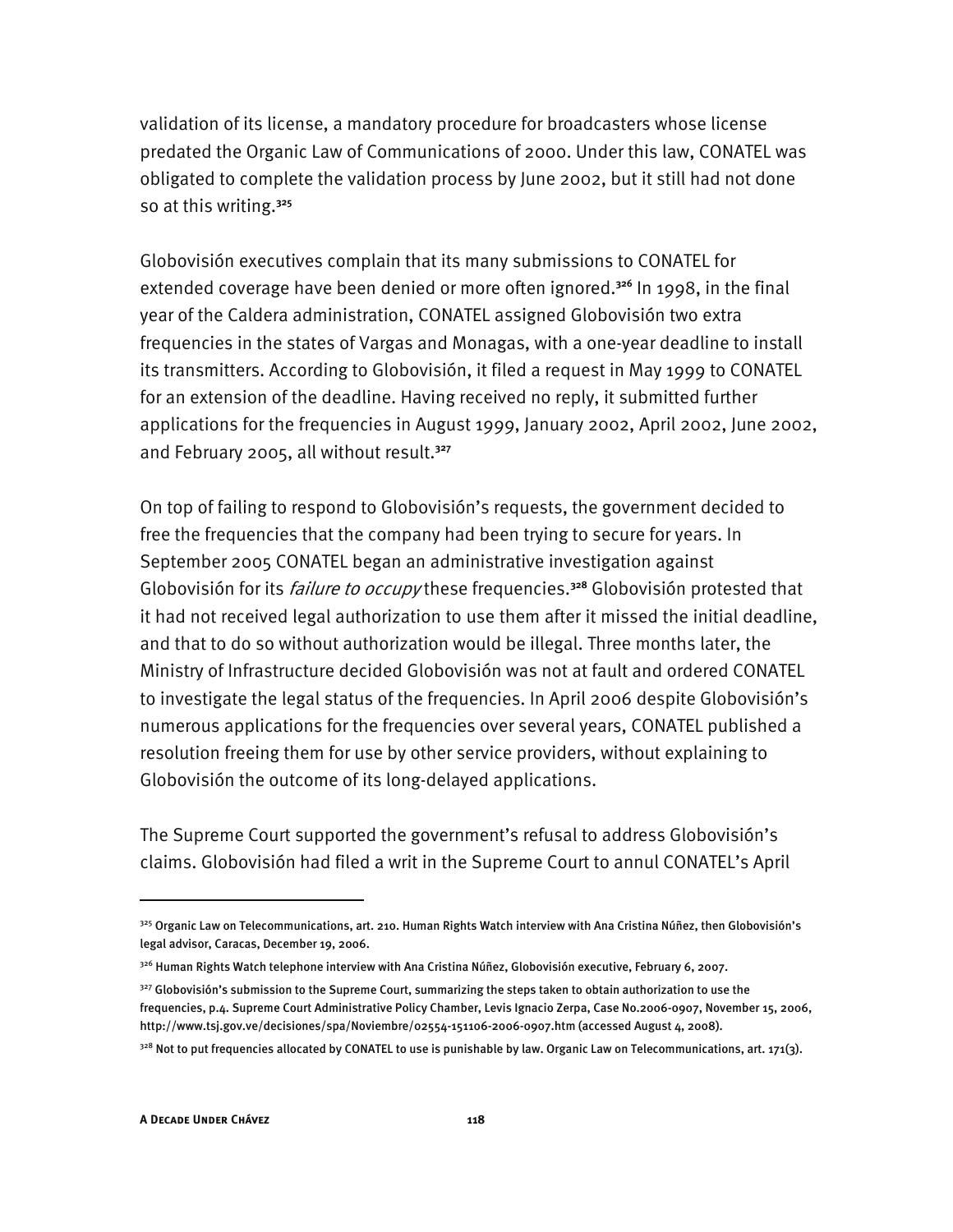validation of its license, a mandatory procedure for broadcasters whose license predated the Organic Law of Communications of 2000. Under this law, CONATEL was obligated to complete the validation process by June 2002, but it still had not done so at this writing.[325]

Globovisión executives complain that its many submissions to CONATEL for extended coverage have been denied or more often ignored.[326] In 1998, in the final year of the Caldera administration, CONATEL assigned Globovisión two extra frequencies in the states of Vargas and Monagas, with a one-year deadline to install its transmitters. According to Globovisión, it filed a request in May 1999 to CONATEL for an extension of the deadline. Having received no reply, it submitted further applications for the frequencies in August 1999, January 2002, April 2002, June 2002, and February 2005, all without result.[327]

On top of failing to respond to Globovisión's requests, the government decided to free the frequencies that the company had been trying to secure for years. In September 2005 CONATEL began an administrative investigation against Globovisión for its *failure to occupy* these frequencies.[328] Globovisión protested that it had not received legal authorization to use them after it missed the initial deadline, and that to do so without authorization would be illegal. Three months later, the Ministry of Infrastructure decided Globovisión was not at fault and ordered CONATEL to investigate the legal status of the frequencies. In April 2006 despite Globovisión's numerous applications for the frequencies over several years, CONATEL published a resolution freeing them for use by other service providers, without explaining to Globovisión the outcome of its long-delayed applications.

The Supreme Court supported the government's refusal to address Globovisión's claims. Globovisión had filed a writ in the Supreme Court to annul CONATEL's April

---

[325] Organic Law on Telecommunications, art. 210. Human Rights Watch interview with Ana Cristina Núñez, then Globovisión's legal advisor, Caracas, December 19, 2006.

[326] Human Rights Watch telephone interview with Ana Cristina Núñez, Globovisión executive, February 6, 2007.

[327] Globovisión's submission to the Supreme Court, summarizing the steps taken to obtain authorization to use the frequencies, p.4. Supreme Court Administrative Policy Chamber, Levis Ignacio Zerpa, Case No.2006-0907, November 15, 2006, http://www.tsj.gov.ve/decisiones/spa/Noviembre/02554-151106-2006-0907.htm (accessed August 4, 2008).

[328] Not to put frequencies allocated by CONATEL to use is punishable by law. Organic Law on Telecommunications, art. 171(3).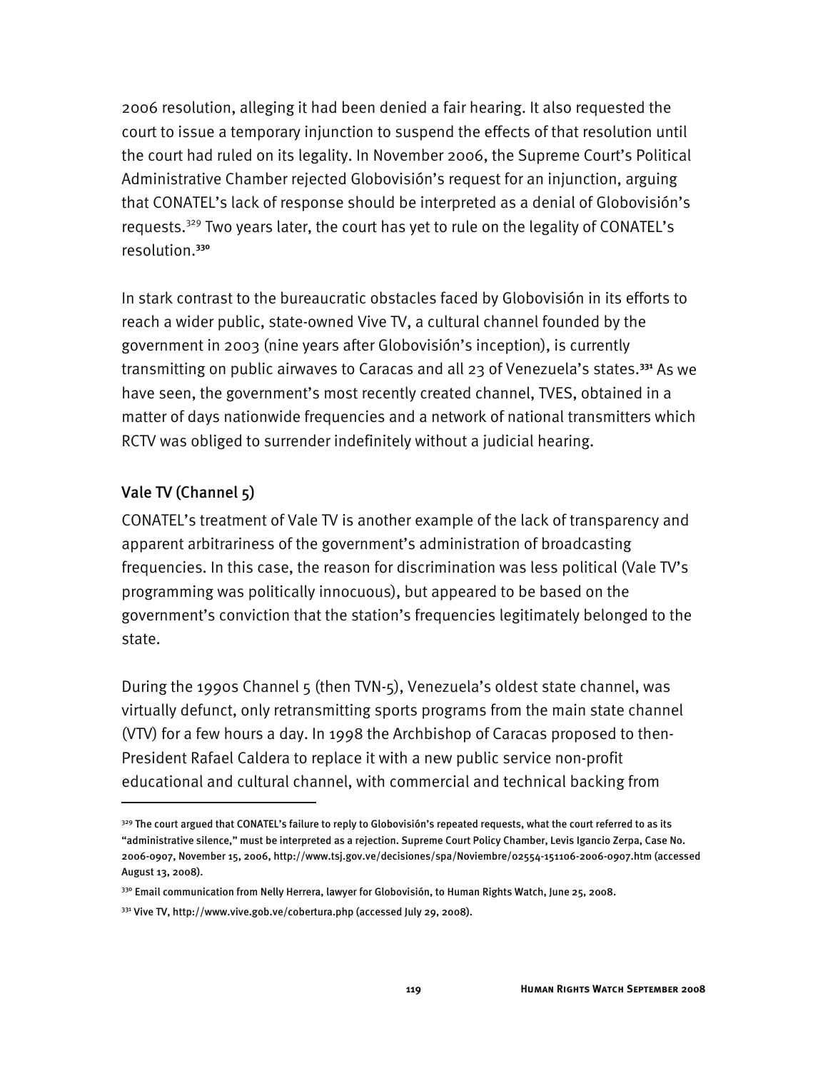2006 resolution, alleging it had been denied a fair hearing. It also requested the court to issue a temporary injunction to suspend the effects of that resolution until the court had ruled on its legality. In November 2006, the Supreme Court's Political Administrative Chamber rejected Globovisión's request for an injunction, arguing that CONATEL's lack of response should be interpreted as a denial of Globovisión's requests.[329] Two years later, the court has yet to rule on the legality of CONATEL's resolution.[330]

In stark contrast to the bureaucratic obstacles faced by Globovisión in its efforts to reach a wider public, state-owned Vive TV, a cultural channel founded by the government in 2003 (nine years after Globovisión's inception), is currently transmitting on public airwaves to Caracas and all 23 of Venezuela's states.[331] As we have seen, the government's most recently created channel, TVES, obtained in a matter of days nationwide frequencies and a network of national transmitters which RCTV was obliged to surrender indefinitely without a judicial hearing.

### Vale TV (Channel 5)

CONATEL's treatment of Vale TV is another example of the lack of transparency and apparent arbitrariness of the government's administration of broadcasting frequencies. In this case, the reason for discrimination was less political (Vale TV's programming was politically innocuous), but appeared to be based on the government's conviction that the station's frequencies legitimately belonged to the state.

During the 1990s Channel 5 (then TVN-5), Venezuela's oldest state channel, was virtually defunct, only retransmitting sports programs from the main state channel (VTV) for a few hours a day. In 1998 the Archbishop of Caracas proposed to then-President Rafael Caldera to replace it with a new public service non-profit educational and cultural channel, with commercial and technical backing from

---

[329] The court argued that CONATEL's failure to reply to Globovisión's repeated requests, what the court referred to as its "administrative silence," must be interpreted as a rejection. Supreme Court Policy Chamber, Levis Igancio Zerpa, Case No. 2006-0907, November 15, 2006, http://www.tsj.gov.ve/decisiones/spa/Noviembre/02554-151106-2006-0907.htm (accessed August 13, 2008).

[330] Email communication from Nelly Herrera, lawyer for Globovisión, to Human Rights Watch, June 25, 2008.

[331] Vive TV, http://www.vive.gob.ve/cobertura.php (accessed July 29, 2008).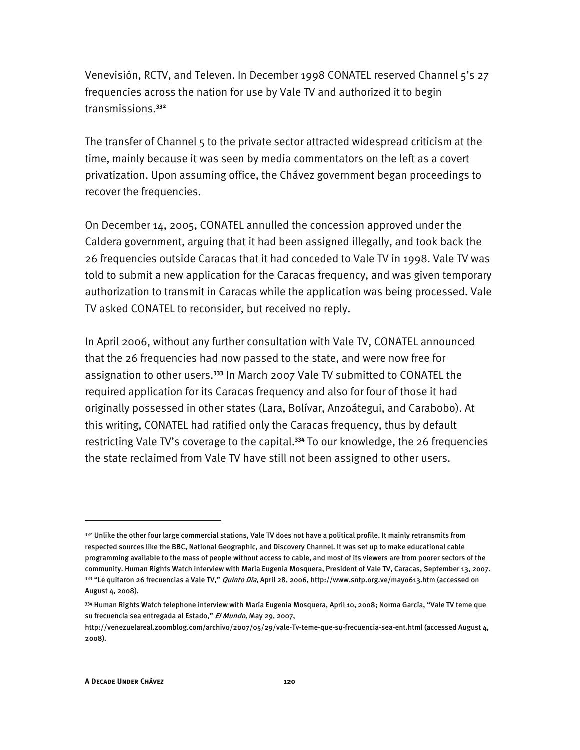Venevisión, RCTV, and Televen. In December 1998 CONATEL reserved Channel 5's 27 frequencies across the nation for use by Vale TV and authorized it to begin transmissions.[332]

The transfer of Channel 5 to the private sector attracted widespread criticism at the time, mainly because it was seen by media commentators on the left as a covert privatization. Upon assuming office, the Chávez government began proceedings to recover the frequencies.

On December 14, 2005, CONATEL annulled the concession approved under the Caldera government, arguing that it had been assigned illegally, and took back the 26 frequencies outside Caracas that it had conceded to Vale TV in 1998. Vale TV was told to submit a new application for the Caracas frequency, and was given temporary authorization to transmit in Caracas while the application was being processed. Vale TV asked CONATEL to reconsider, but received no reply.

In April 2006, without any further consultation with Vale TV, CONATEL announced that the 26 frequencies had now passed to the state, and were now free for assignation to other users.[333] In March 2007 Vale TV submitted to CONATEL the required application for its Caracas frequency and also for four of those it had originally possessed in other states (Lara, Bolívar, Anzoátegui, and Carabobo). At this writing, CONATEL had ratified only the Caracas frequency, thus by default restricting Vale TV's coverage to the capital.[334] To our knowledge, the 26 frequencies the state reclaimed from Vale TV have still not been assigned to other users.

---

[332] Unlike the other four large commercial stations, Vale TV does not have a political profile. It mainly retransmits from respected sources like the BBC, National Geographic, and Discovery Channel. It was set up to make educational cable programming available to the mass of people without access to cable, and most of its viewers are from poorer sectors of the community. Human Rights Watch interview with María Eugenia Mosquera, President of Vale TV, Caracas, September 13, 2007.

[333] "Le quitaron 26 frecuencias a Vale TV," *Quinto Día,* April 28, 2006, http://www.sntp.org.ve/mayo613.htm (accessed on August 4, 2008).

[334] Human Rights Watch telephone interview with María Eugenia Mosquera, April 10, 2008; Norma García, "Vale TV teme que su frecuencia sea entregada al Estado," *El Mundo,* May 29, 2007, http://venezuelareal.zoomblog.com/archivo/2007/05/29/vale-Tv-teme-que-su-frecuencia-sea-ent.html (accessed August 4, 2008).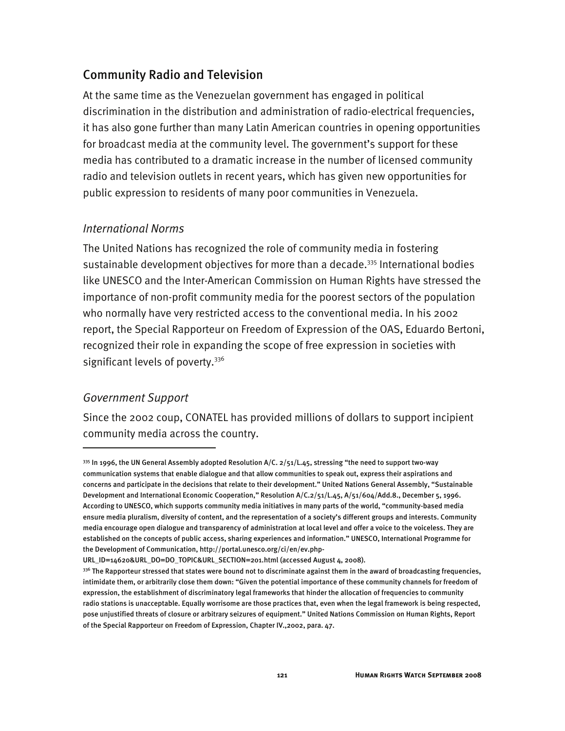## Community Radio and Television

At the same time as the Venezuelan government has engaged in political discrimination in the distribution and administration of radio-electrical frequencies, it has also gone further than many Latin American countries in opening opportunities for broadcast media at the community level. The government's support for these media has contributed to a dramatic increase in the number of licensed community radio and television outlets in recent years, which has given new opportunities for public expression to residents of many poor communities in Venezuela.

### *International Norms*

The United Nations has recognized the role of community media in fostering sustainable development objectives for more than a decade.[335] International bodies like UNESCO and the Inter-American Commission on Human Rights have stressed the importance of non-profit community media for the poorest sectors of the population who normally have very restricted access to the conventional media. In his 2002 report, the Special Rapporteur on Freedom of Expression of the OAS, Eduardo Bertoni, recognized their role in expanding the scope of free expression in societies with significant levels of poverty.[336]

### *Government Support*

Since the 2002 coup, CONATEL has provided millions of dollars to support incipient community media across the country.

---

[335] In 1996, the UN General Assembly adopted Resolution A/C. 2/51/L.45, stressing "the need to support two-way communication systems that enable dialogue and that allow communities to speak out, express their aspirations and concerns and participate in the decisions that relate to their development." United Nations General Assembly, "Sustainable Development and International Economic Cooperation," Resolution A/C.2/51/L.45, A/51/604/Add.8., December 5, 1996. According to UNESCO, which supports community media initiatives in many parts of the world, "community-based media ensure media pluralism, diversity of content, and the representation of a society's different groups and interests. Community media encourage open dialogue and transparency of administration at local level and offer a voice to the voiceless. They are established on the concepts of public access, sharing experiences and information." UNESCO, International Programme for the Development of Communication, http://portal.unesco.org/ci/en/ev.php-URL_ID=14620&URL_DO=DO_TOPIC&URL_SECTION=201.html (accessed August 4, 2008).

[336] The Rapporteur stressed that states were bound not to discriminate against them in the award of broadcasting frequencies, intimidate them, or arbitrarily close them down: "Given the potential importance of these community channels for freedom of expression, the establishment of discriminatory legal frameworks that hinder the allocation of frequencies to community radio stations is unacceptable. Equally worrisome are those practices that, even when the legal framework is being respected, pose unjustified threats of closure or arbitrary seizures of equipment." United Nations Commission on Human Rights, Report of the Special Rapporteur on Freedom of Expression, Chapter IV.,2002, para. 47.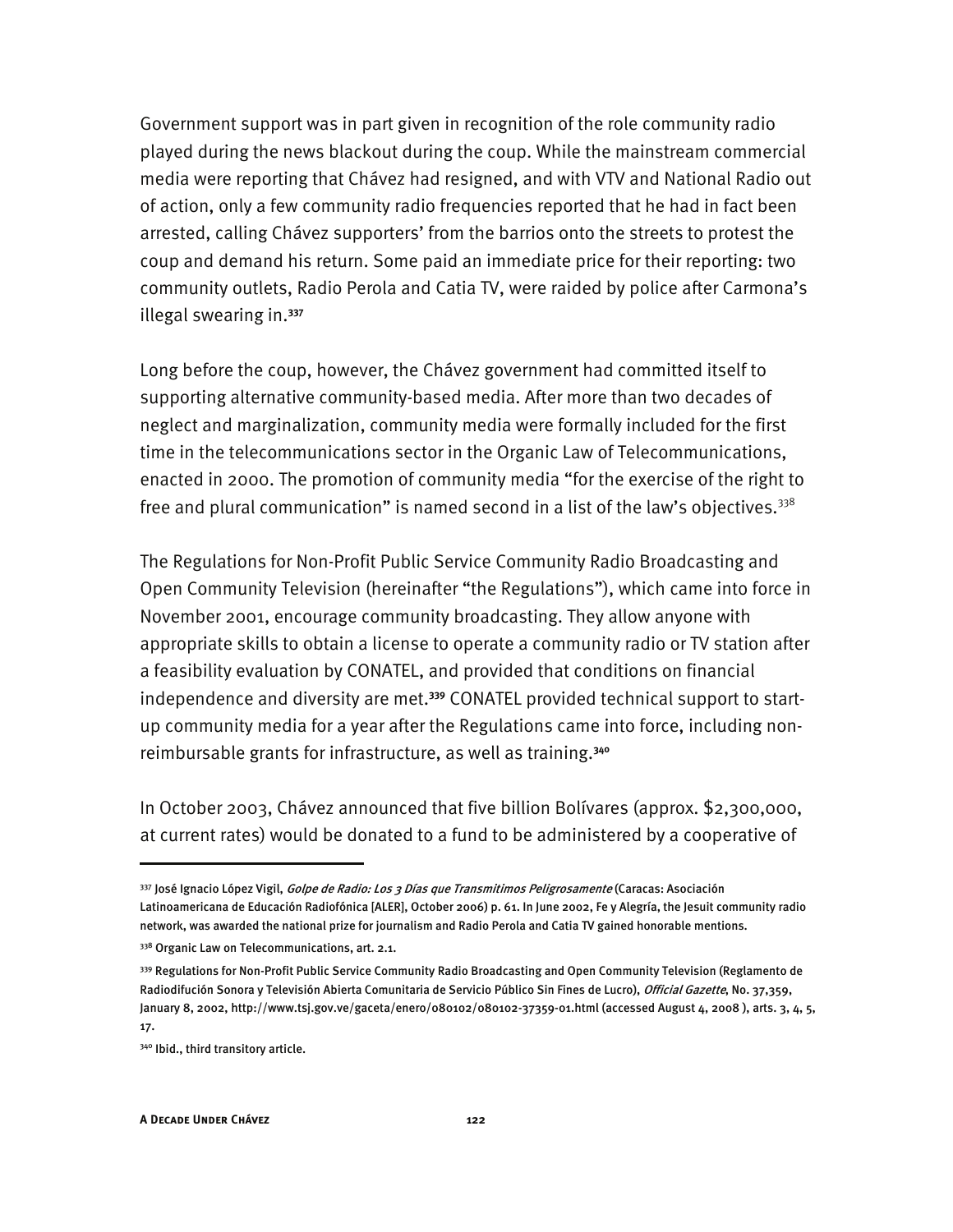Government support was in part given in recognition of the role community radio played during the news blackout during the coup. While the mainstream commercial media were reporting that Chávez had resigned, and with VTV and National Radio out of action, only a few community radio frequencies reported that he had in fact been arrested, calling Chávez supporters' from the barrios onto the streets to protest the coup and demand his return. Some paid an immediate price for their reporting: two community outlets, Radio Perola and Catia TV, were raided by police after Carmona's illegal swearing in.[337]

Long before the coup, however, the Chávez government had committed itself to supporting alternative community-based media. After more than two decades of neglect and marginalization, community media were formally included for the first time in the telecommunications sector in the Organic Law of Telecommunications, enacted in 2000. The promotion of community media "for the exercise of the right to free and plural communication" is named second in a list of the law's objectives.[338]

The Regulations for Non-Profit Public Service Community Radio Broadcasting and Open Community Television (hereinafter "the Regulations"), which came into force in November 2001, encourage community broadcasting. They allow anyone with appropriate skills to obtain a license to operate a community radio or TV station after a feasibility evaluation by CONATEL, and provided that conditions on financial independence and diversity are met.[339] CONATEL provided technical support to start-up community media for a year after the Regulations came into force, including non-reimbursable grants for infrastructure, as well as training.[340]

In October 2003, Chávez announced that five billion Bolívares (approx. $2,300,000, at current rates) would be donated to a fund to be administered by a cooperative of

---

[337] José Ignacio López Vigil, *Golpe de Radio: Los 3 Días que Transmitimos Peligrosamente* (Caracas: Asociación Latinoamericana de Educación Radiofónica [ALER], October 2006) p. 61. In June 2002, Fe y Alegría, the Jesuit community radio network, was awarded the national prize for journalism and Radio Perola and Catia TV gained honorable mentions.

[338] Organic Law on Telecommunications, art. 2.1.

[339] Regulations for Non-Profit Public Service Community Radio Broadcasting and Open Community Television (Reglamento de Radiodifución Sonora y Televisión Abierta Comunitaria de Servicio Público Sin Fines de Lucro), *Official Gazette*, No. 37,359, January 8, 2002, http://www.tsj.gov.ve/gaceta/enero/080102/080102-37359-01.html (accessed August 4, 2008 ), arts. 3, 4, 5, 17.

[340] Ibid., third transitory article.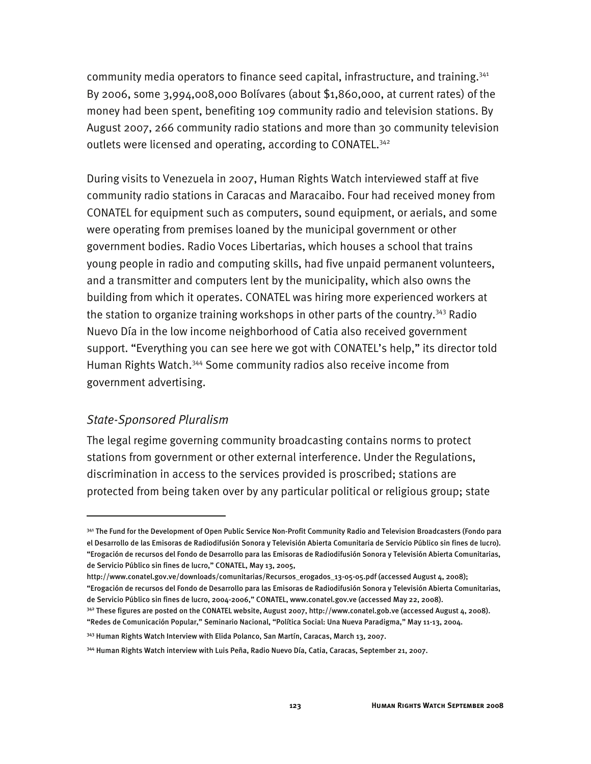community media operators to finance seed capital, infrastructure, and training.[341] By 2006, some 3,994,008,000 Bolívares (about $1,860,000, at current rates) of the money had been spent, benefiting 109 community radio and television stations. By August 2007, 266 community radio stations and more than 30 community television outlets were licensed and operating, according to CONATEL.[342]

During visits to Venezuela in 2007, Human Rights Watch interviewed staff at five community radio stations in Caracas and Maracaibo. Four had received money from CONATEL for equipment such as computers, sound equipment, or aerials, and some were operating from premises loaned by the municipal government or other government bodies. Radio Voces Libertarias, which houses a school that trains young people in radio and computing skills, had five unpaid permanent volunteers, and a transmitter and computers lent by the municipality, which also owns the building from which it operates. CONATEL was hiring more experienced workers at the station to organize training workshops in other parts of the country.[343] Radio Nuevo Día in the low income neighborhood of Catia also received government support. "Everything you can see here we got with CONATEL's help," its director told Human Rights Watch.[344] Some community radios also receive income from government advertising.

### *State-Sponsored Pluralism*

The legal regime governing community broadcasting contains norms to protect stations from government or other external interference. Under the Regulations, discrimination in access to the services provided is proscribed; stations are protected from being taken over by any particular political or religious group; state

---

[341] The Fund for the Development of Open Public Service Non-Profit Community Radio and Television Broadcasters (Fondo para el Desarrollo de las Emisoras de Radiodifusión Sonora y Televisión Abierta Comunitaria de Servicio Público sin fines de lucro). "Erogación de recursos del Fondo de Desarrollo para las Emisoras de Radiodifusión Sonora y Televisión Abierta Comunitarias, de Servicio Público sin fines de lucro," CONATEL, May 13, 2005, http://www.conatel.gov.ve/downloads/comunitarias/Recursos_erogados_13-05-05.pdf (accessed August 4, 2008); "Erogación de recursos del Fondo de Desarrollo para las Emisoras de Radiodifusión Sonora y Televisión Abierta Comunitarias, de Servicio Público sin fines de lucro, 2004-2006," CONATEL, www.conatel.gov.ve (accessed May 22, 2008).

[342] These figures are posted on the CONATEL website, August 2007, http://www.conatel.gob.ve (accessed August 4, 2008). "Redes de Comunicación Popular," Seminario Nacional, "Política Social: Una Nueva Paradigma," May 11-13, 2004.

[343] Human Rights Watch Interview with Elida Polanco, San Martín, Caracas, March 13, 2007.

[344] Human Rights Watch interview with Luis Peña, Radio Nuevo Día, Catia, Caracas, September 21, 2007.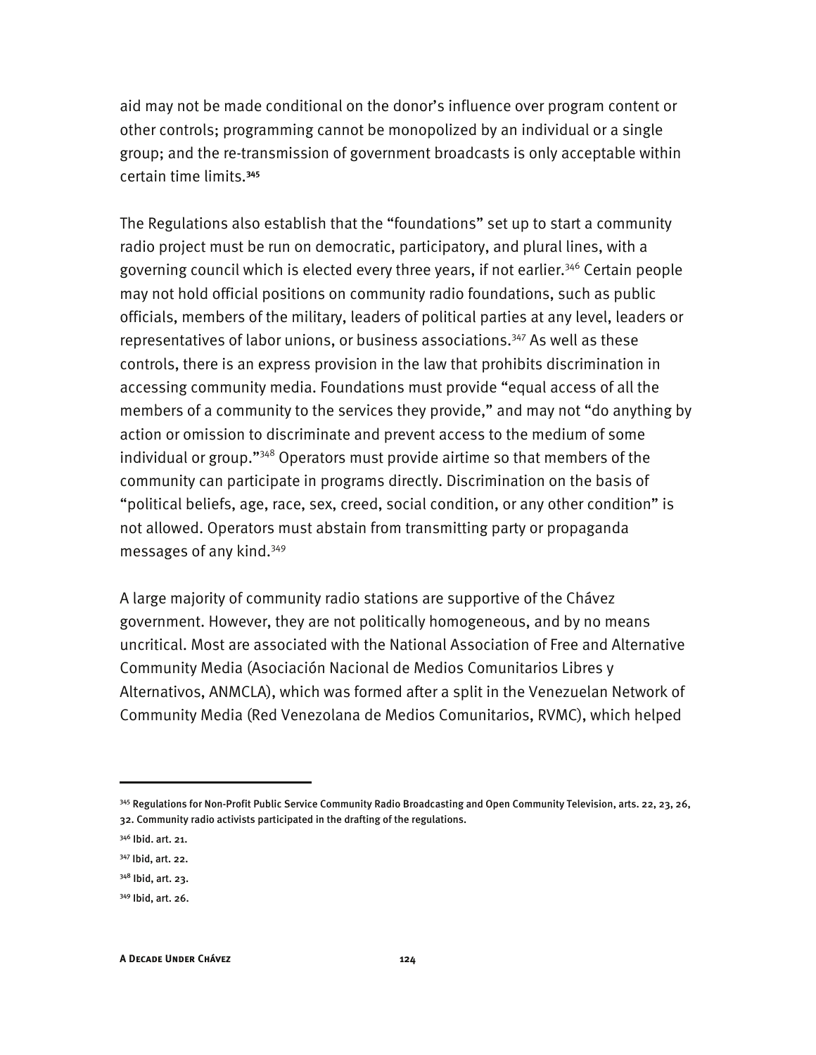aid may not be made conditional on the donor's influence over program content or other controls; programming cannot be monopolized by an individual or a single group; and the re-transmission of government broadcasts is only acceptable within certain time limits.[345]

The Regulations also establish that the "foundations" set up to start a community radio project must be run on democratic, participatory, and plural lines, with a governing council which is elected every three years, if not earlier.[346] Certain people may not hold official positions on community radio foundations, such as public officials, members of the military, leaders of political parties at any level, leaders or representatives of labor unions, or business associations.[347] As well as these controls, there is an express provision in the law that prohibits discrimination in accessing community media. Foundations must provide "equal access of all the members of a community to the services they provide," and may not "do anything by action or omission to discriminate and prevent access to the medium of some individual or group."[348] Operators must provide airtime so that members of the community can participate in programs directly. Discrimination on the basis of "political beliefs, age, race, sex, creed, social condition, or any other condition" is not allowed. Operators must abstain from transmitting party or propaganda messages of any kind.[349]

A large majority of community radio stations are supportive of the Chávez government. However, they are not politically homogeneous, and by no means uncritical. Most are associated with the National Association of Free and Alternative Community Media (Asociación Nacional de Medios Comunitarios Libres y Alternativos, ANMCLA), which was formed after a split in the Venezuelan Network of Community Media (Red Venezolana de Medios Comunitarios, RVMC), which helped

---

[345] Regulations for Non-Profit Public Service Community Radio Broadcasting and Open Community Television, arts. 22, 23, 26, 32. Community radio activists participated in the drafting of the regulations.

[346] Ibid. art. 21.

[347] Ibid, art. 22.

[348] Ibid, art. 23.

[349] Ibid, art. 26.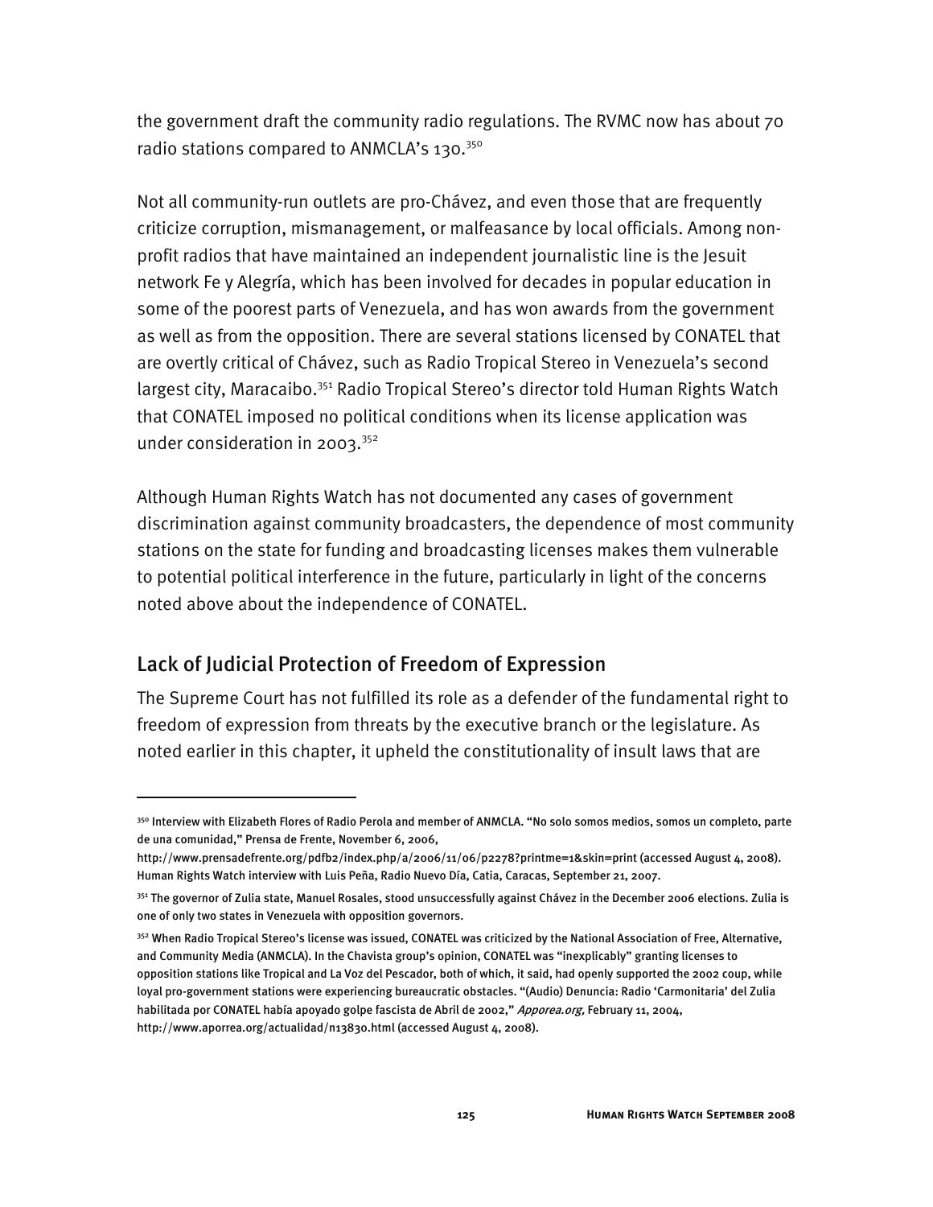the government draft the community radio regulations. The RVMC now has about 70 radio stations compared to ANMCLA's 130.[350]

Not all community-run outlets are pro-Chávez, and even those that are frequently criticize corruption, mismanagement, or malfeasance by local officials. Among non-profit radios that have maintained an independent journalistic line is the Jesuit network Fe y Alegría, which has been involved for decades in popular education in some of the poorest parts of Venezuela, and has won awards from the government as well as from the opposition. There are several stations licensed by CONATEL that are overtly critical of Chávez, such as Radio Tropical Stereo in Venezuela's second largest city, Maracaibo.[351] Radio Tropical Stereo's director told Human Rights Watch that CONATEL imposed no political conditions when its license application was under consideration in 2003.[352]

Although Human Rights Watch has not documented any cases of government discrimination against community broadcasters, the dependence of most community stations on the state for funding and broadcasting licenses makes them vulnerable to potential political interference in the future, particularly in light of the concerns noted above about the independence of CONATEL.

## Lack of Judicial Protection of Freedom of Expression

The Supreme Court has not fulfilled its role as a defender of the fundamental right to freedom of expression from threats by the executive branch or the legislature. As noted earlier in this chapter, it upheld the constitutionality of insult laws that are

---

[350] Interview with Elizabeth Flores of Radio Perola and member of ANMCLA. "No solo somos medios, somos un completo, parte de una comunidad," Prensa de Frente, November 6, 2006, http://www.prensadefrente.org/pdfb2/index.php/a/2006/11/06/p2278?printme=1&skin=print (accessed August 4, 2008). Human Rights Watch interview with Luis Peña, Radio Nuevo Día, Catia, Caracas, September 21, 2007.

[351] The governor of Zulia state, Manuel Rosales, stood unsuccessfully against Chávez in the December 2006 elections. Zulia is one of only two states in Venezuela with opposition governors.

[352] When Radio Tropical Stereo's license was issued, CONATEL was criticized by the National Association of Free, Alternative, and Community Media (ANMCLA). In the Chavista group's opinion, CONATEL was "inexplicably" granting licenses to opposition stations like Tropical and La Voz del Pescador, both of which, it said, had openly supported the 2002 coup, while loyal pro-government stations were experiencing bureaucratic obstacles. "(Audio) Denuncia: Radio 'Carmonitaria' del Zulia habilitada por CONATEL había apoyado golpe fascista de Abril de 2002," *Apporea.org,* February 11, 2004, http://www.aporrea.org/actualidad/n13830.html (accessed August 4, 2008).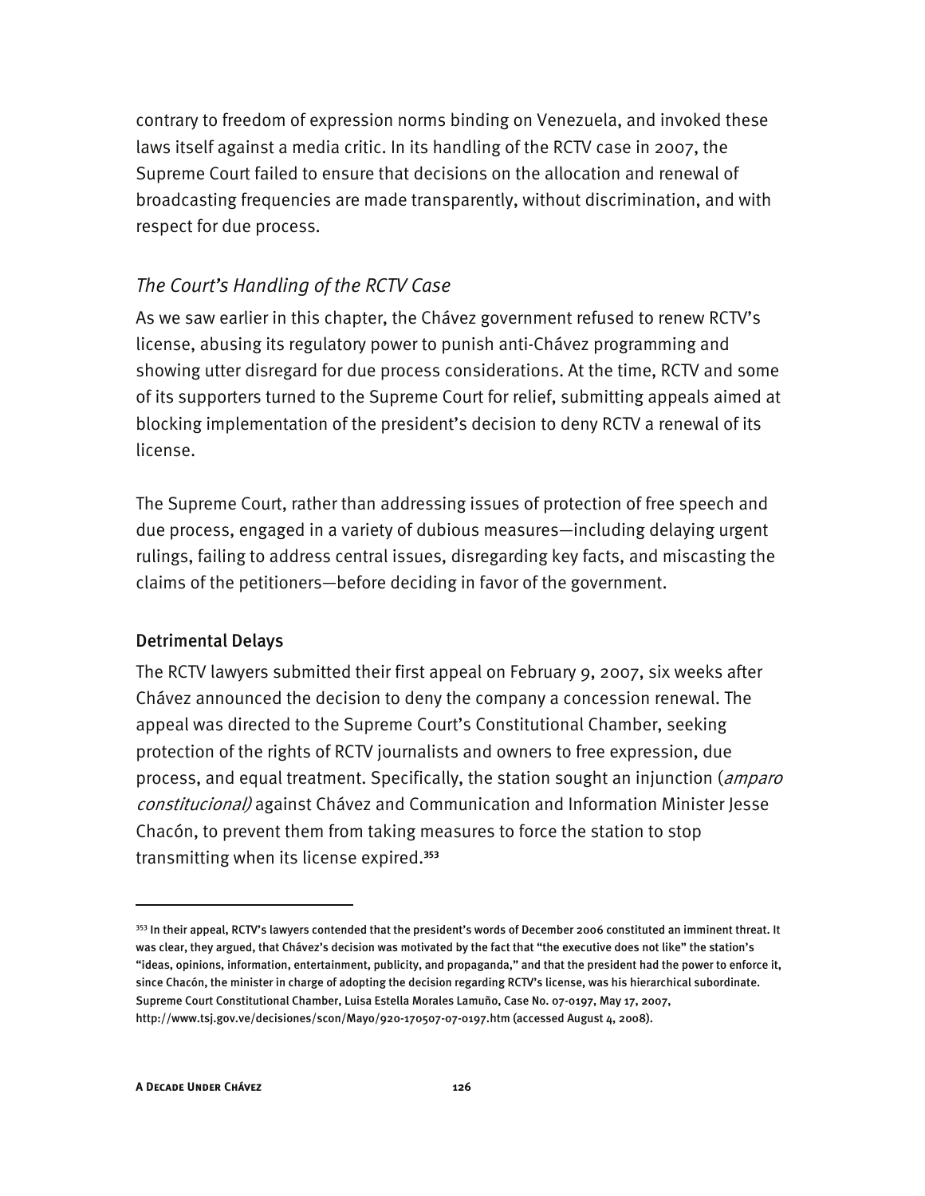contrary to freedom of expression norms binding on Venezuela, and invoked these laws itself against a media critic. In its handling of the RCTV case in 2007, the Supreme Court failed to ensure that decisions on the allocation and renewal of broadcasting frequencies are made transparently, without discrimination, and with respect for due process.

### *The Court's Handling of the RCTV Case*

As we saw earlier in this chapter, the Chávez government refused to renew RCTV's license, abusing its regulatory power to punish anti-Chávez programming and showing utter disregard for due process considerations. At the time, RCTV and some of its supporters turned to the Supreme Court for relief, submitting appeals aimed at blocking implementation of the president's decision to deny RCTV a renewal of its license.

The Supreme Court, rather than addressing issues of protection of free speech and due process, engaged in a variety of dubious measures—including delaying urgent rulings, failing to address central issues, disregarding key facts, and miscasting the claims of the petitioners—before deciding in favor of the government.

#### Detrimental Delays

The RCTV lawyers submitted their first appeal on February 9, 2007, six weeks after Chávez announced the decision to deny the company a concession renewal. The appeal was directed to the Supreme Court's Constitutional Chamber, seeking protection of the rights of RCTV journalists and owners to free expression, due process, and equal treatment. Specifically, the station sought an injunction (*amparo constitucional)* against Chávez and Communication and Information Minister Jesse Chacón, to prevent them from taking measures to force the station to stop transmitting when its license expired.[353]

---

[353] In their appeal, RCTV's lawyers contended that the president's words of December 2006 constituted an imminent threat. It was clear, they argued, that Chávez's decision was motivated by the fact that "the executive does not like" the station's "ideas, opinions, information, entertainment, publicity, and propaganda," and that the president had the power to enforce it, since Chacón, the minister in charge of adopting the decision regarding RCTV's license, was his hierarchical subordinate. Supreme Court Constitutional Chamber, Luisa Estella Morales Lamuño, Case No. 07-0197, May 17, 2007, http://www.tsj.gov.ve/decisiones/scon/Mayo/920-170507-07-0197.htm (accessed August 4, 2008).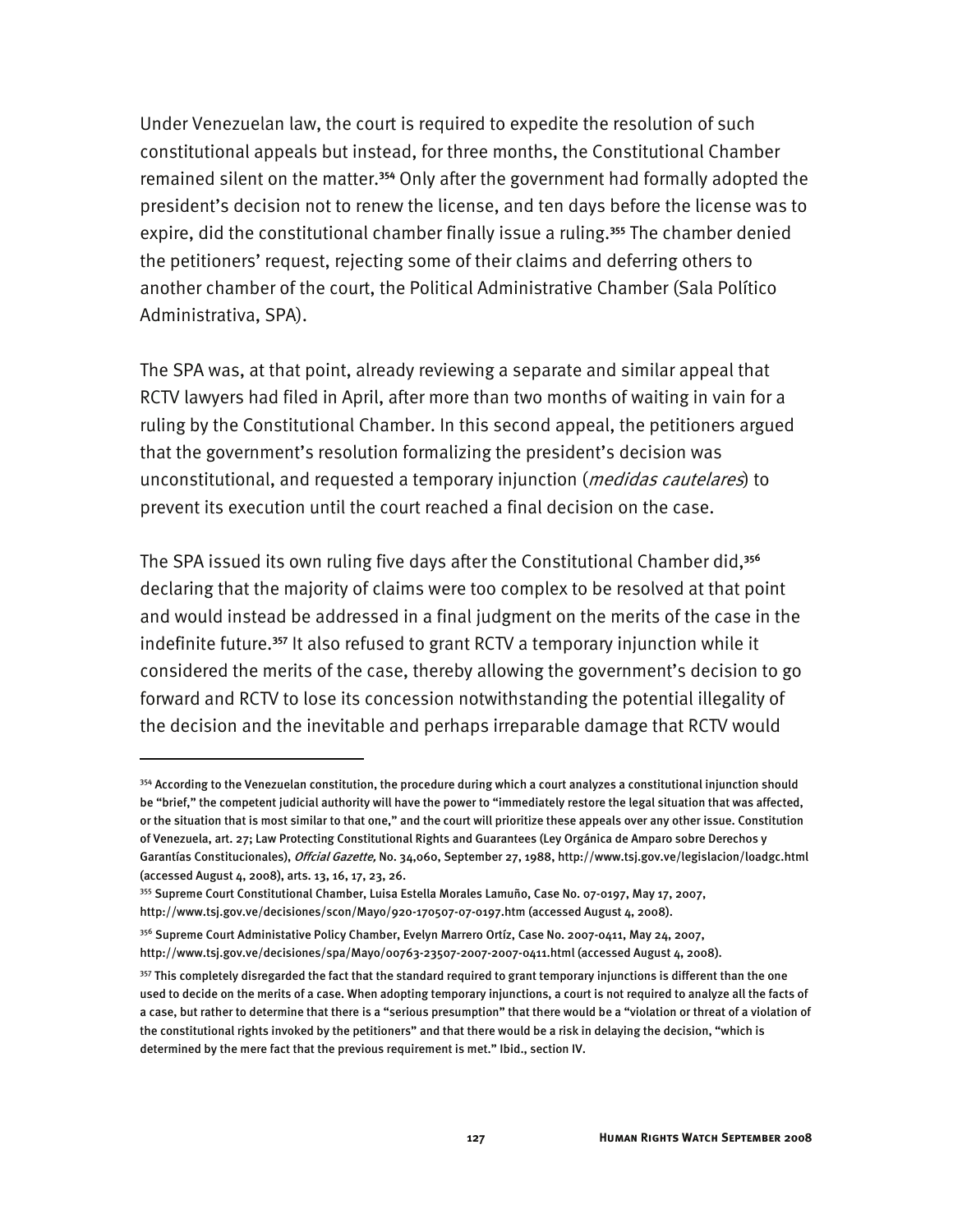Under Venezuelan law, the court is required to expedite the resolution of such constitutional appeals but instead, for three months, the Constitutional Chamber remained silent on the matter.[354] Only after the government had formally adopted the president's decision not to renew the license, and ten days before the license was to expire, did the constitutional chamber finally issue a ruling.[355] The chamber denied the petitioners' request, rejecting some of their claims and deferring others to another chamber of the court, the Political Administrative Chamber (Sala Político Administrativa, SPA).

The SPA was, at that point, already reviewing a separate and similar appeal that RCTV lawyers had filed in April, after more than two months of waiting in vain for a ruling by the Constitutional Chamber. In this second appeal, the petitioners argued that the government's resolution formalizing the president's decision was unconstitutional, and requested a temporary injunction (*medidas cautelares*) to prevent its execution until the court reached a final decision on the case.

The SPA issued its own ruling five days after the Constitutional Chamber did,[356] declaring that the majority of claims were too complex to be resolved at that point and would instead be addressed in a final judgment on the merits of the case in the indefinite future.[357] It also refused to grant RCTV a temporary injunction while it considered the merits of the case, thereby allowing the government's decision to go forward and RCTV to lose its concession notwithstanding the potential illegality of the decision and the inevitable and perhaps irreparable damage that RCTV would

---

[354] According to the Venezuelan constitution, the procedure during which a court analyzes a constitutional injunction should be "brief," the competent judicial authority will have the power to "immediately restore the legal situation that was affected, or the situation that is most similar to that one," and the court will prioritize these appeals over any other issue. Constitution of Venezuela, art. 27; Law Protecting Constitutional Rights and Guarantees (Ley Orgánica de Amparo sobre Derechos y Garantías Constitucionales), *Offcial Gazette,* No. 34,060, September 27, 1988, http://www.tsj.gov.ve/legislacion/loadgc.html (accessed August 4, 2008), arts. 13, 16, 17, 23, 26.

[355] Supreme Court Constitutional Chamber, Luisa Estella Morales Lamuño, Case No. 07-0197, May 17, 2007, http://www.tsj.gov.ve/decisiones/scon/Mayo/920-170507-07-0197.htm (accessed August 4, 2008).

[356] Supreme Court Administative Policy Chamber, Evelyn Marrero Ortíz, Case No. 2007-0411, May 24, 2007, http://www.tsj.gov.ve/decisiones/spa/Mayo/00763-23507-2007-2007-0411.html (accessed August 4, 2008).

[357] This completely disregarded the fact that the standard required to grant temporary injunctions is different than the one used to decide on the merits of a case. When adopting temporary injunctions, a court is not required to analyze all the facts of a case, but rather to determine that there is a "serious presumption" that there would be a "violation or threat of a violation of the constitutional rights invoked by the petitioners" and that there would be a risk in delaying the decision, "which is determined by the mere fact that the previous requirement is met." Ibid., section IV.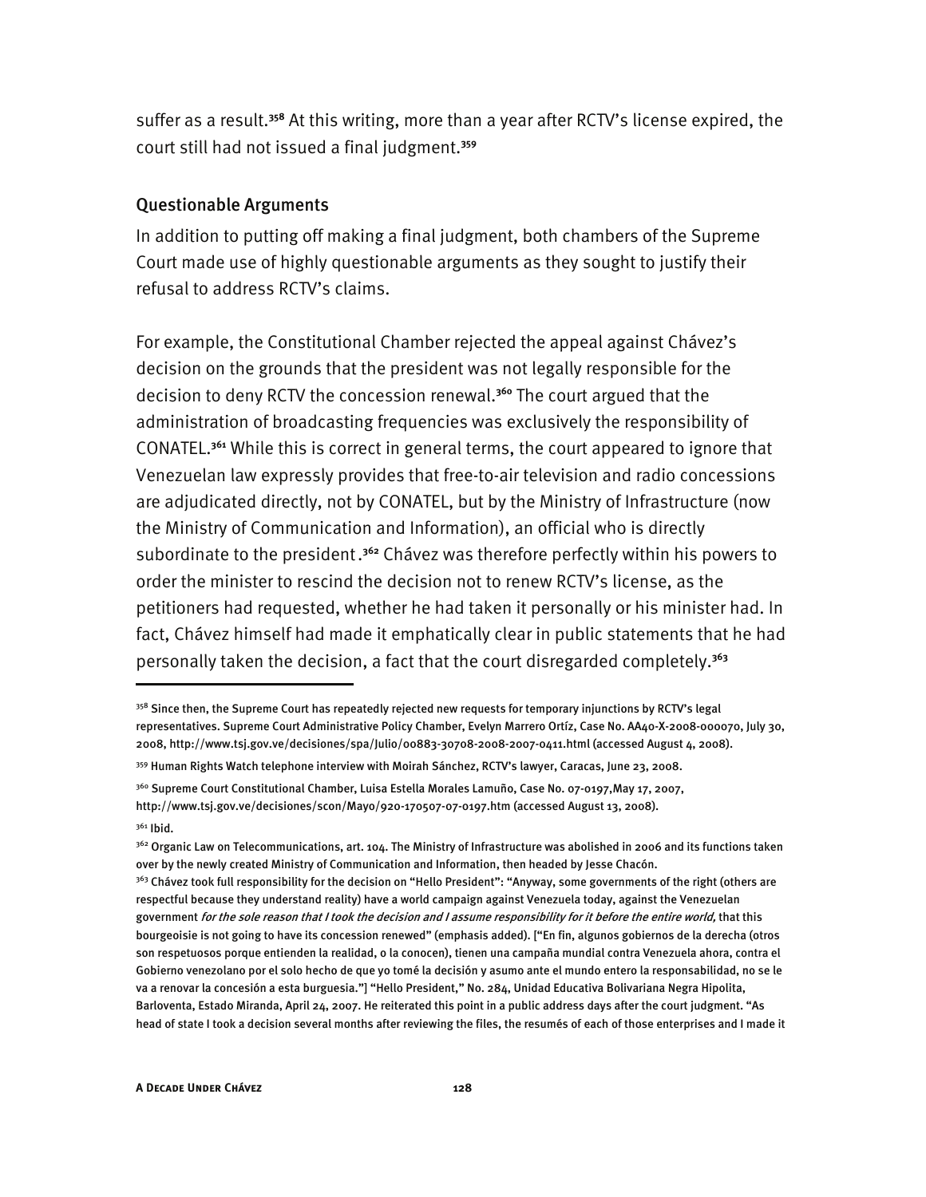suffer as a result.[358] At this writing, more than a year after RCTV's license expired, the court still had not issued a final judgment.[359]

### Questionable Arguments

In addition to putting off making a final judgment, both chambers of the Supreme Court made use of highly questionable arguments as they sought to justify their refusal to address RCTV's claims.

For example, the Constitutional Chamber rejected the appeal against Chávez's decision on the grounds that the president was not legally responsible for the decision to deny RCTV the concession renewal.[360] The court argued that the administration of broadcasting frequencies was exclusively the responsibility of CONATEL.[361] While this is correct in general terms, the court appeared to ignore that Venezuelan law expressly provides that free-to-air television and radio concessions are adjudicated directly, not by CONATEL, but by the Ministry of Infrastructure (now the Ministry of Communication and Information), an official who is directly subordinate to the president .[362] Chávez was therefore perfectly within his powers to order the minister to rescind the decision not to renew RCTV's license, as the petitioners had requested, whether he had taken it personally or his minister had. In fact, Chávez himself had made it emphatically clear in public statements that he had personally taken the decision, a fact that the court disregarded completely.[363]

---

[358] Since then, the Supreme Court has repeatedly rejected new requests for temporary injunctions by RCTV's legal representatives. Supreme Court Administrative Policy Chamber, Evelyn Marrero Ortíz, Case No. AA40-X-2008-000070, July 30, 2008, http://www.tsj.gov.ve/decisiones/spa/Julio/00883-30708-2008-2007-0411.html (accessed August 4, 2008).

[359] Human Rights Watch telephone interview with Moirah Sánchez, RCTV's lawyer, Caracas, June 23, 2008.

[360] Supreme Court Constitutional Chamber, Luisa Estella Morales Lamuño, Case No. 07-0197,May 17, 2007, http://www.tsj.gov.ve/decisiones/scon/Mayo/920-170507-07-0197.htm (accessed August 13, 2008).

[361] Ibid.

[362] Organic Law on Telecommunications, art. 104. The Ministry of Infrastructure was abolished in 2006 and its functions taken over by the newly created Ministry of Communication and Information, then headed by Jesse Chacón.

[363] Chávez took full responsibility for the decision on "Hello President": "Anyway, some governments of the right (others are respectful because they understand reality) have a world campaign against Venezuela today, against the Venezuelan government *for the sole reason that I took the decision and I assume responsibility for it before the entire world,* that this bourgeoisie is not going to have its concession renewed" (emphasis added). ["En fin, algunos gobiernos de la derecha (otros son respetuosos porque entienden la realidad, o la conocen), tienen una campaña mundial contra Venezuela ahora, contra el Gobierno venezolano por el solo hecho de que yo tomé la decisión y asumo ante el mundo entero la responsabilidad, no se le va a renovar la concesión a esta burguesia."] "Hello President," No. 284, Unidad Educativa Bolivariana Negra Hipolita, Barloventa, Estado Miranda, April 24, 2007. He reiterated this point in a public address days after the court judgment. "As head of state I took a decision several months after reviewing the files, the resumés of each of those enterprises and I made it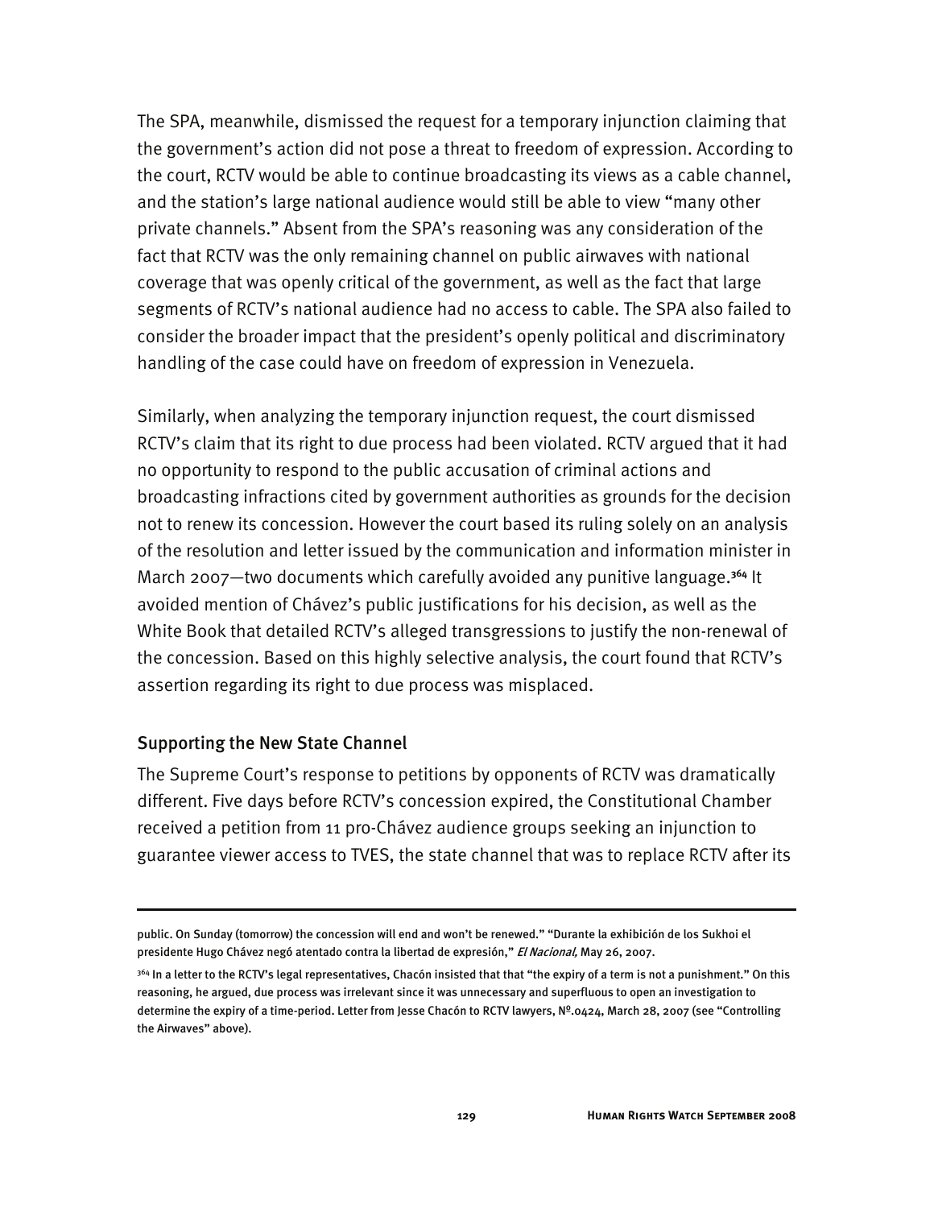The SPA, meanwhile, dismissed the request for a temporary injunction claiming that the government's action did not pose a threat to freedom of expression. According to the court, RCTV would be able to continue broadcasting its views as a cable channel, and the station's large national audience would still be able to view "many other private channels." Absent from the SPA's reasoning was any consideration of the fact that RCTV was the only remaining channel on public airwaves with national coverage that was openly critical of the government, as well as the fact that large segments of RCTV's national audience had no access to cable. The SPA also failed to consider the broader impact that the president's openly political and discriminatory handling of the case could have on freedom of expression in Venezuela.

Similarly, when analyzing the temporary injunction request, the court dismissed RCTV's claim that its right to due process had been violated. RCTV argued that it had no opportunity to respond to the public accusation of criminal actions and broadcasting infractions cited by government authorities as grounds for the decision not to renew its concession. However the court based its ruling solely on an analysis of the resolution and letter issued by the communication and information minister in March 2007—two documents which carefully avoided any punitive language.[364] It avoided mention of Chávez's public justifications for his decision, as well as the White Book that detailed RCTV's alleged transgressions to justify the non-renewal of the concession. Based on this highly selective analysis, the court found that RCTV's assertion regarding its right to due process was misplaced.

### Supporting the New State Channel

The Supreme Court's response to petitions by opponents of RCTV was dramatically different. Five days before RCTV's concession expired, the Constitutional Chamber received a petition from 11 pro-Chávez audience groups seeking an injunction to guarantee viewer access to TVES, the state channel that was to replace RCTV after its

---

public. On Sunday (tomorrow) the concession will end and won't be renewed." "Durante la exhibición de los Sukhoi el presidente Hugo Chávez negó atentado contra la libertad de expresión," *El Nacional*, May 26, 2007.

[364] In a letter to the RCTV's legal representatives, Chacón insisted that that "the expiry of a term is not a punishment." On this reasoning, he argued, due process was irrelevant since it was unnecessary and superfluous to open an investigation to determine the expiry of a time-period. Letter from Jesse Chacón to RCTV lawyers, Nº.0424, March 28, 2007 (see "Controlling the Airwaves" above).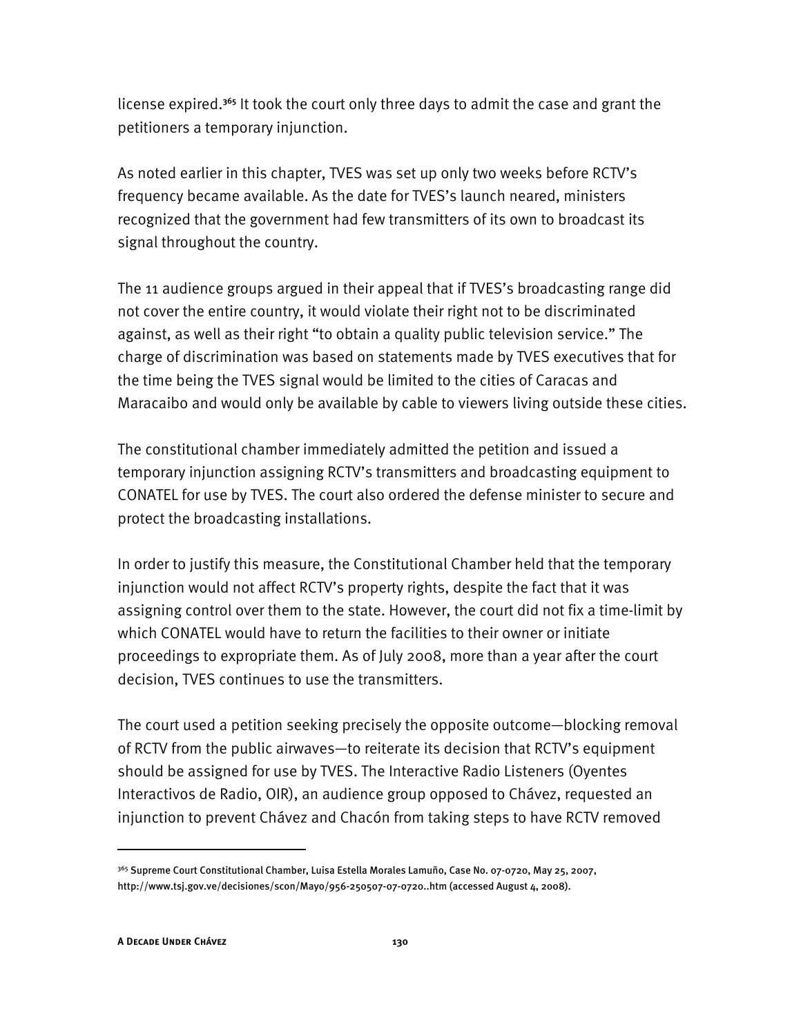license expired.[365] It took the court only three days to admit the case and grant the petitioners a temporary injunction.

As noted earlier in this chapter, TVES was set up only two weeks before RCTV's frequency became available. As the date for TVES's launch neared, ministers recognized that the government had few transmitters of its own to broadcast its signal throughout the country.

The 11 audience groups argued in their appeal that if TVES's broadcasting range did not cover the entire country, it would violate their right not to be discriminated against, as well as their right "to obtain a quality public television service." The charge of discrimination was based on statements made by TVES executives that for the time being the TVES signal would be limited to the cities of Caracas and Maracaibo and would only be available by cable to viewers living outside these cities.

The constitutional chamber immediately admitted the petition and issued a temporary injunction assigning RCTV's transmitters and broadcasting equipment to CONATEL for use by TVES. The court also ordered the defense minister to secure and protect the broadcasting installations.

In order to justify this measure, the Constitutional Chamber held that the temporary injunction would not affect RCTV's property rights, despite the fact that it was assigning control over them to the state. However, the court did not fix a time-limit by which CONATEL would have to return the facilities to their owner or initiate proceedings to expropriate them. As of July 2008, more than a year after the court decision, TVES continues to use the transmitters.

The court used a petition seeking precisely the opposite outcome—blocking removal of RCTV from the public airwaves—to reiterate its decision that RCTV's equipment should be assigned for use by TVES. The Interactive Radio Listeners (Oyentes Interactivos de Radio, OIR), an audience group opposed to Chávez, requested an injunction to prevent Chávez and Chacón from taking steps to have RCTV removed

---

[365] Supreme Court Constitutional Chamber, Luisa Estella Morales Lamuño, Case No. 07-0720, May 25, 2007, http://www.tsj.gov.ve/decisiones/scon/Mayo/956-250507-07-0720..htm (accessed August 4, 2008).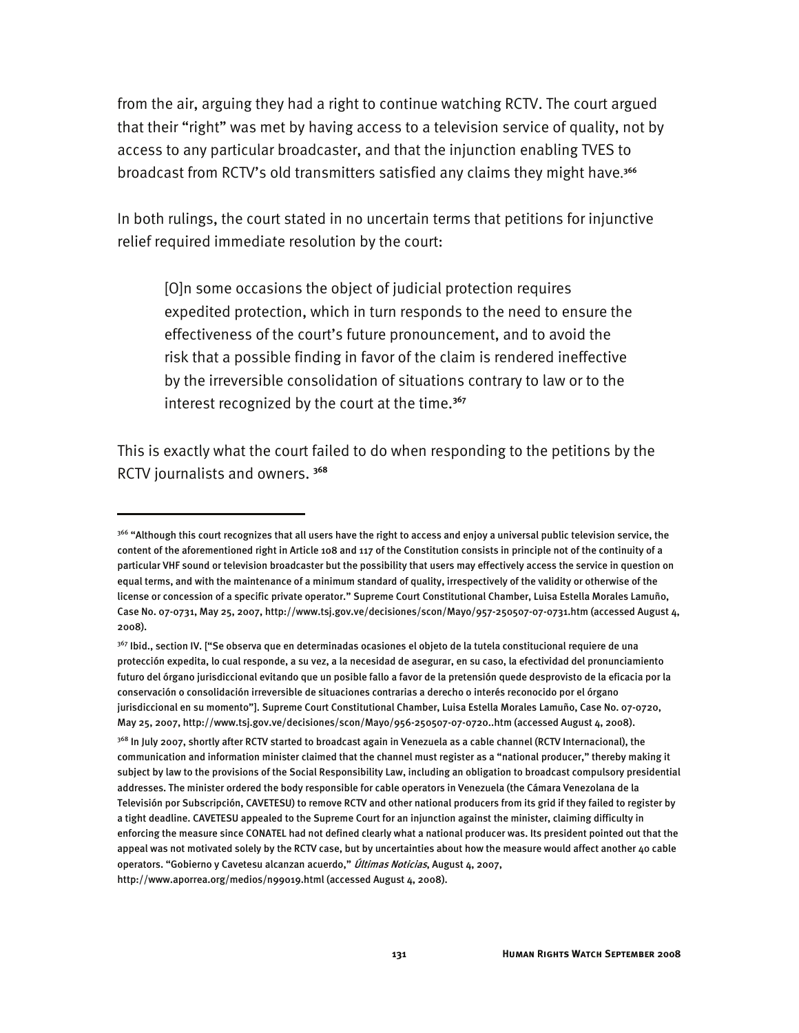from the air, arguing they had a right to continue watching RCTV. The court argued that their "right" was met by having access to a television service of quality, not by access to any particular broadcaster, and that the injunction enabling TVES to broadcast from RCTV's old transmitters satisfied any claims they might have.[366]

In both rulings, the court stated in no uncertain terms that petitions for injunctive relief required immediate resolution by the court:

> [O]n some occasions the object of judicial protection requires expedited protection, which in turn responds to the need to ensure the effectiveness of the court's future pronouncement, and to avoid the risk that a possible finding in favor of the claim is rendered ineffective by the irreversible consolidation of situations contrary to law or to the interest recognized by the court at the time.[367]

This is exactly what the court failed to do when responding to the petitions by the RCTV journalists and owners. [368]

---

[366] "Although this court recognizes that all users have the right to access and enjoy a universal public television service, the content of the aforementioned right in Article 108 and 117 of the Constitution consists in principle not of the continuity of a particular VHF sound or television broadcaster but the possibility that users may effectively access the service in question on equal terms, and with the maintenance of a minimum standard of quality, irrespectively of the validity or otherwise of the license or concession of a specific private operator." Supreme Court Constitutional Chamber, Luisa Estella Morales Lamuño, Case No. 07-0731, May 25, 2007, http://www.tsj.gov.ve/decisiones/scon/Mayo/957-250507-07-0731.htm (accessed August 4, 2008).

[367] Ibid., section IV. ["Se observa que en determinadas ocasiones el objeto de la tutela constitucional requiere de una protección expedita, lo cual responde, a su vez, a la necesidad de asegurar, en su caso, la efectividad del pronunciamiento futuro del órgano jurisdiccional evitando que un posible fallo a favor de la pretensión quede desprovisto de la eficacia por la conservación o consolidación irreversible de situaciones contrarias a derecho o interés reconocido por el órgano jurisdiccional en su momento"]. Supreme Court Constitutional Chamber, Luisa Estella Morales Lamuño, Case No. 07-0720, May 25, 2007, http://www.tsj.gov.ve/decisiones/scon/Mayo/956-250507-07-0720..htm (accessed August 4, 2008).

[368] In July 2007, shortly after RCTV started to broadcast again in Venezuela as a cable channel (RCTV Internacional), the communication and information minister claimed that the channel must register as a "national producer," thereby making it subject by law to the provisions of the Social Responsibility Law, including an obligation to broadcast compulsory presidential addresses. The minister ordered the body responsible for cable operators in Venezuela (the Cámara Venezolana de la Televisión por Subscripción, CAVETESU) to remove RCTV and other national producers from its grid if they failed to register by a tight deadline. CAVETESU appealed to the Supreme Court for an injunction against the minister, claiming difficulty in enforcing the measure since CONATEL had not defined clearly what a national producer was. Its president pointed out that the appeal was not motivated solely by the RCTV case, but by uncertainties about how the measure would affect another 40 cable operators. "Gobierno y Cavetesu alcanzan acuerdo," *Últimas Noticias*, August 4, 2007, http://www.aporrea.org/medios/n99019.html (accessed August 4, 2008).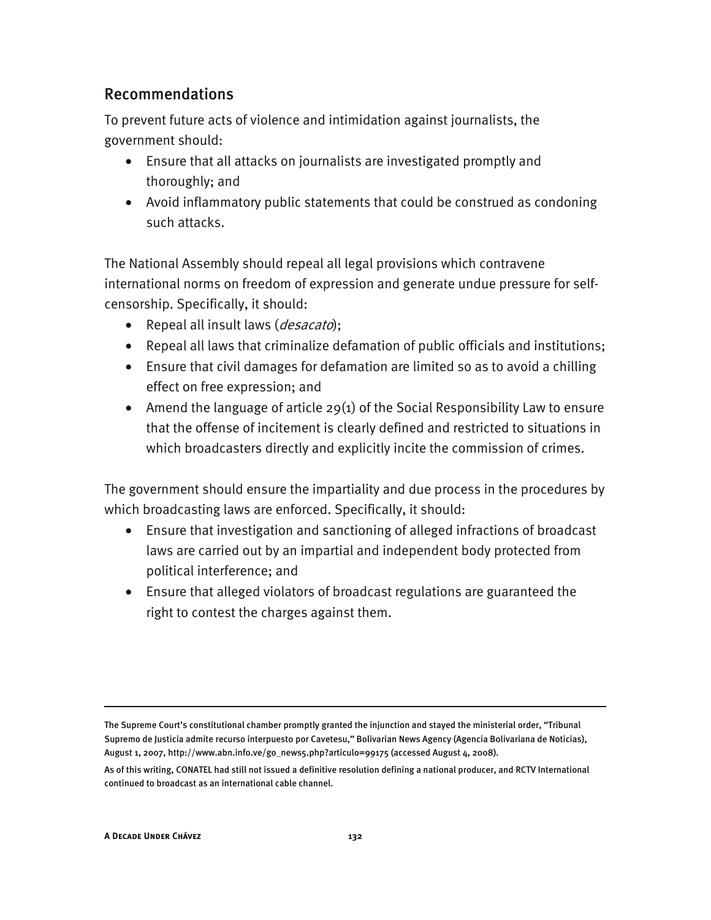## Recommendations

To prevent future acts of violence and intimidation against journalists, the government should:

- Ensure that all attacks on journalists are investigated promptly and thoroughly; and
- Avoid inflammatory public statements that could be construed as condoning such attacks.

The National Assembly should repeal all legal provisions which contravene international norms on freedom of expression and generate undue pressure for self-censorship. Specifically, it should:

- Repeal all insult laws (*desacato*);
- Repeal all laws that criminalize defamation of public officials and institutions;
- Ensure that civil damages for defamation are limited so as to avoid a chilling effect on free expression; and
- Amend the language of article 29(1) of the Social Responsibility Law to ensure that the offense of incitement is clearly defined and restricted to situations in which broadcasters directly and explicitly incite the commission of crimes.

The government should ensure the impartiality and due process in the procedures by which broadcasting laws are enforced. Specifically, it should:

- Ensure that investigation and sanctioning of alleged infractions of broadcast laws are carried out by an impartial and independent body protected from political interference; and
- Ensure that alleged violators of broadcast regulations are guaranteed the right to contest the charges against them.

---

The Supreme Court's constitutional chamber promptly granted the injunction and stayed the ministerial order, "Tribunal Supremo de Justicia admite recurso interpuesto por Cavetesu," Bolivarian News Agency (Agencia Bolivariana de Noticias), August 1, 2007, http://www.abn.info.ve/go_news5.php?articulo=99175 (accessed August 4, 2008).

As of this writing, CONATEL had still not issued a definitive resolution defining a national producer, and RCTV International continued to broadcast as an international cable channel.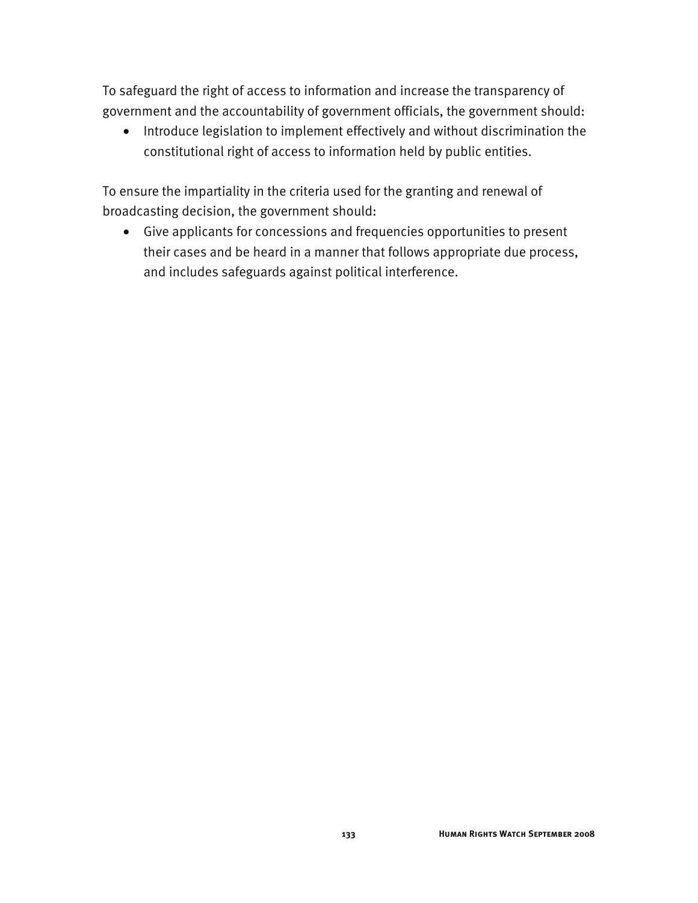To safeguard the right of access to information and increase the transparency of government and the accountability of government officials, the government should:

- Introduce legislation to implement effectively and without discrimination the constitutional right of access to information held by public entities.

To ensure the impartiality in the criteria used for the granting and renewal of broadcasting decision, the government should:

- Give applicants for concessions and frequencies opportunities to present their cases and be heard in a manner that follows appropriate due process, and includes safeguards against political interference.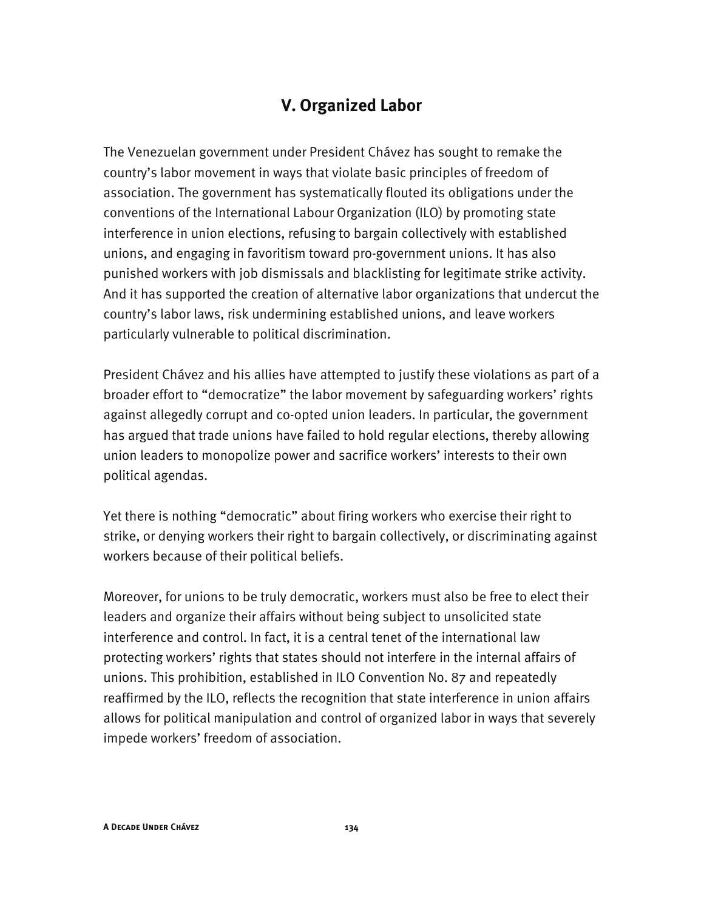# V. Organized Labor

The Venezuelan government under President Chávez has sought to remake the country's labor movement in ways that violate basic principles of freedom of association. The government has systematically flouted its obligations under the conventions of the International Labour Organization (ILO) by promoting state interference in union elections, refusing to bargain collectively with established unions, and engaging in favoritism toward pro-government unions. It has also punished workers with job dismissals and blacklisting for legitimate strike activity. And it has supported the creation of alternative labor organizations that undercut the country's labor laws, risk undermining established unions, and leave workers particularly vulnerable to political discrimination.

President Chávez and his allies have attempted to justify these violations as part of a broader effort to "democratize" the labor movement by safeguarding workers' rights against allegedly corrupt and co-opted union leaders. In particular, the government has argued that trade unions have failed to hold regular elections, thereby allowing union leaders to monopolize power and sacrifice workers' interests to their own political agendas.

Yet there is nothing "democratic" about firing workers who exercise their right to strike, or denying workers their right to bargain collectively, or discriminating against workers because of their political beliefs.

Moreover, for unions to be truly democratic, workers must also be free to elect their leaders and organize their affairs without being subject to unsolicited state interference and control. In fact, it is a central tenet of the international law protecting workers' rights that states should not interfere in the internal affairs of unions. This prohibition, established in ILO Convention No. 87 and repeatedly reaffirmed by the ILO, reflects the recognition that state interference in union affairs allows for political manipulation and control of organized labor in ways that severely impede workers' freedom of association.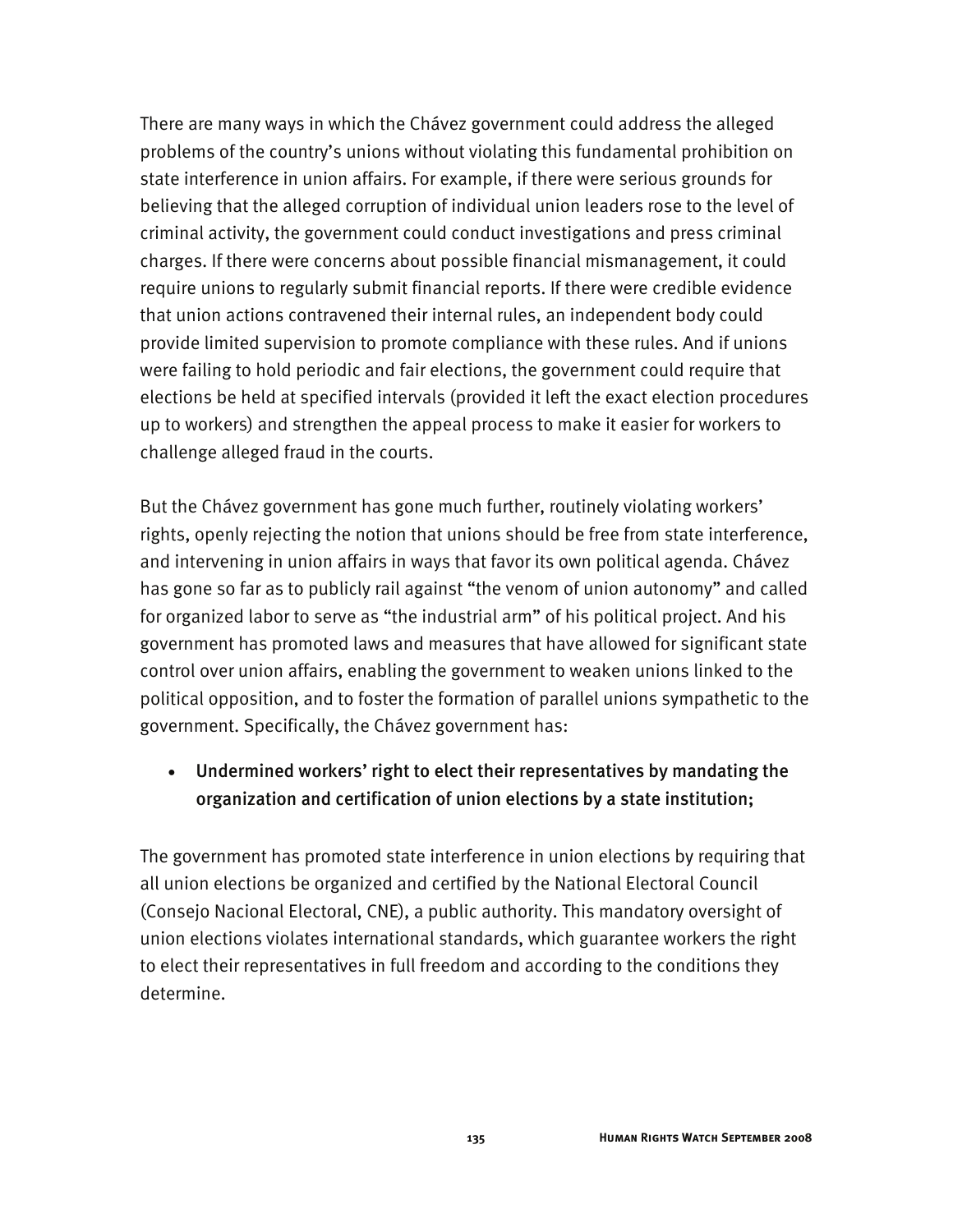There are many ways in which the Chávez government could address the alleged problems of the country's unions without violating this fundamental prohibition on state interference in union affairs. For example, if there were serious grounds for believing that the alleged corruption of individual union leaders rose to the level of criminal activity, the government could conduct investigations and press criminal charges. If there were concerns about possible financial mismanagement, it could require unions to regularly submit financial reports. If there were credible evidence that union actions contravened their internal rules, an independent body could provide limited supervision to promote compliance with these rules. And if unions were failing to hold periodic and fair elections, the government could require that elections be held at specified intervals (provided it left the exact election procedures up to workers) and strengthen the appeal process to make it easier for workers to challenge alleged fraud in the courts.

But the Chávez government has gone much further, routinely violating workers' rights, openly rejecting the notion that unions should be free from state interference, and intervening in union affairs in ways that favor its own political agenda. Chávez has gone so far as to publicly rail against "the venom of union autonomy" and called for organized labor to serve as "the industrial arm" of his political project. And his government has promoted laws and measures that have allowed for significant state control over union affairs, enabling the government to weaken unions linked to the political opposition, and to foster the formation of parallel unions sympathetic to the government. Specifically, the Chávez government has:

- **Undermined workers' right to elect their representatives by mandating the organization and certification of union elections by a state institution;**

The government has promoted state interference in union elections by requiring that all union elections be organized and certified by the National Electoral Council (Consejo Nacional Electoral, CNE), a public authority. This mandatory oversight of union elections violates international standards, which guarantee workers the right to elect their representatives in full freedom and according to the conditions they determine.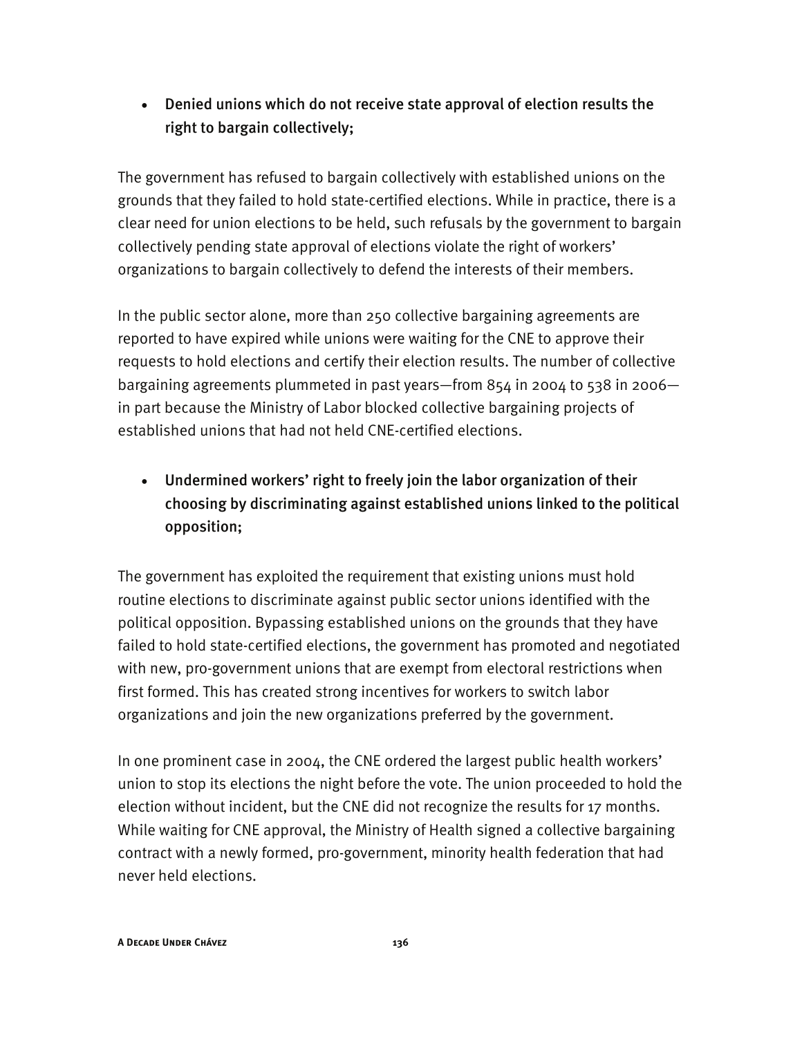- Denied unions which do not receive state approval of election results the right to bargain collectively;

The government has refused to bargain collectively with established unions on the grounds that they failed to hold state-certified elections. While in practice, there is a clear need for union elections to be held, such refusals by the government to bargain collectively pending state approval of elections violate the right of workers' organizations to bargain collectively to defend the interests of their members.

In the public sector alone, more than 250 collective bargaining agreements are reported to have expired while unions were waiting for the CNE to approve their requests to hold elections and certify their election results. The number of collective bargaining agreements plummeted in past years—from 854 in 2004 to 538 in 2006—in part because the Ministry of Labor blocked collective bargaining projects of established unions that had not held CNE-certified elections.

- Undermined workers' right to freely join the labor organization of their choosing by discriminating against established unions linked to the political opposition;

The government has exploited the requirement that existing unions must hold routine elections to discriminate against public sector unions identified with the political opposition. Bypassing established unions on the grounds that they have failed to hold state-certified elections, the government has promoted and negotiated with new, pro-government unions that are exempt from electoral restrictions when first formed. This has created strong incentives for workers to switch labor organizations and join the new organizations preferred by the government.

In one prominent case in 2004, the CNE ordered the largest public health workers' union to stop its elections the night before the vote. The union proceeded to hold the election without incident, but the CNE did not recognize the results for 17 months. While waiting for CNE approval, the Ministry of Health signed a collective bargaining contract with a newly formed, pro-government, minority health federation that had never held elections.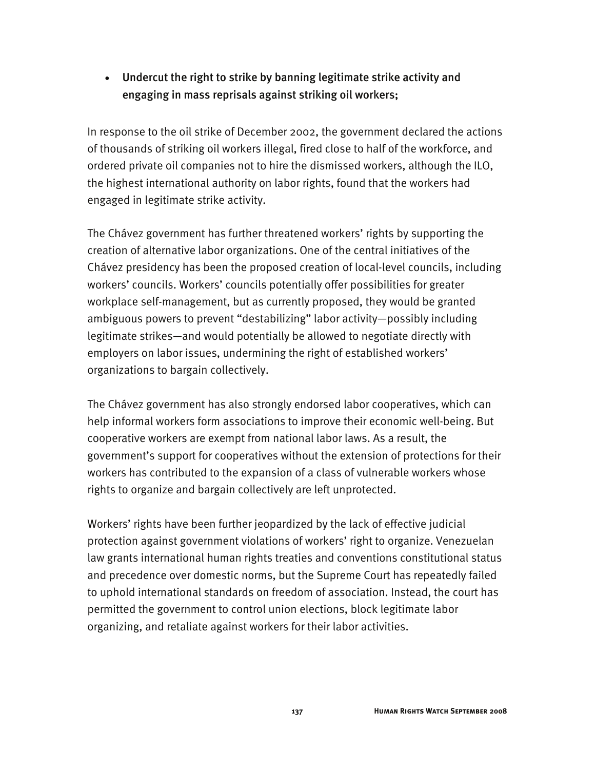- **Undercut the right to strike by banning legitimate strike activity and engaging in mass reprisals against striking oil workers;**

In response to the oil strike of December 2002, the government declared the actions of thousands of striking oil workers illegal, fired close to half of the workforce, and ordered private oil companies not to hire the dismissed workers, although the ILO, the highest international authority on labor rights, found that the workers had engaged in legitimate strike activity.

The Chávez government has further threatened workers' rights by supporting the creation of alternative labor organizations. One of the central initiatives of the Chávez presidency has been the proposed creation of local-level councils, including workers' councils. Workers' councils potentially offer possibilities for greater workplace self-management, but as currently proposed, they would be granted ambiguous powers to prevent "destabilizing" labor activity—possibly including legitimate strikes—and would potentially be allowed to negotiate directly with employers on labor issues, undermining the right of established workers' organizations to bargain collectively.

The Chávez government has also strongly endorsed labor cooperatives, which can help informal workers form associations to improve their economic well-being. But cooperative workers are exempt from national labor laws. As a result, the government's support for cooperatives without the extension of protections for their workers has contributed to the expansion of a class of vulnerable workers whose rights to organize and bargain collectively are left unprotected.

Workers' rights have been further jeopardized by the lack of effective judicial protection against government violations of workers' right to organize. Venezuelan law grants international human rights treaties and conventions constitutional status and precedence over domestic norms, but the Supreme Court has repeatedly failed to uphold international standards on freedom of association. Instead, the court has permitted the government to control union elections, block legitimate labor organizing, and retaliate against workers for their labor activities.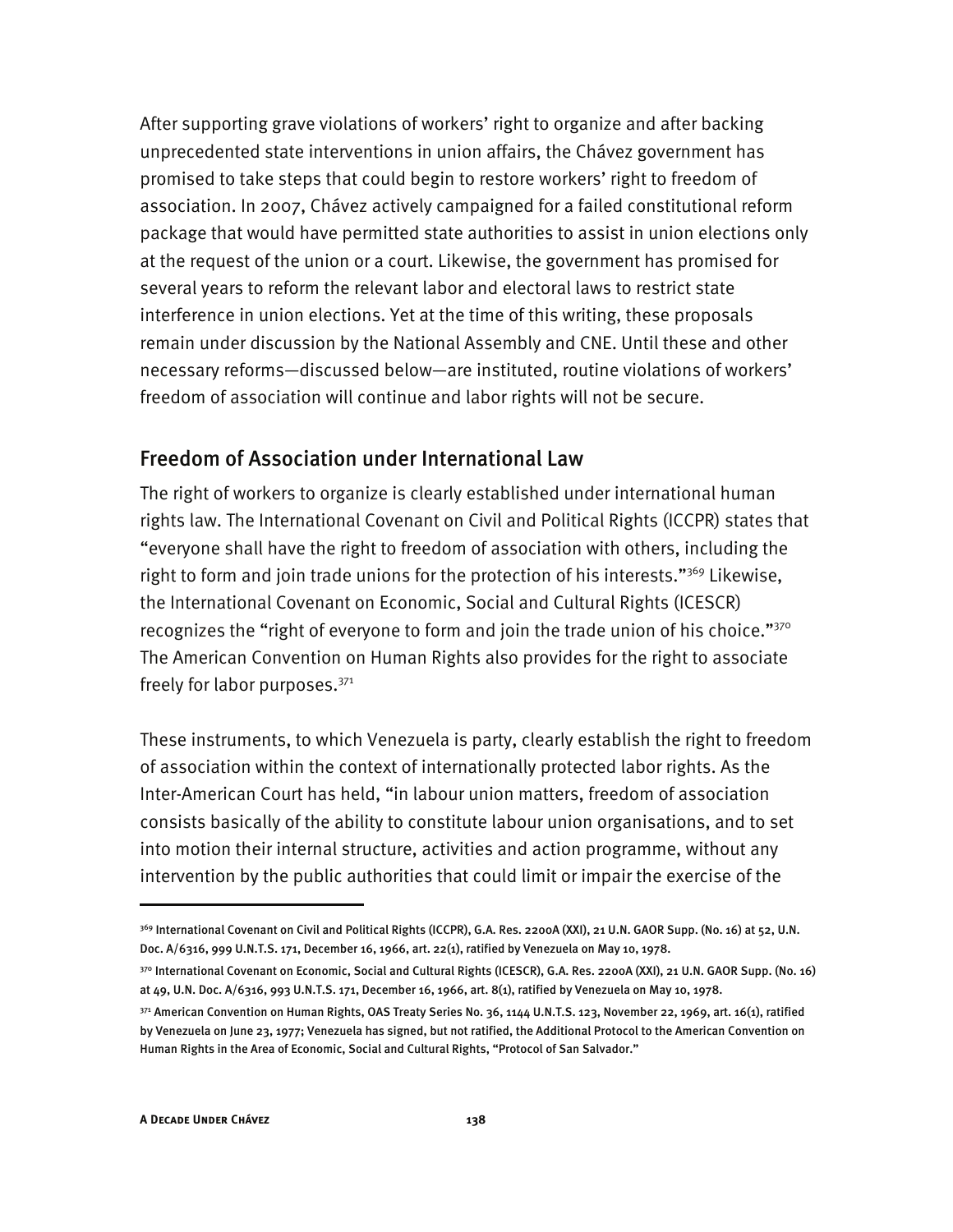After supporting grave violations of workers' right to organize and after backing unprecedented state interventions in union affairs, the Chávez government has promised to take steps that could begin to restore workers' right to freedom of association. In 2007, Chávez actively campaigned for a failed constitutional reform package that would have permitted state authorities to assist in union elections only at the request of the union or a court. Likewise, the government has promised for several years to reform the relevant labor and electoral laws to restrict state interference in union elections. Yet at the time of this writing, these proposals remain under discussion by the National Assembly and CNE. Until these and other necessary reforms—discussed below—are instituted, routine violations of workers' freedom of association will continue and labor rights will not be secure.

## Freedom of Association under International Law

The right of workers to organize is clearly established under international human rights law. The International Covenant on Civil and Political Rights (ICCPR) states that "everyone shall have the right to freedom of association with others, including the right to form and join trade unions for the protection of his interests."[369] Likewise, the International Covenant on Economic, Social and Cultural Rights (ICESCR) recognizes the "right of everyone to form and join the trade union of his choice."[370] The American Convention on Human Rights also provides for the right to associate freely for labor purposes.[371]

These instruments, to which Venezuela is party, clearly establish the right to freedom of association within the context of internationally protected labor rights. As the Inter-American Court has held, "in labour union matters, freedom of association consists basically of the ability to constitute labour union organisations, and to set into motion their internal structure, activities and action programme, without any intervention by the public authorities that could limit or impair the exercise of the

---

[369] International Covenant on Civil and Political Rights (ICCPR), G.A. Res. 2200A (XXI), 21 U.N. GAOR Supp. (No. 16) at 52, U.N. Doc. A/6316, 999 U.N.T.S. 171, December 16, 1966, art. 22(1), ratified by Venezuela on May 10, 1978.

[370] International Covenant on Economic, Social and Cultural Rights (ICESCR), G.A. Res. 2200A (XXI), 21 U.N. GAOR Supp. (No. 16) at 49, U.N. Doc. A/6316, 993 U.N.T.S. 171, December 16, 1966, art. 8(1), ratified by Venezuela on May 10, 1978.

[371] American Convention on Human Rights, OAS Treaty Series No. 36, 1144 U.N.T.S. 123, November 22, 1969, art. 16(1), ratified by Venezuela on June 23, 1977; Venezuela has signed, but not ratified, the Additional Protocol to the American Convention on Human Rights in the Area of Economic, Social and Cultural Rights, "Protocol of San Salvador."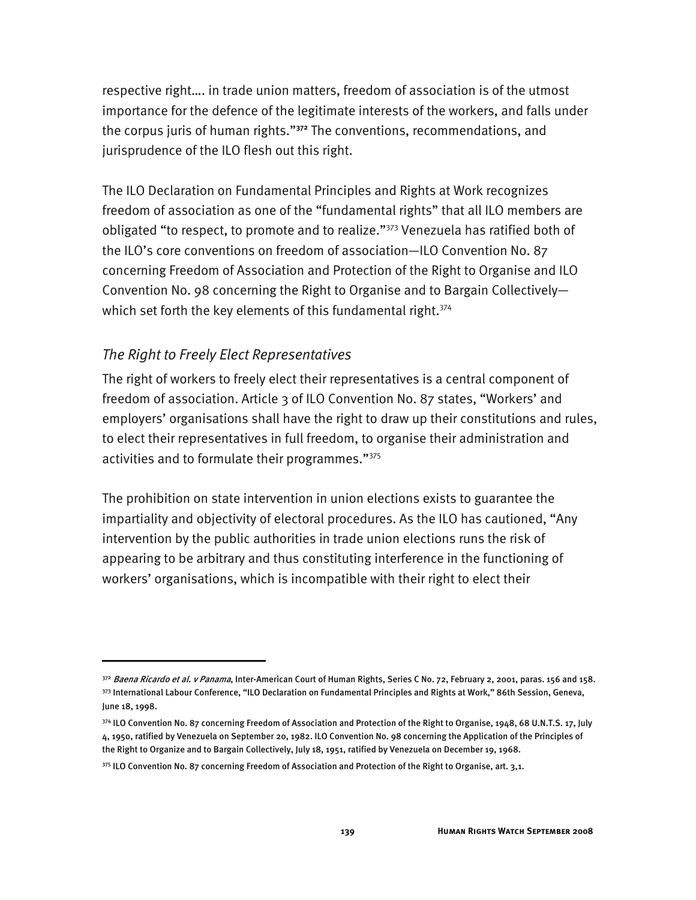respective right…. in trade union matters, freedom of association is of the utmost importance for the defence of the legitimate interests of the workers, and falls under the corpus juris of human rights."[372] The conventions, recommendations, and jurisprudence of the ILO flesh out this right.

The ILO Declaration on Fundamental Principles and Rights at Work recognizes freedom of association as one of the "fundamental rights" that all ILO members are obligated "to respect, to promote and to realize."[373] Venezuela has ratified both of the ILO's core conventions on freedom of association—ILO Convention No. 87 concerning Freedom of Association and Protection of the Right to Organise and ILO Convention No. 98 concerning the Right to Organise and to Bargain Collectively—which set forth the key elements of this fundamental right.[374]

### *The Right to Freely Elect Representatives*

The right of workers to freely elect their representatives is a central component of freedom of association. Article 3 of ILO Convention No. 87 states, "Workers' and employers' organisations shall have the right to draw up their constitutions and rules, to elect their representatives in full freedom, to organise their administration and activities and to formulate their programmes."[375]

The prohibition on state intervention in union elections exists to guarantee the impartiality and objectivity of electoral procedures. As the ILO has cautioned, "Any intervention by the public authorities in trade union elections runs the risk of appearing to be arbitrary and thus constituting interference in the functioning of workers' organisations, which is incompatible with their right to elect their

---

[372] *Baena Ricardo et al. v Panama*, Inter-American Court of Human Rights, Series C No. 72, February 2, 2001, paras. 156 and 158.

[373] International Labour Conference, "ILO Declaration on Fundamental Principles and Rights at Work," 86th Session, Geneva, June 18, 1998.

[374] ILO Convention No. 87 concerning Freedom of Association and Protection of the Right to Organise, 1948, 68 U.N.T.S. 17, July 4, 1950, ratified by Venezuela on September 20, 1982. ILO Convention No. 98 concerning the Application of the Principles of the Right to Organize and to Bargain Collectively, July 18, 1951, ratified by Venezuela on December 19, 1968.

[375] ILO Convention No. 87 concerning Freedom of Association and Protection of the Right to Organise, art. 3,1.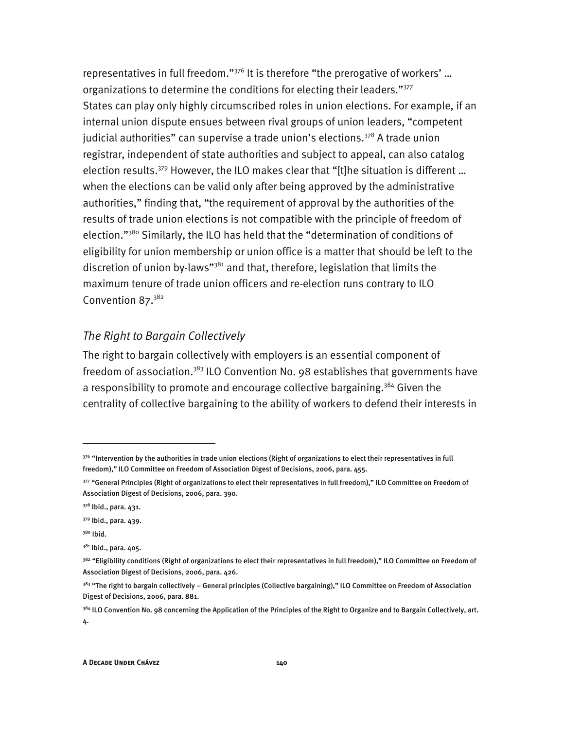representatives in full freedom."[376] It is therefore "the prerogative of workers' … organizations to determine the conditions for electing their leaders."[377]

States can play only highly circumscribed roles in union elections. For example, if an internal union dispute ensues between rival groups of union leaders, "competent judicial authorities" can supervise a trade union's elections.[378] A trade union registrar, independent of state authorities and subject to appeal, can also catalog election results.[379] However, the ILO makes clear that "[t]he situation is different … when the elections can be valid only after being approved by the administrative authorities," finding that, "the requirement of approval by the authorities of the results of trade union elections is not compatible with the principle of freedom of election."[380] Similarly, the ILO has held that the "determination of conditions of eligibility for union membership or union office is a matter that should be left to the discretion of union by-laws"[381] and that, therefore, legislation that limits the maximum tenure of trade union officers and re-election runs contrary to ILO Convention 87.[382]

### *The Right to Bargain Collectively*

The right to bargain collectively with employers is an essential component of freedom of association.[383] ILO Convention No. 98 establishes that governments have a responsibility to promote and encourage collective bargaining.[384] Given the centrality of collective bargaining to the ability of workers to defend their interests in

---

[376] "Intervention by the authorities in trade union elections (Right of organizations to elect their representatives in full freedom)," ILO Committee on Freedom of Association Digest of Decisions, 2006, para. 455.

[377] "General Principles (Right of organizations to elect their representatives in full freedom)," ILO Committee on Freedom of Association Digest of Decisions, 2006, para. 390.

[378] Ibid., para. 431.

[379] Ibid., para. 439.

[380] Ibid.

[381] Ibid., para. 405.

[382] "Eligibility conditions (Right of organizations to elect their representatives in full freedom)," ILO Committee on Freedom of Association Digest of Decisions, 2006, para. 426.

[383] "The right to bargain collectively – General principles (Collective bargaining)," ILO Committee on Freedom of Association Digest of Decisions, 2006, para. 881.

[384] ILO Convention No. 98 concerning the Application of the Principles of the Right to Organize and to Bargain Collectively, art. 4.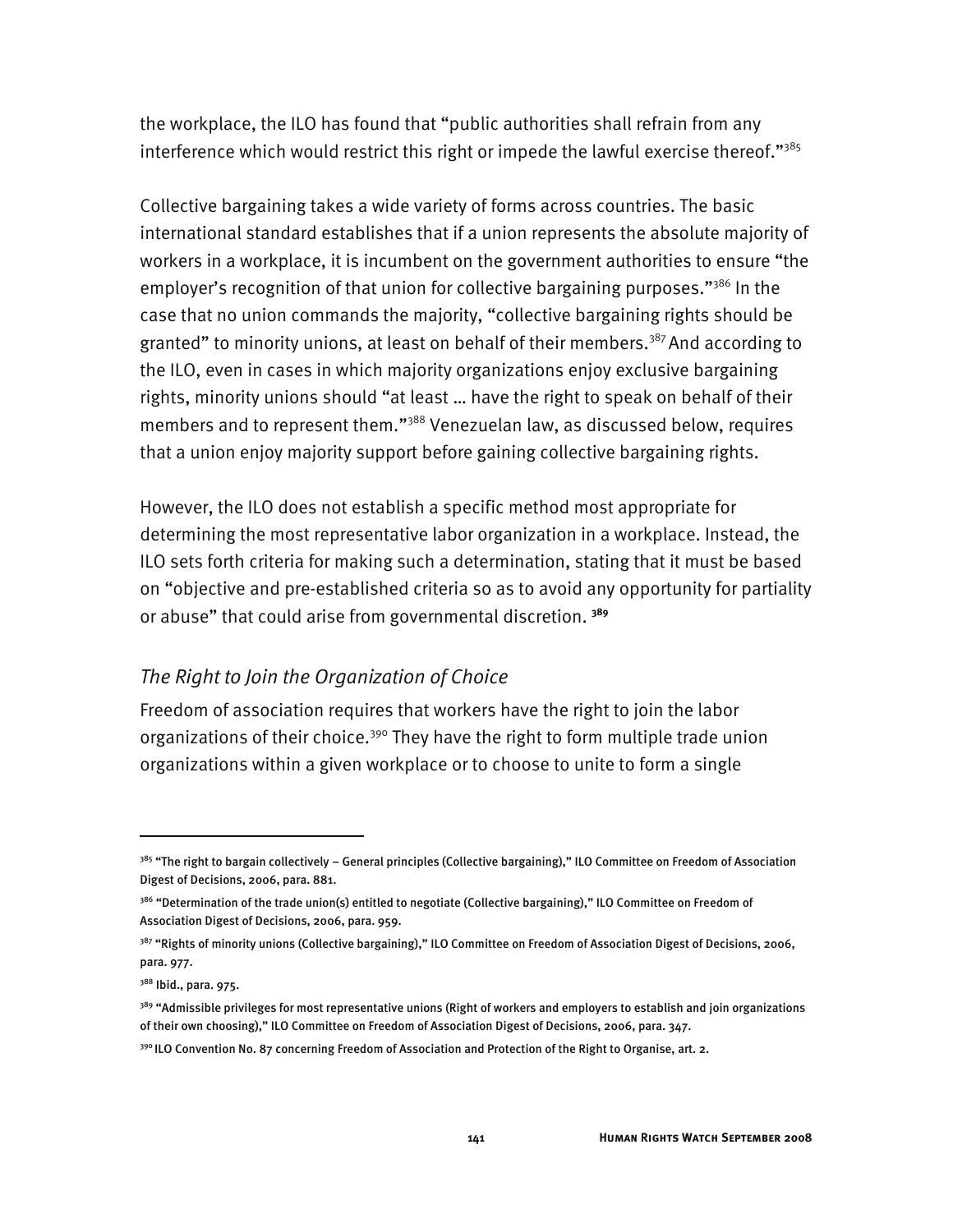the workplace, the ILO has found that "public authorities shall refrain from any interference which would restrict this right or impede the lawful exercise thereof."[385]

Collective bargaining takes a wide variety of forms across countries. The basic international standard establishes that if a union represents the absolute majority of workers in a workplace, it is incumbent on the government authorities to ensure "the employer's recognition of that union for collective bargaining purposes."[386] In the case that no union commands the majority, "collective bargaining rights should be granted" to minority unions, at least on behalf of their members.[387] And according to the ILO, even in cases in which majority organizations enjoy exclusive bargaining rights, minority unions should "at least … have the right to speak on behalf of their members and to represent them."[388] Venezuelan law, as discussed below, requires that a union enjoy majority support before gaining collective bargaining rights.

However, the ILO does not establish a specific method most appropriate for determining the most representative labor organization in a workplace. Instead, the ILO sets forth criteria for making such a determination, stating that it must be based on "objective and pre-established criteria so as to avoid any opportunity for partiality or abuse" that could arise from governmental discretion. [389]

### *The Right to Join the Organization of Choice*

Freedom of association requires that workers have the right to join the labor organizations of their choice.[390] They have the right to form multiple trade union organizations within a given workplace or to choose to unite to form a single

---

[385] "The right to bargain collectively – General principles (Collective bargaining)," ILO Committee on Freedom of Association Digest of Decisions, 2006, para. 881.

[386] "Determination of the trade union(s) entitled to negotiate (Collective bargaining)," ILO Committee on Freedom of Association Digest of Decisions, 2006, para. 959.

[387] "Rights of minority unions (Collective bargaining)," ILO Committee on Freedom of Association Digest of Decisions, 2006, para. 977.

[388] Ibid., para. 975.

[389] "Admissible privileges for most representative unions (Right of workers and employers to establish and join organizations of their own choosing)," ILO Committee on Freedom of Association Digest of Decisions, 2006, para. 347.

[390] ILO Convention No. 87 concerning Freedom of Association and Protection of the Right to Organise, art. 2.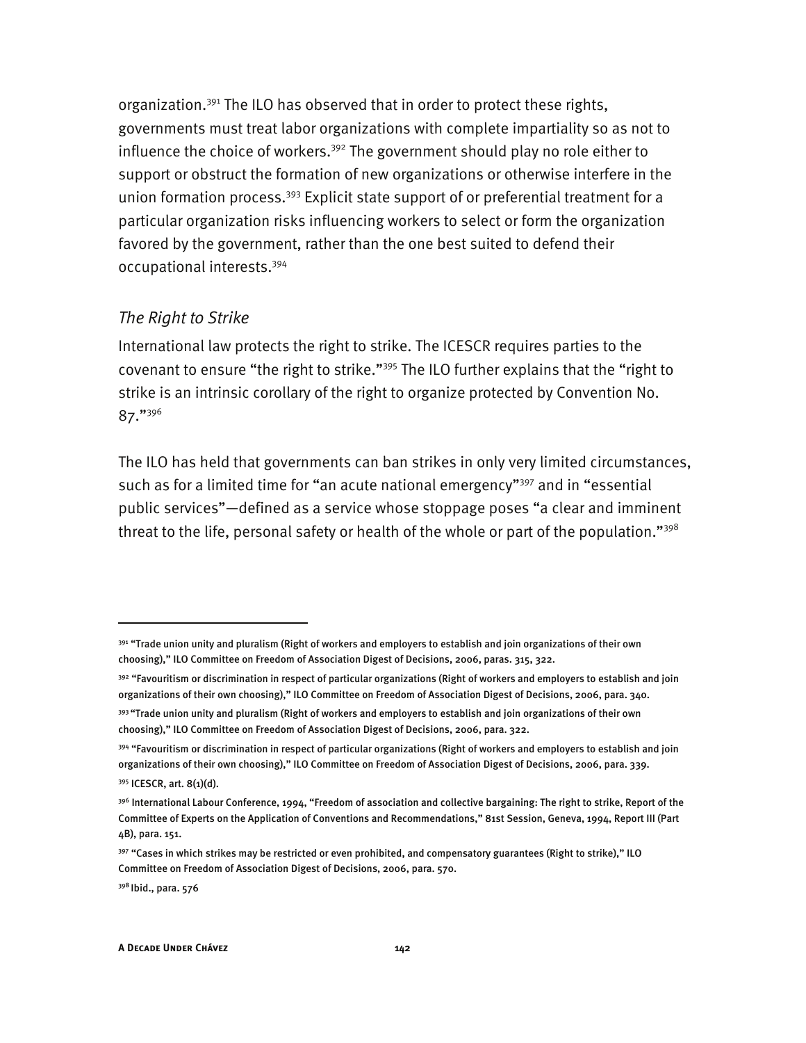organization.[391] The ILO has observed that in order to protect these rights, governments must treat labor organizations with complete impartiality so as not to influence the choice of workers.[392] The government should play no role either to support or obstruct the formation of new organizations or otherwise interfere in the union formation process.[393] Explicit state support of or preferential treatment for a particular organization risks influencing workers to select or form the organization favored by the government, rather than the one best suited to defend their occupational interests.[394]

### *The Right to Strike*

International law protects the right to strike. The ICESCR requires parties to the covenant to ensure "the right to strike."[395] The ILO further explains that the "right to strike is an intrinsic corollary of the right to organize protected by Convention No. 87."[396]

The ILO has held that governments can ban strikes in only very limited circumstances, such as for a limited time for "an acute national emergency"[397] and in "essential public services"—defined as a service whose stoppage poses "a clear and imminent threat to the life, personal safety or health of the whole or part of the population."[398]

---

[391] "Trade union unity and pluralism (Right of workers and employers to establish and join organizations of their own choosing)," ILO Committee on Freedom of Association Digest of Decisions, 2006, paras. 315, 322.

[392] "Favouritism or discrimination in respect of particular organizations (Right of workers and employers to establish and join organizations of their own choosing)," ILO Committee on Freedom of Association Digest of Decisions, 2006, para. 340.

[393] "Trade union unity and pluralism (Right of workers and employers to establish and join organizations of their own choosing)," ILO Committee on Freedom of Association Digest of Decisions, 2006, para. 322.

[394] "Favouritism or discrimination in respect of particular organizations (Right of workers and employers to establish and join organizations of their own choosing)," ILO Committee on Freedom of Association Digest of Decisions, 2006, para. 339.

[395] ICESCR, art. 8(1)(d).

[396] International Labour Conference, 1994, "Freedom of association and collective bargaining: The right to strike, Report of the Committee of Experts on the Application of Conventions and Recommendations," 81st Session, Geneva, 1994, Report III (Part 4B), para. 151.

[397] "Cases in which strikes may be restricted or even prohibited, and compensatory guarantees (Right to strike)," ILO Committee on Freedom of Association Digest of Decisions, 2006, para. 570.

[398] Ibid., para. 576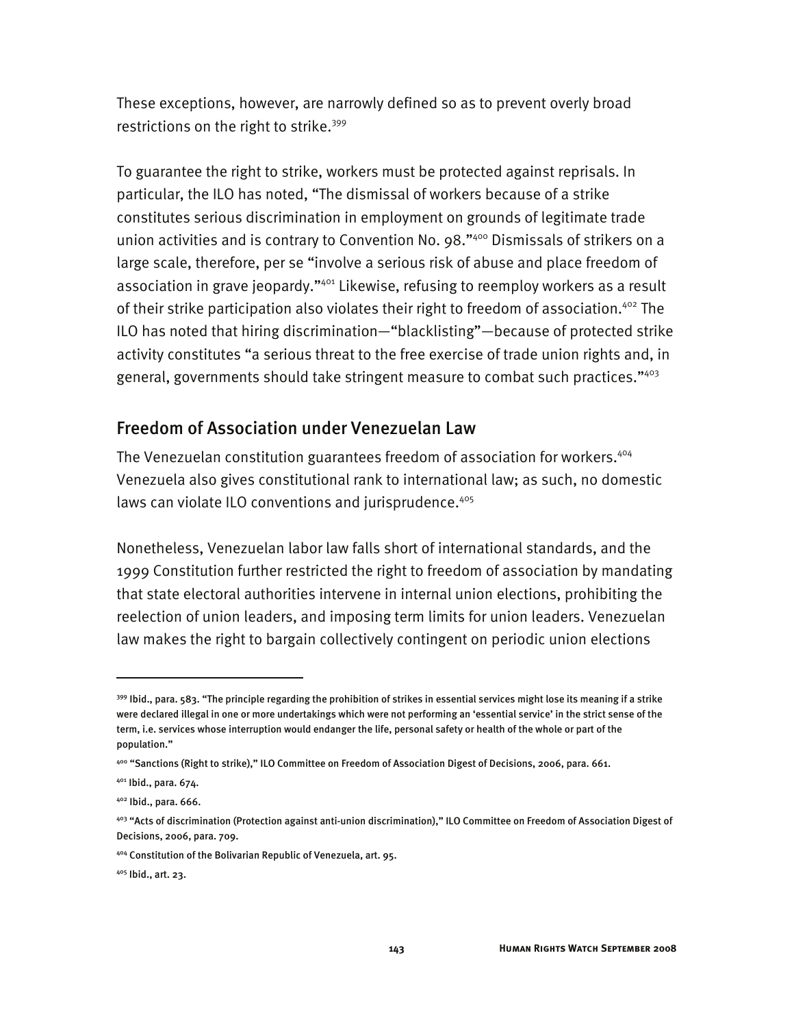These exceptions, however, are narrowly defined so as to prevent overly broad restrictions on the right to strike.[399]

To guarantee the right to strike, workers must be protected against reprisals. In particular, the ILO has noted, "The dismissal of workers because of a strike constitutes serious discrimination in employment on grounds of legitimate trade union activities and is contrary to Convention No. 98."[400] Dismissals of strikers on a large scale, therefore, per se "involve a serious risk of abuse and place freedom of association in grave jeopardy."[401] Likewise, refusing to reemploy workers as a result of their strike participation also violates their right to freedom of association.[402] The ILO has noted that hiring discrimination—"blacklisting"—because of protected strike activity constitutes "a serious threat to the free exercise of trade union rights and, in general, governments should take stringent measure to combat such practices."[403]

## Freedom of Association under Venezuelan Law

The Venezuelan constitution guarantees freedom of association for workers.[404] Venezuela also gives constitutional rank to international law; as such, no domestic laws can violate ILO conventions and jurisprudence.[405]

Nonetheless, Venezuelan labor law falls short of international standards, and the 1999 Constitution further restricted the right to freedom of association by mandating that state electoral authorities intervene in internal union elections, prohibiting the reelection of union leaders, and imposing term limits for union leaders. Venezuelan law makes the right to bargain collectively contingent on periodic union elections

---

[399] Ibid., para. 583. "The principle regarding the prohibition of strikes in essential services might lose its meaning if a strike were declared illegal in one or more undertakings which were not performing an 'essential service' in the strict sense of the term, i.e. services whose interruption would endanger the life, personal safety or health of the whole or part of the population."

[400] "Sanctions (Right to strike)," ILO Committee on Freedom of Association Digest of Decisions, 2006, para. 661.

[401] Ibid., para. 674.

[402] Ibid., para. 666.

[403] "Acts of discrimination (Protection against anti-union discrimination)," ILO Committee on Freedom of Association Digest of Decisions, 2006, para. 709.

[404] Constitution of the Bolivarian Republic of Venezuela, art. 95.

[405] Ibid., art. 23.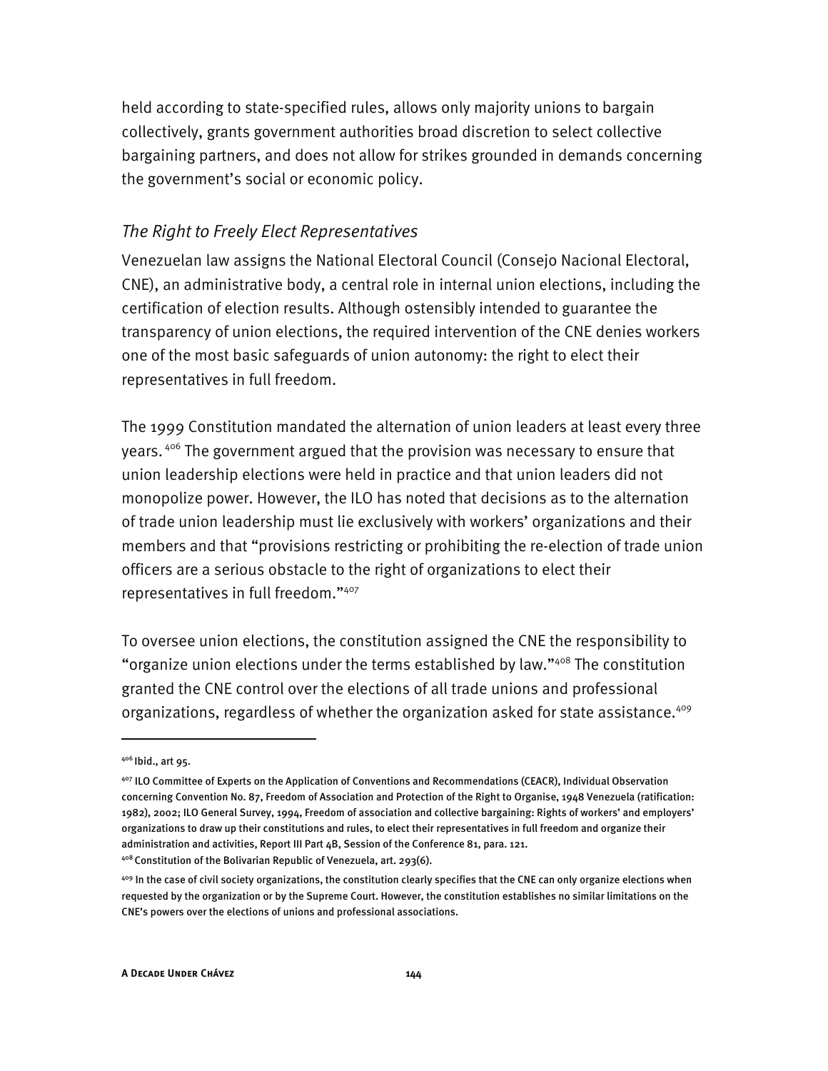held according to state-specified rules, allows only majority unions to bargain collectively, grants government authorities broad discretion to select collective bargaining partners, and does not allow for strikes grounded in demands concerning the government's social or economic policy.

### *The Right to Freely Elect Representatives*

Venezuelan law assigns the National Electoral Council (Consejo Nacional Electoral, CNE), an administrative body, a central role in internal union elections, including the certification of election results. Although ostensibly intended to guarantee the transparency of union elections, the required intervention of the CNE denies workers one of the most basic safeguards of union autonomy: the right to elect their representatives in full freedom.

The 1999 Constitution mandated the alternation of union leaders at least every three years.[406] The government argued that the provision was necessary to ensure that union leadership elections were held in practice and that union leaders did not monopolize power. However, the ILO has noted that decisions as to the alternation of trade union leadership must lie exclusively with workers' organizations and their members and that "provisions restricting or prohibiting the re-election of trade union officers are a serious obstacle to the right of organizations to elect their representatives in full freedom."[407]

To oversee union elections, the constitution assigned the CNE the responsibility to "organize union elections under the terms established by law."[408] The constitution granted the CNE control over the elections of all trade unions and professional organizations, regardless of whether the organization asked for state assistance.[409]

---

[406] Ibid., art 95.

[407] ILO Committee of Experts on the Application of Conventions and Recommendations (CEACR), Individual Observation concerning Convention No. 87, Freedom of Association and Protection of the Right to Organise, 1948 Venezuela (ratification: 1982), 2002; ILO General Survey, 1994, Freedom of association and collective bargaining: Rights of workers' and employers' organizations to draw up their constitutions and rules, to elect their representatives in full freedom and organize their administration and activities, Report III Part 4B, Session of the Conference 81, para. 121.

[408] Constitution of the Bolivarian Republic of Venezuela, art. 293(6).

[409] In the case of civil society organizations, the constitution clearly specifies that the CNE can only organize elections when requested by the organization or by the Supreme Court. However, the constitution establishes no similar limitations on the CNE's powers over the elections of unions and professional associations.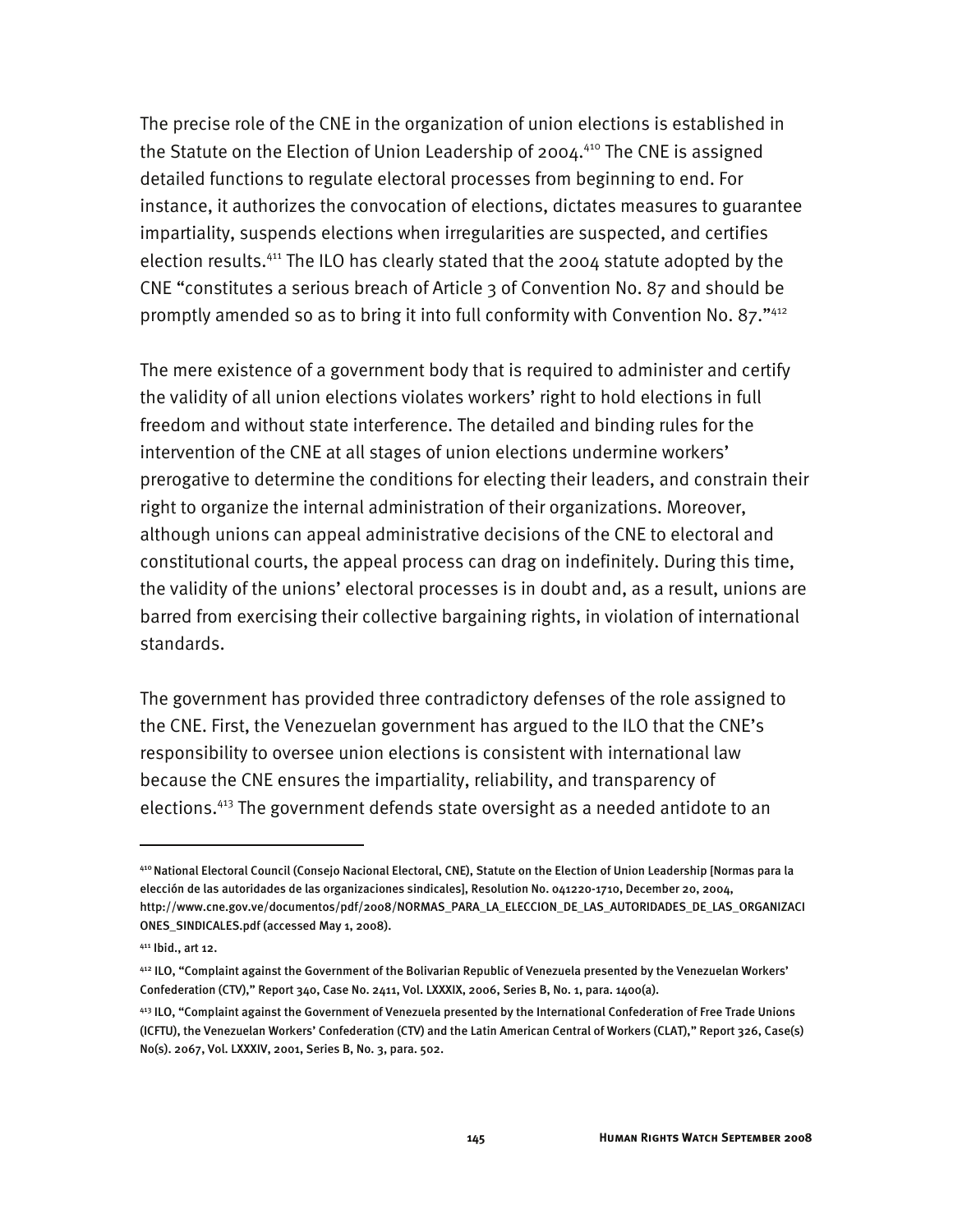The precise role of the CNE in the organization of union elections is established in the Statute on the Election of Union Leadership of 2004.[410] The CNE is assigned detailed functions to regulate electoral processes from beginning to end. For instance, it authorizes the convocation of elections, dictates measures to guarantee impartiality, suspends elections when irregularities are suspected, and certifies election results.[411] The ILO has clearly stated that the 2004 statute adopted by the CNE "constitutes a serious breach of Article 3 of Convention No. 87 and should be promptly amended so as to bring it into full conformity with Convention No. 87."[412]

The mere existence of a government body that is required to administer and certify the validity of all union elections violates workers' right to hold elections in full freedom and without state interference. The detailed and binding rules for the intervention of the CNE at all stages of union elections undermine workers' prerogative to determine the conditions for electing their leaders, and constrain their right to organize the internal administration of their organizations. Moreover, although unions can appeal administrative decisions of the CNE to electoral and constitutional courts, the appeal process can drag on indefinitely. During this time, the validity of the unions' electoral processes is in doubt and, as a result, unions are barred from exercising their collective bargaining rights, in violation of international standards.

The government has provided three contradictory defenses of the role assigned to the CNE. First, the Venezuelan government has argued to the ILO that the CNE's responsibility to oversee union elections is consistent with international law because the CNE ensures the impartiality, reliability, and transparency of elections.[413] The government defends state oversight as a needed antidote to an

---

[410] National Electoral Council (Consejo Nacional Electoral, CNE), Statute on the Election of Union Leadership [Normas para la elección de las autoridades de las organizaciones sindicales], Resolution No. 041220-1710, December 20, 2004, http://www.cne.gov.ve/documentos/pdf/2008/NORMAS_PARA_LA_ELECCION_DE_LAS_AUTORIDADES_DE_LAS_ORGANIZACIONES_SINDICALES.pdf (accessed May 1, 2008).

[411] Ibid., art 12.

[412] ILO, "Complaint against the Government of the Bolivarian Republic of Venezuela presented by the Venezuelan Workers' Confederation (CTV)," Report 340, Case No. 2411, Vol. LXXXIX, 2006, Series B, No. 1, para. 1400(a).

[413] ILO, "Complaint against the Government of Venezuela presented by the International Confederation of Free Trade Unions (ICFTU), the Venezuelan Workers' Confederation (CTV) and the Latin American Central of Workers (CLAT)," Report 326, Case(s) No(s). 2067, Vol. LXXXIV, 2001, Series B, No. 3, para. 502.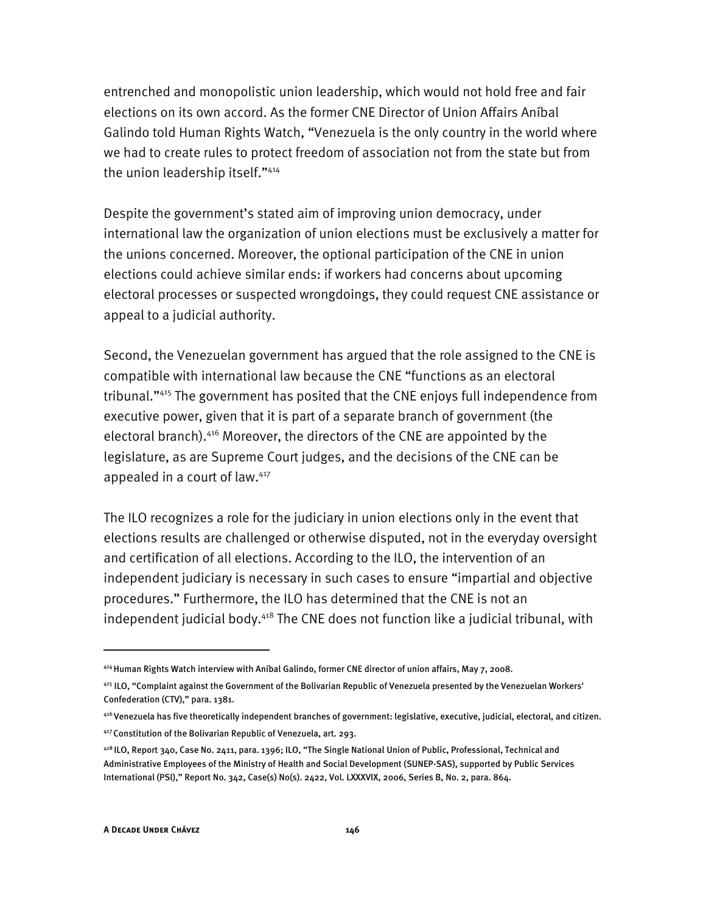entrenched and monopolistic union leadership, which would not hold free and fair elections on its own accord. As the former CNE Director of Union Affairs Aníbal Galindo told Human Rights Watch, "Venezuela is the only country in the world where we had to create rules to protect freedom of association not from the state but from the union leadership itself."[414]

Despite the government's stated aim of improving union democracy, under international law the organization of union elections must be exclusively a matter for the unions concerned. Moreover, the optional participation of the CNE in union elections could achieve similar ends: if workers had concerns about upcoming electoral processes or suspected wrongdoings, they could request CNE assistance or appeal to a judicial authority.

Second, the Venezuelan government has argued that the role assigned to the CNE is compatible with international law because the CNE "functions as an electoral tribunal."[415] The government has posited that the CNE enjoys full independence from executive power, given that it is part of a separate branch of government (the electoral branch).[416] Moreover, the directors of the CNE are appointed by the legislature, as are Supreme Court judges, and the decisions of the CNE can be appealed in a court of law.[417]

The ILO recognizes a role for the judiciary in union elections only in the event that elections results are challenged or otherwise disputed, not in the everyday oversight and certification of all elections. According to the ILO, the intervention of an independent judiciary is necessary in such cases to ensure "impartial and objective procedures." Furthermore, the ILO has determined that the CNE is not an independent judicial body.[418] The CNE does not function like a judicial tribunal, with

---

[414] Human Rights Watch interview with Aníbal Galindo, former CNE director of union affairs, May 7, 2008.

[415] ILO, "Complaint against the Government of the Bolivarian Republic of Venezuela presented by the Venezuelan Workers' Confederation (CTV)," para. 1381.

[416] Venezuela has five theoretically independent branches of government: legislative, executive, judicial, electoral, and citizen.

[417] Constitution of the Bolivarian Republic of Venezuela, art. 293.

[418] ILO, Report 340, Case No. 2411, para. 1396; ILO, "The Single National Union of Public, Professional, Technical and Administrative Employees of the Ministry of Health and Social Development (SUNEP-SAS), supported by Public Services International (PSI)," Report No. 342, Case(s) No(s). 2422, Vol. LXXXVIX, 2006, Series B, No. 2, para. 864.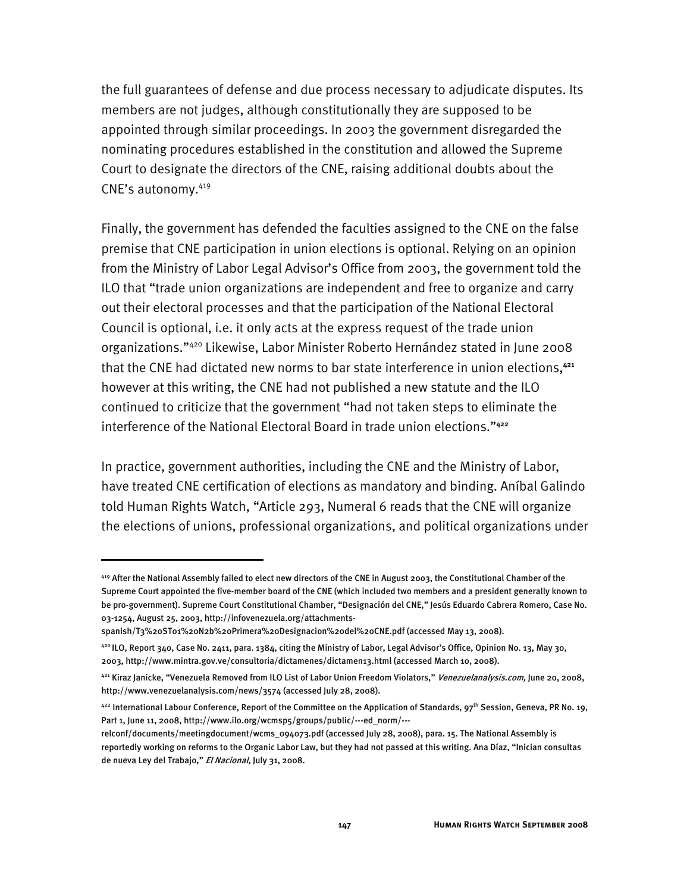the full guarantees of defense and due process necessary to adjudicate disputes. Its members are not judges, although constitutionally they are supposed to be appointed through similar proceedings. In 2003 the government disregarded the nominating procedures established in the constitution and allowed the Supreme Court to designate the directors of the CNE, raising additional doubts about the CNE's autonomy.[419]

Finally, the government has defended the faculties assigned to the CNE on the false premise that CNE participation in union elections is optional. Relying on an opinion from the Ministry of Labor Legal Advisor's Office from 2003, the government told the ILO that "trade union organizations are independent and free to organize and carry out their electoral processes and that the participation of the National Electoral Council is optional, i.e. it only acts at the express request of the trade union organizations."[420] Likewise, Labor Minister Roberto Hernández stated in June 2008 that the CNE had dictated new norms to bar state interference in union elections,[421] however at this writing, the CNE had not published a new statute and the ILO continued to criticize that the government "had not taken steps to eliminate the interference of the National Electoral Board in trade union elections."[422]

In practice, government authorities, including the CNE and the Ministry of Labor, have treated CNE certification of elections as mandatory and binding. Aníbal Galindo told Human Rights Watch, "Article 293, Numeral 6 reads that the CNE will organize the elections of unions, professional organizations, and political organizations under

---

[419] After the National Assembly failed to elect new directors of the CNE in August 2003, the Constitutional Chamber of the Supreme Court appointed the five-member board of the CNE (which included two members and a president generally known to be pro-government). Supreme Court Constitutional Chamber, "Designación del CNE," Jesús Eduardo Cabrera Romero, Case No. 03-1254, August 25, 2003, http://infovenezuela.org/attachments-spanish/T3%20ST01%20N2b%20Primera%20Designacion%20del%20CNE.pdf (accessed May 13, 2008).

[420] ILO, Report 340, Case No. 2411, para. 1384, citing the Ministry of Labor, Legal Advisor's Office, Opinion No. 13, May 30, 2003, http://www.mintra.gov.ve/consultoria/dictamenes/dictamen13.html (accessed March 10, 2008).

[421] Kiraz Janicke, "Venezuela Removed from ILO List of Labor Union Freedom Violators," *Venezuelanalysis.com,* June 20, 2008, http://www.venezuelanalysis.com/news/3574 (accessed July 28, 2008).

[422] International Labour Conference, Report of the Committee on the Application of Standards, 97th Session, Geneva, PR No. 19, Part 1, June 11, 2008, http://www.ilo.org/wcmsp5/groups/public/---ed_norm/---relconf/documents/meetingdocument/wcms_094073.pdf (accessed July 28, 2008), para. 15. The National Assembly is reportedly working on reforms to the Organic Labor Law, but they had not passed at this writing. Ana Díaz, "Inician consultas de nueva Ley del Trabajo," *El Nacional,* July 31, 2008.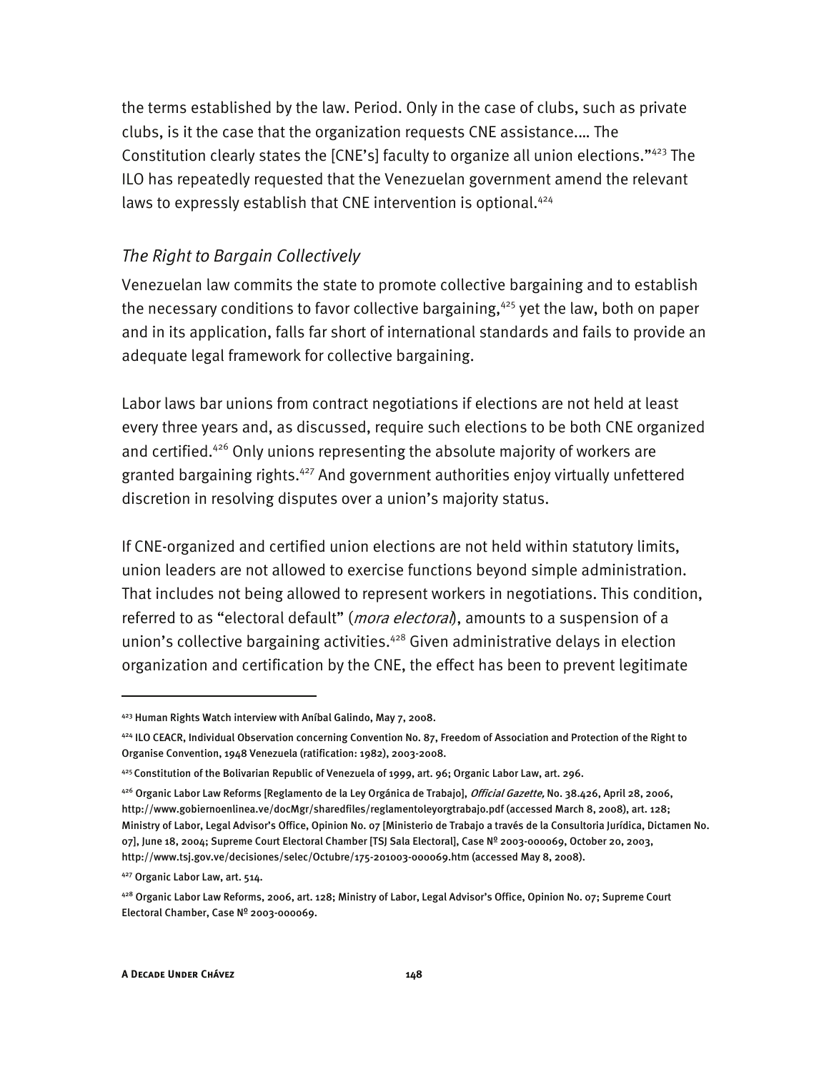the terms established by the law. Period. Only in the case of clubs, such as private clubs, is it the case that the organization requests CNE assistance.... The Constitution clearly states the [CNE's] faculty to organize all union elections."[423] The ILO has repeatedly requested that the Venezuelan government amend the relevant laws to expressly establish that CNE intervention is optional.[424]

### *The Right to Bargain Collectively*

Venezuelan law commits the state to promote collective bargaining and to establish the necessary conditions to favor collective bargaining,[425] yet the law, both on paper and in its application, falls far short of international standards and fails to provide an adequate legal framework for collective bargaining.

Labor laws bar unions from contract negotiations if elections are not held at least every three years and, as discussed, require such elections to be both CNE organized and certified.[426] Only unions representing the absolute majority of workers are granted bargaining rights.[427] And government authorities enjoy virtually unfettered discretion in resolving disputes over a union's majority status.

If CNE-organized and certified union elections are not held within statutory limits, union leaders are not allowed to exercise functions beyond simple administration. That includes not being allowed to represent workers in negotiations. This condition, referred to as "electoral default" (*mora electoral*), amounts to a suspension of a union's collective bargaining activities.[428] Given administrative delays in election organization and certification by the CNE, the effect has been to prevent legitimate

---

[423] Human Rights Watch interview with Aníbal Galindo, May 7, 2008.

[424] ILO CEACR, Individual Observation concerning Convention No. 87, Freedom of Association and Protection of the Right to Organise Convention, 1948 Venezuela (ratification: 1982), 2003-2008.

[425] Constitution of the Bolivarian Republic of Venezuela of 1999, art. 96; Organic Labor Law, art. 296.

[426] Organic Labor Law Reforms [Reglamento de la Ley Orgánica de Trabajo], *Official Gazette,* No. 38.426, April 28, 2006, http://www.gobiernoenlinea.ve/docMgr/sharedfiles/reglamentoleyorgtrabajo.pdf (accessed March 8, 2008), art. 128; Ministry of Labor, Legal Advisor's Office, Opinion No. 07 [Ministerio de Trabajo a través de la Consultoria Jurídica, Dictamen No. 07], June 18, 2004; Supreme Court Electoral Chamber [TSJ Sala Electoral], Case Nº 2003-000069, October 20, 2003, http://www.tsj.gov.ve/decisiones/selec/Octubre/175-201003-000069.htm (accessed May 8, 2008).

[427] Organic Labor Law, art. 514.

[428] Organic Labor Law Reforms, 2006, art. 128; Ministry of Labor, Legal Advisor's Office, Opinion No. 07; Supreme Court Electoral Chamber, Case Nº 2003-000069.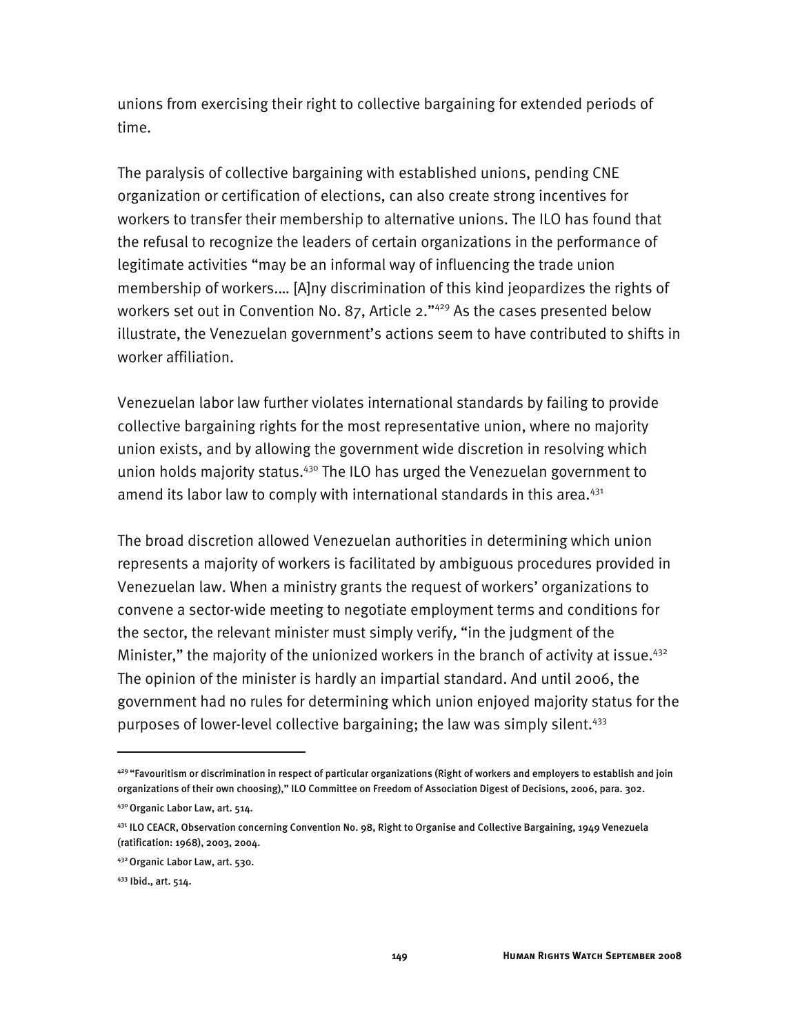unions from exercising their right to collective bargaining for extended periods of time.

The paralysis of collective bargaining with established unions, pending CNE organization or certification of elections, can also create strong incentives for workers to transfer their membership to alternative unions. The ILO has found that the refusal to recognize the leaders of certain organizations in the performance of legitimate activities "may be an informal way of influencing the trade union membership of workers.… [A]ny discrimination of this kind jeopardizes the rights of workers set out in Convention No. 87, Article 2."[429] As the cases presented below illustrate, the Venezuelan government's actions seem to have contributed to shifts in worker affiliation.

Venezuelan labor law further violates international standards by failing to provide collective bargaining rights for the most representative union, where no majority union exists, and by allowing the government wide discretion in resolving which union holds majority status.[430] The ILO has urged the Venezuelan government to amend its labor law to comply with international standards in this area.[431]

The broad discretion allowed Venezuelan authorities in determining which union represents a majority of workers is facilitated by ambiguous procedures provided in Venezuelan law. When a ministry grants the request of workers' organizations to convene a sector-wide meeting to negotiate employment terms and conditions for the sector, the relevant minister must simply verify, "in the judgment of the Minister," the majority of the unionized workers in the branch of activity at issue.[432] The opinion of the minister is hardly an impartial standard. And until 2006, the government had no rules for determining which union enjoyed majority status for the purposes of lower-level collective bargaining; the law was simply silent.[433]

---

[429] "Favouritism or discrimination in respect of particular organizations (Right of workers and employers to establish and join organizations of their own choosing)," ILO Committee on Freedom of Association Digest of Decisions, 2006, para. 302.

[430] Organic Labor Law, art. 514.

[431] ILO CEACR, Observation concerning Convention No. 98, Right to Organise and Collective Bargaining, 1949 Venezuela (ratification: 1968), 2003, 2004.

[432] Organic Labor Law, art. 530.

[433] Ibid., art. 514.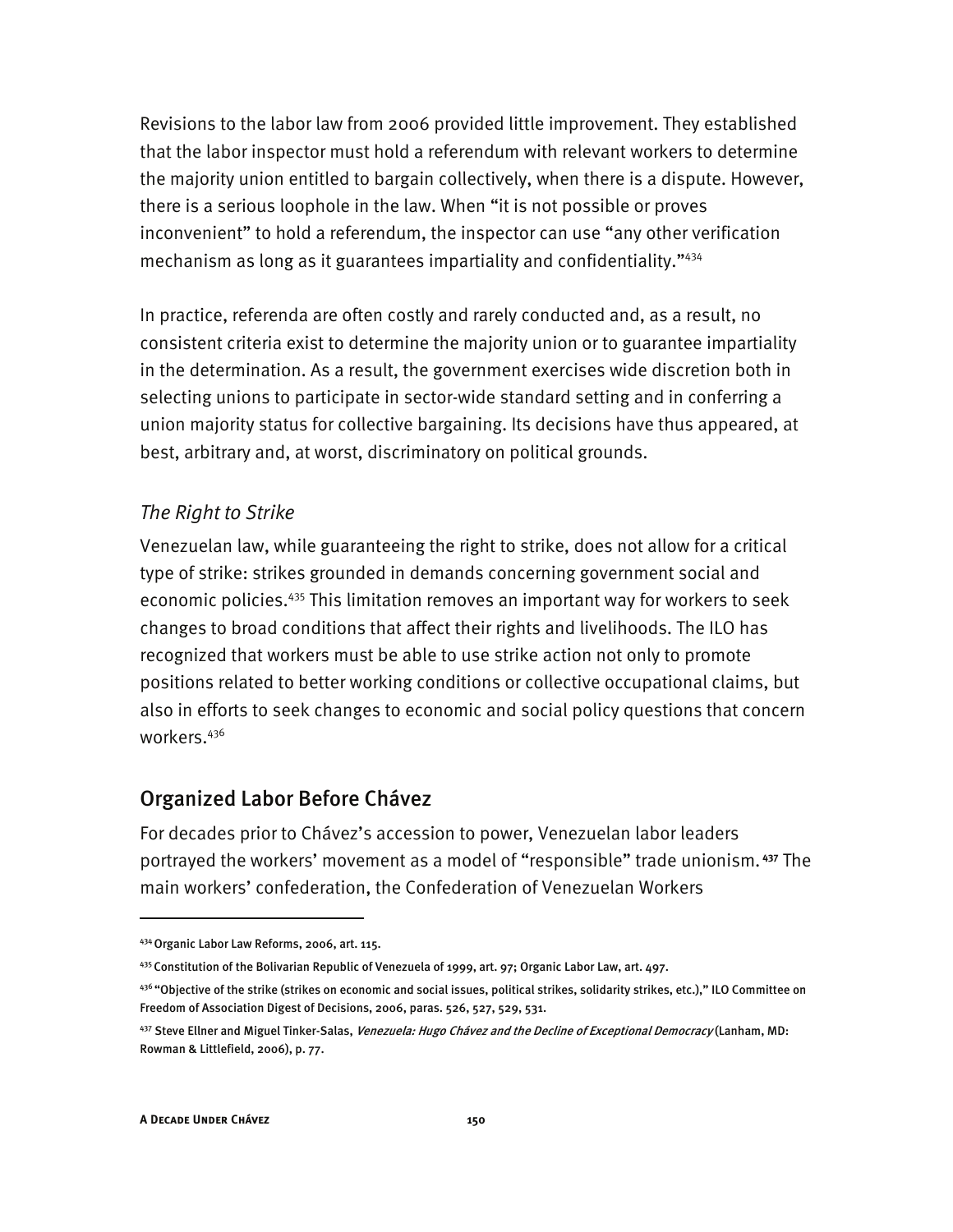Revisions to the labor law from 2006 provided little improvement. They established that the labor inspector must hold a referendum with relevant workers to determine the majority union entitled to bargain collectively, when there is a dispute. However, there is a serious loophole in the law. When "it is not possible or proves inconvenient" to hold a referendum, the inspector can use "any other verification mechanism as long as it guarantees impartiality and confidentiality."[434]

In practice, referenda are often costly and rarely conducted and, as a result, no consistent criteria exist to determine the majority union or to guarantee impartiality in the determination. As a result, the government exercises wide discretion both in selecting unions to participate in sector-wide standard setting and in conferring a union majority status for collective bargaining. Its decisions have thus appeared, at best, arbitrary and, at worst, discriminatory on political grounds.

### *The Right to Strike*

Venezuelan law, while guaranteeing the right to strike, does not allow for a critical type of strike: strikes grounded in demands concerning government social and economic policies.[435] This limitation removes an important way for workers to seek changes to broad conditions that affect their rights and livelihoods. The ILO has recognized that workers must be able to use strike action not only to promote positions related to better working conditions or collective occupational claims, but also in efforts to seek changes to economic and social policy questions that concern workers.[436]

## Organized Labor Before Chávez

For decades prior to Chávez's accession to power, Venezuelan labor leaders portrayed the workers' movement as a model of "responsible" trade unionism.[437] The main workers' confederation, the Confederation of Venezuelan Workers

---

[434] Organic Labor Law Reforms, 2006, art. 115.

[435] Constitution of the Bolivarian Republic of Venezuela of 1999, art. 97; Organic Labor Law, art. 497.

[436] "Objective of the strike (strikes on economic and social issues, political strikes, solidarity strikes, etc.)," ILO Committee on Freedom of Association Digest of Decisions, 2006, paras. 526, 527, 529, 531.

[437] Steve Ellner and Miguel Tinker-Salas, *Venezuela: Hugo Chávez and the Decline of Exceptional Democracy* (Lanham, MD: Rowman & Littlefield, 2006), p. 77.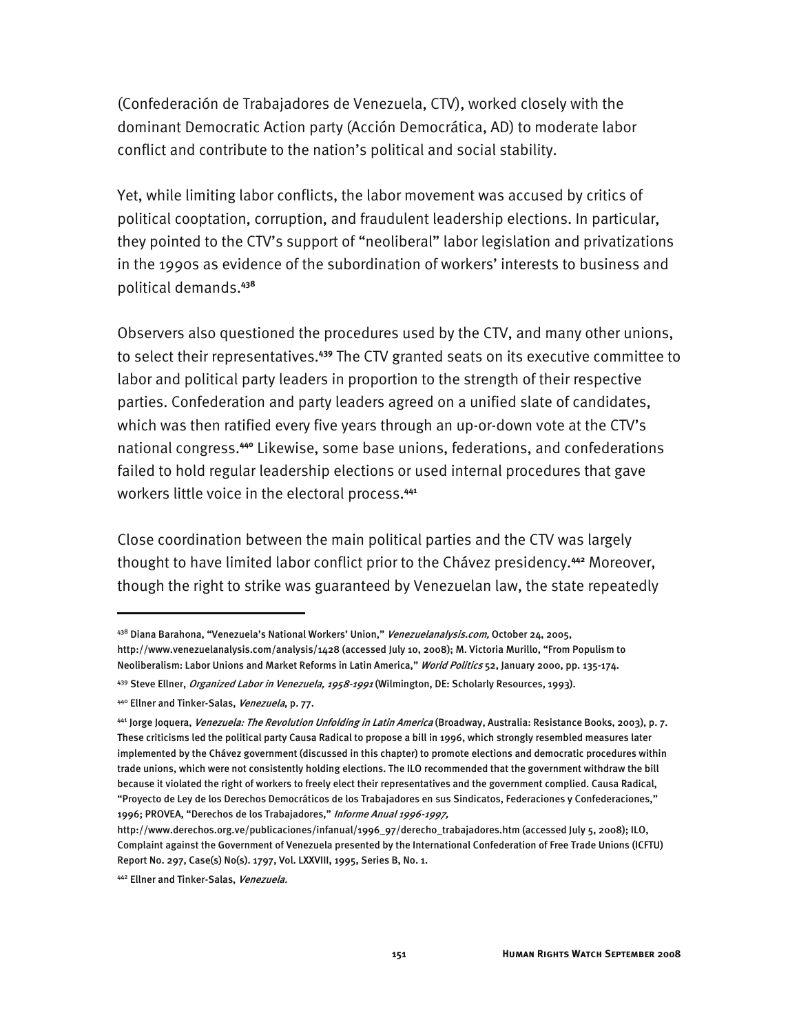(Confederación de Trabajadores de Venezuela, CTV), worked closely with the dominant Democratic Action party (Acción Democrática, AD) to moderate labor conflict and contribute to the nation's political and social stability.

Yet, while limiting labor conflicts, the labor movement was accused by critics of political cooptation, corruption, and fraudulent leadership elections. In particular, they pointed to the CTV's support of "neoliberal" labor legislation and privatizations in the 1990s as evidence of the subordination of workers' interests to business and political demands.[438]

Observers also questioned the procedures used by the CTV, and many other unions, to select their representatives.[439] The CTV granted seats on its executive committee to labor and political party leaders in proportion to the strength of their respective parties. Confederation and party leaders agreed on a unified slate of candidates, which was then ratified every five years through an up-or-down vote at the CTV's national congress.[440] Likewise, some base unions, federations, and confederations failed to hold regular leadership elections or used internal procedures that gave workers little voice in the electoral process.[441]

Close coordination between the main political parties and the CTV was largely thought to have limited labor conflict prior to the Chávez presidency.[442] Moreover, though the right to strike was guaranteed by Venezuelan law, the state repeatedly

---

[438] Diana Barahona, "Venezuela's National Workers' Union," *Venezuelanalysis.com,* October 24, 2005, http://www.venezuelanalysis.com/analysis/1428 (accessed July 10, 2008); M. Victoria Murillo, "From Populism to Neoliberalism: Labor Unions and Market Reforms in Latin America," *World Politics* 52, January 2000, pp. 135-174.

[439] Steve Ellner, *Organized Labor in Venezuela, 1958-1991* (Wilmington, DE: Scholarly Resources, 1993).

[440] Ellner and Tinker-Salas, *Venezuela*, p. 77.

[441] Jorge Joquera, *Venezuela: The Revolution Unfolding in Latin America* (Broadway, Australia: Resistance Books, 2003), p. 7. These criticisms led the political party Causa Radical to propose a bill in 1996, which strongly resembled measures later implemented by the Chávez government (discussed in this chapter) to promote elections and democratic procedures within trade unions, which were not consistently holding elections. The ILO recommended that the government withdraw the bill because it violated the right of workers to freely elect their representatives and the government complied. Causa Radical, "Proyecto de Ley de los Derechos Democráticos de los Trabajadores en sus Sindicatos, Federaciones y Confederaciones," 1996; PROVEA, "Derechos de los Trabajadores," *Informe Anual 1996-1997,* http://www.derechos.org.ve/publicaciones/infanual/1996_97/derecho_trabajadores.htm (accessed July 5, 2008); ILO, Complaint against the Government of Venezuela presented by the International Confederation of Free Trade Unions (ICFTU) Report No. 297, Case(s) No(s). 1797, Vol. LXXVIII, 1995, Series B, No. 1.

[442] Ellner and Tinker-Salas, *Venezuela.*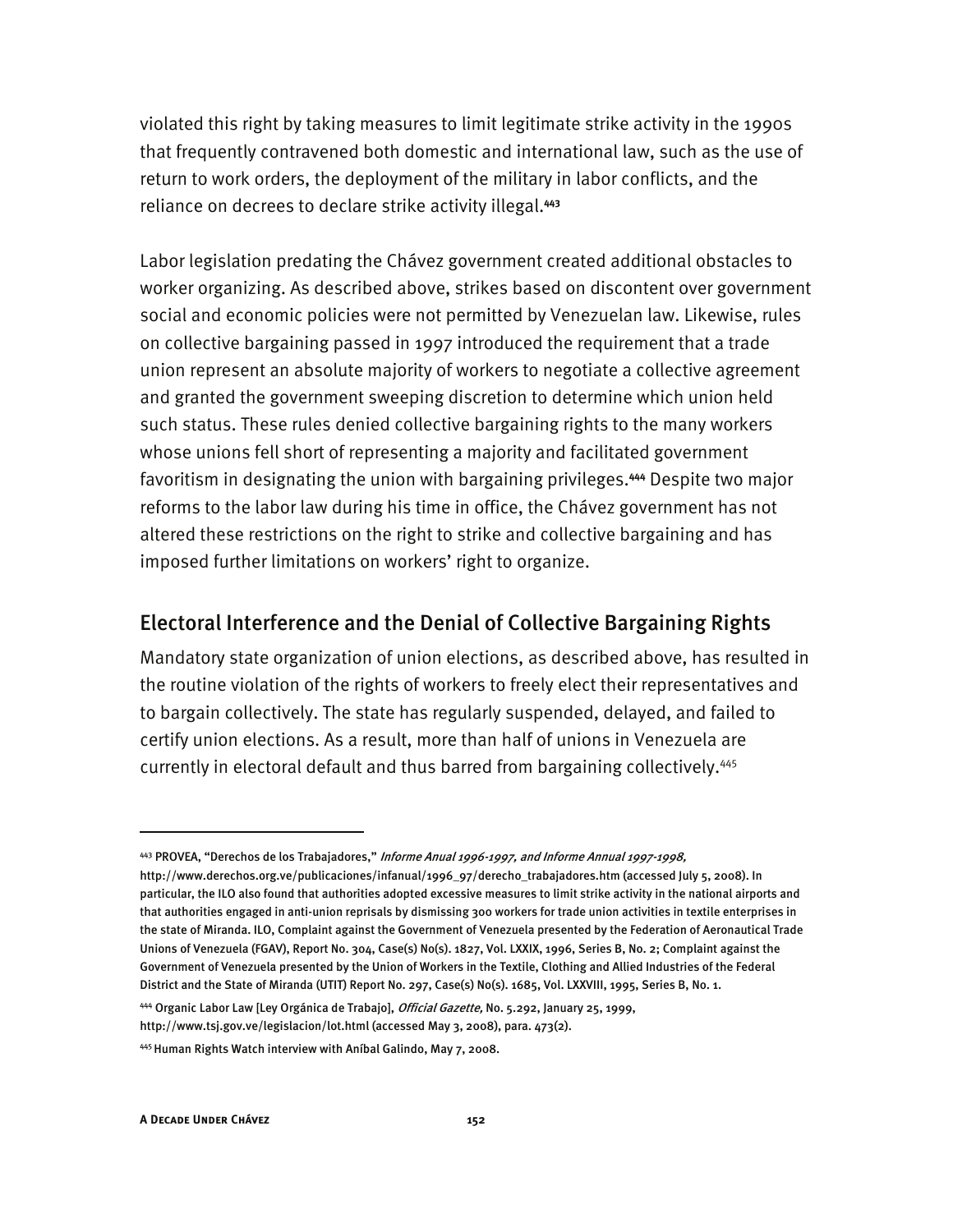violated this right by taking measures to limit legitimate strike activity in the 1990s that frequently contravened both domestic and international law, such as the use of return to work orders, the deployment of the military in labor conflicts, and the reliance on decrees to declare strike activity illegal.[443]

Labor legislation predating the Chávez government created additional obstacles to worker organizing. As described above, strikes based on discontent over government social and economic policies were not permitted by Venezuelan law. Likewise, rules on collective bargaining passed in 1997 introduced the requirement that a trade union represent an absolute majority of workers to negotiate a collective agreement and granted the government sweeping discretion to determine which union held such status. These rules denied collective bargaining rights to the many workers whose unions fell short of representing a majority and facilitated government favoritism in designating the union with bargaining privileges.[444] Despite two major reforms to the labor law during his time in office, the Chávez government has not altered these restrictions on the right to strike and collective bargaining and has imposed further limitations on workers' right to organize.

## Electoral Interference and the Denial of Collective Bargaining Rights

Mandatory state organization of union elections, as described above, has resulted in the routine violation of the rights of workers to freely elect their representatives and to bargain collectively. The state has regularly suspended, delayed, and failed to certify union elections. As a result, more than half of unions in Venezuela are currently in electoral default and thus barred from bargaining collectively.[445]

---

[443] PROVEA, "Derechos de los Trabajadores," *Informe Anual 1996-1997, and Informe Annual 1997-1998,* http://www.derechos.org.ve/publicaciones/infanual/1996_97/derecho_trabajadores.htm (accessed July 5, 2008). In particular, the ILO also found that authorities adopted excessive measures to limit strike activity in the national airports and that authorities engaged in anti-union reprisals by dismissing 300 workers for trade union activities in textile enterprises in the state of Miranda. ILO, Complaint against the Government of Venezuela presented by the Federation of Aeronautical Trade Unions of Venezuela (FGAV), Report No. 304, Case(s) No(s). 1827, Vol. LXXIX, 1996, Series B, No. 2; Complaint against the Government of Venezuela presented by the Union of Workers in the Textile, Clothing and Allied Industries of the Federal District and the State of Miranda (UTIT) Report No. 297, Case(s) No(s). 1685, Vol. LXXVIII, 1995, Series B, No. 1.

[444] Organic Labor Law [Ley Orgánica de Trabajo], *Official Gazette,* No. 5.292, January 25, 1999, http://www.tsj.gov.ve/legislacion/lot.html (accessed May 3, 2008), para. 473(2).

[445] Human Rights Watch interview with Aníbal Galindo, May 7, 2008.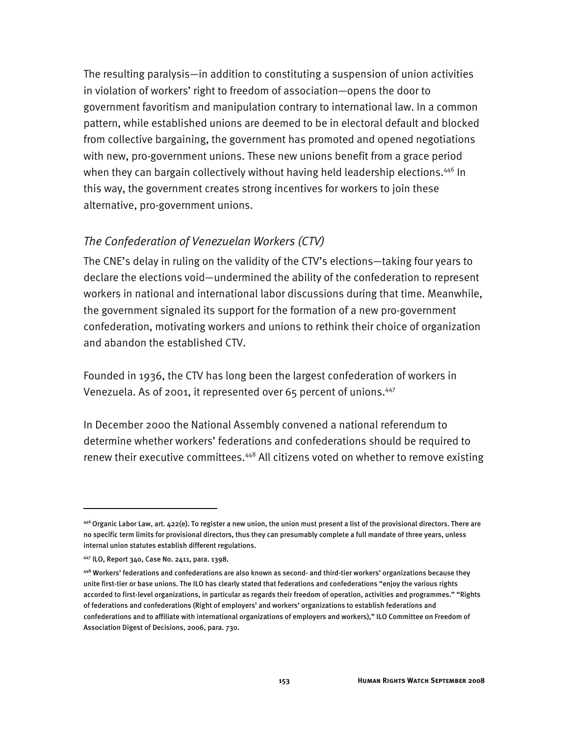The resulting paralysis—in addition to constituting a suspension of union activities in violation of workers' right to freedom of association—opens the door to government favoritism and manipulation contrary to international law. In a common pattern, while established unions are deemed to be in electoral default and blocked from collective bargaining, the government has promoted and opened negotiations with new, pro-government unions. These new unions benefit from a grace period when they can bargain collectively without having held leadership elections.[446] In this way, the government creates strong incentives for workers to join these alternative, pro-government unions.

### *The Confederation of Venezuelan Workers (CTV)*

The CNE's delay in ruling on the validity of the CTV's elections—taking four years to declare the elections void—undermined the ability of the confederation to represent workers in national and international labor discussions during that time. Meanwhile, the government signaled its support for the formation of a new pro-government confederation, motivating workers and unions to rethink their choice of organization and abandon the established CTV.

Founded in 1936, the CTV has long been the largest confederation of workers in Venezuela. As of 2001, it represented over 65 percent of unions.[447]

In December 2000 the National Assembly convened a national referendum to determine whether workers' federations and confederations should be required to renew their executive committees.[448] All citizens voted on whether to remove existing

---

[446] Organic Labor Law, art. 422(e). To register a new union, the union must present a list of the provisional directors. There are no specific term limits for provisional directors, thus they can presumably complete a full mandate of three years, unless internal union statutes establish different regulations.

[447] ILO, Report 340, Case No. 2411, para. 1398.

[448] Workers' federations and confederations are also known as second- and third-tier workers' organizations because they unite first-tier or base unions. The ILO has clearly stated that federations and confederations "enjoy the various rights accorded to first-level organizations, in particular as regards their freedom of operation, activities and programmes." "Rights of federations and confederations (Right of employers' and workers' organizations to establish federations and confederations and to affiliate with international organizations of employers and workers)," ILO Committee on Freedom of Association Digest of Decisions, 2006, para. 730.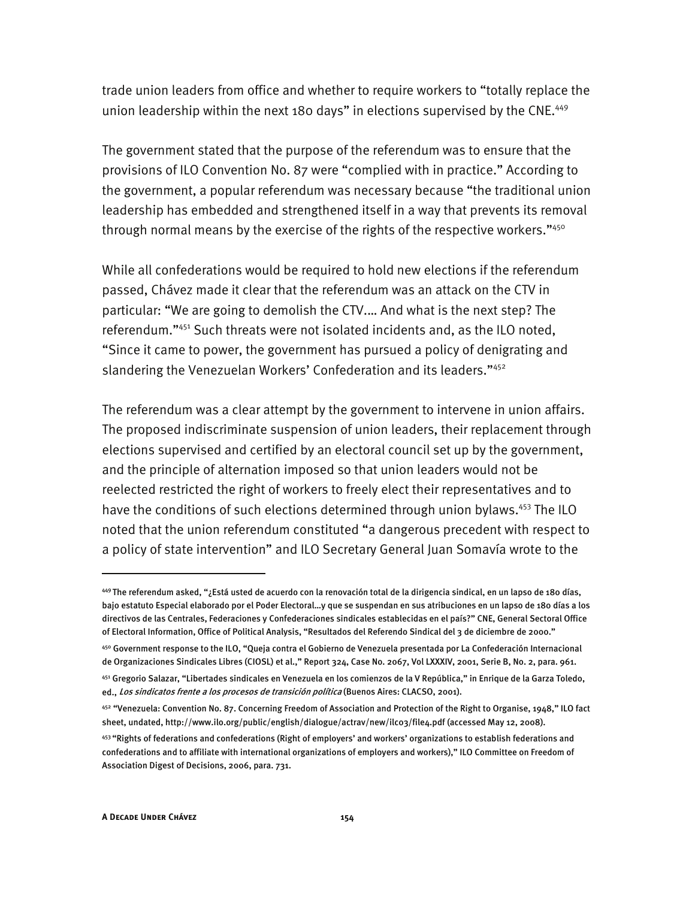trade union leaders from office and whether to require workers to "totally replace the union leadership within the next 180 days" in elections supervised by the CNE.[449]

The government stated that the purpose of the referendum was to ensure that the provisions of ILO Convention No. 87 were "complied with in practice." According to the government, a popular referendum was necessary because "the traditional union leadership has embedded and strengthened itself in a way that prevents its removal through normal means by the exercise of the rights of the respective workers."[450]

While all confederations would be required to hold new elections if the referendum passed, Chávez made it clear that the referendum was an attack on the CTV in particular: "We are going to demolish the CTV.… And what is the next step? The referendum."[451] Such threats were not isolated incidents and, as the ILO noted, "Since it came to power, the government has pursued a policy of denigrating and slandering the Venezuelan Workers' Confederation and its leaders."[452]

The referendum was a clear attempt by the government to intervene in union affairs. The proposed indiscriminate suspension of union leaders, their replacement through elections supervised and certified by an electoral council set up by the government, and the principle of alternation imposed so that union leaders would not be reelected restricted the right of workers to freely elect their representatives and to have the conditions of such elections determined through union bylaws.[453] The ILO noted that the union referendum constituted "a dangerous precedent with respect to a policy of state intervention" and ILO Secretary General Juan Somavía wrote to the

---

[449] The referendum asked, "¿Está usted de acuerdo con la renovación total de la dirigencia sindical, en un lapso de 180 días, bajo estatuto Especial elaborado por el Poder Electoral…y que se suspendan en sus atribuciones en un lapso de 180 días a los directivos de las Centrales, Federaciones y Confederaciones sindicales establecidas en el país?" CNE, General Sectoral Office of Electoral Information, Office of Political Analysis, "Resultados del Referendo Sindical del 3 de diciembre de 2000."

[450] Government response to the ILO, "Queja contra el Gobierno de Venezuela presentada por La Confederación Internacional de Organizaciones Sindicales Libres (CIOSL) et al.," Report 324, Case No. 2067, Vol LXXXIV, 2001, Serie B, No. 2, para. 961.

[451] Gregorio Salazar, "Libertades sindicales en Venezuela en los comienzos de la V República," in Enrique de la Garza Toledo, ed., *Los sindicatos frente a los procesos de transición política* (Buenos Aires: CLACSO, 2001).

[452] "Venezuela: Convention No. 87. Concerning Freedom of Association and Protection of the Right to Organise, 1948," ILO fact sheet, undated, http://www.ilo.org/public/english/dialogue/actrav/new/ilc03/file4.pdf (accessed May 12, 2008).

[453] "Rights of federations and confederations (Right of employers' and workers' organizations to establish federations and confederations and to affiliate with international organizations of employers and workers)," ILO Committee on Freedom of Association Digest of Decisions, 2006, para. 731.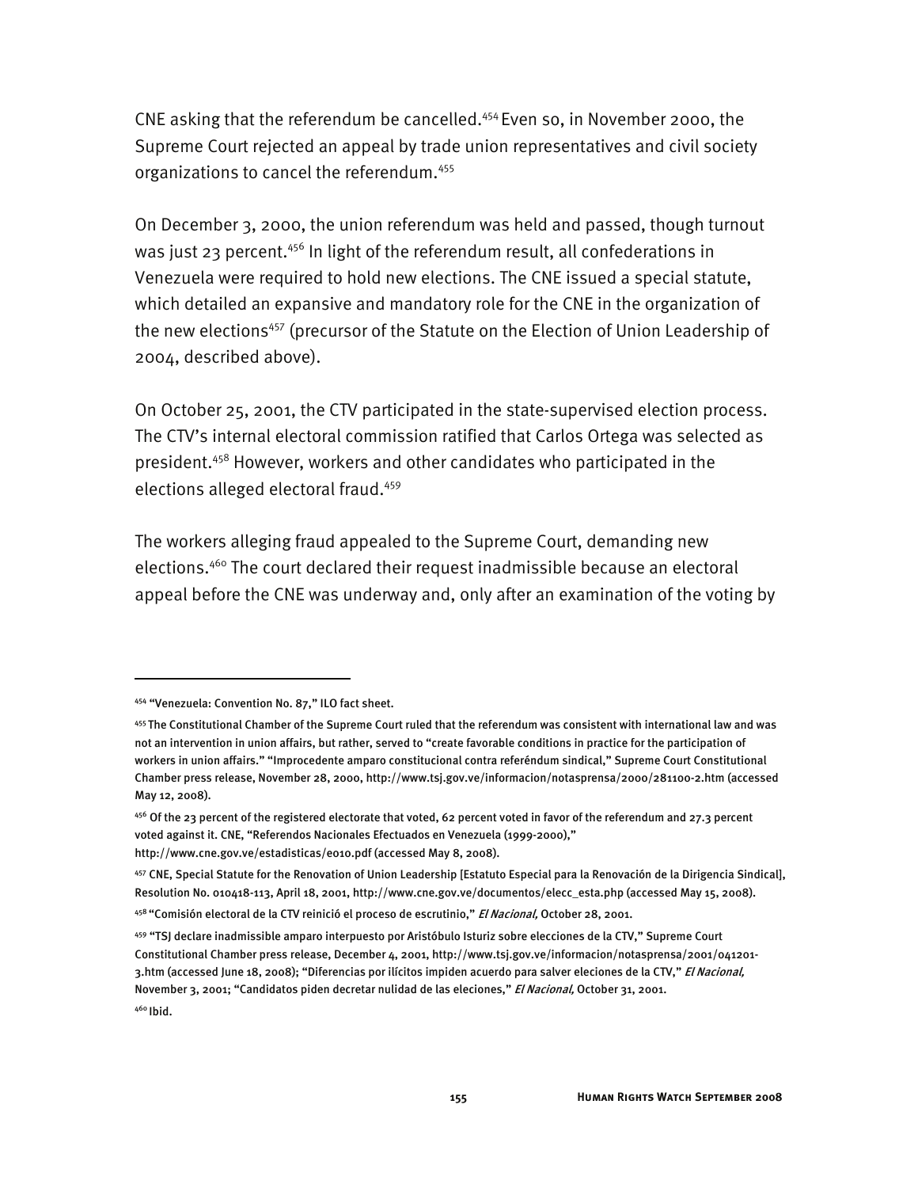CNE asking that the referendum be cancelled.[454] Even so, in November 2000, the Supreme Court rejected an appeal by trade union representatives and civil society organizations to cancel the referendum.[455]

On December 3, 2000, the union referendum was held and passed, though turnout was just 23 percent.[456] In light of the referendum result, all confederations in Venezuela were required to hold new elections. The CNE issued a special statute, which detailed an expansive and mandatory role for the CNE in the organization of the new elections[457] (precursor of the Statute on the Election of Union Leadership of 2004, described above).

On October 25, 2001, the CTV participated in the state-supervised election process. The CTV's internal electoral commission ratified that Carlos Ortega was selected as president.[458] However, workers and other candidates who participated in the elections alleged electoral fraud.[459]

The workers alleging fraud appealed to the Supreme Court, demanding new elections.[460] The court declared their request inadmissible because an electoral appeal before the CNE was underway and, only after an examination of the voting by

---

[454] "Venezuela: Convention No. 87," ILO fact sheet.

[455] The Constitutional Chamber of the Supreme Court ruled that the referendum was consistent with international law and was not an intervention in union affairs, but rather, served to "create favorable conditions in practice for the participation of workers in union affairs." "Improcedente amparo constitucional contra referéndum sindical," Supreme Court Constitutional Chamber press release, November 28, 2000, http://www.tsj.gov.ve/informacion/notasprensa/2000/281100-2.htm (accessed May 12, 2008).

[456] Of the 23 percent of the registered electorate that voted, 62 percent voted in favor of the referendum and 27.3 percent voted against it. CNE, "Referendos Nacionales Efectuados en Venezuela (1999-2000)," http://www.cne.gov.ve/estadisticas/e010.pdf (accessed May 8, 2008).

[457] CNE, Special Statute for the Renovation of Union Leadership [Estatuto Especial para la Renovación de la Dirigencia Sindical], Resolution No. 010418-113, April 18, 2001, http://www.cne.gov.ve/documentos/elecc_esta.php (accessed May 15, 2008).

[458] "Comisión electoral de la CTV reinició el proceso de escrutinio," *El Nacional,* October 28, 2001.

[459] "TSJ declare inadmissible amparo interpuesto por Aristóbulo Isturiz sobre elecciones de la CTV," Supreme Court Constitutional Chamber press release, December 4, 2001, http://www.tsj.gov.ve/informacion/notasprensa/2001/041201-3.htm (accessed June 18, 2008); "Diferencias por ilícitos impiden acuerdo para salver eleciones de la CTV," *El Nacional,* November 3, 2001; "Candidatos piden decretar nulidad de las eleciones," *El Nacional,* October 31, 2001.

[460] Ibid.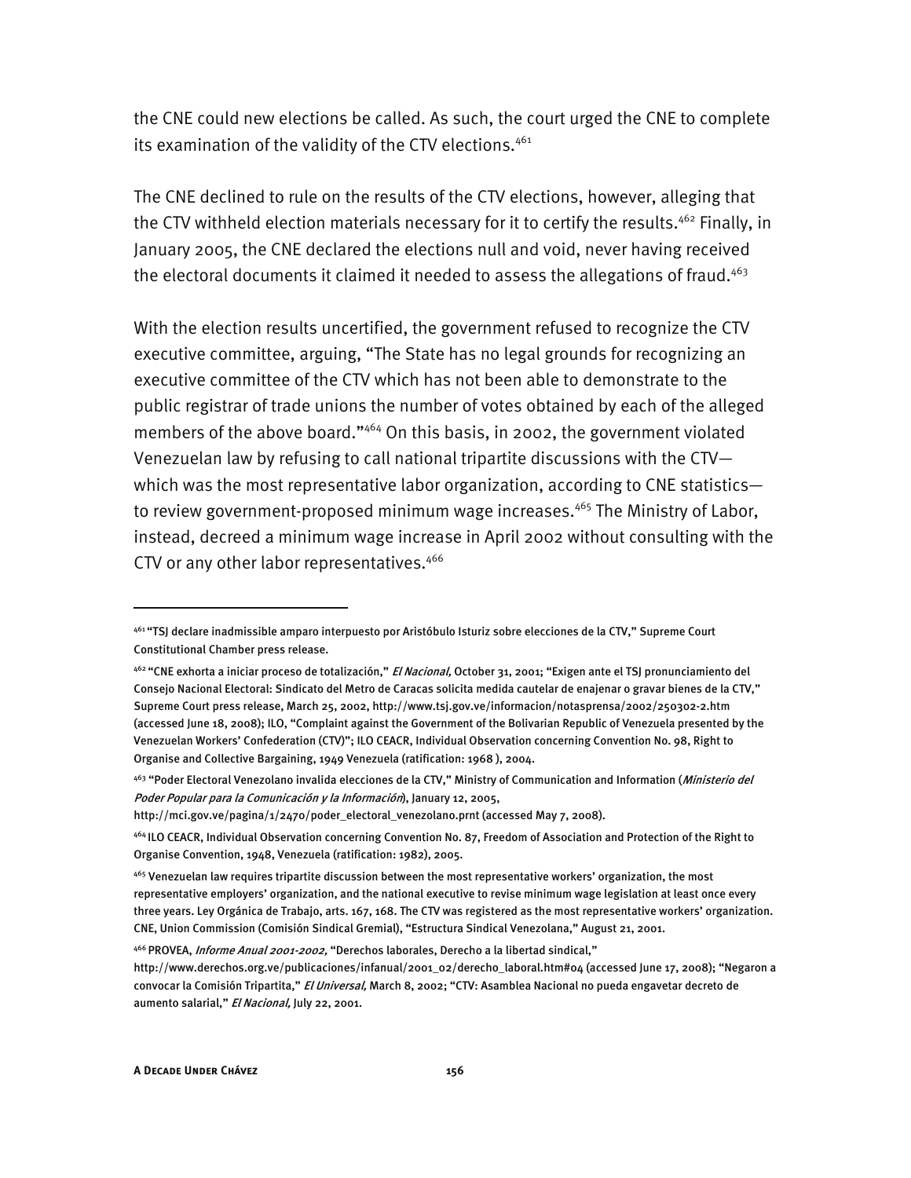the CNE could new elections be called. As such, the court urged the CNE to complete its examination of the validity of the CTV elections.[461]

The CNE declined to rule on the results of the CTV elections, however, alleging that the CTV withheld election materials necessary for it to certify the results.[462] Finally, in January 2005, the CNE declared the elections null and void, never having received the electoral documents it claimed it needed to assess the allegations of fraud.[463]

With the election results uncertified, the government refused to recognize the CTV executive committee, arguing, "The State has no legal grounds for recognizing an executive committee of the CTV which has not been able to demonstrate to the public registrar of trade unions the number of votes obtained by each of the alleged members of the above board."[464] On this basis, in 2002, the government violated Venezuelan law by refusing to call national tripartite discussions with the CTV—which was the most representative labor organization, according to CNE statistics—to review government-proposed minimum wage increases.[465] The Ministry of Labor, instead, decreed a minimum wage increase in April 2002 without consulting with the CTV or any other labor representatives.[466]

---

[461] "TSJ declare inadmissible amparo interpuesto por Aristóbulo Isturiz sobre elecciones de la CTV," Supreme Court Constitutional Chamber press release.

[462] "CNE exhorta a iniciar proceso de totalización," *El Nacional,* October 31, 2001; "Exigen ante el TSJ pronunciamiento del Consejo Nacional Electoral: Sindicato del Metro de Caracas solicita medida cautelar de enajenar o gravar bienes de la CTV," Supreme Court press release, March 25, 2002, http://www.tsj.gov.ve/informacion/notasprensa/2002/250302-2.htm (accessed June 18, 2008); ILO, "Complaint against the Government of the Bolivarian Republic of Venezuela presented by the Venezuelan Workers' Confederation (CTV)"; ILO CEACR, Individual Observation concerning Convention No. 98, Right to Organise and Collective Bargaining, 1949 Venezuela (ratification: 1968 ), 2004.

[463] "Poder Electoral Venezolano invalida elecciones de la CTV," Ministry of Communication and Information (*Ministerio del Poder Popular para la Comunicación y la Información*), January 12, 2005, http://mci.gov.ve/pagina/1/2470/poder_electoral_venezolano.prnt (accessed May 7, 2008).

[464] ILO CEACR, Individual Observation concerning Convention No. 87, Freedom of Association and Protection of the Right to Organise Convention, 1948, Venezuela (ratification: 1982), 2005.

[465] Venezuelan law requires tripartite discussion between the most representative workers' organization, the most representative employers' organization, and the national executive to revise minimum wage legislation at least once every three years. Ley Orgánica de Trabajo, arts. 167, 168. The CTV was registered as the most representative workers' organization. CNE, Union Commission (Comisión Sindical Gremial), "Estructura Sindical Venezolana," August 21, 2001.

[466] PROVEA, *Informe Anual 2001-2002,* "Derechos laborales, Derecho a la libertad sindical," http://www.derechos.org.ve/publicaciones/infanual/2001_02/derecho_laboral.htm#04 (accessed June 17, 2008); "Negaron a convocar la Comisión Tripartita," *El Universal,* March 8, 2002; "CTV: Asamblea Nacional no pueda engavetar decreto de aumento salarial," *El Nacional,* July 22, 2001.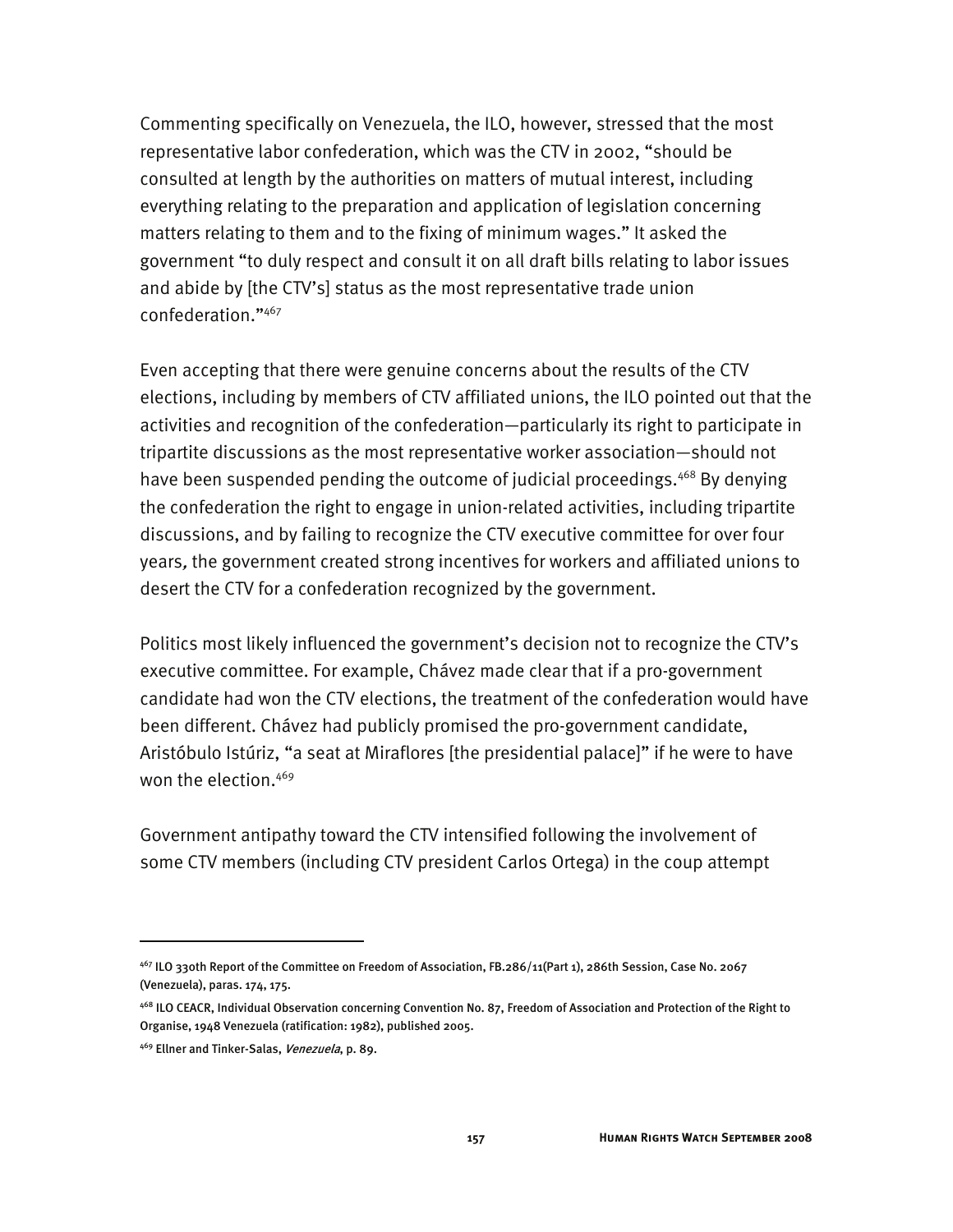Commenting specifically on Venezuela, the ILO, however, stressed that the most representative labor confederation, which was the CTV in 2002, "should be consulted at length by the authorities on matters of mutual interest, including everything relating to the preparation and application of legislation concerning matters relating to them and to the fixing of minimum wages." It asked the government "to duly respect and consult it on all draft bills relating to labor issues and abide by [the CTV's] status as the most representative trade union confederation."[467]

Even accepting that there were genuine concerns about the results of the CTV elections, including by members of CTV affiliated unions, the ILO pointed out that the activities and recognition of the confederation—particularly its right to participate in tripartite discussions as the most representative worker association—should not have been suspended pending the outcome of judicial proceedings.[468] By denying the confederation the right to engage in union-related activities, including tripartite discussions, and by failing to recognize the CTV executive committee for over four years, the government created strong incentives for workers and affiliated unions to desert the CTV for a confederation recognized by the government.

Politics most likely influenced the government's decision not to recognize the CTV's executive committee. For example, Chávez made clear that if a pro-government candidate had won the CTV elections, the treatment of the confederation would have been different. Chávez had publicly promised the pro-government candidate, Aristóbulo Istúriz, "a seat at Miraflores [the presidential palace]" if he were to have won the election.[469]

Government antipathy toward the CTV intensified following the involvement of some CTV members (including CTV president Carlos Ortega) in the coup attempt

---

[467] ILO 330th Report of the Committee on Freedom of Association, FB.286/11(Part 1), 286th Session, Case No. 2067 (Venezuela), paras. 174, 175.

[468] ILO CEACR, Individual Observation concerning Convention No. 87, Freedom of Association and Protection of the Right to Organise, 1948 Venezuela (ratification: 1982), published 2005.

[469] Ellner and Tinker-Salas, *Venezuela*, p. 89.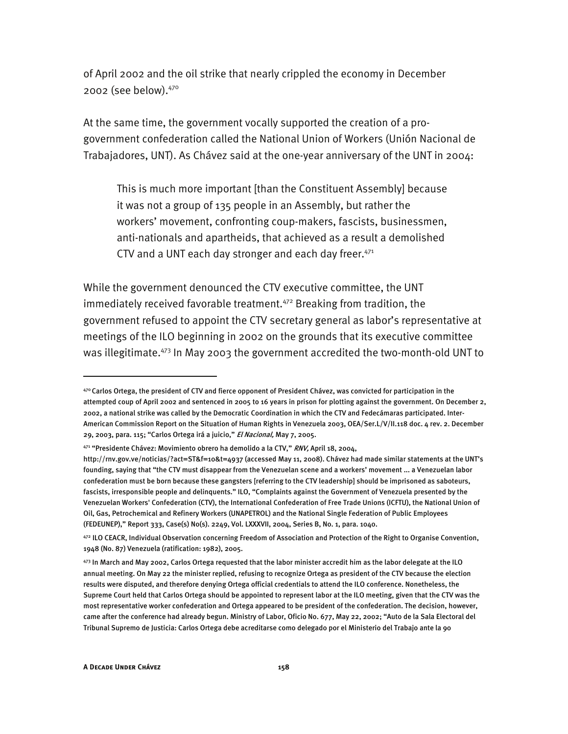of April 2002 and the oil strike that nearly crippled the economy in December 2002 (see below).[470]

At the same time, the government vocally supported the creation of a pro-government confederation called the National Union of Workers (Unión Nacional de Trabajadores, UNT). As Chávez said at the one-year anniversary of the UNT in 2004:

> This is much more important [than the Constituent Assembly] because it was not a group of 135 people in an Assembly, but rather the workers' movement, confronting coup-makers, fascists, businessmen, anti-nationals and apartheids, that achieved as a result a demolished CTV and a UNT each day stronger and each day freer.[471]

While the government denounced the CTV executive committee, the UNT immediately received favorable treatment.[472] Breaking from tradition, the government refused to appoint the CTV secretary general as labor's representative at meetings of the ILO beginning in 2002 on the grounds that its executive committee was illegitimate.[473] In May 2003 the government accredited the two-month-old UNT to

---

[470] Carlos Ortega, the president of CTV and fierce opponent of President Chávez, was convicted for participation in the attempted coup of April 2002 and sentenced in 2005 to 16 years in prison for plotting against the government. On December 2, 2002, a national strike was called by the Democratic Coordination in which the CTV and Fedecámaras participated. Inter-American Commission Report on the Situation of Human Rights in Venezuela 2003, OEA/Ser.L/V/II.118 doc. 4 rev. 2. December 29, 2003, para. 115; "Carlos Ortega irá a juicio," *El Nacional*, May 7, 2005.

[471] "Presidente Chávez: Movimiento obrero ha demolido a la CTV," *RNV*, April 18, 2004, http://rnv.gov.ve/noticias/?act=ST&f=10&t=4937 (accessed May 11, 2008). Chávez had made similar statements at the UNT's founding, saying that "the CTV must disappear from the Venezuelan scene and a workers' movement ... a Venezuelan labor confederation must be born because these gangsters [referring to the CTV leadership] should be imprisoned as saboteurs, fascists, irresponsible people and delinquents." ILO, "Complaints against the Government of Venezuela presented by the Venezuelan Workers' Confederation (CTV), the International Confederation of Free Trade Unions (ICFTU), the National Union of Oil, Gas, Petrochemical and Refinery Workers (UNAPETROL) and the National Single Federation of Public Employees (FEDEUNEP)," Report 333, Case(s) No(s). 2249, Vol. LXXXVII, 2004, Series B, No. 1, para. 1040.

[472] ILO CEACR, Individual Observation concerning Freedom of Association and Protection of the Right to Organise Convention, 1948 (No. 87) Venezuela (ratification: 1982), 2005.

[473] In March and May 2002, Carlos Ortega requested that the labor minister accredit him as the labor delegate at the ILO annual meeting. On May 22 the minister replied, refusing to recognize Ortega as president of the CTV because the election results were disputed, and therefore denying Ortega official credentials to attend the ILO conference. Nonetheless, the Supreme Court held that Carlos Ortega should be appointed to represent labor at the ILO meeting, given that the CTV was the most representative worker confederation and Ortega appeared to be president of the confederation. The decision, however, came after the conference had already begun. Ministry of Labor, Oficio No. 677, May 22, 2002; "Auto de la Sala Electoral del Tribunal Supremo de Justicia: Carlos Ortega debe acreditarse como delegado por el Ministerio del Trabajo ante la 90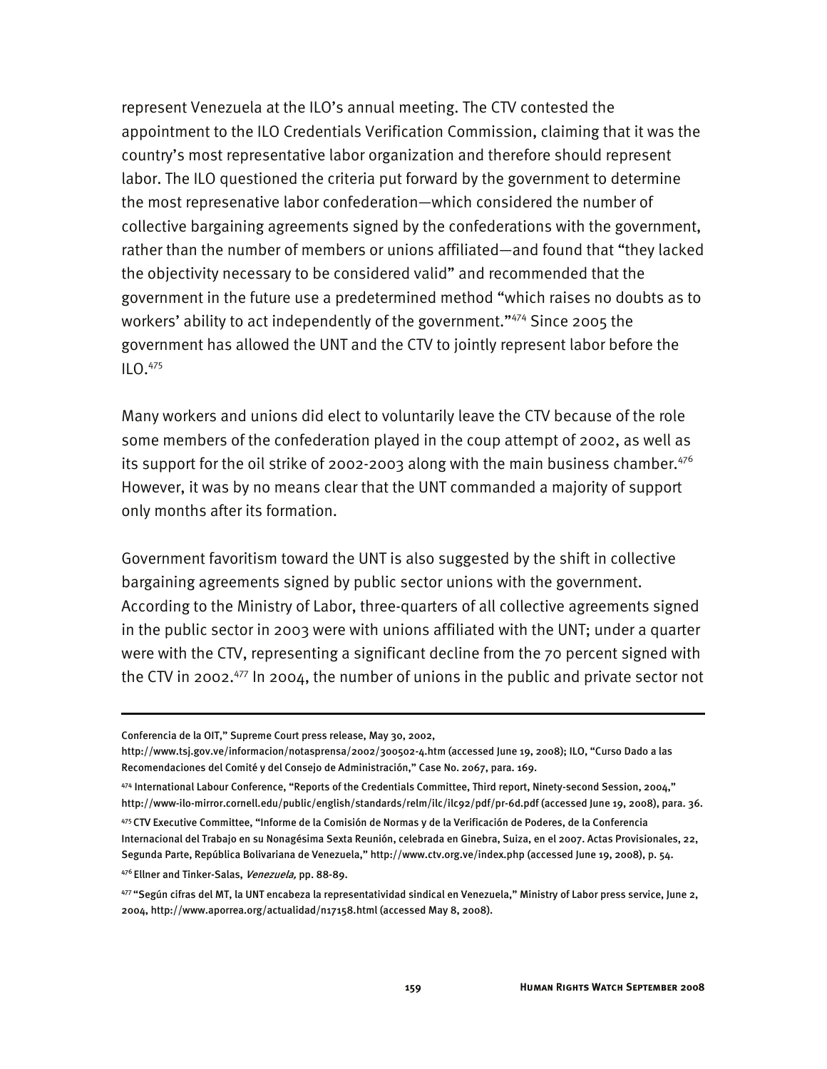represent Venezuela at the ILO's annual meeting. The CTV contested the appointment to the ILO Credentials Verification Commission, claiming that it was the country's most representative labor organization and therefore should represent labor. The ILO questioned the criteria put forward by the government to determine the most represenative labor confederation—which considered the number of collective bargaining agreements signed by the confederations with the government, rather than the number of members or unions affiliated—and found that "they lacked the objectivity necessary to be considered valid" and recommended that the government in the future use a predetermined method "which raises no doubts as to workers' ability to act independently of the government."[474] Since 2005 the government has allowed the UNT and the CTV to jointly represent labor before the ILO.[475]

Many workers and unions did elect to voluntarily leave the CTV because of the role some members of the confederation played in the coup attempt of 2002, as well as its support for the oil strike of 2002-2003 along with the main business chamber.[476] However, it was by no means clear that the UNT commanded a majority of support only months after its formation.

Government favoritism toward the UNT is also suggested by the shift in collective bargaining agreements signed by public sector unions with the government. According to the Ministry of Labor, three-quarters of all collective agreements signed in the public sector in 2003 were with unions affiliated with the UNT; under a quarter were with the CTV, representing a significant decline from the 70 percent signed with the CTV in 2002.[477] In 2004, the number of unions in the public and private sector not

---

Conferencia de la OIT," Supreme Court press release, May 30, 2002, http://www.tsj.gov.ve/informacion/notasprensa/2002/300502-4.htm (accessed June 19, 2008); ILO, "Curso Dado a las Recomendaciones del Comité y del Consejo de Administración," Case No. 2067, para. 169.

[474] International Labour Conference, "Reports of the Credentials Committee, Third report, Ninety-second Session, 2004," http://www-ilo-mirror.cornell.edu/public/english/standards/relm/ilc/ilc92/pdf/pr-6d.pdf (accessed June 19, 2008), para. 36.

[475] CTV Executive Committee, "Informe de la Comisión de Normas y de la Verificación de Poderes, de la Conferencia Internacional del Trabajo en su Nonagésima Sexta Reunión, celebrada en Ginebra, Suiza, en el 2007. Actas Provisionales, 22, Segunda Parte, República Bolivariana de Venezuela," http://www.ctv.org.ve/index.php (accessed June 19, 2008), p. 54.

[476] Ellner and Tinker-Salas, *Venezuela,* pp. 88-89.

[477] "Según cifras del MT, la UNT encabeza la representatividad sindical en Venezuela," Ministry of Labor press service, June 2, 2004, http://www.aporrea.org/actualidad/n17158.html (accessed May 8, 2008).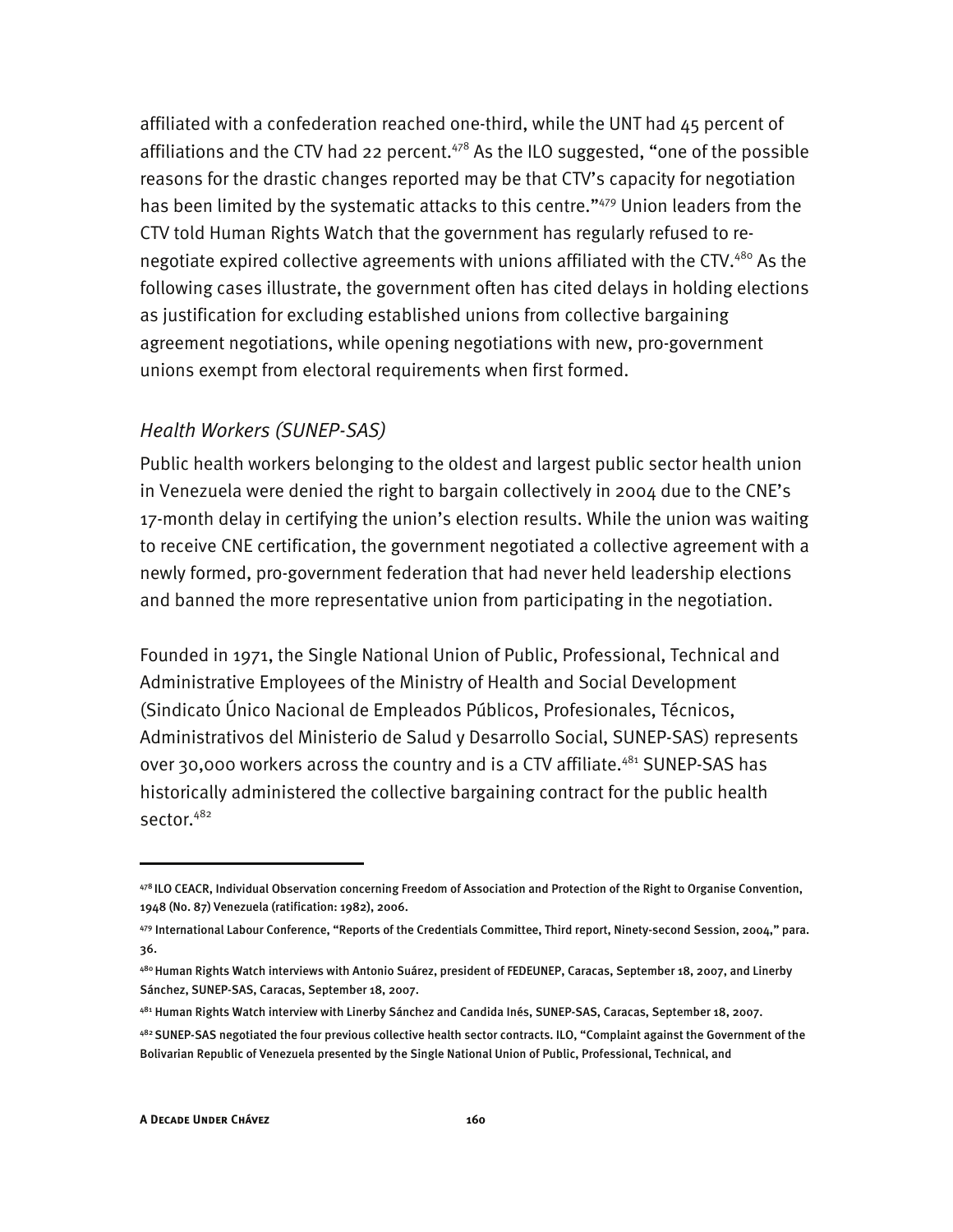affiliated with a confederation reached one-third, while the UNT had 45 percent of affiliations and the CTV had 22 percent.[478] As the ILO suggested, "one of the possible reasons for the drastic changes reported may be that CTV's capacity for negotiation has been limited by the systematic attacks to this centre."[479] Union leaders from the CTV told Human Rights Watch that the government has regularly refused to re-negotiate expired collective agreements with unions affiliated with the CTV.[480] As the following cases illustrate, the government often has cited delays in holding elections as justification for excluding established unions from collective bargaining agreement negotiations, while opening negotiations with new, pro-government unions exempt from electoral requirements when first formed.

### *Health Workers (SUNEP-SAS)*

Public health workers belonging to the oldest and largest public sector health union in Venezuela were denied the right to bargain collectively in 2004 due to the CNE's 17-month delay in certifying the union's election results. While the union was waiting to receive CNE certification, the government negotiated a collective agreement with a newly formed, pro-government federation that had never held leadership elections and banned the more representative union from participating in the negotiation.

Founded in 1971, the Single National Union of Public, Professional, Technical and Administrative Employees of the Ministry of Health and Social Development (Sindicato Único Nacional de Empleados Públicos, Profesionales, Técnicos, Administrativos del Ministerio de Salud y Desarrollo Social, SUNEP-SAS) represents over 30,000 workers across the country and is a CTV affiliate.[481] SUNEP-SAS has historically administered the collective bargaining contract for the public health sector.[482]

---

[478] ILO CEACR, Individual Observation concerning Freedom of Association and Protection of the Right to Organise Convention, 1948 (No. 87) Venezuela (ratification: 1982), 2006.

[479] International Labour Conference, "Reports of the Credentials Committee, Third report, Ninety-second Session, 2004," para. 36.

[480] Human Rights Watch interviews with Antonio Suárez, president of FEDEUNEP, Caracas, September 18, 2007, and Linerby Sánchez, SUNEP-SAS, Caracas, September 18, 2007.

[481] Human Rights Watch interview with Linerby Sánchez and Candida Inés, SUNEP-SAS, Caracas, September 18, 2007.

[482] SUNEP-SAS negotiated the four previous collective health sector contracts. ILO, "Complaint against the Government of the Bolivarian Republic of Venezuela presented by the Single National Union of Public, Professional, Technical, and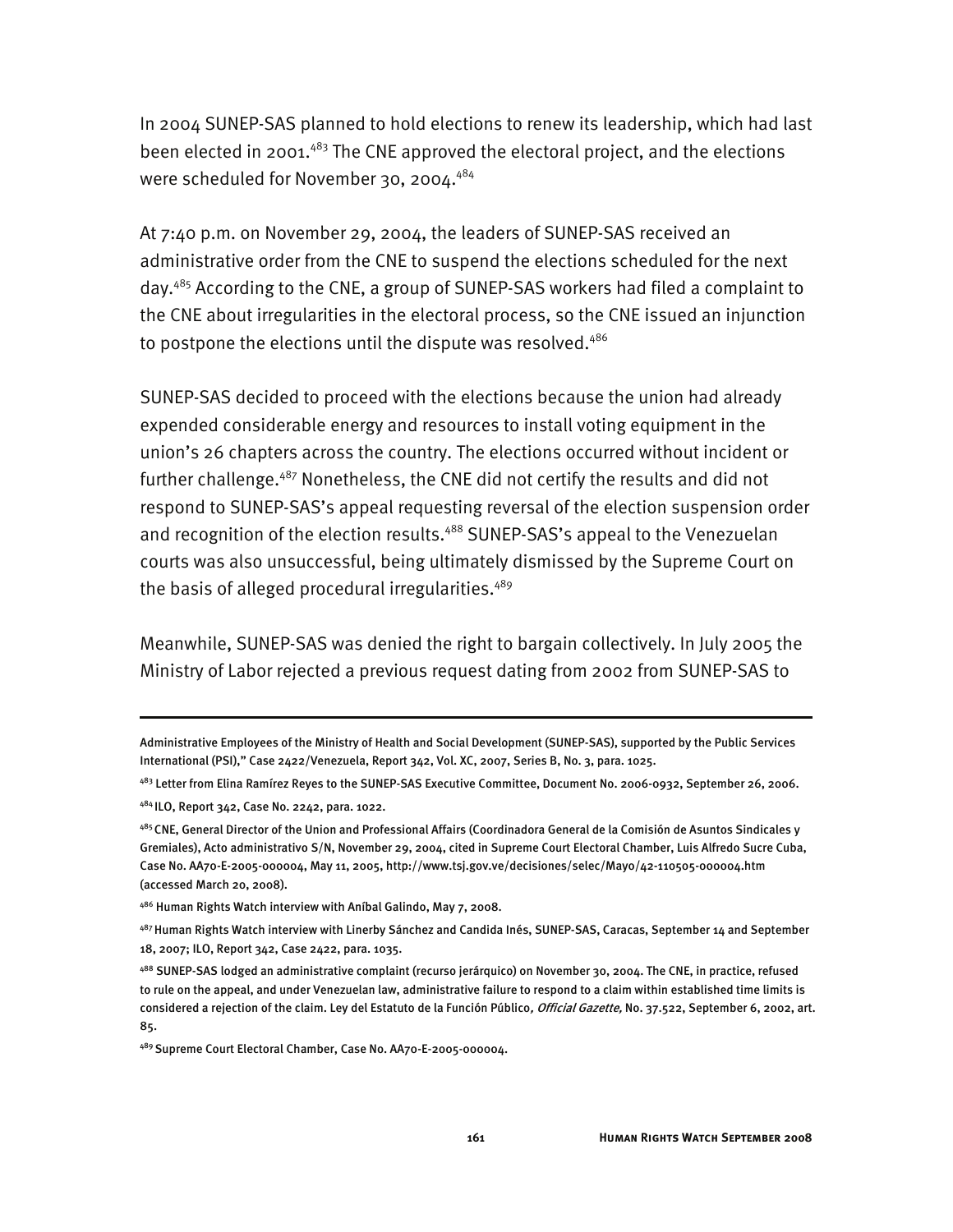In 2004 SUNEP-SAS planned to hold elections to renew its leadership, which had last been elected in 2001.[483] The CNE approved the electoral project, and the elections were scheduled for November 30, 2004.[484]

At 7:40 p.m. on November 29, 2004, the leaders of SUNEP-SAS received an administrative order from the CNE to suspend the elections scheduled for the next day.[485] According to the CNE, a group of SUNEP-SAS workers had filed a complaint to the CNE about irregularities in the electoral process, so the CNE issued an injunction to postpone the elections until the dispute was resolved.[486]

SUNEP-SAS decided to proceed with the elections because the union had already expended considerable energy and resources to install voting equipment in the union's 26 chapters across the country. The elections occurred without incident or further challenge.[487] Nonetheless, the CNE did not certify the results and did not respond to SUNEP-SAS's appeal requesting reversal of the election suspension order and recognition of the election results.[488] SUNEP-SAS's appeal to the Venezuelan courts was also unsuccessful, being ultimately dismissed by the Supreme Court on the basis of alleged procedural irregularities.[489]

Meanwhile, SUNEP-SAS was denied the right to bargain collectively. In July 2005 the Ministry of Labor rejected a previous request dating from 2002 from SUNEP-SAS to

---

Administrative Employees of the Ministry of Health and Social Development (SUNEP-SAS), supported by the Public Services International (PSI)," Case 2422/Venezuela, Report 342, Vol. XC, 2007, Series B, No. 3, para. 1025.

[483] Letter from Elina Ramírez Reyes to the SUNEP-SAS Executive Committee, Document No. 2006-0932, September 26, 2006.

[484] ILO, Report 342, Case No. 2242, para. 1022.

[485] CNE, General Director of the Union and Professional Affairs (Coordinadora General de la Comisión de Asuntos Sindicales y Gremiales), Acto administrativo S/N, November 29, 2004, cited in Supreme Court Electoral Chamber, Luis Alfredo Sucre Cuba, Case No. AA70-E-2005-000004, May 11, 2005, http://www.tsj.gov.ve/decisiones/selec/Mayo/42-110505-000004.htm (accessed March 20, 2008).

[486] Human Rights Watch interview with Aníbal Galindo, May 7, 2008.

[487] Human Rights Watch interview with Linerby Sánchez and Candida Inés, SUNEP-SAS, Caracas, September 14 and September 18, 2007; ILO, Report 342, Case 2422, para. 1035.

[488] SUNEP-SAS lodged an administrative complaint (recurso jerárquico) on November 30, 2004. The CNE, in practice, refused to rule on the appeal, and under Venezuelan law, administrative failure to respond to a claim within established time limits is considered a rejection of the claim. Ley del Estatuto de la Función Público, *Official Gazette*, No. 37.522, September 6, 2002, art. 85.

[489] Supreme Court Electoral Chamber, Case No. AA70-E-2005-000004.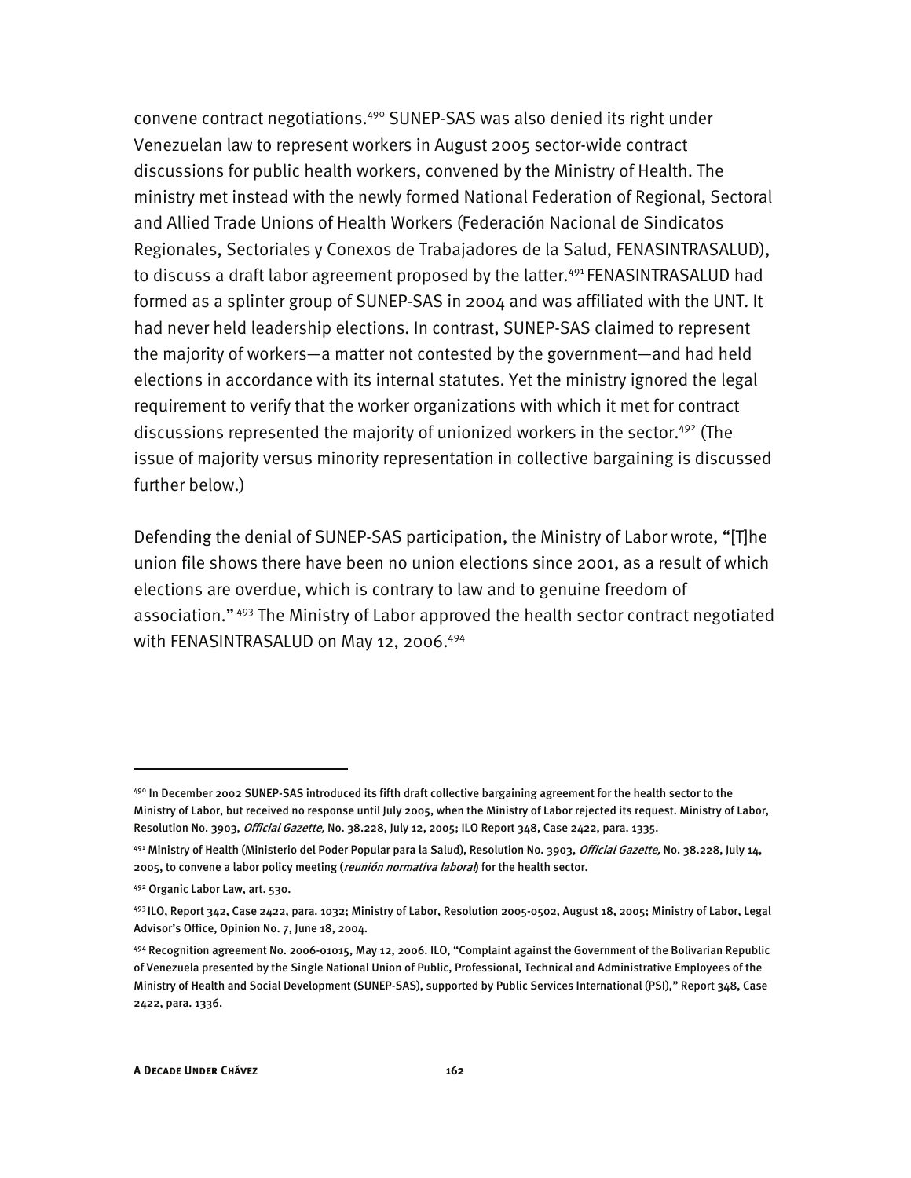convene contract negotiations.[490] SUNEP-SAS was also denied its right under Venezuelan law to represent workers in August 2005 sector-wide contract discussions for public health workers, convened by the Ministry of Health. The ministry met instead with the newly formed National Federation of Regional, Sectoral and Allied Trade Unions of Health Workers (Federación Nacional de Sindicatos Regionales, Sectoriales y Conexos de Trabajadores de la Salud, FENASINTRASALUD), to discuss a draft labor agreement proposed by the latter.[491] FENASINTRASALUD had formed as a splinter group of SUNEP-SAS in 2004 and was affiliated with the UNT. It had never held leadership elections. In contrast, SUNEP-SAS claimed to represent the majority of workers—a matter not contested by the government—and had held elections in accordance with its internal statutes. Yet the ministry ignored the legal requirement to verify that the worker organizations with which it met for contract discussions represented the majority of unionized workers in the sector.[492] (The issue of majority versus minority representation in collective bargaining is discussed further below.)

Defending the denial of SUNEP-SAS participation, the Ministry of Labor wrote, "[T]he union file shows there have been no union elections since 2001, as a result of which elections are overdue, which is contrary to law and to genuine freedom of association." [493] The Ministry of Labor approved the health sector contract negotiated with FENASINTRASALUD on May 12, 2006.[494]

---

[490] In December 2002 SUNEP-SAS introduced its fifth draft collective bargaining agreement for the health sector to the Ministry of Labor, but received no response until July 2005, when the Ministry of Labor rejected its request. Ministry of Labor, Resolution No. 3903, *Official Gazette,* No. 38.228, July 12, 2005; ILO Report 348, Case 2422, para. 1335.

[491] Ministry of Health (Ministerio del Poder Popular para la Salud), Resolution No. 3903, *Official Gazette,* No. 38.228, July 14, 2005, to convene a labor policy meeting (*reunión normativa laboral*) for the health sector.

[492] Organic Labor Law, art. 530.

[493] ILO, Report 342, Case 2422, para. 1032; Ministry of Labor, Resolution 2005-0502, August 18, 2005; Ministry of Labor, Legal Advisor's Office, Opinion No. 7, June 18, 2004.

[494] Recognition agreement No. 2006-01015, May 12, 2006. ILO, "Complaint against the Government of the Bolivarian Republic of Venezuela presented by the Single National Union of Public, Professional, Technical and Administrative Employees of the Ministry of Health and Social Development (SUNEP-SAS), supported by Public Services International (PSI)," Report 348, Case 2422, para. 1336.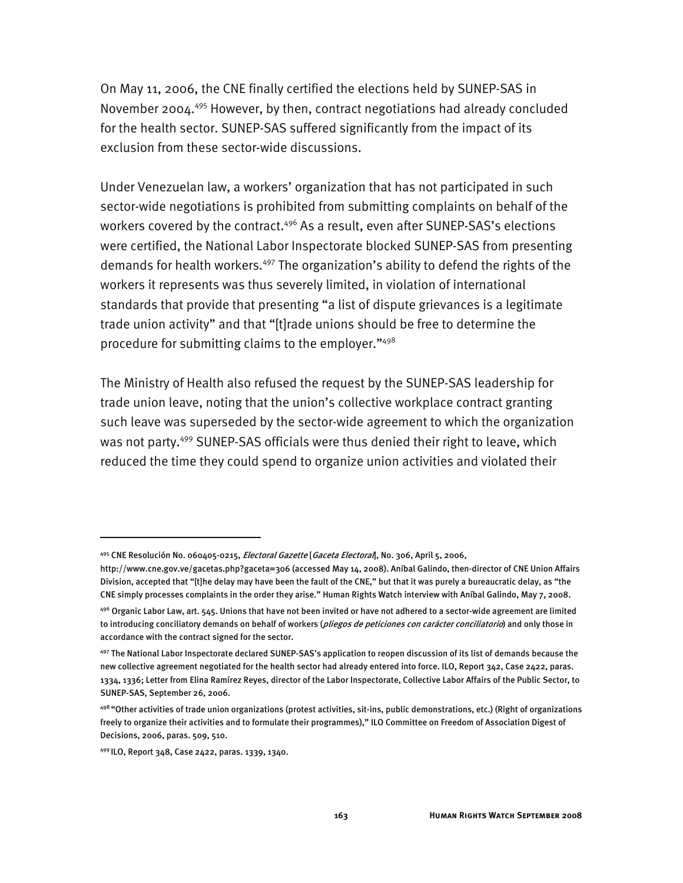On May 11, 2006, the CNE finally certified the elections held by SUNEP-SAS in November 2004.[495] However, by then, contract negotiations had already concluded for the health sector. SUNEP-SAS suffered significantly from the impact of its exclusion from these sector-wide discussions.

Under Venezuelan law, a workers' organization that has not participated in such sector-wide negotiations is prohibited from submitting complaints on behalf of the workers covered by the contract.[496] As a result, even after SUNEP-SAS's elections were certified, the National Labor Inspectorate blocked SUNEP-SAS from presenting demands for health workers.[497] The organization's ability to defend the rights of the workers it represents was thus severely limited, in violation of international standards that provide that presenting "a list of dispute grievances is a legitimate trade union activity" and that "[t]rade unions should be free to determine the procedure for submitting claims to the employer."[498]

The Ministry of Health also refused the request by the SUNEP-SAS leadership for trade union leave, noting that the union's collective workplace contract granting such leave was superseded by the sector-wide agreement to which the organization was not party.[499] SUNEP-SAS officials were thus denied their right to leave, which reduced the time they could spend to organize union activities and violated their

---

[495] CNE Resolución No. 060405-0215, *Electoral Gazette* [*Gaceta Electoral*], No. 306, April 5, 2006, http://www.cne.gov.ve/gacetas.php?gaceta=306 (accessed May 14, 2008). Aníbal Galindo, then-director of CNE Union Affairs Division, accepted that "[t]he delay may have been the fault of the CNE," but that it was purely a bureaucratic delay, as "the CNE simply processes complaints in the order they arise." Human Rights Watch interview with Aníbal Galindo, May 7, 2008.

[496] Organic Labor Law, art. 545. Unions that have not been invited or have not adhered to a sector-wide agreement are limited to introducing conciliatory demands on behalf of workers (*pliegos de peticiones con carácter conciliatorio*) and only those in accordance with the contract signed for the sector.

[497] The National Labor Inspectorate declared SUNEP-SAS's application to reopen discussion of its list of demands because the new collective agreement negotiated for the health sector had already entered into force. ILO, Report 342, Case 2422, paras. 1334, 1336; Letter from Elina Ramírez Reyes, director of the Labor Inspectorate, Collective Labor Affairs of the Public Sector, to SUNEP-SAS, September 26, 2006.

[498] "Other activities of trade union organizations (protest activities, sit-ins, public demonstrations, etc.) (Right of organizations freely to organize their activities and to formulate their programmes)," ILO Committee on Freedom of Association Digest of Decisions, 2006, paras. 509, 510.

[499] ILO, Report 348, Case 2422, paras. 1339, 1340.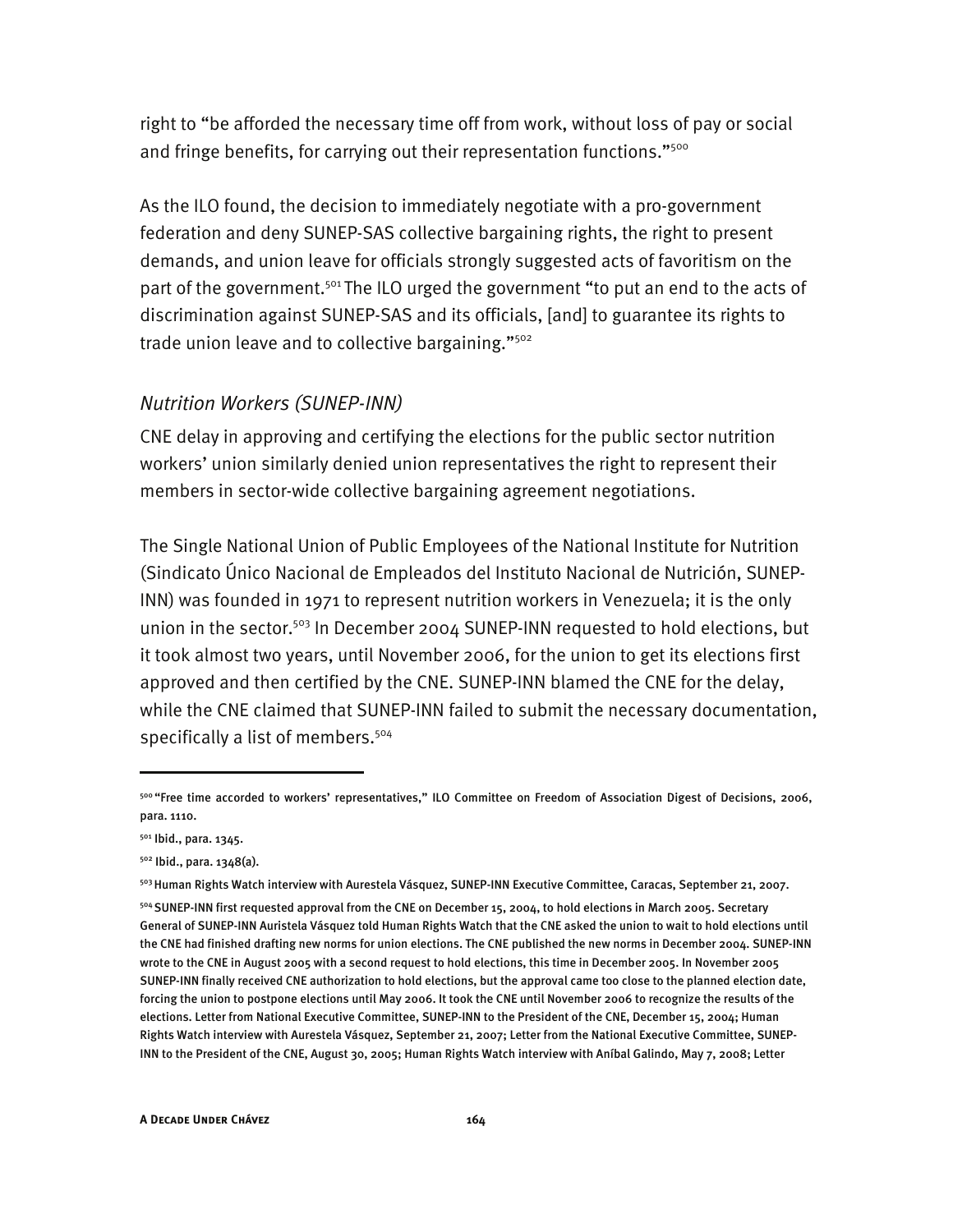right to "be afforded the necessary time off from work, without loss of pay or social and fringe benefits, for carrying out their representation functions."[500]

As the ILO found, the decision to immediately negotiate with a pro-government federation and deny SUNEP-SAS collective bargaining rights, the right to present demands, and union leave for officials strongly suggested acts of favoritism on the part of the government.[501] The ILO urged the government "to put an end to the acts of discrimination against SUNEP-SAS and its officials, [and] to guarantee its rights to trade union leave and to collective bargaining."[502]

### *Nutrition Workers (SUNEP-INN)*

CNE delay in approving and certifying the elections for the public sector nutrition workers' union similarly denied union representatives the right to represent their members in sector-wide collective bargaining agreement negotiations.

The Single National Union of Public Employees of the National Institute for Nutrition (Sindicato Único Nacional de Empleados del Instituto Nacional de Nutrición, SUNEP-INN) was founded in 1971 to represent nutrition workers in Venezuela; it is the only union in the sector.[503] In December 2004 SUNEP-INN requested to hold elections, but it took almost two years, until November 2006, for the union to get its elections first approved and then certified by the CNE. SUNEP-INN blamed the CNE for the delay, while the CNE claimed that SUNEP-INN failed to submit the necessary documentation, specifically a list of members.[504]

---

[500] "Free time accorded to workers' representatives," ILO Committee on Freedom of Association Digest of Decisions, 2006, para. 1110.

[501] Ibid., para. 1345.

[502] Ibid., para. 1348(a).

[503] Human Rights Watch interview with Aurestela Vásquez, SUNEP-INN Executive Committee, Caracas, September 21, 2007.

[504] SUNEP-INN first requested approval from the CNE on December 15, 2004, to hold elections in March 2005. Secretary General of SUNEP-INN Auristela Vásquez told Human Rights Watch that the CNE asked the union to wait to hold elections until the CNE had finished drafting new norms for union elections. The CNE published the new norms in December 2004. SUNEP-INN wrote to the CNE in August 2005 with a second request to hold elections, this time in December 2005. In November 2005 SUNEP-INN finally received CNE authorization to hold elections, but the approval came too close to the planned election date, forcing the union to postpone elections until May 2006. It took the CNE until November 2006 to recognize the results of the elections. Letter from National Executive Committee, SUNEP-INN to the President of the CNE, December 15, 2004; Human Rights Watch interview with Aurestela Vásquez, September 21, 2007; Letter from the National Executive Committee, SUNEP-INN to the President of the CNE, August 30, 2005; Human Rights Watch interview with Aníbal Galindo, May 7, 2008; Letter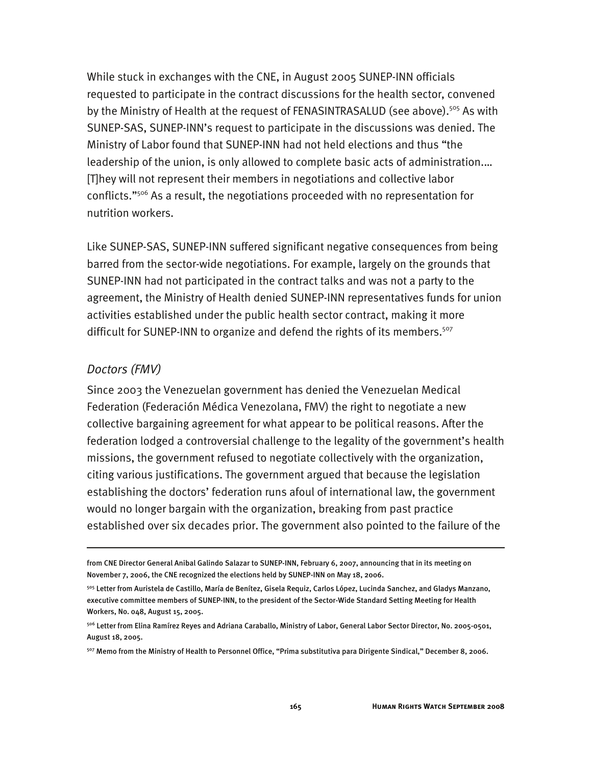While stuck in exchanges with the CNE, in August 2005 SUNEP-INN officials requested to participate in the contract discussions for the health sector, convened by the Ministry of Health at the request of FENASINTRASALUD (see above).[505] As with SUNEP-SAS, SUNEP-INN's request to participate in the discussions was denied. The Ministry of Labor found that SUNEP-INN had not held elections and thus "the leadership of the union, is only allowed to complete basic acts of administration.... [T]hey will not represent their members in negotiations and collective labor conflicts."[506] As a result, the negotiations proceeded with no representation for nutrition workers.

Like SUNEP-SAS, SUNEP-INN suffered significant negative consequences from being barred from the sector-wide negotiations. For example, largely on the grounds that SUNEP-INN had not participated in the contract talks and was not a party to the agreement, the Ministry of Health denied SUNEP-INN representatives funds for union activities established under the public health sector contract, making it more difficult for SUNEP-INN to organize and defend the rights of its members.[507]

### *Doctors (FMV)*

Since 2003 the Venezuelan government has denied the Venezuelan Medical Federation (Federación Médica Venezolana, FMV) the right to negotiate a new collective bargaining agreement for what appear to be political reasons. After the federation lodged a controversial challenge to the legality of the government's health missions, the government refused to negotiate collectively with the organization, citing various justifications. The government argued that because the legislation establishing the doctors' federation runs afoul of international law, the government would no longer bargain with the organization, breaking from past practice established over six decades prior. The government also pointed to the failure of the

---

from CNE Director General Anibal Galindo Salazar to SUNEP-INN, February 6, 2007, announcing that in its meeting on November 7, 2006, the CNE recognized the elections held by SUNEP-INN on May 18, 2006.

[505] Letter from Auristela de Castillo, María de Benítez, Gisela Requiz, Carlos López, Lucinda Sanchez, and Gladys Manzano, executive committee members of SUNEP-INN, to the president of the Sector-Wide Standard Setting Meeting for Health Workers, No. 048, August 15, 2005.

[506] Letter from Elina Ramírez Reyes and Adriana Caraballo, Ministry of Labor, General Labor Sector Director, No. 2005-0501, August 18, 2005.

[507] Memo from the Ministry of Health to Personnel Office, "Prima substitutiva para Dirigente Sindical," December 8, 2006.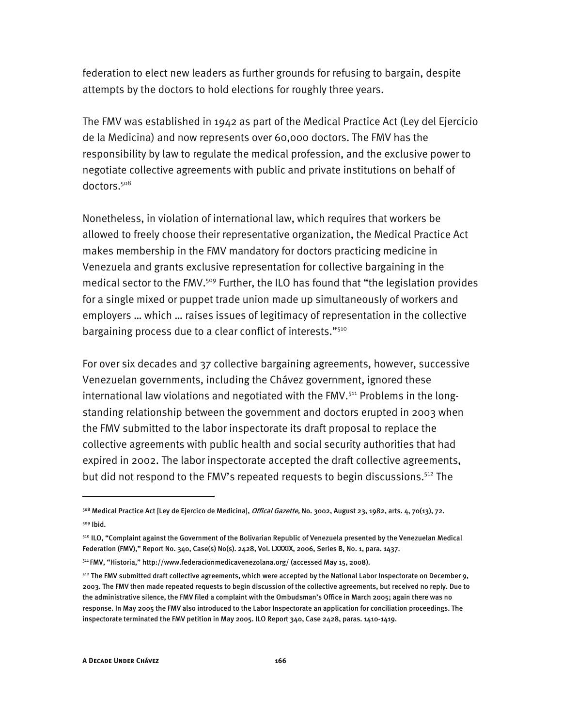federation to elect new leaders as further grounds for refusing to bargain, despite attempts by the doctors to hold elections for roughly three years.

The FMV was established in 1942 as part of the Medical Practice Act (Ley del Ejercicio de la Medicina) and now represents over 60,000 doctors. The FMV has the responsibility by law to regulate the medical profession, and the exclusive power to negotiate collective agreements with public and private institutions on behalf of doctors.[508]

Nonetheless, in violation of international law, which requires that workers be allowed to freely choose their representative organization, the Medical Practice Act makes membership in the FMV mandatory for doctors practicing medicine in Venezuela and grants exclusive representation for collective bargaining in the medical sector to the FMV.[509] Further, the ILO has found that "the legislation provides for a single mixed or puppet trade union made up simultaneously of workers and employers … which … raises issues of legitimacy of representation in the collective bargaining process due to a clear conflict of interests."[510]

For over six decades and 37 collective bargaining agreements, however, successive Venezuelan governments, including the Chávez government, ignored these international law violations and negotiated with the FMV.[511] Problems in the long-standing relationship between the government and doctors erupted in 2003 when the FMV submitted to the labor inspectorate its draft proposal to replace the collective agreements with public health and social security authorities that had expired in 2002. The labor inspectorate accepted the draft collective agreements, but did not respond to the FMV's repeated requests to begin discussions.[512] The

---

[508] Medical Practice Act [Ley de Ejercico de Medicina], *Offical Gazette,* No. 3002, August 23, 1982, arts. 4, 70(13), 72.

[509] Ibid.

[510] ILO, "Complaint against the Government of the Bolivarian Republic of Venezuela presented by the Venezuelan Medical Federation (FMV)," Report No. 340, Case(s) No(s). 2428, Vol. LXXXIX, 2006, Series B, No. 1, para. 1437.

[511] FMV, "Historia," http://www.federacionmedicavenezolana.org/ (accessed May 15, 2008).

[512] The FMV submitted draft collective agreements, which were accepted by the National Labor Inspectorate on December 9, 2003. The FMV then made repeated requests to begin discussion of the collective agreements, but received no reply. Due to the administrative silence, the FMV filed a complaint with the Ombudsman's Office in March 2005; again there was no response. In May 2005 the FMV also introduced to the Labor Inspectorate an application for conciliation proceedings. The inspectorate terminated the FMV petition in May 2005. ILO Report 340, Case 2428, paras. 1410-1419.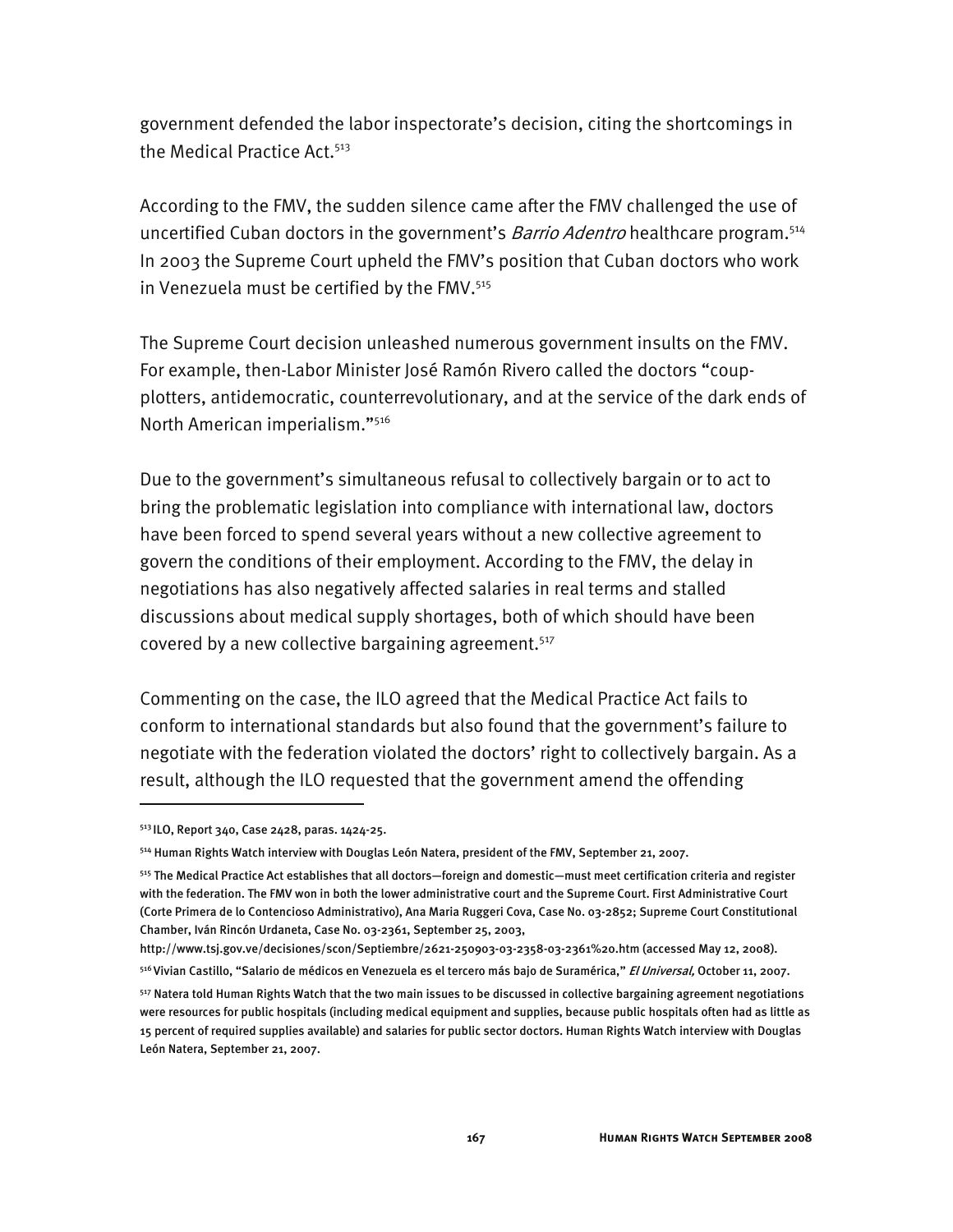government defended the labor inspectorate's decision, citing the shortcomings in the Medical Practice Act.[513]

According to the FMV, the sudden silence came after the FMV challenged the use of uncertified Cuban doctors in the government's *Barrio Adentro* healthcare program.[514] In 2003 the Supreme Court upheld the FMV's position that Cuban doctors who work in Venezuela must be certified by the FMV.[515]

The Supreme Court decision unleashed numerous government insults on the FMV. For example, then-Labor Minister José Ramón Rivero called the doctors "coup-plotters, antidemocratic, counterrevolutionary, and at the service of the dark ends of North American imperialism."[516]

Due to the government's simultaneous refusal to collectively bargain or to act to bring the problematic legislation into compliance with international law, doctors have been forced to spend several years without a new collective agreement to govern the conditions of their employment. According to the FMV, the delay in negotiations has also negatively affected salaries in real terms and stalled discussions about medical supply shortages, both of which should have been covered by a new collective bargaining agreement.[517]

Commenting on the case, the ILO agreed that the Medical Practice Act fails to conform to international standards but also found that the government's failure to negotiate with the federation violated the doctors' right to collectively bargain. As a result, although the ILO requested that the government amend the offending

---

[513] ILO, Report 340, Case 2428, paras. 1424-25.

[514] Human Rights Watch interview with Douglas León Natera, president of the FMV, September 21, 2007.

[515] The Medical Practice Act establishes that all doctors—foreign and domestic—must meet certification criteria and register with the federation. The FMV won in both the lower administrative court and the Supreme Court. First Administrative Court (Corte Primera de lo Contencioso Administrativo), Ana Maria Ruggeri Cova, Case No. 03-2852; Supreme Court Constitutional Chamber, Iván Rincón Urdaneta, Case No. 03-2361, September 25, 2003, http://www.tsj.gov.ve/decisiones/scon/Septiembre/2621-250903-03-2358-03-2361%20.htm (accessed May 12, 2008).

[516] Vivian Castillo, "Salario de médicos en Venezuela es el tercero más bajo de Suramérica," *El Universal,* October 11, 2007.

[517] Natera told Human Rights Watch that the two main issues to be discussed in collective bargaining agreement negotiations were resources for public hospitals (including medical equipment and supplies, because public hospitals often had as little as 15 percent of required supplies available) and salaries for public sector doctors. Human Rights Watch interview with Douglas León Natera, September 21, 2007.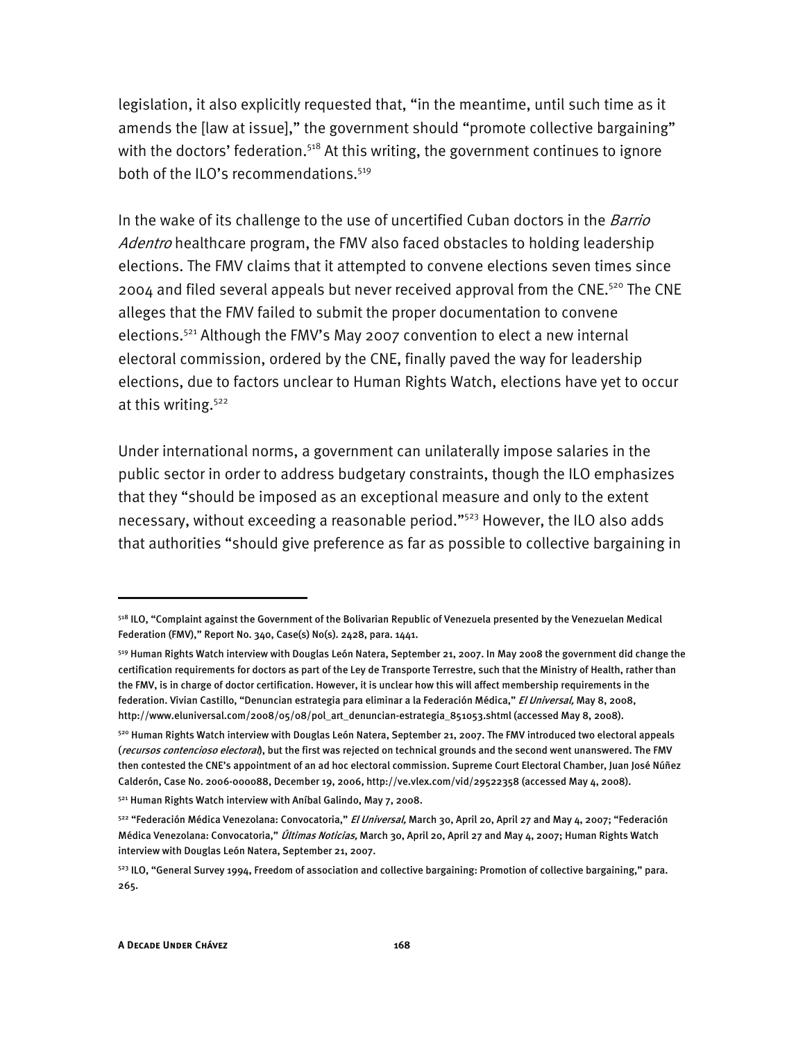legislation, it also explicitly requested that, "in the meantime, until such time as it amends the [law at issue]," the government should "promote collective bargaining" with the doctors' federation.[518] At this writing, the government continues to ignore both of the ILO's recommendations.[519]

In the wake of its challenge to the use of uncertified Cuban doctors in the *Barrio Adentro* healthcare program, the FMV also faced obstacles to holding leadership elections. The FMV claims that it attempted to convene elections seven times since 2004 and filed several appeals but never received approval from the CNE.[520] The CNE alleges that the FMV failed to submit the proper documentation to convene elections.[521] Although the FMV's May 2007 convention to elect a new internal electoral commission, ordered by the CNE, finally paved the way for leadership elections, due to factors unclear to Human Rights Watch, elections have yet to occur at this writing.[522]

Under international norms, a government can unilaterally impose salaries in the public sector in order to address budgetary constraints, though the ILO emphasizes that they "should be imposed as an exceptional measure and only to the extent necessary, without exceeding a reasonable period."[523] However, the ILO also adds that authorities "should give preference as far as possible to collective bargaining in

---

[518] ILO, "Complaint against the Government of the Bolivarian Republic of Venezuela presented by the Venezuelan Medical Federation (FMV)," Report No. 340, Case(s) No(s). 2428, para. 1441.

[519] Human Rights Watch interview with Douglas León Natera, September 21, 2007. In May 2008 the government did change the certification requirements for doctors as part of the Ley de Transporte Terrestre, such that the Ministry of Health, rather than the FMV, is in charge of doctor certification. However, it is unclear how this will affect membership requirements in the federation. Vivian Castillo, "Denuncian estrategia para eliminar a la Federación Médica," *El Universal,* May 8, 2008, http://www.eluniversal.com/2008/05/08/pol_art_denuncian-estrategia_851053.shtml (accessed May 8, 2008).

[520] Human Rights Watch interview with Douglas León Natera, September 21, 2007. The FMV introduced two electoral appeals (*recursos contencioso electoral*), but the first was rejected on technical grounds and the second went unanswered. The FMV then contested the CNE's appointment of an ad hoc electoral commission. Supreme Court Electoral Chamber, Juan José Núñez Calderón, Case No. 2006-000088, December 19, 2006, http://ve.vlex.com/vid/29522358 (accessed May 4, 2008).

[521] Human Rights Watch interview with Aníbal Galindo, May 7, 2008.

[522] "Federación Médica Venezolana: Convocatoria," *El Universal,* March 30, April 20, April 27 and May 4, 2007; "Federación Médica Venezolana: Convocatoria," *Últimas Noticias,* March 30, April 20, April 27 and May 4, 2007; Human Rights Watch interview with Douglas León Natera, September 21, 2007.

[523] ILO, "General Survey 1994, Freedom of association and collective bargaining: Promotion of collective bargaining," para. 265.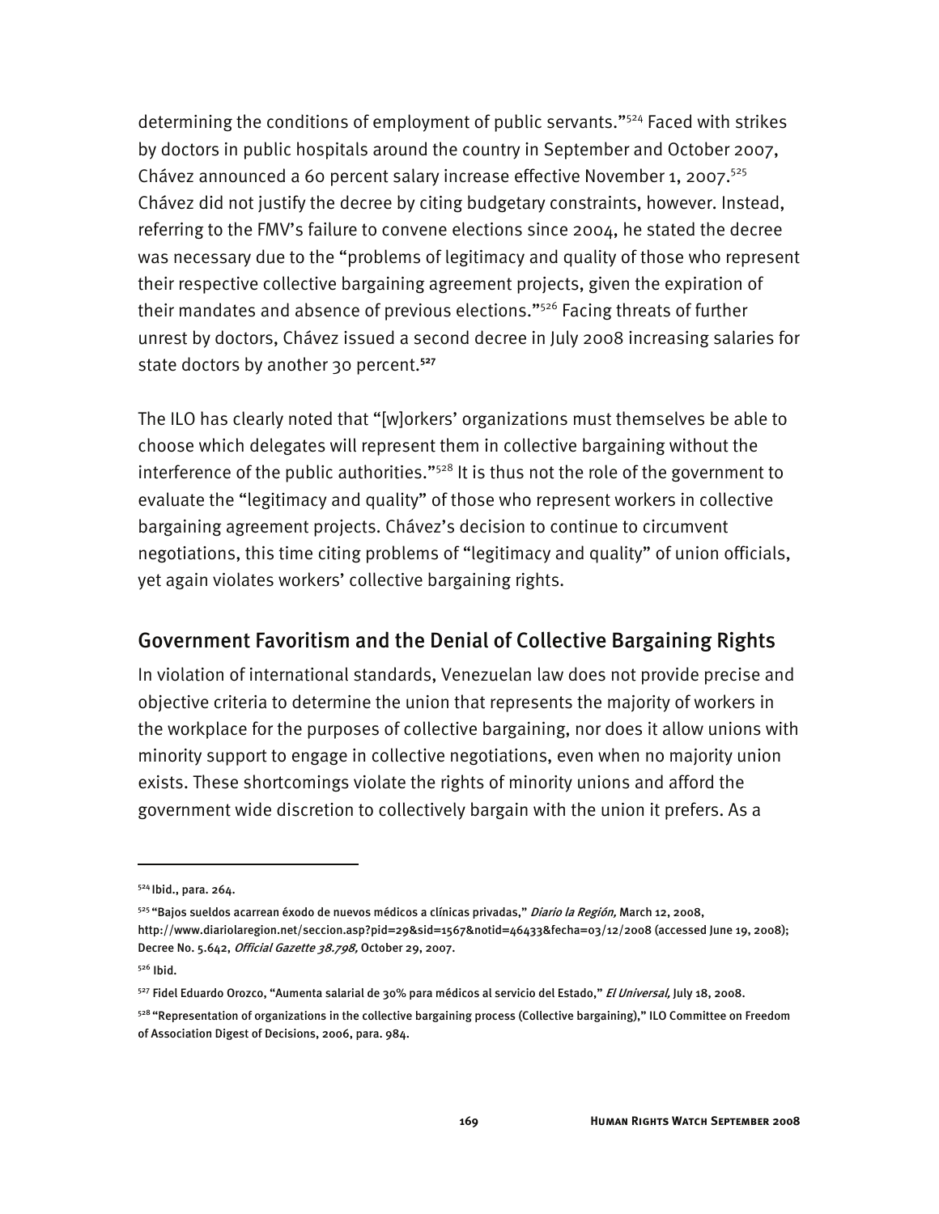determining the conditions of employment of public servants."[524] Faced with strikes by doctors in public hospitals around the country in September and October 2007, Chávez announced a 60 percent salary increase effective November 1, 2007.[525] Chávez did not justify the decree by citing budgetary constraints, however. Instead, referring to the FMV's failure to convene elections since 2004, he stated the decree was necessary due to the "problems of legitimacy and quality of those who represent their respective collective bargaining agreement projects, given the expiration of their mandates and absence of previous elections."[526] Facing threats of further unrest by doctors, Chávez issued a second decree in July 2008 increasing salaries for state doctors by another 30 percent.[527]

The ILO has clearly noted that "[w]orkers' organizations must themselves be able to choose which delegates will represent them in collective bargaining without the interference of the public authorities."[528] It is thus not the role of the government to evaluate the "legitimacy and quality" of those who represent workers in collective bargaining agreement projects. Chávez's decision to continue to circumvent negotiations, this time citing problems of "legitimacy and quality" of union officials, yet again violates workers' collective bargaining rights.

## Government Favoritism and the Denial of Collective Bargaining Rights

In violation of international standards, Venezuelan law does not provide precise and objective criteria to determine the union that represents the majority of workers in the workplace for the purposes of collective bargaining, nor does it allow unions with minority support to engage in collective negotiations, even when no majority union exists. These shortcomings violate the rights of minority unions and afford the government wide discretion to collectively bargain with the union it prefers. As a

---

[524] Ibid., para. 264.

[525] "Bajos sueldos acarrean éxodo de nuevos médicos a clínicas privadas," *Diario la Región,* March 12, 2008, http://www.diariolaregion.net/seccion.asp?pid=29&sid=1567&notid=46433&fecha=03/12/2008 (accessed June 19, 2008); Decree No. 5.642, *Official Gazette 38.798,* October 29, 2007.

[526] Ibid.

[527] Fidel Eduardo Orozco, "Aumenta salarial de 30% para médicos al servicio del Estado," *El Universal,* July 18, 2008.

[528] "Representation of organizations in the collective bargaining process (Collective bargaining)," ILO Committee on Freedom of Association Digest of Decisions, 2006, para. 984.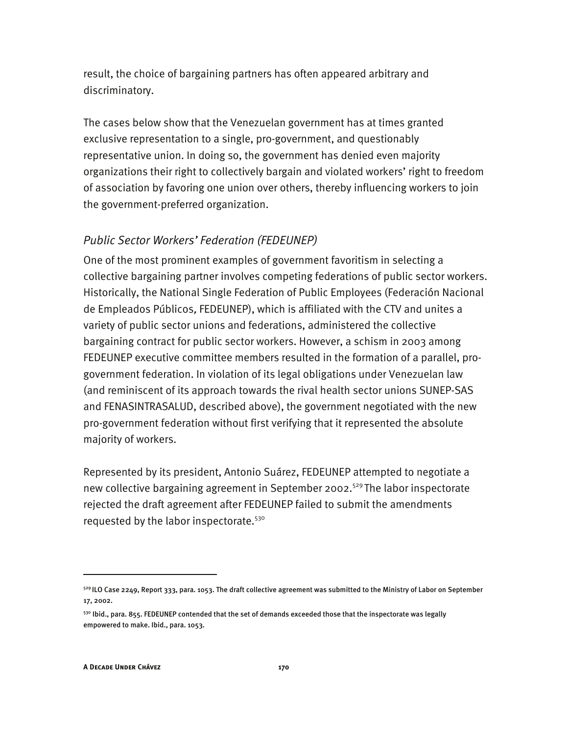result, the choice of bargaining partners has often appeared arbitrary and discriminatory.

The cases below show that the Venezuelan government has at times granted exclusive representation to a single, pro-government, and questionably representative union. In doing so, the government has denied even majority organizations their right to collectively bargain and violated workers' right to freedom of association by favoring one union over others, thereby influencing workers to join the government-preferred organization.

### *Public Sector Workers' Federation (FEDEUNEP)*

One of the most prominent examples of government favoritism in selecting a collective bargaining partner involves competing federations of public sector workers. Historically, the National Single Federation of Public Employees (Federación Nacional de Empleados Públicos*,* FEDEUNEP), which is affiliated with the CTV and unites a variety of public sector unions and federations, administered the collective bargaining contract for public sector workers. However, a schism in 2003 among FEDEUNEP executive committee members resulted in the formation of a parallel, pro-government federation. In violation of its legal obligations under Venezuelan law (and reminiscent of its approach towards the rival health sector unions SUNEP-SAS and FENASINTRASALUD, described above), the government negotiated with the new pro-government federation without first verifying that it represented the absolute majority of workers.

Represented by its president, Antonio Suárez, FEDEUNEP attempted to negotiate a new collective bargaining agreement in September 2002.[529] The labor inspectorate rejected the draft agreement after FEDEUNEP failed to submit the amendments requested by the labor inspectorate.[530]

---

[529] ILO Case 2249, Report 333, para. 1053. The draft collective agreement was submitted to the Ministry of Labor on September 17, 2002.

[530] Ibid., para. 855. FEDEUNEP contended that the set of demands exceeded those that the inspectorate was legally empowered to make. Ibid., para. 1053.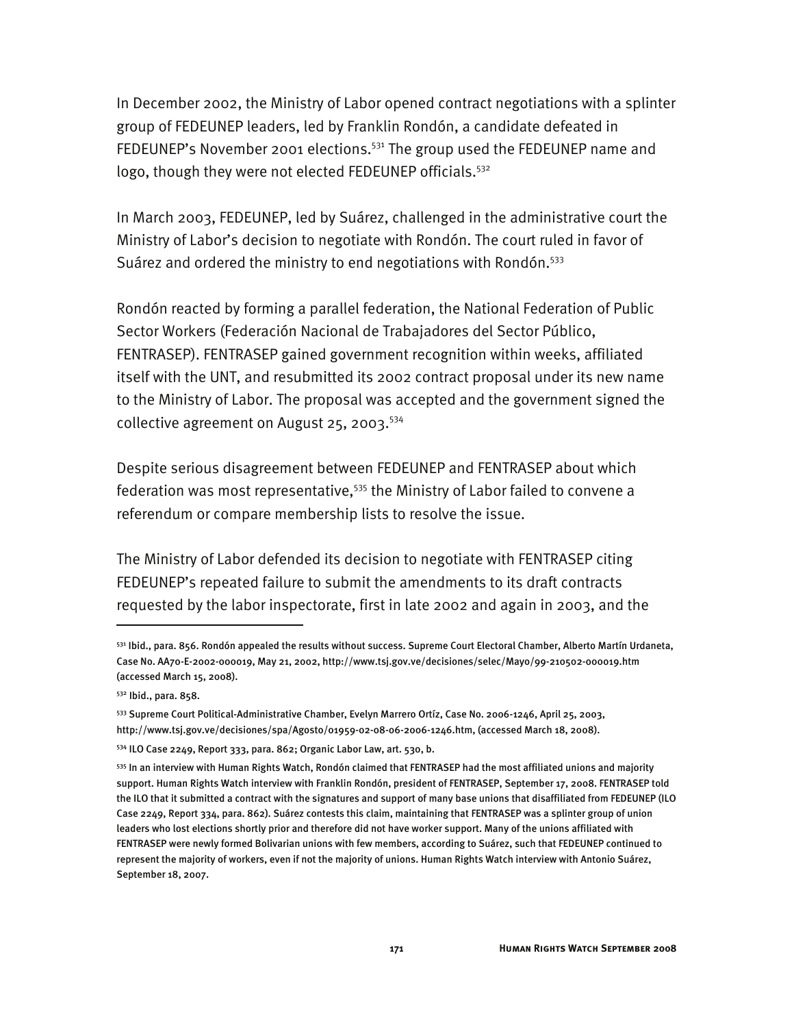In December 2002, the Ministry of Labor opened contract negotiations with a splinter group of FEDEUNEP leaders, led by Franklin Rondón, a candidate defeated in FEDEUNEP's November 2001 elections.[531] The group used the FEDEUNEP name and logo, though they were not elected FEDEUNEP officials.[532]

In March 2003, FEDEUNEP, led by Suárez, challenged in the administrative court the Ministry of Labor's decision to negotiate with Rondón. The court ruled in favor of Suárez and ordered the ministry to end negotiations with Rondón.[533]

Rondón reacted by forming a parallel federation, the National Federation of Public Sector Workers (Federación Nacional de Trabajadores del Sector Público, FENTRASEP). FENTRASEP gained government recognition within weeks, affiliated itself with the UNT, and resubmitted its 2002 contract proposal under its new name to the Ministry of Labor. The proposal was accepted and the government signed the collective agreement on August 25, 2003.[534]

Despite serious disagreement between FEDEUNEP and FENTRASEP about which federation was most representative,[535] the Ministry of Labor failed to convene a referendum or compare membership lists to resolve the issue.

The Ministry of Labor defended its decision to negotiate with FENTRASEP citing FEDEUNEP's repeated failure to submit the amendments to its draft contracts requested by the labor inspectorate, first in late 2002 and again in 2003, and the

---

[531] Ibid., para. 856. Rondón appealed the results without success. Supreme Court Electoral Chamber, Alberto Martín Urdaneta, Case No. AA70-E-2002-000019, May 21, 2002, http://www.tsj.gov.ve/decisiones/selec/Mayo/99-210502-000019.htm (accessed March 15, 2008).

[532] Ibid., para. 858.

[533] Supreme Court Political-Administrative Chamber, Evelyn Marrero Ortíz, Case No. 2006-1246, April 25, 2003, http://www.tsj.gov.ve/decisiones/spa/Agosto/01959-02-08-06-2006-1246.htm, (accessed March 18, 2008).

[534] ILO Case 2249, Report 333, para. 862; Organic Labor Law, art. 530, b.

[535] In an interview with Human Rights Watch, Rondón claimed that FENTRASEP had the most affiliated unions and majority support. Human Rights Watch interview with Franklin Rondón, president of FENTRASEP, September 17, 2008. FENTRASEP told the ILO that it submitted a contract with the signatures and support of many base unions that disaffiliated from FEDEUNEP (ILO Case 2249, Report 334, para. 862). Suárez contests this claim, maintaining that FENTRASEP was a splinter group of union leaders who lost elections shortly prior and therefore did not have worker support. Many of the unions affiliated with FENTRASEP were newly formed Bolivarian unions with few members, according to Suárez, such that FEDEUNEP continued to represent the majority of workers, even if not the majority of unions. Human Rights Watch interview with Antonio Suárez, September 18, 2007.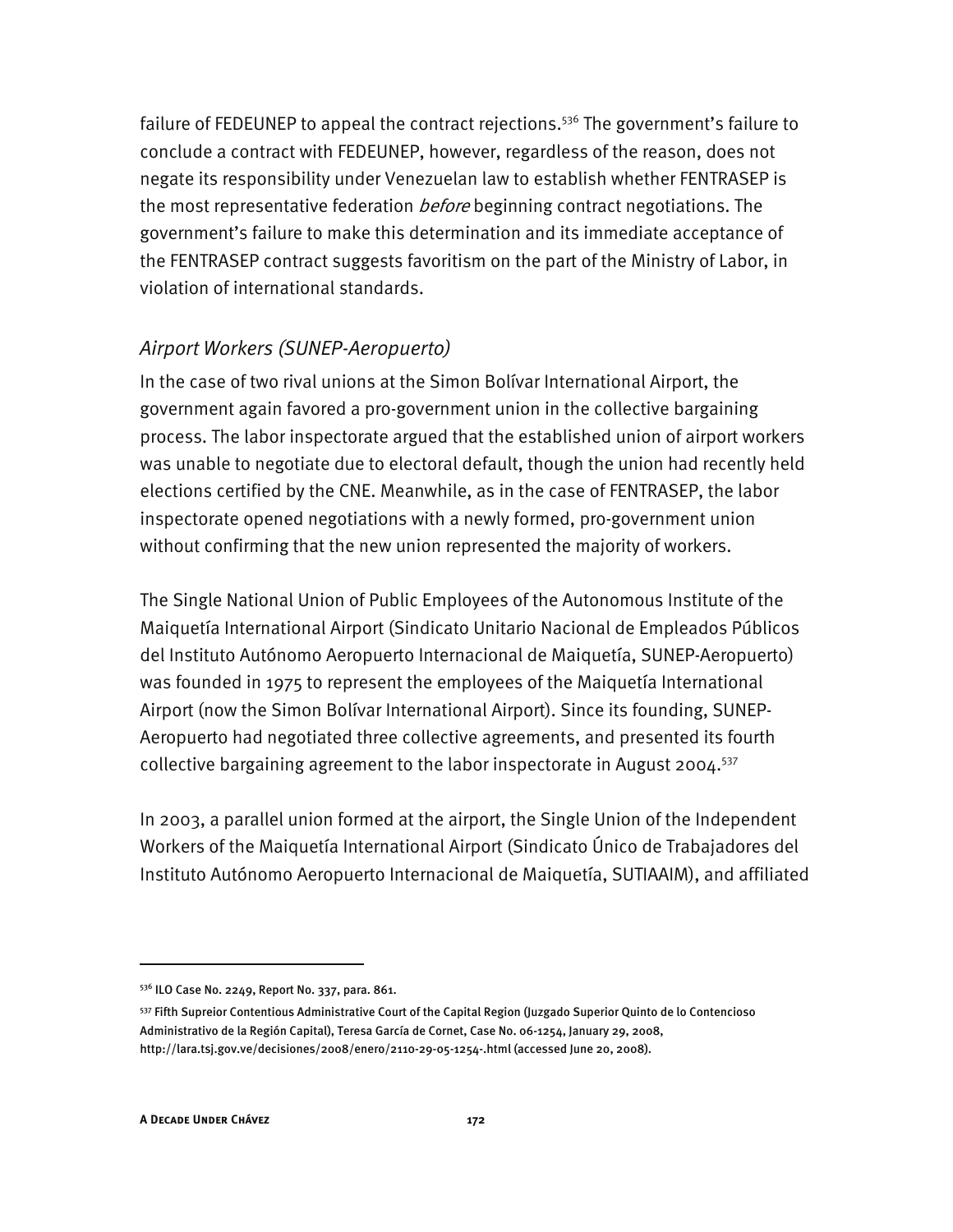failure of FEDEUNEP to appeal the contract rejections.[536] The government's failure to conclude a contract with FEDEUNEP, however, regardless of the reason, does not negate its responsibility under Venezuelan law to establish whether FENTRASEP is the most representative federation *before* beginning contract negotiations. The government's failure to make this determination and its immediate acceptance of the FENTRASEP contract suggests favoritism on the part of the Ministry of Labor, in violation of international standards.

### *Airport Workers (SUNEP-Aeropuerto)*

In the case of two rival unions at the Simon Bolívar International Airport, the government again favored a pro-government union in the collective bargaining process. The labor inspectorate argued that the established union of airport workers was unable to negotiate due to electoral default, though the union had recently held elections certified by the CNE. Meanwhile, as in the case of FENTRASEP, the labor inspectorate opened negotiations with a newly formed, pro-government union without confirming that the new union represented the majority of workers.

The Single National Union of Public Employees of the Autonomous Institute of the Maiquetía International Airport (Sindicato Unitario Nacional de Empleados Públicos del Instituto Autónomo Aeropuerto Internacional de Maiquetía, SUNEP-Aeropuerto) was founded in 1975 to represent the employees of the Maiquetía International Airport (now the Simon Bolívar International Airport). Since its founding, SUNEP-Aeropuerto had negotiated three collective agreements, and presented its fourth collective bargaining agreement to the labor inspectorate in August 2004.[537]

In 2003, a parallel union formed at the airport, the Single Union of the Independent Workers of the Maiquetía International Airport (Sindicato Único de Trabajadores del Instituto Autónomo Aeropuerto Internacional de Maiquetía, SUTIAAIM), and affiliated

---

[536] ILO Case No. 2249, Report No. 337, para. 861.

[537] Fifth Supreior Contentious Administrative Court of the Capital Region (Juzgado Superior Quinto de lo Contencioso Administrativo de la Región Capital), Teresa García de Cornet, Case No. 06-1254, January 29, 2008, http://lara.tsj.gov.ve/decisiones/2008/enero/2110-29-05-1254-.html (accessed June 20, 2008).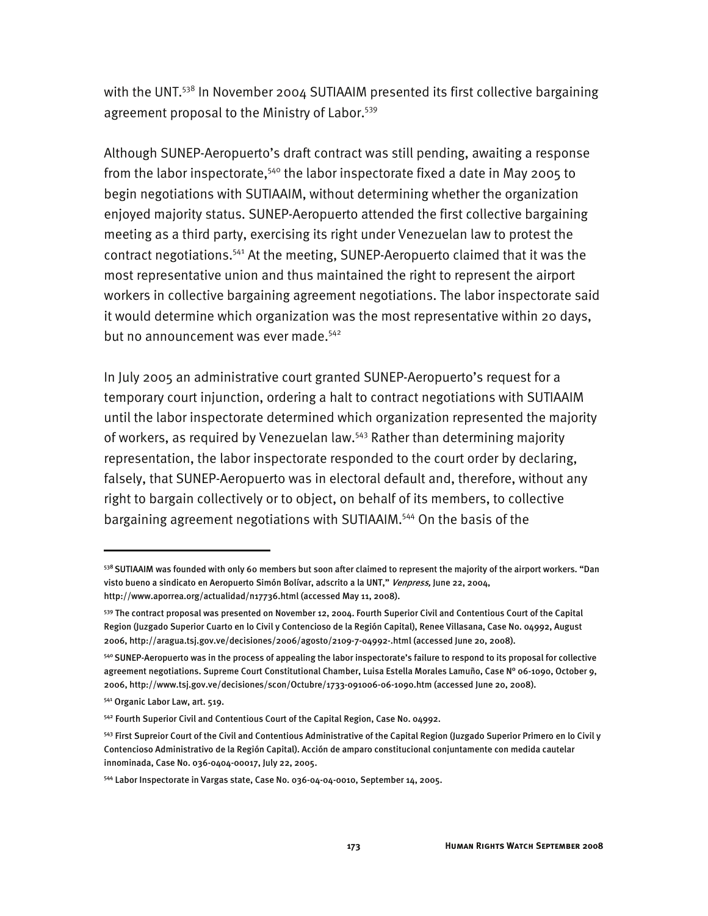with the UNT.[538] In November 2004 SUTIAAIM presented its first collective bargaining agreement proposal to the Ministry of Labor.[539]

Although SUNEP-Aeropuerto's draft contract was still pending, awaiting a response from the labor inspectorate,[540] the labor inspectorate fixed a date in May 2005 to begin negotiations with SUTIAAIM, without determining whether the organization enjoyed majority status. SUNEP-Aeropuerto attended the first collective bargaining meeting as a third party, exercising its right under Venezuelan law to protest the contract negotiations.[541] At the meeting, SUNEP-Aeropuerto claimed that it was the most representative union and thus maintained the right to represent the airport workers in collective bargaining agreement negotiations. The labor inspectorate said it would determine which organization was the most representative within 20 days, but no announcement was ever made.[542]

In July 2005 an administrative court granted SUNEP-Aeropuerto's request for a temporary court injunction, ordering a halt to contract negotiations with SUTIAAIM until the labor inspectorate determined which organization represented the majority of workers, as required by Venezuelan law.[543] Rather than determining majority representation, the labor inspectorate responded to the court order by declaring, falsely, that SUNEP-Aeropuerto was in electoral default and, therefore, without any right to bargain collectively or to object, on behalf of its members, to collective bargaining agreement negotiations with SUTIAAIM.[544] On the basis of the

---

[538] SUTIAAIM was founded with only 60 members but soon after claimed to represent the majority of the airport workers. "Dan visto bueno a sindicato en Aeropuerto Simón Bolívar, adscrito a la UNT," *Venpress,* June 22, 2004, http://www.aporrea.org/actualidad/n17736.html (accessed May 11, 2008).

[539] The contract proposal was presented on November 12, 2004. Fourth Superior Civil and Contentious Court of the Capital Region (Juzgado Superior Cuarto en lo Civil y Contencioso de la Región Capital), Renee Villasana, Case No. 04992, August 2006, http://aragua.tsj.gov.ve/decisiones/2006/agosto/2109-7-04992-.html (accessed June 20, 2008).

[540] SUNEP-Aeropuerto was in the process of appealing the labor inspectorate's failure to respond to its proposal for collective agreement negotiations. Supreme Court Constitutional Chamber, Luisa Estella Morales Lamuño, Case Nº 06-1090, October 9, 2006, http://www.tsj.gov.ve/decisiones/scon/Octubre/1733-091006-06-1090.htm (accessed June 20, 2008).

[541] Organic Labor Law, art. 519.

[542] Fourth Superior Civil and Contentious Court of the Capital Region, Case No. 04992.

[543] First Supreior Court of the Civil and Contentious Administrative of the Capital Region (Juzgado Superior Primero en lo Civil y Contencioso Administrativo de la Región Capital). Acción de amparo constitucional conjuntamente con medida cautelar innominada, Case No. 036-0404-00017, July 22, 2005.

[544] Labor Inspectorate in Vargas state, Case No. 036-04-04-0010, September 14, 2005.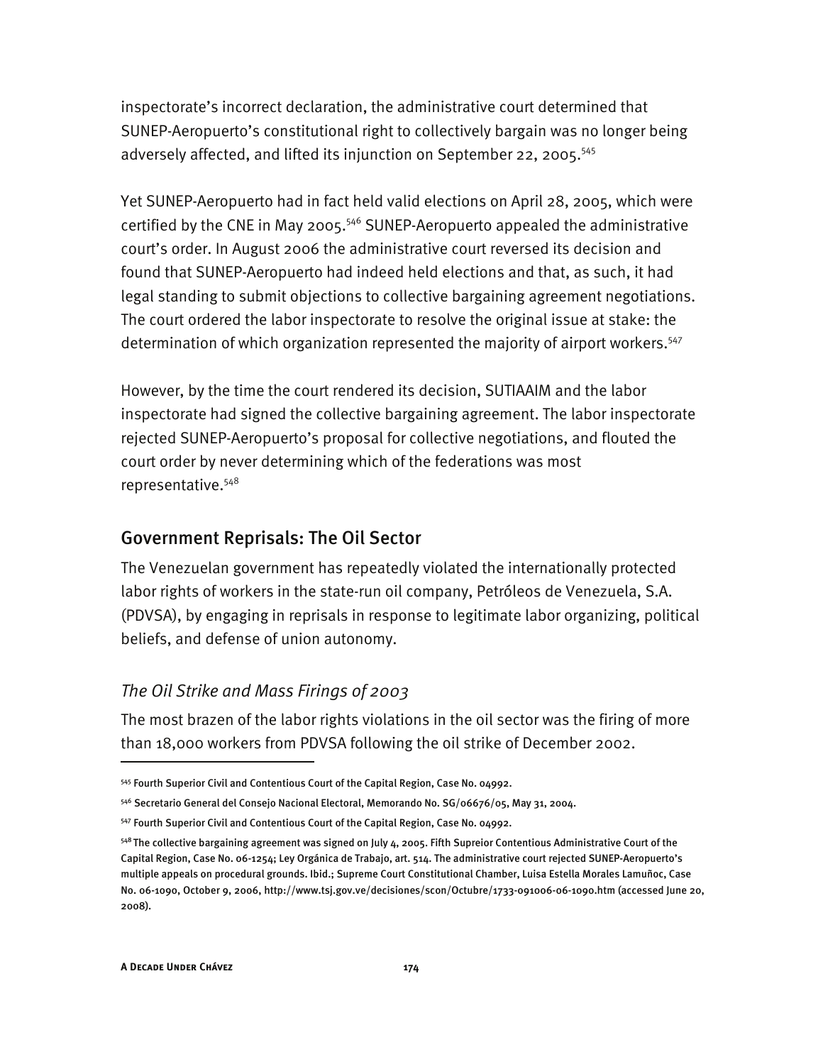inspectorate's incorrect declaration, the administrative court determined that SUNEP-Aeropuerto's constitutional right to collectively bargain was no longer being adversely affected, and lifted its injunction on September 22, 2005.[545]

Yet SUNEP-Aeropuerto had in fact held valid elections on April 28, 2005, which were certified by the CNE in May 2005.[546] SUNEP-Aeropuerto appealed the administrative court's order. In August 2006 the administrative court reversed its decision and found that SUNEP-Aeropuerto had indeed held elections and that, as such, it had legal standing to submit objections to collective bargaining agreement negotiations. The court ordered the labor inspectorate to resolve the original issue at stake: the determination of which organization represented the majority of airport workers.[547]

However, by the time the court rendered its decision, SUTIAAIM and the labor inspectorate had signed the collective bargaining agreement. The labor inspectorate rejected SUNEP-Aeropuerto's proposal for collective negotiations, and flouted the court order by never determining which of the federations was most representative.[548]

## Government Reprisals: The Oil Sector

The Venezuelan government has repeatedly violated the internationally protected labor rights of workers in the state-run oil company, Petróleos de Venezuela, S.A. (PDVSA), by engaging in reprisals in response to legitimate labor organizing, political beliefs, and defense of union autonomy.

### *The Oil Strike and Mass Firings of 2003*

The most brazen of the labor rights violations in the oil sector was the firing of more than 18,000 workers from PDVSA following the oil strike of December 2002.

---

[545] Fourth Superior Civil and Contentious Court of the Capital Region, Case No. 04992.

[546] Secretario General del Consejo Nacional Electoral, Memorando No. SG/06676/05, May 31, 2004.

[547] Fourth Superior Civil and Contentious Court of the Capital Region, Case No. 04992.

[548] The collective bargaining agreement was signed on July 4, 2005. Fifth Supreior Contentious Administrative Court of the Capital Region, Case No. 06-1254; Ley Orgánica de Trabajo, art. 514. The administrative court rejected SUNEP-Aeropuerto's multiple appeals on procedural grounds. Ibid.; Supreme Court Constitutional Chamber, Luisa Estella Morales Lamuñoc, Case No. 06-1090, October 9, 2006, http://www.tsj.gov.ve/decisiones/scon/Octubre/1733-091006-06-1090.htm (accessed June 20, 2008).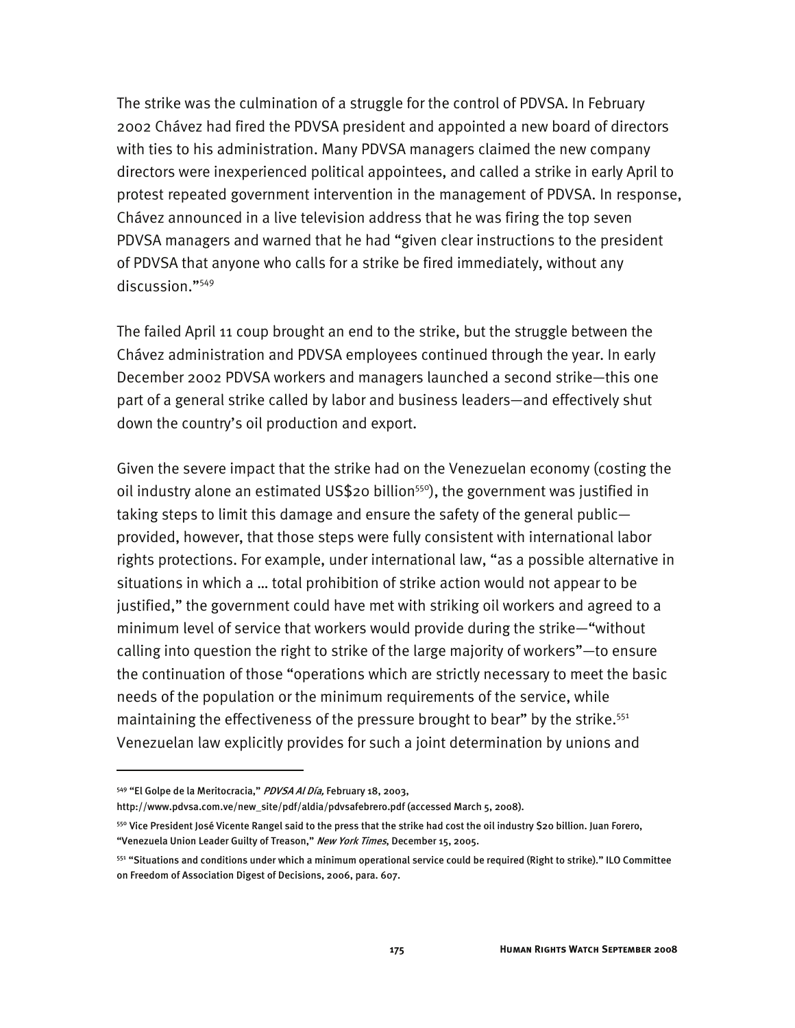The strike was the culmination of a struggle for the control of PDVSA. In February 2002 Chávez had fired the PDVSA president and appointed a new board of directors with ties to his administration. Many PDVSA managers claimed the new company directors were inexperienced political appointees, and called a strike in early April to protest repeated government intervention in the management of PDVSA. In response, Chávez announced in a live television address that he was firing the top seven PDVSA managers and warned that he had "given clear instructions to the president of PDVSA that anyone who calls for a strike be fired immediately, without any discussion."[549]

The failed April 11 coup brought an end to the strike, but the struggle between the Chávez administration and PDVSA employees continued through the year. In early December 2002 PDVSA workers and managers launched a second strike—this one part of a general strike called by labor and business leaders—and effectively shut down the country's oil production and export.

Given the severe impact that the strike had on the Venezuelan economy (costing the oil industry alone an estimated US$20 billion[550]), the government was justified in taking steps to limit this damage and ensure the safety of the general public—provided, however, that those steps were fully consistent with international labor rights protections. For example, under international law, "as a possible alternative in situations in which a … total prohibition of strike action would not appear to be justified," the government could have met with striking oil workers and agreed to a minimum level of service that workers would provide during the strike—"without calling into question the right to strike of the large majority of workers"—to ensure the continuation of those "operations which are strictly necessary to meet the basic needs of the population or the minimum requirements of the service, while maintaining the effectiveness of the pressure brought to bear" by the strike.[551] Venezuelan law explicitly provides for such a joint determination by unions and

---

[549] "El Golpe de la Meritocracia," *PDVSA Al Día,* February 18, 2003, http://www.pdvsa.com.ve/new_site/pdf/aldia/pdvsafebrero.pdf (accessed March 5, 2008).

[550] Vice President José Vicente Rangel said to the press that the strike had cost the oil industry $20 billion. Juan Forero, "Venezuela Union Leader Guilty of Treason," *New York Times*, December 15, 2005.

[551] "Situations and conditions under which a minimum operational service could be required (Right to strike)." ILO Committee on Freedom of Association Digest of Decisions, 2006, para. 607.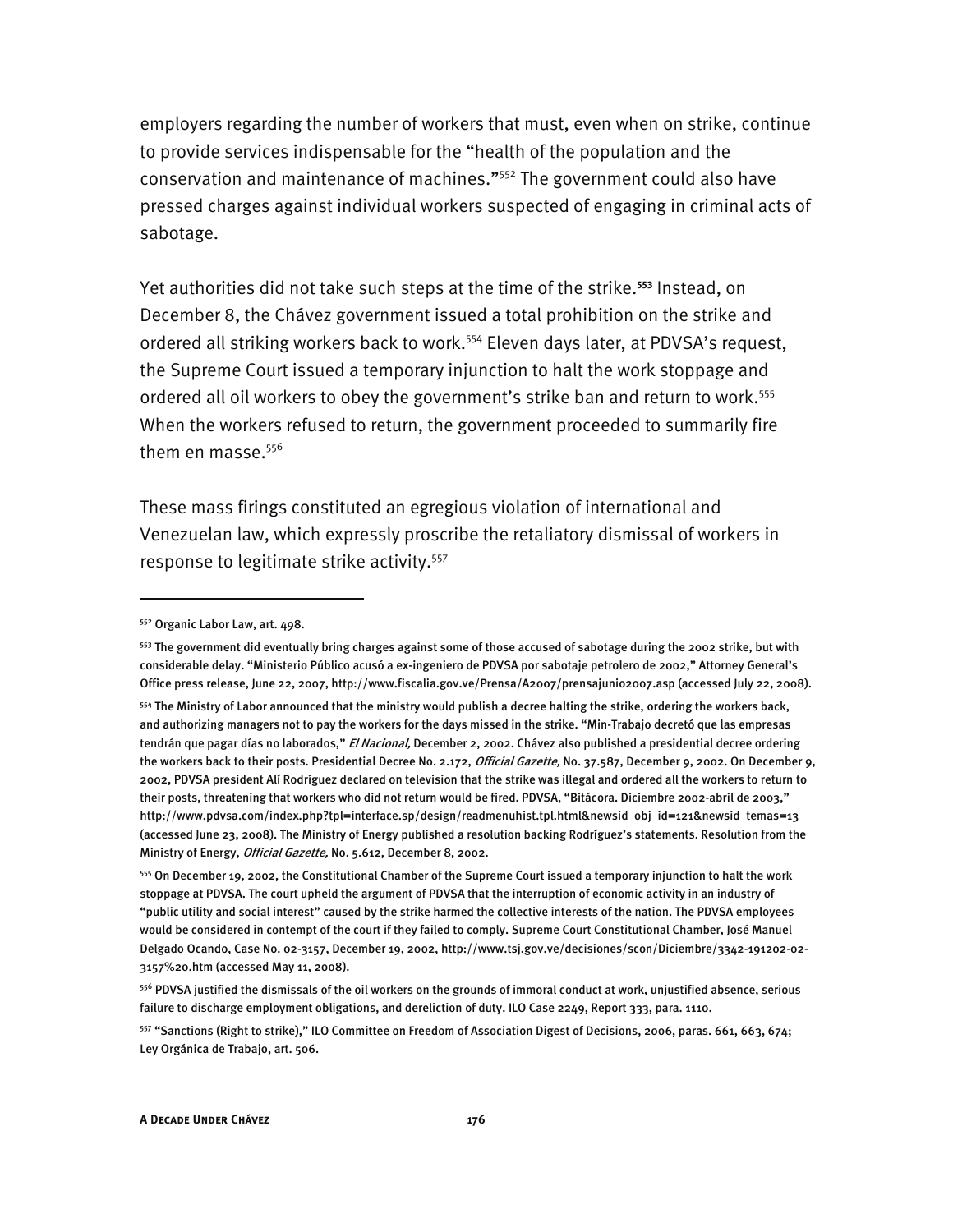employers regarding the number of workers that must, even when on strike, continue to provide services indispensable for the "health of the population and the conservation and maintenance of machines."[552] The government could also have pressed charges against individual workers suspected of engaging in criminal acts of sabotage.

Yet authorities did not take such steps at the time of the strike.[553] Instead, on December 8, the Chávez government issued a total prohibition on the strike and ordered all striking workers back to work.[554] Eleven days later, at PDVSA's request, the Supreme Court issued a temporary injunction to halt the work stoppage and ordered all oil workers to obey the government's strike ban and return to work.[555] When the workers refused to return, the government proceeded to summarily fire them en masse.[556]

These mass firings constituted an egregious violation of international and Venezuelan law, which expressly proscribe the retaliatory dismissal of workers in response to legitimate strike activity.[557]

---

[552] Organic Labor Law, art. 498.

[553] The government did eventually bring charges against some of those accused of sabotage during the 2002 strike, but with considerable delay. "Ministerio Público acusó a ex-ingeniero de PDVSA por sabotaje petrolero de 2002," Attorney General's Office press release, June 22, 2007, http://www.fiscalia.gov.ve/Prensa/A2007/prensajunio2007.asp (accessed July 22, 2008).

[554] The Ministry of Labor announced that the ministry would publish a decree halting the strike, ordering the workers back, and authorizing managers not to pay the workers for the days missed in the strike. "Min-Trabajo decretó que las empresas tendrán que pagar días no laborados," *El Nacional,* December 2, 2002. Chávez also published a presidential decree ordering the workers back to their posts. Presidential Decree No. 2.172, *Official Gazette,* No. 37.587, December 9, 2002. On December 9, 2002, PDVSA president Alí Rodríguez declared on television that the strike was illegal and ordered all the workers to return to their posts, threatening that workers who did not return would be fired. PDVSA, "Bitácora. Diciembre 2002-abril de 2003," http://www.pdvsa.com/index.php?tpl=interface.sp/design/readmenuhist.tpl.html&newsid_obj_id=121&newsid_temas=13 (accessed June 23, 2008). The Ministry of Energy published a resolution backing Rodríguez's statements. Resolution from the Ministry of Energy, *Official Gazette,* No. 5.612, December 8, 2002.

[555] On December 19, 2002, the Constitutional Chamber of the Supreme Court issued a temporary injunction to halt the work stoppage at PDVSA. The court upheld the argument of PDVSA that the interruption of economic activity in an industry of "public utility and social interest" caused by the strike harmed the collective interests of the nation. The PDVSA employees would be considered in contempt of the court if they failed to comply. Supreme Court Constitutional Chamber, José Manuel Delgado Ocando, Case No. 02-3157, December 19, 2002, http://www.tsj.gov.ve/decisiones/scon/Diciembre/3342-191202-02-3157%20.htm (accessed May 11, 2008).

[556] PDVSA justified the dismissals of the oil workers on the grounds of immoral conduct at work, unjustified absence, serious failure to discharge employment obligations, and dereliction of duty. ILO Case 2249, Report 333, para. 1110.

[557] "Sanctions (Right to strike)," ILO Committee on Freedom of Association Digest of Decisions, 2006, paras. 661, 663, 674; Ley Orgánica de Trabajo, art. 506.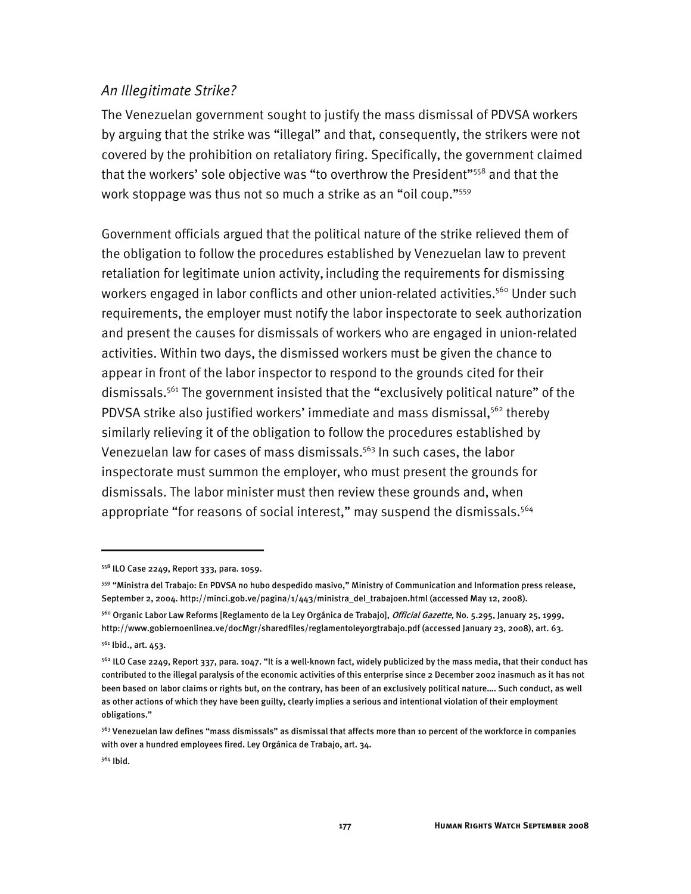### *An Illegitimate Strike?*

The Venezuelan government sought to justify the mass dismissal of PDVSA workers by arguing that the strike was "illegal" and that, consequently, the strikers were not covered by the prohibition on retaliatory firing. Specifically, the government claimed that the workers' sole objective was "to overthrow the President"[558] and that the work stoppage was thus not so much a strike as an "oil coup."[559]

Government officials argued that the political nature of the strike relieved them of the obligation to follow the procedures established by Venezuelan law to prevent retaliation for legitimate union activity, including the requirements for dismissing workers engaged in labor conflicts and other union-related activities.[560] Under such requirements, the employer must notify the labor inspectorate to seek authorization and present the causes for dismissals of workers who are engaged in union-related activities. Within two days, the dismissed workers must be given the chance to appear in front of the labor inspector to respond to the grounds cited for their dismissals.[561] The government insisted that the "exclusively political nature" of the PDVSA strike also justified workers' immediate and mass dismissal,[562] thereby similarly relieving it of the obligation to follow the procedures established by Venezuelan law for cases of mass dismissals.[563] In such cases, the labor inspectorate must summon the employer, who must present the grounds for dismissals. The labor minister must then review these grounds and, when appropriate "for reasons of social interest," may suspend the dismissals.[564]

---

[558] ILO Case 2249, Report 333, para. 1059.

[559] "Ministra del Trabajo: En PDVSA no hubo despedido masivo," Ministry of Communication and Information press release, September 2, 2004. http://minci.gob.ve/pagina/1/443/ministra_del_trabajoen.html (accessed May 12, 2008).

[560] Organic Labor Law Reforms [Reglamento de la Ley Orgánica de Trabajo], *Official Gazette,* No. 5.295, January 25, 1999, http://www.gobiernoenlinea.ve/docMgr/sharedfiles/reglamentoleyorgtrabajo.pdf (accessed January 23, 2008), art. 63.

[561] Ibid., art. 453.

[562] ILO Case 2249, Report 337, para. 1047. "It is a well-known fact, widely publicized by the mass media, that their conduct has contributed to the illegal paralysis of the economic activities of this enterprise since 2 December 2002 inasmuch as it has not been based on labor claims or rights but, on the contrary, has been of an exclusively political nature…. Such conduct, as well as other actions of which they have been guilty, clearly implies a serious and intentional violation of their employment obligations."

[563] Venezuelan law defines "mass dismissals" as dismissal that affects more than 10 percent of the workforce in companies with over a hundred employees fired. Ley Orgánica de Trabajo, art. 34.

[564] Ibid.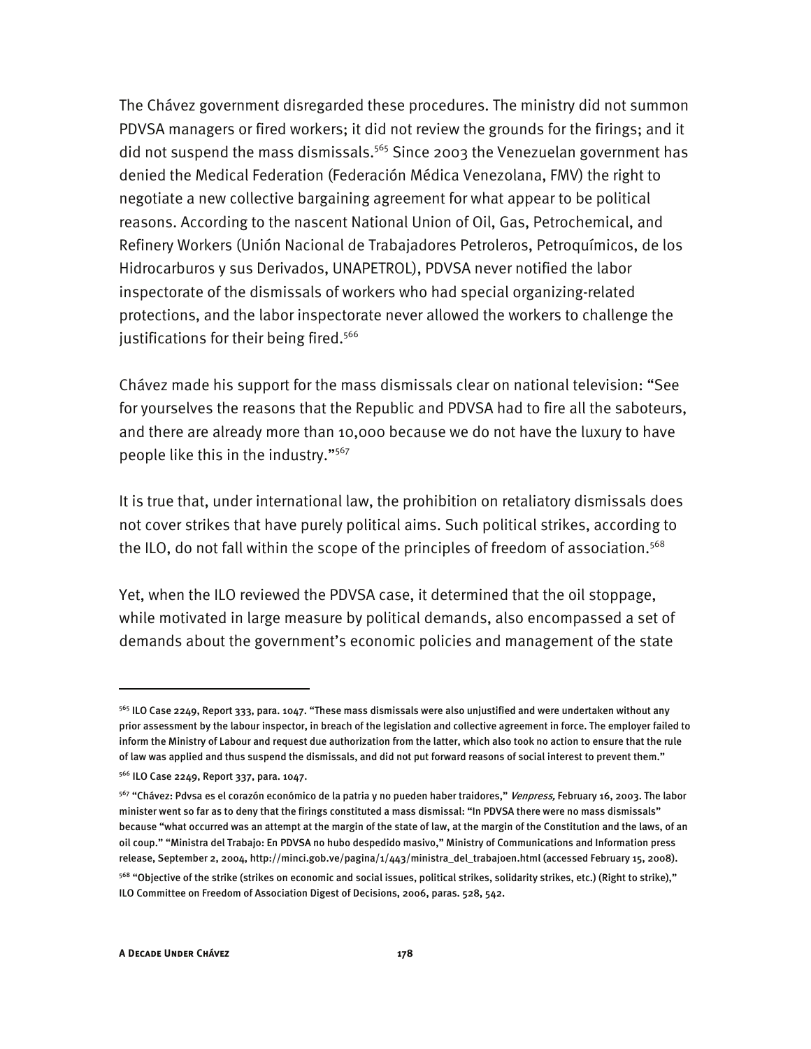The Chávez government disregarded these procedures. The ministry did not summon PDVSA managers or fired workers; it did not review the grounds for the firings; and it did not suspend the mass dismissals.[565] Since 2003 the Venezuelan government has denied the Medical Federation (Federación Médica Venezolana, FMV) the right to negotiate a new collective bargaining agreement for what appear to be political reasons. According to the nascent National Union of Oil, Gas, Petrochemical, and Refinery Workers (Unión Nacional de Trabajadores Petroleros, Petroquímicos, de los Hidrocarburos y sus Derivados, UNAPETROL), PDVSA never notified the labor inspectorate of the dismissals of workers who had special organizing-related protections, and the labor inspectorate never allowed the workers to challenge the justifications for their being fired.[566]

Chávez made his support for the mass dismissals clear on national television: "See for yourselves the reasons that the Republic and PDVSA had to fire all the saboteurs, and there are already more than 10,000 because we do not have the luxury to have people like this in the industry."[567]

It is true that, under international law, the prohibition on retaliatory dismissals does not cover strikes that have purely political aims. Such political strikes, according to the ILO, do not fall within the scope of the principles of freedom of association.[568]

Yet, when the ILO reviewed the PDVSA case, it determined that the oil stoppage, while motivated in large measure by political demands, also encompassed a set of demands about the government's economic policies and management of the state

---

[565] ILO Case 2249, Report 333, para. 1047. "These mass dismissals were also unjustified and were undertaken without any prior assessment by the labour inspector, in breach of the legislation and collective agreement in force. The employer failed to inform the Ministry of Labour and request due authorization from the latter, which also took no action to ensure that the rule of law was applied and thus suspend the dismissals, and did not put forward reasons of social interest to prevent them."

[566] ILO Case 2249, Report 337, para. 1047.

[567] "Chávez: Pdvsa es el corazón económico de la patria y no pueden haber traidores," *Venpress,* February 16, 2003. The labor minister went so far as to deny that the firings constituted a mass dismissal: "In PDVSA there were no mass dismissals" because "what occurred was an attempt at the margin of the state of law, at the margin of the Constitution and the laws, of an oil coup." "Ministra del Trabajo: En PDVSA no hubo despedido masivo," Ministry of Communications and Information press release, September 2, 2004, http://minci.gob.ve/pagina/1/443/ministra_del_trabajoen.html (accessed February 15, 2008).

[568] "Objective of the strike (strikes on economic and social issues, political strikes, solidarity strikes, etc.) (Right to strike)," ILO Committee on Freedom of Association Digest of Decisions, 2006, paras. 528, 542.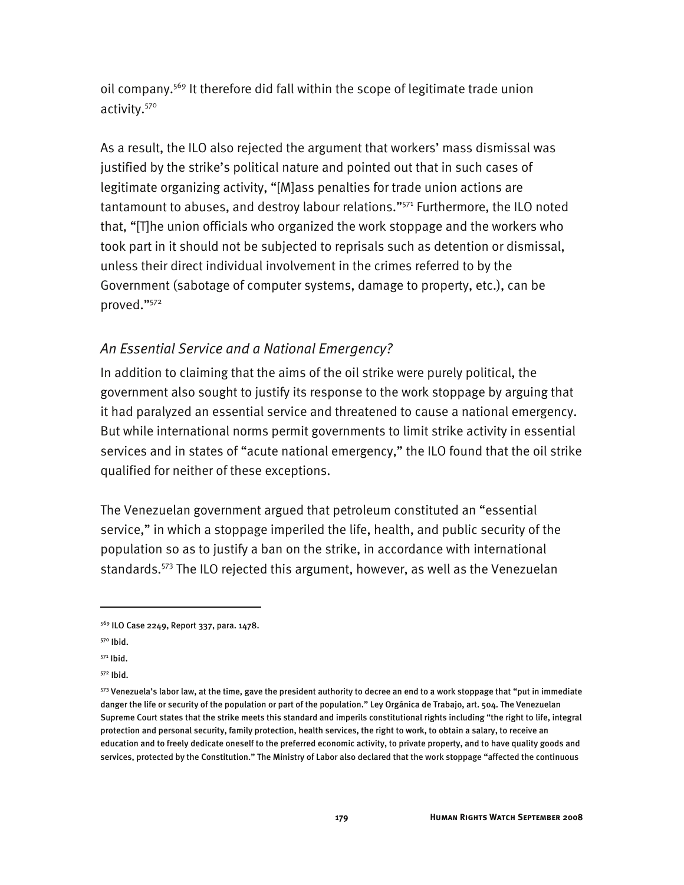oil company.[569] It therefore did fall within the scope of legitimate trade union activity.[570]

As a result, the ILO also rejected the argument that workers' mass dismissal was justified by the strike's political nature and pointed out that in such cases of legitimate organizing activity, "[M]ass penalties for trade union actions are tantamount to abuses, and destroy labour relations."[571] Furthermore, the ILO noted that, "[T]he union officials who organized the work stoppage and the workers who took part in it should not be subjected to reprisals such as detention or dismissal, unless their direct individual involvement in the crimes referred to by the Government (sabotage of computer systems, damage to property, etc.), can be proved."[572]

### *An Essential Service and a National Emergency?*

In addition to claiming that the aims of the oil strike were purely political, the government also sought to justify its response to the work stoppage by arguing that it had paralyzed an essential service and threatened to cause a national emergency. But while international norms permit governments to limit strike activity in essential services and in states of "acute national emergency," the ILO found that the oil strike qualified for neither of these exceptions.

The Venezuelan government argued that petroleum constituted an "essential service," in which a stoppage imperiled the life, health, and public security of the population so as to justify a ban on the strike, in accordance with international standards.[573] The ILO rejected this argument, however, as well as the Venezuelan

---

[569] ILO Case 2249, Report 337, para. 1478.

[570] Ibid.

[571] Ibid.

[572] Ibid.

[573] Venezuela's labor law, at the time, gave the president authority to decree an end to a work stoppage that "put in immediate danger the life or security of the population or part of the population." Ley Orgánica de Trabajo, art. 504. The Venezuelan Supreme Court states that the strike meets this standard and imperils constitutional rights including "the right to life, integral protection and personal security, family protection, health services, the right to work, to obtain a salary, to receive an education and to freely dedicate oneself to the preferred economic activity, to private property, and to have quality goods and services, protected by the Constitution." The Ministry of Labor also declared that the work stoppage "affected the continuous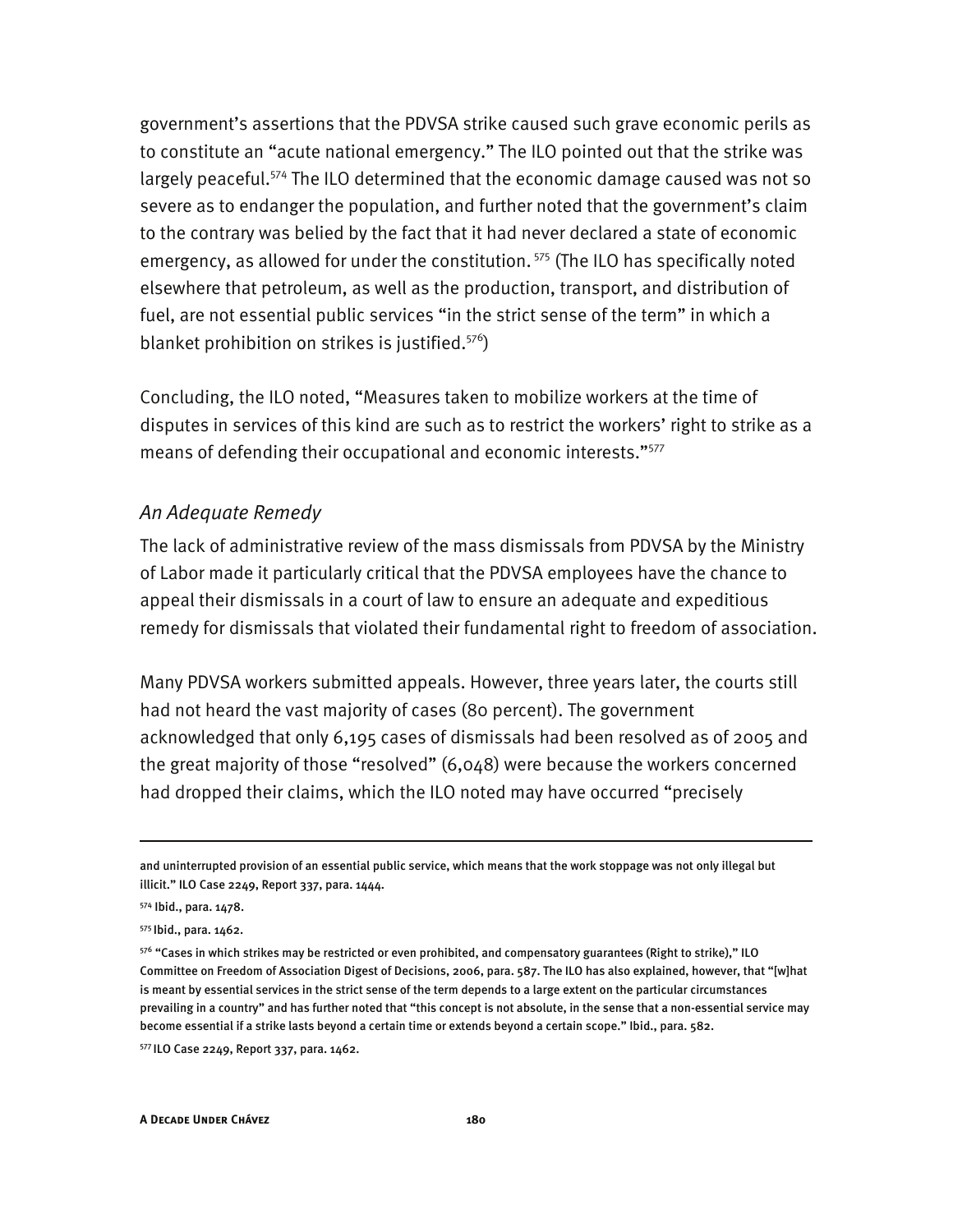government's assertions that the PDVSA strike caused such grave economic perils as to constitute an "acute national emergency." The ILO pointed out that the strike was largely peaceful.[574] The ILO determined that the economic damage caused was not so severe as to endanger the population, and further noted that the government's claim to the contrary was belied by the fact that it had never declared a state of economic emergency, as allowed for under the constitution.[575] (The ILO has specifically noted elsewhere that petroleum, as well as the production, transport, and distribution of fuel, are not essential public services "in the strict sense of the term" in which a blanket prohibition on strikes is justified.[576])

Concluding, the ILO noted, "Measures taken to mobilize workers at the time of disputes in services of this kind are such as to restrict the workers' right to strike as a means of defending their occupational and economic interests."[577]

### *An Adequate Remedy*

The lack of administrative review of the mass dismissals from PDVSA by the Ministry of Labor made it particularly critical that the PDVSA employees have the chance to appeal their dismissals in a court of law to ensure an adequate and expeditious remedy for dismissals that violated their fundamental right to freedom of association.

Many PDVSA workers submitted appeals. However, three years later, the courts still had not heard the vast majority of cases (80 percent). The government acknowledged that only 6,195 cases of dismissals had been resolved as of 2005 and the great majority of those "resolved" (6,048) were because the workers concerned had dropped their claims, which the ILO noted may have occurred "precisely

---

and uninterrupted provision of an essential public service, which means that the work stoppage was not only illegal but illicit." ILO Case 2249, Report 337, para. 1444.

[574] Ibid., para. 1478.

[575] Ibid., para. 1462.

[576] "Cases in which strikes may be restricted or even prohibited, and compensatory guarantees (Right to strike)," ILO Committee on Freedom of Association Digest of Decisions, 2006, para. 587. The ILO has also explained, however, that "[w]hat is meant by essential services in the strict sense of the term depends to a large extent on the particular circumstances prevailing in a country" and has further noted that "this concept is not absolute, in the sense that a non-essential service may become essential if a strike lasts beyond a certain time or extends beyond a certain scope." Ibid., para. 582.

[577] ILO Case 2249, Report 337, para. 1462.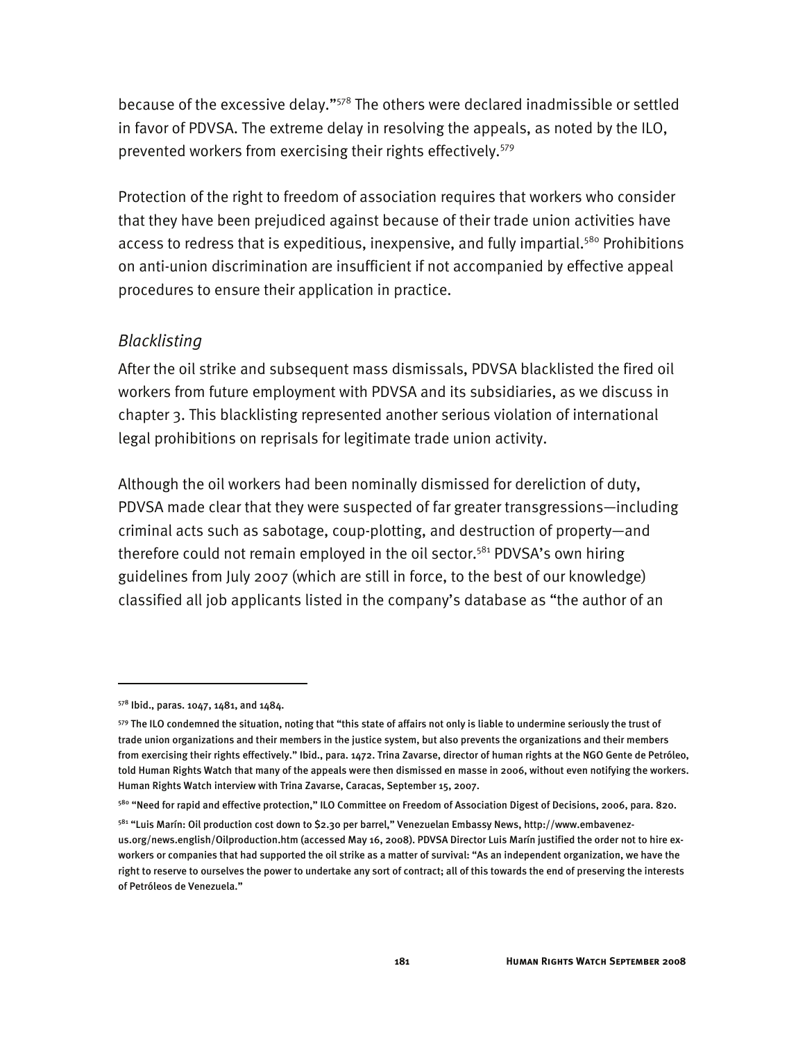because of the excessive delay."[578] The others were declared inadmissible or settled in favor of PDVSA. The extreme delay in resolving the appeals, as noted by the ILO, prevented workers from exercising their rights effectively.[579]

Protection of the right to freedom of association requires that workers who consider that they have been prejudiced against because of their trade union activities have access to redress that is expeditious, inexpensive, and fully impartial.[580] Prohibitions on anti-union discrimination are insufficient if not accompanied by effective appeal procedures to ensure their application in practice.

### *Blacklisting*

After the oil strike and subsequent mass dismissals, PDVSA blacklisted the fired oil workers from future employment with PDVSA and its subsidiaries, as we discuss in chapter 3. This blacklisting represented another serious violation of international legal prohibitions on reprisals for legitimate trade union activity.

Although the oil workers had been nominally dismissed for dereliction of duty, PDVSA made clear that they were suspected of far greater transgressions—including criminal acts such as sabotage, coup-plotting, and destruction of property—and therefore could not remain employed in the oil sector.[581] PDVSA's own hiring guidelines from July 2007 (which are still in force, to the best of our knowledge) classified all job applicants listed in the company's database as "the author of an

---

[578] Ibid., paras. 1047, 1481, and 1484.

[579] The ILO condemned the situation, noting that "this state of affairs not only is liable to undermine seriously the trust of trade union organizations and their members in the justice system, but also prevents the organizations and their members from exercising their rights effectively." Ibid., para. 1472. Trina Zavarse, director of human rights at the NGO Gente de Petróleo, told Human Rights Watch that many of the appeals were then dismissed en masse in 2006, without even notifying the workers. Human Rights Watch interview with Trina Zavarse, Caracas, September 15, 2007.

[580] "Need for rapid and effective protection," ILO Committee on Freedom of Association Digest of Decisions, 2006, para. 820.

[581] "Luis Marín: Oil production cost down to $2.30 per barrel," Venezuelan Embassy News, http://www.embavenez-us.org/news.english/Oilproduction.htm (accessed May 16, 2008). PDVSA Director Luis Marín justified the order not to hire ex-workers or companies that had supported the oil strike as a matter of survival: "As an independent organization, we have the right to reserve to ourselves the power to undertake any sort of contract; all of this towards the end of preserving the interests of Petróleos de Venezuela."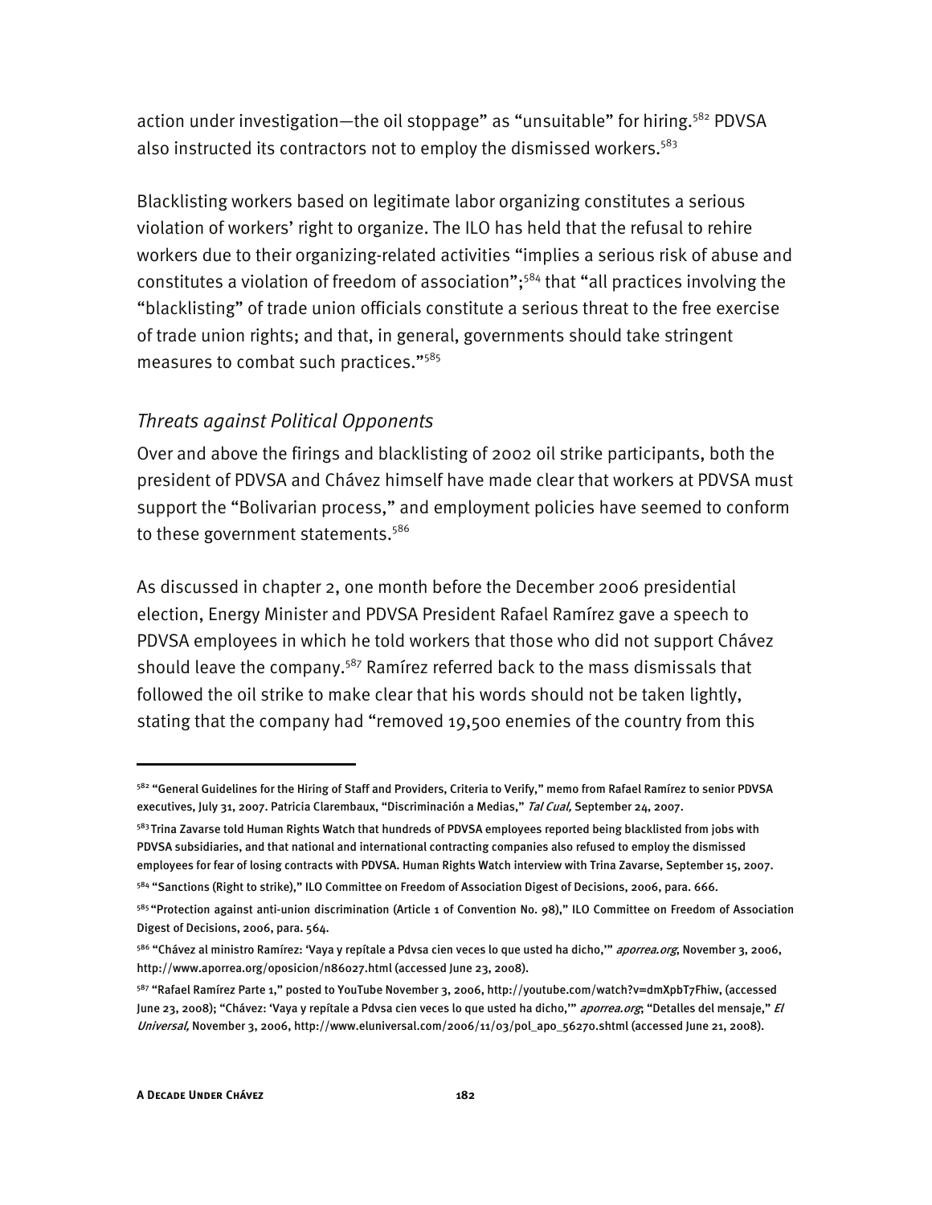action under investigation—the oil stoppage" as "unsuitable" for hiring.[582] PDVSA also instructed its contractors not to employ the dismissed workers.[583]

Blacklisting workers based on legitimate labor organizing constitutes a serious violation of workers' right to organize. The ILO has held that the refusal to rehire workers due to their organizing-related activities "implies a serious risk of abuse and constitutes a violation of freedom of association";[584] that "all practices involving the "blacklisting" of trade union officials constitute a serious threat to the free exercise of trade union rights; and that, in general, governments should take stringent measures to combat such practices."[585]

### *Threats against Political Opponents*

Over and above the firings and blacklisting of 2002 oil strike participants, both the president of PDVSA and Chávez himself have made clear that workers at PDVSA must support the "Bolivarian process," and employment policies have seemed to conform to these government statements.[586]

As discussed in chapter 2, one month before the December 2006 presidential election, Energy Minister and PDVSA President Rafael Ramírez gave a speech to PDVSA employees in which he told workers that those who did not support Chávez should leave the company.[587] Ramírez referred back to the mass dismissals that followed the oil strike to make clear that his words should not be taken lightly, stating that the company had "removed 19,500 enemies of the country from this

---

[582] "General Guidelines for the Hiring of Staff and Providers, Criteria to Verify," memo from Rafael Ramírez to senior PDVSA executives, July 31, 2007. Patricia Clarembaux, "Discriminación a Medias," *Tal Cual,* September 24, 2007.

[583] Trina Zavarse told Human Rights Watch that hundreds of PDVSA employees reported being blacklisted from jobs with PDVSA subsidiaries, and that national and international contracting companies also refused to employ the dismissed employees for fear of losing contracts with PDVSA. Human Rights Watch interview with Trina Zavarse, September 15, 2007.

[584] "Sanctions (Right to strike)," ILO Committee on Freedom of Association Digest of Decisions, 2006, para. 666.

[585] "Protection against anti-union discrimination (Article 1 of Convention No. 98)," ILO Committee on Freedom of Association Digest of Decisions, 2006, para. 564.

[586] "Chávez al ministro Ramírez: 'Vaya y repítale a Pdvsa cien veces lo que usted ha dicho,'" *aporrea.org*, November 3, 2006, http://www.aporrea.org/oposicion/n86027.html (accessed June 23, 2008).

[587] "Rafael Ramírez Parte 1," posted to YouTube November 3, 2006, http://youtube.com/watch?v=dmXpbT7Fhiw, (accessed June 23, 2008); "Chávez: 'Vaya y repítale a Pdvsa cien veces lo que usted ha dicho,'" *aporrea.org*; "Detalles del mensaje," *El Universal,* November 3, 2006, http://www.eluniversal.com/2006/11/03/pol_apo_56270.shtml (accessed June 21, 2008).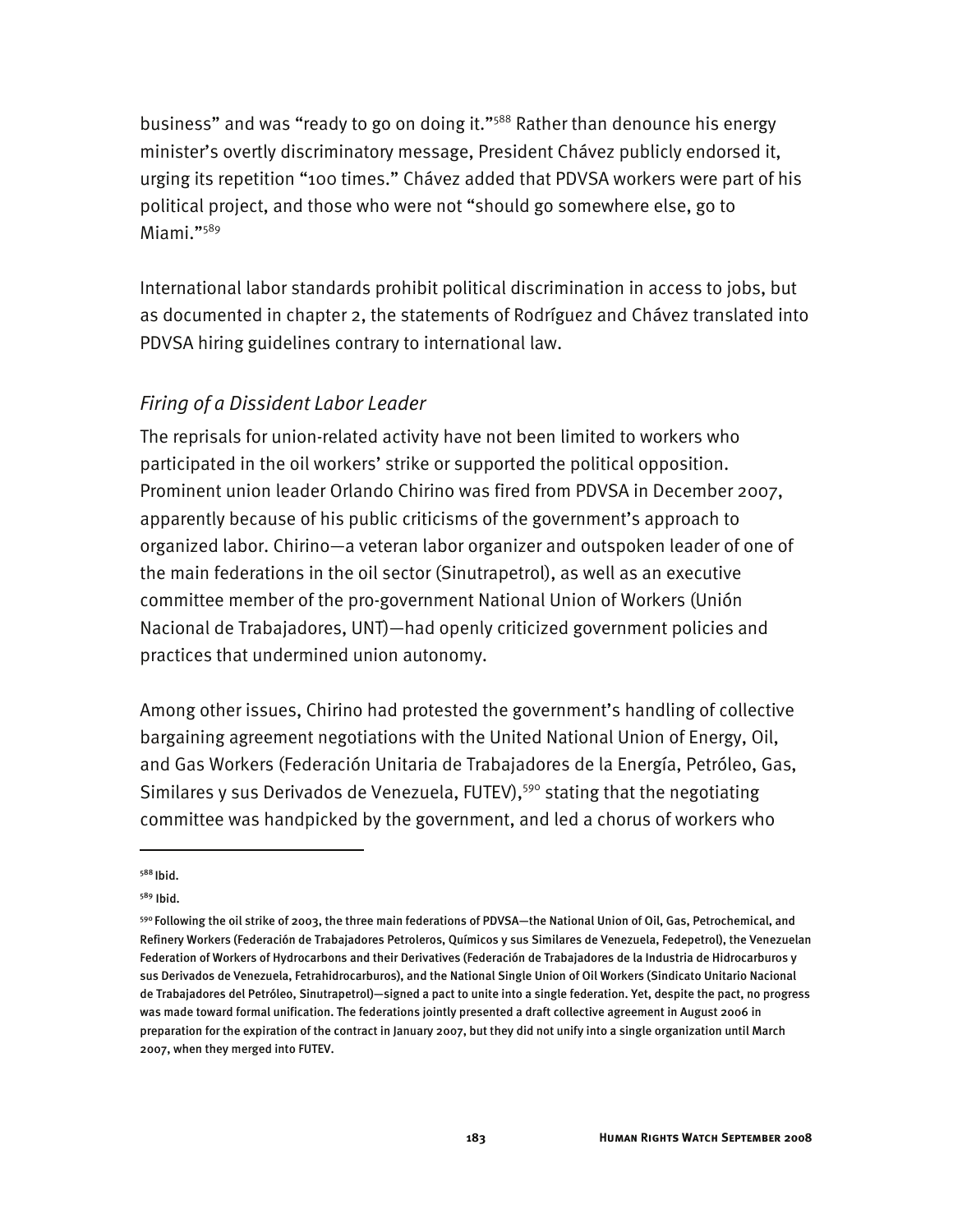business" and was "ready to go on doing it."[588] Rather than denounce his energy minister's overtly discriminatory message, President Chávez publicly endorsed it, urging its repetition "100 times." Chávez added that PDVSA workers were part of his political project, and those who were not "should go somewhere else, go to Miami."[589]

International labor standards prohibit political discrimination in access to jobs, but as documented in chapter 2, the statements of Rodríguez and Chávez translated into PDVSA hiring guidelines contrary to international law.

### *Firing of a Dissident Labor Leader*

The reprisals for union-related activity have not been limited to workers who participated in the oil workers' strike or supported the political opposition. Prominent union leader Orlando Chirino was fired from PDVSA in December 2007, apparently because of his public criticisms of the government's approach to organized labor. Chirino—a veteran labor organizer and outspoken leader of one of the main federations in the oil sector (Sinutrapetrol), as well as an executive committee member of the pro-government National Union of Workers (Unión Nacional de Trabajadores, UNT)—had openly criticized government policies and practices that undermined union autonomy.

Among other issues, Chirino had protested the government's handling of collective bargaining agreement negotiations with the United National Union of Energy, Oil, and Gas Workers (Federación Unitaria de Trabajadores de la Energía, Petróleo, Gas, Similares y sus Derivados de Venezuela, FUTEV),[590] stating that the negotiating committee was handpicked by the government, and led a chorus of workers who

---

[588] Ibid.

[589] Ibid.

[590] Following the oil strike of 2003, the three main federations of PDVSA—the National Union of Oil, Gas, Petrochemical, and Refinery Workers (Federación de Trabajadores Petroleros, Químicos y sus Similares de Venezuela, Fedepetrol), the Venezuelan Federation of Workers of Hydrocarbons and their Derivatives (Federación de Trabajadores de la Industria de Hidrocarburos y sus Derivados de Venezuela, Fetrahidrocarburos), and the National Single Union of Oil Workers (Sindicato Unitario Nacional de Trabajadores del Petróleo, Sinutrapetrol)—signed a pact to unite into a single federation. Yet, despite the pact, no progress was made toward formal unification. The federations jointly presented a draft collective agreement in August 2006 in preparation for the expiration of the contract in January 2007, but they did not unify into a single organization until March 2007, when they merged into FUTEV.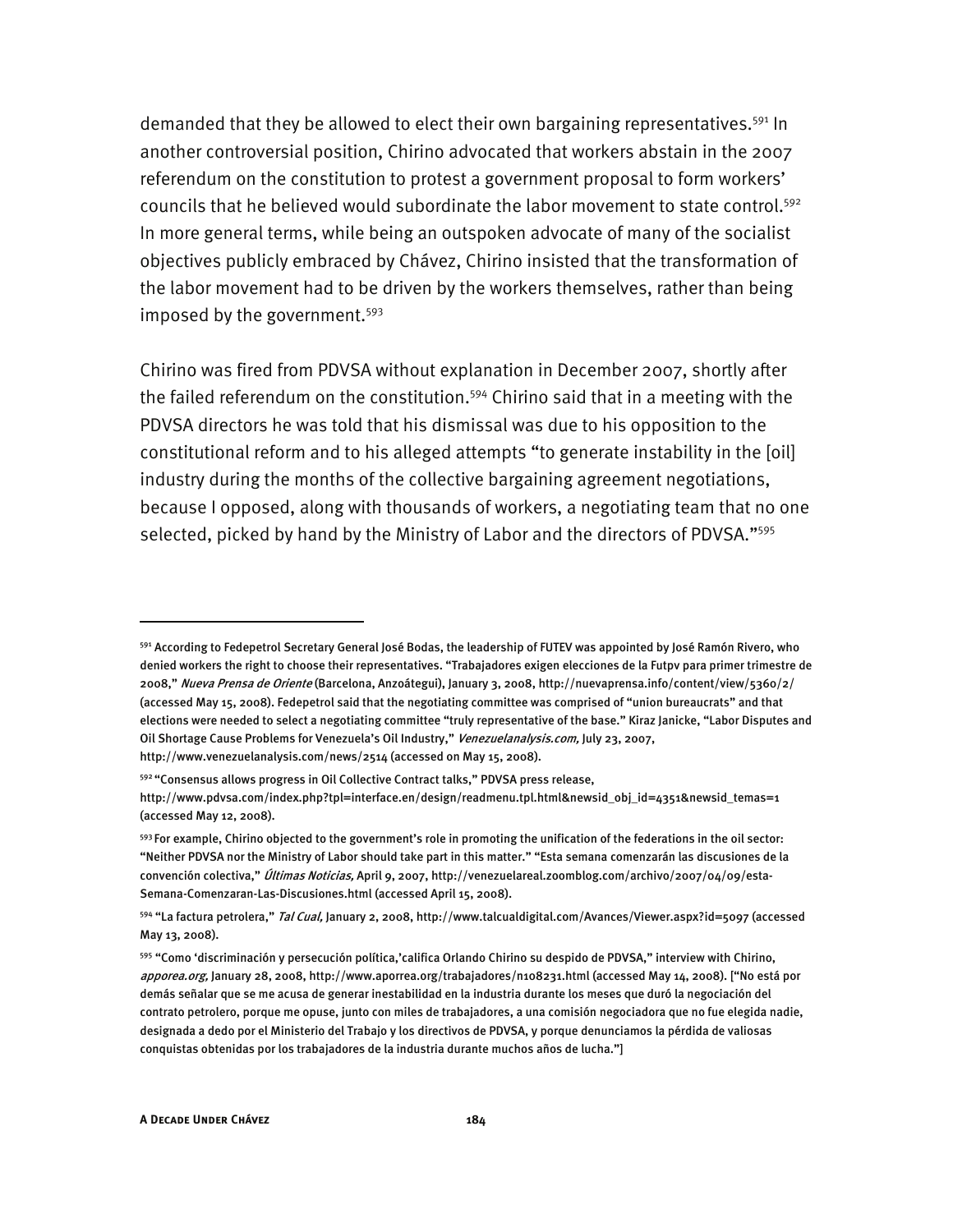demanded that they be allowed to elect their own bargaining representatives.[591] In another controversial position, Chirino advocated that workers abstain in the 2007 referendum on the constitution to protest a government proposal to form workers' councils that he believed would subordinate the labor movement to state control.[592] In more general terms, while being an outspoken advocate of many of the socialist objectives publicly embraced by Chávez, Chirino insisted that the transformation of the labor movement had to be driven by the workers themselves, rather than being imposed by the government.[593]

Chirino was fired from PDVSA without explanation in December 2007, shortly after the failed referendum on the constitution.[594] Chirino said that in a meeting with the PDVSA directors he was told that his dismissal was due to his opposition to the constitutional reform and to his alleged attempts "to generate instability in the [oil] industry during the months of the collective bargaining agreement negotiations, because I opposed, along with thousands of workers, a negotiating team that no one selected, picked by hand by the Ministry of Labor and the directors of PDVSA."[595]

---

[591] According to Fedepetrol Secretary General José Bodas, the leadership of FUTEV was appointed by José Ramón Rivero, who denied workers the right to choose their representatives. "Trabajadores exigen elecciones de la Futpv para primer trimestre de 2008," *Nueva Prensa de Oriente* (Barcelona, Anzoátegui), January 3, 2008, http://nuevaprensa.info/content/view/5360/2/ (accessed May 15, 2008). Fedepetrol said that the negotiating committee was comprised of "union bureaucrats" and that elections were needed to select a negotiating committee "truly representative of the base." Kiraz Janicke, "Labor Disputes and Oil Shortage Cause Problems for Venezuela's Oil Industry," *Venezuelanalysis.com,* July 23, 2007, http://www.venezuelanalysis.com/news/2514 (accessed on May 15, 2008).

[592] "Consensus allows progress in Oil Collective Contract talks," PDVSA press release, http://www.pdvsa.com/index.php?tpl=interface.en/design/readmenu.tpl.html&newsid_obj_id=4351&newsid_temas=1 (accessed May 12, 2008).

[593] For example, Chirino objected to the government's role in promoting the unification of the federations in the oil sector: "Neither PDVSA nor the Ministry of Labor should take part in this matter." "Esta semana comenzarán las discusiones de la convención colectiva," *Últimas Noticias,* April 9, 2007, http://venezuelareal.zoomblog.com/archivo/2007/04/09/esta-Semana-Comenzaran-Las-Discusiones.html (accessed April 15, 2008).

[594] "La factura petrolera," *Tal Cual,* January 2, 2008, http://www.talcualdigital.com/Avances/Viewer.aspx?id=5097 (accessed May 13, 2008).

[595] "Como 'discriminación y persecución política,'califica Orlando Chirino su despido de PDVSA," interview with Chirino, *apporea.org,* January 28, 2008, http://www.aporrea.org/trabajadores/n108231.html (accessed May 14, 2008). ["No está por demás señalar que se me acusa de generar inestabilidad en la industria durante los meses que duró la negociación del contrato petrolero, porque me opuse, junto con miles de trabajadores, a una comisión negociadora que no fue elegida nadie, designada a dedo por el Ministerio del Trabajo y los directivos de PDVSA, y porque denunciamos la pérdida de valiosas conquistas obtenidas por los trabajadores de la industria durante muchos años de lucha."]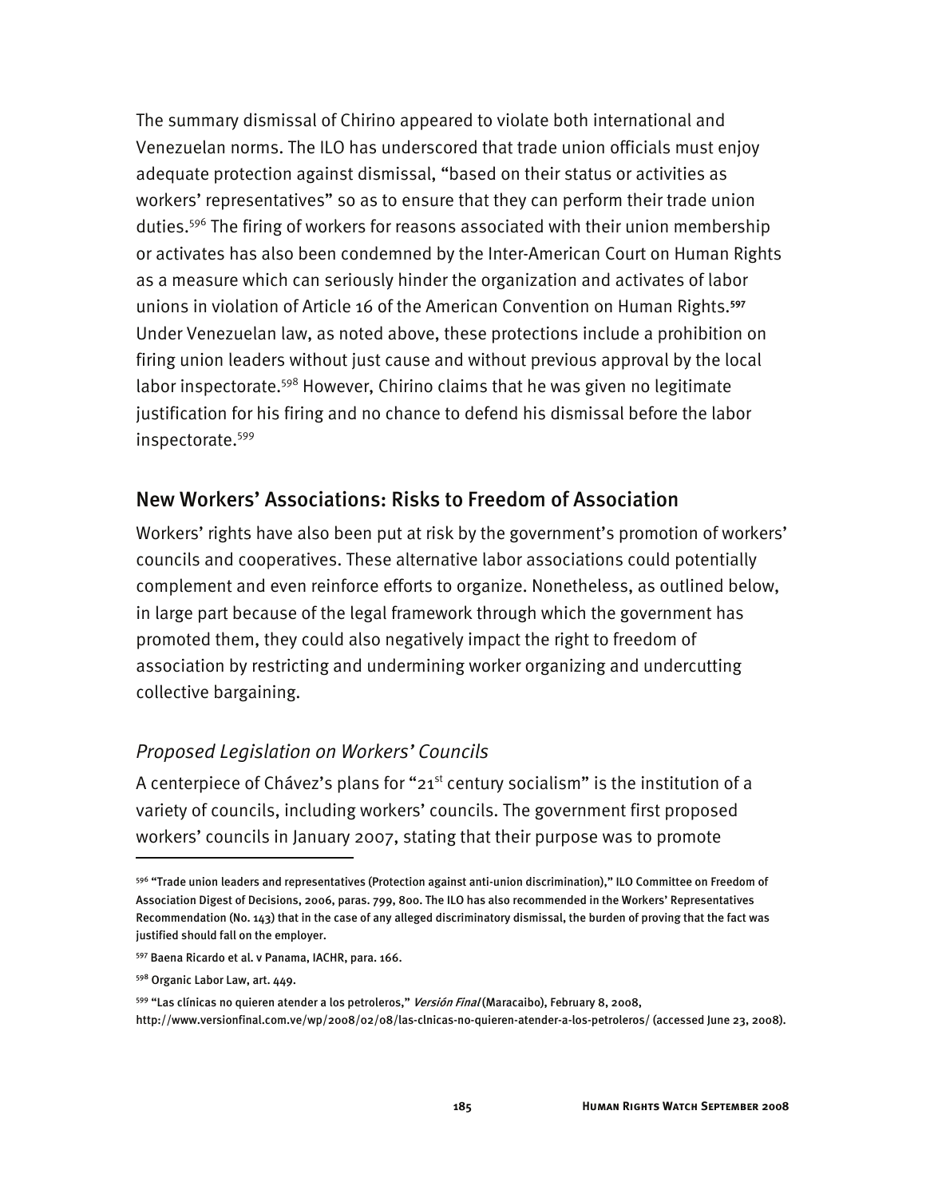The summary dismissal of Chirino appeared to violate both international and Venezuelan norms. The ILO has underscored that trade union officials must enjoy adequate protection against dismissal, "based on their status or activities as workers' representatives" so as to ensure that they can perform their trade union duties.[596] The firing of workers for reasons associated with their union membership or activates has also been condemned by the Inter-American Court on Human Rights as a measure which can seriously hinder the organization and activates of labor unions in violation of Article 16 of the American Convention on Human Rights.[597] Under Venezuelan law, as noted above, these protections include a prohibition on firing union leaders without just cause and without previous approval by the local labor inspectorate.[598] However, Chirino claims that he was given no legitimate justification for his firing and no chance to defend his dismissal before the labor inspectorate.[599]

## New Workers' Associations: Risks to Freedom of Association

Workers' rights have also been put at risk by the government's promotion of workers' councils and cooperatives. These alternative labor associations could potentially complement and even reinforce efforts to organize. Nonetheless, as outlined below, in large part because of the legal framework through which the government has promoted them, they could also negatively impact the right to freedom of association by restricting and undermining worker organizing and undercutting collective bargaining.

### *Proposed Legislation on Workers' Councils*

A centerpiece of Chávez's plans for "21st century socialism" is the institution of a variety of councils, including workers' councils. The government first proposed workers' councils in January 2007, stating that their purpose was to promote

---

[596] "Trade union leaders and representatives (Protection against anti-union discrimination)," ILO Committee on Freedom of Association Digest of Decisions, 2006, paras. 799, 800. The ILO has also recommended in the Workers' Representatives Recommendation (No. 143) that in the case of any alleged discriminatory dismissal, the burden of proving that the fact was justified should fall on the employer.

[597] Baena Ricardo et al. v Panama, IACHR, para. 166.

[598] Organic Labor Law, art. 449.

[599] "Las clínicas no quieren atender a los petroleros," *Versión Final* (Maracaibo), February 8, 2008, http://www.versionfinal.com.ve/wp/2008/02/08/las-clnicas-no-quieren-atender-a-los-petroleros/ (accessed June 23, 2008).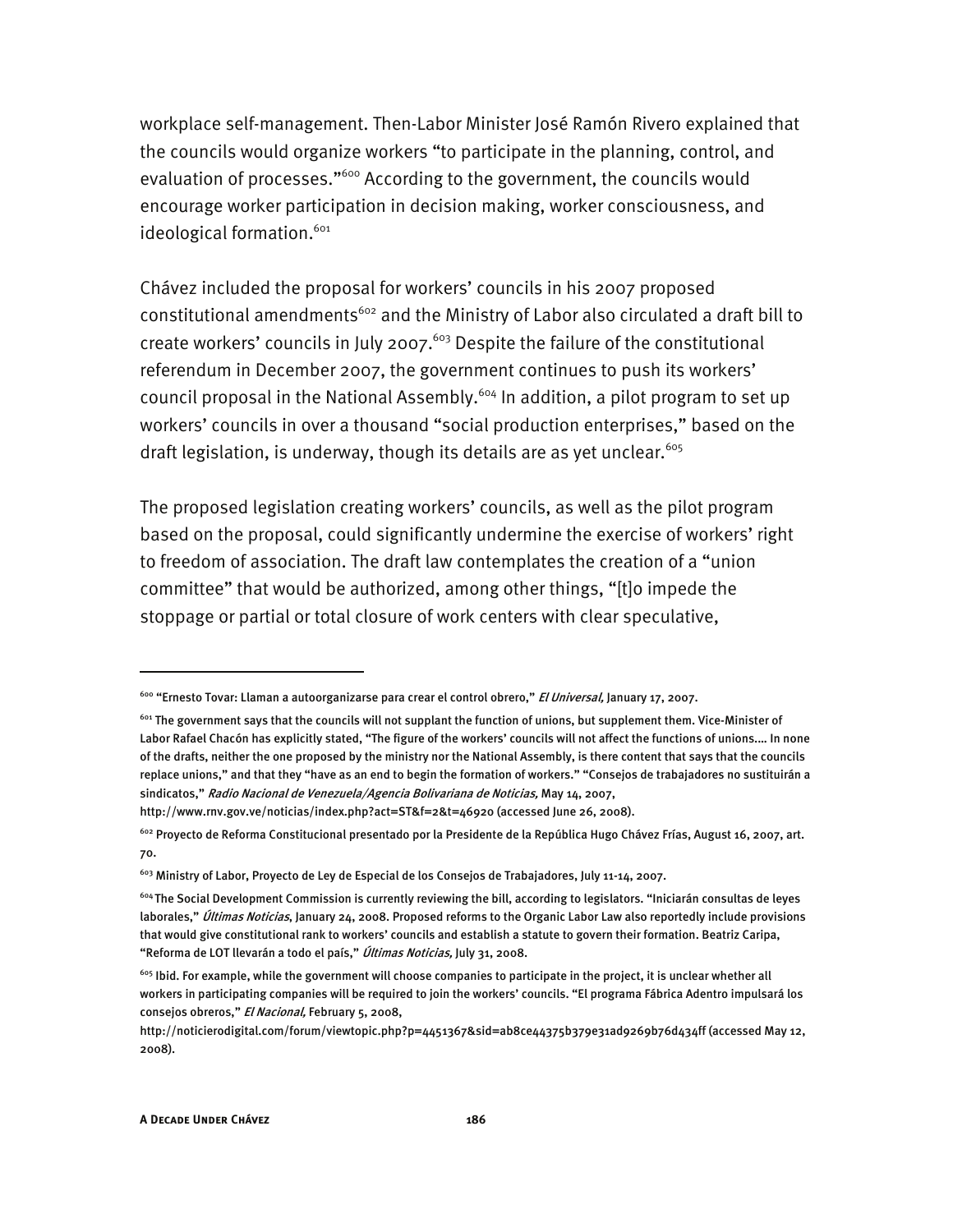workplace self-management. Then-Labor Minister José Ramón Rivero explained that the councils would organize workers "to participate in the planning, control, and evaluation of processes."[600] According to the government, the councils would encourage worker participation in decision making, worker consciousness, and ideological formation.[601]

Chávez included the proposal for workers' councils in his 2007 proposed constitutional amendments[602] and the Ministry of Labor also circulated a draft bill to create workers' councils in July 2007.[603] Despite the failure of the constitutional referendum in December 2007, the government continues to push its workers' council proposal in the National Assembly.[604] In addition, a pilot program to set up workers' councils in over a thousand "social production enterprises," based on the draft legislation, is underway, though its details are as yet unclear.[605]

The proposed legislation creating workers' councils, as well as the pilot program based on the proposal, could significantly undermine the exercise of workers' right to freedom of association. The draft law contemplates the creation of a "union committee" that would be authorized, among other things, "[t]o impede the stoppage or partial or total closure of work centers with clear speculative,

---

[600] "Ernesto Tovar: Llaman a autoorganizarse para crear el control obrero," *El Universal,* January 17, 2007.

[601] The government says that the councils will not supplant the function of unions, but supplement them. Vice-Minister of Labor Rafael Chacón has explicitly stated, "The figure of the workers' councils will not affect the functions of unions.… In none of the drafts, neither the one proposed by the ministry nor the National Assembly, is there content that says that the councils replace unions," and that they "have as an end to begin the formation of workers." "Consejos de trabajadores no sustituirán a sindicatos," *Radio Nacional de Venezuela/Agencia Bolivariana de Noticias,* May 14, 2007, http://www.rnv.gov.ve/noticias/index.php?act=ST&f=2&t=46920 (accessed June 26, 2008).

[602] Proyecto de Reforma Constitucional presentado por la Presidente de la República Hugo Chávez Frías, August 16, 2007, art. 70.

[603] Ministry of Labor, Proyecto de Ley de Especial de los Consejos de Trabajadores, July 11-14, 2007.

[604] The Social Development Commission is currently reviewing the bill, according to legislators. "Iniciarán consultas de leyes laborales," *Últimas Noticias*, January 24, 2008. Proposed reforms to the Organic Labor Law also reportedly include provisions that would give constitutional rank to workers' councils and establish a statute to govern their formation. Beatriz Caripa, "Reforma de LOT llevarán a todo el país," *Últimas Noticias,* July 31, 2008.

[605] Ibid. For example, while the government will choose companies to participate in the project, it is unclear whether all workers in participating companies will be required to join the workers' councils. "El programa Fábrica Adentro impulsará los consejos obreros," *El Nacional,* February 5, 2008, http://noticierodigital.com/forum/viewtopic.php?p=4451367&sid=ab8ce44375b379e31ad9269b76d434ff (accessed May 12, 2008).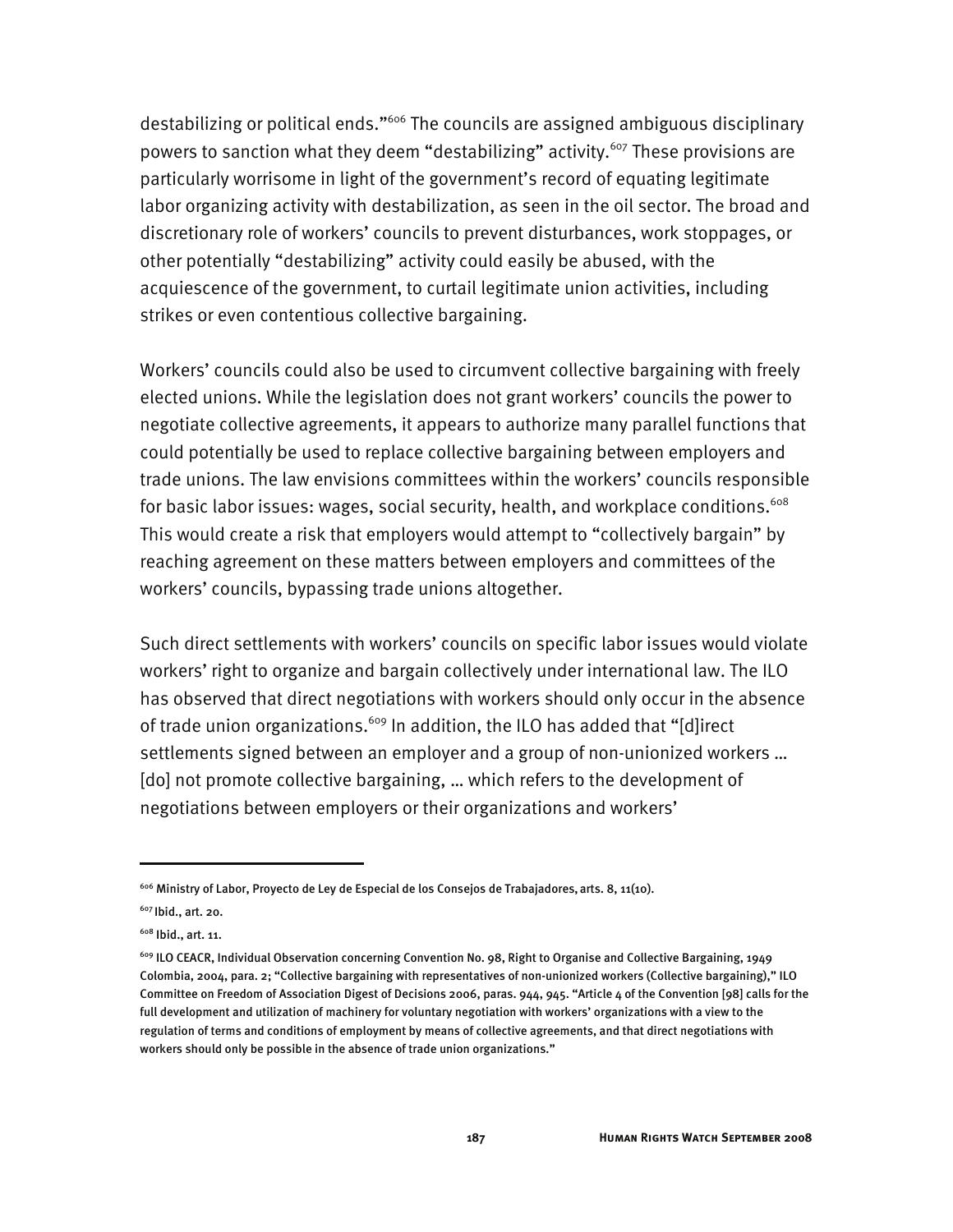destabilizing or political ends."[606] The councils are assigned ambiguous disciplinary powers to sanction what they deem "destabilizing" activity.[607] These provisions are particularly worrisome in light of the government's record of equating legitimate labor organizing activity with destabilization, as seen in the oil sector. The broad and discretionary role of workers' councils to prevent disturbances, work stoppages, or other potentially "destabilizing" activity could easily be abused, with the acquiescence of the government, to curtail legitimate union activities, including strikes or even contentious collective bargaining.

Workers' councils could also be used to circumvent collective bargaining with freely elected unions. While the legislation does not grant workers' councils the power to negotiate collective agreements, it appears to authorize many parallel functions that could potentially be used to replace collective bargaining between employers and trade unions. The law envisions committees within the workers' councils responsible for basic labor issues: wages, social security, health, and workplace conditions.[608] This would create a risk that employers would attempt to "collectively bargain" by reaching agreement on these matters between employers and committees of the workers' councils, bypassing trade unions altogether.

Such direct settlements with workers' councils on specific labor issues would violate workers' right to organize and bargain collectively under international law. The ILO has observed that direct negotiations with workers should only occur in the absence of trade union organizations.[609] In addition, the ILO has added that "[d]irect settlements signed between an employer and a group of non-unionized workers … [do] not promote collective bargaining, … which refers to the development of negotiations between employers or their organizations and workers'

---

[606] Ministry of Labor, Proyecto de Ley de Especial de los Consejos de Trabajadores, arts. 8, 11(10).

[607] Ibid., art. 20.

[608] Ibid., art. 11.

[609] ILO CEACR, Individual Observation concerning Convention No. 98, Right to Organise and Collective Bargaining, 1949 Colombia, 2004, para. 2; "Collective bargaining with representatives of non-unionized workers (Collective bargaining)," ILO Committee on Freedom of Association Digest of Decisions 2006, paras. 944, 945. "Article 4 of the Convention [98] calls for the full development and utilization of machinery for voluntary negotiation with workers' organizations with a view to the regulation of terms and conditions of employment by means of collective agreements, and that direct negotiations with workers should only be possible in the absence of trade union organizations."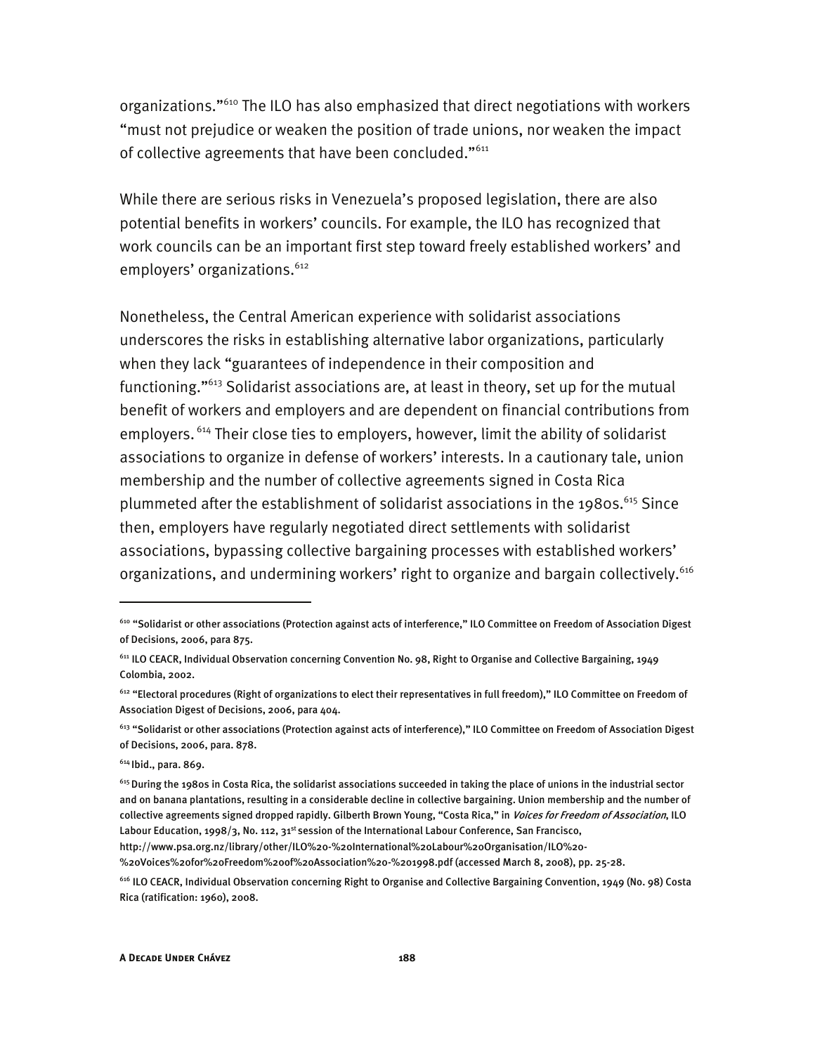organizations."[610] The ILO has also emphasized that direct negotiations with workers "must not prejudice or weaken the position of trade unions, nor weaken the impact of collective agreements that have been concluded."[611]

While there are serious risks in Venezuela's proposed legislation, there are also potential benefits in workers' councils. For example, the ILO has recognized that work councils can be an important first step toward freely established workers' and employers' organizations.[612]

Nonetheless, the Central American experience with solidarist associations underscores the risks in establishing alternative labor organizations, particularly when they lack "guarantees of independence in their composition and functioning."[613] Solidarist associations are, at least in theory, set up for the mutual benefit of workers and employers and are dependent on financial contributions from employers.[614] Their close ties to employers, however, limit the ability of solidarist associations to organize in defense of workers' interests. In a cautionary tale, union membership and the number of collective agreements signed in Costa Rica plummeted after the establishment of solidarist associations in the 1980s.[615] Since then, employers have regularly negotiated direct settlements with solidarist associations, bypassing collective bargaining processes with established workers' organizations, and undermining workers' right to organize and bargain collectively.[616]

---

[610] "Solidarist or other associations (Protection against acts of interference," ILO Committee on Freedom of Association Digest of Decisions, 2006, para 875.

[611] ILO CEACR, Individual Observation concerning Convention No. 98, Right to Organise and Collective Bargaining, 1949 Colombia, 2002.

[612] "Electoral procedures (Right of organizations to elect their representatives in full freedom)," ILO Committee on Freedom of Association Digest of Decisions, 2006, para 404.

[613] "Solidarist or other associations (Protection against acts of interference)," ILO Committee on Freedom of Association Digest of Decisions, 2006, para. 878.

[614] Ibid., para. 869.

[615] During the 1980s in Costa Rica, the solidarist associations succeeded in taking the place of unions in the industrial sector and on banana plantations, resulting in a considerable decline in collective bargaining. Union membership and the number of collective agreements signed dropped rapidly. Gilberth Brown Young, "Costa Rica," in *Voices for Freedom of Association*, ILO Labour Education, 1998/3, No. 112, 31st session of the International Labour Conference, San Francisco, http://www.psa.org.nz/library/other/ILO%20-%20International%20Labour%20Organisation/ILO%20-%20Voices%20for%20Freedom%20of%20Association%20-%201998.pdf (accessed March 8, 2008), pp. 25-28.

[616] ILO CEACR, Individual Observation concerning Right to Organise and Collective Bargaining Convention, 1949 (No. 98) Costa Rica (ratification: 1960), 2008.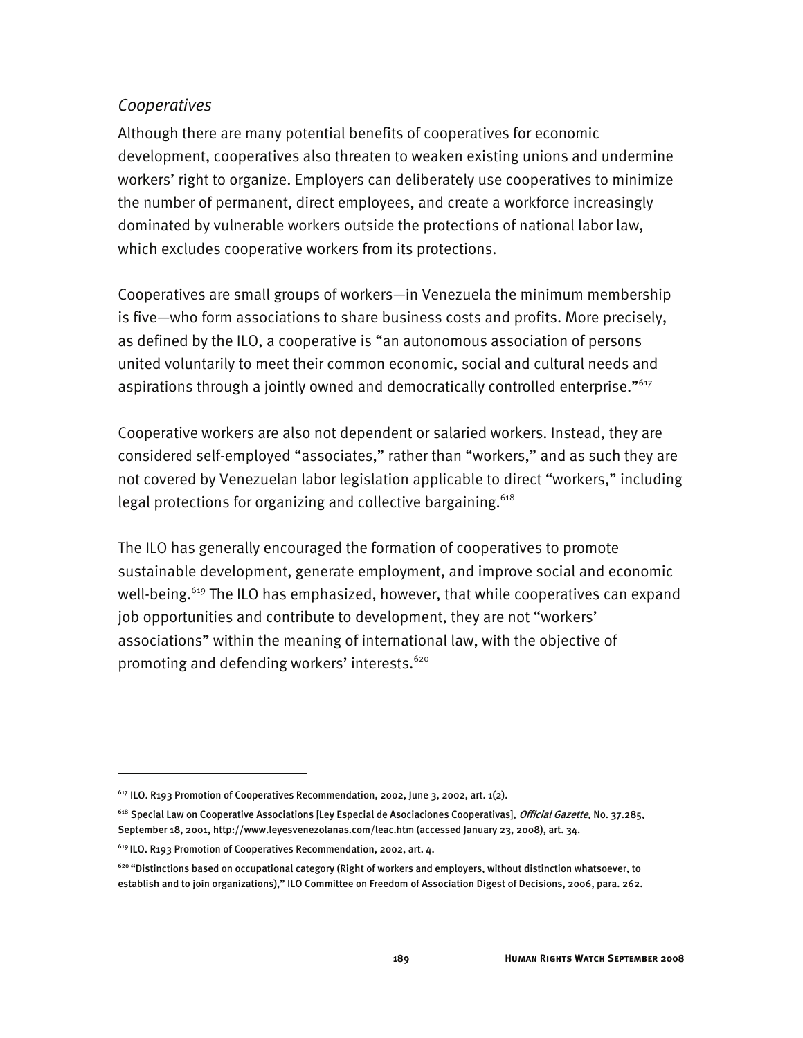*Cooperatives*

Although there are many potential benefits of cooperatives for economic development, cooperatives also threaten to weaken existing unions and undermine workers' right to organize. Employers can deliberately use cooperatives to minimize the number of permanent, direct employees, and create a workforce increasingly dominated by vulnerable workers outside the protections of national labor law, which excludes cooperative workers from its protections.

Cooperatives are small groups of workers—in Venezuela the minimum membership is five—who form associations to share business costs and profits. More precisely, as defined by the ILO, a cooperative is "an autonomous association of persons united voluntarily to meet their common economic, social and cultural needs and aspirations through a jointly owned and democratically controlled enterprise."[617]

Cooperative workers are also not dependent or salaried workers. Instead, they are considered self-employed "associates," rather than "workers," and as such they are not covered by Venezuelan labor legislation applicable to direct "workers," including legal protections for organizing and collective bargaining.[618]

The ILO has generally encouraged the formation of cooperatives to promote sustainable development, generate employment, and improve social and economic well-being.[619] The ILO has emphasized, however, that while cooperatives can expand job opportunities and contribute to development, they are not "workers' associations" within the meaning of international law, with the objective of promoting and defending workers' interests.[620]

---

[617] ILO. R193 Promotion of Cooperatives Recommendation, 2002, June 3, 2002, art. 1(2).

[618] Special Law on Cooperative Associations [Ley Especial de Asociaciones Cooperativas], *Official Gazette,* No. 37.285, September 18, 2001, http://www.leyesvenezolanas.com/leac.htm (accessed January 23, 2008), art. 34.

[619] ILO. R193 Promotion of Cooperatives Recommendation, 2002, art. 4.

[620] "Distinctions based on occupational category (Right of workers and employers, without distinction whatsoever, to establish and to join organizations)," ILO Committee on Freedom of Association Digest of Decisions, 2006, para. 262.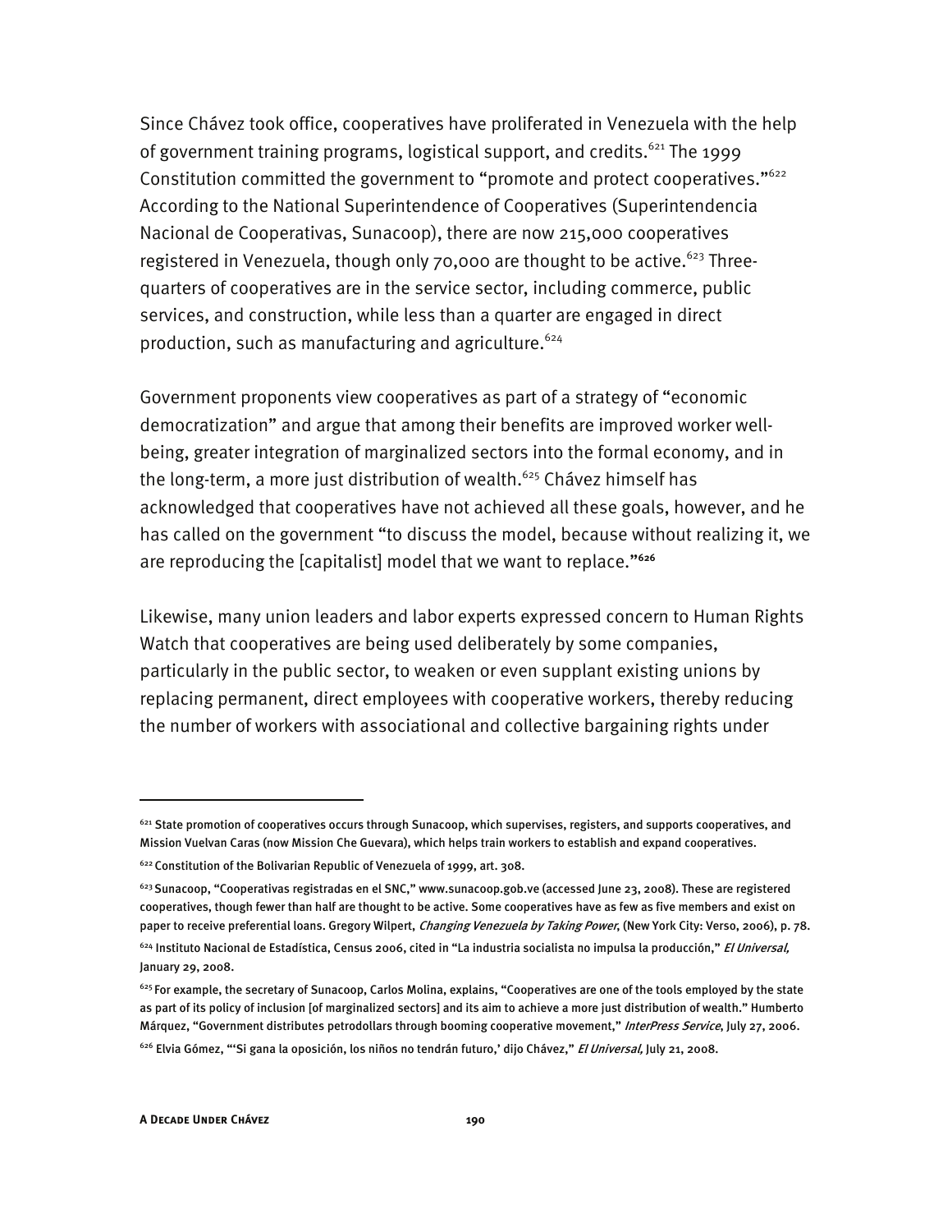Since Chávez took office, cooperatives have proliferated in Venezuela with the help of government training programs, logistical support, and credits.[621] The 1999 Constitution committed the government to "promote and protect cooperatives."[622] According to the National Superintendence of Cooperatives (Superintendencia Nacional de Cooperativas, Sunacoop), there are now 215,000 cooperatives registered in Venezuela, though only 70,000 are thought to be active.[623] Three-quarters of cooperatives are in the service sector, including commerce, public services, and construction, while less than a quarter are engaged in direct production, such as manufacturing and agriculture.[624]

Government proponents view cooperatives as part of a strategy of "economic democratization" and argue that among their benefits are improved worker well-being, greater integration of marginalized sectors into the formal economy, and in the long-term, a more just distribution of wealth.[625] Chávez himself has acknowledged that cooperatives have not achieved all these goals, however, and he has called on the government "to discuss the model, because without realizing it, we are reproducing the [capitalist] model that we want to replace."[626]

Likewise, many union leaders and labor experts expressed concern to Human Rights Watch that cooperatives are being used deliberately by some companies, particularly in the public sector, to weaken or even supplant existing unions by replacing permanent, direct employees with cooperative workers, thereby reducing the number of workers with associational and collective bargaining rights under

---

[621] State promotion of cooperatives occurs through Sunacoop, which supervises, registers, and supports cooperatives, and Mission Vuelvan Caras (now Mission Che Guevara), which helps train workers to establish and expand cooperatives.

[622] Constitution of the Bolivarian Republic of Venezuela of 1999, art. 308.

[623] Sunacoop, "Cooperativas registradas en el SNC," www.sunacoop.gob.ve (accessed June 23, 2008). These are registered cooperatives, though fewer than half are thought to be active. Some cooperatives have as few as five members and exist on paper to receive preferential loans. Gregory Wilpert, *Changing Venezuela by Taking Power*, (New York City: Verso, 2006), p. 78.

[624] Instituto Nacional de Estadística, Census 2006, cited in "La industria socialista no impulsa la producción," *El Universal,* January 29, 2008.

[625] For example, the secretary of Sunacoop, Carlos Molina, explains, "Cooperatives are one of the tools employed by the state as part of its policy of inclusion [of marginalized sectors] and its aim to achieve a more just distribution of wealth." Humberto Márquez, "Government distributes petrodollars through booming cooperative movement," *InterPress Service*, July 27, 2006.

[626] Elvia Gómez, "'Si gana la oposición, los niños no tendrán futuro,' dijo Chávez," *El Universal,* July 21, 2008.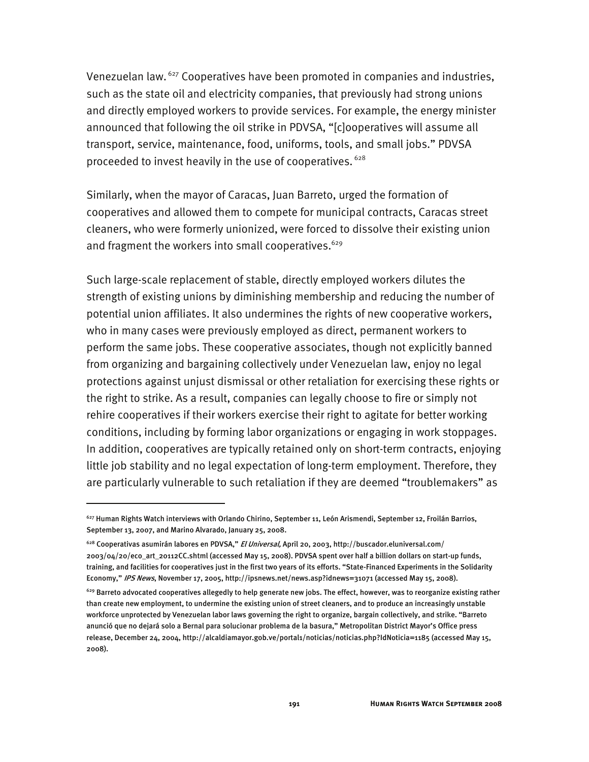Venezuelan law.[627] Cooperatives have been promoted in companies and industries, such as the state oil and electricity companies, that previously had strong unions and directly employed workers to provide services. For example, the energy minister announced that following the oil strike in PDVSA, "[c]ooperatives will assume all transport, service, maintenance, food, uniforms, tools, and small jobs." PDVSA proceeded to invest heavily in the use of cooperatives.[628]

Similarly, when the mayor of Caracas, Juan Barreto, urged the formation of cooperatives and allowed them to compete for municipal contracts, Caracas street cleaners, who were formerly unionized, were forced to dissolve their existing union and fragment the workers into small cooperatives.[629]

Such large-scale replacement of stable, directly employed workers dilutes the strength of existing unions by diminishing membership and reducing the number of potential union affiliates. It also undermines the rights of new cooperative workers, who in many cases were previously employed as direct, permanent workers to perform the same jobs. These cooperative associates, though not explicitly banned from organizing and bargaining collectively under Venezuelan law, enjoy no legal protections against unjust dismissal or other retaliation for exercising these rights or the right to strike. As a result, companies can legally choose to fire or simply not rehire cooperatives if their workers exercise their right to agitate for better working conditions, including by forming labor organizations or engaging in work stoppages. In addition, cooperatives are typically retained only on short-term contracts, enjoying little job stability and no legal expectation of long-term employment. Therefore, they are particularly vulnerable to such retaliation if they are deemed "troublemakers" as

---

[627] Human Rights Watch interviews with Orlando Chirino, September 11, León Arismendi, September 12, Froilán Barrios, September 13, 2007, and Marino Alvarado, January 25, 2008.

[628] Cooperativas asumirán labores en PDVSA," *El Universal,* April 20, 2003, http://buscador.eluniversal.com/2003/04/20/eco_art_20112CC.shtml (accessed May 15, 2008). PDVSA spent over half a billion dollars on start-up funds, training, and facilities for cooperatives just in the first two years of its efforts. "State-Financed Experiments in the Solidarity Economy," *IPS News*, November 17, 2005, http://ipsnews.net/news.asp?idnews=31071 (accessed May 15, 2008).

[629] Barreto advocated cooperatives allegedly to help generate new jobs. The effect, however, was to reorganize existing rather than create new employment, to undermine the existing union of street cleaners, and to produce an increasingly unstable workforce unprotected by Venezuelan labor laws governing the right to organize, bargain collectively, and strike. "Barreto anunció que no dejará solo a Bernal para solucionar problema de la basura," Metropolitan District Mayor's Office press release, December 24, 2004, http://alcaldiamayor.gob.ve/portal1/noticias/noticias.php?IdNoticia=1185 (accessed May 15, 2008).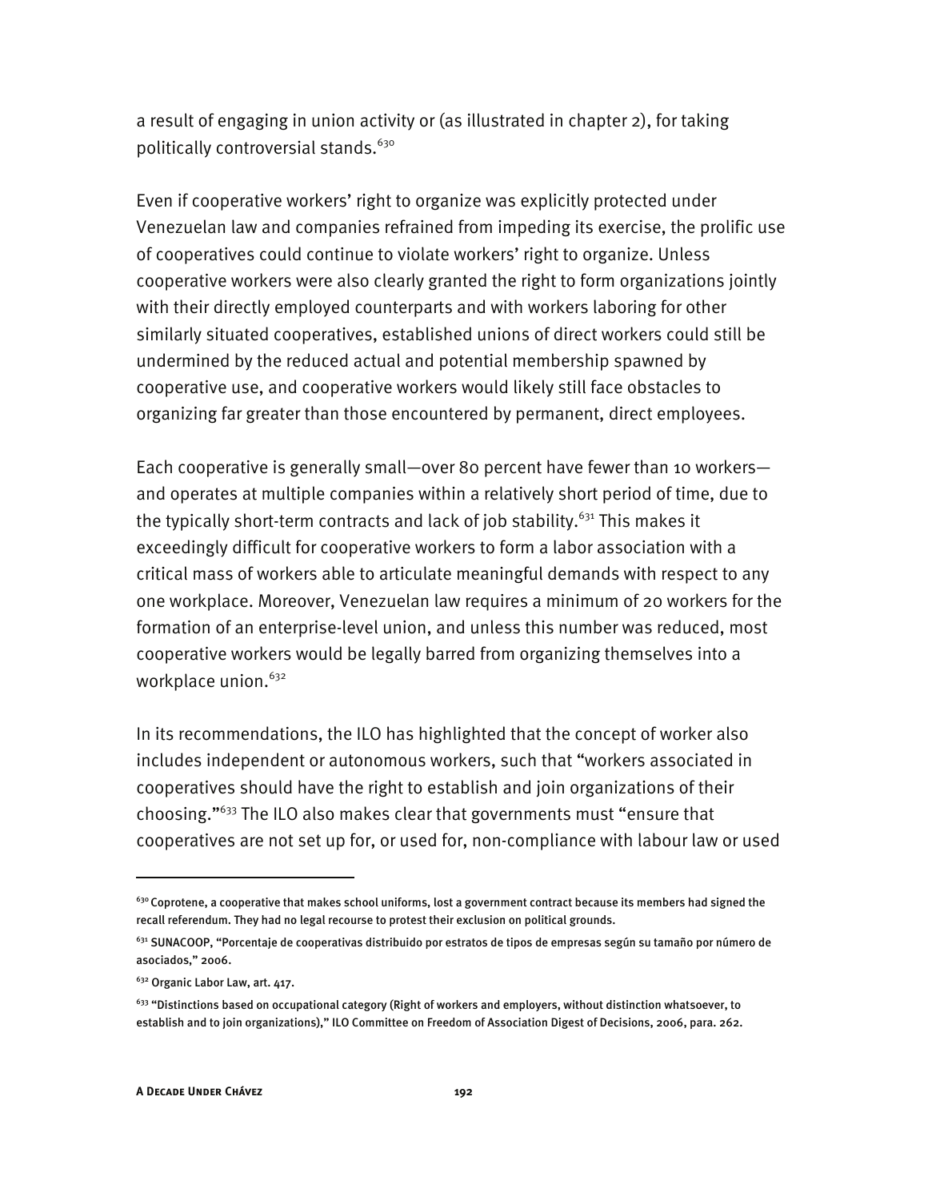a result of engaging in union activity or (as illustrated in chapter 2), for taking politically controversial stands.[630]

Even if cooperative workers' right to organize was explicitly protected under Venezuelan law and companies refrained from impeding its exercise, the prolific use of cooperatives could continue to violate workers' right to organize. Unless cooperative workers were also clearly granted the right to form organizations jointly with their directly employed counterparts and with workers laboring for other similarly situated cooperatives, established unions of direct workers could still be undermined by the reduced actual and potential membership spawned by cooperative use, and cooperative workers would likely still face obstacles to organizing far greater than those encountered by permanent, direct employees.

Each cooperative is generally small—over 80 percent have fewer than 10 workers—and operates at multiple companies within a relatively short period of time, due to the typically short-term contracts and lack of job stability.[631] This makes it exceedingly difficult for cooperative workers to form a labor association with a critical mass of workers able to articulate meaningful demands with respect to any one workplace. Moreover, Venezuelan law requires a minimum of 20 workers for the formation of an enterprise-level union, and unless this number was reduced, most cooperative workers would be legally barred from organizing themselves into a workplace union.[632]

In its recommendations, the ILO has highlighted that the concept of worker also includes independent or autonomous workers, such that "workers associated in cooperatives should have the right to establish and join organizations of their choosing."[633] The ILO also makes clear that governments must "ensure that cooperatives are not set up for, or used for, non-compliance with labour law or used

---

[630] Coprotene, a cooperative that makes school uniforms, lost a government contract because its members had signed the recall referendum. They had no legal recourse to protest their exclusion on political grounds.

[631] SUNACOOP, "Porcentaje de cooperativas distribuido por estratos de tipos de empresas según su tamaño por número de asociados," 2006.

[632] Organic Labor Law, art. 417.

[633] "Distinctions based on occupational category (Right of workers and employers, without distinction whatsoever, to establish and to join organizations)," ILO Committee on Freedom of Association Digest of Decisions, 2006, para. 262.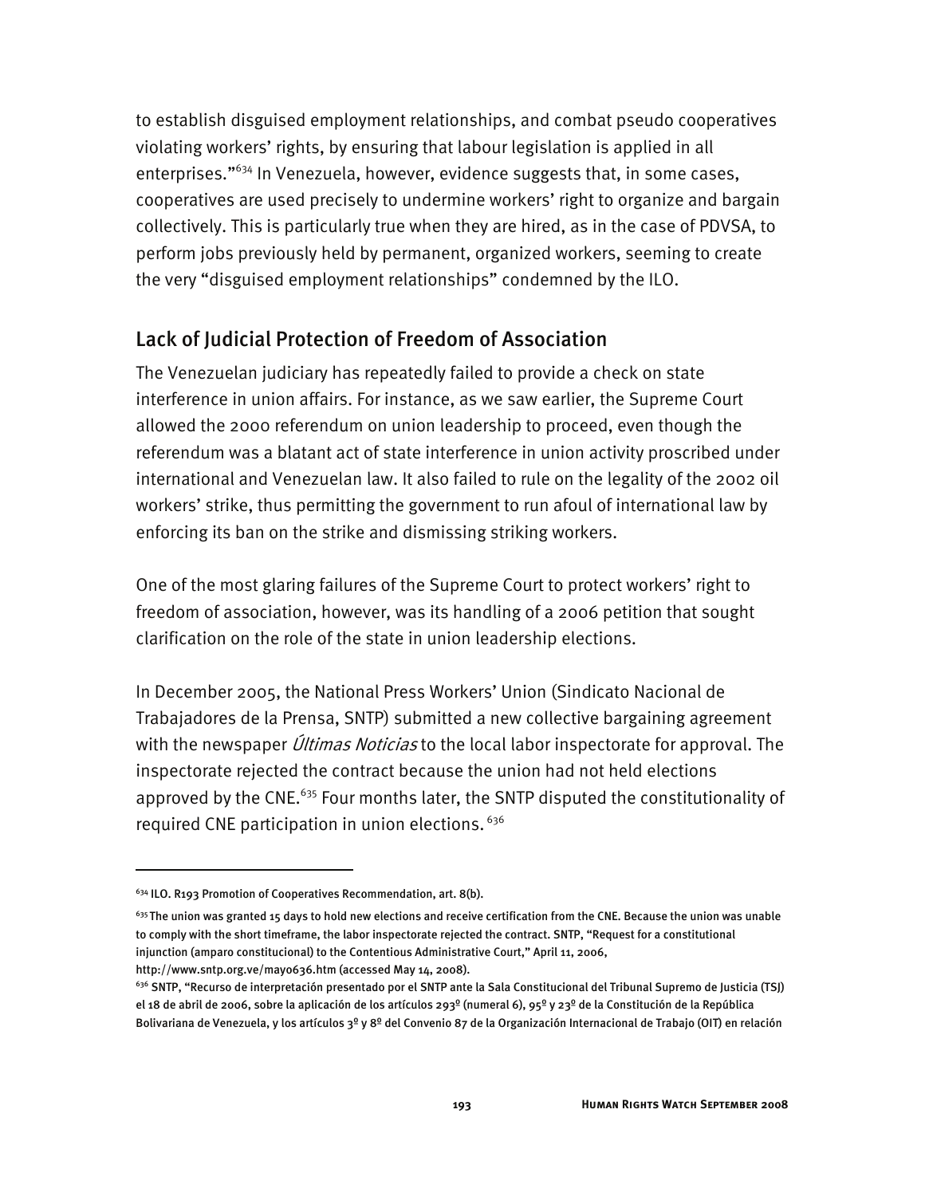to establish disguised employment relationships, and combat pseudo cooperatives violating workers' rights, by ensuring that labour legislation is applied in all enterprises."[634] In Venezuela, however, evidence suggests that, in some cases, cooperatives are used precisely to undermine workers' right to organize and bargain collectively. This is particularly true when they are hired, as in the case of PDVSA, to perform jobs previously held by permanent, organized workers, seeming to create the very "disguised employment relationships" condemned by the ILO.

## Lack of Judicial Protection of Freedom of Association

The Venezuelan judiciary has repeatedly failed to provide a check on state interference in union affairs. For instance, as we saw earlier, the Supreme Court allowed the 2000 referendum on union leadership to proceed, even though the referendum was a blatant act of state interference in union activity proscribed under international and Venezuelan law. It also failed to rule on the legality of the 2002 oil workers' strike, thus permitting the government to run afoul of international law by enforcing its ban on the strike and dismissing striking workers.

One of the most glaring failures of the Supreme Court to protect workers' right to freedom of association, however, was its handling of a 2006 petition that sought clarification on the role of the state in union leadership elections.

In December 2005, the National Press Workers' Union (Sindicato Nacional de Trabajadores de la Prensa, SNTP) submitted a new collective bargaining agreement with the newspaper *Últimas Noticias* to the local labor inspectorate for approval. The inspectorate rejected the contract because the union had not held elections approved by the CNE.[635] Four months later, the SNTP disputed the constitutionality of required CNE participation in union elections.[636]

---

[634] ILO. R193 Promotion of Cooperatives Recommendation, art. 8(b).

[635] The union was granted 15 days to hold new elections and receive certification from the CNE. Because the union was unable to comply with the short timeframe, the labor inspectorate rejected the contract. SNTP, "Request for a constitutional injunction (amparo constitucional) to the Contentious Administrative Court," April 11, 2006, http://www.sntp.org.ve/mayo636.htm (accessed May 14, 2008).

[636] SNTP, "Recurso de interpretación presentado por el SNTP ante la Sala Constitucional del Tribunal Supremo de Justicia (TSJ) el 18 de abril de 2006, sobre la aplicación de los artículos 293º (numeral 6), 95º y 23º de la Constitución de la República Bolivariana de Venezuela, y los artículos 3º y 8º del Convenio 87 de la Organización Internacional de Trabajo (OIT) en relación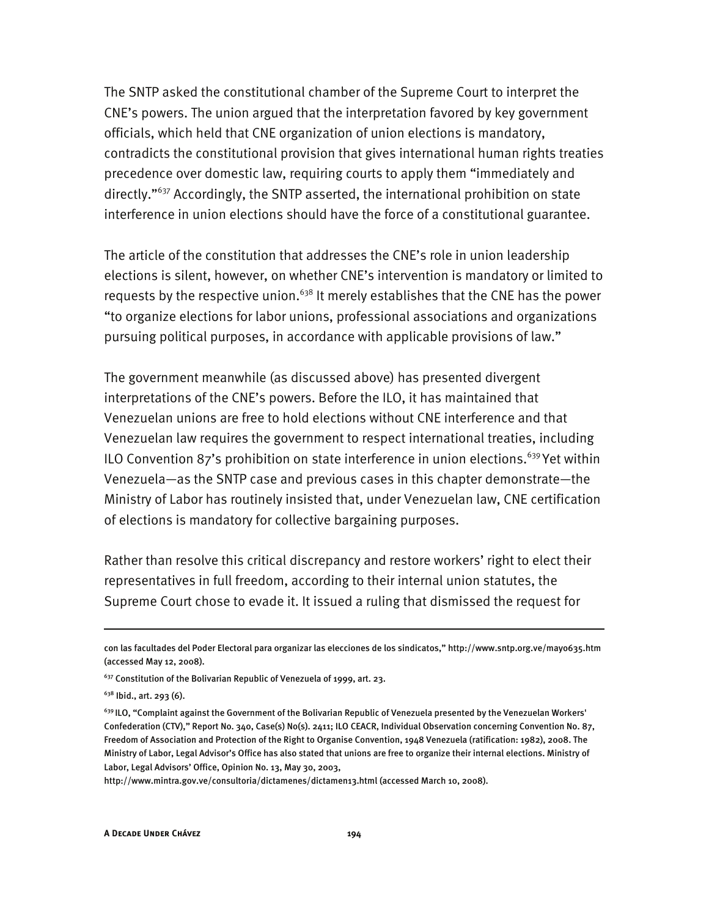The SNTP asked the constitutional chamber of the Supreme Court to interpret the CNE's powers. The union argued that the interpretation favored by key government officials, which held that CNE organization of union elections is mandatory, contradicts the constitutional provision that gives international human rights treaties precedence over domestic law, requiring courts to apply them "immediately and directly."[637] Accordingly, the SNTP asserted, the international prohibition on state interference in union elections should have the force of a constitutional guarantee.

The article of the constitution that addresses the CNE's role in union leadership elections is silent, however, on whether CNE's intervention is mandatory or limited to requests by the respective union.[638] It merely establishes that the CNE has the power "to organize elections for labor unions, professional associations and organizations pursuing political purposes, in accordance with applicable provisions of law."

The government meanwhile (as discussed above) has presented divergent interpretations of the CNE's powers. Before the ILO, it has maintained that Venezuelan unions are free to hold elections without CNE interference and that Venezuelan law requires the government to respect international treaties, including ILO Convention 87's prohibition on state interference in union elections.[639] Yet within Venezuela—as the SNTP case and previous cases in this chapter demonstrate—the Ministry of Labor has routinely insisted that, under Venezuelan law, CNE certification of elections is mandatory for collective bargaining purposes.

Rather than resolve this critical discrepancy and restore workers' right to elect their representatives in full freedom, according to their internal union statutes, the Supreme Court chose to evade it. It issued a ruling that dismissed the request for

---

con las facultades del Poder Electoral para organizar las elecciones de los sindicatos," http://www.sntp.org.ve/mayo635.htm (accessed May 12, 2008).

[637] Constitution of the Bolivarian Republic of Venezuela of 1999, art. 23.

[638] Ibid., art. 293 (6).

[639] ILO, "Complaint against the Government of the Bolivarian Republic of Venezuela presented by the Venezuelan Workers' Confederation (CTV)," Report No. 340, Case(s) No(s). 2411; ILO CEACR, Individual Observation concerning Convention No. 87, Freedom of Association and Protection of the Right to Organise Convention, 1948 Venezuela (ratification: 1982), 2008. The Ministry of Labor, Legal Advisor's Office has also stated that unions are free to organize their internal elections. Ministry of Labor, Legal Advisors' Office, Opinion No. 13, May 30, 2003, http://www.mintra.gov.ve/consultoria/dictamenes/dictamen13.html (accessed March 10, 2008).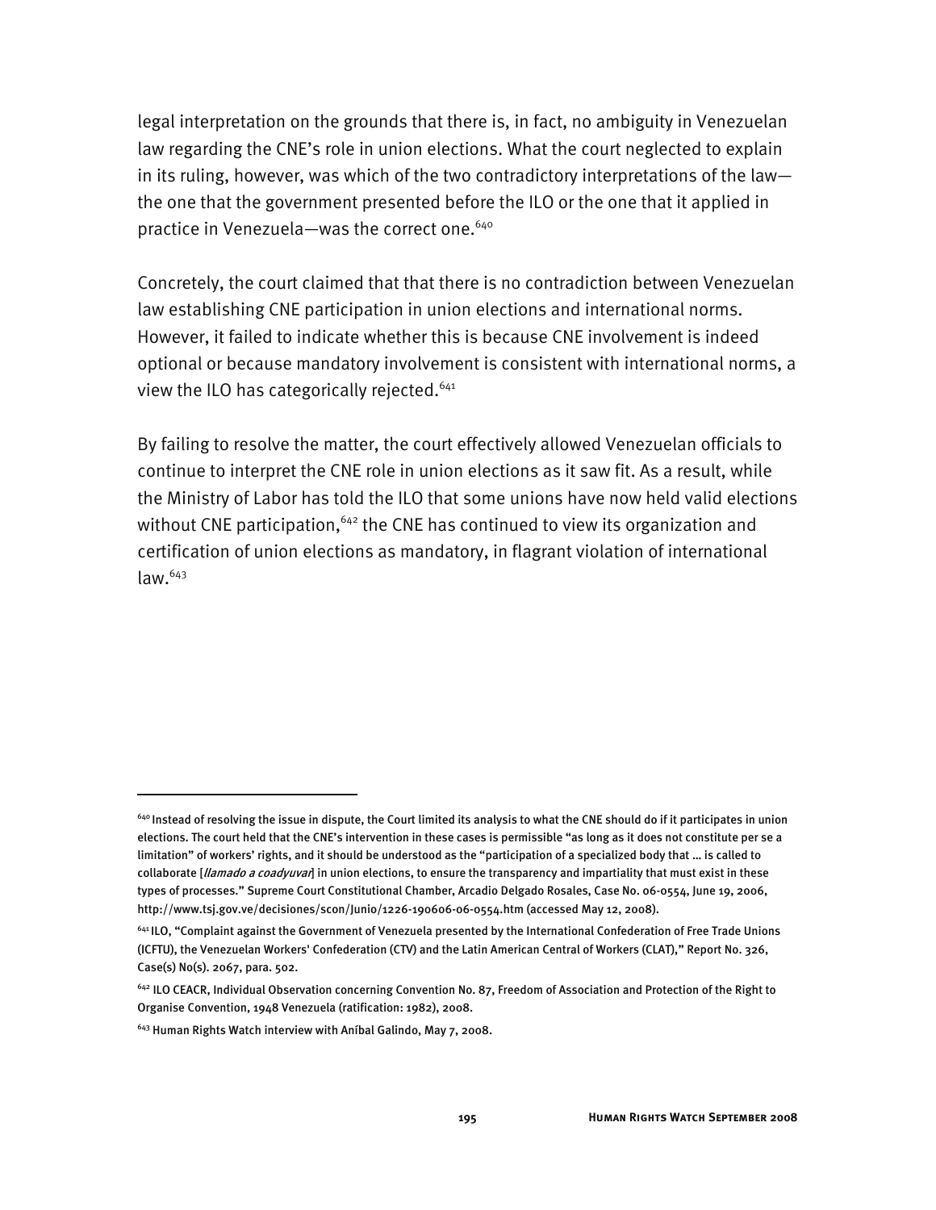legal interpretation on the grounds that there is, in fact, no ambiguity in Venezuelan law regarding the CNE's role in union elections. What the court neglected to explain in its ruling, however, was which of the two contradictory interpretations of the law—the one that the government presented before the ILO or the one that it applied in practice in Venezuela—was the correct one.[640]

Concretely, the court claimed that that there is no contradiction between Venezuelan law establishing CNE participation in union elections and international norms. However, it failed to indicate whether this is because CNE involvement is indeed optional or because mandatory involvement is consistent with international norms, a view the ILO has categorically rejected.[641]

By failing to resolve the matter, the court effectively allowed Venezuelan officials to continue to interpret the CNE role in union elections as it saw fit. As a result, while the Ministry of Labor has told the ILO that some unions have now held valid elections without CNE participation,[642] the CNE has continued to view its organization and certification of union elections as mandatory, in flagrant violation of international law.[643]

---

[640] Instead of resolving the issue in dispute, the Court limited its analysis to what the CNE should do if it participates in union elections. The court held that the CNE's intervention in these cases is permissible "as long as it does not constitute per se a limitation" of workers' rights, and it should be understood as the "participation of a specialized body that … is called to collaborate [*llamado a coadyuvar*] in union elections, to ensure the transparency and impartiality that must exist in these types of processes." Supreme Court Constitutional Chamber, Arcadio Delgado Rosales, Case No. 06-0554, June 19, 2006, http://www.tsj.gov.ve/decisiones/scon/Junio/1226-190606-06-0554.htm (accessed May 12, 2008).

[641] ILO, "Complaint against the Government of Venezuela presented by the International Confederation of Free Trade Unions (ICFTU), the Venezuelan Workers' Confederation (CTV) and the Latin American Central of Workers (CLAT)," Report No. 326, Case(s) No(s). 2067, para. 502.

[642] ILO CEACR, Individual Observation concerning Convention No. 87, Freedom of Association and Protection of the Right to Organise Convention, 1948 Venezuela (ratification: 1982), 2008.

[643] Human Rights Watch interview with Aníbal Galindo, May 7, 2008.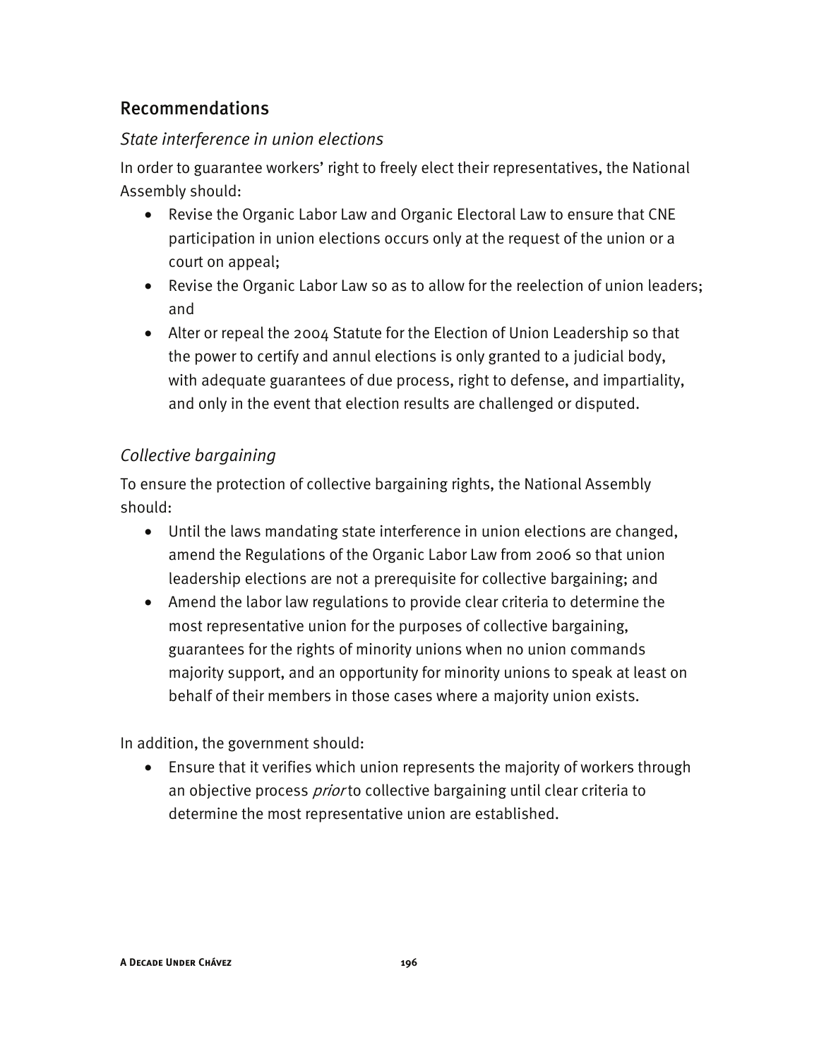## Recommendations

### *State interference in union elections*

In order to guarantee workers' right to freely elect their representatives, the National Assembly should:

- Revise the Organic Labor Law and Organic Electoral Law to ensure that CNE participation in union elections occurs only at the request of the union or a court on appeal;
- Revise the Organic Labor Law so as to allow for the reelection of union leaders; and
- Alter or repeal the 2004 Statute for the Election of Union Leadership so that the power to certify and annul elections is only granted to a judicial body, with adequate guarantees of due process, right to defense, and impartiality, and only in the event that election results are challenged or disputed.

### *Collective bargaining*

To ensure the protection of collective bargaining rights, the National Assembly should:

- Until the laws mandating state interference in union elections are changed, amend the Regulations of the Organic Labor Law from 2006 so that union leadership elections are not a prerequisite for collective bargaining; and
- Amend the labor law regulations to provide clear criteria to determine the most representative union for the purposes of collective bargaining, guarantees for the rights of minority unions when no union commands majority support, and an opportunity for minority unions to speak at least on behalf of their members in those cases where a majority union exists.

In addition, the government should:

- Ensure that it verifies which union represents the majority of workers through an objective process *prior* to collective bargaining until clear criteria to determine the most representative union are established.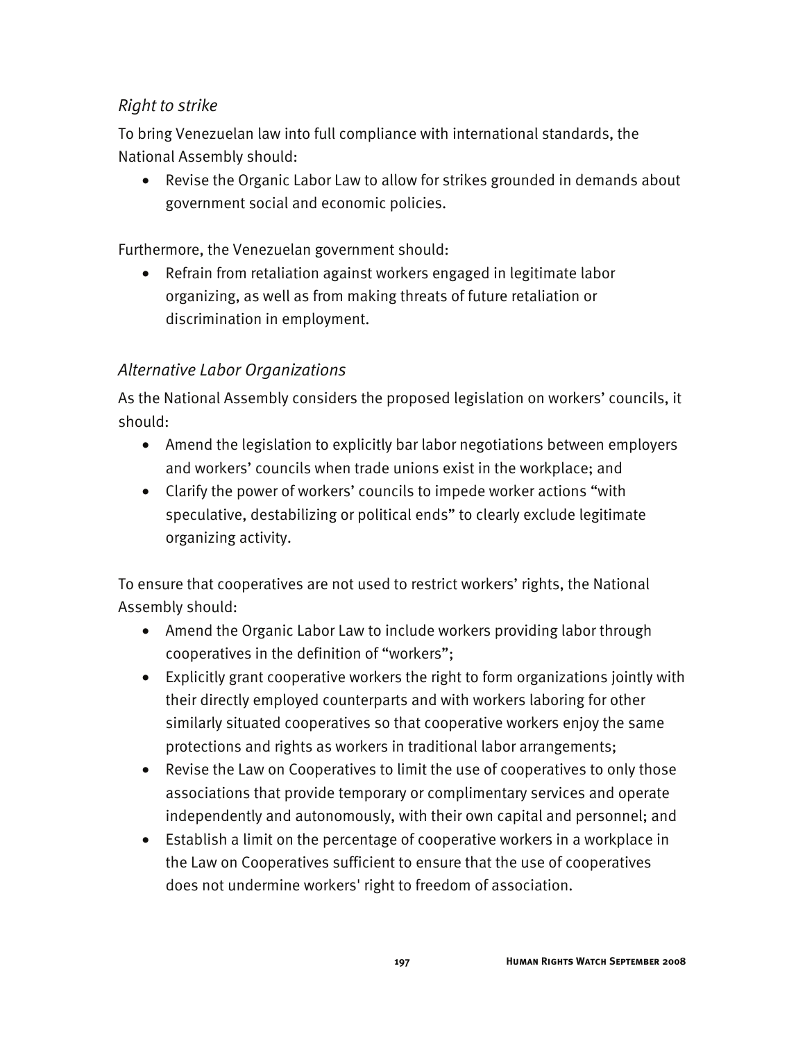### *Right to strike*

To bring Venezuelan law into full compliance with international standards, the National Assembly should:

- Revise the Organic Labor Law to allow for strikes grounded in demands about government social and economic policies.

Furthermore, the Venezuelan government should:

- Refrain from retaliation against workers engaged in legitimate labor organizing, as well as from making threats of future retaliation or discrimination in employment.

### *Alternative Labor Organizations*

As the National Assembly considers the proposed legislation on workers' councils, it should:

- Amend the legislation to explicitly bar labor negotiations between employers and workers' councils when trade unions exist in the workplace; and
- Clarify the power of workers' councils to impede worker actions "with speculative, destabilizing or political ends" to clearly exclude legitimate organizing activity.

To ensure that cooperatives are not used to restrict workers' rights, the National Assembly should:

- Amend the Organic Labor Law to include workers providing labor through cooperatives in the definition of "workers";
- Explicitly grant cooperative workers the right to form organizations jointly with their directly employed counterparts and with workers laboring for other similarly situated cooperatives so that cooperative workers enjoy the same protections and rights as workers in traditional labor arrangements;
- Revise the Law on Cooperatives to limit the use of cooperatives to only those associations that provide temporary or complimentary services and operate independently and autonomously, with their own capital and personnel; and
- Establish a limit on the percentage of cooperative workers in a workplace in the Law on Cooperatives sufficient to ensure that the use of cooperatives does not undermine workers' right to freedom of association.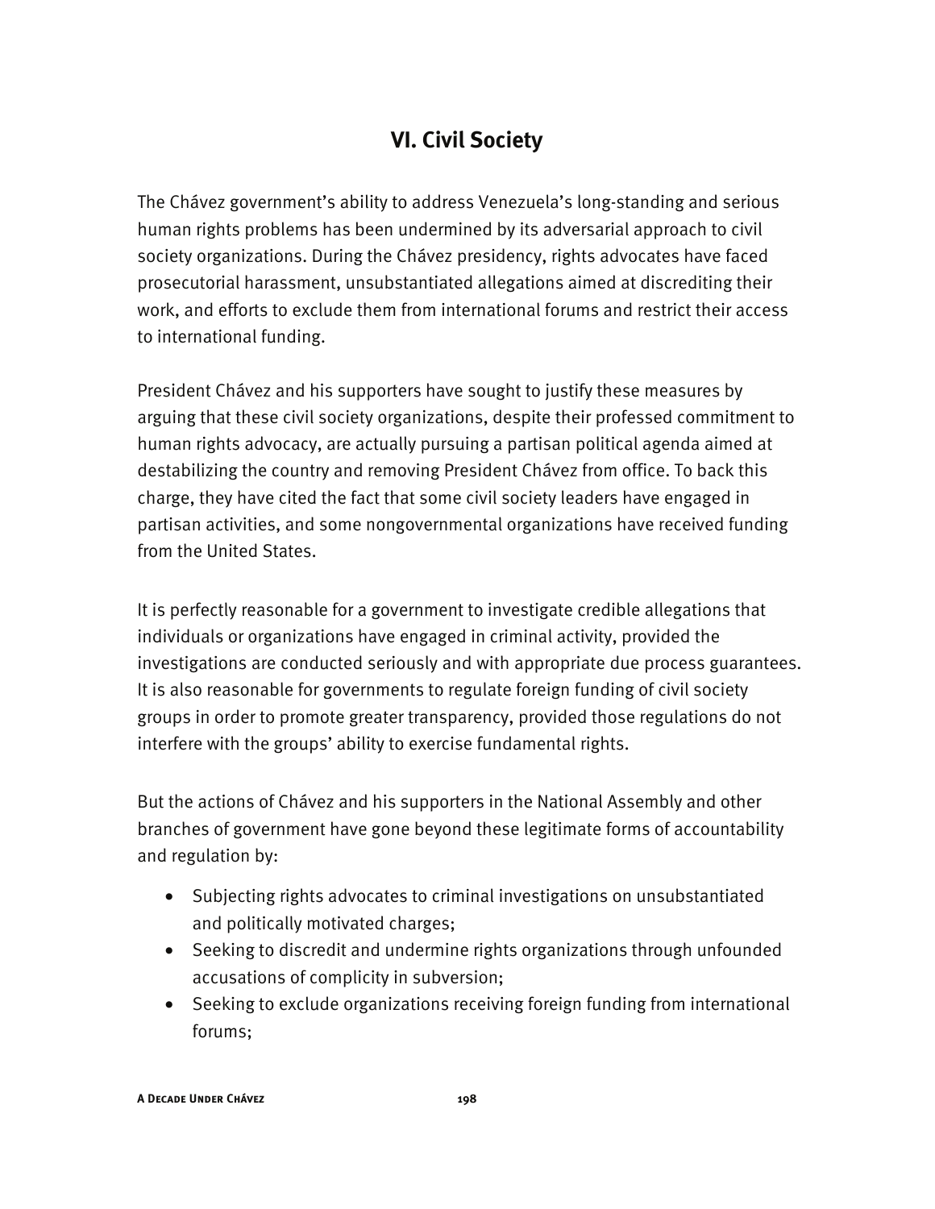# VI. Civil Society

The Chávez government's ability to address Venezuela's long-standing and serious human rights problems has been undermined by its adversarial approach to civil society organizations. During the Chávez presidency, rights advocates have faced prosecutorial harassment, unsubstantiated allegations aimed at discrediting their work, and efforts to exclude them from international forums and restrict their access to international funding.

President Chávez and his supporters have sought to justify these measures by arguing that these civil society organizations, despite their professed commitment to human rights advocacy, are actually pursuing a partisan political agenda aimed at destabilizing the country and removing President Chávez from office. To back this charge, they have cited the fact that some civil society leaders have engaged in partisan activities, and some nongovernmental organizations have received funding from the United States.

It is perfectly reasonable for a government to investigate credible allegations that individuals or organizations have engaged in criminal activity, provided the investigations are conducted seriously and with appropriate due process guarantees. It is also reasonable for governments to regulate foreign funding of civil society groups in order to promote greater transparency, provided those regulations do not interfere with the groups' ability to exercise fundamental rights.

But the actions of Chávez and his supporters in the National Assembly and other branches of government have gone beyond these legitimate forms of accountability and regulation by:

- Subjecting rights advocates to criminal investigations on unsubstantiated and politically motivated charges;
- Seeking to discredit and undermine rights organizations through unfounded accusations of complicity in subversion;
- Seeking to exclude organizations receiving foreign funding from international forums;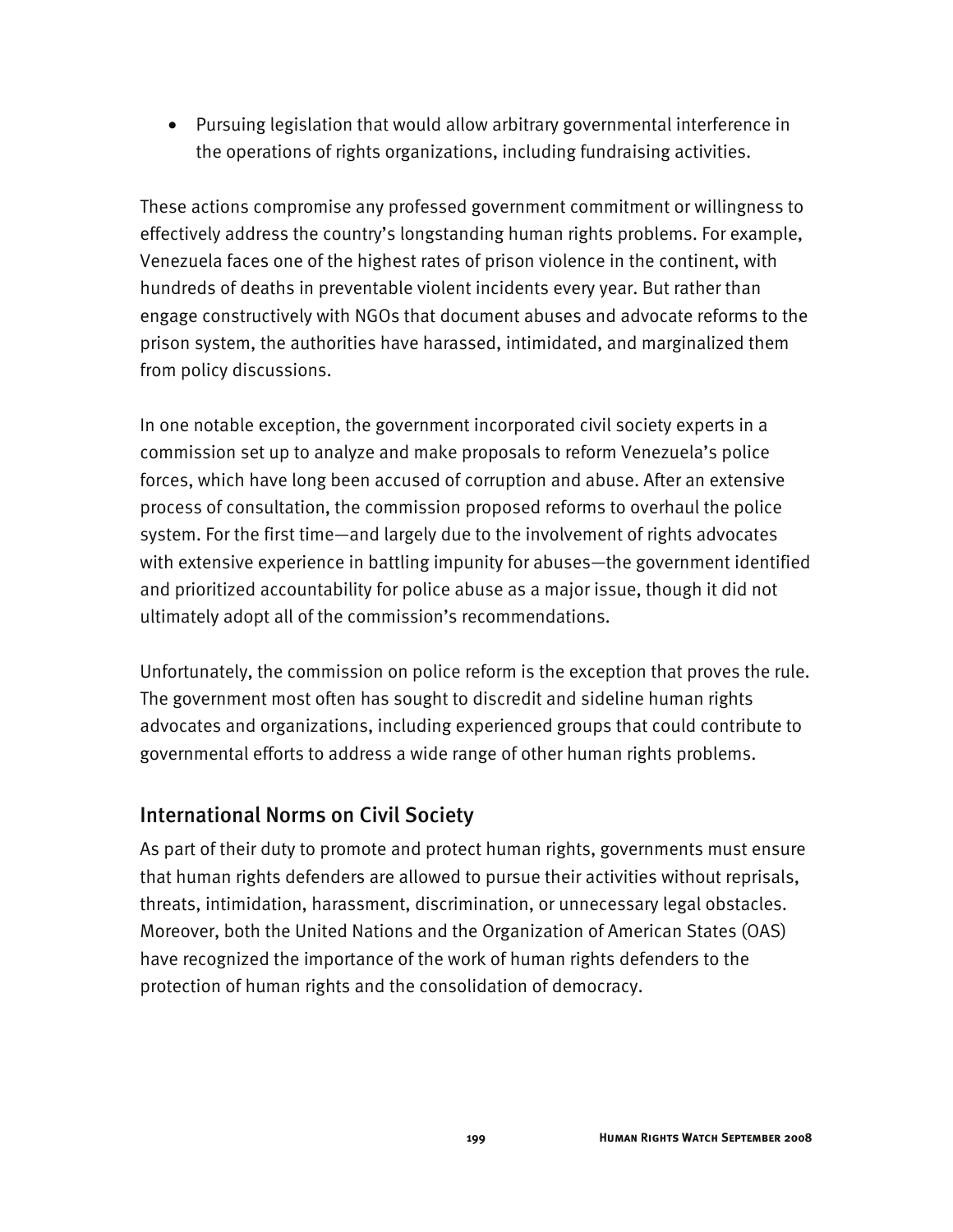- Pursuing legislation that would allow arbitrary governmental interference in the operations of rights organizations, including fundraising activities.

These actions compromise any professed government commitment or willingness to effectively address the country's longstanding human rights problems. For example, Venezuela faces one of the highest rates of prison violence in the continent, with hundreds of deaths in preventable violent incidents every year. But rather than engage constructively with NGOs that document abuses and advocate reforms to the prison system, the authorities have harassed, intimidated, and marginalized them from policy discussions.

In one notable exception, the government incorporated civil society experts in a commission set up to analyze and make proposals to reform Venezuela's police forces, which have long been accused of corruption and abuse. After an extensive process of consultation, the commission proposed reforms to overhaul the police system. For the first time—and largely due to the involvement of rights advocates with extensive experience in battling impunity for abuses—the government identified and prioritized accountability for police abuse as a major issue, though it did not ultimately adopt all of the commission's recommendations.

Unfortunately, the commission on police reform is the exception that proves the rule. The government most often has sought to discredit and sideline human rights advocates and organizations, including experienced groups that could contribute to governmental efforts to address a wide range of other human rights problems.

## International Norms on Civil Society

As part of their duty to promote and protect human rights, governments must ensure that human rights defenders are allowed to pursue their activities without reprisals, threats, intimidation, harassment, discrimination, or unnecessary legal obstacles. Moreover, both the United Nations and the Organization of American States (OAS) have recognized the importance of the work of human rights defenders to the protection of human rights and the consolidation of democracy.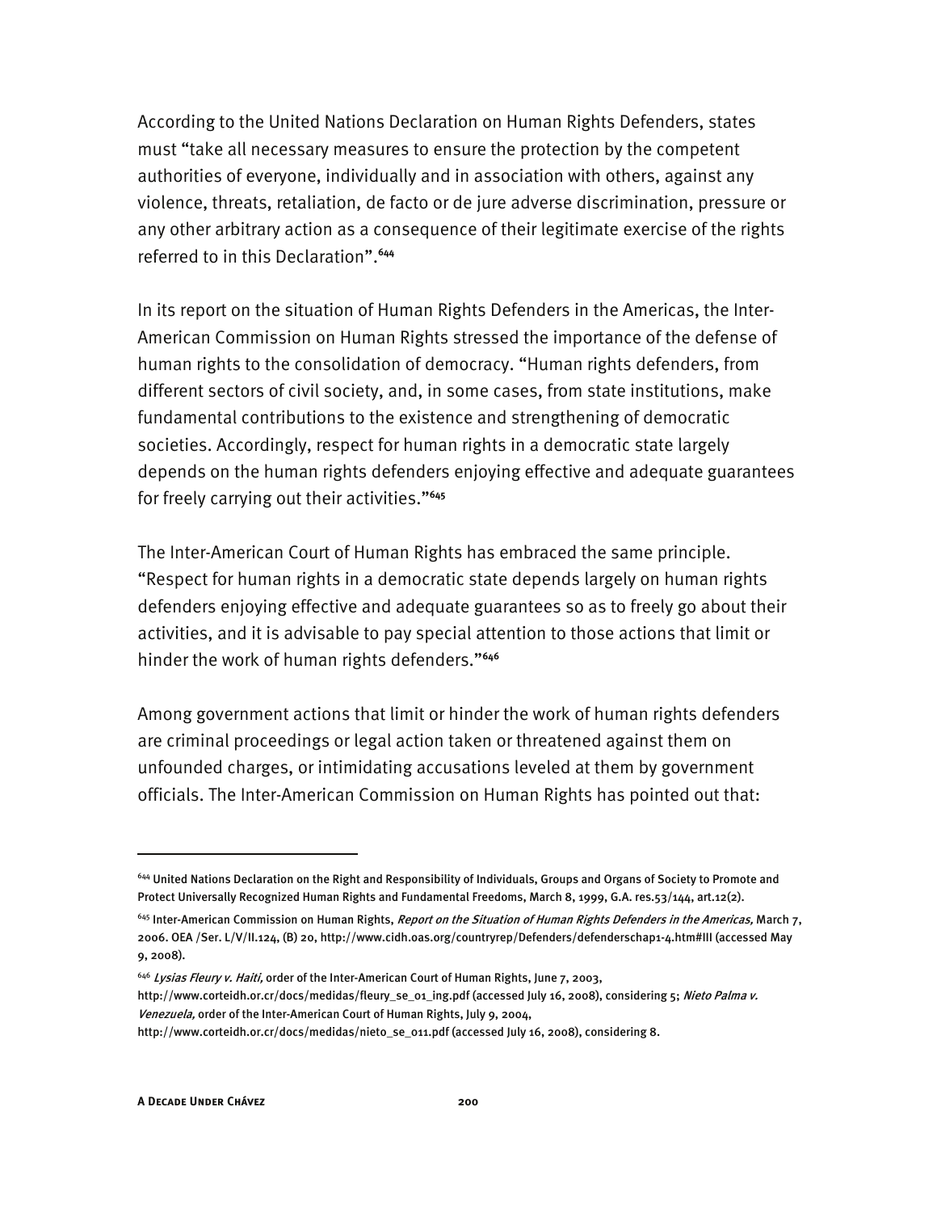According to the United Nations Declaration on Human Rights Defenders, states must "take all necessary measures to ensure the protection by the competent authorities of everyone, individually and in association with others, against any violence, threats, retaliation, de facto or de jure adverse discrimination, pressure or any other arbitrary action as a consequence of their legitimate exercise of the rights referred to in this Declaration".[644]

In its report on the situation of Human Rights Defenders in the Americas, the Inter-American Commission on Human Rights stressed the importance of the defense of human rights to the consolidation of democracy. "Human rights defenders, from different sectors of civil society, and, in some cases, from state institutions, make fundamental contributions to the existence and strengthening of democratic societies. Accordingly, respect for human rights in a democratic state largely depends on the human rights defenders enjoying effective and adequate guarantees for freely carrying out their activities."[645]

The Inter-American Court of Human Rights has embraced the same principle. "Respect for human rights in a democratic state depends largely on human rights defenders enjoying effective and adequate guarantees so as to freely go about their activities, and it is advisable to pay special attention to those actions that limit or hinder the work of human rights defenders."[646]

Among government actions that limit or hinder the work of human rights defenders are criminal proceedings or legal action taken or threatened against them on unfounded charges, or intimidating accusations leveled at them by government officials. The Inter-American Commission on Human Rights has pointed out that:

---

[644] United Nations Declaration on the Right and Responsibility of Individuals, Groups and Organs of Society to Promote and Protect Universally Recognized Human Rights and Fundamental Freedoms, March 8, 1999, G.A. res.53/144, art.12(2).

[645] Inter-American Commission on Human Rights, *Report on the Situation of Human Rights Defenders in the Americas,* March 7, 2006. OEA /Ser. L/V/II.124, (B) 20, http://www.cidh.oas.org/countryrep/Defenders/defenderschap1-4.htm#III (accessed May 9, 2008).

[646] *Lysias Fleury v. Haiti,* order of the Inter-American Court of Human Rights, June 7, 2003, http://www.corteidh.or.cr/docs/medidas/fleury_se_01_ing.pdf (accessed July 16, 2008), considering 5; *Nieto Palma v. Venezuela,* order of the Inter-American Court of Human Rights, July 9, 2004, http://www.corteidh.or.cr/docs/medidas/nieto_se_011.pdf (accessed July 16, 2008), considering 8.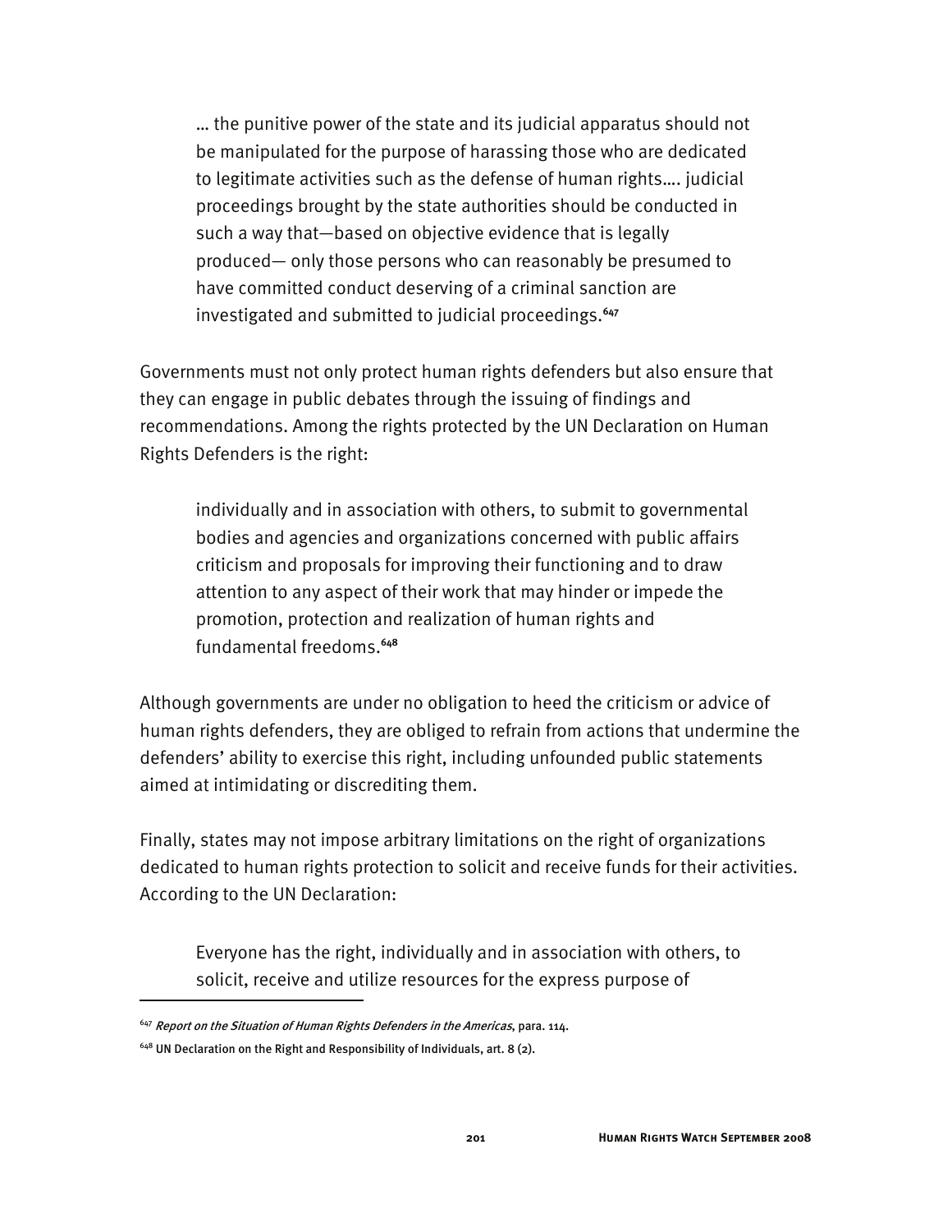> … the punitive power of the state and its judicial apparatus should not be manipulated for the purpose of harassing those who are dedicated to legitimate activities such as the defense of human rights…. judicial proceedings brought by the state authorities should be conducted in such a way that—based on objective evidence that is legally produced— only those persons who can reasonably be presumed to have committed conduct deserving of a criminal sanction are investigated and submitted to judicial proceedings.[647]

Governments must not only protect human rights defenders but also ensure that they can engage in public debates through the issuing of findings and recommendations. Among the rights protected by the UN Declaration on Human Rights Defenders is the right:

> individually and in association with others, to submit to governmental bodies and agencies and organizations concerned with public affairs criticism and proposals for improving their functioning and to draw attention to any aspect of their work that may hinder or impede the promotion, protection and realization of human rights and fundamental freedoms.[648]

Although governments are under no obligation to heed the criticism or advice of human rights defenders, they are obliged to refrain from actions that undermine the defenders' ability to exercise this right, including unfounded public statements aimed at intimidating or discrediting them.

Finally, states may not impose arbitrary limitations on the right of organizations dedicated to human rights protection to solicit and receive funds for their activities. According to the UN Declaration:

> Everyone has the right, individually and in association with others, to solicit, receive and utilize resources for the express purpose of

---

[647] *Report on the Situation of Human Rights Defenders in the Americas*, para. 114.

[648] UN Declaration on the Right and Responsibility of Individuals, art. 8 (2).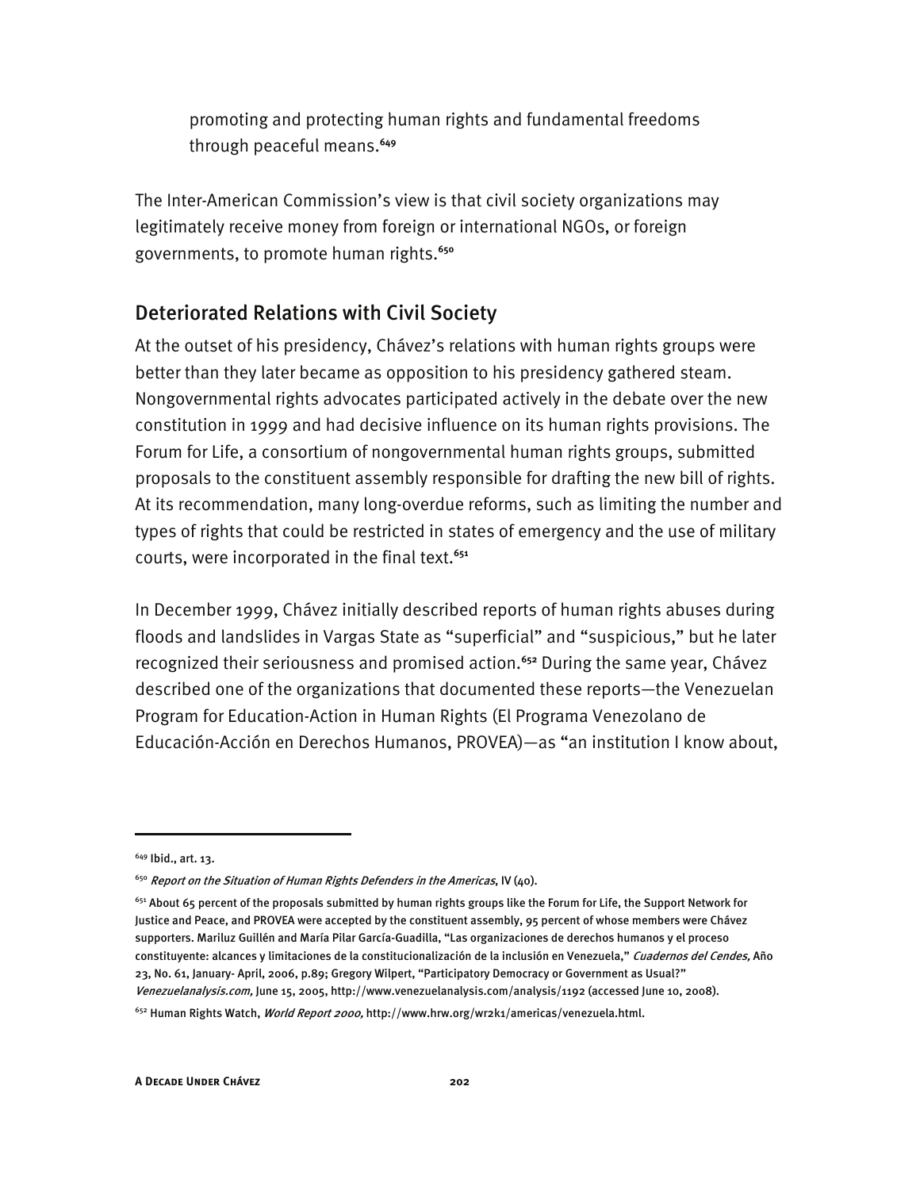promoting and protecting human rights and fundamental freedoms through peaceful means.[649]

The Inter-American Commission's view is that civil society organizations may legitimately receive money from foreign or international NGOs, or foreign governments, to promote human rights.[650]

## Deteriorated Relations with Civil Society

At the outset of his presidency, Chávez's relations with human rights groups were better than they later became as opposition to his presidency gathered steam. Nongovernmental rights advocates participated actively in the debate over the new constitution in 1999 and had decisive influence on its human rights provisions. The Forum for Life, a consortium of nongovernmental human rights groups, submitted proposals to the constituent assembly responsible for drafting the new bill of rights. At its recommendation, many long-overdue reforms, such as limiting the number and types of rights that could be restricted in states of emergency and the use of military courts, were incorporated in the final text.[651]

In December 1999, Chávez initially described reports of human rights abuses during floods and landslides in Vargas State as "superficial" and "suspicious," but he later recognized their seriousness and promised action.[652] During the same year, Chávez described one of the organizations that documented these reports—the Venezuelan Program for Education-Action in Human Rights (El Programa Venezolano de Educación-Acción en Derechos Humanos, PROVEA)—as "an institution I know about,

---

[649] Ibid., art. 13.

[650] *Report on the Situation of Human Rights Defenders in the Americas*, IV (40).

[651] About 65 percent of the proposals submitted by human rights groups like the Forum for Life, the Support Network for Justice and Peace, and PROVEA were accepted by the constituent assembly, 95 percent of whose members were Chávez supporters. Mariluz Guillén and María Pilar García-Guadilla, "Las organizaciones de derechos humanos y el proceso constituyente: alcances y limitaciones de la constitucionalización de la inclusión en Venezuela," *Cuadernos del Cendes,* Año 23, No. 61, January- April, 2006, p.89; Gregory Wilpert, "Participatory Democracy or Government as Usual?" *Venezuelanalysis.com,* June 15, 2005, http://www.venezuelanalysis.com/analysis/1192 (accessed June 10, 2008).

[652] Human Rights Watch, *World Report 2000,* http://www.hrw.org/wr2k1/americas/venezuela.html.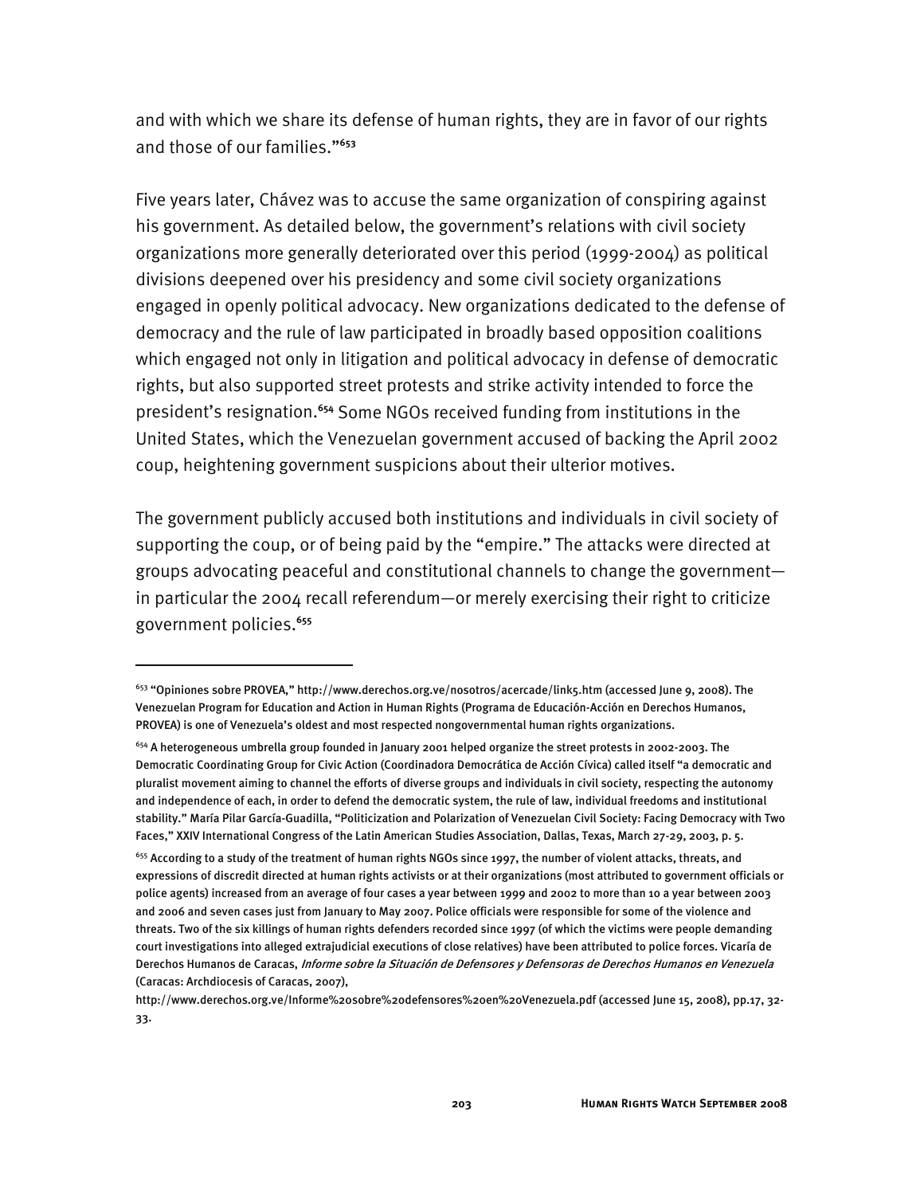and with which we share its defense of human rights, they are in favor of our rights and those of our families."[653]

Five years later, Chávez was to accuse the same organization of conspiring against his government. As detailed below, the government's relations with civil society organizations more generally deteriorated over this period (1999-2004) as political divisions deepened over his presidency and some civil society organizations engaged in openly political advocacy. New organizations dedicated to the defense of democracy and the rule of law participated in broadly based opposition coalitions which engaged not only in litigation and political advocacy in defense of democratic rights, but also supported street protests and strike activity intended to force the president's resignation.[654] Some NGOs received funding from institutions in the United States, which the Venezuelan government accused of backing the April 2002 coup, heightening government suspicions about their ulterior motives.

The government publicly accused both institutions and individuals in civil society of supporting the coup, or of being paid by the "empire." The attacks were directed at groups advocating peaceful and constitutional channels to change the government—in particular the 2004 recall referendum—or merely exercising their right to criticize government policies.[655]

---

[653] "Opiniones sobre PROVEA," http://www.derechos.org.ve/nosotros/acercade/link5.htm (accessed June 9, 2008). The Venezuelan Program for Education and Action in Human Rights (Programa de Educación-Acción en Derechos Humanos, PROVEA) is one of Venezuela's oldest and most respected nongovernmental human rights organizations.

[654] A heterogeneous umbrella group founded in January 2001 helped organize the street protests in 2002-2003. The Democratic Coordinating Group for Civic Action (Coordinadora Democrática de Acción Cívica) called itself "a democratic and pluralist movement aiming to channel the efforts of diverse groups and individuals in civil society, respecting the autonomy and independence of each, in order to defend the democratic system, the rule of law, individual freedoms and institutional stability." María Pilar García-Guadilla, "Politicization and Polarization of Venezuelan Civil Society: Facing Democracy with Two Faces," XXIV International Congress of the Latin American Studies Association, Dallas, Texas, March 27-29, 2003, p. 5.

[655] According to a study of the treatment of human rights NGOs since 1997, the number of violent attacks, threats, and expressions of discredit directed at human rights activists or at their organizations (most attributed to government officials or police agents) increased from an average of four cases a year between 1999 and 2002 to more than 10 a year between 2003 and 2006 and seven cases just from January to May 2007. Police officials were responsible for some of the violence and threats. Two of the six killings of human rights defenders recorded since 1997 (of which the victims were people demanding court investigations into alleged extrajudicial executions of close relatives) have been attributed to police forces. Vicaría de Derechos Humanos de Caracas, *Informe sobre la Situación de Defensores y Defensoras de Derechos Humanos en Venezuela* (Caracas: Archdiocesis of Caracas, 2007), http://www.derechos.org.ve/Informe%20sobre%20defensores%20en%20Venezuela.pdf (accessed June 15, 2008), pp.17, 32-33.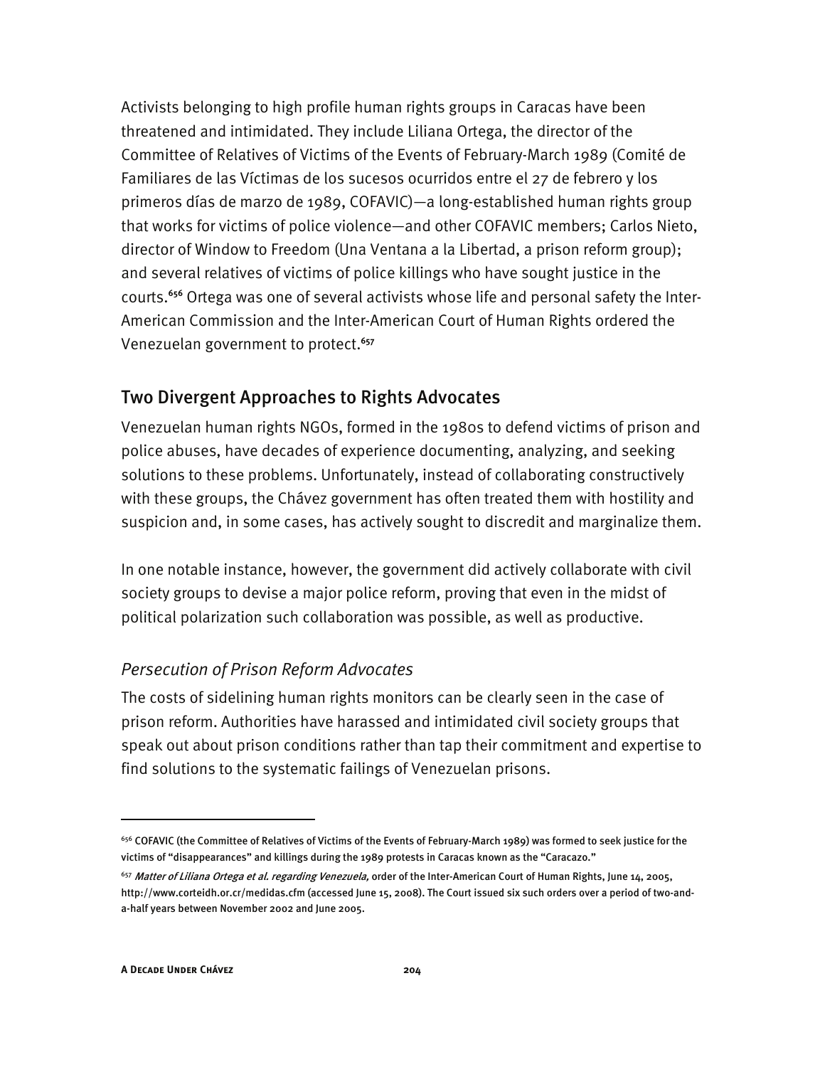Activists belonging to high profile human rights groups in Caracas have been threatened and intimidated. They include Liliana Ortega, the director of the Committee of Relatives of Victims of the Events of February-March 1989 (Comité de Familiares de las Víctimas de los sucesos ocurridos entre el 27 de febrero y los primeros días de marzo de 1989, COFAVIC)—a long-established human rights group that works for victims of police violence—and other COFAVIC members; Carlos Nieto, director of Window to Freedom (Una Ventana a la Libertad, a prison reform group); and several relatives of victims of police killings who have sought justice in the courts.[656] Ortega was one of several activists whose life and personal safety the Inter-American Commission and the Inter-American Court of Human Rights ordered the Venezuelan government to protect.[657]

## Two Divergent Approaches to Rights Advocates

Venezuelan human rights NGOs, formed in the 1980s to defend victims of prison and police abuses, have decades of experience documenting, analyzing, and seeking solutions to these problems. Unfortunately, instead of collaborating constructively with these groups, the Chávez government has often treated them with hostility and suspicion and, in some cases, has actively sought to discredit and marginalize them.

In one notable instance, however, the government did actively collaborate with civil society groups to devise a major police reform, proving that even in the midst of political polarization such collaboration was possible, as well as productive.

### *Persecution of Prison Reform Advocates*

The costs of sidelining human rights monitors can be clearly seen in the case of prison reform. Authorities have harassed and intimidated civil society groups that speak out about prison conditions rather than tap their commitment and expertise to find solutions to the systematic failings of Venezuelan prisons.

---

[656] COFAVIC (the Committee of Relatives of Victims of the Events of February-March 1989) was formed to seek justice for the victims of "disappearances" and killings during the 1989 protests in Caracas known as the "Caracazo."

[657] *Matter of Liliana Ortega et al. regarding Venezuela,* order of the Inter-American Court of Human Rights, June 14, 2005, http://www.corteidh.or.cr/medidas.cfm (accessed June 15, 2008). The Court issued six such orders over a period of two-and-a-half years between November 2002 and June 2005.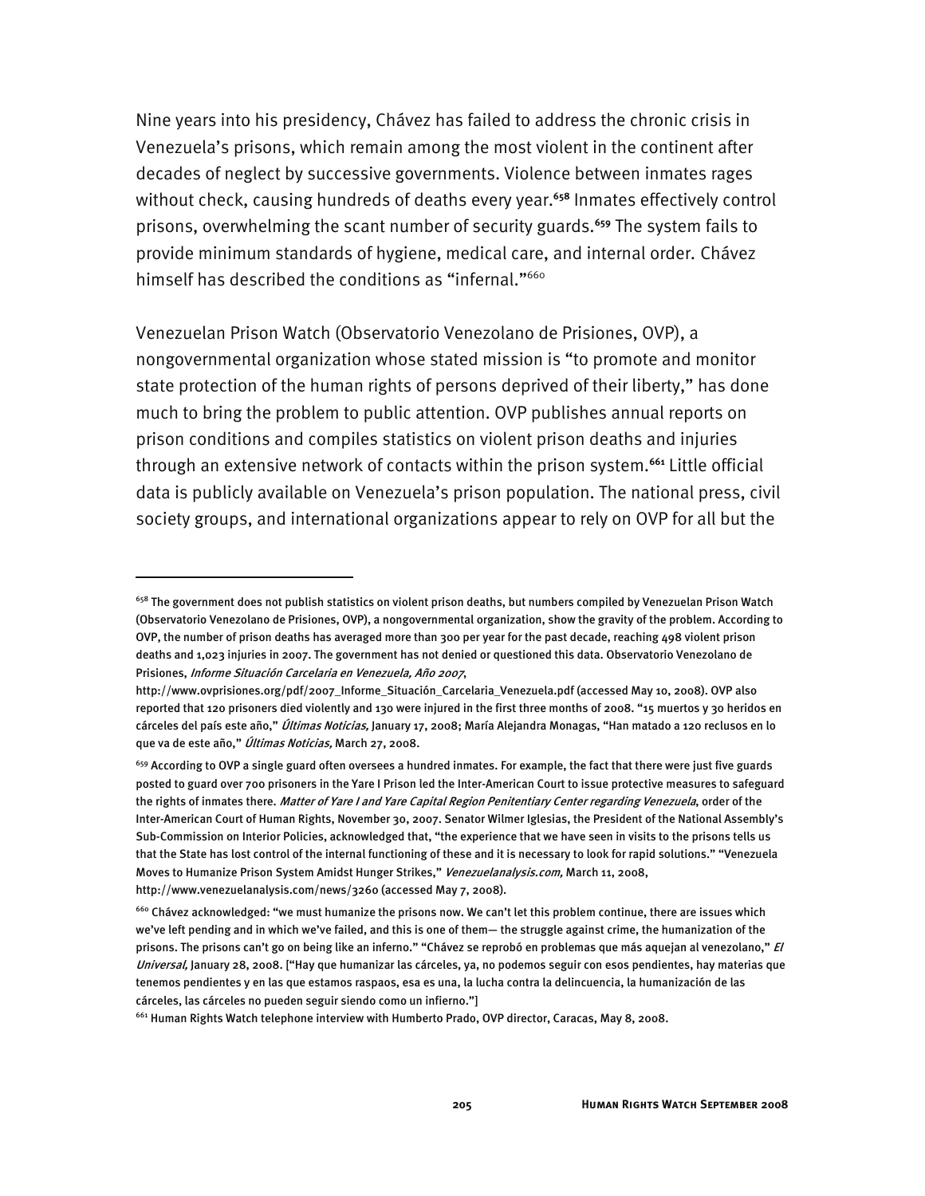Nine years into his presidency, Chávez has failed to address the chronic crisis in Venezuela's prisons, which remain among the most violent in the continent after decades of neglect by successive governments. Violence between inmates rages without check, causing hundreds of deaths every year.[658] Inmates effectively control prisons, overwhelming the scant number of security guards.[659] The system fails to provide minimum standards of hygiene, medical care, and internal order. Chávez himself has described the conditions as "infernal."[660]

Venezuelan Prison Watch (Observatorio Venezolano de Prisiones, OVP), a nongovernmental organization whose stated mission is "to promote and monitor state protection of the human rights of persons deprived of their liberty," has done much to bring the problem to public attention. OVP publishes annual reports on prison conditions and compiles statistics on violent prison deaths and injuries through an extensive network of contacts within the prison system.[661] Little official data is publicly available on Venezuela's prison population. The national press, civil society groups, and international organizations appear to rely on OVP for all but the

---

[658] The government does not publish statistics on violent prison deaths, but numbers compiled by Venezuelan Prison Watch (Observatorio Venezolano de Prisiones, OVP), a nongovernmental organization, show the gravity of the problem. According to OVP, the number of prison deaths has averaged more than 300 per year for the past decade, reaching 498 violent prison deaths and 1,023 injuries in 2007. The government has not denied or questioned this data. Observatorio Venezolano de Prisiones, *Informe Situación Carcelaria en Venezuela, Año 2007*, http://www.ovprisiones.org/pdf/2007_Informe_Situación_Carcelaria_Venezuela.pdf (accessed May 10, 2008). OVP also reported that 120 prisoners died violently and 130 were injured in the first three months of 2008. "15 muertos y 30 heridos en cárceles del país este año," *Últimas Noticias,* January 17, 2008; María Alejandra Monagas, "Han matado a 120 reclusos en lo que va de este año," *Últimas Noticias,* March 27, 2008.

[659] According to OVP a single guard often oversees a hundred inmates. For example, the fact that there were just five guards posted to guard over 700 prisoners in the Yare I Prison led the Inter-American Court to issue protective measures to safeguard the rights of inmates there. *Matter of Yare I and Yare Capital Region Penitentiary Center regarding Venezuela*, order of the Inter-American Court of Human Rights, November 30, 2007. Senator Wilmer Iglesias, the President of the National Assembly's Sub-Commission on Interior Policies, acknowledged that, "the experience that we have seen in visits to the prisons tells us that the State has lost control of the internal functioning of these and it is necessary to look for rapid solutions." "Venezuela Moves to Humanize Prison System Amidst Hunger Strikes," *Venezuelanalysis.com,* March 11, 2008, http://www.venezuelanalysis.com/news/3260 (accessed May 7, 2008).

[660] Chávez acknowledged: "we must humanize the prisons now. We can't let this problem continue, there are issues which we've left pending and in which we've failed, and this is one of them— the struggle against crime, the humanization of the prisons. The prisons can't go on being like an inferno." "Chávez se reprobó en problemas que más aquejan al venezolano," *El Universal,* January 28, 2008. ["Hay que humanizar las cárceles, ya, no podemos seguir con esos pendientes, hay materias que tenemos pendientes y en las que estamos raspaos, esa es una, la lucha contra la delincuencia, la humanización de las cárceles, las cárceles no pueden seguir siendo como un infierno."]

[661] Human Rights Watch telephone interview with Humberto Prado, OVP director, Caracas, May 8, 2008.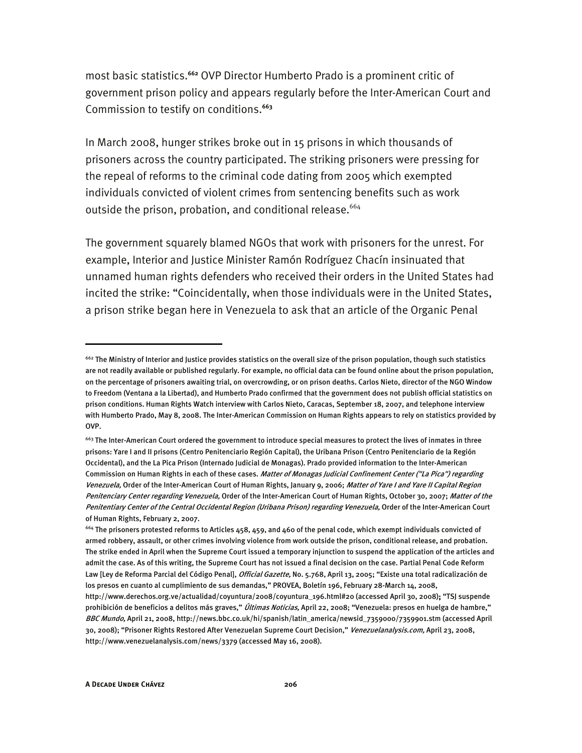most basic statistics.[662] OVP Director Humberto Prado is a prominent critic of government prison policy and appears regularly before the Inter-American Court and Commission to testify on conditions.[663]

In March 2008, hunger strikes broke out in 15 prisons in which thousands of prisoners across the country participated. The striking prisoners were pressing for the repeal of reforms to the criminal code dating from 2005 which exempted individuals convicted of violent crimes from sentencing benefits such as work outside the prison, probation, and conditional release.[664]

The government squarely blamed NGOs that work with prisoners for the unrest. For example, Interior and Justice Minister Ramón Rodríguez Chacín insinuated that unnamed human rights defenders who received their orders in the United States had incited the strike: "Coincidentally, when those individuals were in the United States, a prison strike began here in Venezuela to ask that an article of the Organic Penal

---

[662] The Ministry of Interior and Justice provides statistics on the overall size of the prison population, though such statistics are not readily available or published regularly. For example, no official data can be found online about the prison population, on the percentage of prisoners awaiting trial, on overcrowding, or on prison deaths. Carlos Nieto, director of the NGO Window to Freedom (Ventana a la Libertad), and Humberto Prado confirmed that the government does not publish official statistics on prison conditions. Human Rights Watch interview with Carlos Nieto, Caracas, September 18, 2007, and telephone interview with Humberto Prado, May 8, 2008. The Inter-American Commission on Human Rights appears to rely on statistics provided by OVP.

[663] The Inter-American Court ordered the government to introduce special measures to protect the lives of inmates in three prisons: Yare I and II prisons (Centro Penitenciario Región Capital), the Uribana Prison (Centro Penitenciario de la Región Occidental), and the La Pica Prison (Internado Judicial de Monagas). Prado provided information to the Inter-American Commission on Human Rights in each of these cases. *Matter of Monagas Judicial Confinement Center ("La Pica") regarding Venezuela,* Order of the Inter-American Court of Human Rights, January 9, 2006; *Matter of Yare I and Yare II Capital Region Penitenciary Center regarding Venezuela,* Order of the Inter-American Court of Human Rights, October 30, 2007; *Matter of the Penitentiary Center of the Central Occidental Region (Uribana Prison) regarding Venezuela,* Order of the Inter-American Court of Human Rights, February 2, 2007.

[664] The prisoners protested reforms to Articles 458, 459, and 460 of the penal code, which exempt individuals convicted of armed robbery, assault, or other crimes involving violence from work outside the prison, conditional release, and probation. The strike ended in April when the Supreme Court issued a temporary injunction to suspend the application of the articles and admit the case. As of this writing, the Supreme Court has not issued a final decision on the case. Partial Penal Code Reform Law [Ley de Reforma Parcial del Código Penal], *Official Gazette,* No. 5.768, April 13, 2005; "Existe una total radicalización de los presos en cuanto al cumplimiento de sus demandas," PROVEA, Boletín 196, February 28-March 14, 2008, http://www.derechos.org.ve/actualidad/coyuntura/2008/coyuntura_196.html#20 (accessed April 30, 2008); "TSJ suspende prohibición de beneficios a delitos más graves," *Últimas Noticias,* April 22, 2008; "Venezuela: presos en huelga de hambre," *BBC Mundo,* April 21, 2008, http://news.bbc.co.uk/hi/spanish/latin_america/newsid_7359000/7359901.stm (accessed April 30, 2008); "Prisoner Rights Restored After Venezuelan Supreme Court Decision," *Venezuelanalysis.com,* April 23, 2008, http://www.venezuelanalysis.com/news/3379 (accessed May 16, 2008).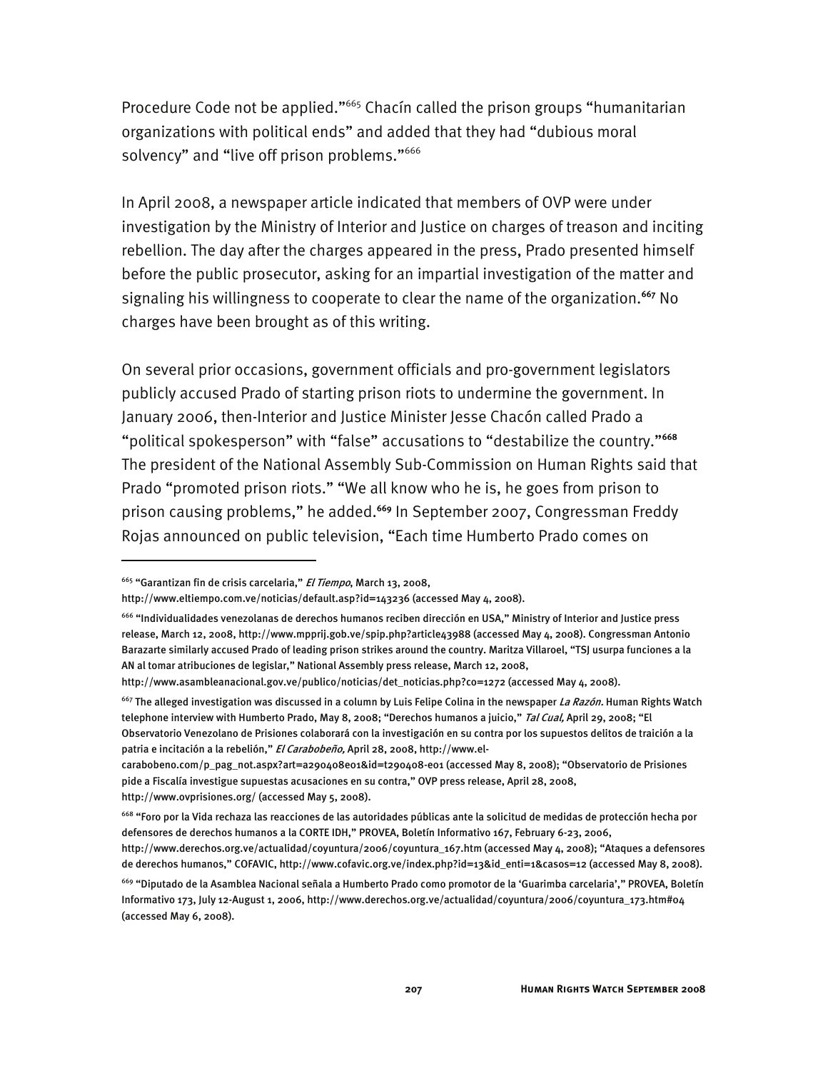Procedure Code not be applied."[665] Chacín called the prison groups "humanitarian organizations with political ends" and added that they had "dubious moral solvency" and "live off prison problems."[666]

In April 2008, a newspaper article indicated that members of OVP were under investigation by the Ministry of Interior and Justice on charges of treason and inciting rebellion. The day after the charges appeared in the press, Prado presented himself before the public prosecutor, asking for an impartial investigation of the matter and signaling his willingness to cooperate to clear the name of the organization.[667] No charges have been brought as of this writing.

On several prior occasions, government officials and pro-government legislators publicly accused Prado of starting prison riots to undermine the government. In January 2006, then-Interior and Justice Minister Jesse Chacón called Prado a "political spokesperson" with "false" accusations to "destabilize the country."[668] The president of the National Assembly Sub-Commission on Human Rights said that Prado "promoted prison riots." "We all know who he is, he goes from prison to prison causing problems," he added.[669] In September 2007, Congressman Freddy Rojas announced on public television, "Each time Humberto Prado comes on

---

[665] "Garantizan fin de crisis carcelaria," *El Tiempo*, March 13, 2008, http://www.eltiempo.com.ve/noticias/default.asp?id=143236 (accessed May 4, 2008).

[666] "Individualidades venezolanas de derechos humanos reciben dirección en USA," Ministry of Interior and Justice press release, March 12, 2008, http://www.mpprij.gob.ve/spip.php?article43988 (accessed May 4, 2008). Congressman Antonio Barazarte similarly accused Prado of leading prison strikes around the country. Maritza Villaroel, "TSJ usurpa funciones a la AN al tomar atribuciones de legislar," National Assembly press release, March 12, 2008, http://www.asambleanacional.gov.ve/publico/noticias/det_noticias.php?co=1272 (accessed May 4, 2008).

[667] The alleged investigation was discussed in a column by Luis Felipe Colina in the newspaper *La Razón*. Human Rights Watch telephone interview with Humberto Prado, May 8, 2008; "Derechos humanos a juicio," *Tal Cual*, April 29, 2008; "El Observatorio Venezolano de Prisiones colaborará con la investigación en su contra por los supuestos delitos de traición a la patria e incitación a la rebelión," *El Carabobeño*, April 28, 2008, http://www.el-carabobeno.com/p_pag_not.aspx?art=a290408e01&id=t290408-e01 (accessed May 8, 2008); "Observatorio de Prisiones pide a Fiscalía investigue supuestas acusaciones en su contra," OVP press release, April 28, 2008, http://www.ovprisiones.org/ (accessed May 5, 2008).

[668] "Foro por la Vida rechaza las reacciones de las autoridades públicas ante la solicitud de medidas de protección hecha por defensores de derechos humanos a la CORTE IDH," PROVEA, Boletín Informativo 167, February 6-23, 2006, http://www.derechos.org.ve/actualidad/coyuntura/2006/coyuntura_167.htm (accessed May 4, 2008); "Ataques a defensores de derechos humanos," COFAVIC, http://www.cofavic.org.ve/index.php?id=13&id_enti=1&casos=12 (accessed May 8, 2008).

[669] "Diputado de la Asamblea Nacional señala a Humberto Prado como promotor de la 'Guarimba carcelaria'," PROVEA, Boletín Informativo 173, July 12-August 1, 2006, http://www.derechos.org.ve/actualidad/coyuntura/2006/coyuntura_173.htm#04 (accessed May 6, 2008).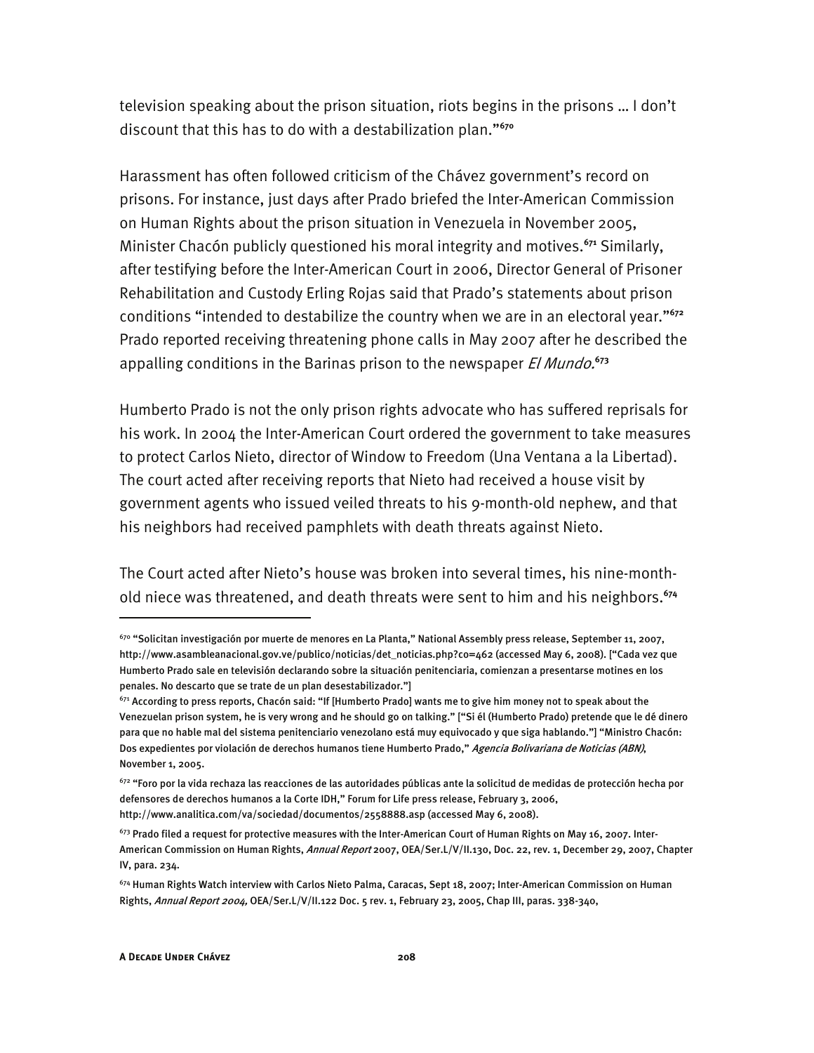television speaking about the prison situation, riots begins in the prisons … I don't discount that this has to do with a destabilization plan."[670]

Harassment has often followed criticism of the Chávez government's record on prisons. For instance, just days after Prado briefed the Inter-American Commission on Human Rights about the prison situation in Venezuela in November 2005, Minister Chacón publicly questioned his moral integrity and motives.[671] Similarly, after testifying before the Inter-American Court in 2006, Director General of Prisoner Rehabilitation and Custody Erling Rojas said that Prado's statements about prison conditions "intended to destabilize the country when we are in an electoral year."[672] Prado reported receiving threatening phone calls in May 2007 after he described the appalling conditions in the Barinas prison to the newspaper *El Mundo.*[673]

Humberto Prado is not the only prison rights advocate who has suffered reprisals for his work. In 2004 the Inter-American Court ordered the government to take measures to protect Carlos Nieto, director of Window to Freedom (Una Ventana a la Libertad). The court acted after receiving reports that Nieto had received a house visit by government agents who issued veiled threats to his 9-month-old nephew, and that his neighbors had received pamphlets with death threats against Nieto.

The Court acted after Nieto's house was broken into several times, his nine-month-old niece was threatened, and death threats were sent to him and his neighbors.[674]

---

[670] "Solicitan investigación por muerte de menores en La Planta," National Assembly press release, September 11, 2007, http://www.asambleanacional.gov.ve/publico/noticias/det_noticias.php?co=462 (accessed May 6, 2008). ["Cada vez que Humberto Prado sale en televisión declarando sobre la situación penitenciaria, comienzan a presentarse motines en los penales. No descarto que se trate de un plan desestabilizador."]

[671] According to press reports, Chacón said: "If [Humberto Prado] wants me to give him money not to speak about the Venezuelan prison system, he is very wrong and he should go on talking." ["Si él (Humberto Prado) pretende que le dé dinero para que no hable mal del sistema penitenciario venezolano está muy equivocado y que siga hablando."] "Ministro Chacón: Dos expedientes por violación de derechos humanos tiene Humberto Prado," *Agencia Bolivariana de Noticias (ABN)*, November 1, 2005.

[672] "Foro por la vida rechaza las reacciones de las autoridades públicas ante la solicitud de medidas de protección hecha por defensores de derechos humanos a la Corte IDH," Forum for Life press release, February 3, 2006, http://www.analitica.com/va/sociedad/documentos/2558888.asp (accessed May 6, 2008).

[673] Prado filed a request for protective measures with the Inter-American Court of Human Rights on May 16, 2007. Inter-American Commission on Human Rights, *Annual Report* 2007, OEA/Ser.L/V/II.130, Doc. 22, rev. 1, December 29, 2007, Chapter IV, para. 234.

[674] Human Rights Watch interview with Carlos Nieto Palma, Caracas, Sept 18, 2007; Inter-American Commission on Human Rights, *Annual Report 2004,* OEA/Ser.L/V/II.122 Doc. 5 rev. 1, February 23, 2005, Chap III, paras. 338-340,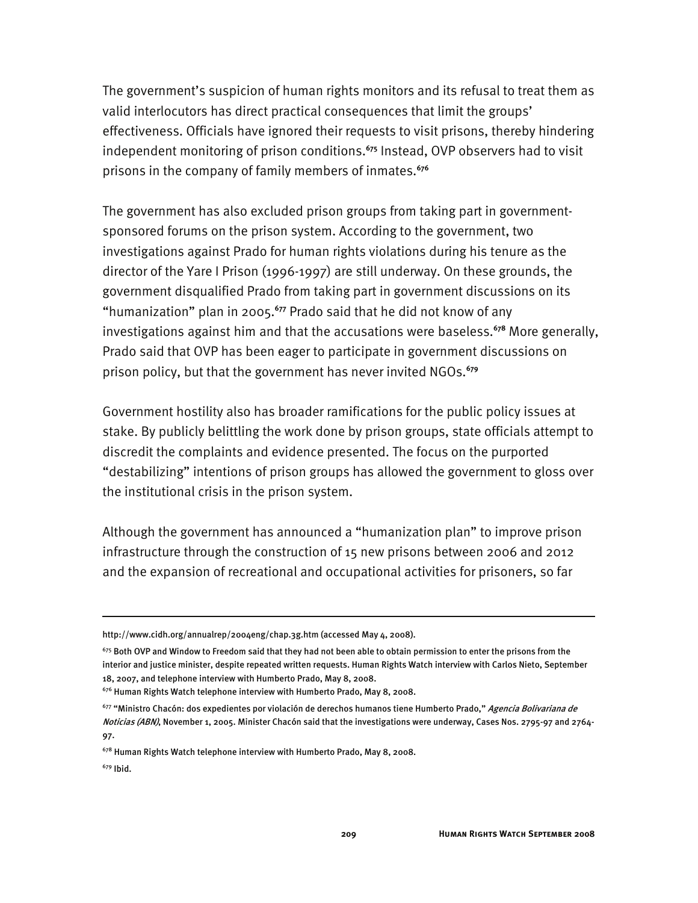The government's suspicion of human rights monitors and its refusal to treat them as valid interlocutors has direct practical consequences that limit the groups' effectiveness. Officials have ignored their requests to visit prisons, thereby hindering independent monitoring of prison conditions.[675] Instead, OVP observers had to visit prisons in the company of family members of inmates.[676]

The government has also excluded prison groups from taking part in government-sponsored forums on the prison system. According to the government, two investigations against Prado for human rights violations during his tenure as the director of the Yare I Prison (1996-1997) are still underway. On these grounds, the government disqualified Prado from taking part in government discussions on its "humanization" plan in 2005.[677] Prado said that he did not know of any investigations against him and that the accusations were baseless.[678] More generally, Prado said that OVP has been eager to participate in government discussions on prison policy, but that the government has never invited NGOs.[679]

Government hostility also has broader ramifications for the public policy issues at stake. By publicly belittling the work done by prison groups, state officials attempt to discredit the complaints and evidence presented. The focus on the purported "destabilizing" intentions of prison groups has allowed the government to gloss over the institutional crisis in the prison system.

Although the government has announced a "humanization plan" to improve prison infrastructure through the construction of 15 new prisons between 2006 and 2012 and the expansion of recreational and occupational activities for prisoners, so far

---

http://www.cidh.org/annualrep/2004eng/chap.3g.htm (accessed May 4, 2008).

[675] Both OVP and Window to Freedom said that they had not been able to obtain permission to enter the prisons from the interior and justice minister, despite repeated written requests. Human Rights Watch interview with Carlos Nieto, September 18, 2007, and telephone interview with Humberto Prado, May 8, 2008.

[676] Human Rights Watch telephone interview with Humberto Prado, May 8, 2008.

[677] "Ministro Chacón: dos expedientes por violación de derechos humanos tiene Humberto Prado," *Agencia Bolivariana de Noticias (ABN)*, November 1, 2005. Minister Chacón said that the investigations were underway, Cases Nos. 2795-97 and 2764-97.

[678] Human Rights Watch telephone interview with Humberto Prado, May 8, 2008.

[679] Ibid.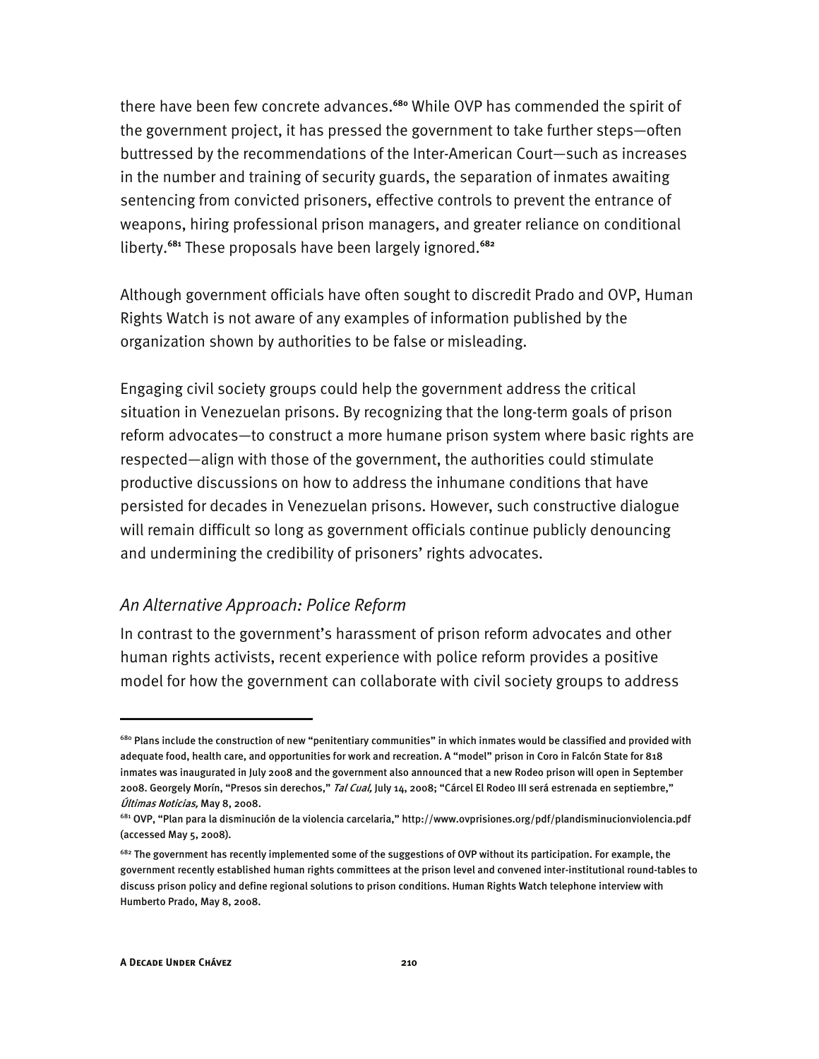there have been few concrete advances.[680] While OVP has commended the spirit of the government project, it has pressed the government to take further steps—often buttressed by the recommendations of the Inter-American Court—such as increases in the number and training of security guards, the separation of inmates awaiting sentencing from convicted prisoners, effective controls to prevent the entrance of weapons, hiring professional prison managers, and greater reliance on conditional liberty.[681] These proposals have been largely ignored.[682]

Although government officials have often sought to discredit Prado and OVP, Human Rights Watch is not aware of any examples of information published by the organization shown by authorities to be false or misleading.

Engaging civil society groups could help the government address the critical situation in Venezuelan prisons. By recognizing that the long-term goals of prison reform advocates—to construct a more humane prison system where basic rights are respected—align with those of the government, the authorities could stimulate productive discussions on how to address the inhumane conditions that have persisted for decades in Venezuelan prisons. However, such constructive dialogue will remain difficult so long as government officials continue publicly denouncing and undermining the credibility of prisoners' rights advocates.

### *An Alternative Approach: Police Reform*

In contrast to the government's harassment of prison reform advocates and other human rights activists, recent experience with police reform provides a positive model for how the government can collaborate with civil society groups to address

---

[680] Plans include the construction of new "penitentiary communities" in which inmates would be classified and provided with adequate food, health care, and opportunities for work and recreation. A "model" prison in Coro in Falcón State for 818 inmates was inaugurated in July 2008 and the government also announced that a new Rodeo prison will open in September 2008. Georgely Morín, "Presos sin derechos," *Tal Cual,* July 14, 2008; "Cárcel El Rodeo III será estrenada en septiembre," *Últimas Noticias,* May 8, 2008.

[681] OVP, "Plan para la disminución de la violencia carcelaria," http://www.ovprisiones.org/pdf/plandisminucionviolencia.pdf (accessed May 5, 2008).

[682] The government has recently implemented some of the suggestions of OVP without its participation. For example, the government recently established human rights committees at the prison level and convened inter-institutional round-tables to discuss prison policy and define regional solutions to prison conditions. Human Rights Watch telephone interview with Humberto Prado, May 8, 2008.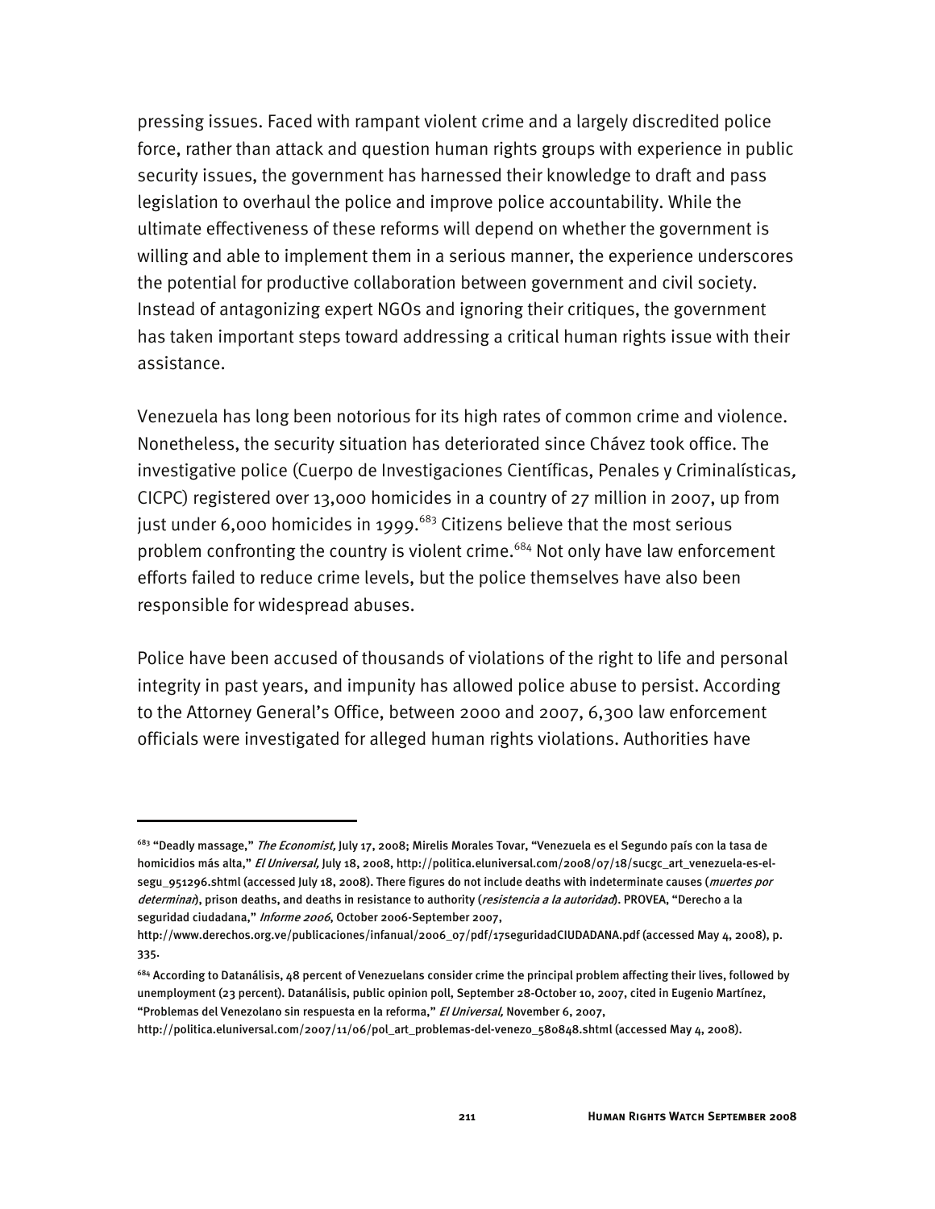pressing issues. Faced with rampant violent crime and a largely discredited police force, rather than attack and question human rights groups with experience in public security issues, the government has harnessed their knowledge to draft and pass legislation to overhaul the police and improve police accountability. While the ultimate effectiveness of these reforms will depend on whether the government is willing and able to implement them in a serious manner, the experience underscores the potential for productive collaboration between government and civil society. Instead of antagonizing expert NGOs and ignoring their critiques, the government has taken important steps toward addressing a critical human rights issue with their assistance.

Venezuela has long been notorious for its high rates of common crime and violence. Nonetheless, the security situation has deteriorated since Chávez took office. The investigative police (Cuerpo de Investigaciones Científicas, Penales y Criminalísticas, CICPC) registered over 13,000 homicides in a country of 27 million in 2007, up from just under 6,000 homicides in 1999.[683] Citizens believe that the most serious problem confronting the country is violent crime.[684] Not only have law enforcement efforts failed to reduce crime levels, but the police themselves have also been responsible for widespread abuses.

Police have been accused of thousands of violations of the right to life and personal integrity in past years, and impunity has allowed police abuse to persist. According to the Attorney General's Office, between 2000 and 2007, 6,300 law enforcement officials were investigated for alleged human rights violations. Authorities have

---

[683] "Deadly massage," *The Economist,* July 17, 2008; Mirelis Morales Tovar, "Venezuela es el Segundo país con la tasa de homicidios más alta," *El Universal,* July 18, 2008, http://politica.eluniversal.com/2008/07/18/sucgc_art_venezuela-es-el-segu_951296.shtml (accessed July 18, 2008). There figures do not include deaths with indeterminate causes (*muertes por determinar*), prison deaths, and deaths in resistance to authority (*resistencia a la autoridad*). PROVEA, "Derecho a la seguridad ciudadana," *Informe 2006*, October 2006-September 2007, http://www.derechos.org.ve/publicaciones/infanual/2006_07/pdf/17seguridadCIUDADANA.pdf (accessed May 4, 2008), p. 335.

[684] According to Datanálisis, 48 percent of Venezuelans consider crime the principal problem affecting their lives, followed by unemployment (23 percent). Datanálisis, public opinion poll, September 28-October 10, 2007, cited in Eugenio Martínez, "Problemas del Venezolano sin respuesta en la reforma," *El Universal,* November 6, 2007, http://politica.eluniversal.com/2007/11/06/pol_art_problemas-del-venezo_580848.shtml (accessed May 4, 2008).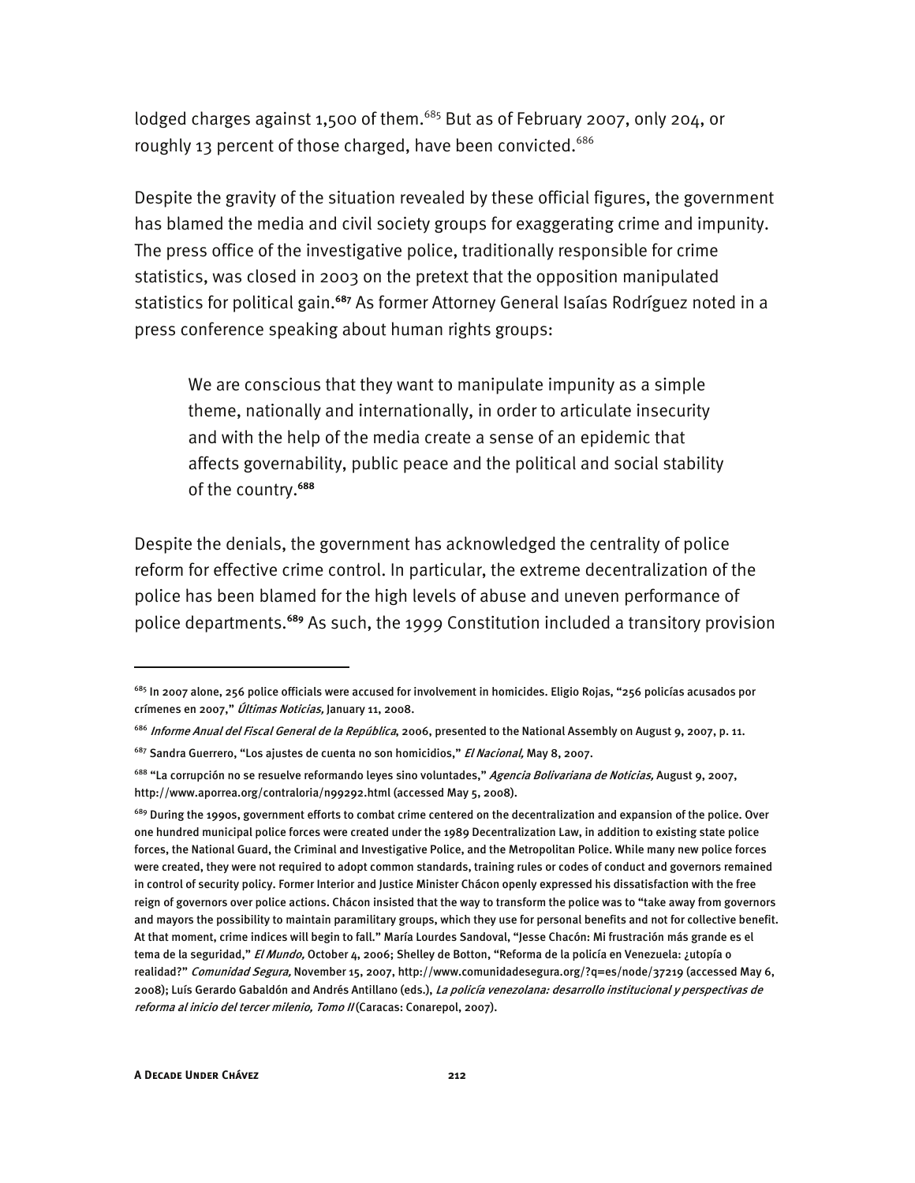lodged charges against 1,500 of them.[685] But as of February 2007, only 204, or roughly 13 percent of those charged, have been convicted.[686]

Despite the gravity of the situation revealed by these official figures, the government has blamed the media and civil society groups for exaggerating crime and impunity. The press office of the investigative police, traditionally responsible for crime statistics, was closed in 2003 on the pretext that the opposition manipulated statistics for political gain.[687] As former Attorney General Isaías Rodríguez noted in a press conference speaking about human rights groups:

> We are conscious that they want to manipulate impunity as a simple theme, nationally and internationally, in order to articulate insecurity and with the help of the media create a sense of an epidemic that affects governability, public peace and the political and social stability of the country.[688]

Despite the denials, the government has acknowledged the centrality of police reform for effective crime control. In particular, the extreme decentralization of the police has been blamed for the high levels of abuse and uneven performance of police departments.[689] As such, the 1999 Constitution included a transitory provision

---

[685] In 2007 alone, 256 police officials were accused for involvement in homicides. Eligio Rojas, "256 policías acusados por crímenes en 2007," *Últimas Noticias,* January 11, 2008.

[686] *Informe Anual del Fiscal General de la República*, 2006, presented to the National Assembly on August 9, 2007, p. 11.

[687] Sandra Guerrero, "Los ajustes de cuenta no son homicidios," *El Nacional,* May 8, 2007.

[688] "La corrupción no se resuelve reformando leyes sino voluntades," *Agencia Bolivariana de Noticias,* August 9, 2007, http://www.aporrea.org/contraloria/n99292.html (accessed May 5, 2008).

[689] During the 1990s, government efforts to combat crime centered on the decentralization and expansion of the police. Over one hundred municipal police forces were created under the 1989 Decentralization Law, in addition to existing state police forces, the National Guard, the Criminal and Investigative Police, and the Metropolitan Police. While many new police forces were created, they were not required to adopt common standards, training rules or codes of conduct and governors remained in control of security policy. Former Interior and Justice Minister Chácon openly expressed his dissatisfaction with the free reign of governors over police actions. Chácon insisted that the way to transform the police was to "take away from governors and mayors the possibility to maintain paramilitary groups, which they use for personal benefits and not for collective benefit. At that moment, crime indices will begin to fall." María Lourdes Sandoval, "Jesse Chacón: Mi frustración más grande es el tema de la seguridad," *El Mundo,* October 4, 2006; Shelley de Botton, "Reforma de la policía en Venezuela: ¿utopía o realidad?" *Comunidad Segura,* November 15, 2007, http://www.comunidadesegura.org/?q=es/node/37219 (accessed May 6, 2008); Luís Gerardo Gabaldón and Andrés Antillano (eds.), *La policía venezolana: desarrollo institucional y perspectivas de reforma al inicio del tercer milenio, Tomo II* (Caracas: Conarepol, 2007).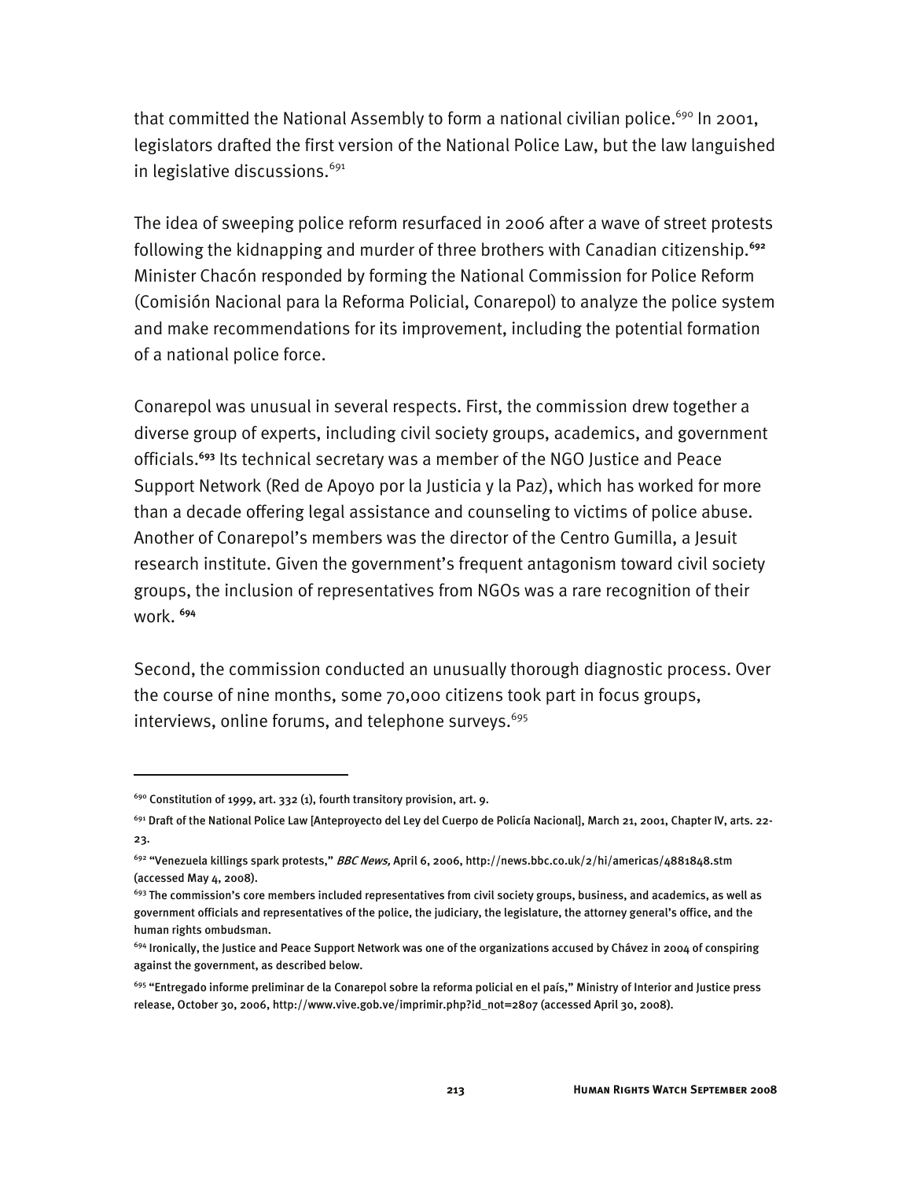that committed the National Assembly to form a national civilian police.[690] In 2001, legislators drafted the first version of the National Police Law, but the law languished in legislative discussions.[691]

The idea of sweeping police reform resurfaced in 2006 after a wave of street protests following the kidnapping and murder of three brothers with Canadian citizenship.[692] Minister Chacón responded by forming the National Commission for Police Reform (Comisión Nacional para la Reforma Policial, Conarepol) to analyze the police system and make recommendations for its improvement, including the potential formation of a national police force.

Conarepol was unusual in several respects. First, the commission drew together a diverse group of experts, including civil society groups, academics, and government officials.[693] Its technical secretary was a member of the NGO Justice and Peace Support Network (Red de Apoyo por la Justicia y la Paz), which has worked for more than a decade offering legal assistance and counseling to victims of police abuse. Another of Conarepol's members was the director of the Centro Gumilla, a Jesuit research institute. Given the government's frequent antagonism toward civil society groups, the inclusion of representatives from NGOs was a rare recognition of their work. [694]

Second, the commission conducted an unusually thorough diagnostic process. Over the course of nine months, some 70,000 citizens took part in focus groups, interviews, online forums, and telephone surveys.[695]

---

[690] Constitution of 1999, art. 332 (1), fourth transitory provision, art. 9.

[691] Draft of the National Police Law [Anteproyecto del Ley del Cuerpo de Policía Nacional], March 21, 2001, Chapter IV, arts. 22-23.

[692] "Venezuela killings spark protests," *BBC News,* April 6, 2006, http://news.bbc.co.uk/2/hi/americas/4881848.stm (accessed May 4, 2008).

[693] The commission's core members included representatives from civil society groups, business, and academics, as well as government officials and representatives of the police, the judiciary, the legislature, the attorney general's office, and the human rights ombudsman.

[694] Ironically, the Justice and Peace Support Network was one of the organizations accused by Chávez in 2004 of conspiring against the government, as described below.

[695] "Entregado informe preliminar de la Conarepol sobre la reforma policial en el país," Ministry of Interior and Justice press release, October 30, 2006, http://www.vive.gob.ve/imprimir.php?id_not=2807 (accessed April 30, 2008).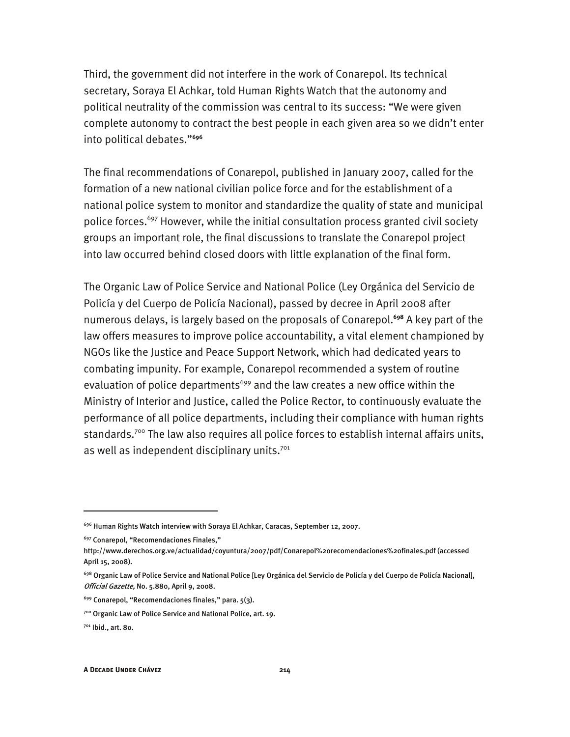Third, the government did not interfere in the work of Conarepol. Its technical secretary, Soraya El Achkar, told Human Rights Watch that the autonomy and political neutrality of the commission was central to its success: "We were given complete autonomy to contract the best people in each given area so we didn't enter into political debates."[696]

The final recommendations of Conarepol, published in January 2007, called for the formation of a new national civilian police force and for the establishment of a national police system to monitor and standardize the quality of state and municipal police forces.[697] However, while the initial consultation process granted civil society groups an important role, the final discussions to translate the Conarepol project into law occurred behind closed doors with little explanation of the final form.

The Organic Law of Police Service and National Police (Ley Orgánica del Servicio de Policía y del Cuerpo de Policía Nacional), passed by decree in April 2008 after numerous delays, is largely based on the proposals of Conarepol.[698] A key part of the law offers measures to improve police accountability, a vital element championed by NGOs like the Justice and Peace Support Network, which had dedicated years to combating impunity. For example, Conarepol recommended a system of routine evaluation of police departments[699] and the law creates a new office within the Ministry of Interior and Justice, called the Police Rector, to continuously evaluate the performance of all police departments, including their compliance with human rights standards.[700] The law also requires all police forces to establish internal affairs units, as well as independent disciplinary units.[701]

---

[696] Human Rights Watch interview with Soraya El Achkar, Caracas, September 12, 2007.

[697] Conarepol, "Recomendaciones Finales," http://www.derechos.org.ve/actualidad/coyuntura/2007/pdf/Conarepol%20recomendaciones%20finales.pdf (accessed April 15, 2008).

[698] Organic Law of Police Service and National Police [Ley Orgánica del Servicio de Policía y del Cuerpo de Policía Nacional], *Official Gazette,* No. 5.880, April 9, 2008.

[699] Conarepol, "Recomendaciones finales," para. 5(3).

[700] Organic Law of Police Service and National Police, art. 19.

[701] Ibid., art. 80.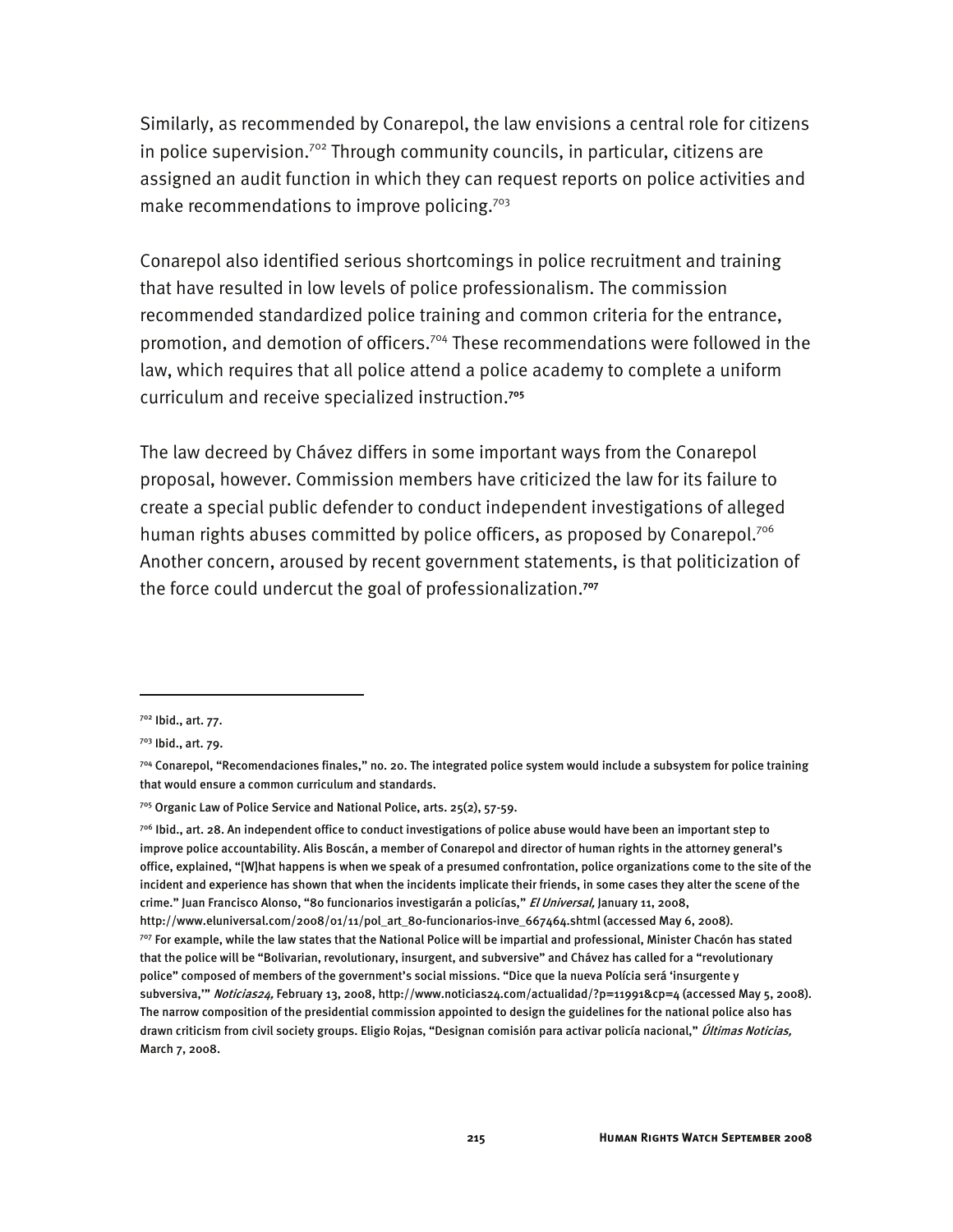Similarly, as recommended by Conarepol, the law envisions a central role for citizens in police supervision.[702] Through community councils, in particular, citizens are assigned an audit function in which they can request reports on police activities and make recommendations to improve policing.[703]

Conarepol also identified serious shortcomings in police recruitment and training that have resulted in low levels of police professionalism. The commission recommended standardized police training and common criteria for the entrance, promotion, and demotion of officers.[704] These recommendations were followed in the law, which requires that all police attend a police academy to complete a uniform curriculum and receive specialized instruction.[705]

The law decreed by Chávez differs in some important ways from the Conarepol proposal, however. Commission members have criticized the law for its failure to create a special public defender to conduct independent investigations of alleged human rights abuses committed by police officers, as proposed by Conarepol.[706] Another concern, aroused by recent government statements, is that politicization of the force could undercut the goal of professionalization.[707]

---

[702] Ibid., art. 77.

[703] Ibid., art. 79.

[704] Conarepol, "Recomendaciones finales," no. 20. The integrated police system would include a subsystem for police training that would ensure a common curriculum and standards.

[705] Organic Law of Police Service and National Police, arts. 25(2), 57-59.

[706] Ibid., art. 28. An independent office to conduct investigations of police abuse would have been an important step to improve police accountability. Alis Boscán, a member of Conarepol and director of human rights in the attorney general's office, explained, "[W]hat happens is when we speak of a presumed confrontation, police organizations come to the site of the incident and experience has shown that when the incidents implicate their friends, in some cases they alter the scene of the crime." Juan Francisco Alonso, "80 funcionarios investigarán a policías," *El Universal,* January 11, 2008, http://www.eluniversal.com/2008/01/11/pol_art_80-funcionarios-inve_667464.shtml (accessed May 6, 2008).

[707] For example, while the law states that the National Police will be impartial and professional, Minister Chacón has stated that the police will be "Bolivarian, revolutionary, insurgent, and subversive" and Chávez has called for a "revolutionary police" composed of members of the government's social missions. "Dice que la nueva Polícia será 'insurgente y subversiva,'" *Noticias24,* February 13, 2008, http://www.noticias24.com/actualidad/?p=11991&cp=4 (accessed May 5, 2008). The narrow composition of the presidential commission appointed to design the guidelines for the national police also has drawn criticism from civil society groups. Eligio Rojas, "Designan comisión para activar policía nacional," *Últimas Noticias,* March 7, 2008.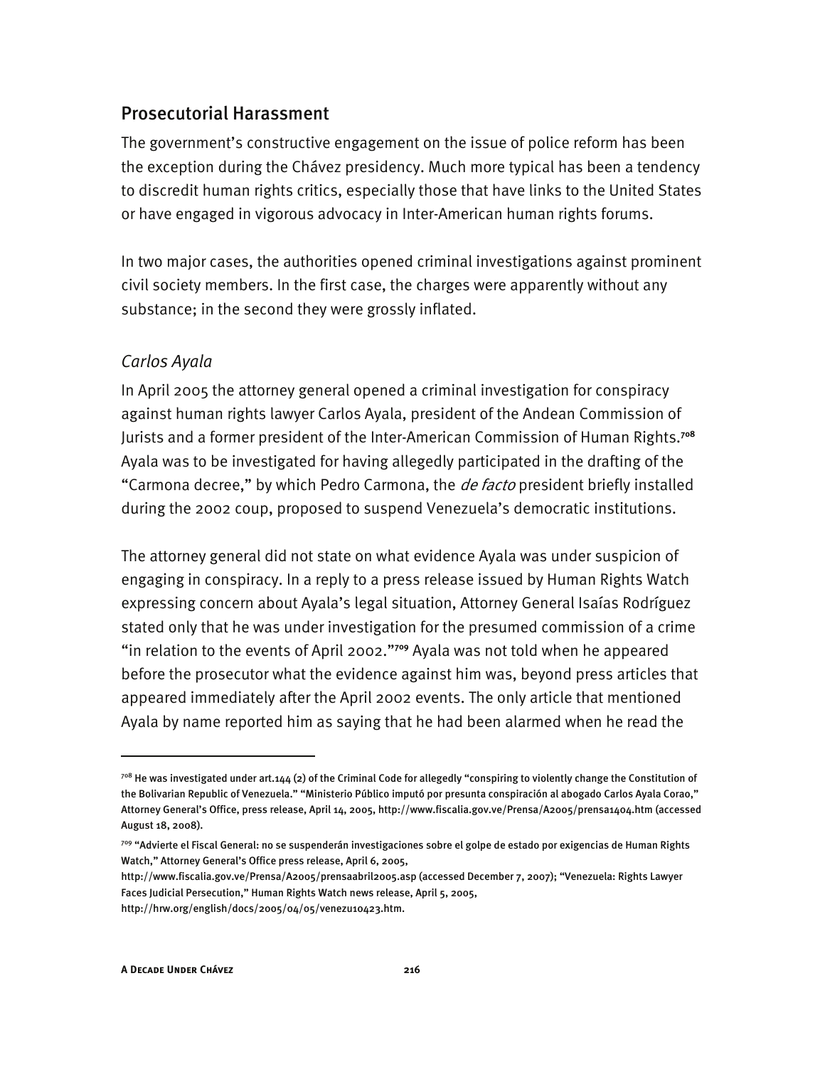## Prosecutorial Harassment

The government's constructive engagement on the issue of police reform has been the exception during the Chávez presidency. Much more typical has been a tendency to discredit human rights critics, especially those that have links to the United States or have engaged in vigorous advocacy in Inter-American human rights forums.

In two major cases, the authorities opened criminal investigations against prominent civil society members. In the first case, the charges were apparently without any substance; in the second they were grossly inflated.

### *Carlos Ayala*

In April 2005 the attorney general opened a criminal investigation for conspiracy against human rights lawyer Carlos Ayala, president of the Andean Commission of Jurists and a former president of the Inter-American Commission of Human Rights.[708] Ayala was to be investigated for having allegedly participated in the drafting of the "Carmona decree," by which Pedro Carmona, the *de facto* president briefly installed during the 2002 coup, proposed to suspend Venezuela's democratic institutions.

The attorney general did not state on what evidence Ayala was under suspicion of engaging in conspiracy. In a reply to a press release issued by Human Rights Watch expressing concern about Ayala's legal situation, Attorney General Isaías Rodríguez stated only that he was under investigation for the presumed commission of a crime "in relation to the events of April 2002."[709] Ayala was not told when he appeared before the prosecutor what the evidence against him was, beyond press articles that appeared immediately after the April 2002 events. The only article that mentioned Ayala by name reported him as saying that he had been alarmed when he read the

---

[708] He was investigated under art.144 (2) of the Criminal Code for allegedly "conspiring to violently change the Constitution of the Bolivarian Republic of Venezuela." "Ministerio Público imputó por presunta conspiración al abogado Carlos Ayala Corao," Attorney General's Office, press release, April 14, 2005, http://www.fiscalia.gov.ve/Prensa/A2005/prensa1404.htm (accessed August 18, 2008).

[709] "Advierte el Fiscal General: no se suspenderán investigaciones sobre el golpe de estado por exigencias de Human Rights Watch," Attorney General's Office press release, April 6, 2005, http://www.fiscalia.gov.ve/Prensa/A2005/prensaabril2005.asp (accessed December 7, 2007); "Venezuela: Rights Lawyer Faces Judicial Persecution," Human Rights Watch news release, April 5, 2005, http://hrw.org/english/docs/2005/04/05/venezu10423.htm.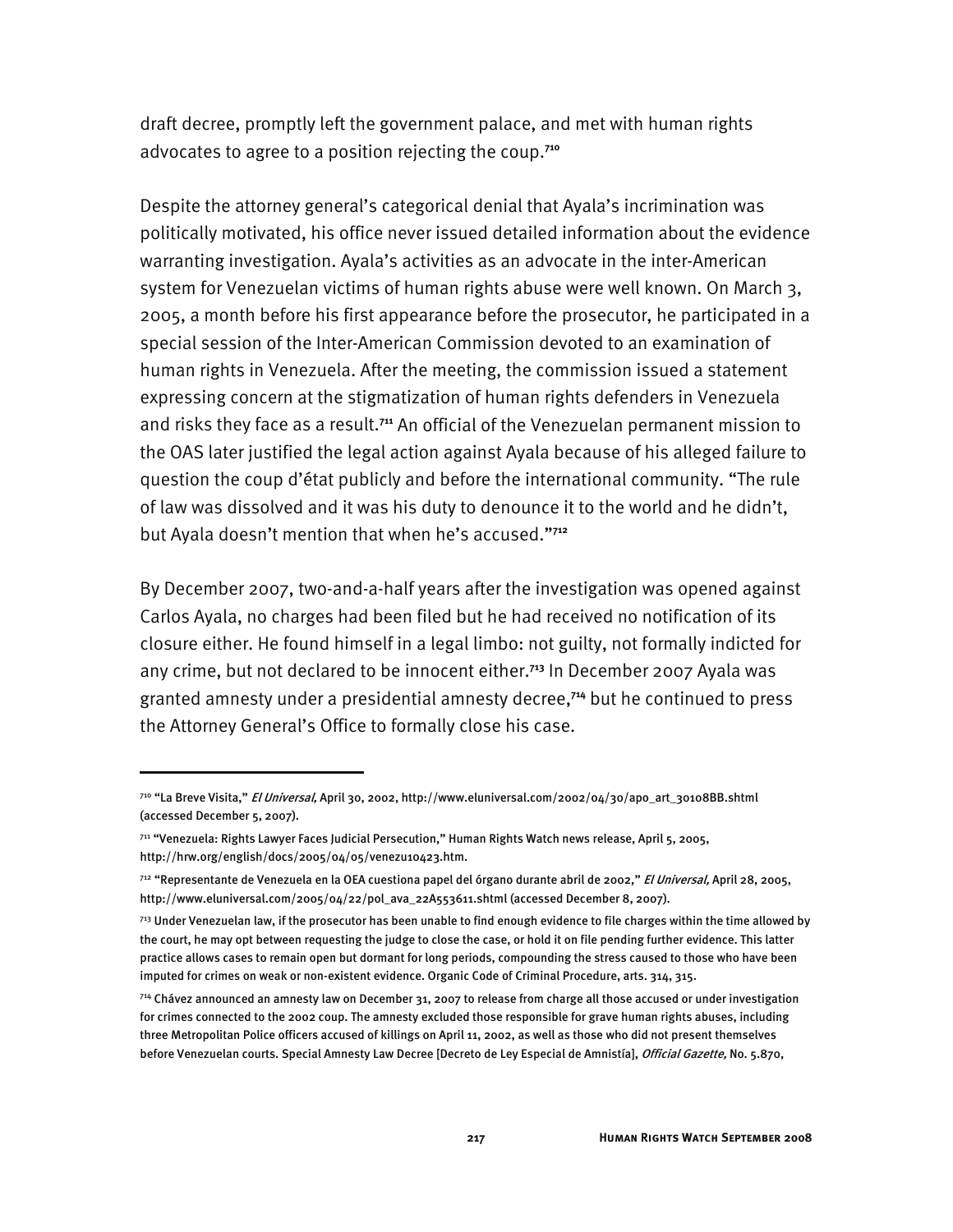draft decree, promptly left the government palace, and met with human rights advocates to agree to a position rejecting the coup.[710]

Despite the attorney general's categorical denial that Ayala's incrimination was politically motivated, his office never issued detailed information about the evidence warranting investigation. Ayala's activities as an advocate in the inter-American system for Venezuelan victims of human rights abuse were well known. On March 3, 2005, a month before his first appearance before the prosecutor, he participated in a special session of the Inter-American Commission devoted to an examination of human rights in Venezuela. After the meeting, the commission issued a statement expressing concern at the stigmatization of human rights defenders in Venezuela and risks they face as a result.[711] An official of the Venezuelan permanent mission to the OAS later justified the legal action against Ayala because of his alleged failure to question the coup d'état publicly and before the international community. "The rule of law was dissolved and it was his duty to denounce it to the world and he didn't, but Ayala doesn't mention that when he's accused."[712]

By December 2007, two-and-a-half years after the investigation was opened against Carlos Ayala, no charges had been filed but he had received no notification of its closure either. He found himself in a legal limbo: not guilty, not formally indicted for any crime, but not declared to be innocent either.[713] In December 2007 Ayala was granted amnesty under a presidential amnesty decree,[714] but he continued to press the Attorney General's Office to formally close his case.

---

[710] "La Breve Visita," *El Universal,* April 30, 2002, http://www.eluniversal.com/2002/04/30/apo_art_30108BB.shtml (accessed December 5, 2007).

[711] "Venezuela: Rights Lawyer Faces Judicial Persecution," Human Rights Watch news release, April 5, 2005, http://hrw.org/english/docs/2005/04/05/venezu10423.htm.

[712] "Representante de Venezuela en la OEA cuestiona papel del órgano durante abril de 2002," *El Universal,* April 28, 2005, http://www.eluniversal.com/2005/04/22/pol_ava_22A553611.shtml (accessed December 8, 2007).

[713] Under Venezuelan law, if the prosecutor has been unable to find enough evidence to file charges within the time allowed by the court, he may opt between requesting the judge to close the case, or hold it on file pending further evidence. This latter practice allows cases to remain open but dormant for long periods, compounding the stress caused to those who have been imputed for crimes on weak or non-existent evidence. Organic Code of Criminal Procedure, arts. 314, 315.

[714] Chávez announced an amnesty law on December 31, 2007 to release from charge all those accused or under investigation for crimes connected to the 2002 coup. The amnesty excluded those responsible for grave human rights abuses, including three Metropolitan Police officers accused of killings on April 11, 2002, as well as those who did not present themselves before Venezuelan courts. Special Amnesty Law Decree [Decreto de Ley Especial de Amnistía], *Official Gazette,* No. 5.870,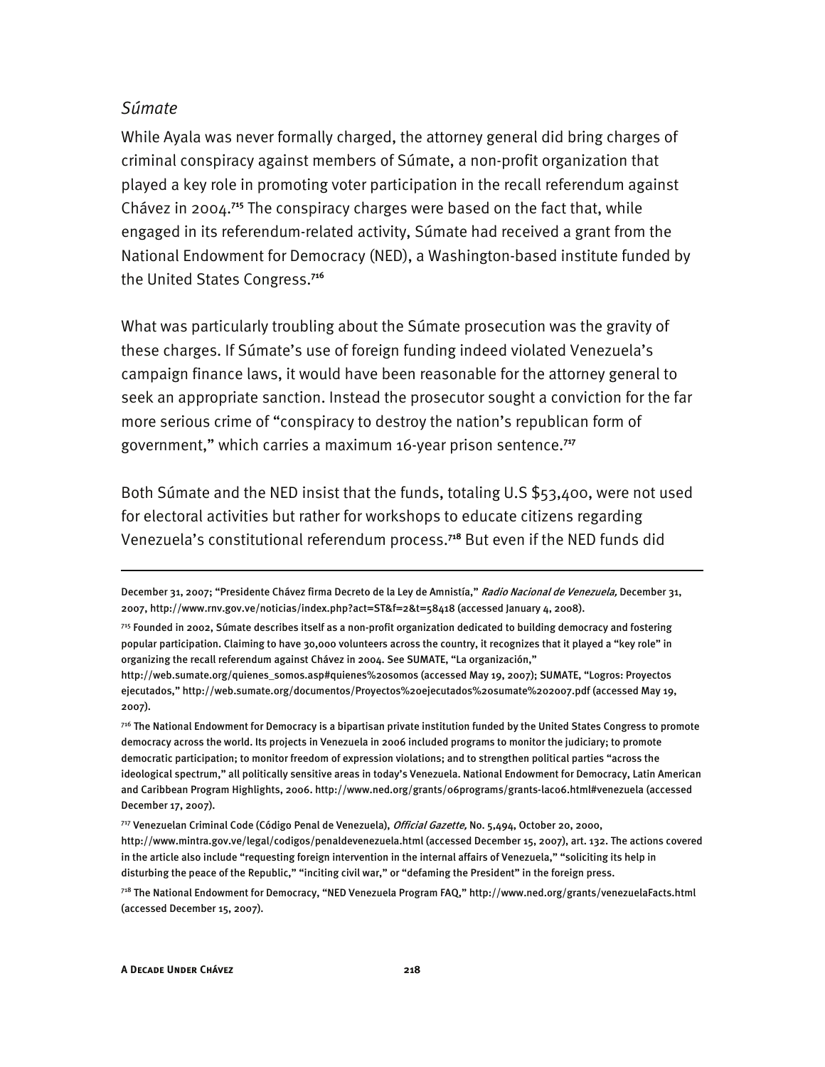### *Súmate*

While Ayala was never formally charged, the attorney general did bring charges of criminal conspiracy against members of Súmate, a non-profit organization that played a key role in promoting voter participation in the recall referendum against Chávez in 2004.[715] The conspiracy charges were based on the fact that, while engaged in its referendum-related activity, Súmate had received a grant from the National Endowment for Democracy (NED), a Washington-based institute funded by the United States Congress.[716]

What was particularly troubling about the Súmate prosecution was the gravity of these charges. If Súmate's use of foreign funding indeed violated Venezuela's campaign finance laws, it would have been reasonable for the attorney general to seek an appropriate sanction. Instead the prosecutor sought a conviction for the far more serious crime of "conspiracy to destroy the nation's republican form of government," which carries a maximum 16-year prison sentence.[717]

Both Súmate and the NED insist that the funds, totaling U.S $53,400, were not used for electoral activities but rather for workshops to educate citizens regarding Venezuela's constitutional referendum process.[718] But even if the NED funds did

---

December 31, 2007; "Presidente Chávez firma Decreto de la Ley de Amnistía," *Radio Nacional de Venezuela,* December 31, 2007, http://www.rnv.gov.ve/noticias/index.php?act=ST&f=2&t=58418 (accessed January 4, 2008).

[715] Founded in 2002, Súmate describes itself as a non-profit organization dedicated to building democracy and fostering popular participation. Claiming to have 30,000 volunteers across the country, it recognizes that it played a "key role" in organizing the recall referendum against Chávez in 2004. See SUMATE, "La organización," http://web.sumate.org/quienes_somos.asp#quienes%20somos (accessed May 19, 2007); SUMATE, "Logros: Proyectos ejecutados," http://web.sumate.org/documentos/Proyectos%20ejecutados%20sumate%202007.pdf (accessed May 19, 2007).

[716] The National Endowment for Democracy is a bipartisan private institution funded by the United States Congress to promote democracy across the world. Its projects in Venezuela in 2006 included programs to monitor the judiciary; to promote democratic participation; to monitor freedom of expression violations; and to strengthen political parties "across the ideological spectrum," all politically sensitive areas in today's Venezuela. National Endowment for Democracy, Latin American and Caribbean Program Highlights, 2006. http://www.ned.org/grants/06programs/grants-lac06.html#venezuela (accessed December 17, 2007).

[717] Venezuelan Criminal Code (Código Penal de Venezuela), *Official Gazette,* No. 5,494, October 20, 2000, http://www.mintra.gov.ve/legal/codigos/penaldevenezuela.html (accessed December 15, 2007), art. 132. The actions covered in the article also include "requesting foreign intervention in the internal affairs of Venezuela," "soliciting its help in disturbing the peace of the Republic," "inciting civil war," or "defaming the President" in the foreign press.

[718] The National Endowment for Democracy, "NED Venezuela Program FAQ," http://www.ned.org/grants/venezuelaFacts.html (accessed December 15, 2007).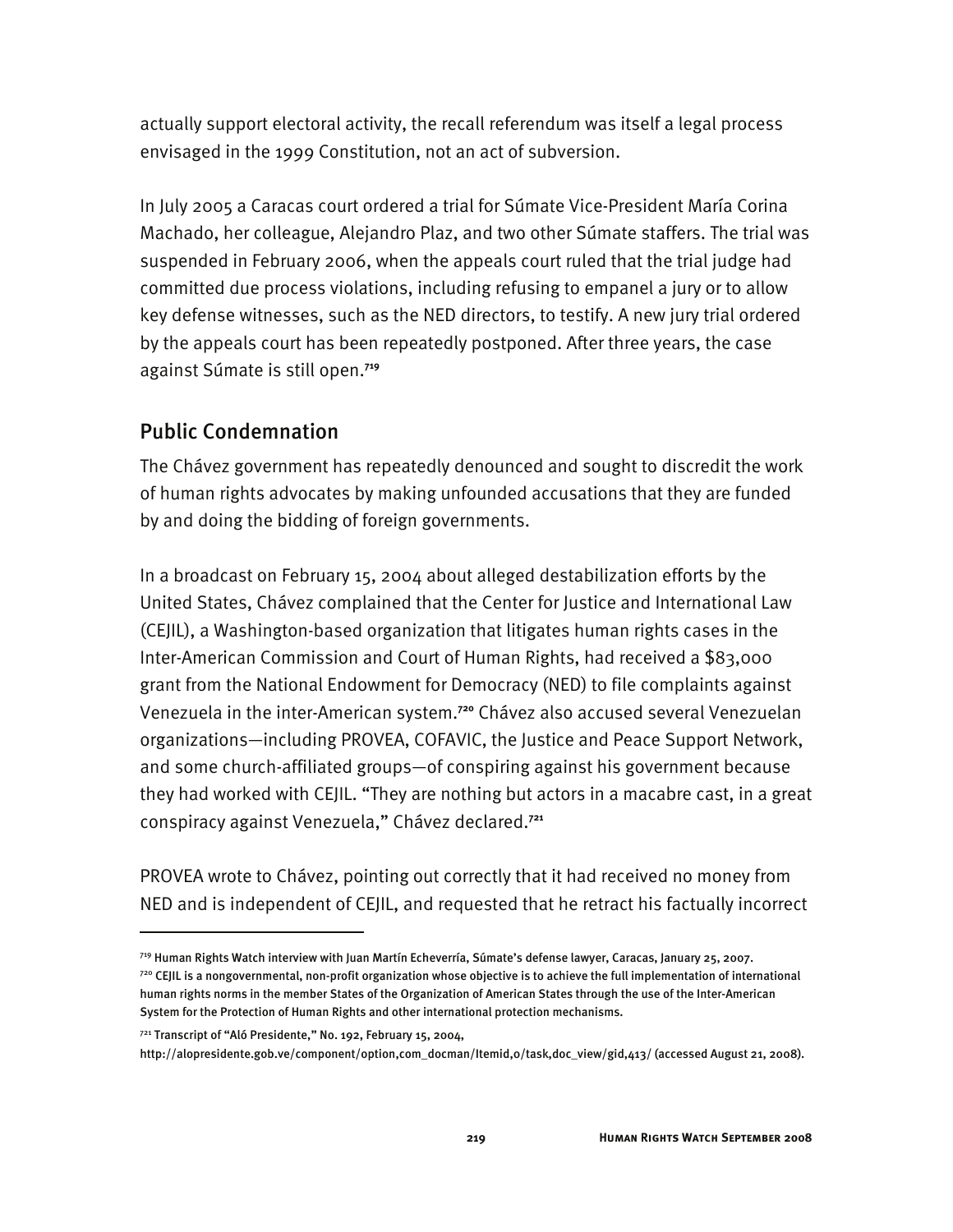actually support electoral activity, the recall referendum was itself a legal process envisaged in the 1999 Constitution, not an act of subversion.

In July 2005 a Caracas court ordered a trial for Súmate Vice-President María Corina Machado, her colleague, Alejandro Plaz, and two other Súmate staffers. The trial was suspended in February 2006, when the appeals court ruled that the trial judge had committed due process violations, including refusing to empanel a jury or to allow key defense witnesses, such as the NED directors, to testify. A new jury trial ordered by the appeals court has been repeatedly postponed. After three years, the case against Súmate is still open.[719]

## Public Condemnation

The Chávez government has repeatedly denounced and sought to discredit the work of human rights advocates by making unfounded accusations that they are funded by and doing the bidding of foreign governments.

In a broadcast on February 15, 2004 about alleged destabilization efforts by the United States, Chávez complained that the Center for Justice and International Law (CEJIL), a Washington-based organization that litigates human rights cases in the Inter-American Commission and Court of Human Rights, had received a $83,000 grant from the National Endowment for Democracy (NED) to file complaints against Venezuela in the inter-American system.[720] Chávez also accused several Venezuelan organizations—including PROVEA, COFAVIC, the Justice and Peace Support Network, and some church-affiliated groups—of conspiring against his government because they had worked with CEJIL. "They are nothing but actors in a macabre cast, in a great conspiracy against Venezuela," Chávez declared.[721]

PROVEA wrote to Chávez, pointing out correctly that it had received no money from NED and is independent of CEJIL, and requested that he retract his factually incorrect

---

[719] Human Rights Watch interview with Juan Martín Echeverría, Súmate's defense lawyer, Caracas, January 25, 2007.

[720] CEJIL is a nongovernmental, non-profit organization whose objective is to achieve the full implementation of international human rights norms in the member States of the Organization of American States through the use of the Inter-American System for the Protection of Human Rights and other international protection mechanisms.

[721] Transcript of "Aló Presidente," No. 192, February 15, 2004, http://alopresidente.gob.ve/component/option,com_docman/Itemid,0/task,doc_view/gid,413/ (accessed August 21, 2008).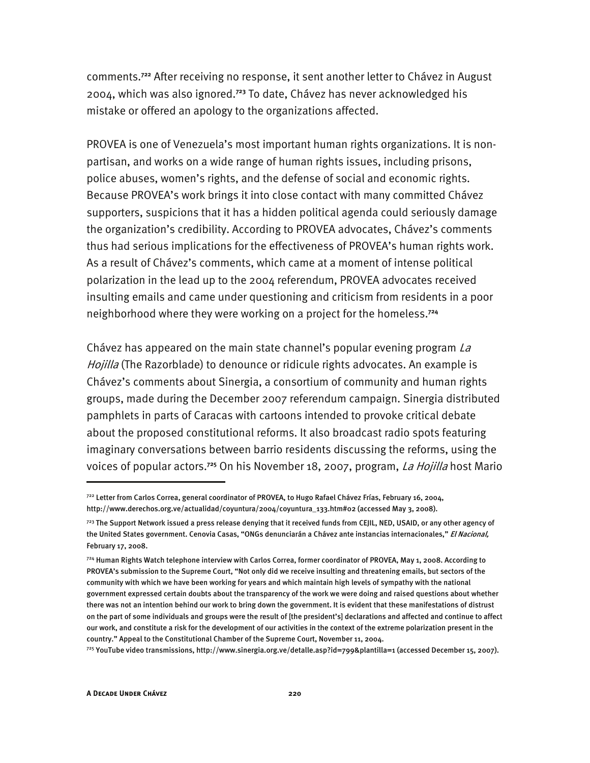comments.[722] After receiving no response, it sent another letter to Chávez in August 2004, which was also ignored.[723] To date, Chávez has never acknowledged his mistake or offered an apology to the organizations affected.

PROVEA is one of Venezuela's most important human rights organizations. It is non-partisan, and works on a wide range of human rights issues, including prisons, police abuses, women's rights, and the defense of social and economic rights. Because PROVEA's work brings it into close contact with many committed Chávez supporters, suspicions that it has a hidden political agenda could seriously damage the organization's credibility. According to PROVEA advocates, Chávez's comments thus had serious implications for the effectiveness of PROVEA's human rights work. As a result of Chávez's comments, which came at a moment of intense political polarization in the lead up to the 2004 referendum, PROVEA advocates received insulting emails and came under questioning and criticism from residents in a poor neighborhood where they were working on a project for the homeless.[724]

Chávez has appeared on the main state channel's popular evening program *La Hojilla* (The Razorblade) to denounce or ridicule rights advocates. An example is Chávez's comments about Sinergia, a consortium of community and human rights groups, made during the December 2007 referendum campaign. Sinergia distributed pamphlets in parts of Caracas with cartoons intended to provoke critical debate about the proposed constitutional reforms. It also broadcast radio spots featuring imaginary conversations between barrio residents discussing the reforms, using the voices of popular actors.[725] On his November 18, 2007, program, *La Hojilla* host Mario

---

[722] Letter from Carlos Correa, general coordinator of PROVEA, to Hugo Rafael Chávez Frías, February 16, 2004, http://www.derechos.org.ve/actualidad/coyuntura/2004/coyuntura_133.htm#02 (accessed May 3, 2008).

[723] The Support Network issued a press release denying that it received funds from CEJIL, NED, USAID, or any other agency of the United States government. Cenovia Casas, "ONGs denunciarán a Chávez ante instancias internacionales," *El Nacional,* February 17, 2008.

[724] Human Rights Watch telephone interview with Carlos Correa, former coordinator of PROVEA, May 1, 2008. According to PROVEA's submission to the Supreme Court, "Not only did we receive insulting and threatening emails, but sectors of the community with which we have been working for years and which maintain high levels of sympathy with the national government expressed certain doubts about the transparency of the work we were doing and raised questions about whether there was not an intention behind our work to bring down the government. It is evident that these manifestations of distrust on the part of some individuals and groups were the result of [the president's] declarations and affected and continue to affect our work, and constitute a risk for the development of our activities in the context of the extreme polarization present in the country." Appeal to the Constitutional Chamber of the Supreme Court, November 11, 2004.

[725] YouTube video transmissions, http://www.sinergia.org.ve/detalle.asp?id=799&plantilla=1 (accessed December 15, 2007).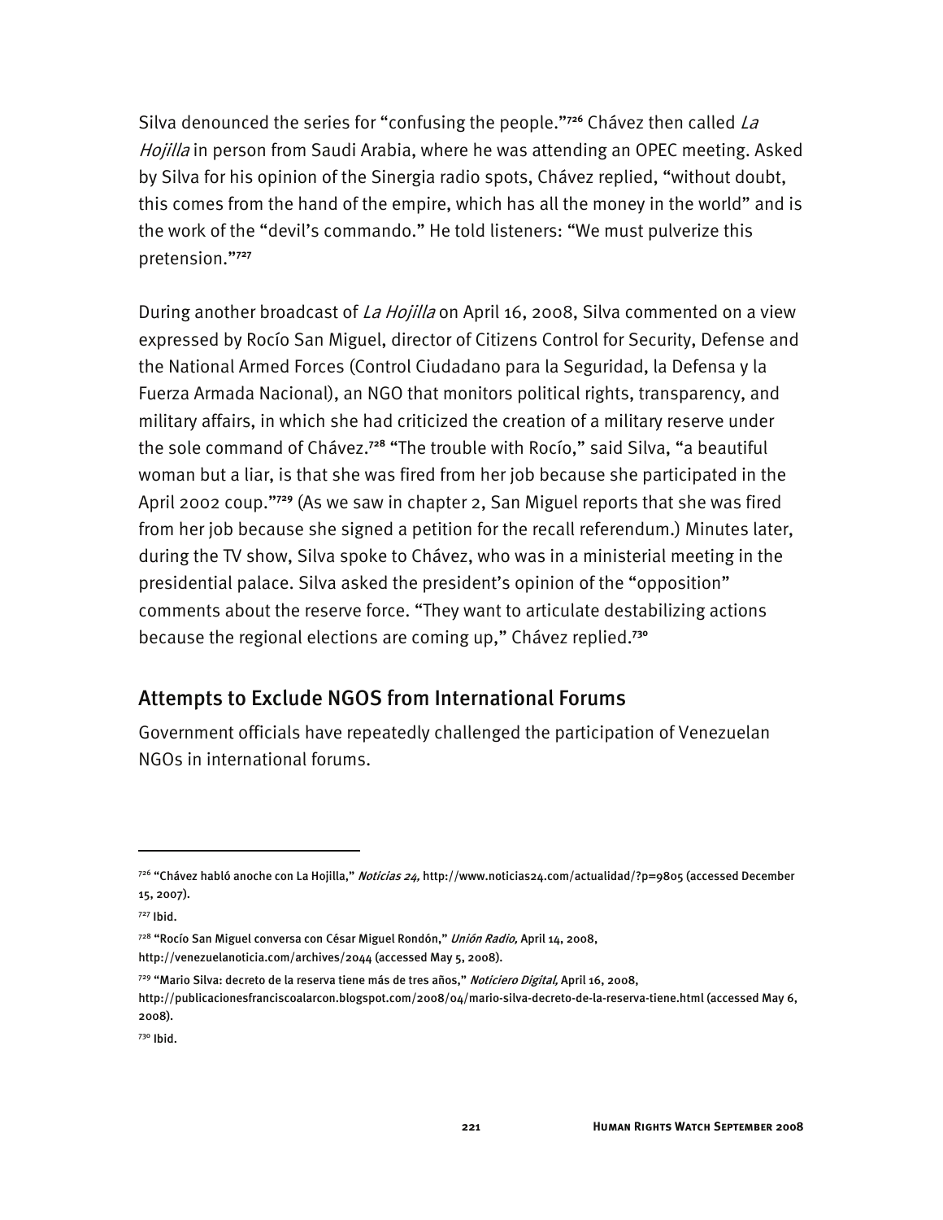Silva denounced the series for "confusing the people."[726] Chávez then called *La Hojilla* in person from Saudi Arabia, where he was attending an OPEC meeting. Asked by Silva for his opinion of the Sinergia radio spots, Chávez replied, "without doubt, this comes from the hand of the empire, which has all the money in the world" and is the work of the "devil's commando." He told listeners: "We must pulverize this pretension."[727]

During another broadcast of *La Hojilla* on April 16, 2008, Silva commented on a view expressed by Rocío San Miguel, director of Citizens Control for Security, Defense and the National Armed Forces (Control Ciudadano para la Seguridad, la Defensa y la Fuerza Armada Nacional), an NGO that monitors political rights, transparency, and military affairs, in which she had criticized the creation of a military reserve under the sole command of Chávez.[728] "The trouble with Rocío," said Silva, "a beautiful woman but a liar, is that she was fired from her job because she participated in the April 2002 coup."[729] (As we saw in chapter 2, San Miguel reports that she was fired from her job because she signed a petition for the recall referendum.) Minutes later, during the TV show, Silva spoke to Chávez, who was in a ministerial meeting in the presidential palace. Silva asked the president's opinion of the "opposition" comments about the reserve force. "They want to articulate destabilizing actions because the regional elections are coming up," Chávez replied.[730]

## Attempts to Exclude NGOS from International Forums

Government officials have repeatedly challenged the participation of Venezuelan NGOs in international forums.

---

[726] "Chávez habló anoche con La Hojilla," *Noticias 24,* http://www.noticias24.com/actualidad/?p=9805 (accessed December 15, 2007).

[727] Ibid.

[728] "Rocío San Miguel conversa con César Miguel Rondón," *Unión Radio,* April 14, 2008, http://venezuelanoticia.com/archives/2044 (accessed May 5, 2008).

[729] "Mario Silva: decreto de la reserva tiene más de tres años," *Noticiero Digital,* April 16, 2008, http://publicacionesfranciscoalarcon.blogspot.com/2008/04/mario-silva-decreto-de-la-reserva-tiene.html (accessed May 6, 2008).

[730] Ibid.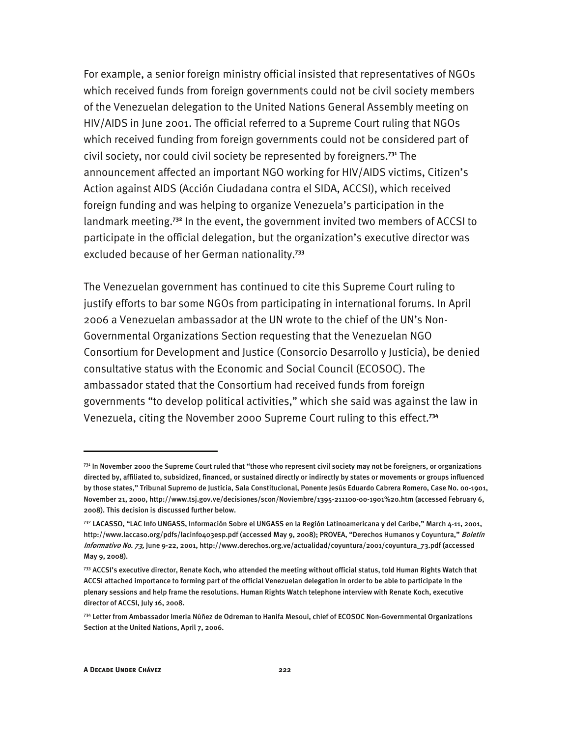For example, a senior foreign ministry official insisted that representatives of NGOs which received funds from foreign governments could not be civil society members of the Venezuelan delegation to the United Nations General Assembly meeting on HIV/AIDS in June 2001. The official referred to a Supreme Court ruling that NGOs which received funding from foreign governments could not be considered part of civil society, nor could civil society be represented by foreigners.[731] The announcement affected an important NGO working for HIV/AIDS victims, Citizen's Action against AIDS (Acción Ciudadana contra el SIDA, ACCSI), which received foreign funding and was helping to organize Venezuela's participation in the landmark meeting.[732] In the event, the government invited two members of ACCSI to participate in the official delegation, but the organization's executive director was excluded because of her German nationality.[733]

The Venezuelan government has continued to cite this Supreme Court ruling to justify efforts to bar some NGOs from participating in international forums. In April 2006 a Venezuelan ambassador at the UN wrote to the chief of the UN's Non-Governmental Organizations Section requesting that the Venezuelan NGO Consortium for Development and Justice (Consorcio Desarrollo y Justicia), be denied consultative status with the Economic and Social Council (ECOSOC). The ambassador stated that the Consortium had received funds from foreign governments "to develop political activities," which she said was against the law in Venezuela, citing the November 2000 Supreme Court ruling to this effect.[734]

---

[731] In November 2000 the Supreme Court ruled that "those who represent civil society may not be foreigners, or organizations directed by, affiliated to, subsidized, financed, or sustained directly or indirectly by states or movements or groups influenced by those states," Tribunal Supremo de Justicia, Sala Constitucional, Ponente Jesús Eduardo Cabrera Romero, Case No. 00-1901, November 21, 2000, http://www.tsj.gov.ve/decisiones/scon/Noviembre/1395-211100-00-1901%20.htm (accessed February 6, 2008). This decision is discussed further below.

[732] LACASSO, "LAC Info UNGASS, Información Sobre el UNGASS en la Región Latinoamericana y del Caribe," March 4-11, 2001, http://www.laccaso.org/pdfs/lacinfo403esp.pdf (accessed May 9, 2008); PROVEA, "Derechos Humanos y Coyuntura," *Boletín Informativo No. 73,* June 9-22, 2001, http://www.derechos.org.ve/actualidad/coyuntura/2001/coyuntura_73.pdf (accessed May 9, 2008).

[733] ACCSI's executive director, Renate Koch, who attended the meeting without official status, told Human Rights Watch that ACCSI attached importance to forming part of the official Venezuelan delegation in order to be able to participate in the plenary sessions and help frame the resolutions. Human Rights Watch telephone interview with Renate Koch, executive director of ACCSI, July 16, 2008.

[734] Letter from Ambassador Imeria Núñez de Odreman to Hanifa Mesoui, chief of ECOSOC Non-Governmental Organizations Section at the United Nations, April 7, 2006.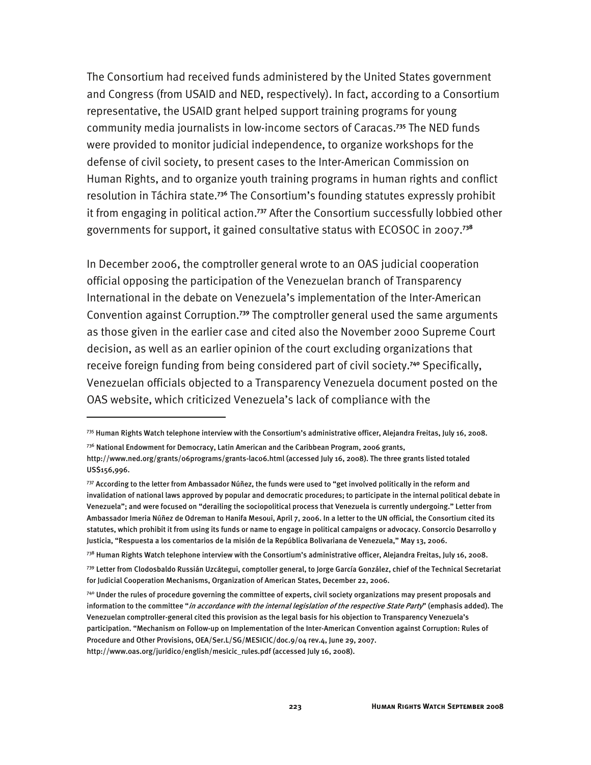The Consortium had received funds administered by the United States government and Congress (from USAID and NED, respectively). In fact, according to a Consortium representative, the USAID grant helped support training programs for young community media journalists in low-income sectors of Caracas.[735] The NED funds were provided to monitor judicial independence, to organize workshops for the defense of civil society, to present cases to the Inter-American Commission on Human Rights, and to organize youth training programs in human rights and conflict resolution in Táchira state.[736] The Consortium's founding statutes expressly prohibit it from engaging in political action.[737] After the Consortium successfully lobbied other governments for support, it gained consultative status with ECOSOC in 2007.[738]

In December 2006, the comptroller general wrote to an OAS judicial cooperation official opposing the participation of the Venezuelan branch of Transparency International in the debate on Venezuela's implementation of the Inter-American Convention against Corruption.[739] The comptroller general used the same arguments as those given in the earlier case and cited also the November 2000 Supreme Court decision, as well as an earlier opinion of the court excluding organizations that receive foreign funding from being considered part of civil society.[740] Specifically, Venezuelan officials objected to a Transparency Venezuela document posted on the OAS website, which criticized Venezuela's lack of compliance with the

---

[735] Human Rights Watch telephone interview with the Consortium's administrative officer, Alejandra Freitas, July 16, 2008.

[736] National Endowment for Democracy, Latin American and the Caribbean Program, 2006 grants, http://www.ned.org/grants/06programs/grants-lac06.html (accessed July 16, 2008). The three grants listed totaled US$156,996.

[737] According to the letter from Ambassador Núñez, the funds were used to "get involved politically in the reform and invalidation of national laws approved by popular and democratic procedures; to participate in the internal political debate in Venezuela"; and were focused on "derailing the sociopolitical process that Venezuela is currently undergoing." Letter from Ambassador Imeria Núñez de Odreman to Hanifa Mesoui, April 7, 2006. In a letter to the UN official, the Consortium cited its statutes, which prohibit it from using its funds or name to engage in political campaigns or advocacy. Consorcio Desarrollo y Justicia, "Respuesta a los comentarios de la misión de la República Bolivariana de Venezuela," May 13, 2006.

[738] Human Rights Watch telephone interview with the Consortium's administrative officer, Alejandra Freitas, July 16, 2008.

[739] Letter from Clodosbaldo Russián Uzcátegui, comptoller general, to Jorge García González, chief of the Technical Secretariat for Judicial Cooperation Mechanisms, Organization of American States, December 22, 2006.

[740] Under the rules of procedure governing the committee of experts, civil society organizations may present proposals and information to the committee "*in accordance with the internal legislation of the respective State Party*" (emphasis added). The Venezuelan comptroller-general cited this provision as the legal basis for his objection to Transparency Venezuela's participation. "Mechanism on Follow-up on Implementation of the Inter-American Convention against Corruption: Rules of Procedure and Other Provisions, OEA/Ser.L/SG/MESICIC/doc.9/04 rev.4, June 29, 2007. http://www.oas.org/juridico/english/mesicic_rules.pdf (accessed July 16, 2008).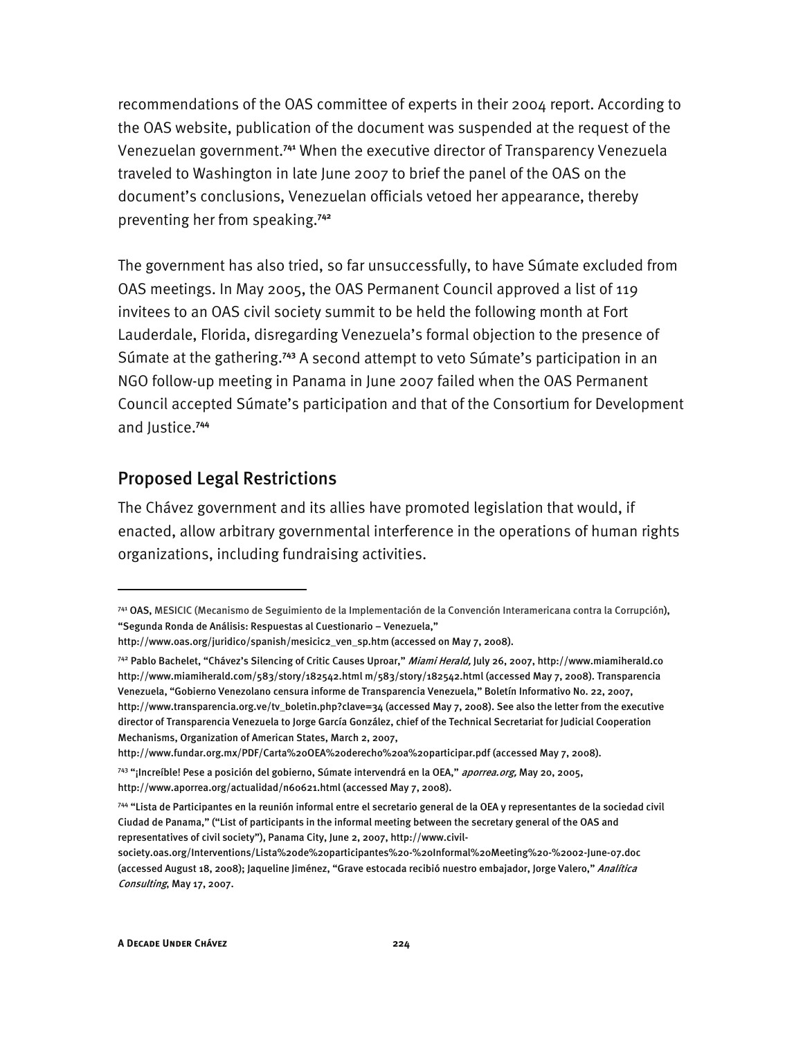recommendations of the OAS committee of experts in their 2004 report. According to the OAS website, publication of the document was suspended at the request of the Venezuelan government.[741] When the executive director of Transparency Venezuela traveled to Washington in late June 2007 to brief the panel of the OAS on the document's conclusions, Venezuelan officials vetoed her appearance, thereby preventing her from speaking.[742]

The government has also tried, so far unsuccessfully, to have Súmate excluded from OAS meetings. In May 2005, the OAS Permanent Council approved a list of 119 invitees to an OAS civil society summit to be held the following month at Fort Lauderdale, Florida, disregarding Venezuela's formal objection to the presence of Súmate at the gathering.[743] A second attempt to veto Súmate's participation in an NGO follow-up meeting in Panama in June 2007 failed when the OAS Permanent Council accepted Súmate's participation and that of the Consortium for Development and Justice.[744]

## Proposed Legal Restrictions

The Chávez government and its allies have promoted legislation that would, if enacted, allow arbitrary governmental interference in the operations of human rights organizations, including fundraising activities.

---

[741] OAS, MESICIC (Mecanismo de Seguimiento de la Implementación de la Convención Interamericana contra la Corrupción), "Segunda Ronda de Análisis: Respuestas al Cuestionario – Venezuela," http://www.oas.org/juridico/spanish/mesicic2_ven_sp.htm (accessed on May 7, 2008).

[742] Pablo Bachelet, "Chávez's Silencing of Critic Causes Uproar," *Miami Herald*, July 26, 2007, http://www.miamiherald.co http://www.miamiherald.com/583/story/182542.html m/583/story/182542.html (accessed May 7, 2008). Transparencia Venezuela, "Gobierno Venezolano censura informe de Transparencia Venezuela," Boletín Informativo No. 22, 2007, http://www.transparencia.org.ve/tv_boletin.php?clave=34 (accessed May 7, 2008). See also the letter from the executive director of Transparencia Venezuela to Jorge García González, chief of the Technical Secretariat for Judicial Cooperation Mechanisms, Organization of American States, March 2, 2007, http://www.fundar.org.mx/PDF/Carta%20OEA%20derecho%20a%20participar.pdf (accessed May 7, 2008).

[743] "¡Increíble! Pese a posición del gobierno, Súmate intervendrá en la OEA," *aporrea.org*, May 20, 2005, http://www.aporrea.org/actualidad/n60621.html (accessed May 7, 2008).

[744] "Lista de Participantes en la reunión informal entre el secretario general de la OEA y representantes de la sociedad civil Ciudad de Panama," ("List of participants in the informal meeting between the secretary general of the OAS and representatives of civil society"), Panama City, June 2, 2007, http://www.civil-society.oas.org/Interventions/Lista%20de%20participantes%20-%20Informal%20Meeting%20-%2002-June-07.doc (accessed August 18, 2008); Jaqueline Jiménez, "Grave estocada recibió nuestro embajador, Jorge Valero," *Analítica Consulting*, May 17, 2007.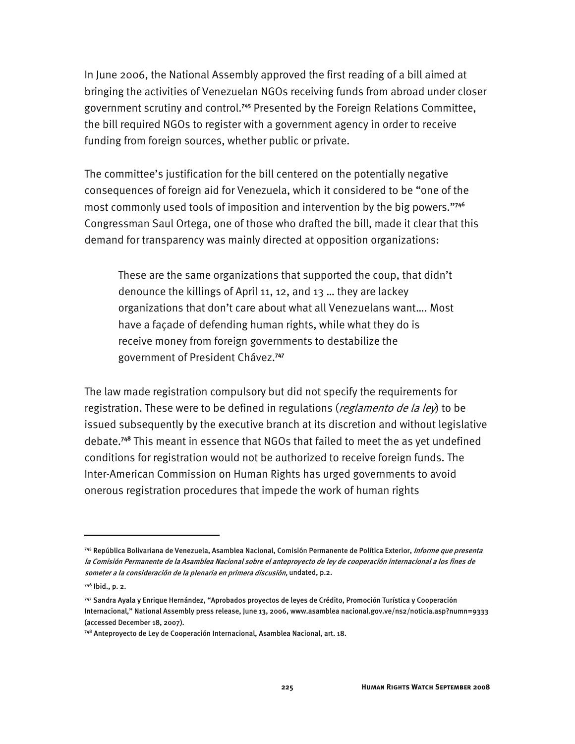In June 2006, the National Assembly approved the first reading of a bill aimed at bringing the activities of Venezuelan NGOs receiving funds from abroad under closer government scrutiny and control.[745] Presented by the Foreign Relations Committee, the bill required NGOs to register with a government agency in order to receive funding from foreign sources, whether public or private.

The committee's justification for the bill centered on the potentially negative consequences of foreign aid for Venezuela, which it considered to be "one of the most commonly used tools of imposition and intervention by the big powers."[746] Congressman Saul Ortega, one of those who drafted the bill, made it clear that this demand for transparency was mainly directed at opposition organizations:

> These are the same organizations that supported the coup, that didn't denounce the killings of April 11, 12, and 13 … they are lackey organizations that don't care about what all Venezuelans want…. Most have a façade of defending human rights, while what they do is receive money from foreign governments to destabilize the government of President Chávez.[747]

The law made registration compulsory but did not specify the requirements for registration. These were to be defined in regulations (*reglamento de la ley*) to be issued subsequently by the executive branch at its discretion and without legislative debate.[748] This meant in essence that NGOs that failed to meet the as yet undefined conditions for registration would not be authorized to receive foreign funds. The Inter-American Commission on Human Rights has urged governments to avoid onerous registration procedures that impede the work of human rights

---

[745] República Bolivariana de Venezuela, Asamblea Nacional, Comisión Permanente de Política Exterior, *Informe que presenta la Comisión Permanente de la Asamblea Nacional sobre el anteproyecto de ley de cooperación internacional a los fines de someter a la consideración de la plenaria en primera discusión,* undated, p.2.

[746] Ibid., p. 2.

[747] Sandra Ayala y Enrique Hernández, "Aprobados proyectos de leyes de Crédito, Promoción Turística y Cooperación Internacional," National Assembly press release, June 13, 2006, www.asamblea nacional.gov.ve/ns2/noticia.asp?numn=9333 (accessed December 18, 2007).

[748] Anteproyecto de Ley de Cooperación Internacional, Asamblea Nacional, art. 18.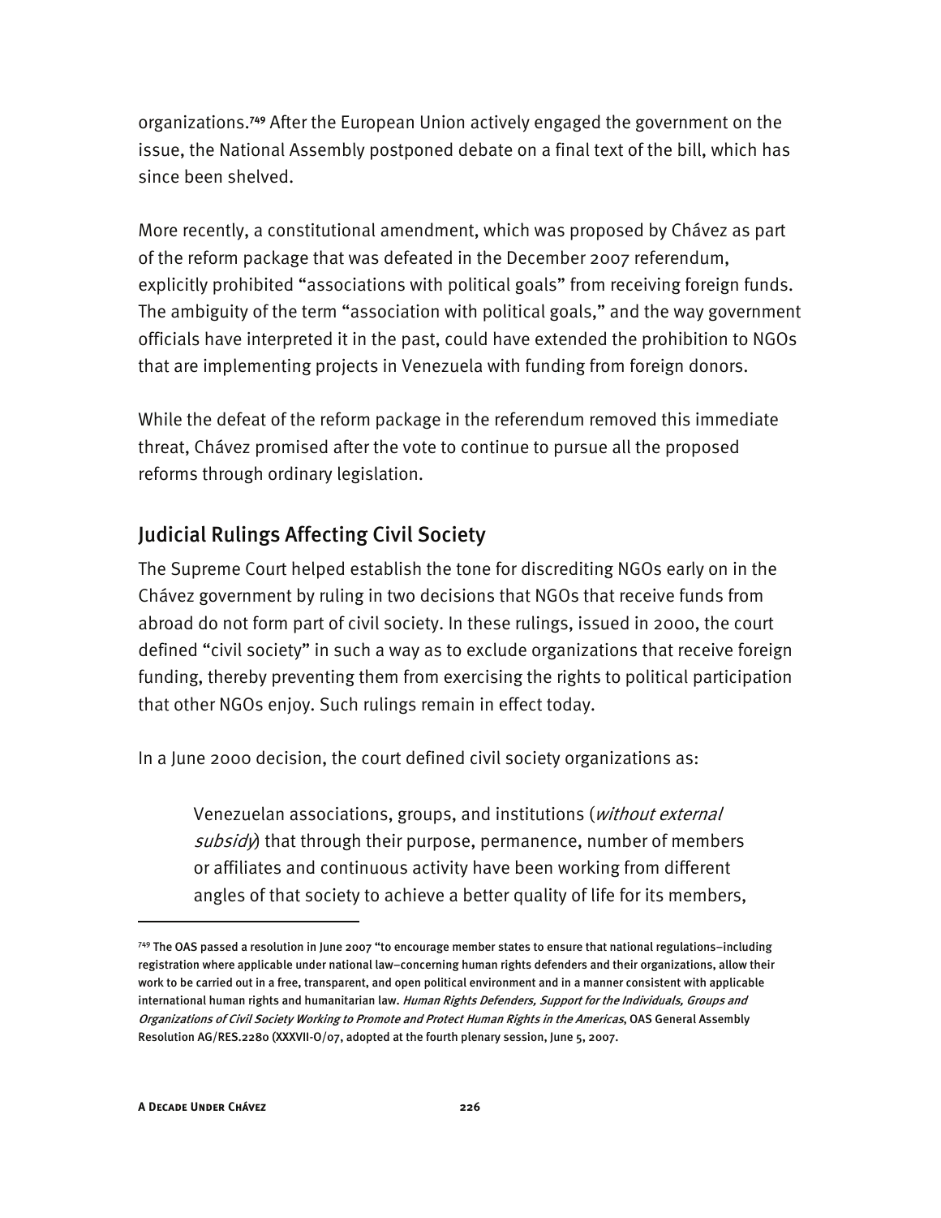organizations.[749] After the European Union actively engaged the government on the issue, the National Assembly postponed debate on a final text of the bill, which has since been shelved.

More recently, a constitutional amendment, which was proposed by Chávez as part of the reform package that was defeated in the December 2007 referendum, explicitly prohibited "associations with political goals" from receiving foreign funds. The ambiguity of the term "association with political goals," and the way government officials have interpreted it in the past, could have extended the prohibition to NGOs that are implementing projects in Venezuela with funding from foreign donors.

While the defeat of the reform package in the referendum removed this immediate threat, Chávez promised after the vote to continue to pursue all the proposed reforms through ordinary legislation.

## Judicial Rulings Affecting Civil Society

The Supreme Court helped establish the tone for discrediting NGOs early on in the Chávez government by ruling in two decisions that NGOs that receive funds from abroad do not form part of civil society. In these rulings, issued in 2000, the court defined "civil society" in such a way as to exclude organizations that receive foreign funding, thereby preventing them from exercising the rights to political participation that other NGOs enjoy. Such rulings remain in effect today.

In a June 2000 decision, the court defined civil society organizations as:

> Venezuelan associations, groups, and institutions (*without external subsidy*) that through their purpose, permanence, number of members or affiliates and continuous activity have been working from different angles of that society to achieve a better quality of life for its members,

---

[749] The OAS passed a resolution in June 2007 "to encourage member states to ensure that national regulations–including registration where applicable under national law–concerning human rights defenders and their organizations, allow their work to be carried out in a free, transparent, and open political environment and in a manner consistent with applicable international human rights and humanitarian law. *Human Rights Defenders, Support for the Individuals, Groups and Organizations of Civil Society Working to Promote and Protect Human Rights in the Americas*, OAS General Assembly Resolution AG/RES.2280 (XXXVII-O/07, adopted at the fourth plenary session, June 5, 2007.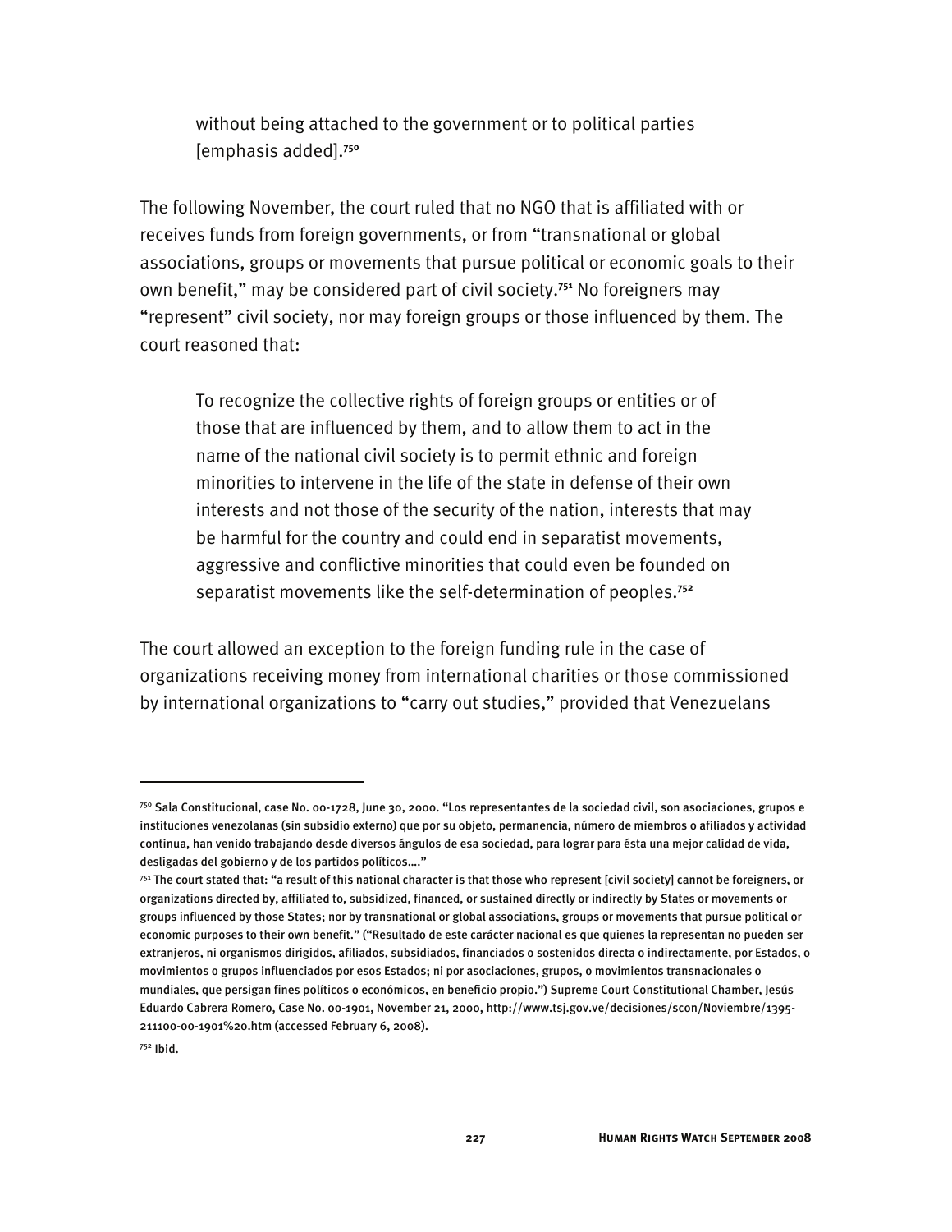> without being attached to the government or to political parties [emphasis added].[750]

The following November, the court ruled that no NGO that is affiliated with or receives funds from foreign governments, or from "transnational or global associations, groups or movements that pursue political or economic goals to their own benefit," may be considered part of civil society.[751] No foreigners may "represent" civil society, nor may foreign groups or those influenced by them. The court reasoned that:

> To recognize the collective rights of foreign groups or entities or of those that are influenced by them, and to allow them to act in the name of the national civil society is to permit ethnic and foreign minorities to intervene in the life of the state in defense of their own interests and not those of the security of the nation, interests that may be harmful for the country and could end in separatist movements, aggressive and conflictive minorities that could even be founded on separatist movements like the self-determination of peoples.[752]

The court allowed an exception to the foreign funding rule in the case of organizations receiving money from international charities or those commissioned by international organizations to "carry out studies," provided that Venezuelans

---

[750] Sala Constitucional, case No. 00-1728, June 30, 2000. "Los representantes de la sociedad civil, son asociaciones, grupos e instituciones venezolanas (sin subsidio externo) que por su objeto, permanencia, número de miembros o afiliados y actividad continua, han venido trabajando desde diversos ángulos de esa sociedad, para lograr para ésta una mejor calidad de vida, desligadas del gobierno y de los partidos políticos…."

[751] The court stated that: "a result of this national character is that those who represent [civil society] cannot be foreigners, or organizations directed by, affiliated to, subsidized, financed, or sustained directly or indirectly by States or movements or groups influenced by those States; nor by transnational or global associations, groups or movements that pursue political or economic purposes to their own benefit." ("Resultado de este carácter nacional es que quienes la representan no pueden ser extranjeros, ni organismos dirigidos, afiliados, subsidiados, financiados o sostenidos directa o indirectamente, por Estados, o movimientos o grupos influenciados por esos Estados; ni por asociaciones, grupos, o movimientos transnacionales o mundiales, que persigan fines políticos o económicos, en beneficio propio.") Supreme Court Constitutional Chamber, Jesús Eduardo Cabrera Romero, Case No. 00-1901, November 21, 2000, http://www.tsj.gov.ve/decisiones/scon/Noviembre/1395-211100-00-1901%20.htm (accessed February 6, 2008).

[752] Ibid.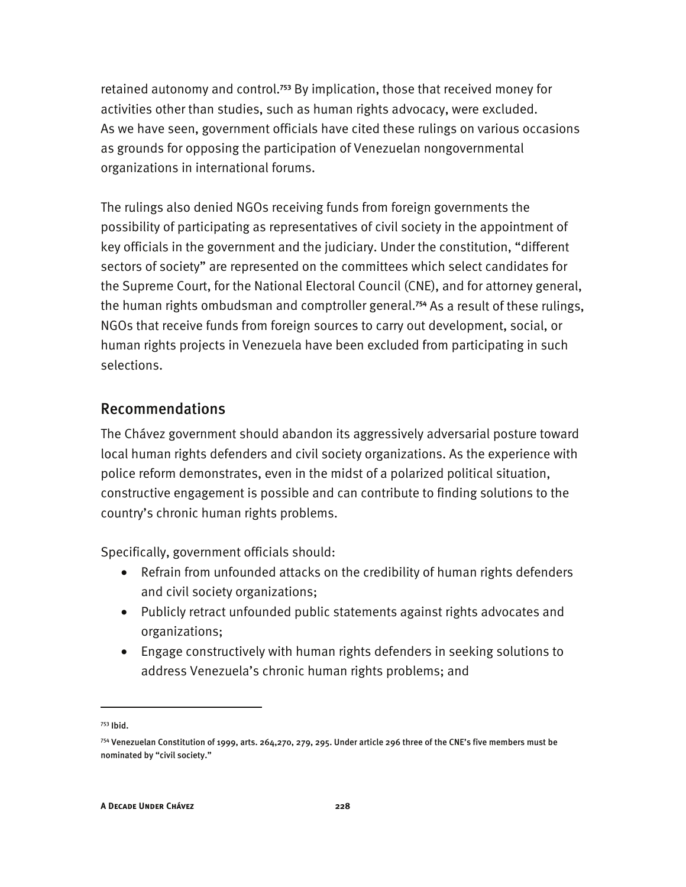retained autonomy and control.[753] By implication, those that received money for activities other than studies, such as human rights advocacy, were excluded. As we have seen, government officials have cited these rulings on various occasions as grounds for opposing the participation of Venezuelan nongovernmental organizations in international forums.

The rulings also denied NGOs receiving funds from foreign governments the possibility of participating as representatives of civil society in the appointment of key officials in the government and the judiciary. Under the constitution, "different sectors of society" are represented on the committees which select candidates for the Supreme Court, for the National Electoral Council (CNE), and for attorney general, the human rights ombudsman and comptroller general.[754] As a result of these rulings, NGOs that receive funds from foreign sources to carry out development, social, or human rights projects in Venezuela have been excluded from participating in such selections.

## Recommendations

The Chávez government should abandon its aggressively adversarial posture toward local human rights defenders and civil society organizations. As the experience with police reform demonstrates, even in the midst of a polarized political situation, constructive engagement is possible and can contribute to finding solutions to the country's chronic human rights problems.

Specifically, government officials should:

- Refrain from unfounded attacks on the credibility of human rights defenders and civil society organizations;
- Publicly retract unfounded public statements against rights advocates and organizations;
- Engage constructively with human rights defenders in seeking solutions to address Venezuela's chronic human rights problems; and

---

[753] Ibid.

[754] Venezuelan Constitution of 1999, arts. 264,270, 279, 295. Under article 296 three of the CNE's five members must be nominated by "civil society."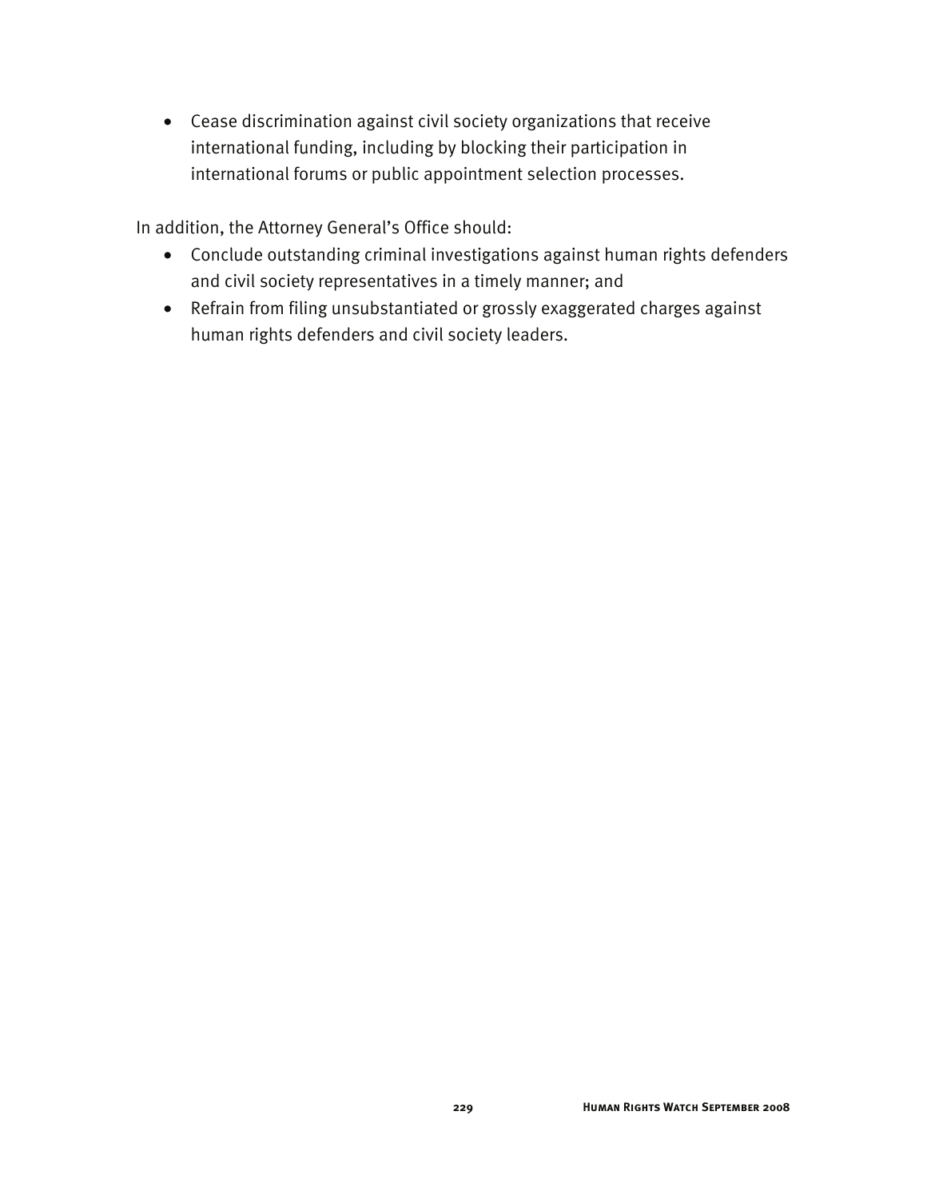- Cease discrimination against civil society organizations that receive international funding, including by blocking their participation in international forums or public appointment selection processes.

In addition, the Attorney General's Office should:

- Conclude outstanding criminal investigations against human rights defenders and civil society representatives in a timely manner; and
- Refrain from filing unsubstantiated or grossly exaggerated charges against human rights defenders and civil society leaders.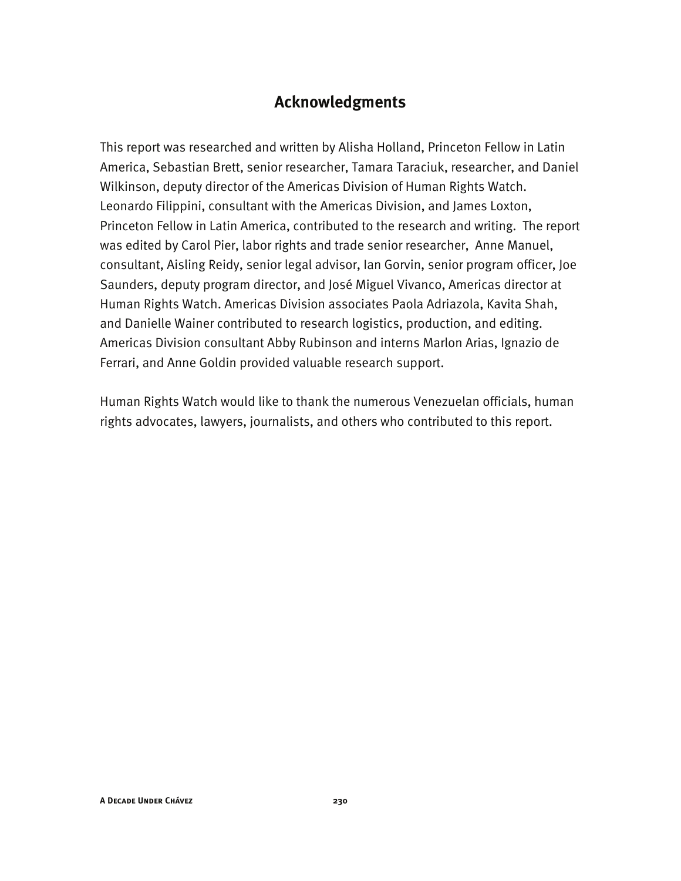## Acknowledgments

This report was researched and written by Alisha Holland, Princeton Fellow in Latin America, Sebastian Brett, senior researcher, Tamara Taraciuk, researcher, and Daniel Wilkinson, deputy director of the Americas Division of Human Rights Watch. Leonardo Filippini, consultant with the Americas Division, and James Loxton, Princeton Fellow in Latin America, contributed to the research and writing. The report was edited by Carol Pier, labor rights and trade senior researcher, Anne Manuel, consultant, Aisling Reidy, senior legal advisor, Ian Gorvin, senior program officer, Joe Saunders, deputy program director, and José Miguel Vivanco, Americas director at Human Rights Watch. Americas Division associates Paola Adriazola, Kavita Shah, and Danielle Wainer contributed to research logistics, production, and editing. Americas Division consultant Abby Rubinson and interns Marlon Arias, Ignazio de Ferrari, and Anne Goldin provided valuable research support.

Human Rights Watch would like to thank the numerous Venezuelan officials, human rights advocates, lawyers, journalists, and others who contributed to this report.